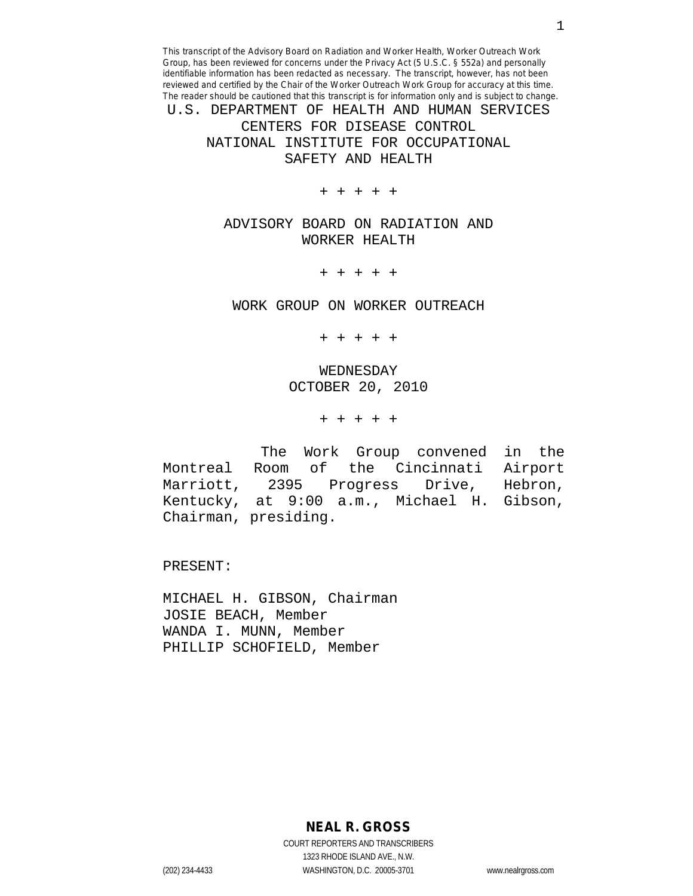This transcript of the Advisory Board on Radiation and Worker Health, Worker Outreach Work Group, has been reviewed for concerns under the Privacy Act (5 U.S.C. § 552a) and personally identifiable information has been redacted as necessary. The transcript, however, has not been reviewed and certified by the Chair of the Worker Outreach Work Group for accuracy at this time. The reader should be cautioned that this transcript is for information only and is subject to change.

# U.S. DEPARTMENT OF HEALTH AND HUMAN SERVICES
## CENTERS FOR DISEASE CONTROL
## NATIONAL INSTITUTE FOR OCCUPATIONAL SAFETY AND HEALTH

+ + + + +

## ADVISORY BOARD ON RADIATION AND WORKER HEALTH

+ + + + +

## WORK GROUP ON WORKER OUTREACH

+ + + + +

WEDNESDAY
OCTOBER 20, 2010

+ + + + +

The Work Group convened in the Montreal Room of the Cincinnati Airport Marriott, 2395 Progress Drive, Hebron, Kentucky, at 9:00 a.m., Michael H. Gibson, Chairman, presiding.

PRESENT:

MICHAEL H. GIBSON, Chairman
JOSIE BEACH, Member
WANDA I. MUNN, Member
PHILLIP SCHOFIELD, Member

**NEAL R. GROSS**
COURT REPORTERS AND TRANSCRIBERS
1323 RHODE ISLAND AVE., N.W.
(202) 234-4433 WASHINGTON, D.C. 20005-3701 www.nealrgross.com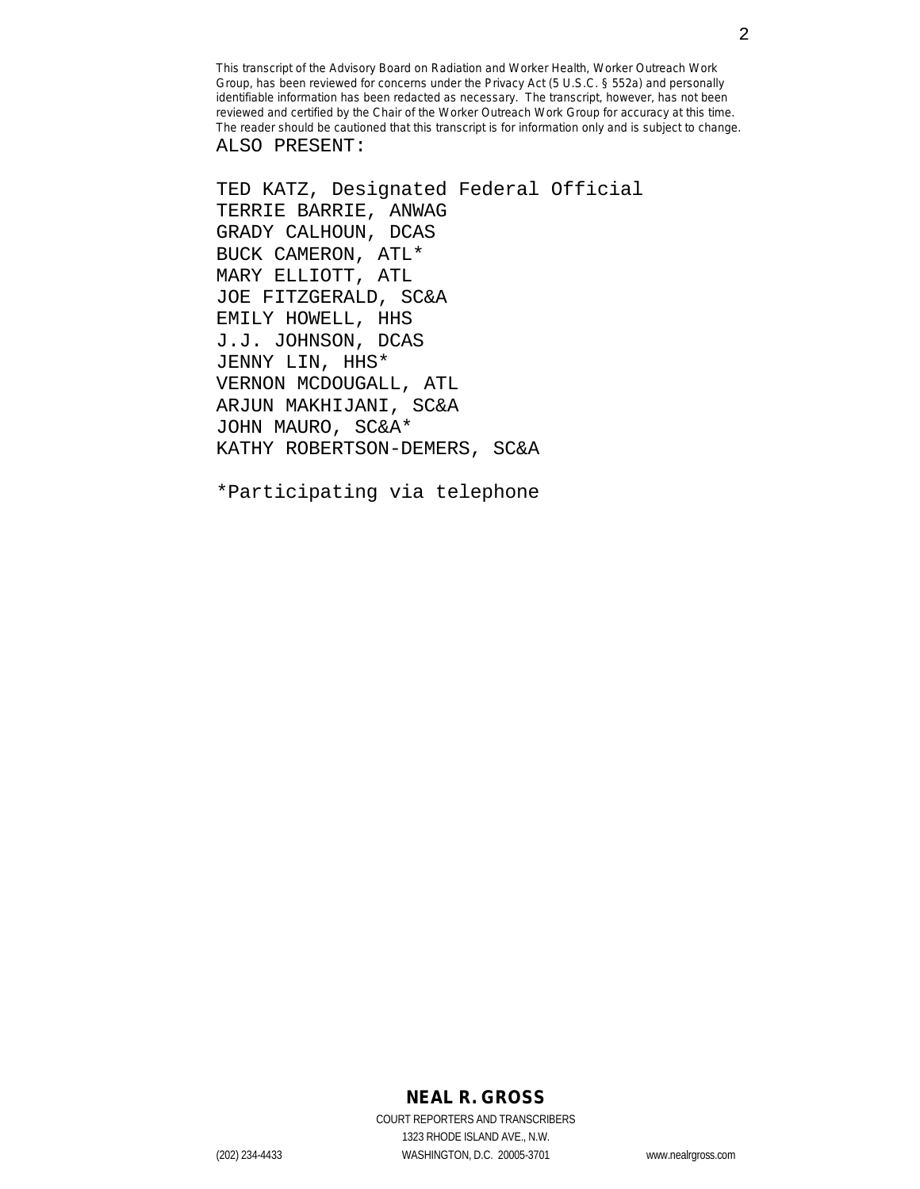This transcript of the Advisory Board on Radiation and Worker Health, Worker Outreach Work Group, has been reviewed for concerns under the Privacy Act (5 U.S.C. § 552a) and personally identifiable information has been redacted as necessary. The transcript, however, has not been reviewed and certified by the Chair of the Worker Outreach Work Group for accuracy at this time. The reader should be cautioned that this transcript is for information only and is subject to change.

ALSO PRESENT:

TED KATZ, Designated Federal Official
TERRIE BARRIE, ANWAG
GRADY CALHOUN, DCAS
BUCK CAMERON, ATL*
MARY ELLIOTT, ATL
JOE FITZGERALD, SC&A
EMILY HOWELL, HHS
J.J. JOHNSON, DCAS
JENNY LIN, HHS*
VERNON MCDOUGALL, ATL
ARJUN MAKHIJANI, SC&A
JOHN MAURO, SC&A*
KATHY ROBERTSON-DEMERS, SC&A

*Participating via telephone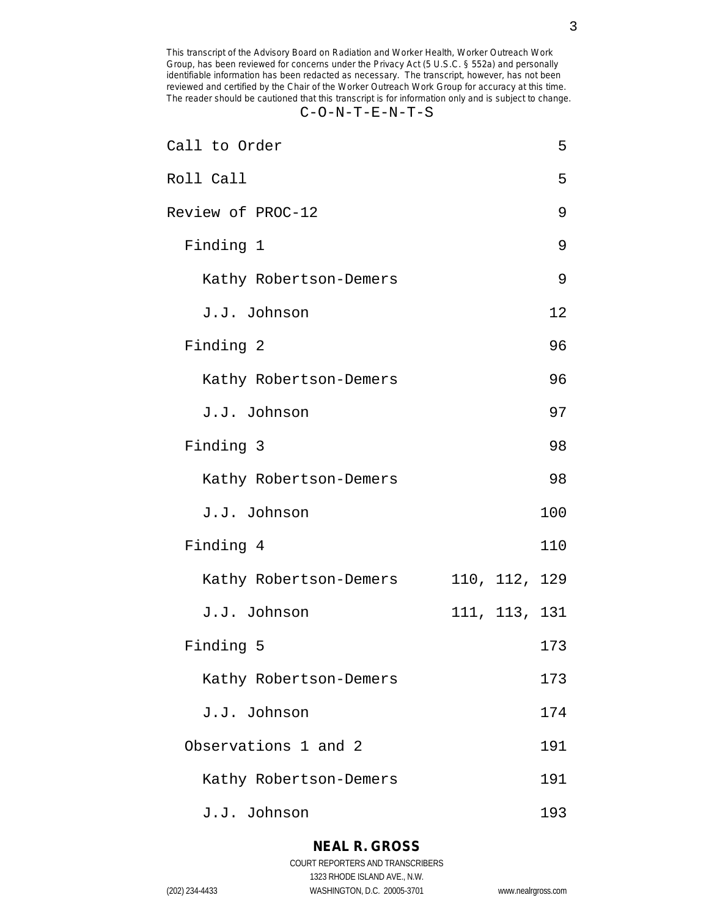This transcript of the Advisory Board on Radiation and Worker Health, Worker Outreach Work Group, has been reviewed for concerns under the Privacy Act (5 U.S.C. § 552a) and personally identifiable information has been redacted as necessary. The transcript, however, has not been reviewed and certified by the Chair of the Worker Outreach Work Group for accuracy at this time. The reader should be cautioned that this transcript is for information only and is subject to change.

C-O-N-T-E-N-T-S

| | |
|---|---|
| Call to Order | 5 |
| Roll Call | 5 |
| Review of PROC-12 | 9 |
| Finding 1 | 9 |
| Kathy Robertson-Demers | 9 |
| J.J. Johnson | 12 |
| Finding 2 | 96 |
| Kathy Robertson-Demers | 96 |
| J.J. Johnson | 97 |
| Finding 3 | 98 |
| Kathy Robertson-Demers | 98 |
| J.J. Johnson | 100 |
| Finding 4 | 110 |
| Kathy Robertson-Demers | 110, 112, 129 |
| J.J. Johnson | 111, 113, 131 |
| Finding 5 | 173 |
| Kathy Robertson-Demers | 173 |
| J.J. Johnson | 174 |
| Observations 1 and 2 | 191 |
| Kathy Robertson-Demers | 191 |
| J.J. Johnson | 193 |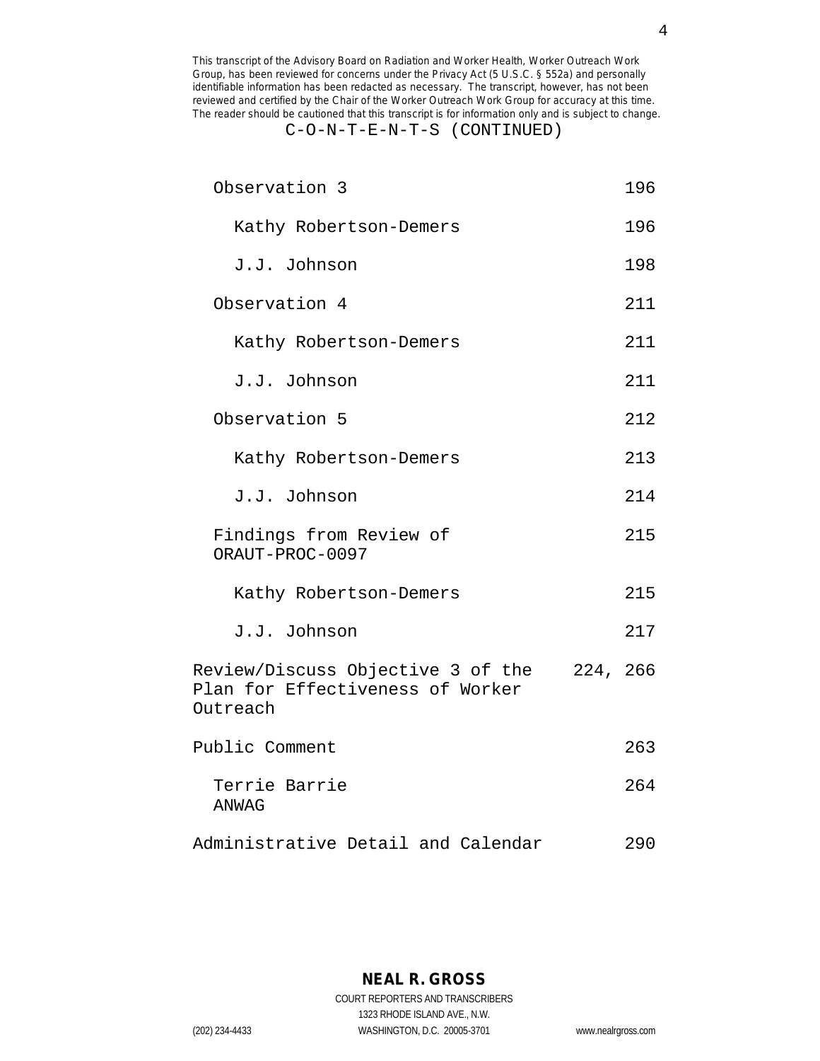This transcript of the Advisory Board on Radiation and Worker Health, Worker Outreach Work Group, has been reviewed for concerns under the Privacy Act (5 U.S.C. § 552a) and personally identifiable information has been redacted as necessary. The transcript, however, has not been reviewed and certified by the Chair of the Worker Outreach Work Group for accuracy at this time. The reader should be cautioned that this transcript is for information only and is subject to change.

C-O-N-T-E-N-T-S (CONTINUED)

| | |
|---|---|
| Observation 3 | 196 |
| Kathy Robertson-Demers | 196 |
| J.J. Johnson | 198 |
| Observation 4 | 211 |
| Kathy Robertson-Demers | 211 |
| J.J. Johnson | 211 |
| Observation 5 | 212 |
| Kathy Robertson-Demers | 213 |
| J.J. Johnson | 214 |
| Findings from Review of ORAUT-PROC-0097 | 215 |
| Kathy Robertson-Demers | 215 |
| J.J. Johnson | 217 |
| Review/Discuss Objective 3 of the Plan for Effectiveness of Worker Outreach | 224, 266 |
| Public Comment | 263 |
| Terrie Barrie ANWAG | 264 |
| Administrative Detail and Calendar | 290 |

NEAL R. GROSS
COURT REPORTERS AND TRANSCRIBERS
1323 RHODE ISLAND AVE., N.W.
(202) 234-4433 WASHINGTON, D.C. 20005-3701 www.nealrgross.com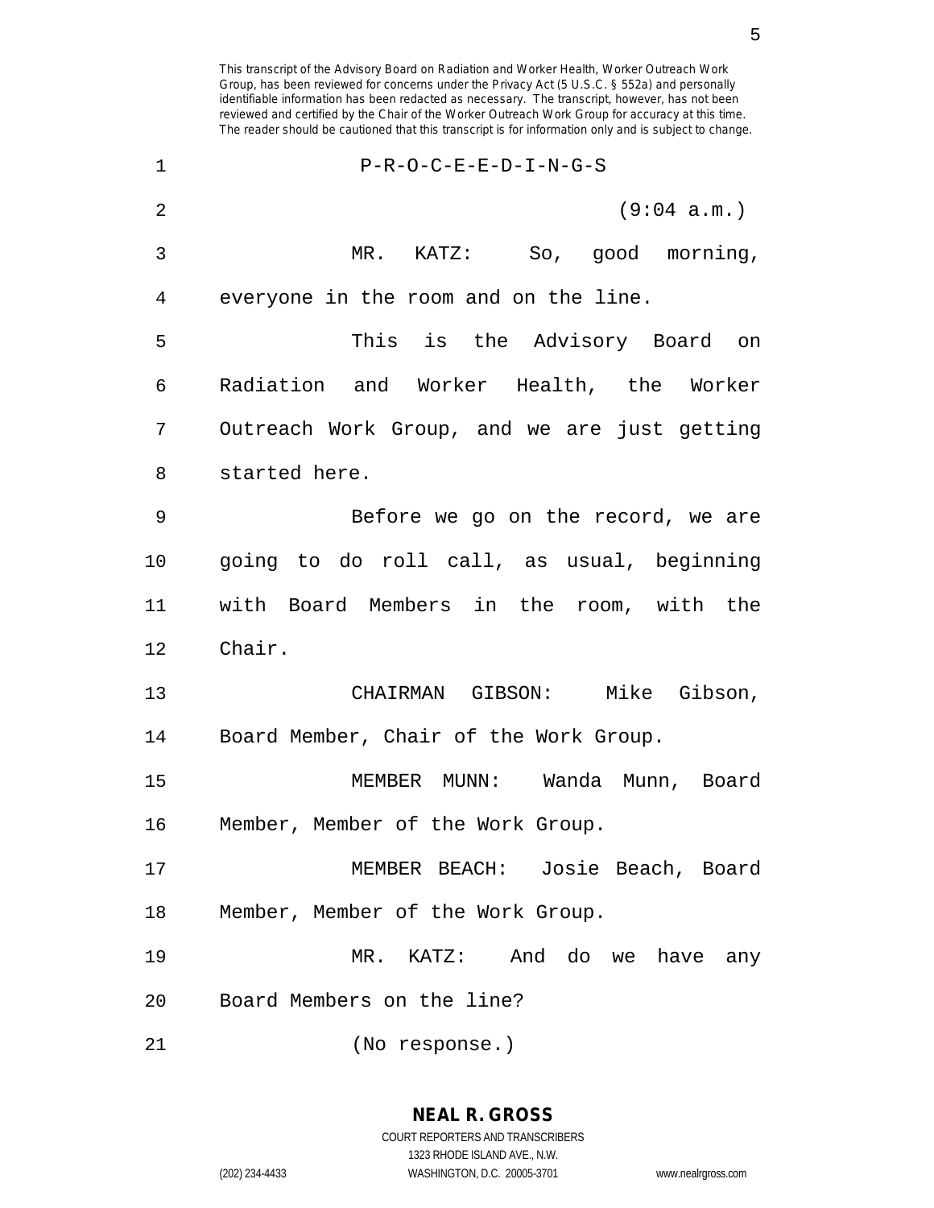P-R-O-C-E-E-D-I-N-G-S

(9:04 a.m.)

MR. KATZ: So, good morning, everyone in the room and on the line.

This is the Advisory Board on Radiation and Worker Health, the Worker Outreach Work Group, and we are just getting started here.

Before we go on the record, we are going to do roll call, as usual, beginning with Board Members in the room, with the Chair.

CHAIRMAN GIBSON: Mike Gibson, Board Member, Chair of the Work Group.

MEMBER MUNN: Wanda Munn, Board Member, Member of the Work Group.

MEMBER BEACH: Josie Beach, Board Member, Member of the Work Group.

MR. KATZ: And do we have any Board Members on the line?

(No response.)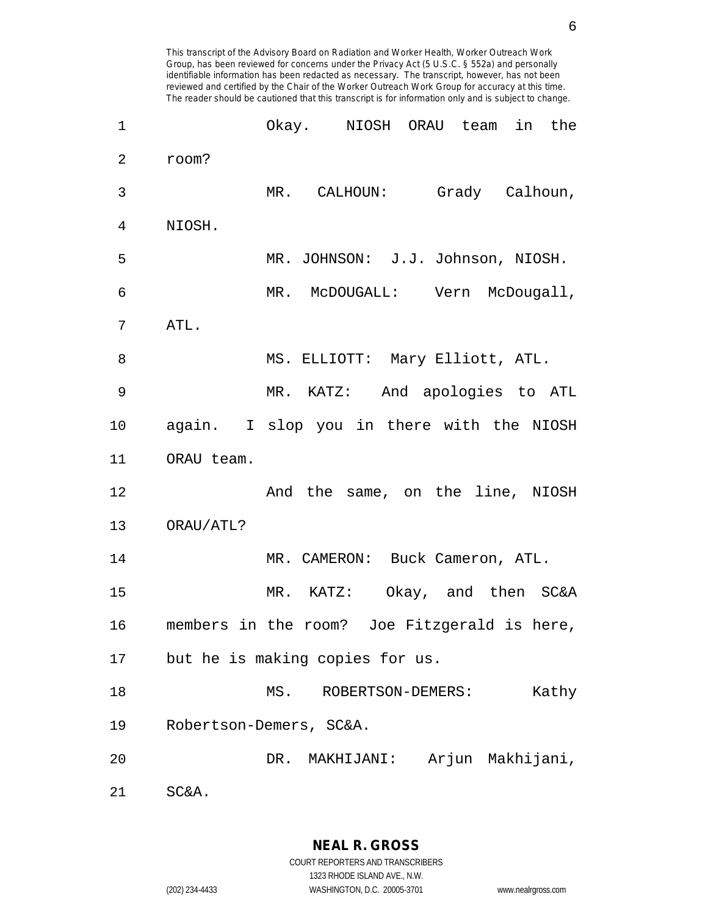Okay. NIOSH ORAU team in the room?

MR. CALHOUN: Grady Calhoun, NIOSH.

MR. JOHNSON: J.J. Johnson, NIOSH.

MR. McDOUGALL: Vern McDougall, ATL.

MS. ELLIOTT: Mary Elliott, ATL.

MR. KATZ: And apologies to ATL again. I slop you in there with the NIOSH ORAU team.

And the same, on the line, NIOSH ORAU/ATL?

MR. CAMERON: Buck Cameron, ATL.

MR. KATZ: Okay, and then SC&A members in the room? Joe Fitzgerald is here, but he is making copies for us.

MS. ROBERTSON-DEMERS: Kathy Robertson-Demers, SC&A.

DR. MAKHIJANI: Arjun Makhijani, SC&A.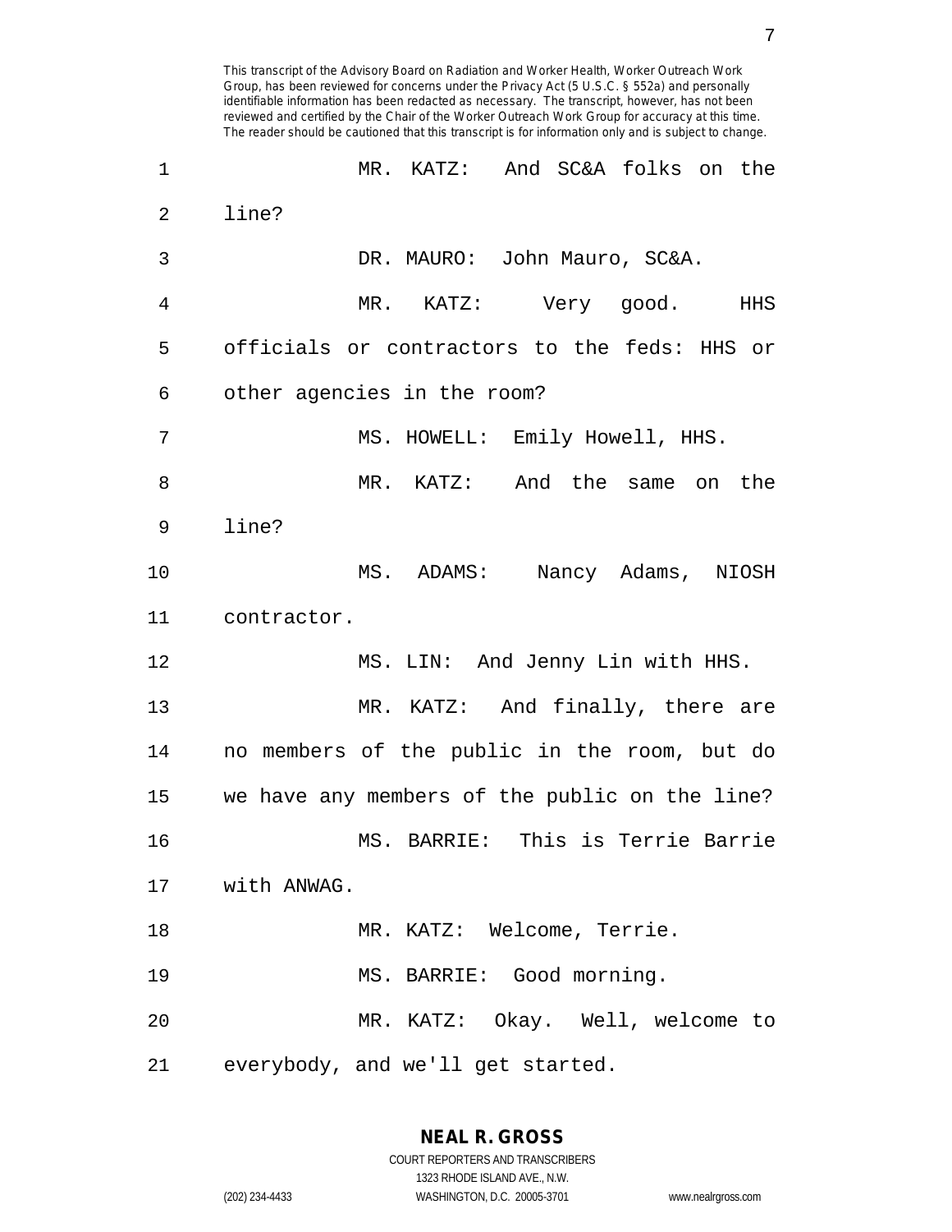MR. KATZ: And SC&A folks on the line?

DR. MAURO: John Mauro, SC&A.

MR. KATZ: Very good. HHS officials or contractors to the feds: HHS or other agencies in the room?

MS. HOWELL: Emily Howell, HHS.

MR. KATZ: And the same on the line?

MS. ADAMS: Nancy Adams, NIOSH contractor.

MS. LIN: And Jenny Lin with HHS.

MR. KATZ: And finally, there are no members of the public in the room, but do we have any members of the public on the line?

MS. BARRIE: This is Terrie Barrie with ANWAG.

MR. KATZ: Welcome, Terrie.

MS. BARRIE: Good morning.

MR. KATZ: Okay. Well, welcome to everybody, and we'll get started.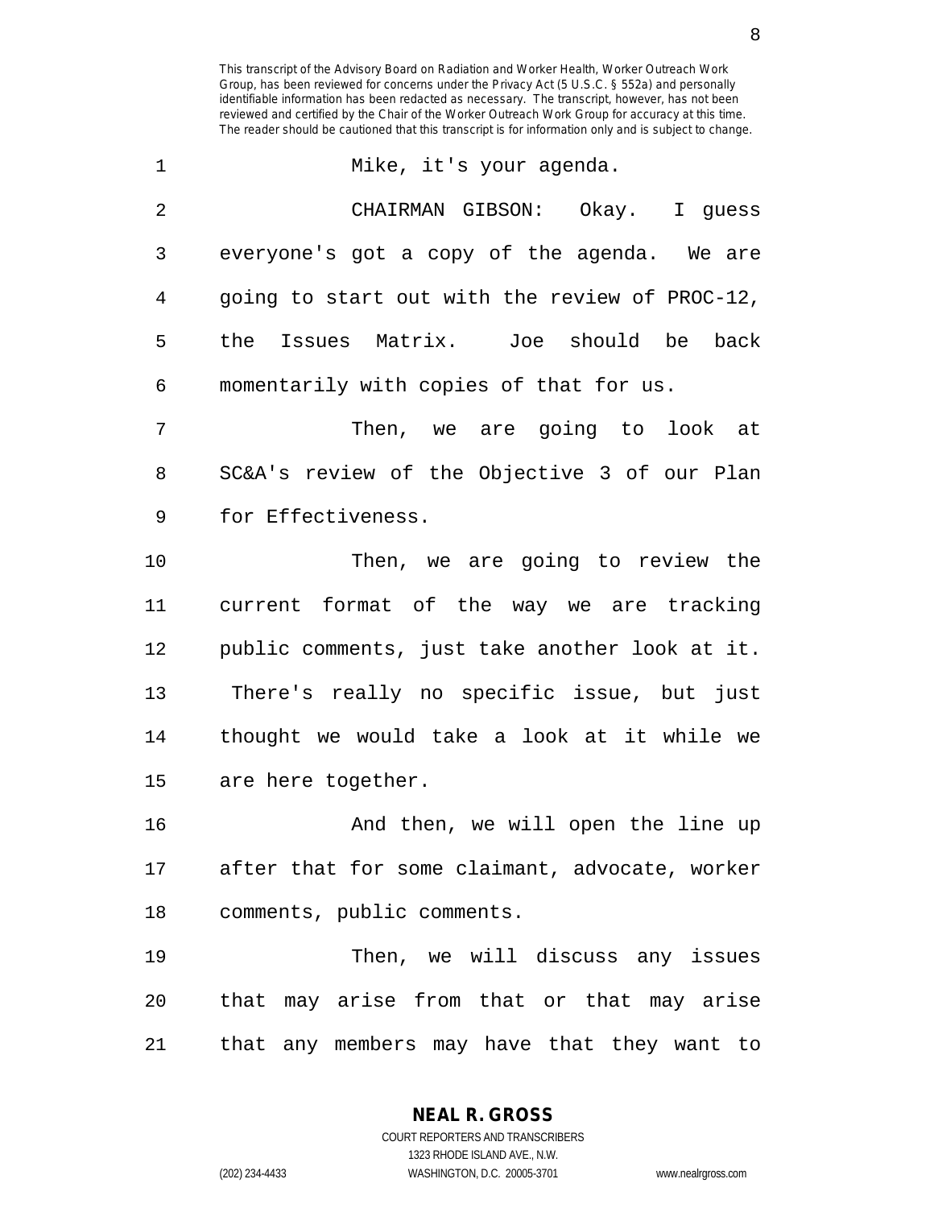Mike, it's your agenda.

CHAIRMAN GIBSON: Okay. I guess everyone's got a copy of the agenda. We are going to start out with the review of PROC-12, the Issues Matrix. Joe should be back momentarily with copies of that for us.

Then, we are going to look at SC&A's review of the Objective 3 of our Plan for Effectiveness.

Then, we are going to review the current format of the way we are tracking public comments, just take another look at it. There's really no specific issue, but just thought we would take a look at it while we are here together.

And then, we will open the line up after that for some claimant, advocate, worker comments, public comments.

Then, we will discuss any issues that may arise from that or that may arise that any members may have that they want to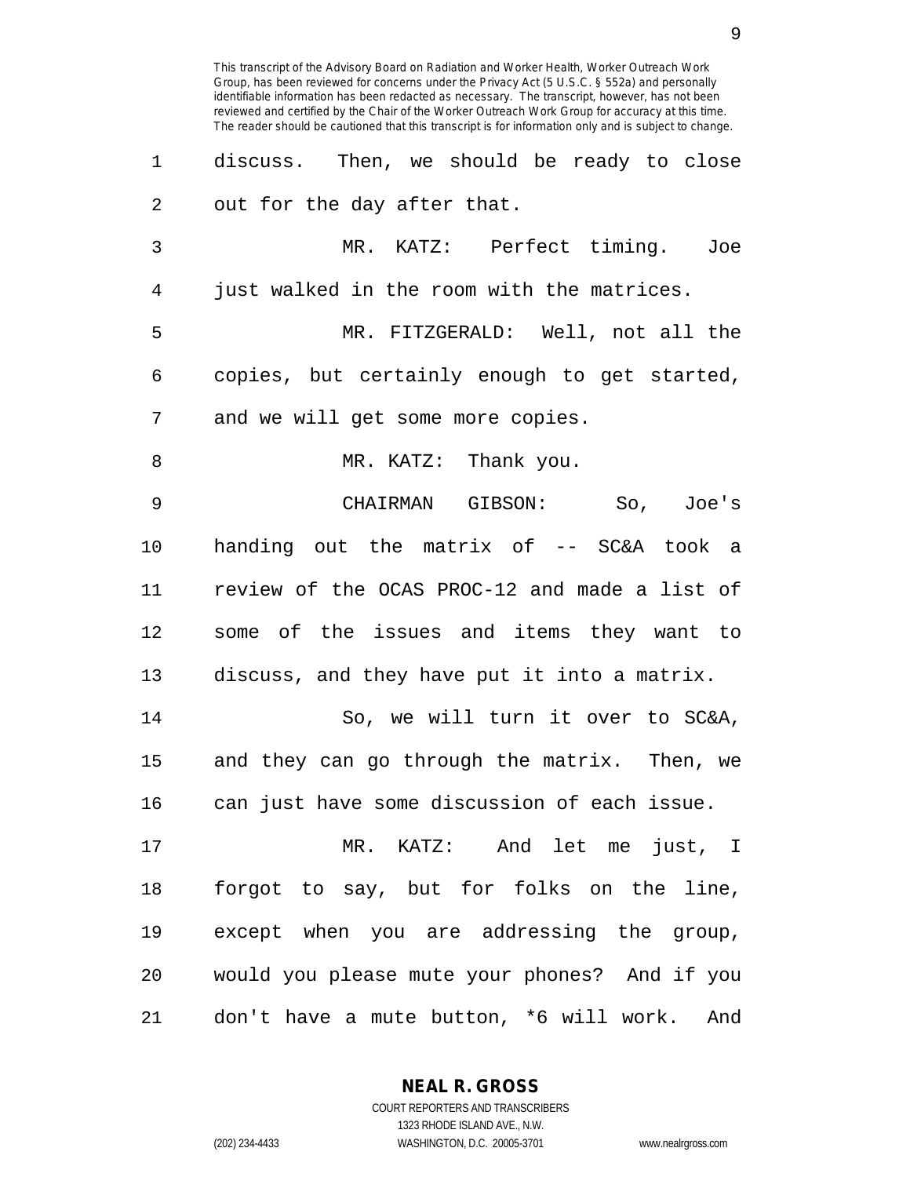discuss. Then, we should be ready to close out for the day after that.

MR. KATZ: Perfect timing. Joe just walked in the room with the matrices.

MR. FITZGERALD: Well, not all the copies, but certainly enough to get started, and we will get some more copies.

MR. KATZ: Thank you.

CHAIRMAN GIBSON: So, Joe's handing out the matrix of -- SC&A took a review of the OCAS PROC-12 and made a list of some of the issues and items they want to discuss, and they have put it into a matrix.

So, we will turn it over to SC&A, and they can go through the matrix. Then, we can just have some discussion of each issue.

MR. KATZ: And let me just, I forgot to say, but for folks on the line, except when you are addressing the group, would you please mute your phones? And if you don't have a mute button, *6 will work. And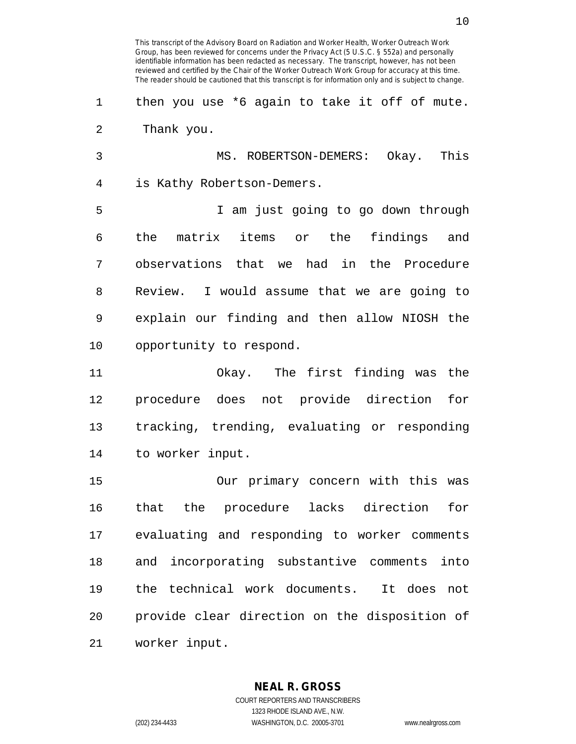then you use *6 again to take it off of mute. Thank you.

MS. ROBERTSON-DEMERS: Okay. This is Kathy Robertson-Demers.

I am just going to go down through the matrix items or the findings and observations that we had in the Procedure Review. I would assume that we are going to explain our finding and then allow NIOSH the opportunity to respond.

Okay. The first finding was the procedure does not provide direction for tracking, trending, evaluating or responding to worker input.

Our primary concern with this was that the procedure lacks direction for evaluating and responding to worker comments and incorporating substantive comments into the technical work documents. It does not provide clear direction on the disposition of worker input.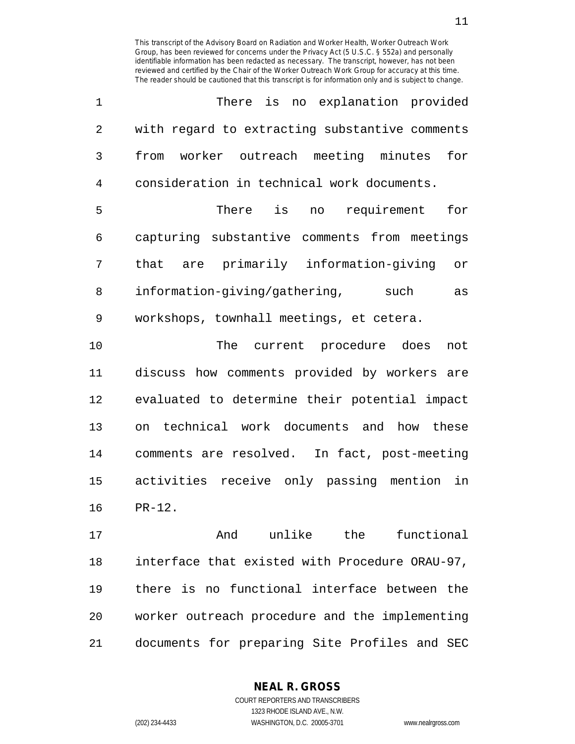There is no explanation provided with regard to extracting substantive comments from worker outreach meeting minutes for consideration in technical work documents.

There is no requirement for capturing substantive comments from meetings that are primarily information-giving or information-giving/gathering, such as workshops, townhall meetings, et cetera.

The current procedure does not discuss how comments provided by workers are evaluated to determine their potential impact on technical work documents and how these comments are resolved. In fact, post-meeting activities receive only passing mention in PR-12.

And unlike the functional interface that existed with Procedure ORAU-97, there is no functional interface between the worker outreach procedure and the implementing documents for preparing Site Profiles and SEC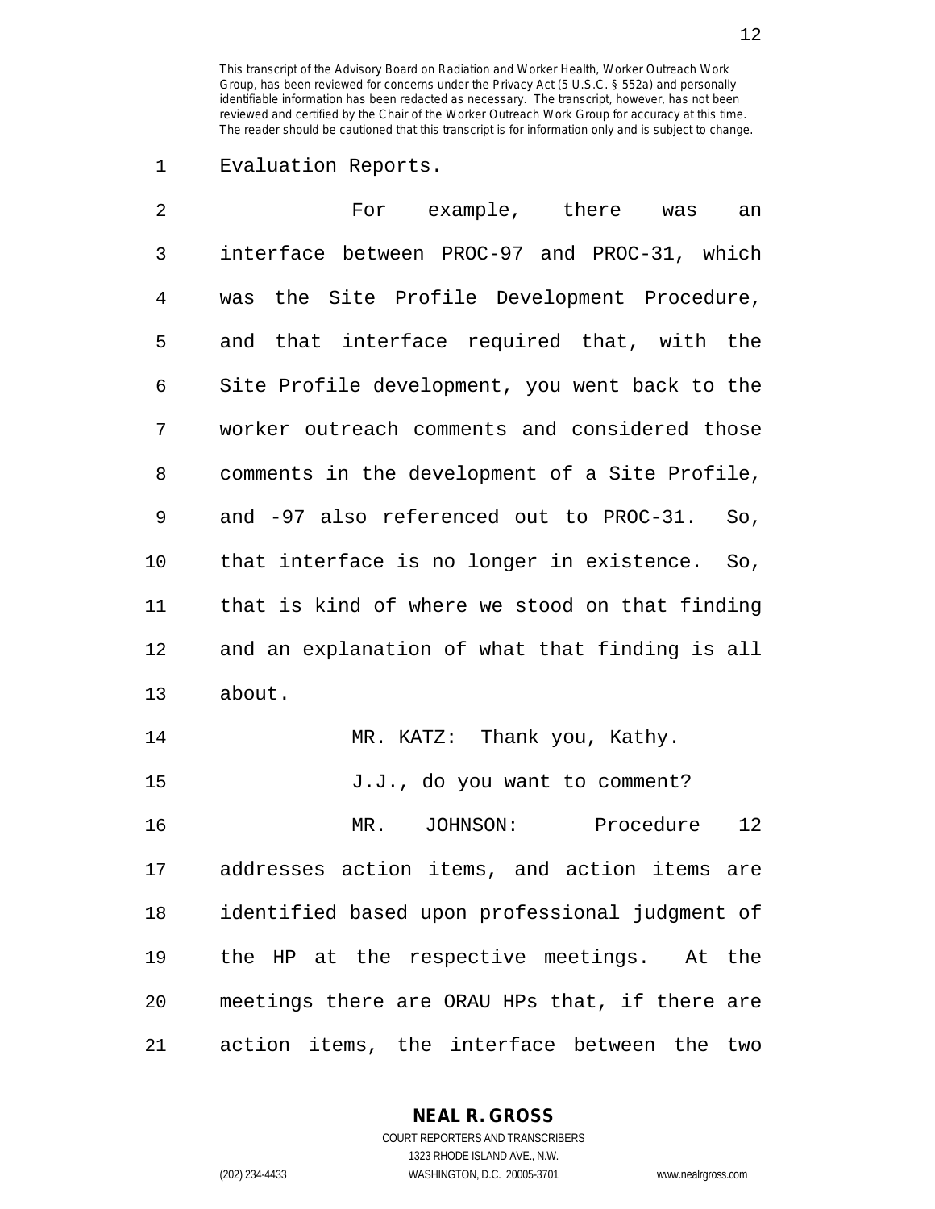Evaluation Reports.

For example, there was an interface between PROC-97 and PROC-31, which was the Site Profile Development Procedure, and that interface required that, with the Site Profile development, you went back to the worker outreach comments and considered those comments in the development of a Site Profile, and -97 also referenced out to PROC-31. So, that interface is no longer in existence. So, that is kind of where we stood on that finding and an explanation of what that finding is all about.

MR. KATZ: Thank you, Kathy.

J.J., do you want to comment?

MR. JOHNSON: Procedure 12 addresses action items, and action items are identified based upon professional judgment of the HP at the respective meetings. At the meetings there are ORAU HPs that, if there are action items, the interface between the two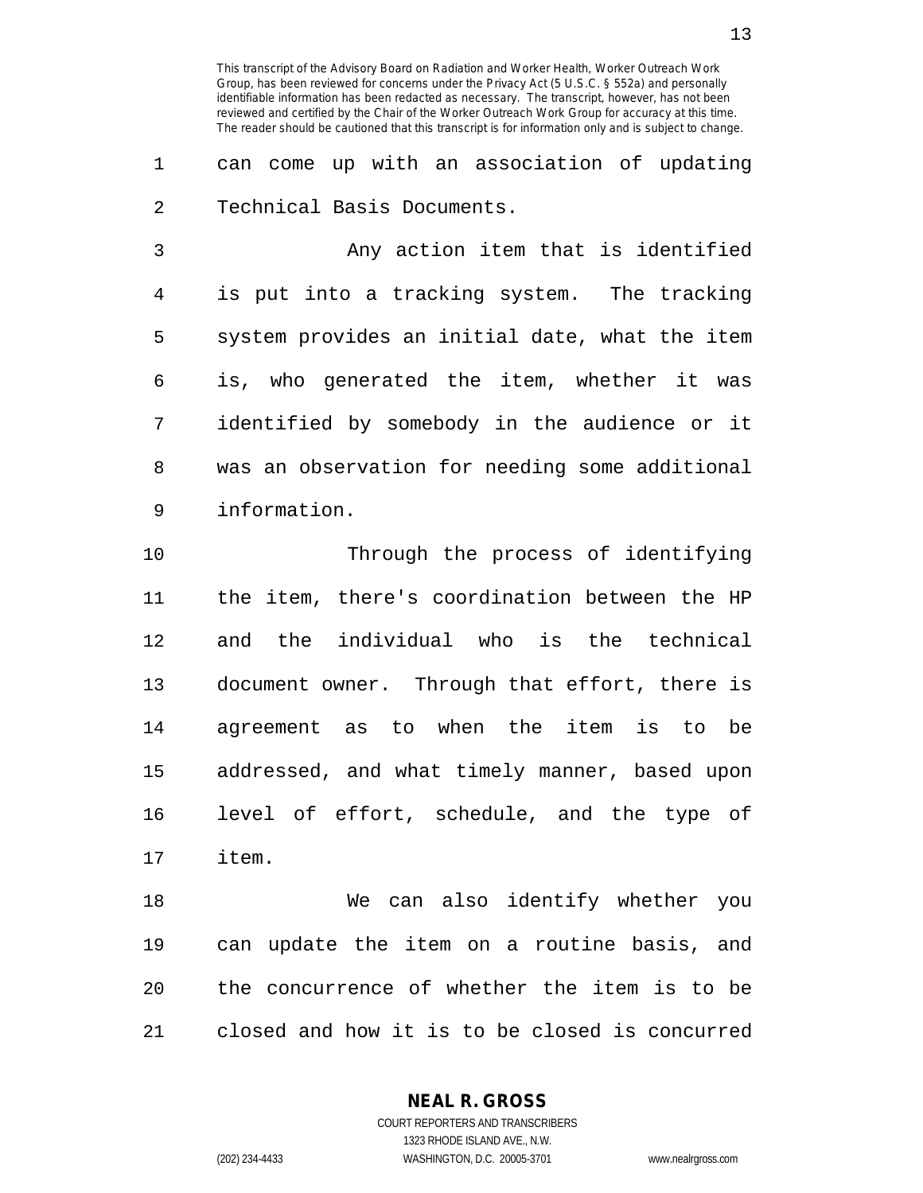can come up with an association of updating Technical Basis Documents.

Any action item that is identified is put into a tracking system. The tracking system provides an initial date, what the item is, who generated the item, whether it was identified by somebody in the audience or it was an observation for needing some additional information.

Through the process of identifying the item, there's coordination between the HP and the individual who is the technical document owner. Through that effort, there is agreement as to when the item is to be addressed, and what timely manner, based upon level of effort, schedule, and the type of item.

We can also identify whether you can update the item on a routine basis, and the concurrence of whether the item is to be closed and how it is to be closed is concurred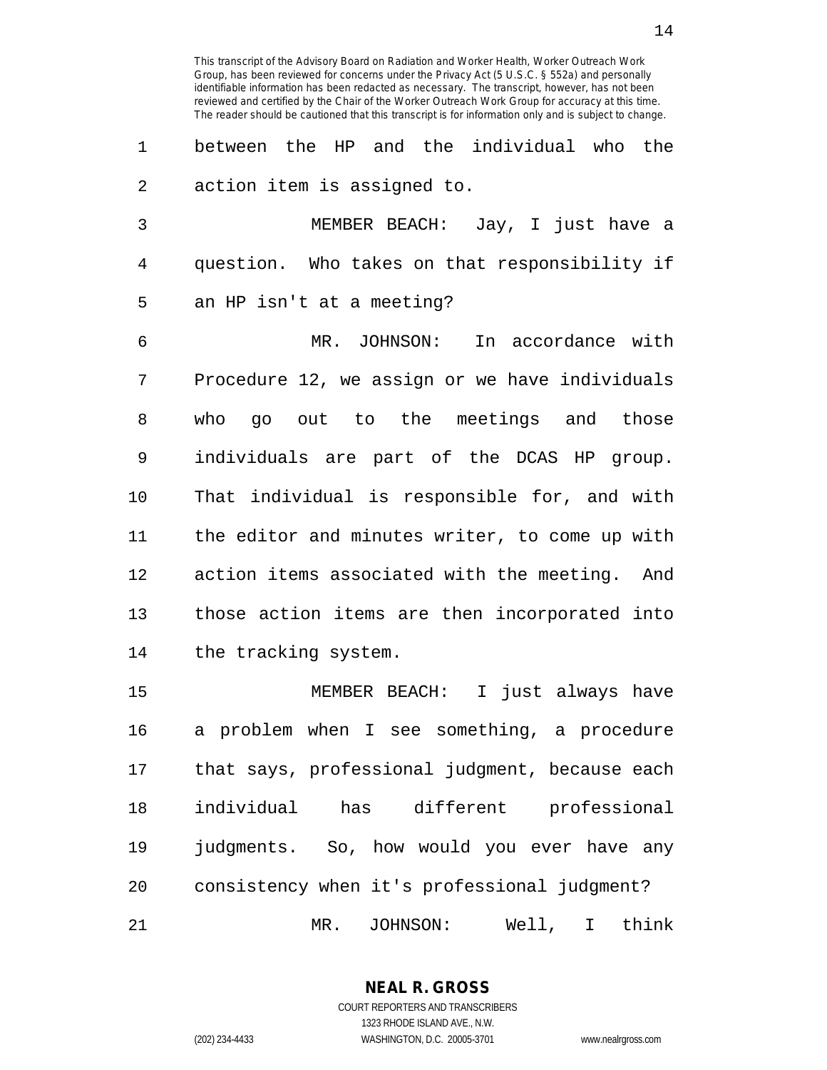between the HP and the individual who the action item is assigned to.

MEMBER BEACH: Jay, I just have a question. Who takes on that responsibility if an HP isn't at a meeting?

MR. JOHNSON: In accordance with Procedure 12, we assign or we have individuals who go out to the meetings and those individuals are part of the DCAS HP group. That individual is responsible for, and with the editor and minutes writer, to come up with action items associated with the meeting. And those action items are then incorporated into the tracking system.

MEMBER BEACH: I just always have a problem when I see something, a procedure that says, professional judgment, because each individual has different professional judgments. So, how would you ever have any consistency when it's professional judgment?

MR. JOHNSON: Well, I think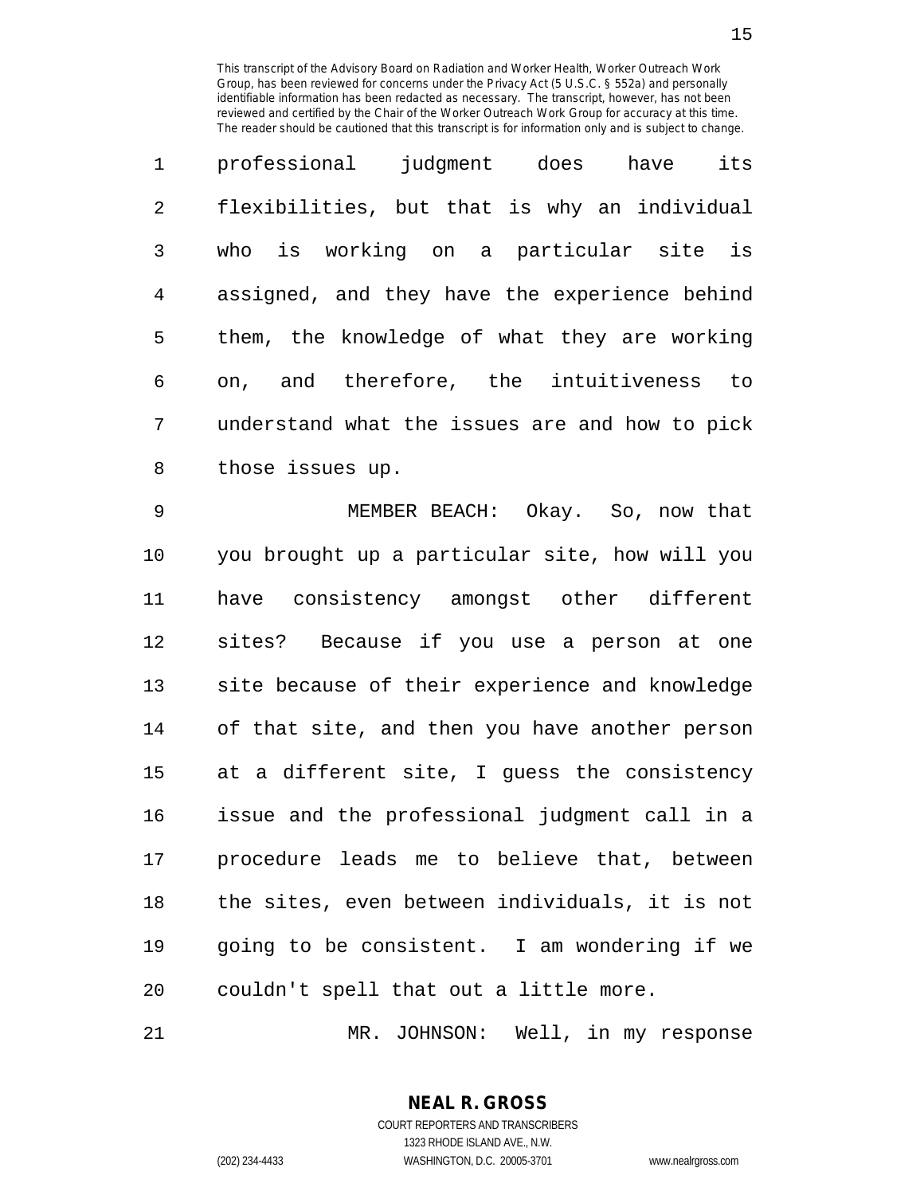professional judgment does have its flexibilities, but that is why an individual who is working on a particular site is assigned, and they have the experience behind them, the knowledge of what they are working on, and therefore, the intuitiveness to understand what the issues are and how to pick those issues up.

MEMBER BEACH: Okay. So, now that you brought up a particular site, how will you have consistency amongst other different sites? Because if you use a person at one site because of their experience and knowledge of that site, and then you have another person at a different site, I guess the consistency issue and the professional judgment call in a procedure leads me to believe that, between the sites, even between individuals, it is not going to be consistent. I am wondering if we couldn't spell that out a little more.

MR. JOHNSON: Well, in my response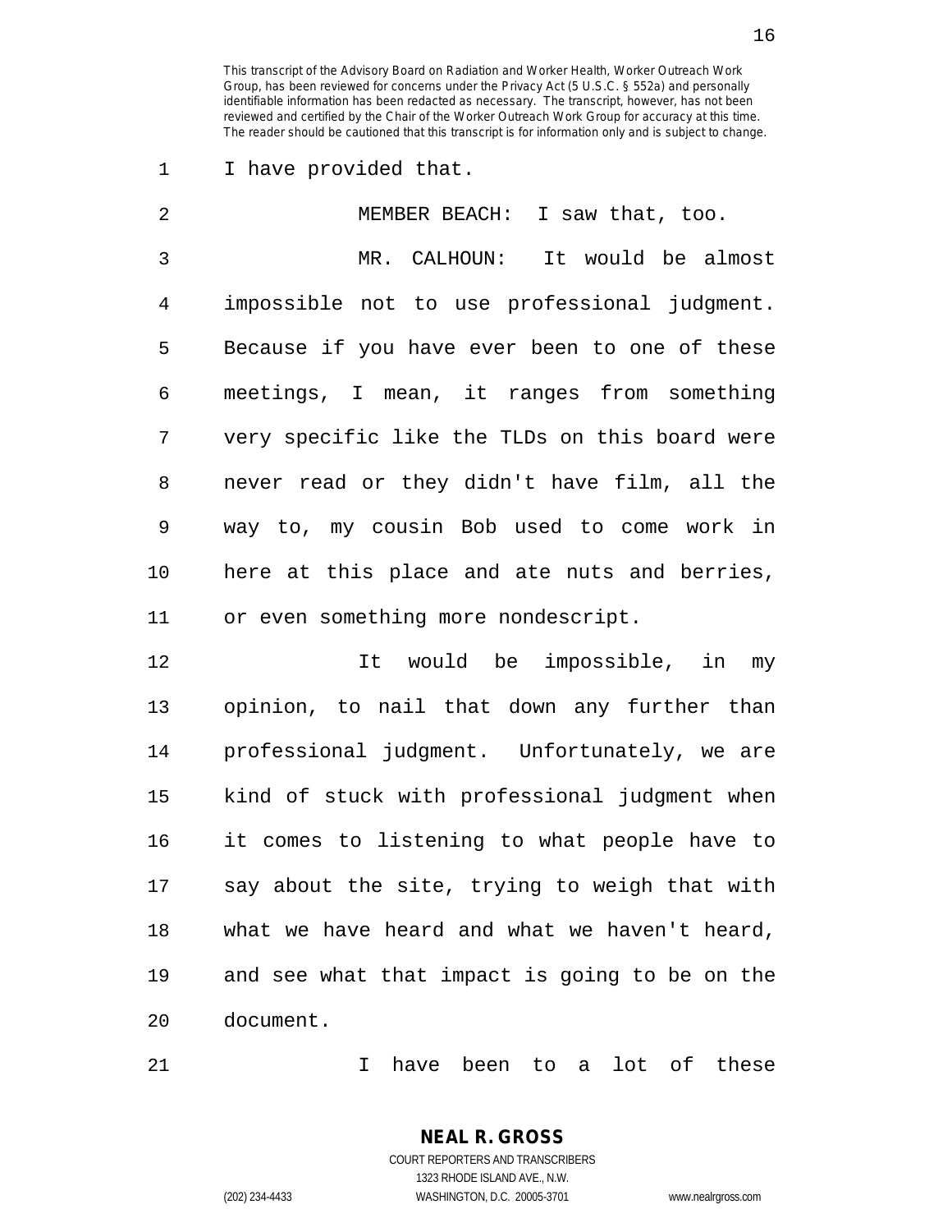I have provided that.

MEMBER BEACH: I saw that, too.

MR. CALHOUN: It would be almost impossible not to use professional judgment. Because if you have ever been to one of these meetings, I mean, it ranges from something very specific like the TLDs on this board were never read or they didn't have film, all the way to, my cousin Bob used to come work in here at this place and ate nuts and berries, or even something more nondescript.

It would be impossible, in my opinion, to nail that down any further than professional judgment. Unfortunately, we are kind of stuck with professional judgment when it comes to listening to what people have to say about the site, trying to weigh that with what we have heard and what we haven't heard, and see what that impact is going to be on the document.

I have been to a lot of these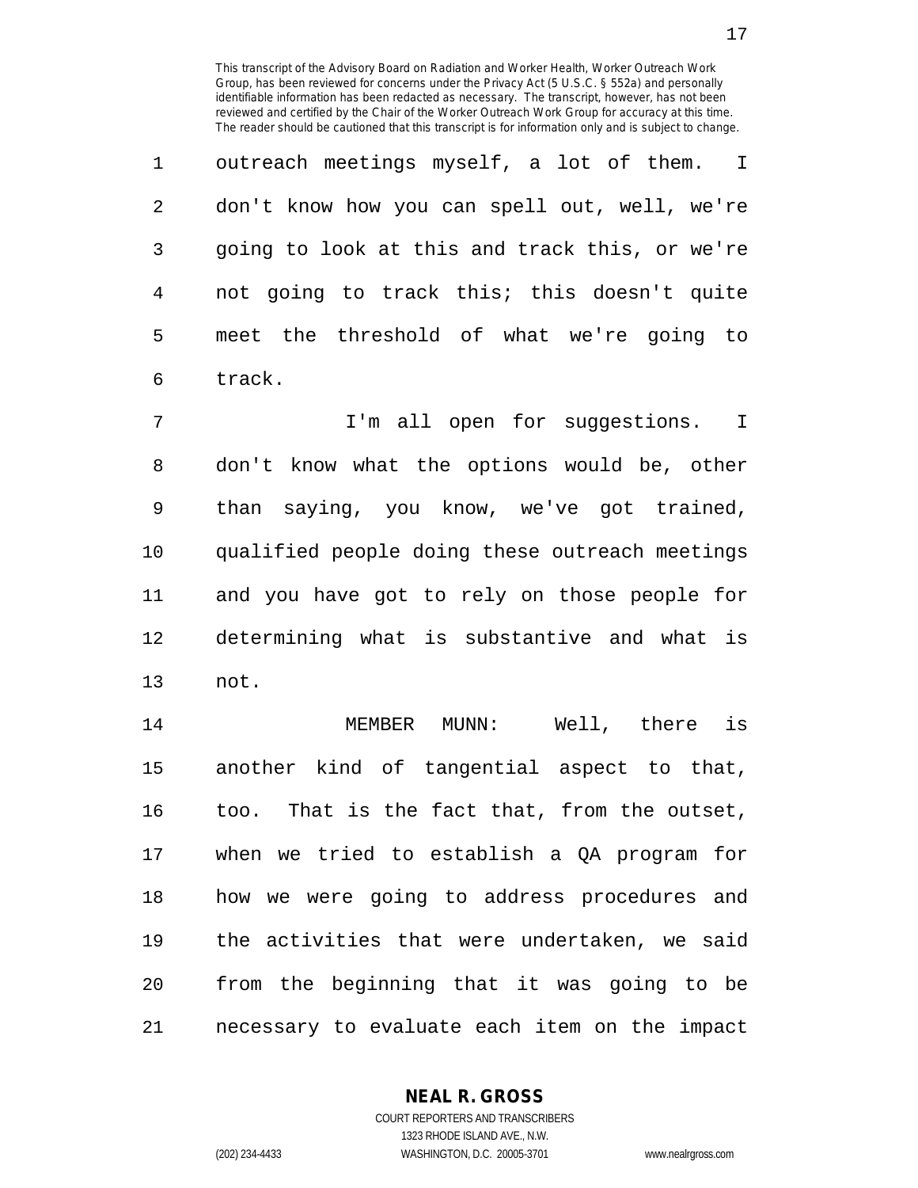outreach meetings myself, a lot of them. I don't know how you can spell out, well, we're going to look at this and track this, or we're not going to track this; this doesn't quite meet the threshold of what we're going to track.

I'm all open for suggestions. I don't know what the options would be, other than saying, you know, we've got trained, qualified people doing these outreach meetings and you have got to rely on those people for determining what is substantive and what is not.

MEMBER MUNN: Well, there is another kind of tangential aspect to that, too. That is the fact that, from the outset, when we tried to establish a QA program for how we were going to address procedures and the activities that were undertaken, we said from the beginning that it was going to be necessary to evaluate each item on the impact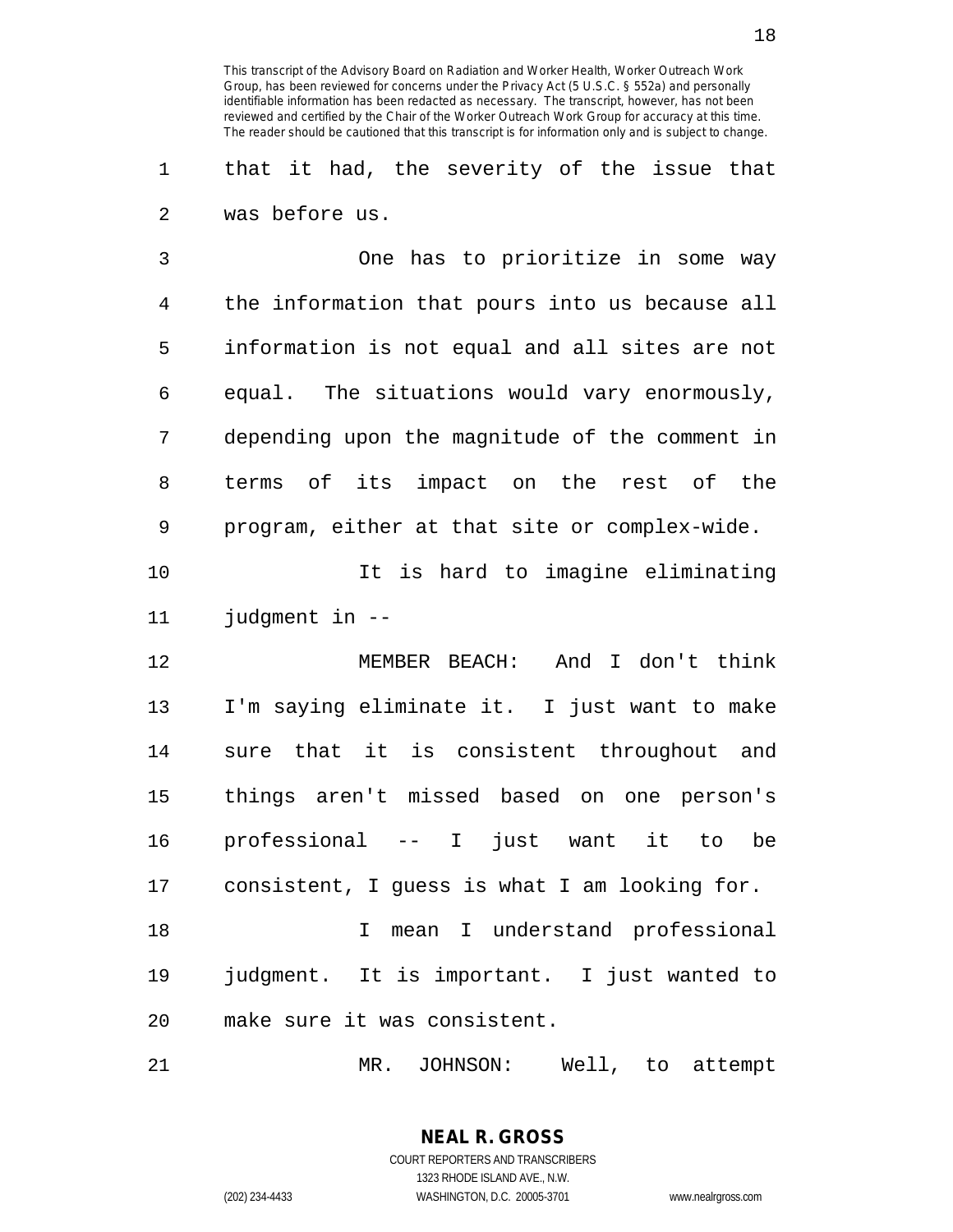that it had, the severity of the issue that was before us.

One has to prioritize in some way the information that pours into us because all information is not equal and all sites are not equal. The situations would vary enormously, depending upon the magnitude of the comment in terms of its impact on the rest of the program, either at that site or complex-wide.

It is hard to imagine eliminating judgment in --

MEMBER BEACH: And I don't think I'm saying eliminate it. I just want to make sure that it is consistent throughout and things aren't missed based on one person's professional -- I just want it to be consistent, I guess is what I am looking for.

I mean I understand professional judgment. It is important. I just wanted to make sure it was consistent.

MR. JOHNSON: Well, to attempt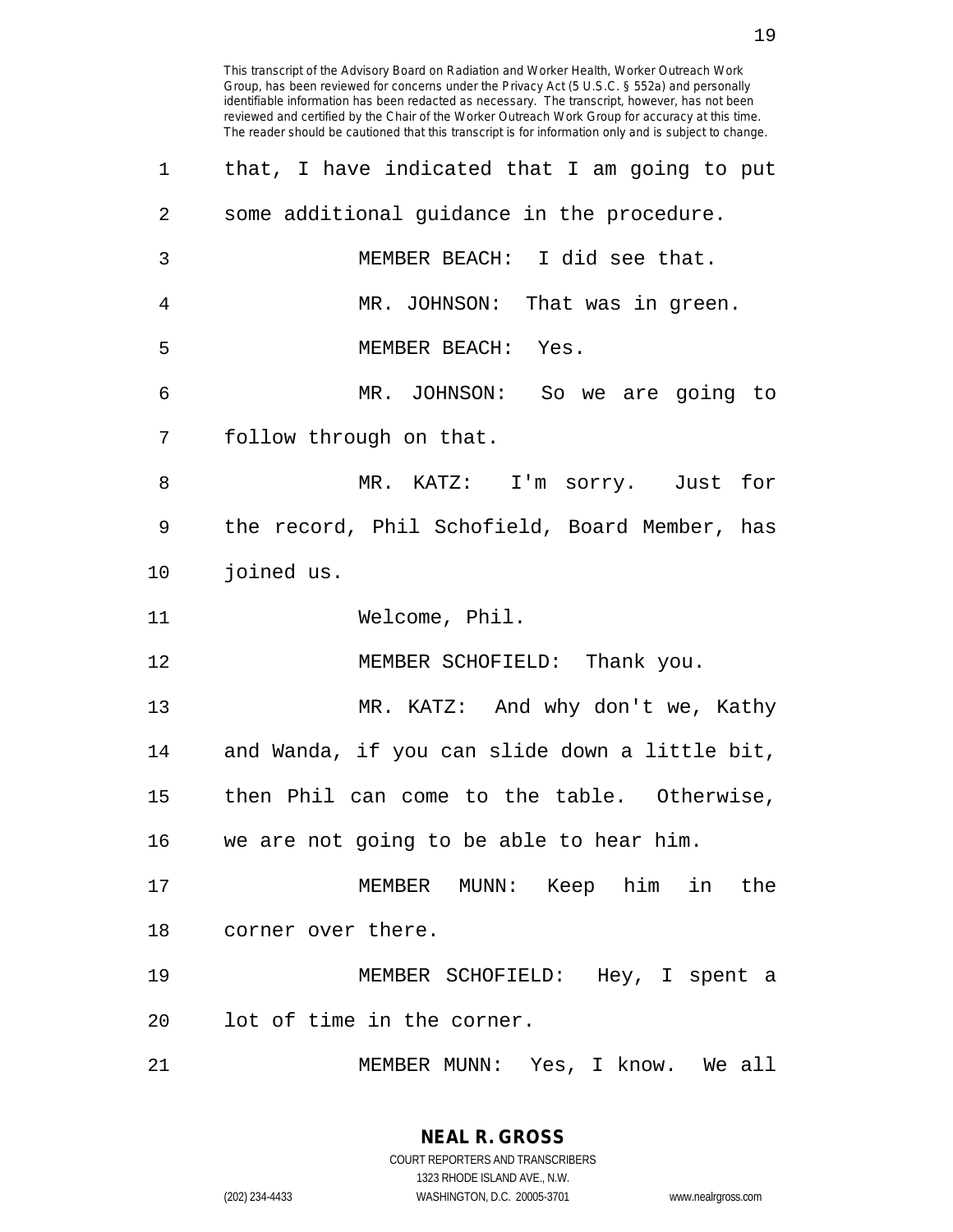that, I have indicated that I am going to put some additional guidance in the procedure.

MEMBER BEACH: I did see that.

MR. JOHNSON: That was in green.

MEMBER BEACH: Yes.

MR. JOHNSON: So we are going to follow through on that.

MR. KATZ: I'm sorry. Just for the record, Phil Schofield, Board Member, has joined us.

Welcome, Phil.

MEMBER SCHOFIELD: Thank you.

MR. KATZ: And why don't we, Kathy and Wanda, if you can slide down a little bit, then Phil can come to the table. Otherwise, we are not going to be able to hear him.

MEMBER MUNN: Keep him in the corner over there.

MEMBER SCHOFIELD: Hey, I spent a lot of time in the corner.

MEMBER MUNN: Yes, I know. We all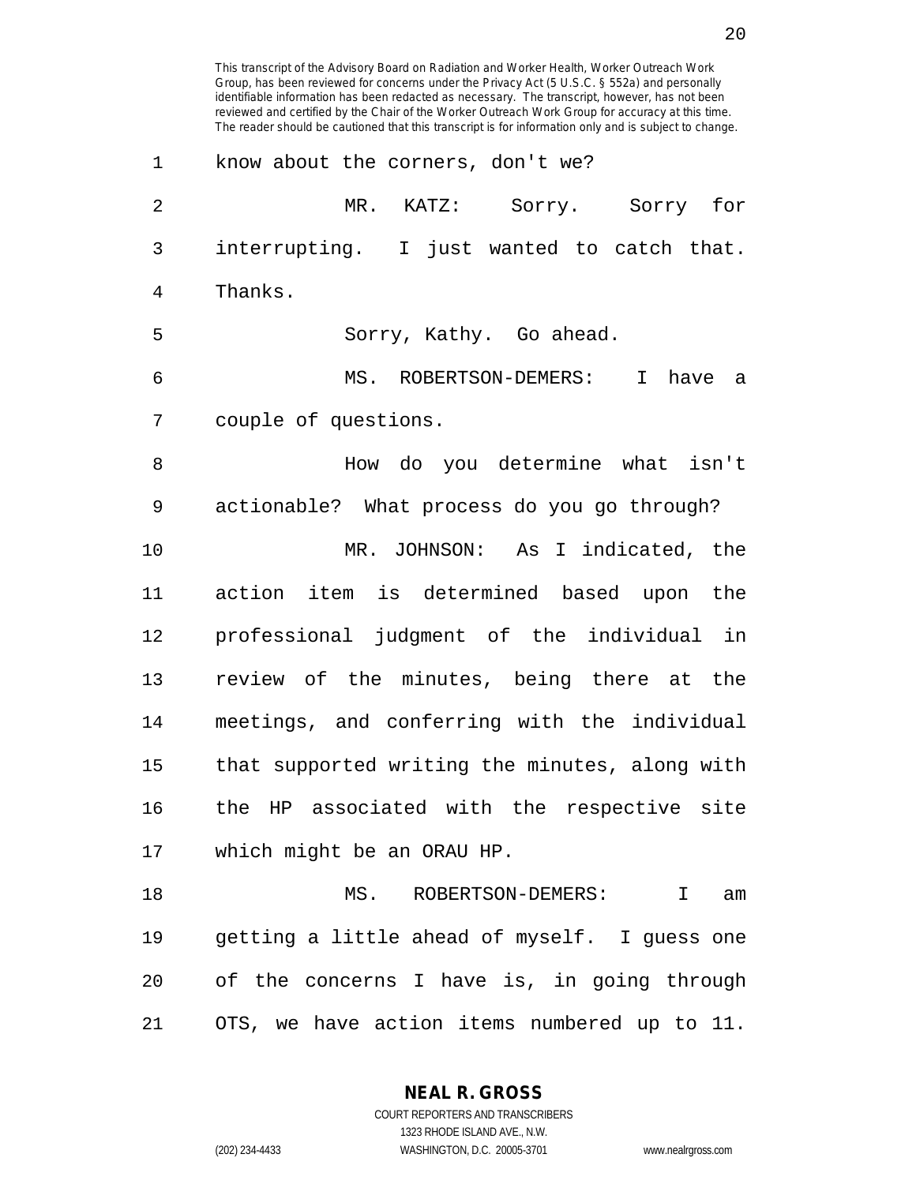This transcript of the Advisory Board on Radiation and Worker Health, Worker Outreach Work Group, has been reviewed for concerns under the Privacy Act (5 U.S.C. § 552a) and personally identifiable information has been redacted as necessary. The transcript, however, has not been reviewed and certified by the Chair of the Worker Outreach Work Group for accuracy at this time. The reader should be cautioned that this transcript is for information only and is subject to change.

know about the corners, don't we?

MR. KATZ: Sorry. Sorry for interrupting. I just wanted to catch that. Thanks.

Sorry, Kathy. Go ahead.

MS. ROBERTSON-DEMERS: I have a couple of questions.

How do you determine what isn't actionable? What process do you go through?

MR. JOHNSON: As I indicated, the action item is determined based upon the professional judgment of the individual in review of the minutes, being there at the meetings, and conferring with the individual that supported writing the minutes, along with the HP associated with the respective site which might be an ORAU HP.

MS. ROBERTSON-DEMERS: I am getting a little ahead of myself. I guess one of the concerns I have is, in going through OTS, we have action items numbered up to 11.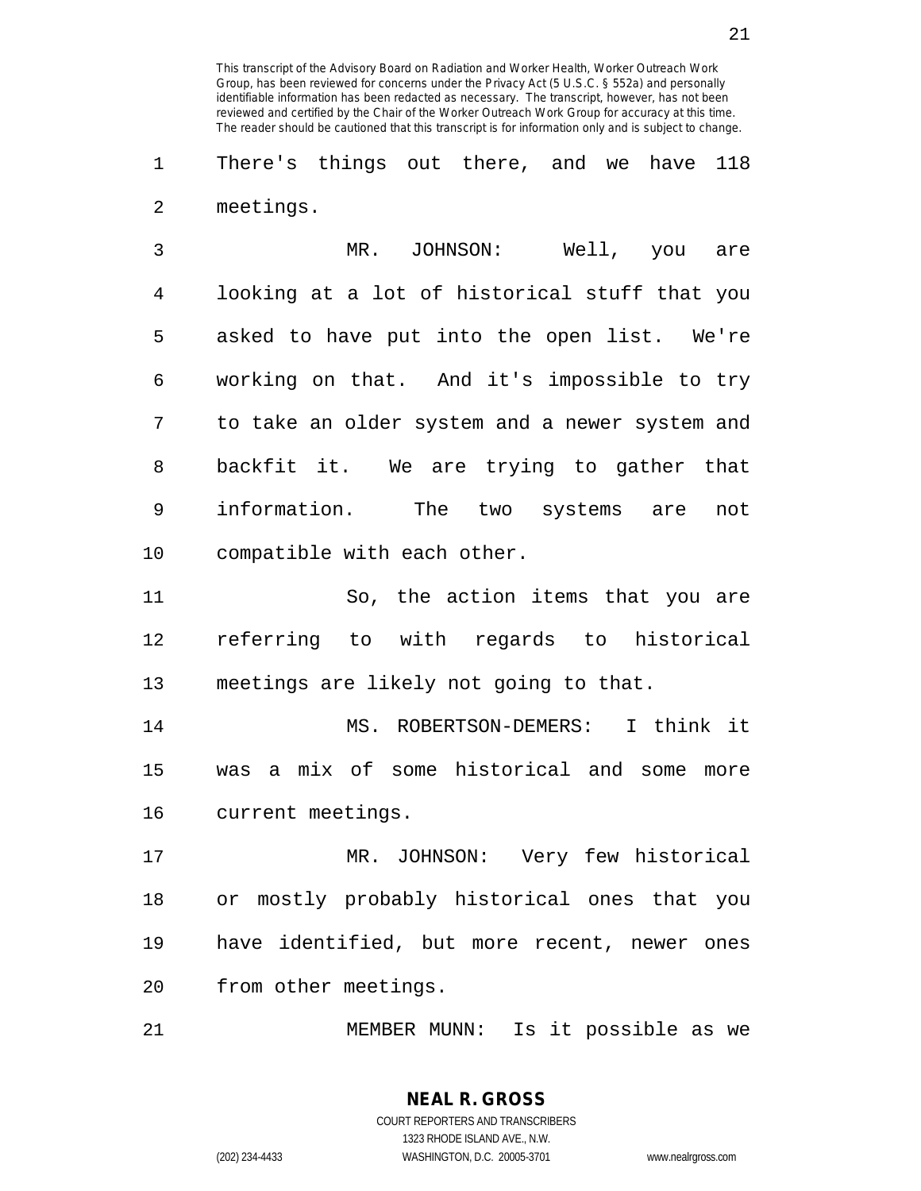There's things out there, and we have 118 meetings.

MR. JOHNSON: Well, you are looking at a lot of historical stuff that you asked to have put into the open list. We're working on that. And it's impossible to try to take an older system and a newer system and backfit it. We are trying to gather that information. The two systems are not compatible with each other.

So, the action items that you are referring to with regards to historical meetings are likely not going to that.

MS. ROBERTSON-DEMERS: I think it was a mix of some historical and some more current meetings.

MR. JOHNSON: Very few historical or mostly probably historical ones that you have identified, but more recent, newer ones from other meetings.

MEMBER MUNN: Is it possible as we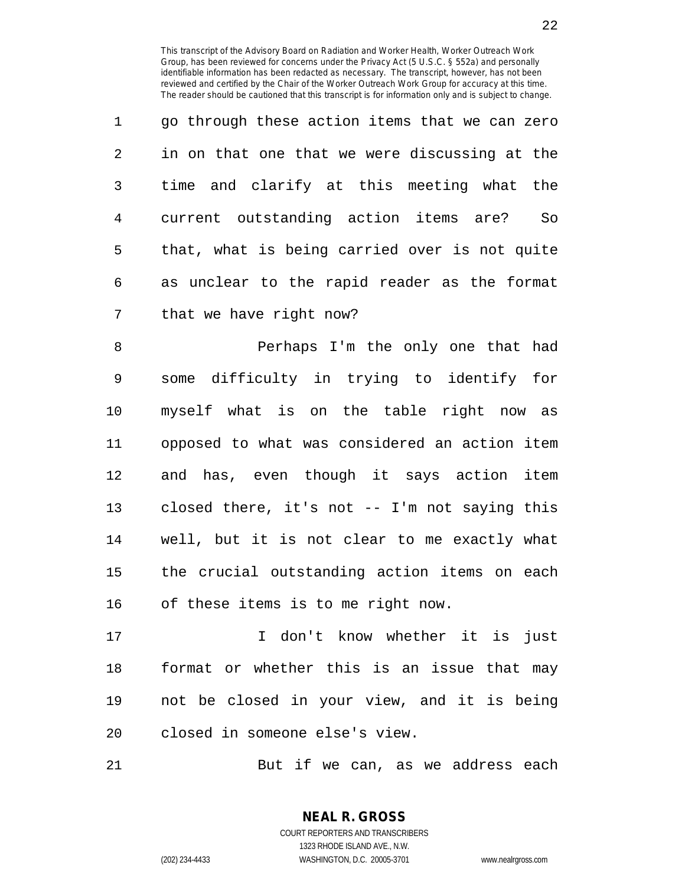go through these action items that we can zero in on that one that we were discussing at the time and clarify at this meeting what the current outstanding action items are? So that, what is being carried over is not quite as unclear to the rapid reader as the format that we have right now?

Perhaps I'm the only one that had some difficulty in trying to identify for myself what is on the table right now as opposed to what was considered an action item and has, even though it says action item closed there, it's not -- I'm not saying this well, but it is not clear to me exactly what the crucial outstanding action items on each of these items is to me right now.

I don't know whether it is just format or whether this is an issue that may not be closed in your view, and it is being closed in someone else's view.

But if we can, as we address each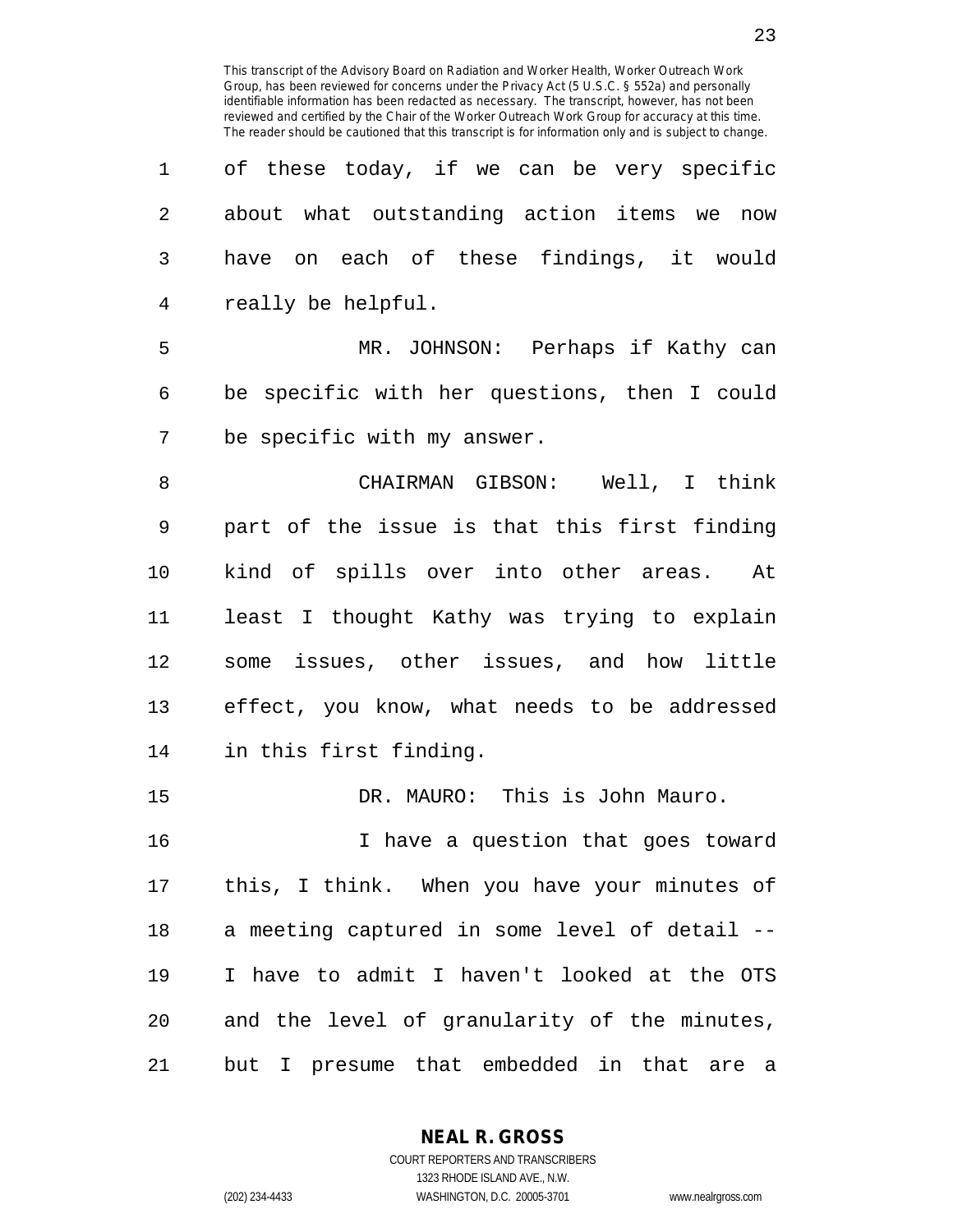of these today, if we can be very specific about what outstanding action items we now have on each of these findings, it would really be helpful.

MR. JOHNSON: Perhaps if Kathy can be specific with her questions, then I could be specific with my answer.

CHAIRMAN GIBSON: Well, I think part of the issue is that this first finding kind of spills over into other areas. At least I thought Kathy was trying to explain some issues, other issues, and how little effect, you know, what needs to be addressed in this first finding.

DR. MAURO: This is John Mauro.

I have a question that goes toward this, I think. When you have your minutes of a meeting captured in some level of detail -- I have to admit I haven't looked at the OTS and the level of granularity of the minutes, but I presume that embedded in that are a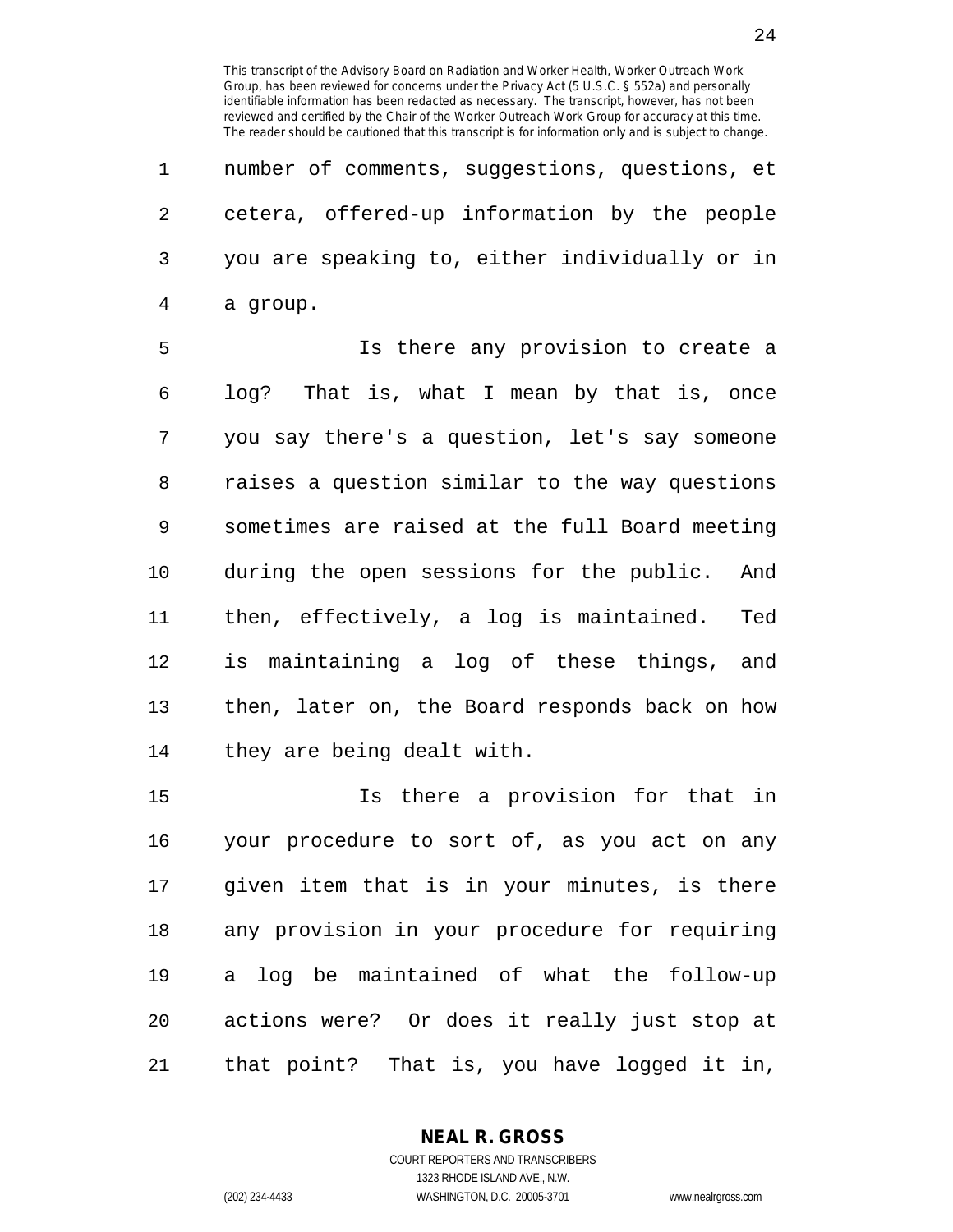number of comments, suggestions, questions, et cetera, offered-up information by the people you are speaking to, either individually or in a group.

Is there any provision to create a log? That is, what I mean by that is, once you say there's a question, let's say someone raises a question similar to the way questions sometimes are raised at the full Board meeting during the open sessions for the public. And then, effectively, a log is maintained. Ted is maintaining a log of these things, and then, later on, the Board responds back on how they are being dealt with.

Is there a provision for that in your procedure to sort of, as you act on any given item that is in your minutes, is there any provision in your procedure for requiring a log be maintained of what the follow-up actions were? Or does it really just stop at that point? That is, you have logged it in,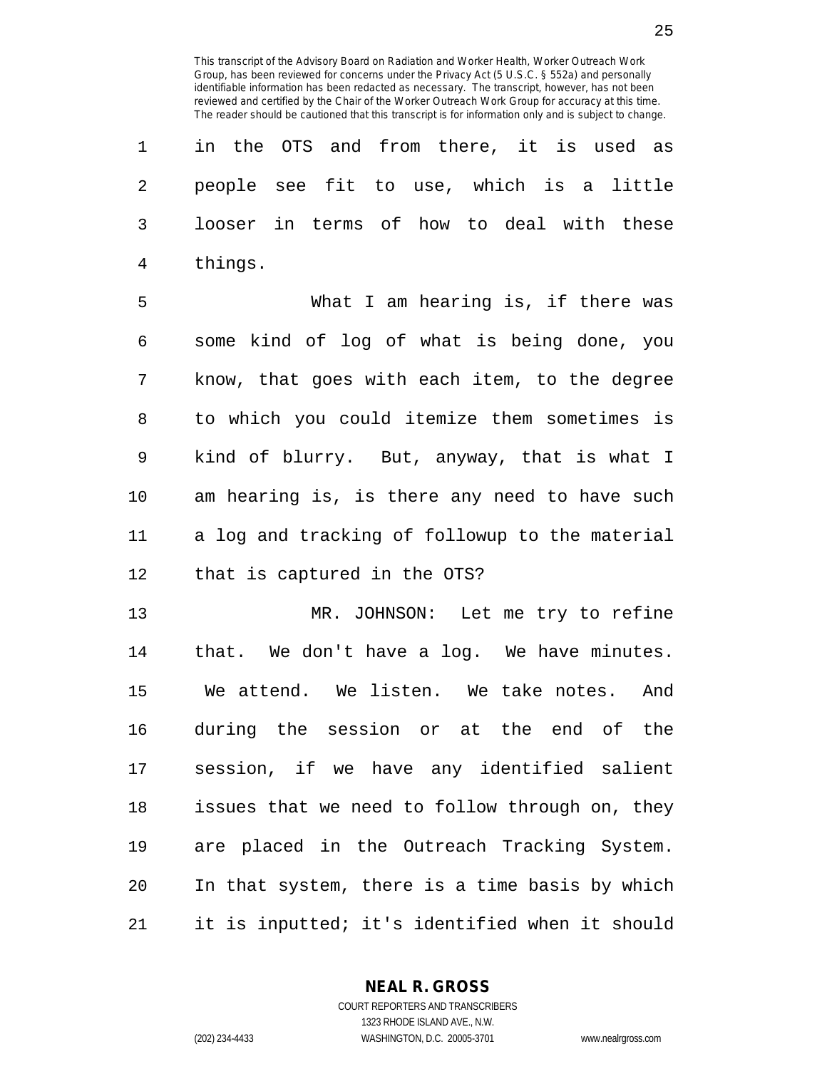in the OTS and from there, it is used as people see fit to use, which is a little looser in terms of how to deal with these things.

What I am hearing is, if there was some kind of log of what is being done, you know, that goes with each item, to the degree to which you could itemize them sometimes is kind of blurry. But, anyway, that is what I am hearing is, is there any need to have such a log and tracking of followup to the material that is captured in the OTS?

MR. JOHNSON: Let me try to refine that. We don't have a log. We have minutes. We attend. We listen. We take notes. And during the session or at the end of the session, if we have any identified salient issues that we need to follow through on, they are placed in the Outreach Tracking System. In that system, there is a time basis by which it is inputted; it's identified when it should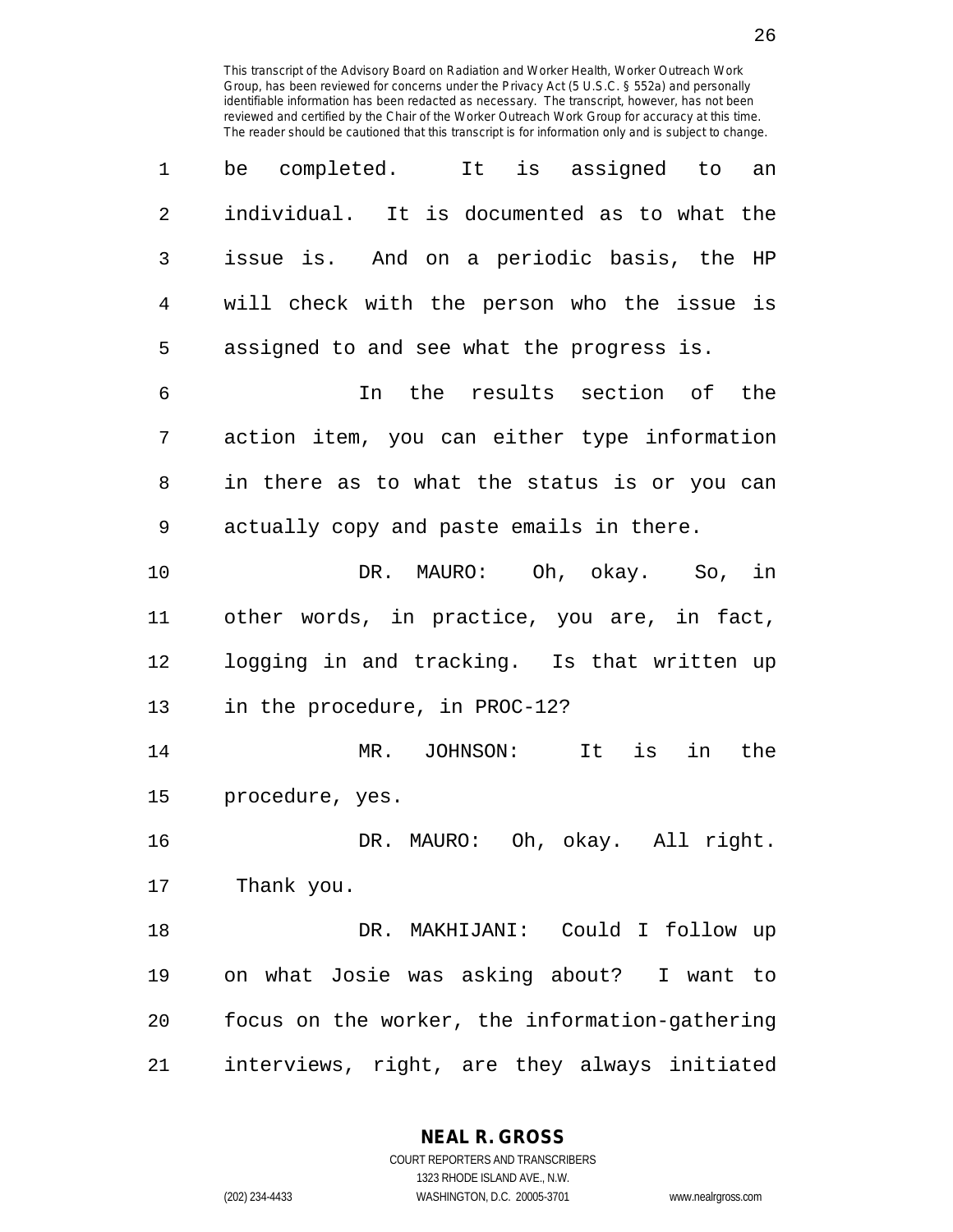This transcript of the Advisory Board on Radiation and Worker Health, Worker Outreach Work Group, has been reviewed for concerns under the Privacy Act (5 U.S.C. § 552a) and personally identifiable information has been redacted as necessary. The transcript, however, has not been reviewed and certified by the Chair of the Worker Outreach Work Group for accuracy at this time. The reader should be cautioned that this transcript is for information only and is subject to change.

be completed. It is assigned to an individual. It is documented as to what the issue is. And on a periodic basis, the HP will check with the person who the issue is assigned to and see what the progress is.

In the results section of the action item, you can either type information in there as to what the status is or you can actually copy and paste emails in there.

DR. MAURO: Oh, okay. So, in other words, in practice, you are, in fact, logging in and tracking. Is that written up in the procedure, in PROC-12?

MR. JOHNSON: It is in the procedure, yes.

DR. MAURO: Oh, okay. All right. Thank you.

DR. MAKHIJANI: Could I follow up on what Josie was asking about? I want to focus on the worker, the information-gathering interviews, right, are they always initiated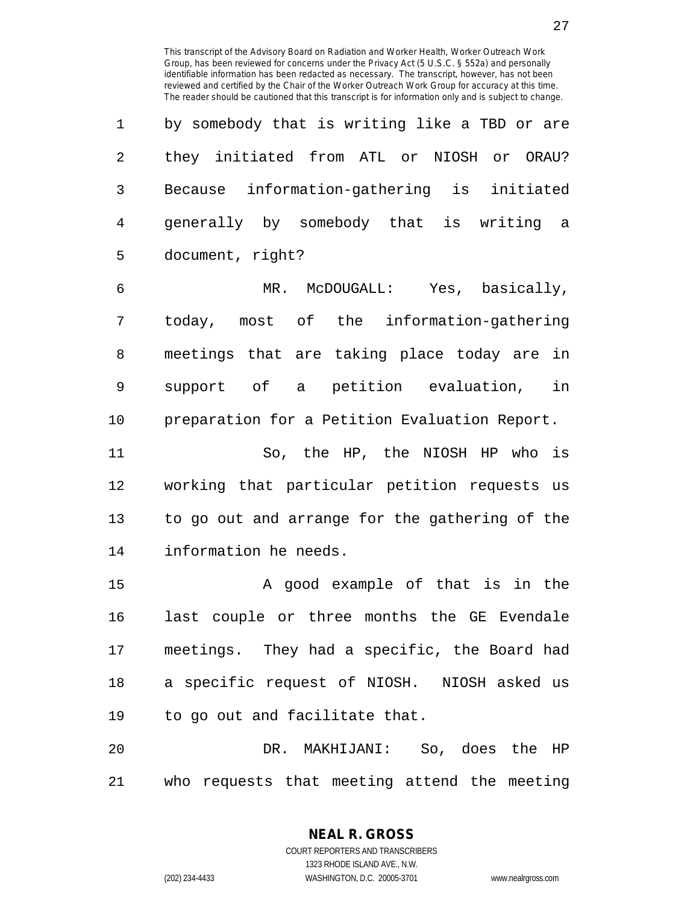This transcript of the Advisory Board on Radiation and Worker Health, Worker Outreach Work Group, has been reviewed for concerns under the Privacy Act (5 U.S.C. § 552a) and personally identifiable information has been redacted as necessary. The transcript, however, has not been reviewed and certified by the Chair of the Worker Outreach Work Group for accuracy at this time. The reader should be cautioned that this transcript is for information only and is subject to change.

by somebody that is writing like a TBD or are they initiated from ATL or NIOSH or ORAU? Because information-gathering is initiated generally by somebody that is writing a document, right?

MR. McDOUGALL: Yes, basically, today, most of the information-gathering meetings that are taking place today are in support of a petition evaluation, in preparation for a Petition Evaluation Report.

So, the HP, the NIOSH HP who is working that particular petition requests us to go out and arrange for the gathering of the information he needs.

A good example of that is in the last couple or three months the GE Evendale meetings. They had a specific, the Board had a specific request of NIOSH. NIOSH asked us to go out and facilitate that.

DR. MAKHIJANI: So, does the HP who requests that meeting attend the meeting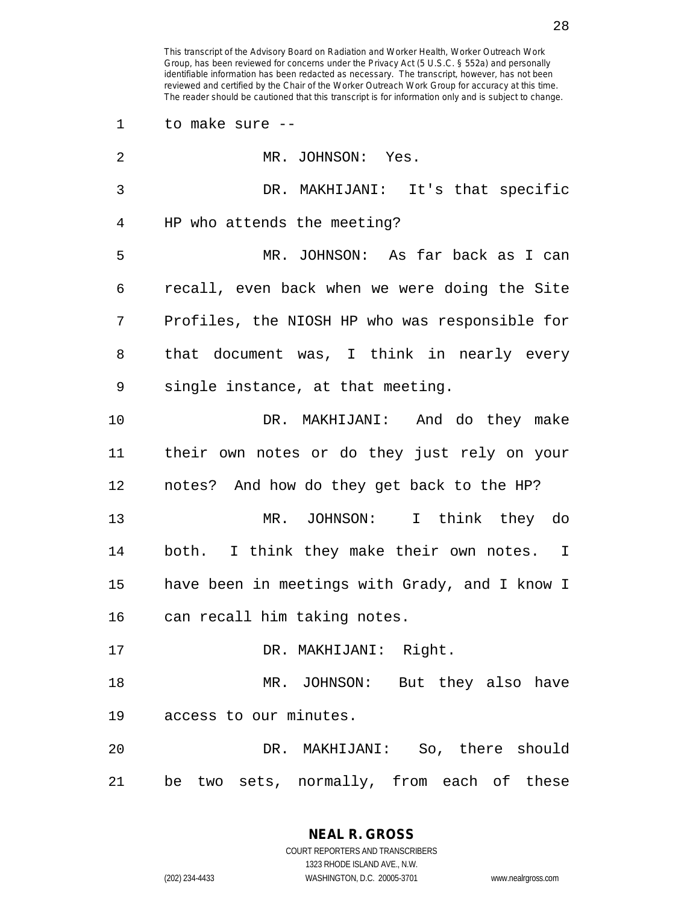to make sure --

MR. JOHNSON: Yes.

DR. MAKHIJANI: It's that specific HP who attends the meeting?

MR. JOHNSON: As far back as I can recall, even back when we were doing the Site Profiles, the NIOSH HP who was responsible for that document was, I think in nearly every single instance, at that meeting.

DR. MAKHIJANI: And do they make their own notes or do they just rely on your notes? And how do they get back to the HP?

MR. JOHNSON: I think they do both. I think they make their own notes. I have been in meetings with Grady, and I know I can recall him taking notes.

DR. MAKHIJANI: Right.

MR. JOHNSON: But they also have access to our minutes.

DR. MAKHIJANI: So, there should be two sets, normally, from each of these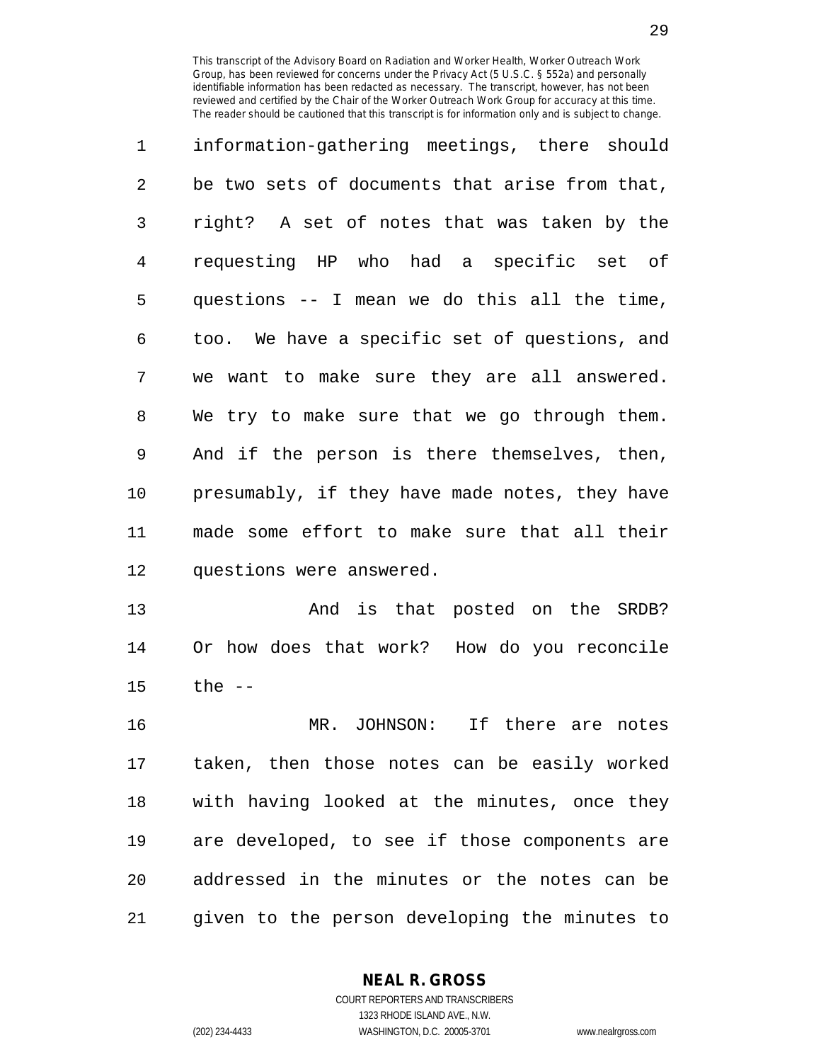information-gathering meetings, there should be two sets of documents that arise from that, right? A set of notes that was taken by the requesting HP who had a specific set of questions -- I mean we do this all the time, too. We have a specific set of questions, and we want to make sure they are all answered. We try to make sure that we go through them. And if the person is there themselves, then, presumably, if they have made notes, they have made some effort to make sure that all their questions were answered.

And is that posted on the SRDB? Or how does that work? How do you reconcile the --

MR. JOHNSON: If there are notes taken, then those notes can be easily worked with having looked at the minutes, once they are developed, to see if those components are addressed in the minutes or the notes can be given to the person developing the minutes to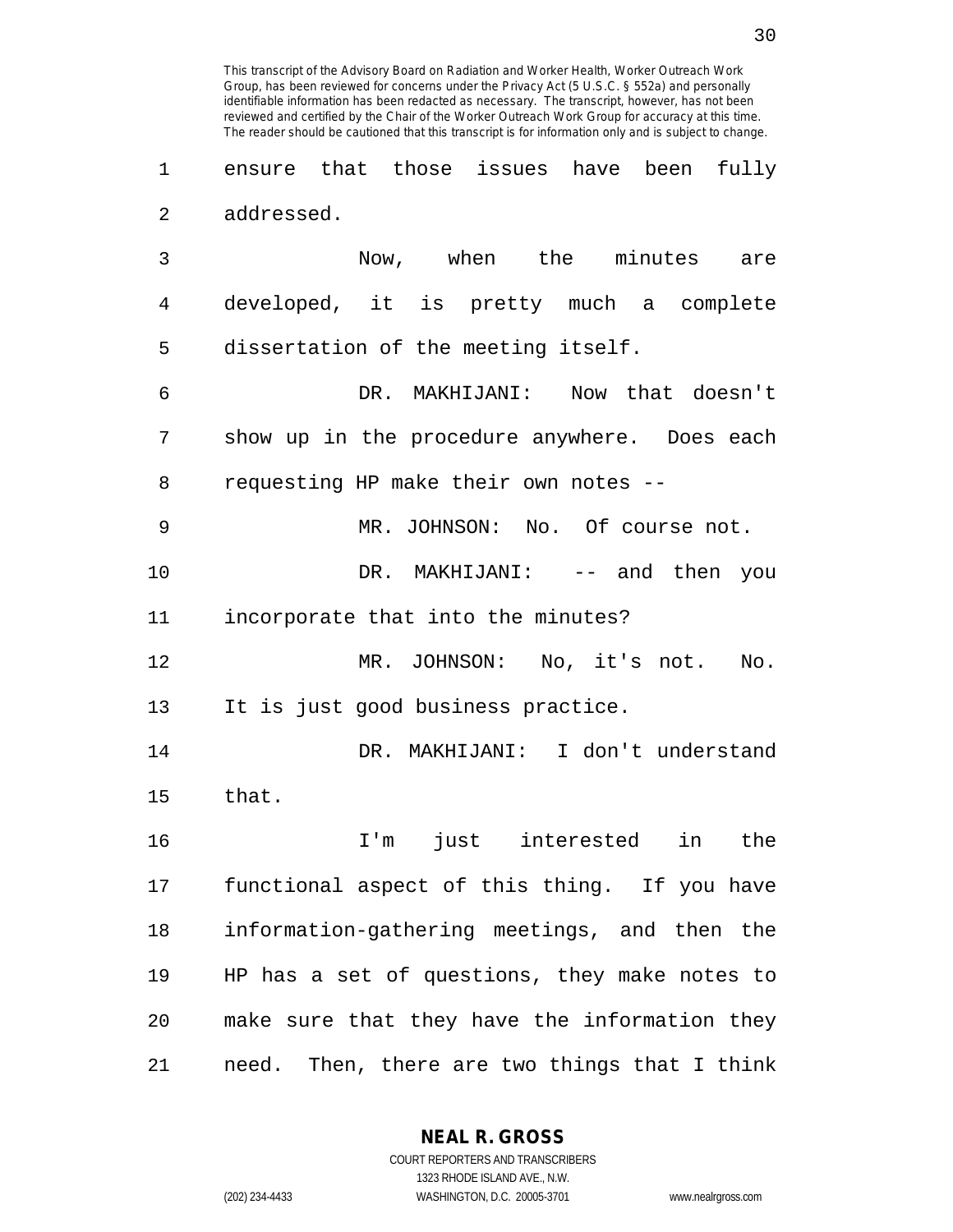ensure that those issues have been fully addressed.

Now, when the minutes are developed, it is pretty much a complete dissertation of the meeting itself.

DR. MAKHIJANI: Now that doesn't show up in the procedure anywhere. Does each requesting HP make their own notes --

MR. JOHNSON: No. Of course not.

DR. MAKHIJANI: -- and then you incorporate that into the minutes?

MR. JOHNSON: No, it's not. No. It is just good business practice.

DR. MAKHIJANI: I don't understand that.

I'm just interested in the functional aspect of this thing. If you have information-gathering meetings, and then the HP has a set of questions, they make notes to make sure that they have the information they need. Then, there are two things that I think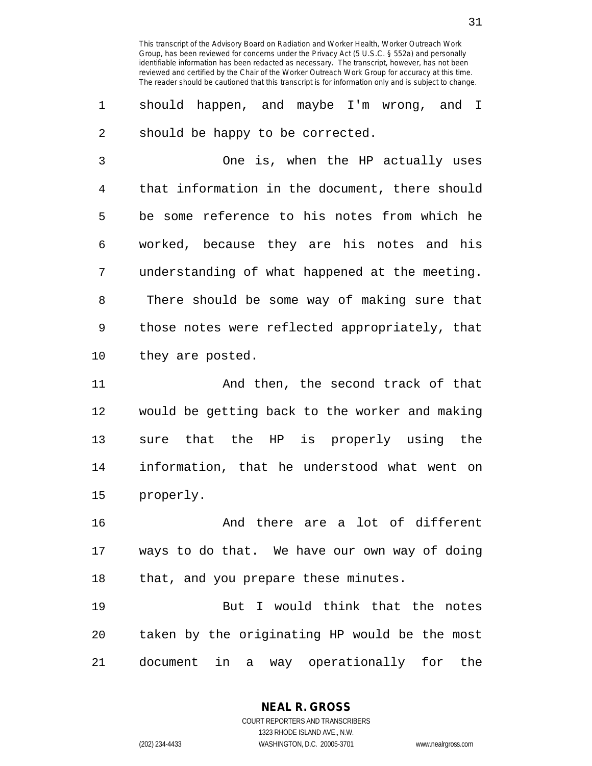should happen, and maybe I'm wrong, and I should be happy to be corrected.

One is, when the HP actually uses that information in the document, there should be some reference to his notes from which he worked, because they are his notes and his understanding of what happened at the meeting. There should be some way of making sure that those notes were reflected appropriately, that they are posted.

And then, the second track of that would be getting back to the worker and making sure that the HP is properly using the information, that he understood what went on properly.

And there are a lot of different ways to do that. We have our own way of doing that, and you prepare these minutes.

But I would think that the notes taken by the originating HP would be the most document in a way operationally for the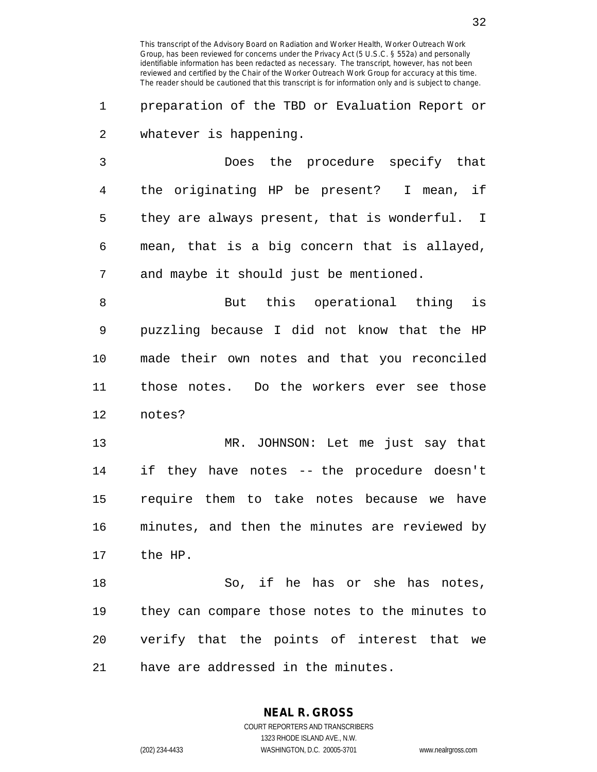This transcript of the Advisory Board on Radiation and Worker Health, Worker Outreach Work Group, has been reviewed for concerns under the Privacy Act (5 U.S.C. § 552a) and personally identifiable information has been redacted as necessary. The transcript, however, has not been reviewed and certified by the Chair of the Worker Outreach Work Group for accuracy at this time. The reader should be cautioned that this transcript is for information only and is subject to change.

preparation of the TBD or Evaluation Report or whatever is happening.

Does the procedure specify that the originating HP be present? I mean, if they are always present, that is wonderful. I mean, that is a big concern that is allayed, and maybe it should just be mentioned.

But this operational thing is puzzling because I did not know that the HP made their own notes and that you reconciled those notes. Do the workers ever see those notes?

MR. JOHNSON: Let me just say that if they have notes -- the procedure doesn't require them to take notes because we have minutes, and then the minutes are reviewed by the HP.

So, if he has or she has notes, they can compare those notes to the minutes to verify that the points of interest that we have are addressed in the minutes.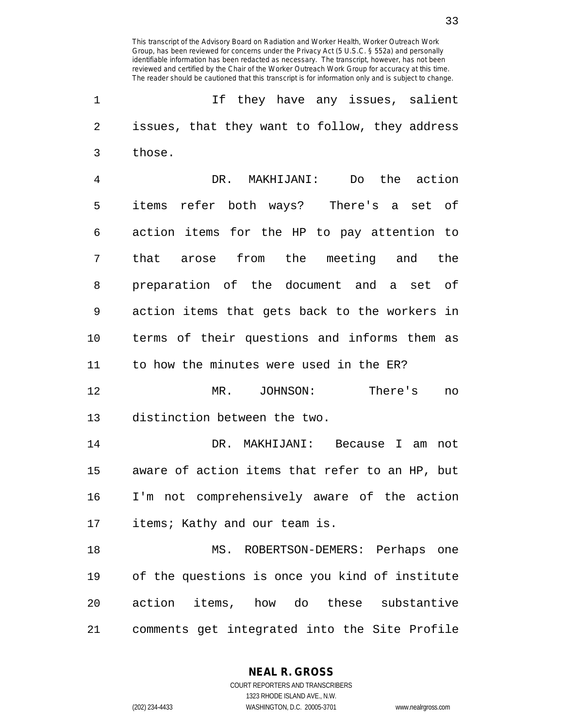If they have any issues, salient issues, that they want to follow, they address those.

DR. MAKHIJANI: Do the action items refer both ways? There's a set of action items for the HP to pay attention to that arose from the meeting and the preparation of the document and a set of action items that gets back to the workers in terms of their questions and informs them as to how the minutes were used in the ER?

MR. JOHNSON: There's no distinction between the two.

DR. MAKHIJANI: Because I am not aware of action items that refer to an HP, but I'm not comprehensively aware of the action items; Kathy and our team is.

MS. ROBERTSON-DEMERS: Perhaps one of the questions is once you kind of institute action items, how do these substantive comments get integrated into the Site Profile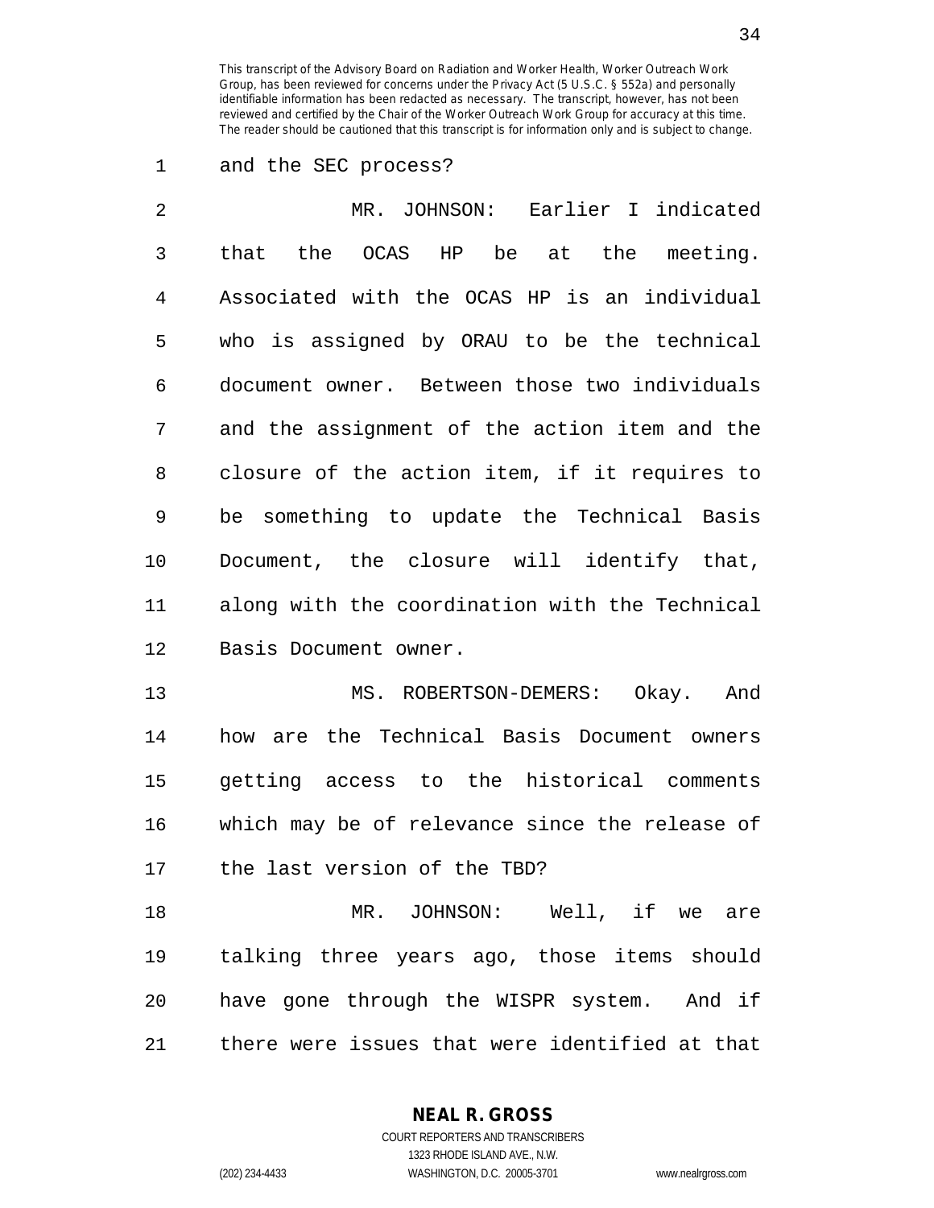and the SEC process?

MR. JOHNSON: Earlier I indicated that the OCAS HP be at the meeting. Associated with the OCAS HP is an individual who is assigned by ORAU to be the technical document owner. Between those two individuals and the assignment of the action item and the closure of the action item, if it requires to be something to update the Technical Basis Document, the closure will identify that, along with the coordination with the Technical Basis Document owner.

MS. ROBERTSON-DEMERS: Okay. And how are the Technical Basis Document owners getting access to the historical comments which may be of relevance since the release of the last version of the TBD?

MR. JOHNSON: Well, if we are talking three years ago, those items should have gone through the WISPR system. And if there were issues that were identified at that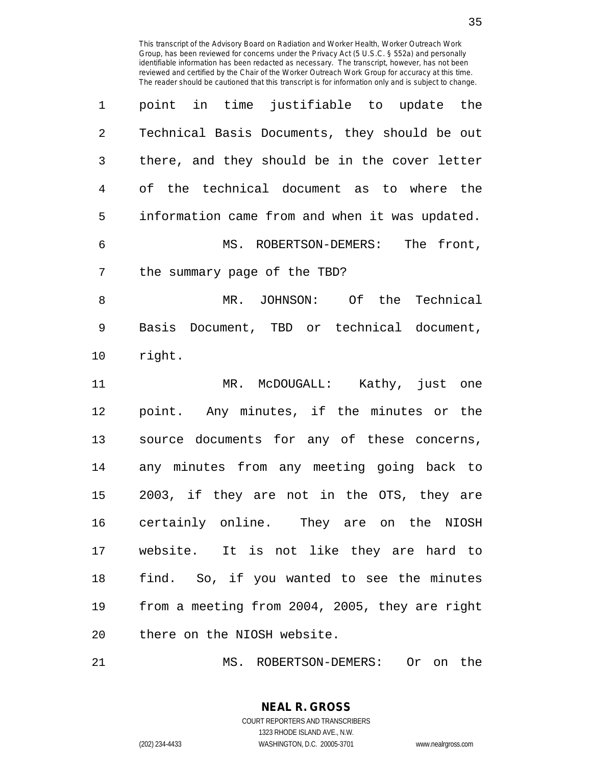This transcript of the Advisory Board on Radiation and Worker Health, Worker Outreach Work Group, has been reviewed for concerns under the Privacy Act (5 U.S.C. § 552a) and personally identifiable information has been redacted as necessary. The transcript, however, has not been reviewed and certified by the Chair of the Worker Outreach Work Group for accuracy at this time. The reader should be cautioned that this transcript is for information only and is subject to change.

point in time justifiable to update the Technical Basis Documents, they should be out there, and they should be in the cover letter of the technical document as to where the information came from and when it was updated.

MS. ROBERTSON-DEMERS: The front, the summary page of the TBD?

MR. JOHNSON: Of the Technical Basis Document, TBD or technical document, right.

MR. McDOUGALL: Kathy, just one point. Any minutes, if the minutes or the source documents for any of these concerns, any minutes from any meeting going back to 2003, if they are not in the OTS, they are certainly online. They are on the NIOSH website. It is not like they are hard to find. So, if you wanted to see the minutes from a meeting from 2004, 2005, they are right there on the NIOSH website.

MS. ROBERTSON-DEMERS: Or on the

**NEAL R. GROSS**
COURT REPORTERS AND TRANSCRIBERS
1323 RHODE ISLAND AVE., N.W.
(202) 234-4433 WASHINGTON, D.C. 20005-3701 www.nealrgross.com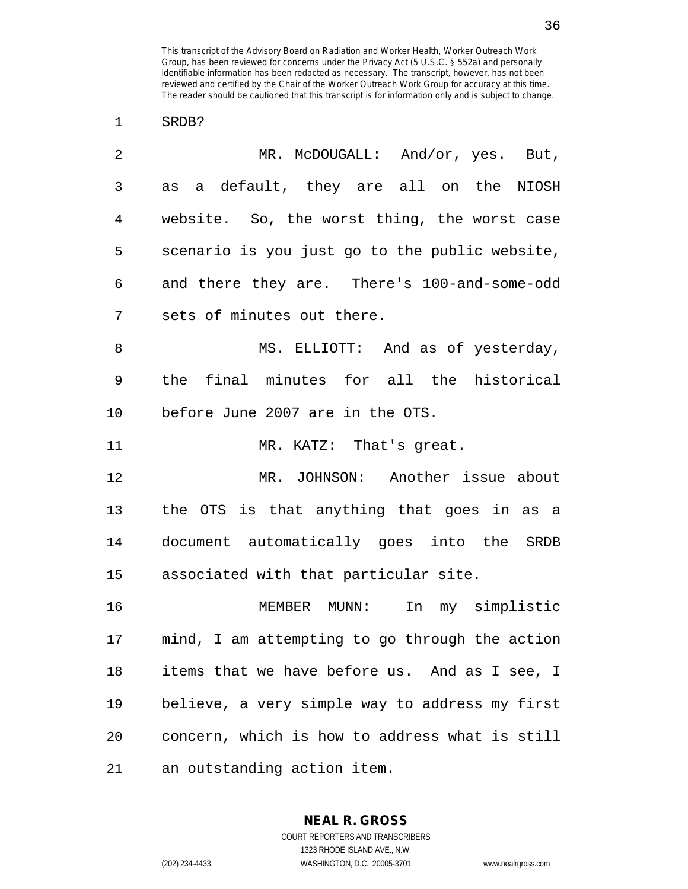SRDB?

MR. McDOUGALL: And/or, yes. But, as a default, they are all on the NIOSH website. So, the worst thing, the worst case scenario is you just go to the public website, and there they are. There's 100-and-some-odd sets of minutes out there.

MS. ELLIOTT: And as of yesterday, the final minutes for all the historical before June 2007 are in the OTS.

MR. KATZ: That's great.

MR. JOHNSON: Another issue about the OTS is that anything that goes in as a document automatically goes into the SRDB associated with that particular site.

MEMBER MUNN: In my simplistic mind, I am attempting to go through the action items that we have before us. And as I see, I believe, a very simple way to address my first concern, which is how to address what is still an outstanding action item.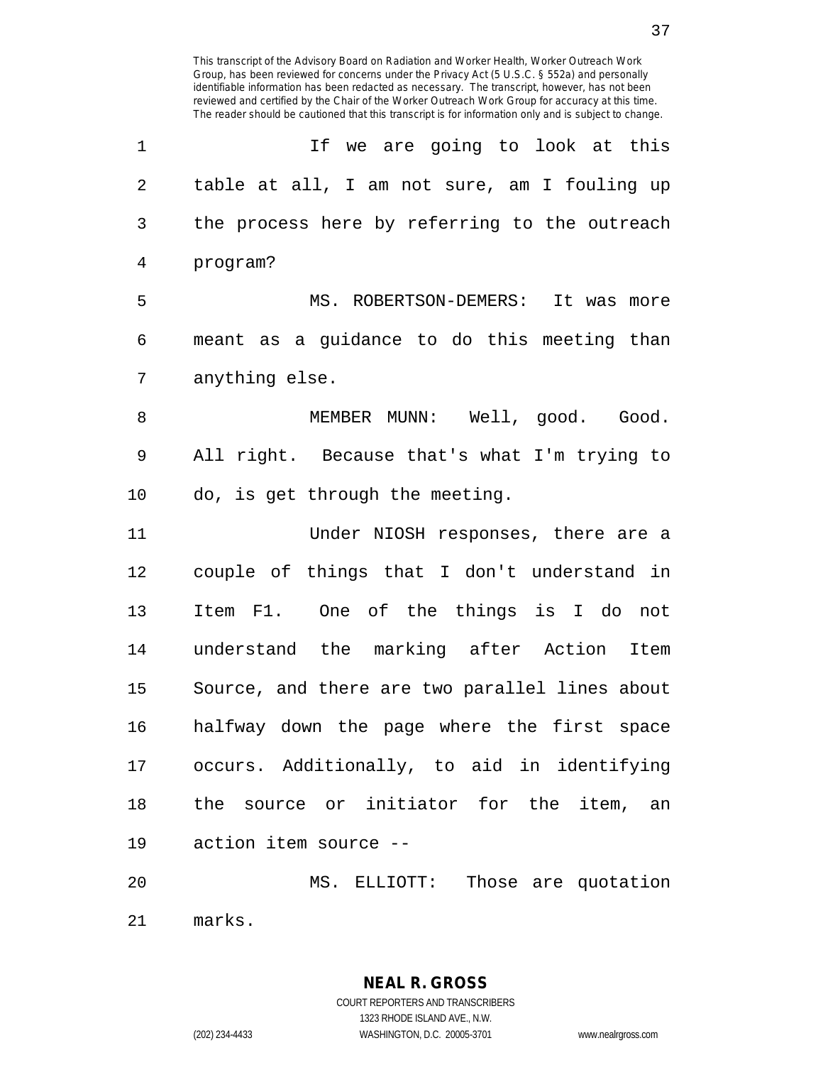If we are going to look at this table at all, I am not sure, am I fouling up the process here by referring to the outreach program?

MS. ROBERTSON-DEMERS: It was more meant as a guidance to do this meeting than anything else.

MEMBER MUNN: Well, good. Good. All right. Because that's what I'm trying to do, is get through the meeting.

Under NIOSH responses, there are a couple of things that I don't understand in Item F1. One of the things is I do not understand the marking after Action Item Source, and there are two parallel lines about halfway down the page where the first space occurs. Additionally, to aid in identifying the source or initiator for the item, an action item source --

MS. ELLIOTT: Those are quotation marks.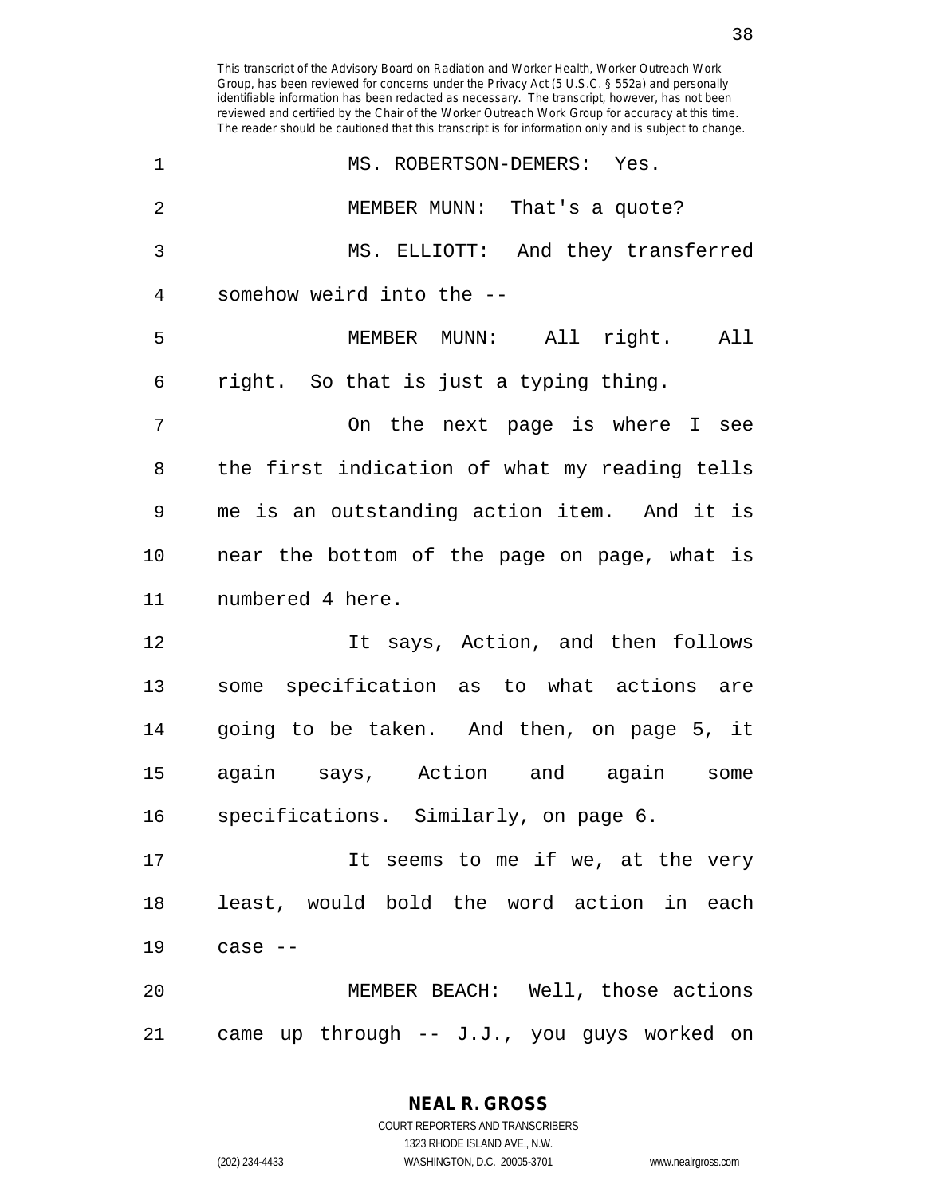MS. ROBERTSON-DEMERS: Yes.

MEMBER MUNN: That's a quote?

MS. ELLIOTT: And they transferred somehow weird into the --

MEMBER MUNN: All right. All right. So that is just a typing thing.

On the next page is where I see the first indication of what my reading tells me is an outstanding action item. And it is near the bottom of the page on page, what is numbered 4 here.

It says, Action, and then follows some specification as to what actions are going to be taken. And then, on page 5, it again says, Action and again some specifications. Similarly, on page 6.

It seems to me if we, at the very least, would bold the word action in each case --

MEMBER BEACH: Well, those actions came up through -- J.J., you guys worked on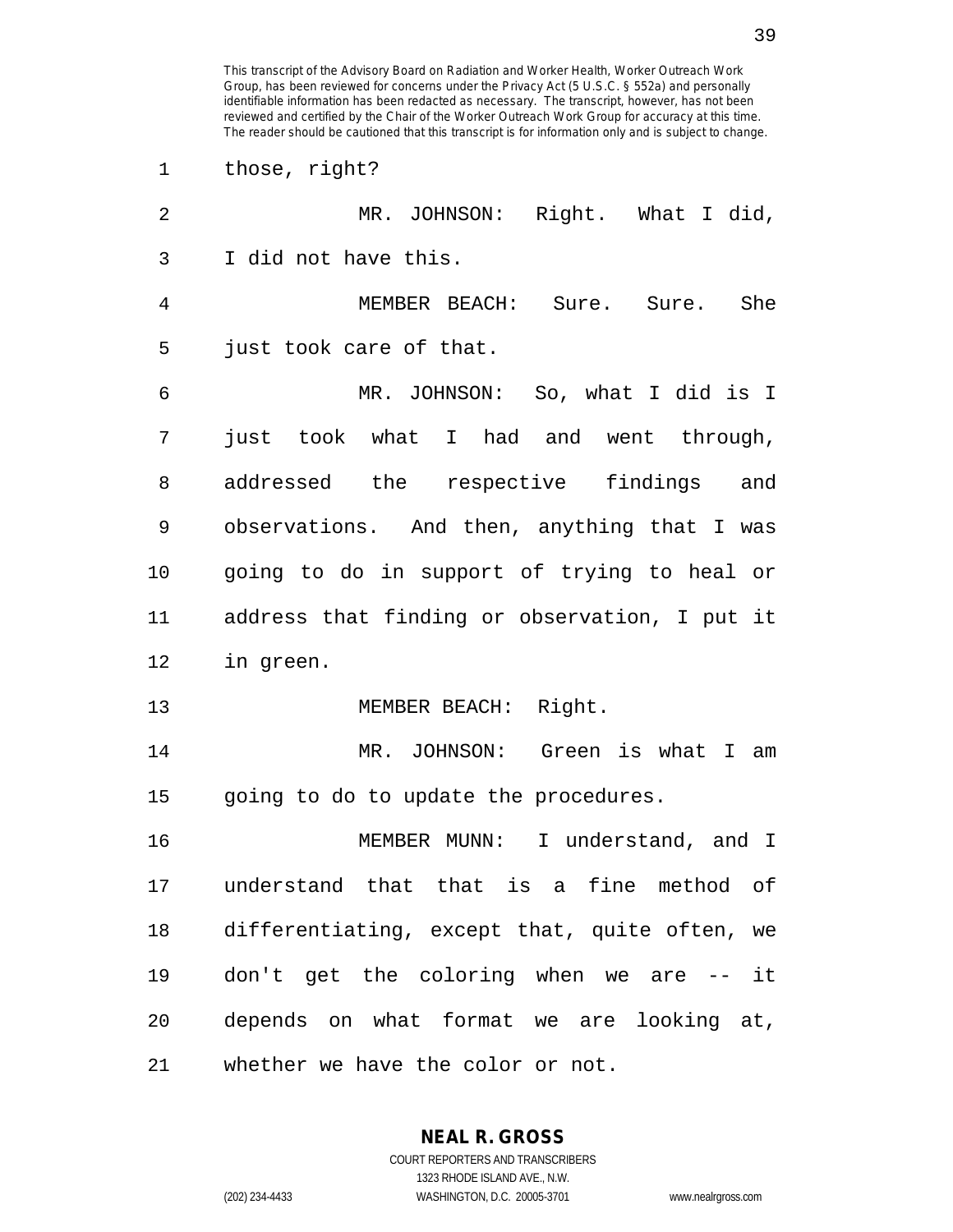This transcript of the Advisory Board on Radiation and Worker Health, Worker Outreach Work Group, has been reviewed for concerns under the Privacy Act (5 U.S.C. § 552a) and personally identifiable information has been redacted as necessary. The transcript, however, has not been reviewed and certified by the Chair of the Worker Outreach Work Group for accuracy at this time. The reader should be cautioned that this transcript is for information only and is subject to change.

1 those, right?

2 MR. JOHNSON: Right. What I did,

3 I did not have this.

4 MEMBER BEACH: Sure. Sure. She

5 just took care of that.

6 MR. JOHNSON: So, what I did is I

7 just took what I had and went through,

8 addressed the respective findings and

9 observations. And then, anything that I was

10 going to do in support of trying to heal or

11 address that finding or observation, I put it

12 in green.

13 MEMBER BEACH: Right.

14 MR. JOHNSON: Green is what I am

15 going to do to update the procedures.

16 MEMBER MUNN: I understand, and I

17 understand that that is a fine method of

18 differentiating, except that, quite often, we

19 don't get the coloring when we are -- it

20 depends on what format we are looking at,

21 whether we have the color or not.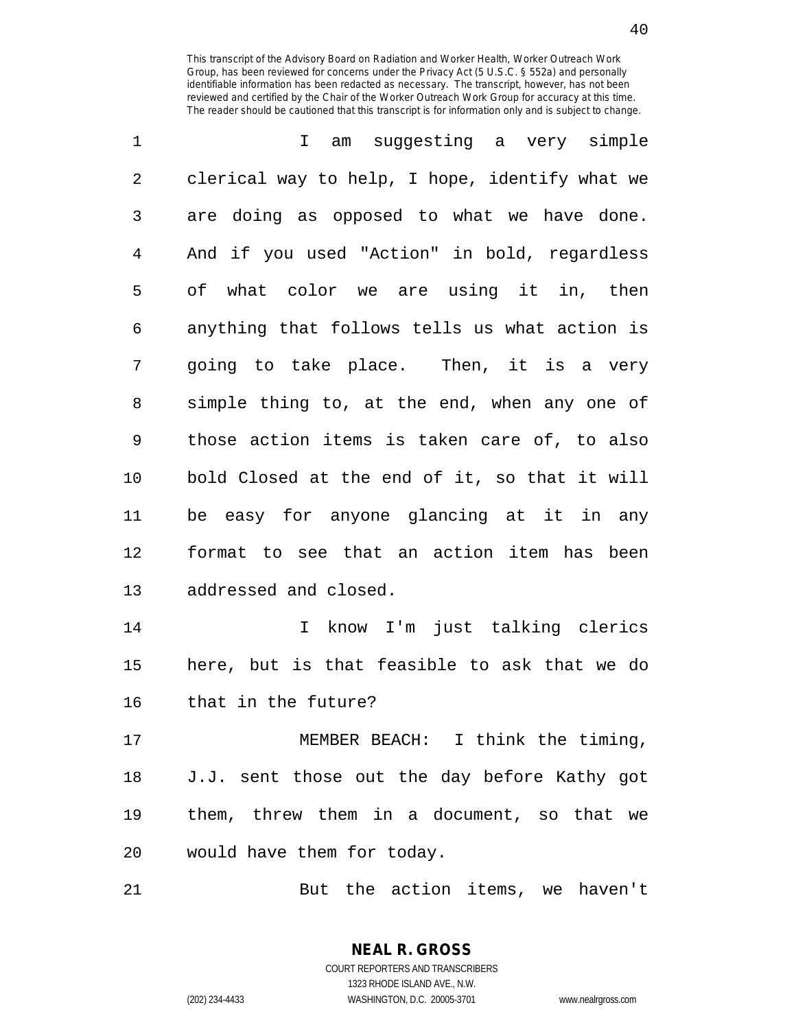I am suggesting a very simple clerical way to help, I hope, identify what we are doing as opposed to what we have done. And if you used "Action" in bold, regardless of what color we are using it in, then anything that follows tells us what action is going to take place. Then, it is a very simple thing to, at the end, when any one of those action items is taken care of, to also bold Closed at the end of it, so that it will be easy for anyone glancing at it in any format to see that an action item has been addressed and closed.

I know I'm just talking clerics here, but is that feasible to ask that we do that in the future?

MEMBER BEACH: I think the timing, J.J. sent those out the day before Kathy got them, threw them in a document, so that we would have them for today.

But the action items, we haven't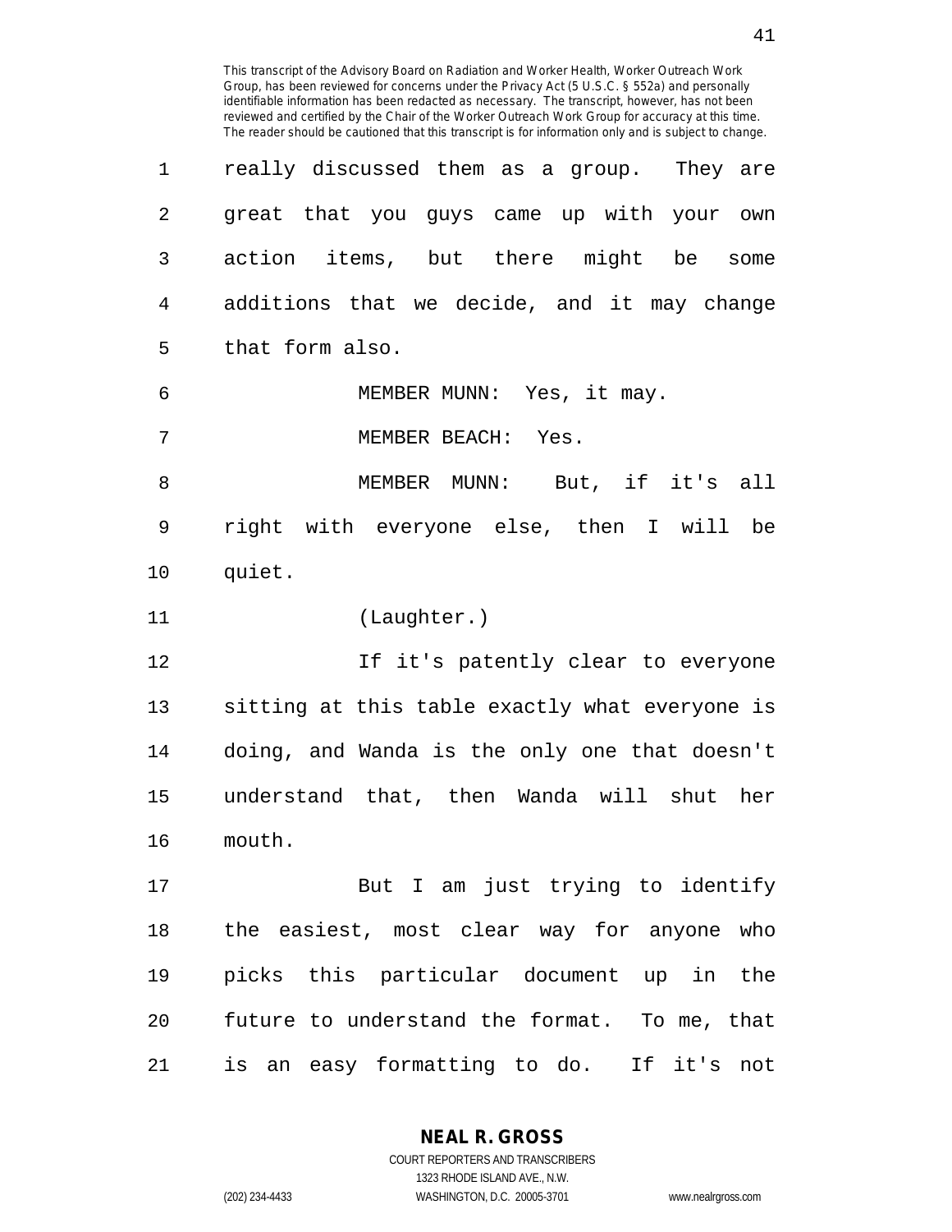really discussed them as a group. They are great that you guys came up with your own action items, but there might be some additions that we decide, and it may change that form also.

MEMBER MUNN: Yes, it may.

MEMBER BEACH: Yes.

MEMBER MUNN: But, if it's all right with everyone else, then I will be quiet.

(Laughter.)

If it's patently clear to everyone sitting at this table exactly what everyone is doing, and Wanda is the only one that doesn't understand that, then Wanda will shut her mouth.

But I am just trying to identify the easiest, most clear way for anyone who picks this particular document up in the future to understand the format. To me, that is an easy formatting to do. If it's not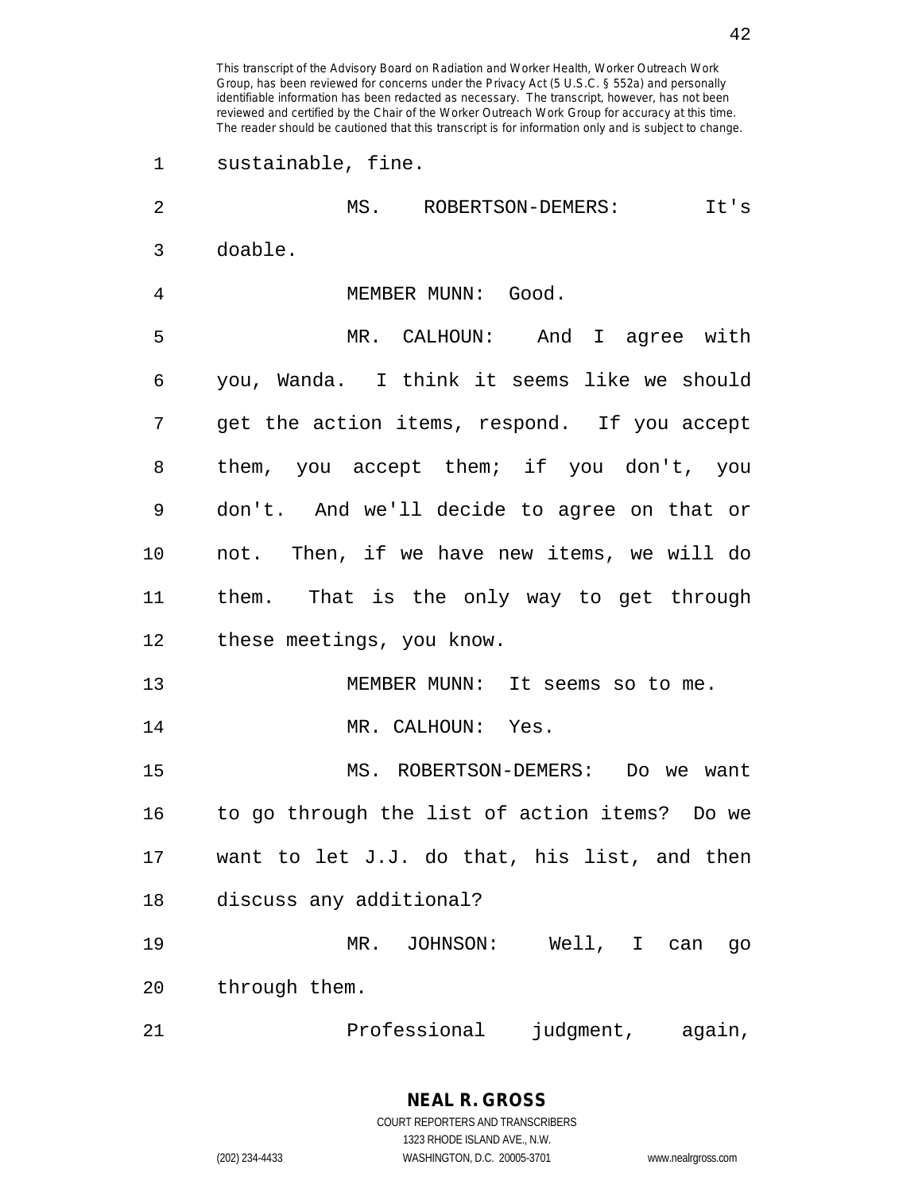sustainable, fine.

MS. ROBERTSON-DEMERS: It's doable.

MEMBER MUNN: Good.

MR. CALHOUN: And I agree with you, Wanda. I think it seems like we should get the action items, respond. If you accept them, you accept them; if you don't, you don't. And we'll decide to agree on that or not. Then, if we have new items, we will do them. That is the only way to get through these meetings, you know.

MEMBER MUNN: It seems so to me.

MR. CALHOUN: Yes.

MS. ROBERTSON-DEMERS: Do we want to go through the list of action items? Do we want to let J.J. do that, his list, and then discuss any additional?

MR. JOHNSON: Well, I can go through them.

Professional judgment, again,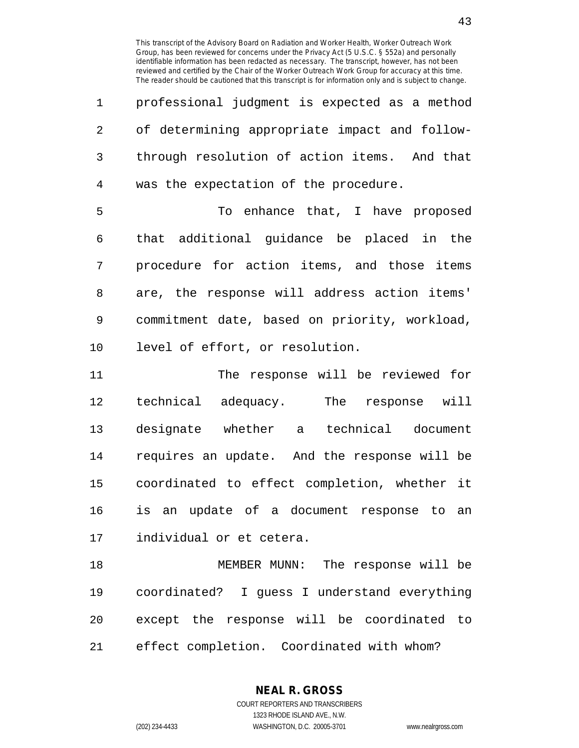professional judgment is expected as a method of determining appropriate impact and follow-through resolution of action items. And that was the expectation of the procedure.

To enhance that, I have proposed that additional guidance be placed in the procedure for action items, and those items are, the response will address action items' commitment date, based on priority, workload, level of effort, or resolution.

The response will be reviewed for technical adequacy. The response will designate whether a technical document requires an update. And the response will be coordinated to effect completion, whether it is an update of a document response to an individual or et cetera.

MEMBER MUNN: The response will be coordinated? I guess I understand everything except the response will be coordinated to effect completion. Coordinated with whom?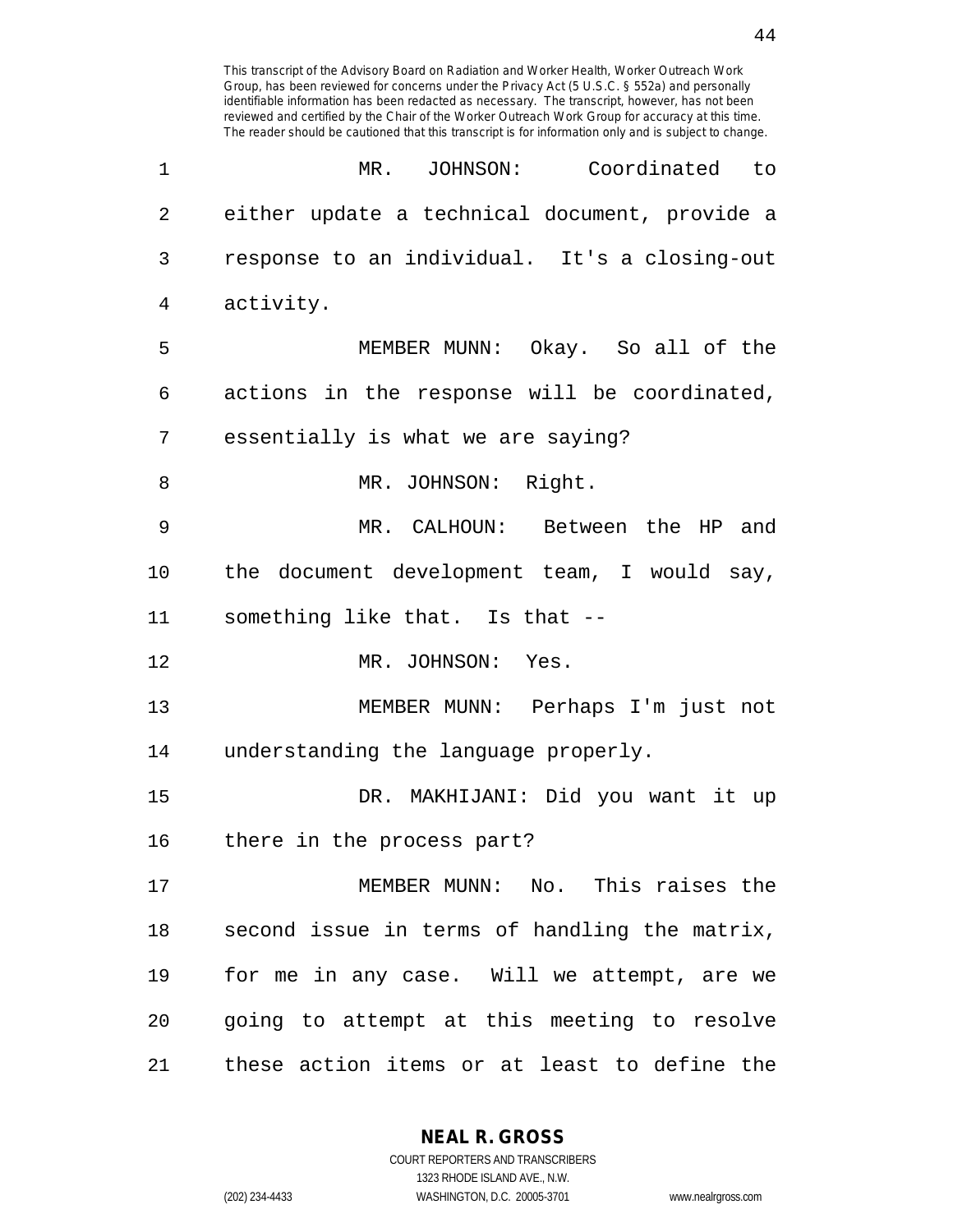This transcript of the Advisory Board on Radiation and Worker Health, Worker Outreach Work Group, has been reviewed for concerns under the Privacy Act (5 U.S.C. § 552a) and personally identifiable information has been redacted as necessary. The transcript, however, has not been reviewed and certified by the Chair of the Worker Outreach Work Group for accuracy at this time. The reader should be cautioned that this transcript is for information only and is subject to change.

MR. JOHNSON: Coordinated to either update a technical document, provide a response to an individual. It's a closing-out activity.

MEMBER MUNN: Okay. So all of the actions in the response will be coordinated, essentially is what we are saying?

MR. JOHNSON: Right.

MR. CALHOUN: Between the HP and the document development team, I would say, something like that. Is that --

MR. JOHNSON: Yes.

MEMBER MUNN: Perhaps I'm just not understanding the language properly.

DR. MAKHIJANI: Did you want it up there in the process part?

MEMBER MUNN: No. This raises the second issue in terms of handling the matrix, for me in any case. Will we attempt, are we going to attempt at this meeting to resolve these action items or at least to define the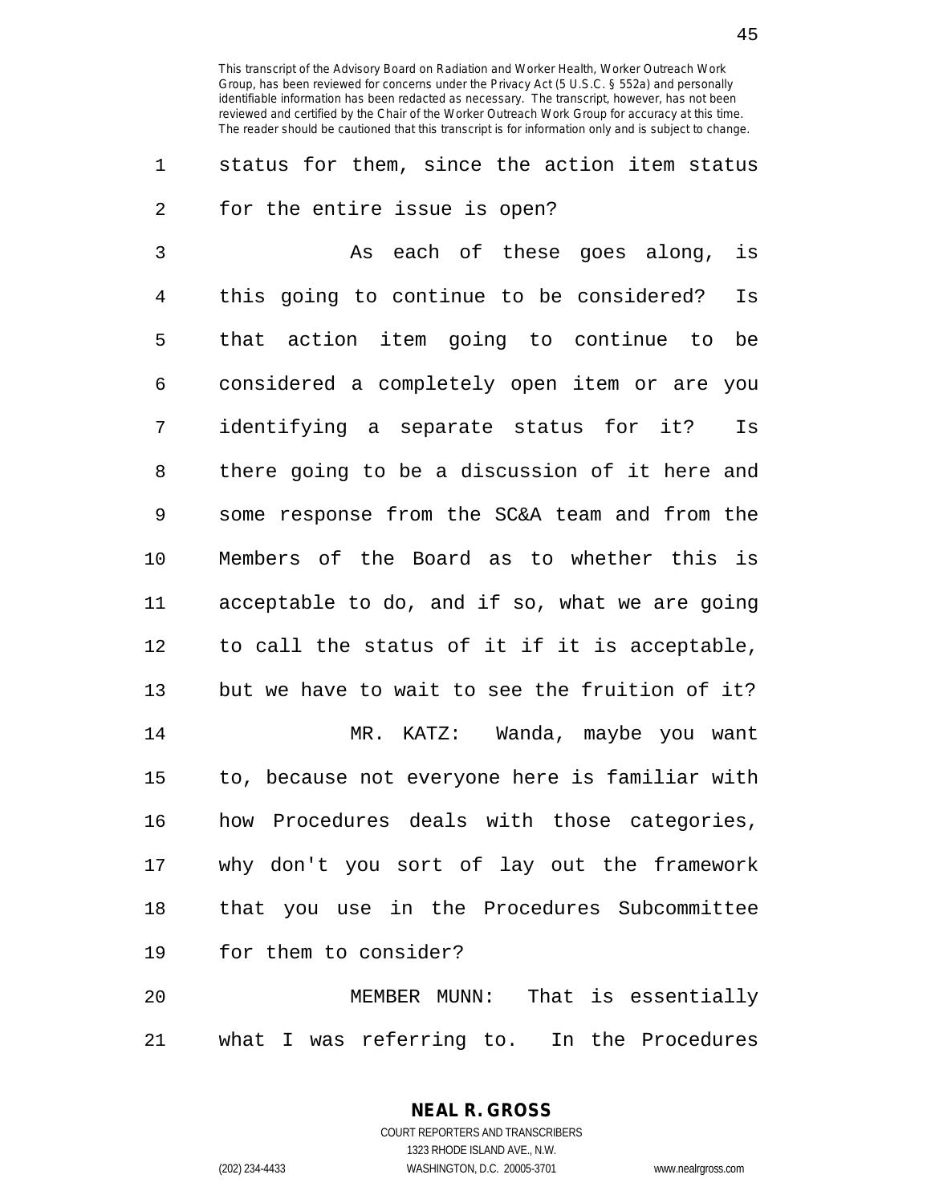status for them, since the action item status for the entire issue is open?

As each of these goes along, is this going to continue to be considered? Is that action item going to continue to be considered a completely open item or are you identifying a separate status for it? Is there going to be a discussion of it here and some response from the SC&A team and from the Members of the Board as to whether this is acceptable to do, and if so, what we are going to call the status of it if it is acceptable, but we have to wait to see the fruition of it?

MR. KATZ: Wanda, maybe you want to, because not everyone here is familiar with how Procedures deals with those categories, why don't you sort of lay out the framework that you use in the Procedures Subcommittee for them to consider?

MEMBER MUNN: That is essentially what I was referring to. In the Procedures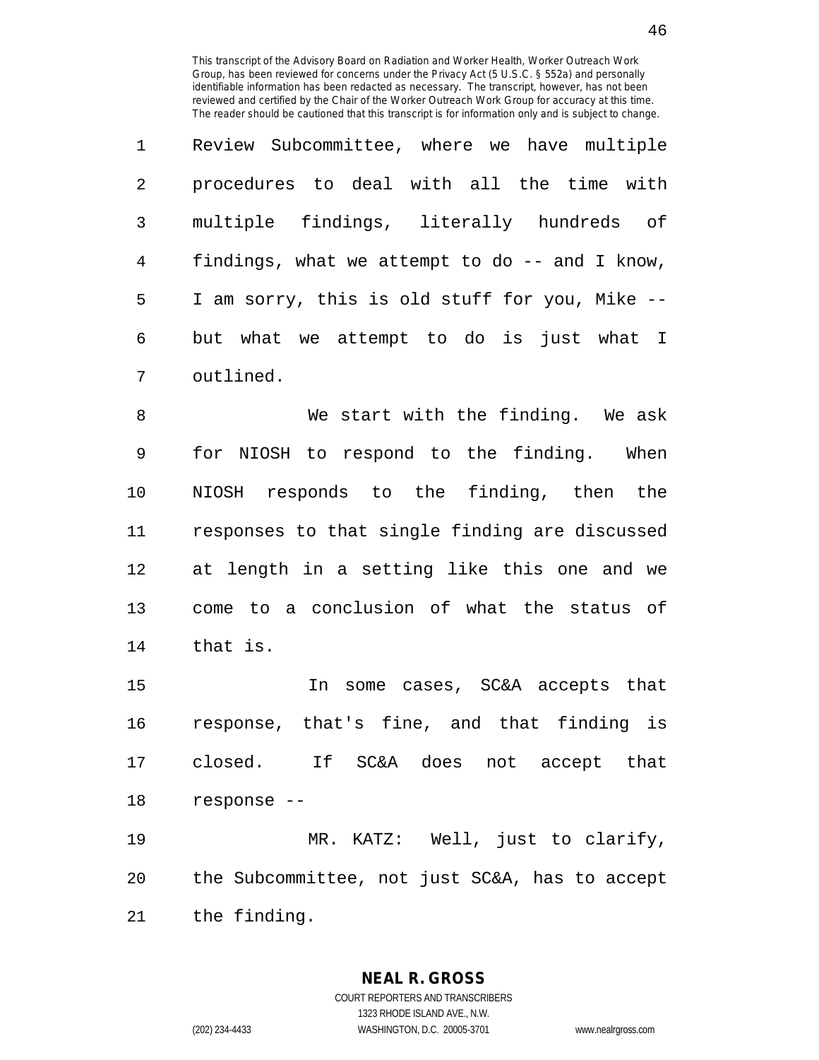Review Subcommittee, where we have multiple procedures to deal with all the time with multiple findings, literally hundreds of findings, what we attempt to do -- and I know, I am sorry, this is old stuff for you, Mike -- but what we attempt to do is just what I outlined.

We start with the finding. We ask for NIOSH to respond to the finding. When NIOSH responds to the finding, then the responses to that single finding are discussed at length in a setting like this one and we come to a conclusion of what the status of that is.

In some cases, SC&A accepts that response, that's fine, and that finding is closed. If SC&A does not accept that response --

MR. KATZ: Well, just to clarify, the Subcommittee, not just SC&A, has to accept the finding.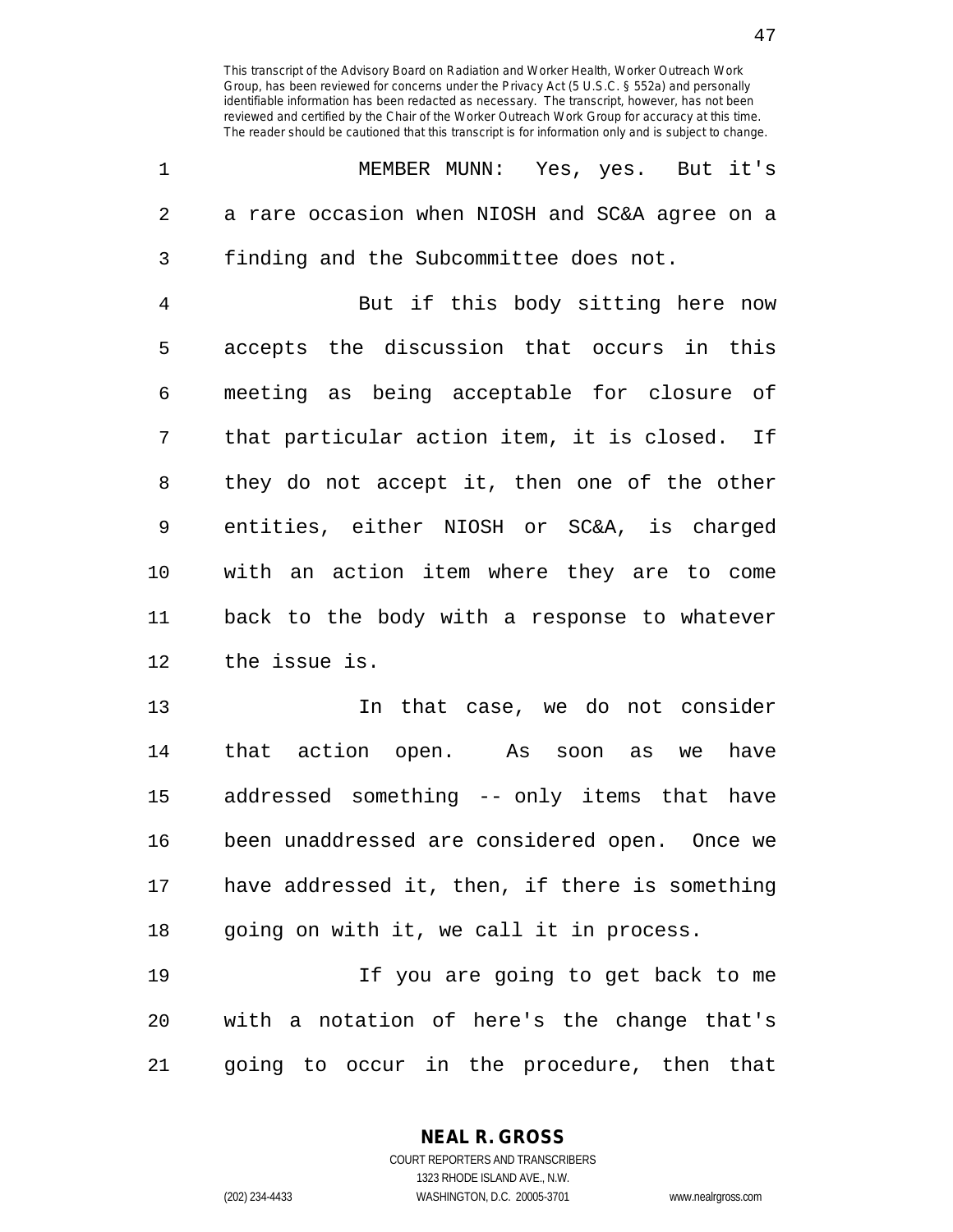MEMBER MUNN: Yes, yes. But it's a rare occasion when NIOSH and SC&A agree on a finding and the Subcommittee does not.

But if this body sitting here now accepts the discussion that occurs in this meeting as being acceptable for closure of that particular action item, it is closed. If they do not accept it, then one of the other entities, either NIOSH or SC&A, is charged with an action item where they are to come back to the body with a response to whatever the issue is.

In that case, we do not consider that action open. As soon as we have addressed something -- only items that have been unaddressed are considered open. Once we have addressed it, then, if there is something going on with it, we call it in process.

If you are going to get back to me with a notation of here's the change that's going to occur in the procedure, then that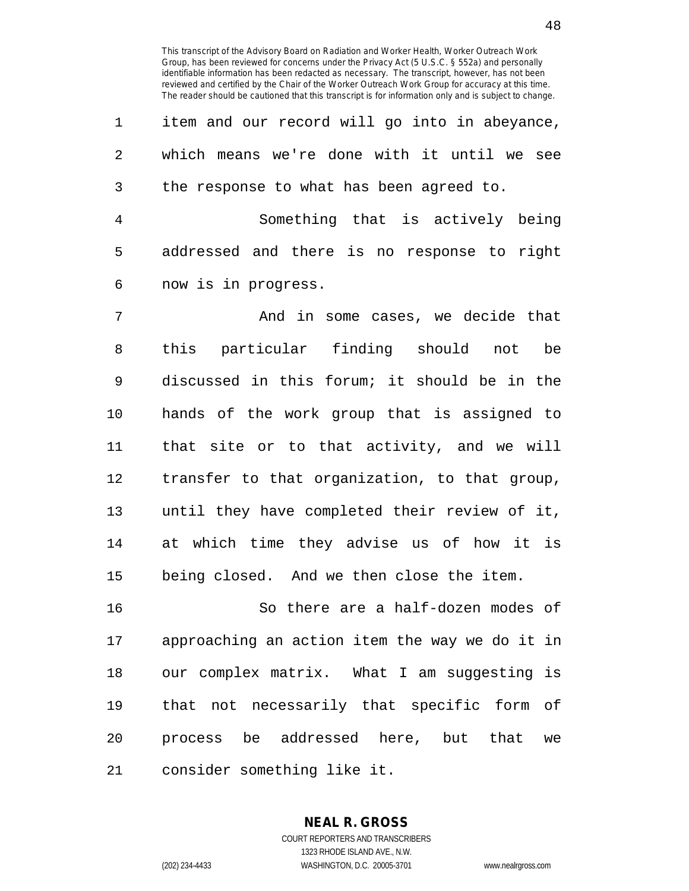item and our record will go into in abeyance, which means we're done with it until we see the response to what has been agreed to.

Something that is actively being addressed and there is no response to right now is in progress.

And in some cases, we decide that this particular finding should not be discussed in this forum; it should be in the hands of the work group that is assigned to that site or to that activity, and we will transfer to that organization, to that group, until they have completed their review of it, at which time they advise us of how it is being closed. And we then close the item.

So there are a half-dozen modes of approaching an action item the way we do it in our complex matrix. What I am suggesting is that not necessarily that specific form of process be addressed here, but that we consider something like it.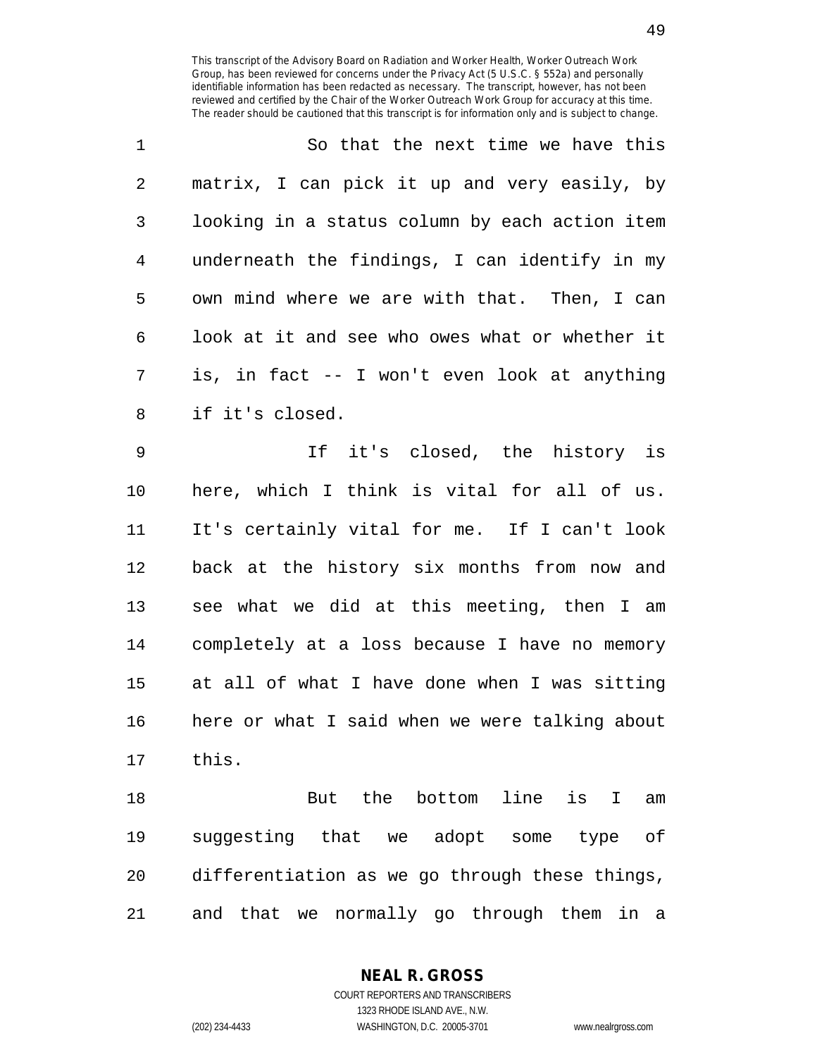So that the next time we have this matrix, I can pick it up and very easily, by looking in a status column by each action item underneath the findings, I can identify in my own mind where we are with that. Then, I can look at it and see who owes what or whether it is, in fact -- I won't even look at anything if it's closed.

If it's closed, the history is here, which I think is vital for all of us. It's certainly vital for me. If I can't look back at the history six months from now and see what we did at this meeting, then I am completely at a loss because I have no memory at all of what I have done when I was sitting here or what I said when we were talking about this.

But the bottom line is I am suggesting that we adopt some type of differentiation as we go through these things, and that we normally go through them in a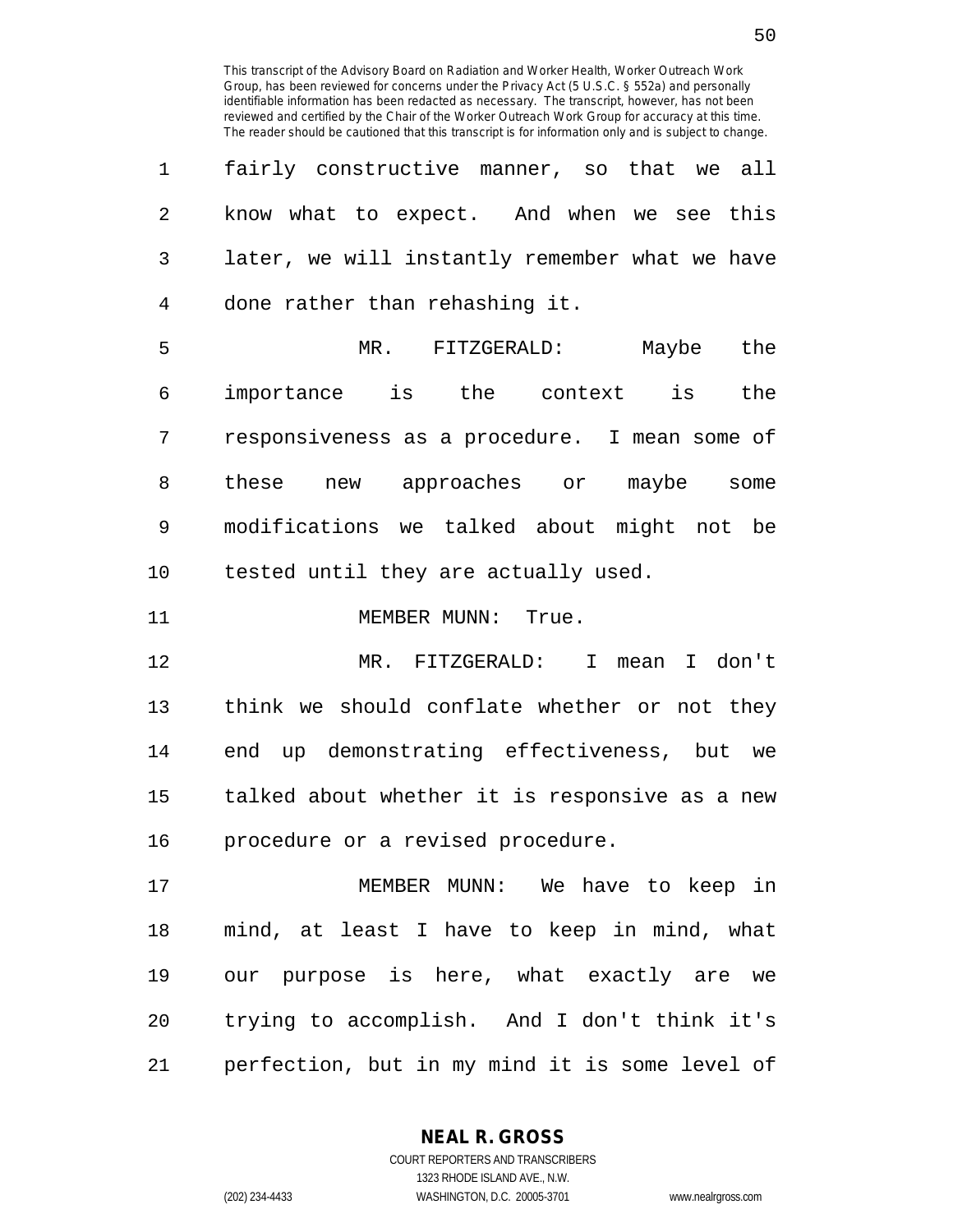fairly constructive manner, so that we all know what to expect. And when we see this later, we will instantly remember what we have done rather than rehashing it.

MR. FITZGERALD: Maybe the importance is the context is the responsiveness as a procedure. I mean some of these new approaches or maybe some modifications we talked about might not be tested until they are actually used.

MEMBER MUNN: True.

MR. FITZGERALD: I mean I don't think we should conflate whether or not they end up demonstrating effectiveness, but we talked about whether it is responsive as a new procedure or a revised procedure.

MEMBER MUNN: We have to keep in mind, at least I have to keep in mind, what our purpose is here, what exactly are we trying to accomplish. And I don't think it's perfection, but in my mind it is some level of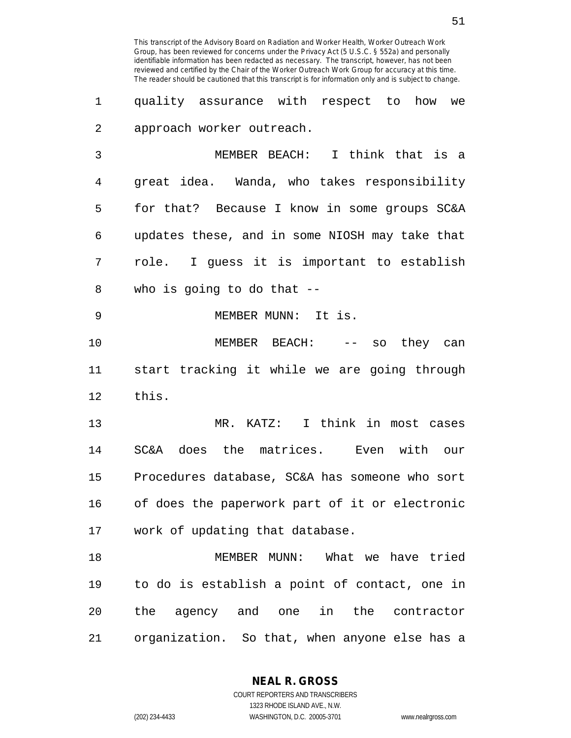quality assurance with respect to how we approach worker outreach.

MEMBER BEACH: I think that is a great idea. Wanda, who takes responsibility for that? Because I know in some groups SC&A updates these, and in some NIOSH may take that role. I guess it is important to establish who is going to do that --

MEMBER MUNN: It is.

MEMBER BEACH: -- so they can start tracking it while we are going through this.

MR. KATZ: I think in most cases SC&A does the matrices. Even with our Procedures database, SC&A has someone who sort of does the paperwork part of it or electronic work of updating that database.

MEMBER MUNN: What we have tried to do is establish a point of contact, one in the agency and one in the contractor organization. So that, when anyone else has a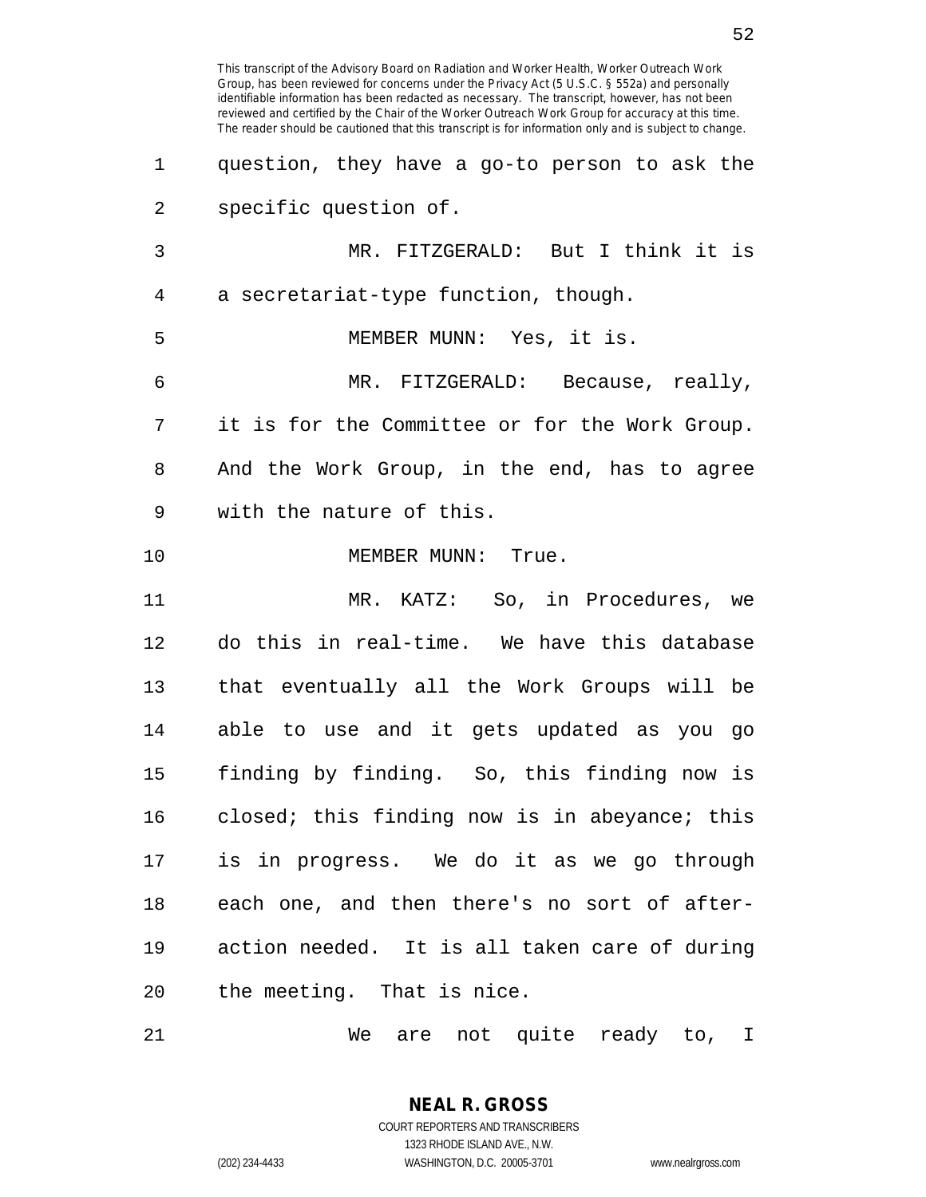question, they have a go-to person to ask the specific question of.

MR. FITZGERALD: But I think it is a secretariat-type function, though.

MEMBER MUNN: Yes, it is.

MR. FITZGERALD: Because, really, it is for the Committee or for the Work Group. And the Work Group, in the end, has to agree with the nature of this.

MEMBER MUNN: True.

MR. KATZ: So, in Procedures, we do this in real-time. We have this database that eventually all the Work Groups will be able to use and it gets updated as you go finding by finding. So, this finding now is closed; this finding now is in abeyance; this is in progress. We do it as we go through each one, and then there's no sort of after-action needed. It is all taken care of during the meeting. That is nice.

We are not quite ready to, I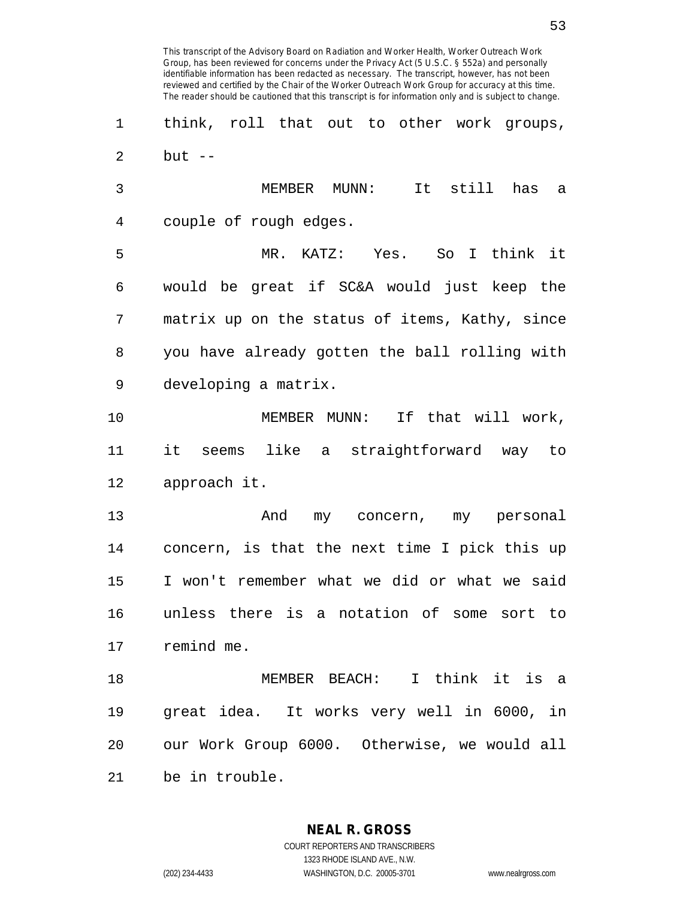This transcript of the Advisory Board on Radiation and Worker Health, Worker Outreach Work Group, has been reviewed for concerns under the Privacy Act (5 U.S.C. § 552a) and personally identifiable information has been redacted as necessary. The transcript, however, has not been reviewed and certified by the Chair of the Worker Outreach Work Group for accuracy at this time. The reader should be cautioned that this transcript is for information only and is subject to change.

think, roll that out to other work groups, but --

MEMBER MUNN: It still has a couple of rough edges.

MR. KATZ: Yes. So I think it would be great if SC&A would just keep the matrix up on the status of items, Kathy, since you have already gotten the ball rolling with developing a matrix.

MEMBER MUNN: If that will work, it seems like a straightforward way to approach it.

And my concern, my personal concern, is that the next time I pick this up I won't remember what we did or what we said unless there is a notation of some sort to remind me.

MEMBER BEACH: I think it is a great idea. It works very well in 6000, in our Work Group 6000. Otherwise, we would all be in trouble.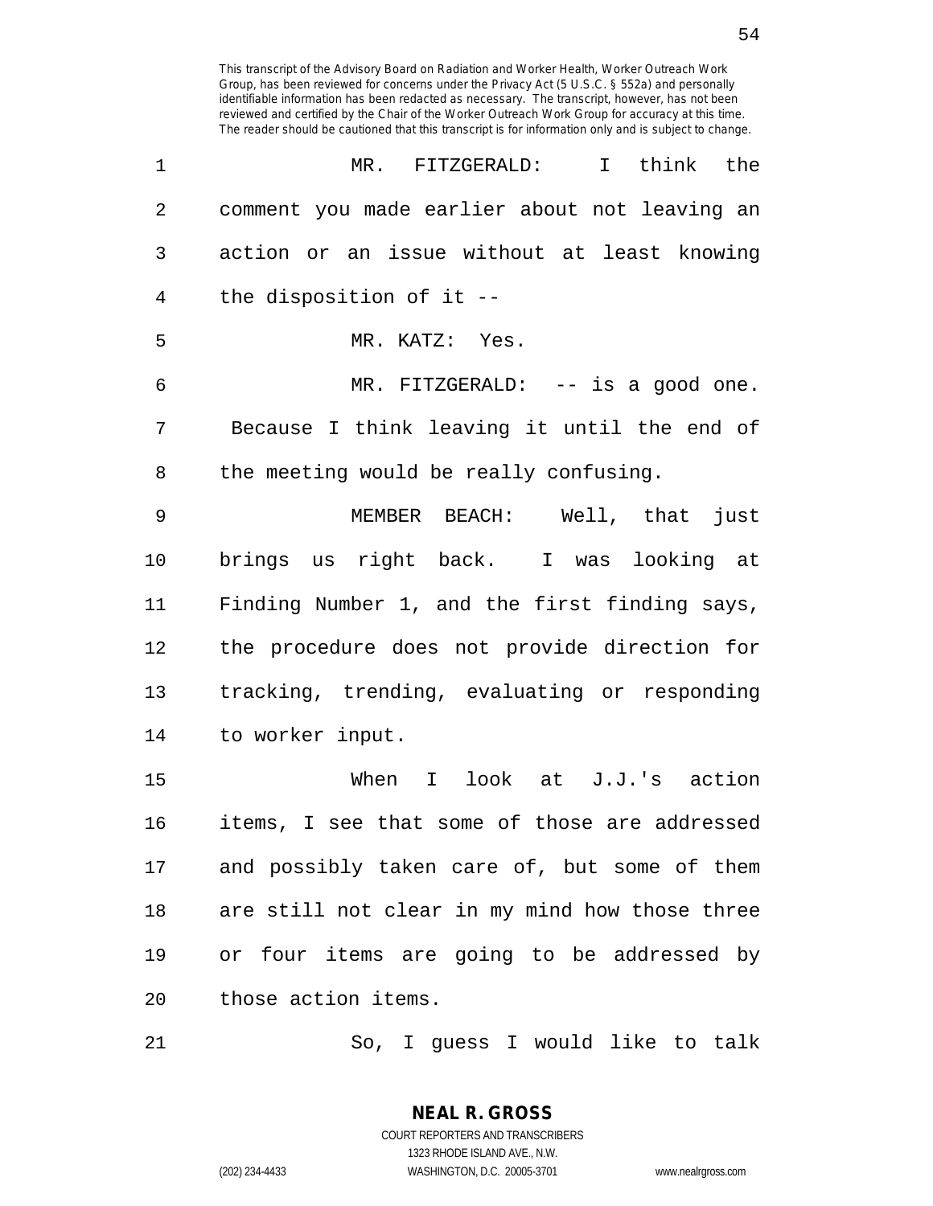This transcript of the Advisory Board on Radiation and Worker Health, Worker Outreach Work Group, has been reviewed for concerns under the Privacy Act (5 U.S.C. § 552a) and personally identifiable information has been redacted as necessary. The transcript, however, has not been reviewed and certified by the Chair of the Worker Outreach Work Group for accuracy at this time. The reader should be cautioned that this transcript is for information only and is subject to change.

MR. FITZGERALD: I think the comment you made earlier about not leaving an action or an issue without at least knowing the disposition of it --

MR. KATZ: Yes.

MR. FITZGERALD: -- is a good one. Because I think leaving it until the end of the meeting would be really confusing.

MEMBER BEACH: Well, that just brings us right back. I was looking at Finding Number 1, and the first finding says, the procedure does not provide direction for tracking, trending, evaluating or responding to worker input.

When I look at J.J.'s action items, I see that some of those are addressed and possibly taken care of, but some of them are still not clear in my mind how those three or four items are going to be addressed by those action items.

So, I guess I would like to talk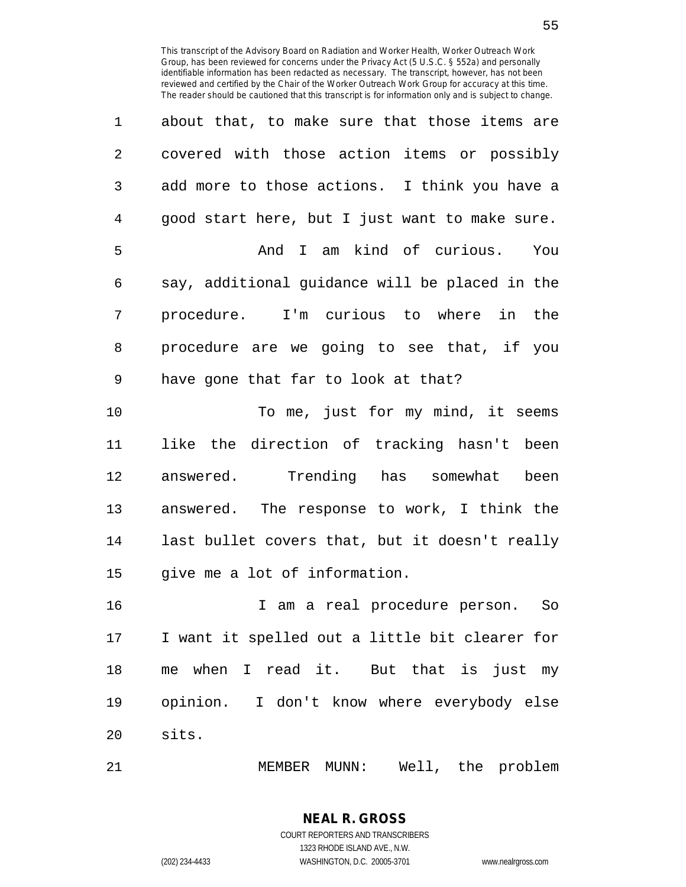about that, to make sure that those items are covered with those action items or possibly add more to those actions. I think you have a good start here, but I just want to make sure.

And I am kind of curious. You say, additional guidance will be placed in the procedure. I'm curious to where in the procedure are we going to see that, if you have gone that far to look at that?

To me, just for my mind, it seems like the direction of tracking hasn't been answered. Trending has somewhat been answered. The response to work, I think the last bullet covers that, but it doesn't really give me a lot of information.

I am a real procedure person. So I want it spelled out a little bit clearer for me when I read it. But that is just my opinion. I don't know where everybody else sits.

MEMBER MUNN: Well, the problem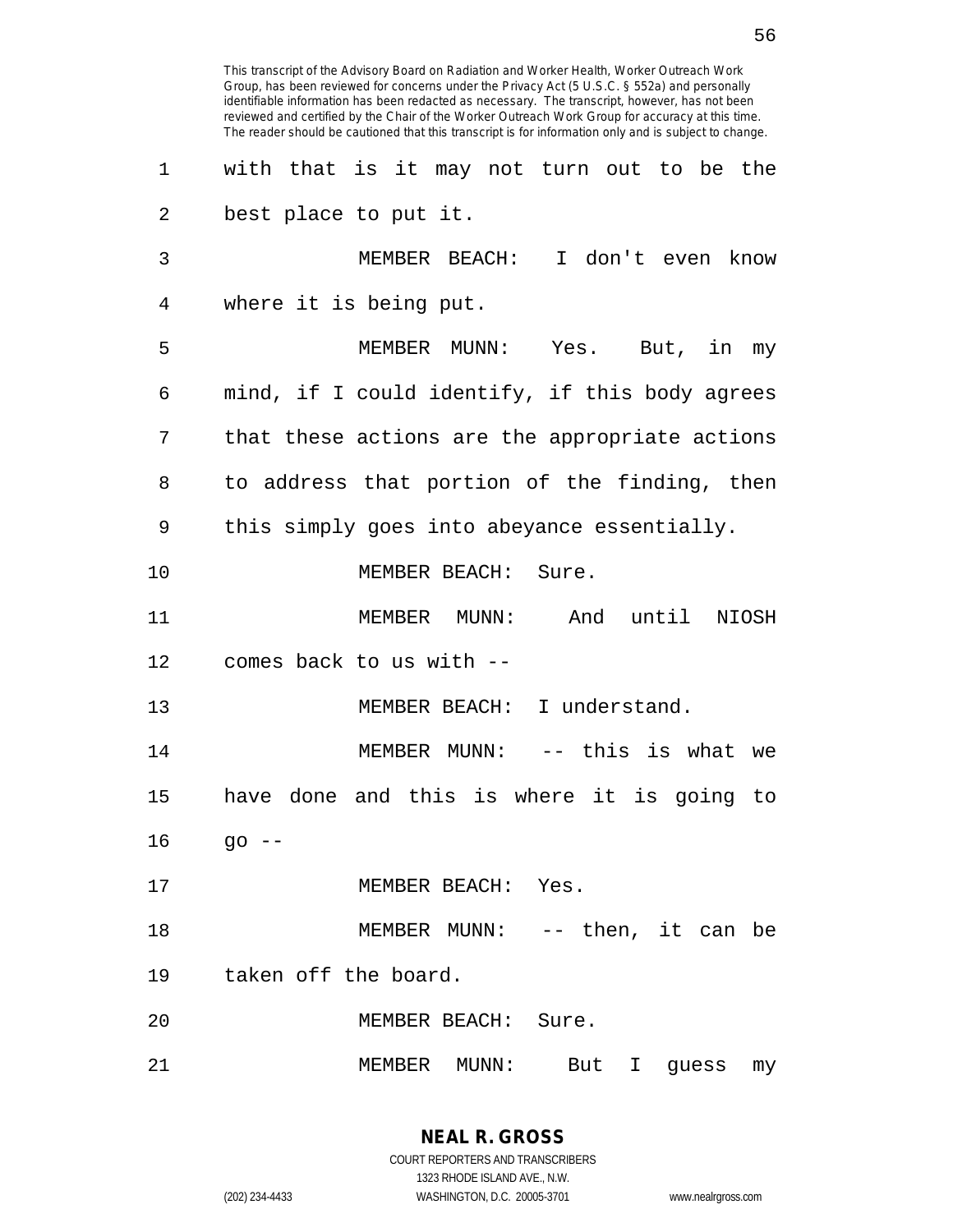This transcript of the Advisory Board on Radiation and Worker Health, Worker Outreach Work Group, has been reviewed for concerns under the Privacy Act (5 U.S.C. § 552a) and personally identifiable information has been redacted as necessary. The transcript, however, has not been reviewed and certified by the Chair of the Worker Outreach Work Group for accuracy at this time. The reader should be cautioned that this transcript is for information only and is subject to change.

with that is it may not turn out to be the best place to put it.

MEMBER BEACH: I don't even know where it is being put.

MEMBER MUNN: Yes. But, in my mind, if I could identify, if this body agrees that these actions are the appropriate actions to address that portion of the finding, then this simply goes into abeyance essentially.

MEMBER BEACH: Sure.

MEMBER MUNN: And until NIOSH comes back to us with --

MEMBER BEACH: I understand.

MEMBER MUNN: -- this is what we have done and this is where it is going to go --

MEMBER BEACH: Yes.

MEMBER MUNN: -- then, it can be taken off the board.

MEMBER BEACH: Sure.

MEMBER MUNN: But I guess my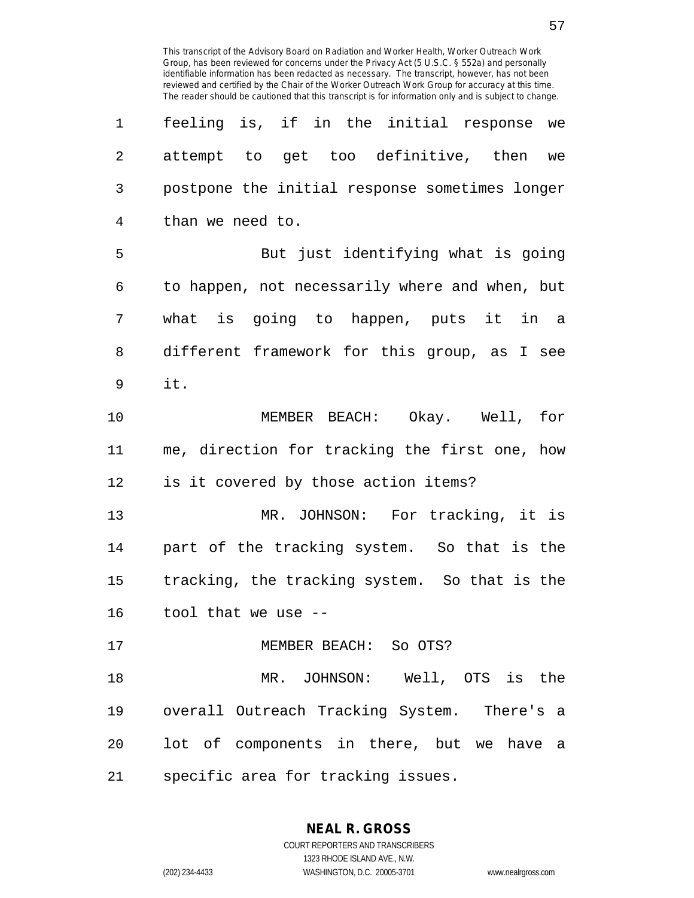feeling is, if in the initial response we attempt to get too definitive, then we postpone the initial response sometimes longer than we need to.

But just identifying what is going to happen, not necessarily where and when, but what is going to happen, puts it in a different framework for this group, as I see it.

MEMBER BEACH: Okay. Well, for me, direction for tracking the first one, how is it covered by those action items?

MR. JOHNSON: For tracking, it is part of the tracking system. So that is the tracking, the tracking system. So that is the tool that we use --

MEMBER BEACH: So OTS?

MR. JOHNSON: Well, OTS is the overall Outreach Tracking System. There's a lot of components in there, but we have a specific area for tracking issues.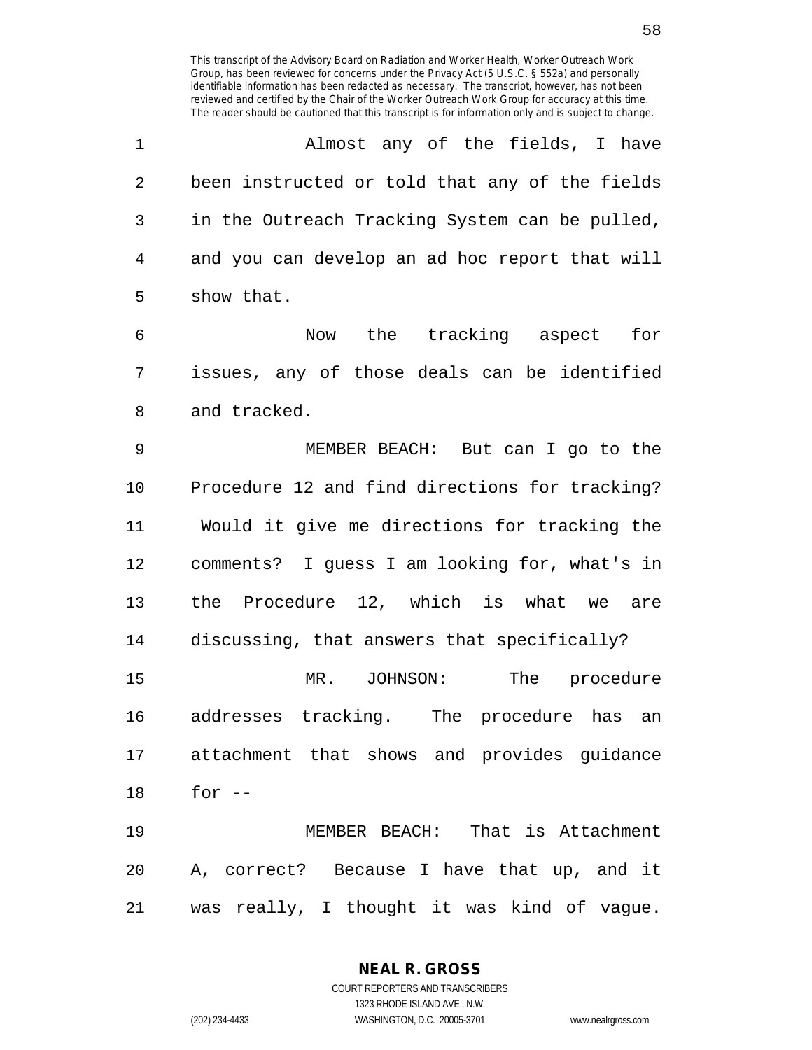Almost any of the fields, I have been instructed or told that any of the fields in the Outreach Tracking System can be pulled, and you can develop an ad hoc report that will show that.

Now the tracking aspect for issues, any of those deals can be identified and tracked.

MEMBER BEACH: But can I go to the Procedure 12 and find directions for tracking? Would it give me directions for tracking the comments? I guess I am looking for, what's in the Procedure 12, which is what we are discussing, that answers that specifically?

MR. JOHNSON: The procedure addresses tracking. The procedure has an attachment that shows and provides guidance for --

MEMBER BEACH: That is Attachment A, correct? Because I have that up, and it was really, I thought it was kind of vague.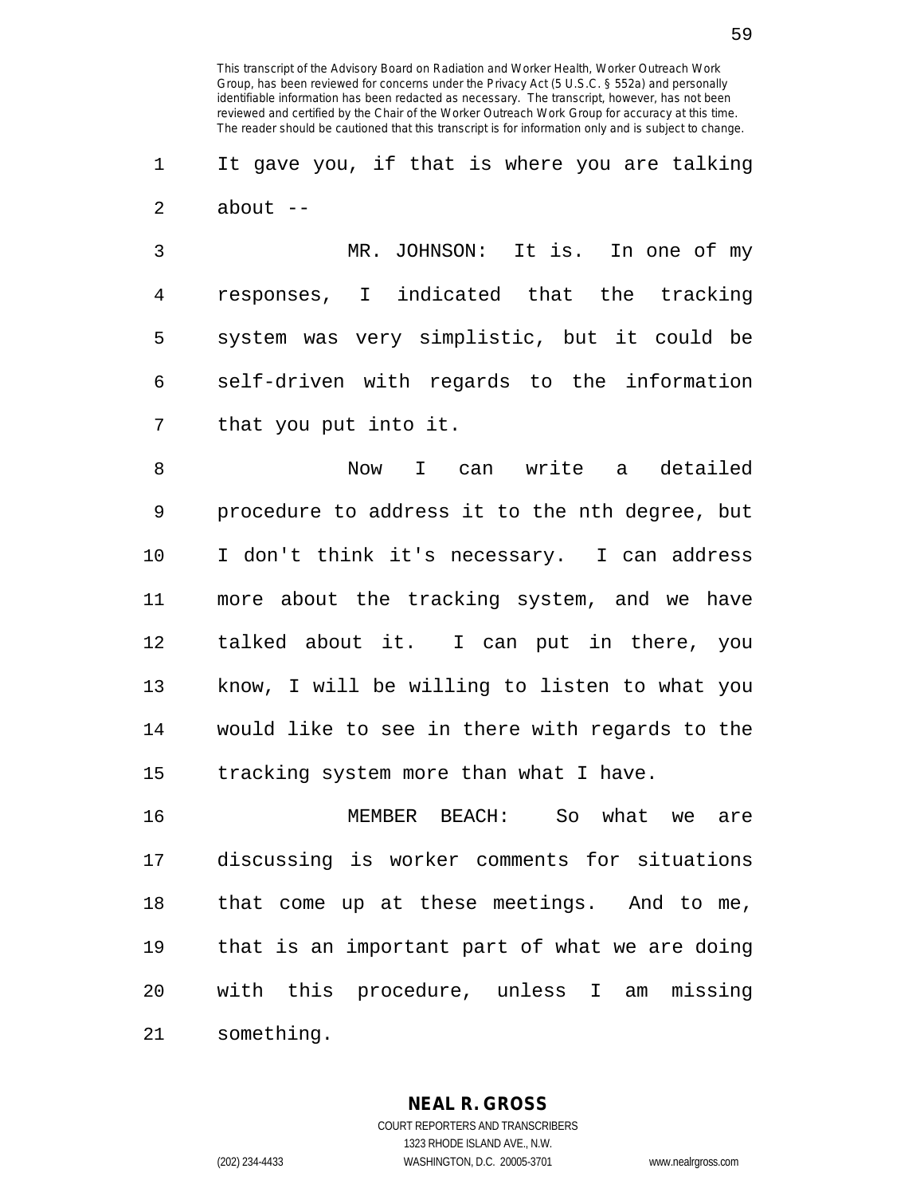It gave you, if that is where you are talking about --

MR. JOHNSON: It is. In one of my responses, I indicated that the tracking system was very simplistic, but it could be self-driven with regards to the information that you put into it.

Now I can write a detailed procedure to address it to the nth degree, but I don't think it's necessary. I can address more about the tracking system, and we have talked about it. I can put in there, you know, I will be willing to listen to what you would like to see in there with regards to the tracking system more than what I have.

MEMBER BEACH: So what we are discussing is worker comments for situations that come up at these meetings. And to me, that is an important part of what we are doing with this procedure, unless I am missing something.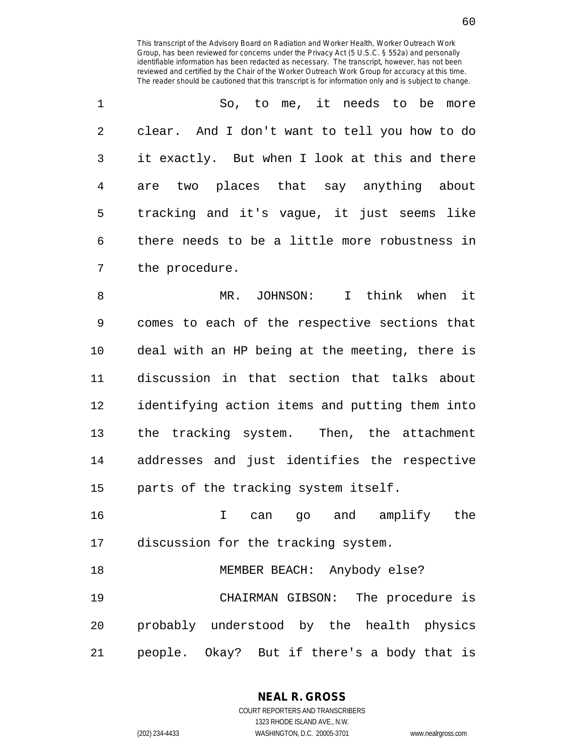So, to me, it needs to be more clear. And I don't want to tell you how to do it exactly. But when I look at this and there are two places that say anything about tracking and it's vague, it just seems like there needs to be a little more robustness in the procedure.

MR. JOHNSON: I think when it comes to each of the respective sections that deal with an HP being at the meeting, there is discussion in that section that talks about identifying action items and putting them into the tracking system. Then, the attachment addresses and just identifies the respective parts of the tracking system itself.

I can go and amplify the discussion for the tracking system.

MEMBER BEACH: Anybody else?

CHAIRMAN GIBSON: The procedure is probably understood by the health physics people. Okay? But if there's a body that is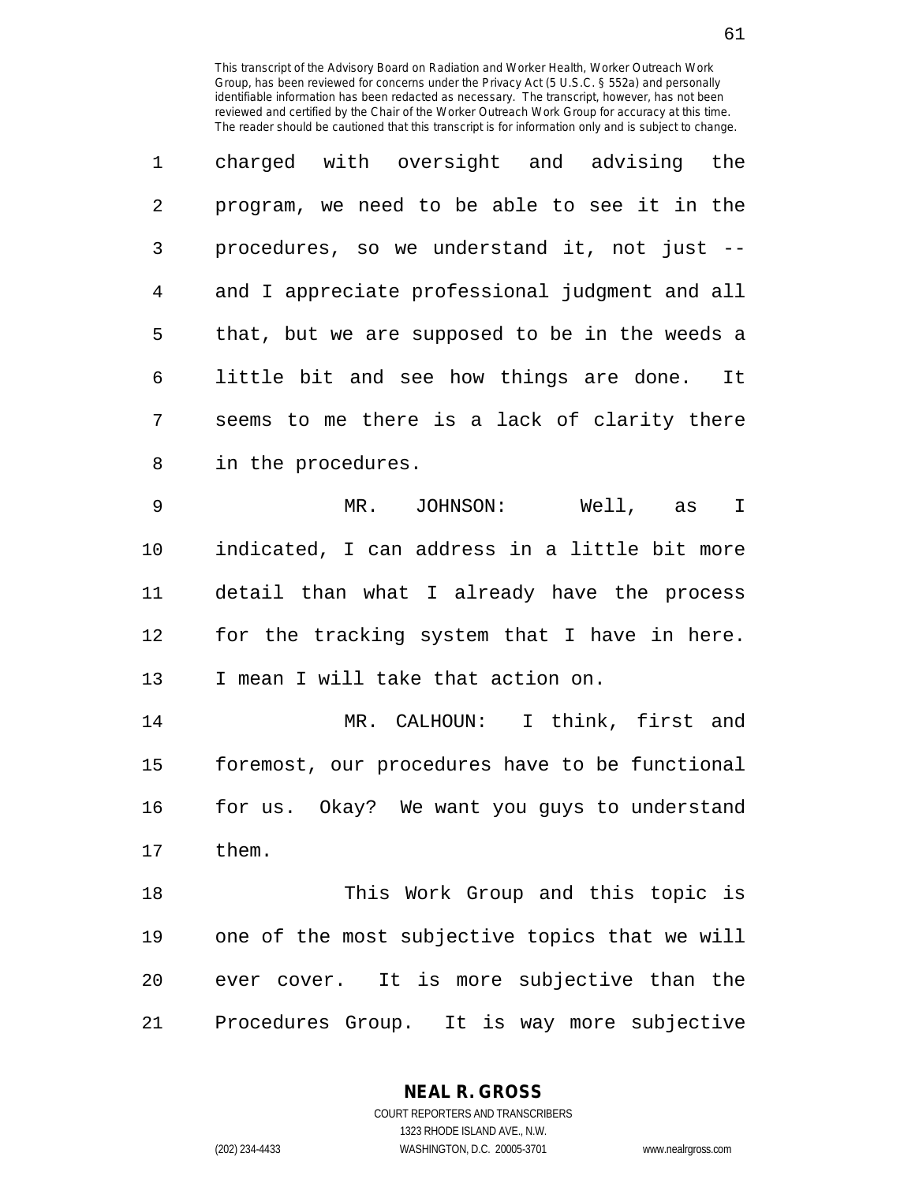charged with oversight and advising the program, we need to be able to see it in the procedures, so we understand it, not just -- and I appreciate professional judgment and all that, but we are supposed to be in the weeds a little bit and see how things are done. It seems to me there is a lack of clarity there in the procedures.

MR. JOHNSON: Well, as I indicated, I can address in a little bit more detail than what I already have the process for the tracking system that I have in here. I mean I will take that action on.

MR. CALHOUN: I think, first and foremost, our procedures have to be functional for us. Okay? We want you guys to understand them.

This Work Group and this topic is one of the most subjective topics that we will ever cover. It is more subjective than the Procedures Group. It is way more subjective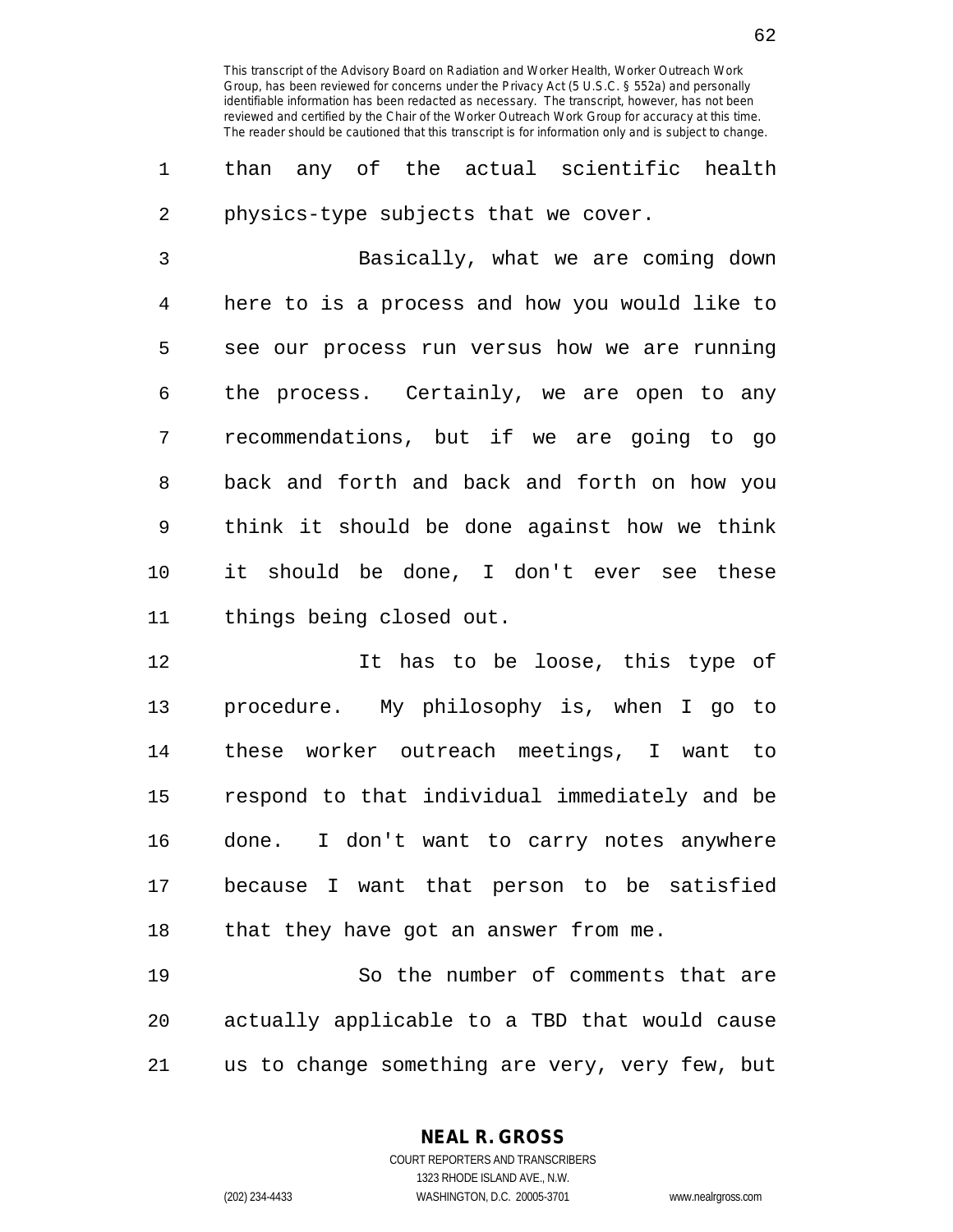than any of the actual scientific health physics-type subjects that we cover.

Basically, what we are coming down here to is a process and how you would like to see our process run versus how we are running the process. Certainly, we are open to any recommendations, but if we are going to go back and forth and back and forth on how you think it should be done against how we think it should be done, I don't ever see these things being closed out.

It has to be loose, this type of procedure. My philosophy is, when I go to these worker outreach meetings, I want to respond to that individual immediately and be done. I don't want to carry notes anywhere because I want that person to be satisfied that they have got an answer from me.

So the number of comments that are actually applicable to a TBD that would cause us to change something are very, very few, but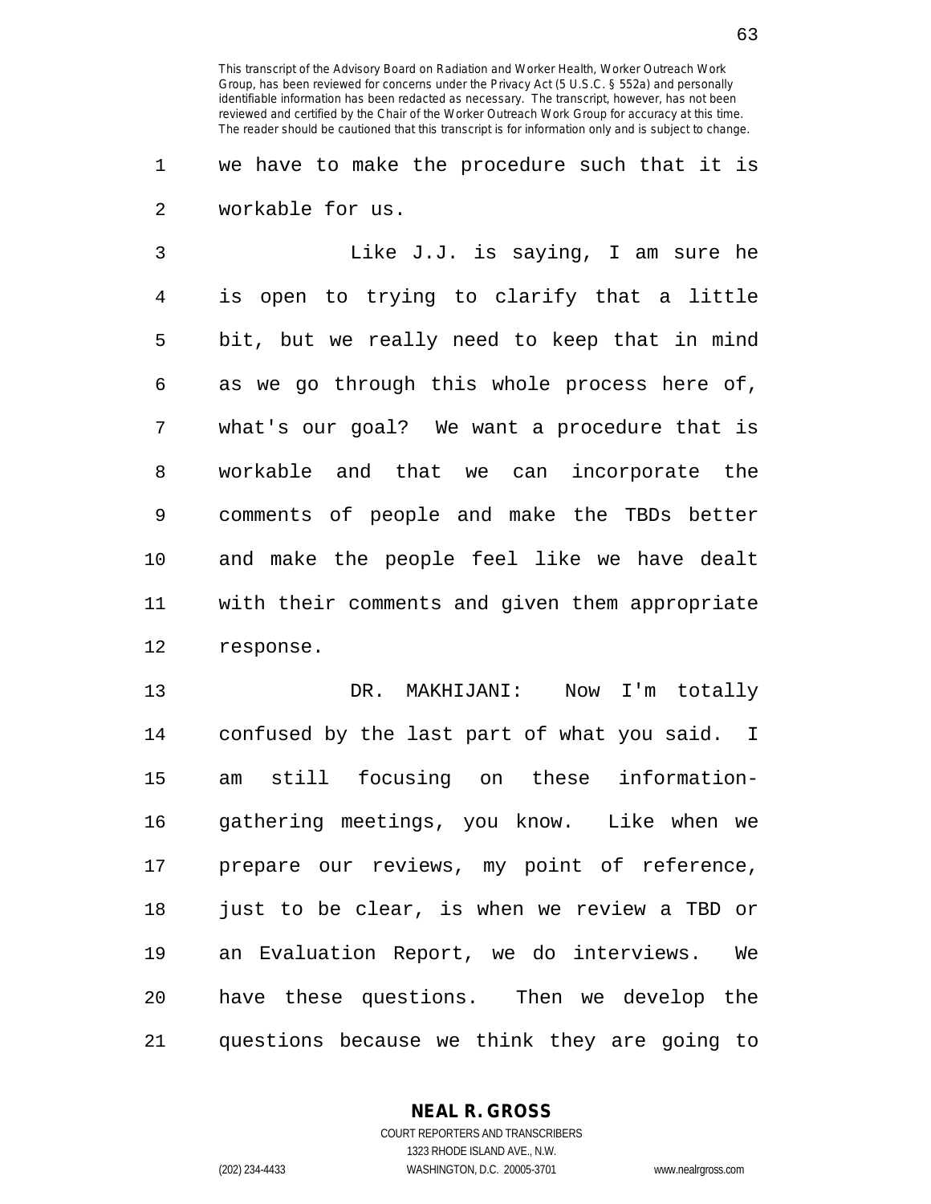we have to make the procedure such that it is workable for us.

Like J.J. is saying, I am sure he is open to trying to clarify that a little bit, but we really need to keep that in mind as we go through this whole process here of, what's our goal? We want a procedure that is workable and that we can incorporate the comments of people and make the TBDs better and make the people feel like we have dealt with their comments and given them appropriate response.

DR. MAKHIJANI: Now I'm totally confused by the last part of what you said. I am still focusing on these information-gathering meetings, you know. Like when we prepare our reviews, my point of reference, just to be clear, is when we review a TBD or an Evaluation Report, we do interviews. We have these questions. Then we develop the questions because we think they are going to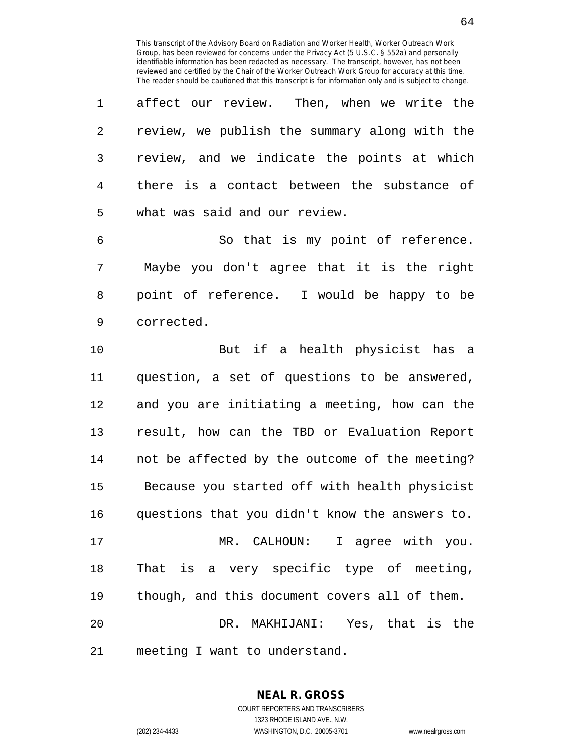affect our review. Then, when we write the review, we publish the summary along with the review, and we indicate the points at which there is a contact between the substance of what was said and our review.

So that is my point of reference. Maybe you don't agree that it is the right point of reference. I would be happy to be corrected.

But if a health physicist has a question, a set of questions to be answered, and you are initiating a meeting, how can the result, how can the TBD or Evaluation Report not be affected by the outcome of the meeting? Because you started off with health physicist questions that you didn't know the answers to.

MR. CALHOUN: I agree with you. That is a very specific type of meeting, though, and this document covers all of them.

DR. MAKHIJANI: Yes, that is the meeting I want to understand.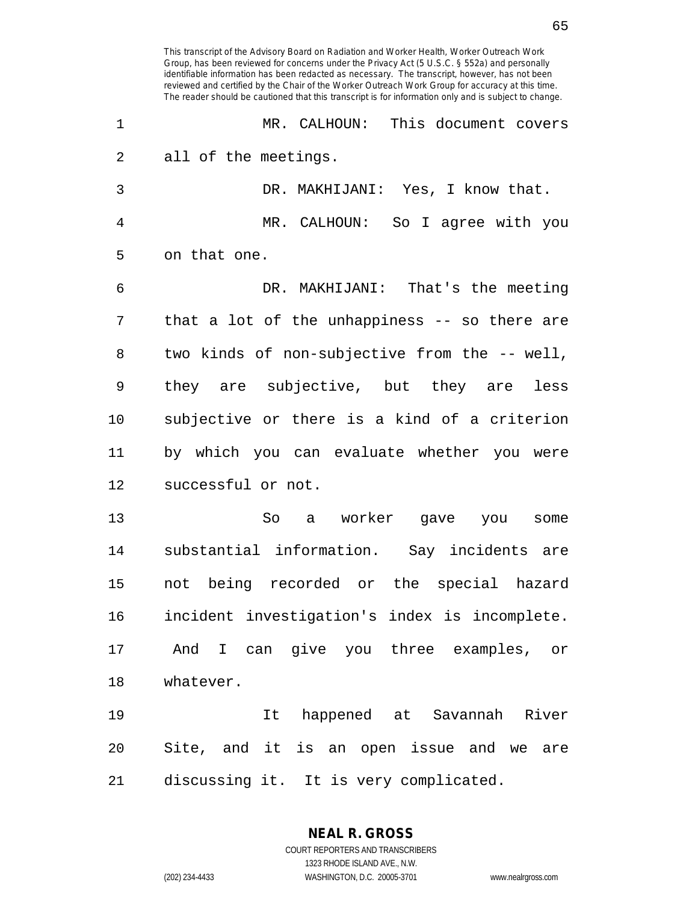MR. CALHOUN: This document covers all of the meetings.

DR. MAKHIJANI: Yes, I know that.

MR. CALHOUN: So I agree with you on that one.

DR. MAKHIJANI: That's the meeting that a lot of the unhappiness -- so there are two kinds of non-subjective from the -- well, they are subjective, but they are less subjective or there is a kind of a criterion by which you can evaluate whether you were successful or not.

So a worker gave you some substantial information. Say incidents are not being recorded or the special hazard incident investigation's index is incomplete. And I can give you three examples, or whatever.

It happened at Savannah River Site, and it is an open issue and we are discussing it. It is very complicated.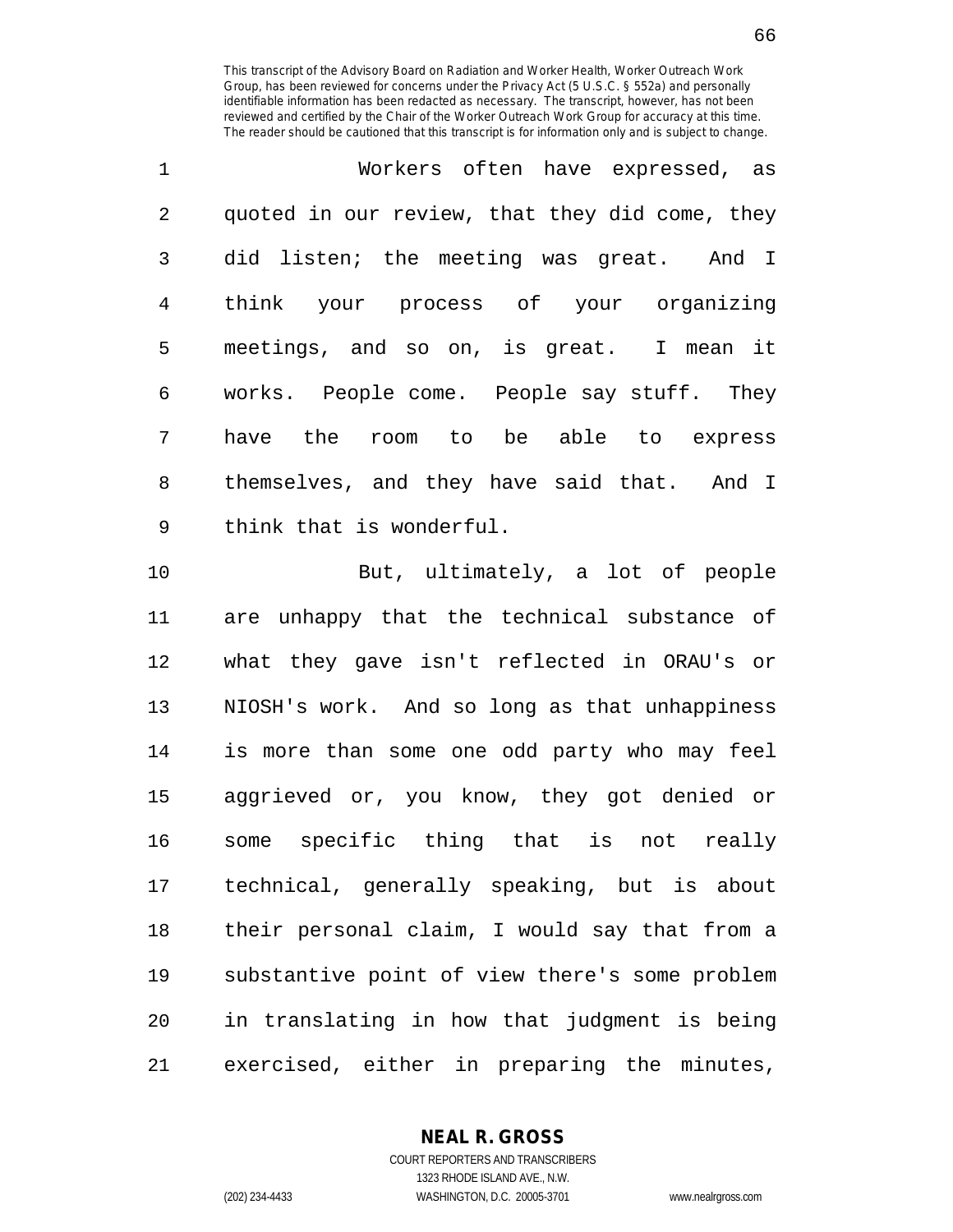Workers often have expressed, as quoted in our review, that they did come, they did listen; the meeting was great. And I think your process of your organizing meetings, and so on, is great. I mean it works. People come. People say stuff. They have the room to be able to express themselves, and they have said that. And I think that is wonderful.

But, ultimately, a lot of people are unhappy that the technical substance of what they gave isn't reflected in ORAU's or NIOSH's work. And so long as that unhappiness is more than some one odd party who may feel aggrieved or, you know, they got denied or some specific thing that is not really technical, generally speaking, but is about their personal claim, I would say that from a substantive point of view there's some problem in translating in how that judgment is being exercised, either in preparing the minutes,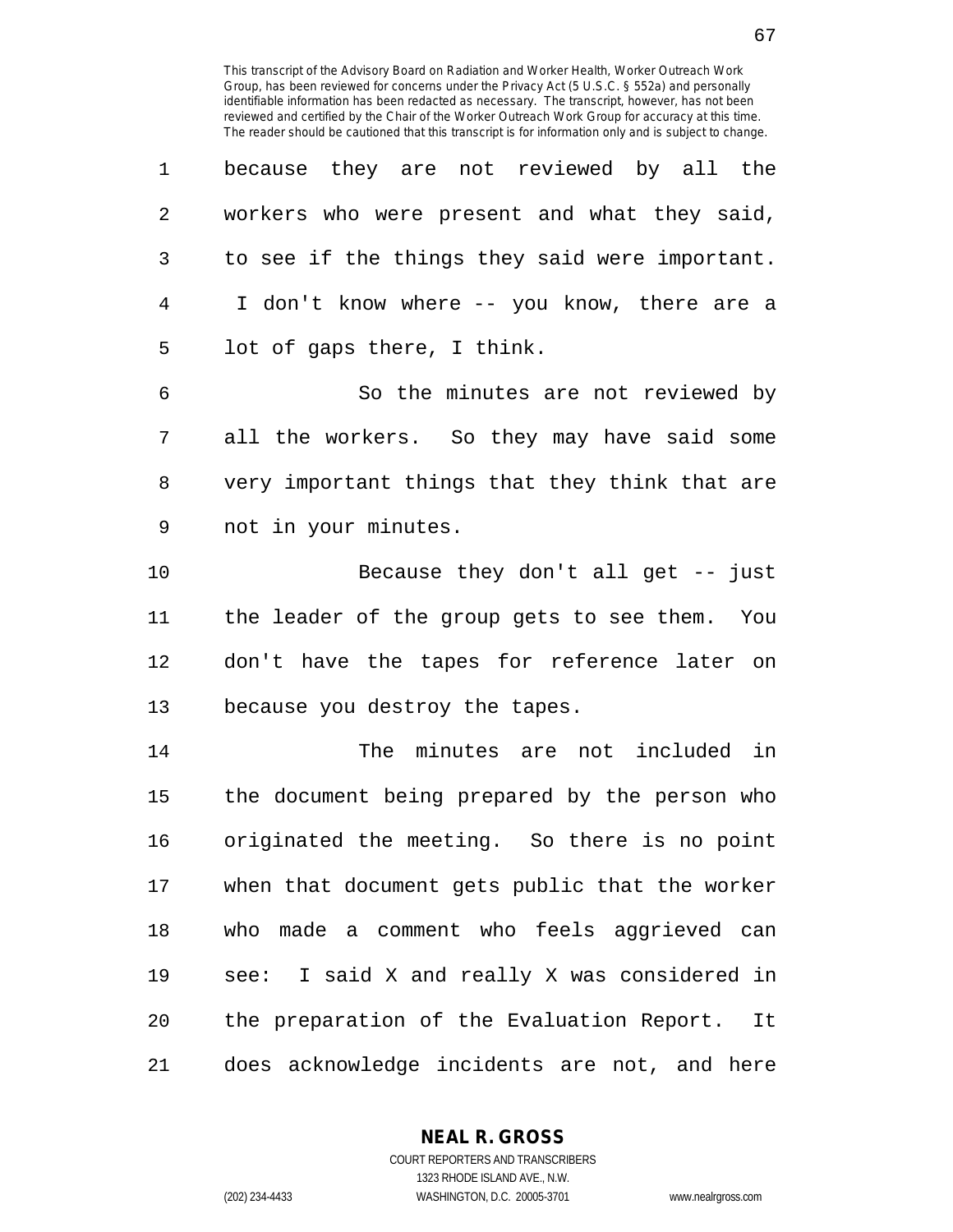because they are not reviewed by all the workers who were present and what they said, to see if the things they said were important. I don't know where -- you know, there are a lot of gaps there, I think.

So the minutes are not reviewed by all the workers. So they may have said some very important things that they think that are not in your minutes.

Because they don't all get -- just the leader of the group gets to see them. You don't have the tapes for reference later on because you destroy the tapes.

The minutes are not included in the document being prepared by the person who originated the meeting. So there is no point when that document gets public that the worker who made a comment who feels aggrieved can see: I said X and really X was considered in the preparation of the Evaluation Report. It does acknowledge incidents are not, and here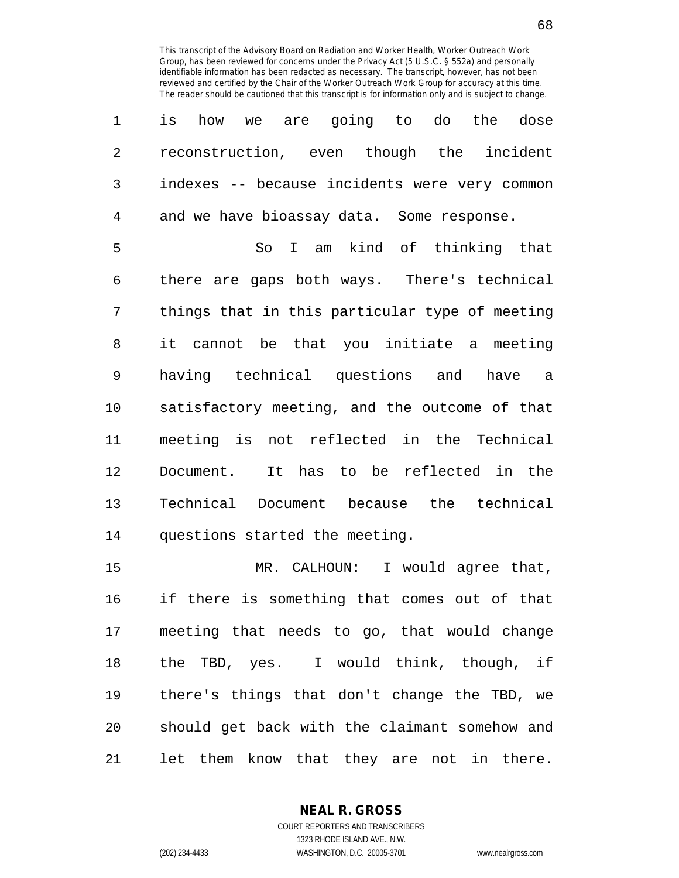is how we are going to do the dose reconstruction, even though the incident indexes -- because incidents were very common and we have bioassay data. Some response.

So I am kind of thinking that there are gaps both ways. There's technical things that in this particular type of meeting it cannot be that you initiate a meeting having technical questions and have a satisfactory meeting, and the outcome of that meeting is not reflected in the Technical Document. It has to be reflected in the Technical Document because the technical questions started the meeting.

MR. CALHOUN: I would agree that, if there is something that comes out of that meeting that needs to go, that would change the TBD, yes. I would think, though, if there's things that don't change the TBD, we should get back with the claimant somehow and let them know that they are not in there.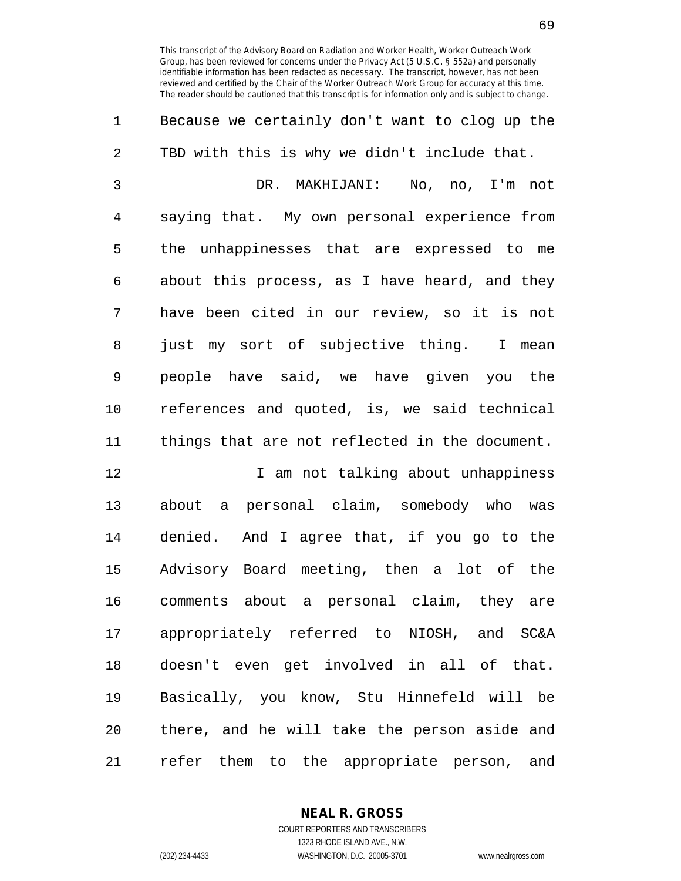This transcript of the Advisory Board on Radiation and Worker Health, Worker Outreach Work Group, has been reviewed for concerns under the Privacy Act (5 U.S.C. § 552a) and personally identifiable information has been redacted as necessary. The transcript, however, has not been reviewed and certified by the Chair of the Worker Outreach Work Group for accuracy at this time. The reader should be cautioned that this transcript is for information only and is subject to change.

1 Because we certainly don't want to clog up the
2 TBD with this is why we didn't include that.
3 DR. MAKHIJANI: No, no, I'm not
4 saying that. My own personal experience from
5 the unhappinesses that are expressed to me
6 about this process, as I have heard, and they
7 have been cited in our review, so it is not
8 just my sort of subjective thing. I mean
9 people have said, we have given you the
10 references and quoted, is, we said technical
11 things that are not reflected in the document.
12 I am not talking about unhappiness
13 about a personal claim, somebody who was
14 denied. And I agree that, if you go to the
15 Advisory Board meeting, then a lot of the
16 comments about a personal claim, they are
17 appropriately referred to NIOSH, and SC&A
18 doesn't even get involved in all of that.
19 Basically, you know, Stu Hinnefeld will be
20 there, and he will take the person aside and
21 refer them to the appropriate person, and

**NEAL R. GROSS**
COURT REPORTERS AND TRANSCRIBERS
1323 RHODE ISLAND AVE., N.W.
(202) 234-4433 WASHINGTON, D.C. 20005-3701 www.nealrgross.com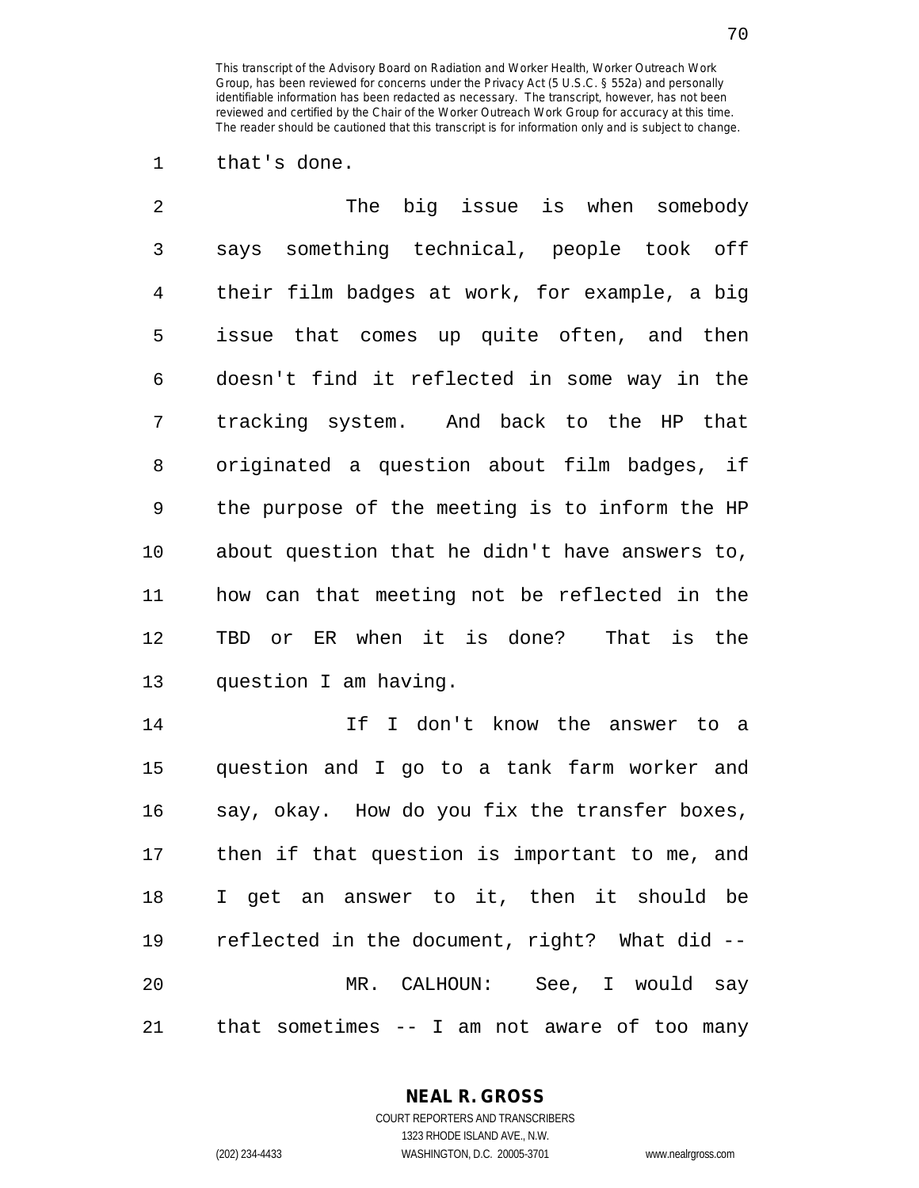that's done.

The big issue is when somebody says something technical, people took off their film badges at work, for example, a big issue that comes up quite often, and then doesn't find it reflected in some way in the tracking system. And back to the HP that originated a question about film badges, if the purpose of the meeting is to inform the HP about question that he didn't have answers to, how can that meeting not be reflected in the TBD or ER when it is done? That is the question I am having.

If I don't know the answer to a question and I go to a tank farm worker and say, okay. How do you fix the transfer boxes, then if that question is important to me, and I get an answer to it, then it should be reflected in the document, right? What did --

MR. CALHOUN: See, I would say that sometimes -- I am not aware of too many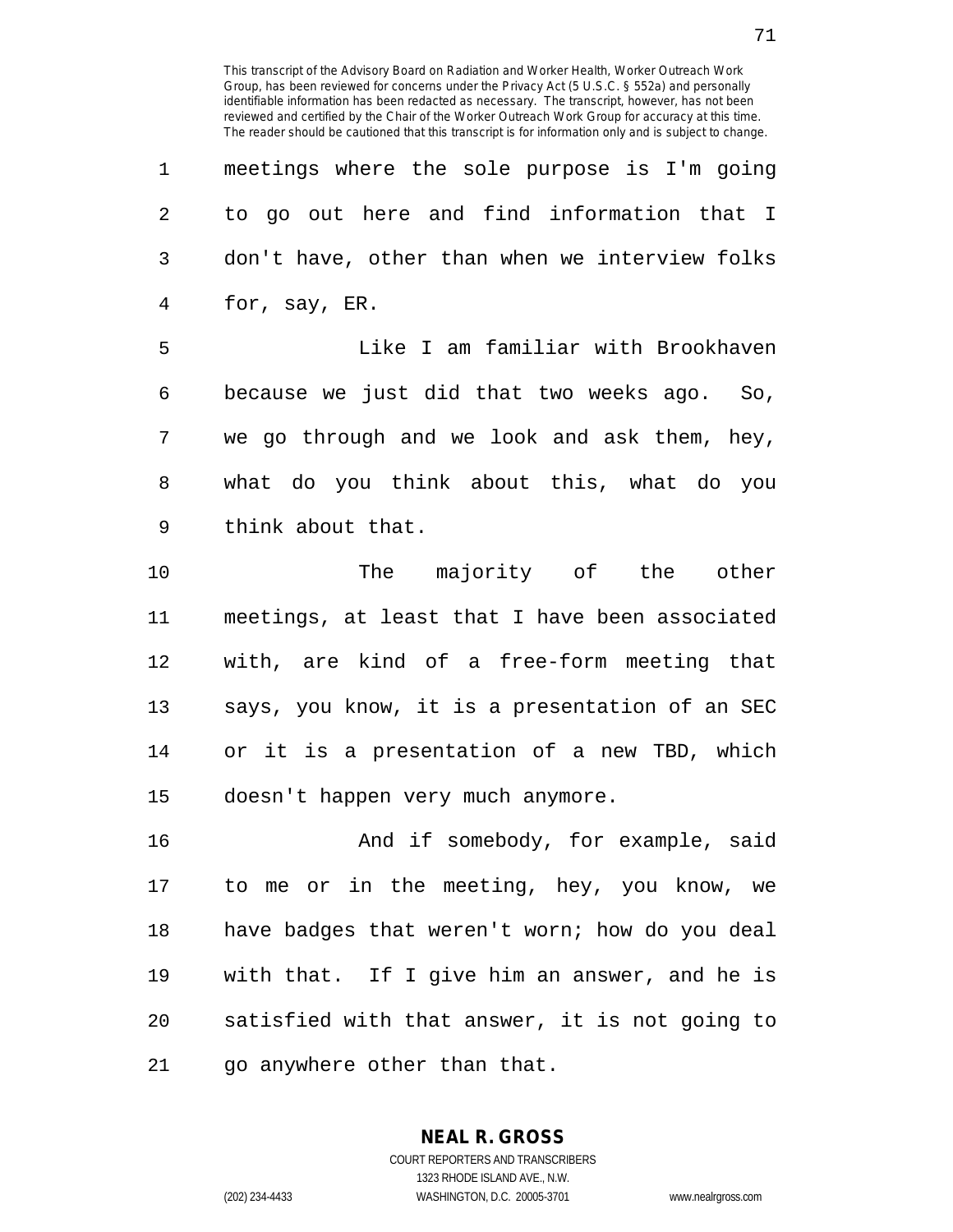meetings where the sole purpose is I'm going to go out here and find information that I don't have, other than when we interview folks for, say, ER.

Like I am familiar with Brookhaven because we just did that two weeks ago. So, we go through and we look and ask them, hey, what do you think about this, what do you think about that.

The majority of the other meetings, at least that I have been associated with, are kind of a free-form meeting that says, you know, it is a presentation of an SEC or it is a presentation of a new TBD, which doesn't happen very much anymore.

And if somebody, for example, said to me or in the meeting, hey, you know, we have badges that weren't worn; how do you deal with that. If I give him an answer, and he is satisfied with that answer, it is not going to go anywhere other than that.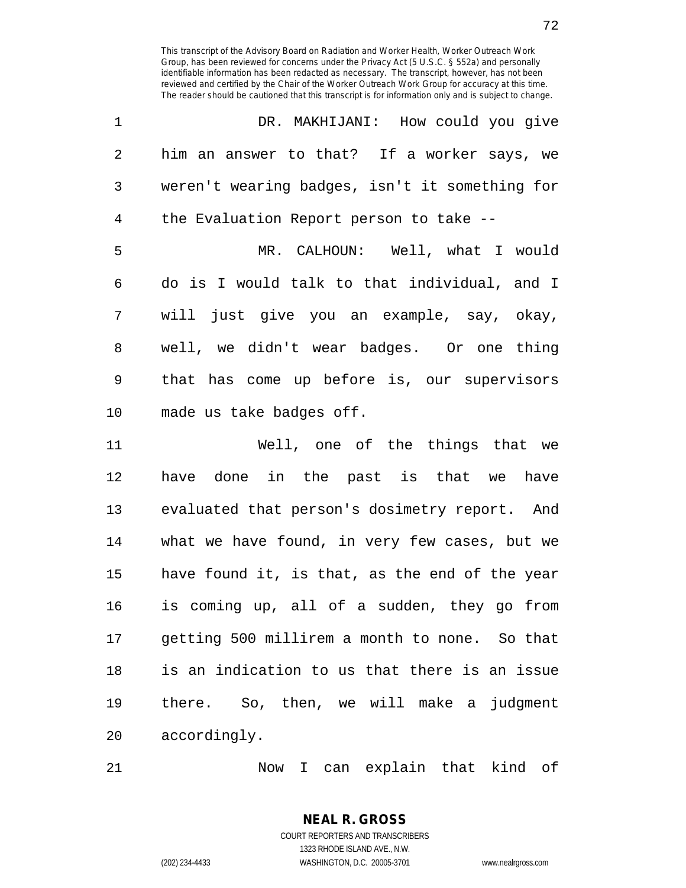DR. MAKHIJANI: How could you give him an answer to that? If a worker says, we weren't wearing badges, isn't it something for the Evaluation Report person to take --

MR. CALHOUN: Well, what I would do is I would talk to that individual, and I will just give you an example, say, okay, well, we didn't wear badges. Or one thing that has come up before is, our supervisors made us take badges off.

Well, one of the things that we have done in the past is that we have evaluated that person's dosimetry report. And what we have found, in very few cases, but we have found it, is that, as the end of the year is coming up, all of a sudden, they go from getting 500 millirem a month to none. So that is an indication to us that there is an issue there. So, then, we will make a judgment accordingly.

Now I can explain that kind of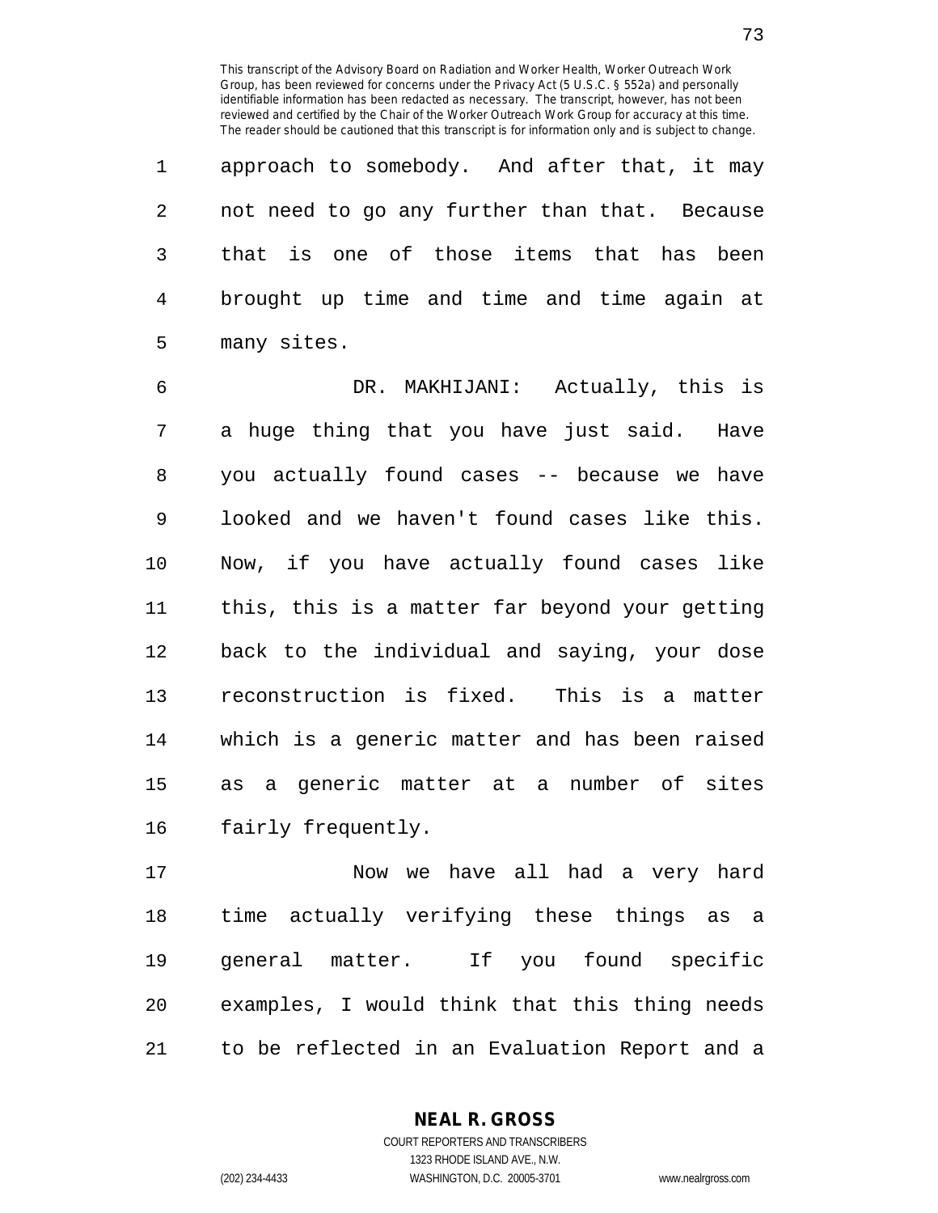approach to somebody. And after that, it may not need to go any further than that. Because that is one of those items that has been brought up time and time and time again at many sites.

DR. MAKHIJANI: Actually, this is a huge thing that you have just said. Have you actually found cases -- because we have looked and we haven't found cases like this. Now, if you have actually found cases like this, this is a matter far beyond your getting back to the individual and saying, your dose reconstruction is fixed. This is a matter which is a generic matter and has been raised as a generic matter at a number of sites fairly frequently.

Now we have all had a very hard time actually verifying these things as a general matter. If you found specific examples, I would think that this thing needs to be reflected in an Evaluation Report and a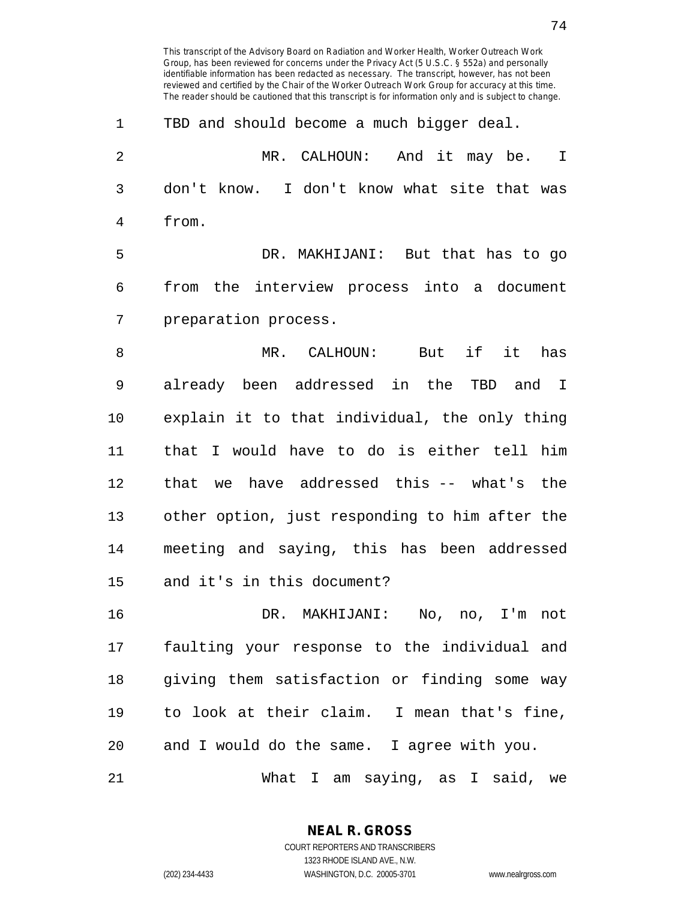TBD and should become a much bigger deal.

MR. CALHOUN: And it may be. I don't know. I don't know what site that was from.

DR. MAKHIJANI: But that has to go from the interview process into a document preparation process.

MR. CALHOUN: But if it has already been addressed in the TBD and I explain it to that individual, the only thing that I would have to do is either tell him that we have addressed this -- what's the other option, just responding to him after the meeting and saying, this has been addressed and it's in this document?

DR. MAKHIJANI: No, no, I'm not faulting your response to the individual and giving them satisfaction or finding some way to look at their claim. I mean that's fine, and I would do the same. I agree with you.

What I am saying, as I said, we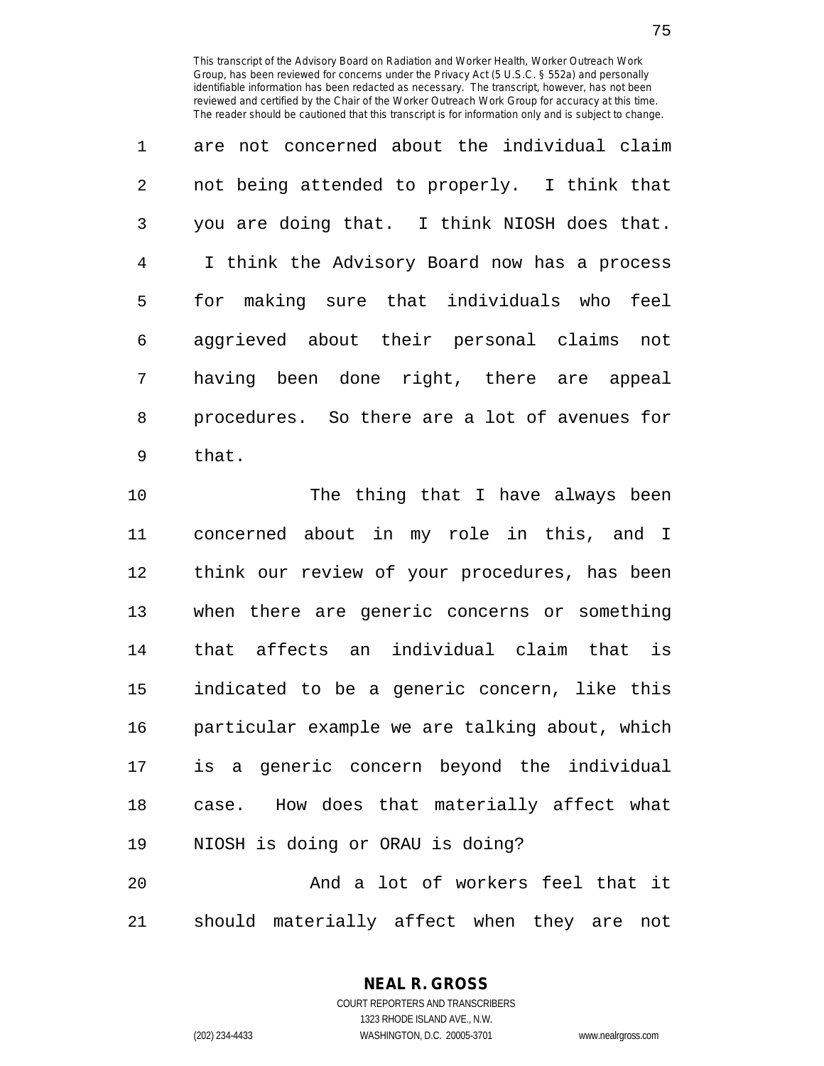are not concerned about the individual claim not being attended to properly. I think that you are doing that. I think NIOSH does that. I think the Advisory Board now has a process for making sure that individuals who feel aggrieved about their personal claims not having been done right, there are appeal procedures. So there are a lot of avenues for that.

The thing that I have always been concerned about in my role in this, and I think our review of your procedures, has been when there are generic concerns or something that affects an individual claim that is indicated to be a generic concern, like this particular example we are talking about, which is a generic concern beyond the individual case. How does that materially affect what NIOSH is doing or ORAU is doing?

And a lot of workers feel that it should materially affect when they are not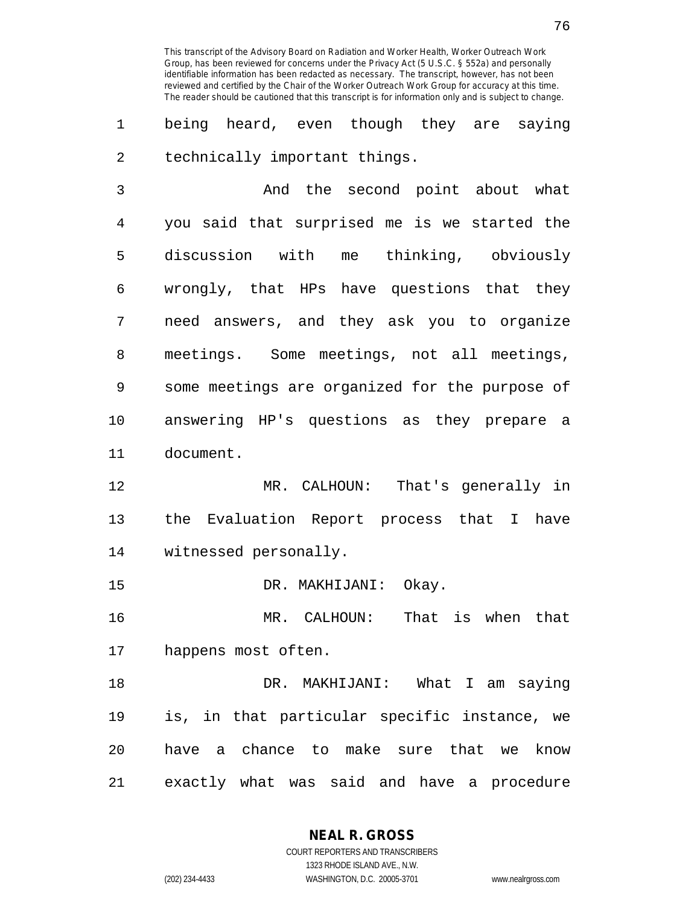This transcript of the Advisory Board on Radiation and Worker Health, Worker Outreach Work Group, has been reviewed for concerns under the Privacy Act (5 U.S.C. § 552a) and personally identifiable information has been redacted as necessary. The transcript, however, has not been reviewed and certified by the Chair of the Worker Outreach Work Group for accuracy at this time. The reader should be cautioned that this transcript is for information only and is subject to change.

being heard, even though they are saying technically important things.

And the second point about what you said that surprised me is we started the discussion with me thinking, obviously wrongly, that HPs have questions that they need answers, and they ask you to organize meetings. Some meetings, not all meetings, some meetings are organized for the purpose of answering HP's questions as they prepare a document.

MR. CALHOUN: That's generally in the Evaluation Report process that I have witnessed personally.

DR. MAKHIJANI: Okay.

MR. CALHOUN: That is when that happens most often.

DR. MAKHIJANI: What I am saying is, in that particular specific instance, we have a chance to make sure that we know exactly what was said and have a procedure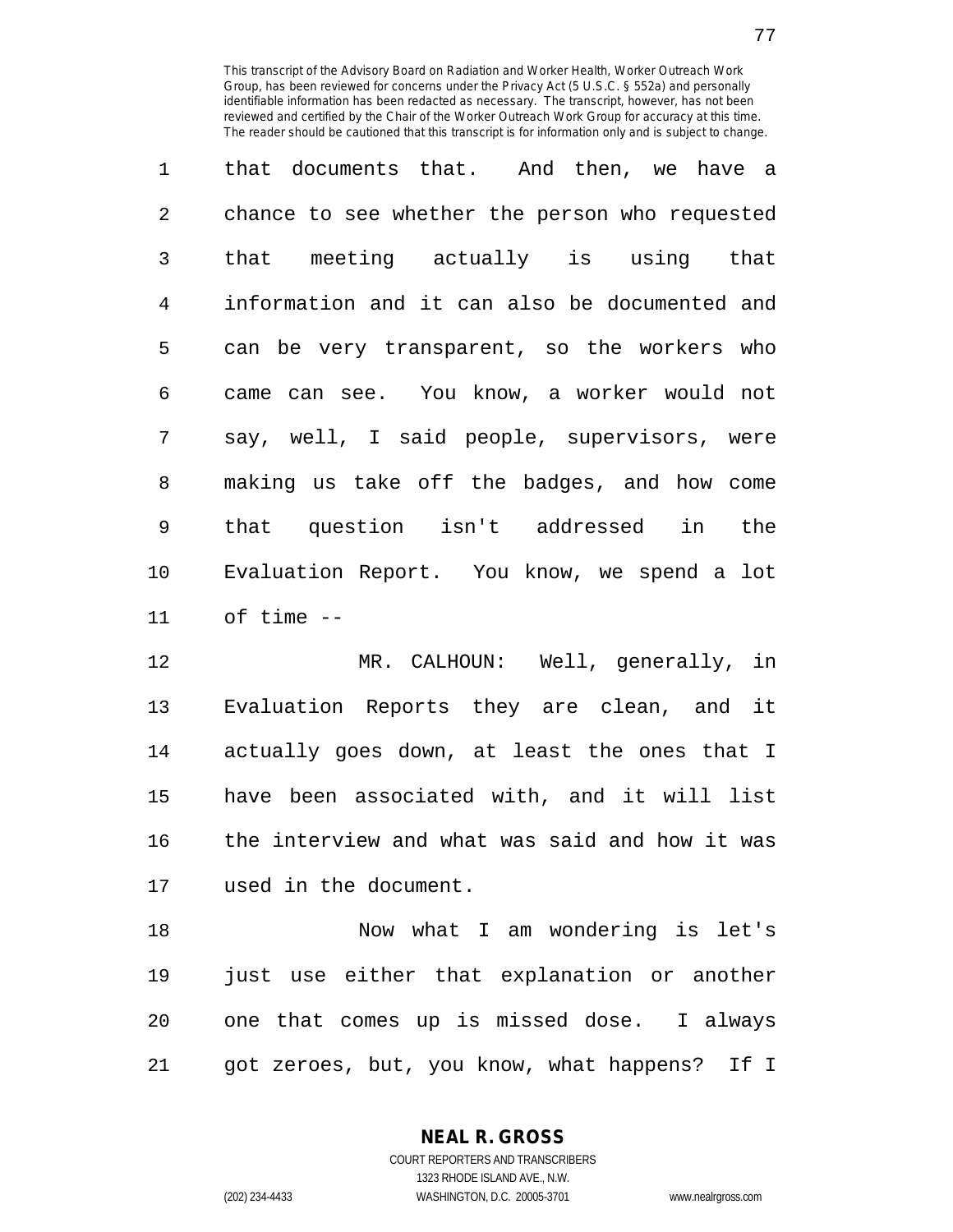that documents that. And then, we have a chance to see whether the person who requested that meeting actually is using that information and it can also be documented and can be very transparent, so the workers who came can see. You know, a worker would not say, well, I said people, supervisors, were making us take off the badges, and how come that question isn't addressed in the Evaluation Report. You know, we spend a lot of time --

MR. CALHOUN: Well, generally, in Evaluation Reports they are clean, and it actually goes down, at least the ones that I have been associated with, and it will list the interview and what was said and how it was used in the document.

Now what I am wondering is let's just use either that explanation or another one that comes up is missed dose. I always got zeroes, but, you know, what happens? If I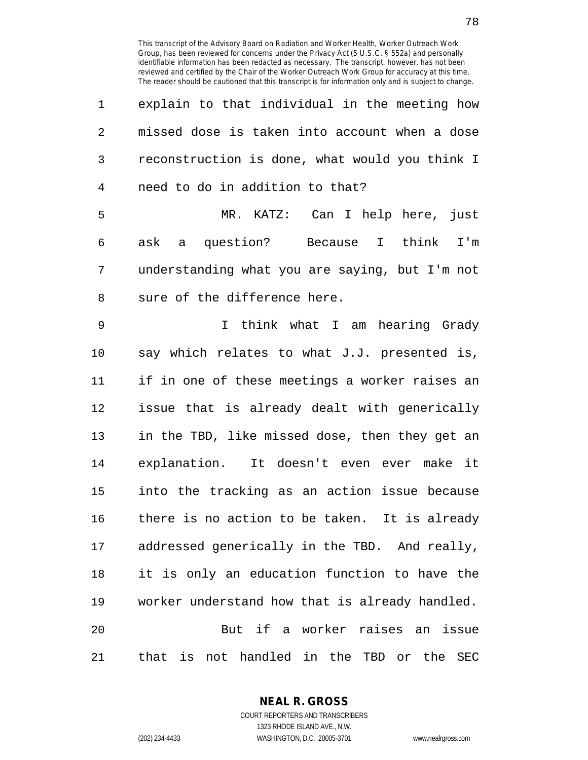explain to that individual in the meeting how missed dose is taken into account when a dose reconstruction is done, what would you think I need to do in addition to that?

MR. KATZ: Can I help here, just ask a question? Because I think I'm understanding what you are saying, but I'm not sure of the difference here.

I think what I am hearing Grady say which relates to what J.J. presented is, if in one of these meetings a worker raises an issue that is already dealt with generically in the TBD, like missed dose, then they get an explanation. It doesn't even ever make it into the tracking as an action issue because there is no action to be taken. It is already addressed generically in the TBD. And really, it is only an education function to have the worker understand how that is already handled.

But if a worker raises an issue that is not handled in the TBD or the SEC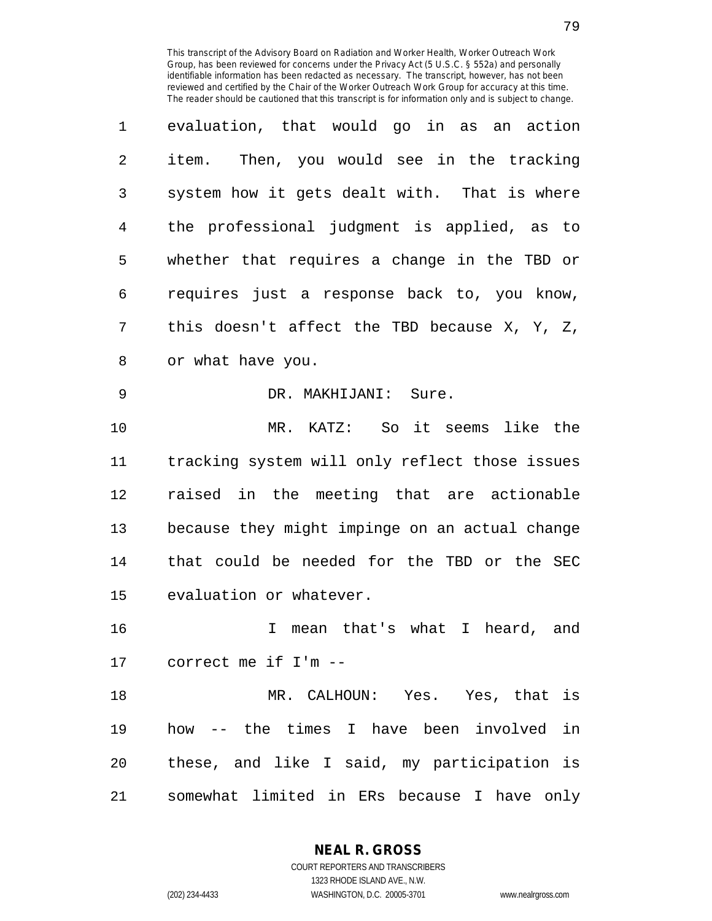This transcript of the Advisory Board on Radiation and Worker Health, Worker Outreach Work Group, has been reviewed for concerns under the Privacy Act (5 U.S.C. § 552a) and personally identifiable information has been redacted as necessary. The transcript, however, has not been reviewed and certified by the Chair of the Worker Outreach Work Group for accuracy at this time. The reader should be cautioned that this transcript is for information only and is subject to change.

evaluation, that would go in as an action item. Then, you would see in the tracking system how it gets dealt with. That is where the professional judgment is applied, as to whether that requires a change in the TBD or requires just a response back to, you know, this doesn't affect the TBD because X, Y, Z, or what have you.

DR. MAKHIJANI: Sure.

MR. KATZ: So it seems like the tracking system will only reflect those issues raised in the meeting that are actionable because they might impinge on an actual change that could be needed for the TBD or the SEC evaluation or whatever.

I mean that's what I heard, and correct me if I'm --

MR. CALHOUN: Yes. Yes, that is how -- the times I have been involved in these, and like I said, my participation is somewhat limited in ERs because I have only

NEAL R. GROSS
COURT REPORTERS AND TRANSCRIBERS
1323 RHODE ISLAND AVE., N.W.
(202) 234-4433 WASHINGTON, D.C. 20005-3701 www.nealrgross.com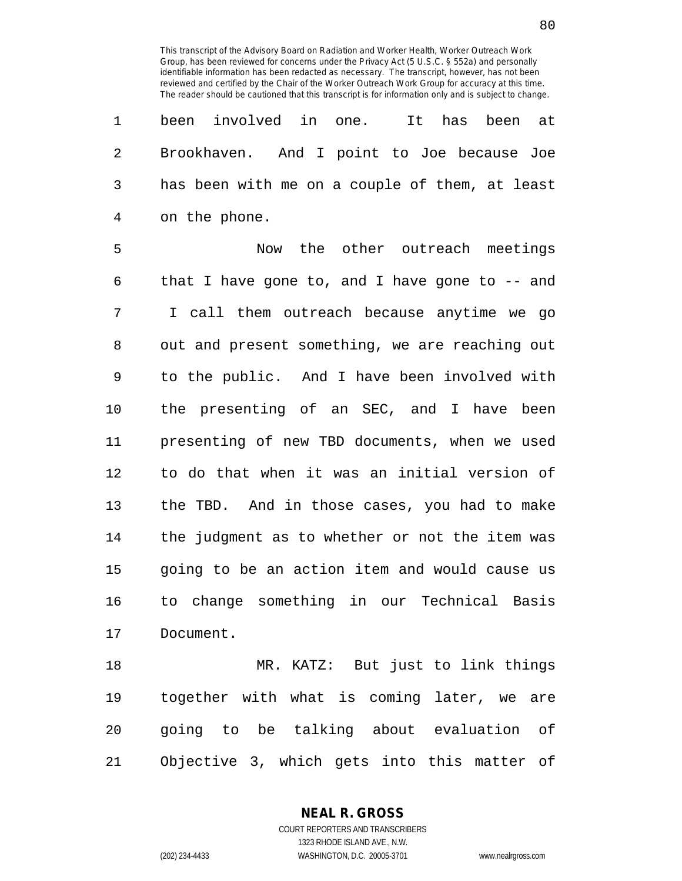been involved in one. It has been at Brookhaven. And I point to Joe because Joe has been with me on a couple of them, at least on the phone.

Now the other outreach meetings that I have gone to, and I have gone to -- and I call them outreach because anytime we go out and present something, we are reaching out to the public. And I have been involved with the presenting of an SEC, and I have been presenting of new TBD documents, when we used to do that when it was an initial version of the TBD. And in those cases, you had to make the judgment as to whether or not the item was going to be an action item and would cause us to change something in our Technical Basis Document.

MR. KATZ: But just to link things together with what is coming later, we are going to be talking about evaluation of Objective 3, which gets into this matter of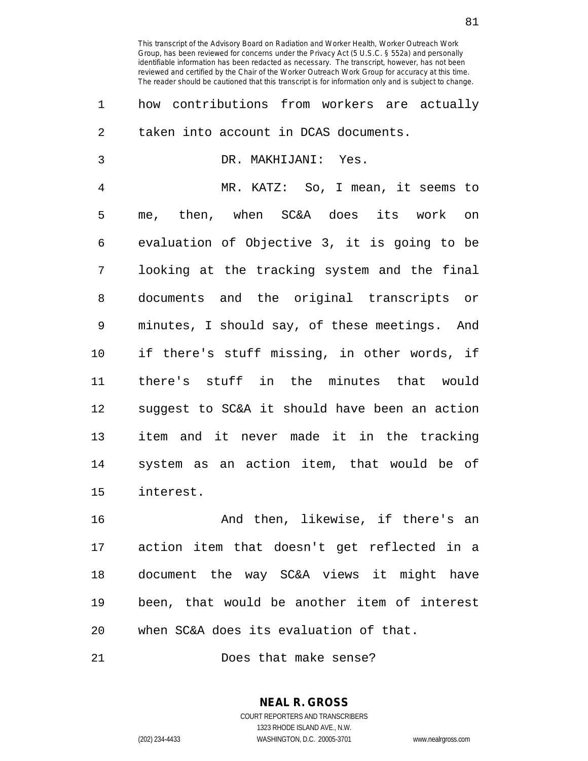how contributions from workers are actually taken into account in DCAS documents.

DR. MAKHIJANI: Yes.

MR. KATZ: So, I mean, it seems to me, then, when SC&A does its work on evaluation of Objective 3, it is going to be looking at the tracking system and the final documents and the original transcripts or minutes, I should say, of these meetings. And if there's stuff missing, in other words, if there's stuff in the minutes that would suggest to SC&A it should have been an action item and it never made it in the tracking system as an action item, that would be of interest.

And then, likewise, if there's an action item that doesn't get reflected in a document the way SC&A views it might have been, that would be another item of interest when SC&A does its evaluation of that.

Does that make sense?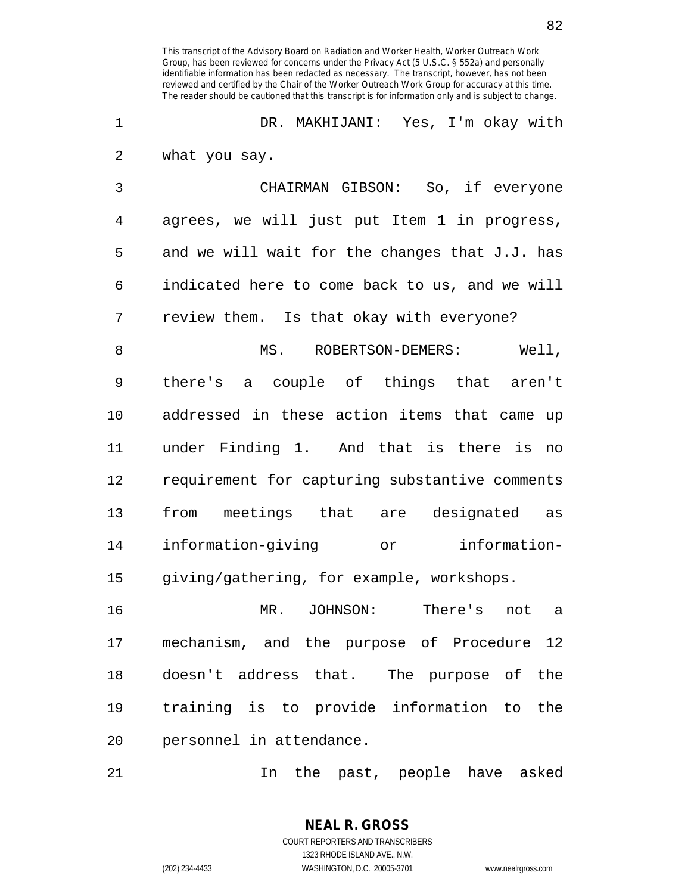This transcript of the Advisory Board on Radiation and Worker Health, Worker Outreach Work Group, has been reviewed for concerns under the Privacy Act (5 U.S.C. § 552a) and personally identifiable information has been redacted as necessary. The transcript, however, has not been reviewed and certified by the Chair of the Worker Outreach Work Group for accuracy at this time. The reader should be cautioned that this transcript is for information only and is subject to change.

DR. MAKHIJANI: Yes, I'm okay with what you say.

CHAIRMAN GIBSON: So, if everyone agrees, we will just put Item 1 in progress, and we will wait for the changes that J.J. has indicated here to come back to us, and we will review them. Is that okay with everyone?

MS. ROBERTSON-DEMERS: Well, there's a couple of things that aren't addressed in these action items that came up under Finding 1. And that is there is no requirement for capturing substantive comments from meetings that are designated as information-giving or information-giving/gathering, for example, workshops.

MR. JOHNSON: There's not a mechanism, and the purpose of Procedure 12 doesn't address that. The purpose of the training is to provide information to the personnel in attendance.

In the past, people have asked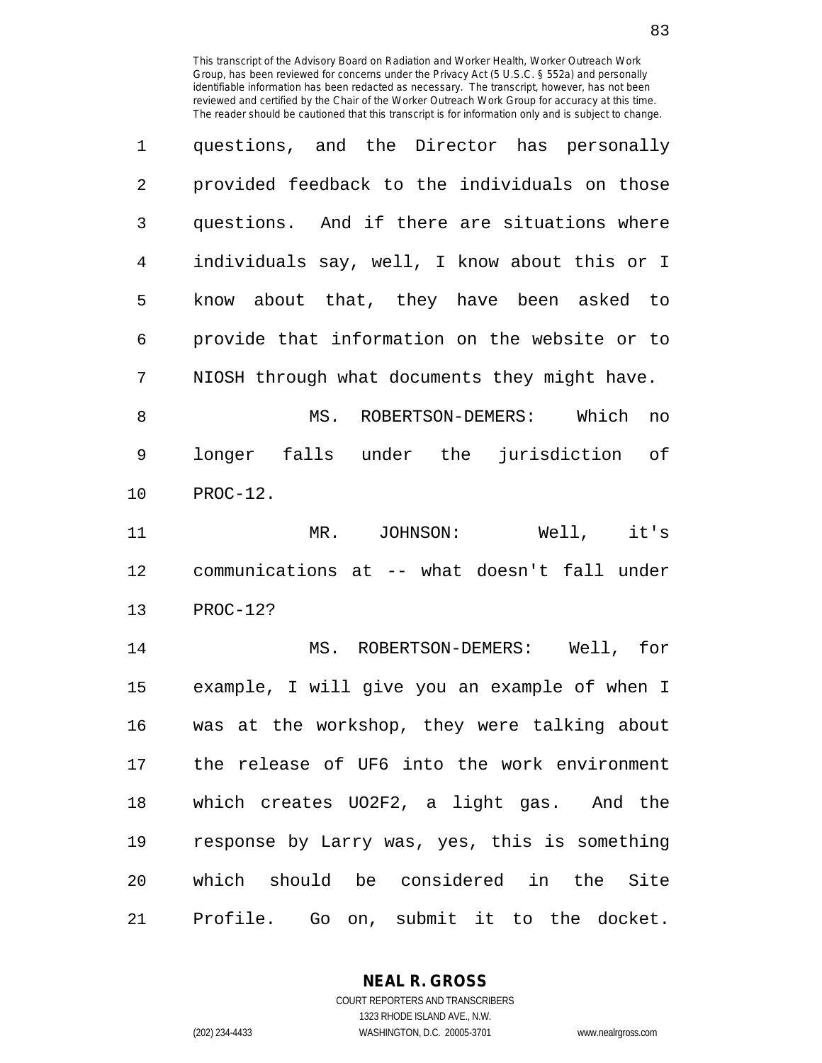questions, and the Director has personally provided feedback to the individuals on those questions. And if there are situations where individuals say, well, I know about this or I know about that, they have been asked to provide that information on the website or to NIOSH through what documents they might have.

MS. ROBERTSON-DEMERS: Which no longer falls under the jurisdiction of PROC-12.

MR. JOHNSON: Well, it's communications at -- what doesn't fall under PROC-12?

MS. ROBERTSON-DEMERS: Well, for example, I will give you an example of when I was at the workshop, they were talking about the release of $UF_6$ into the work environment which creates $UO_2F_2$, a light gas. And the response by Larry was, yes, this is something which should be considered in the Site Profile. Go on, submit it to the docket.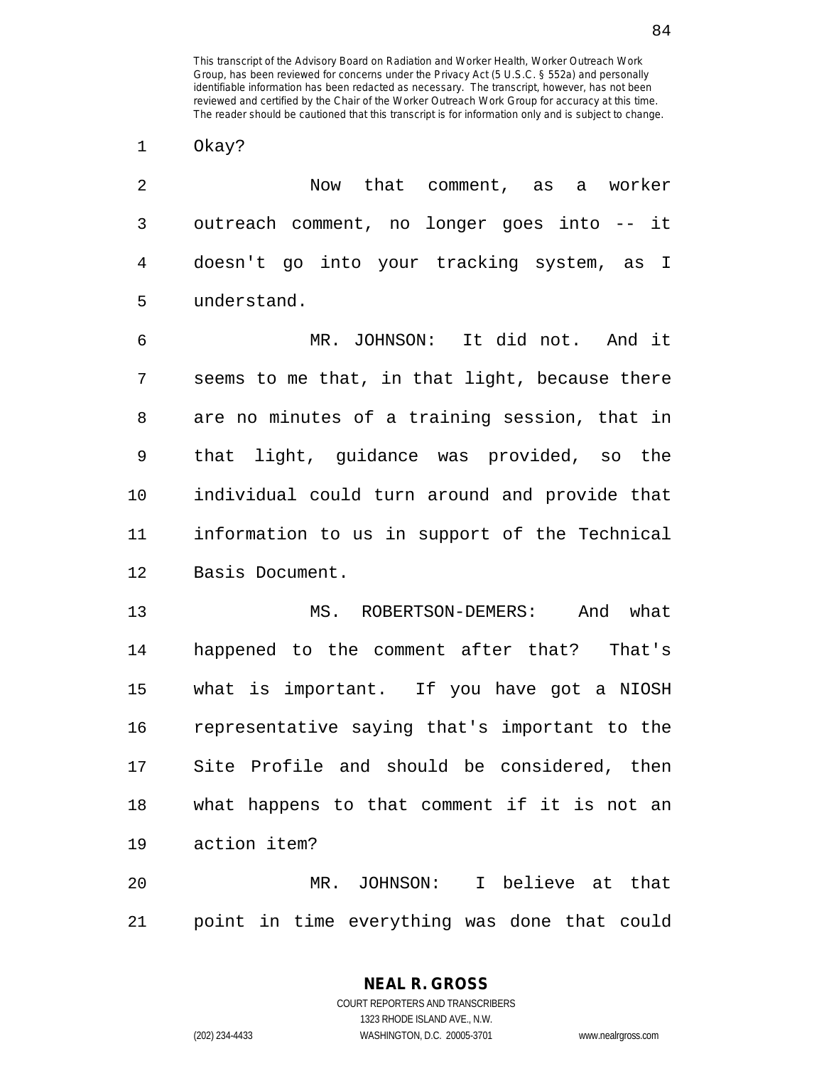Okay?

Now that comment, as a worker outreach comment, no longer goes into -- it doesn't go into your tracking system, as I understand.

MR. JOHNSON: It did not. And it seems to me that, in that light, because there are no minutes of a training session, that in that light, guidance was provided, so the individual could turn around and provide that information to us in support of the Technical Basis Document.

MS. ROBERTSON-DEMERS: And what happened to the comment after that? That's what is important. If you have got a NIOSH representative saying that's important to the Site Profile and should be considered, then what happens to that comment if it is not an action item?

MR. JOHNSON: I believe at that point in time everything was done that could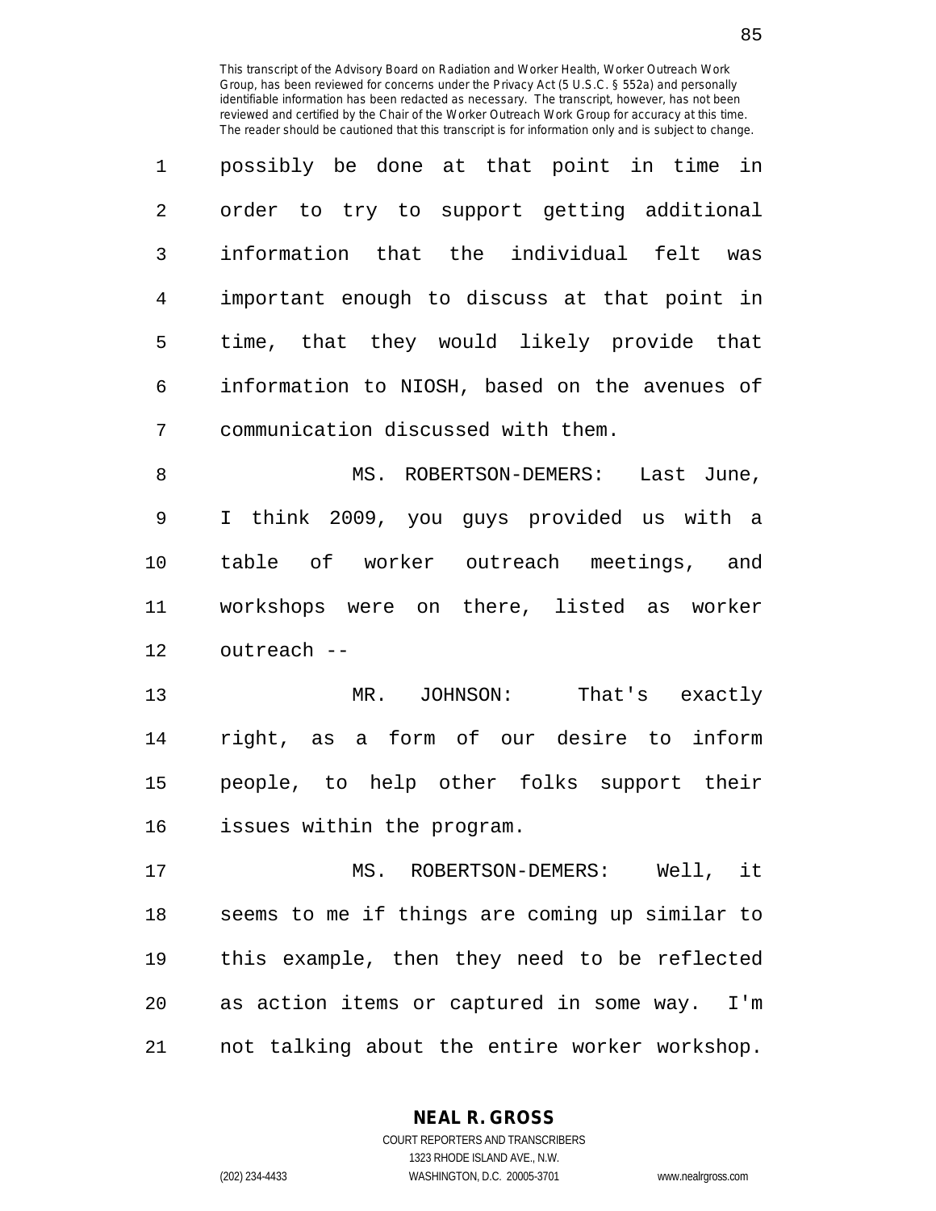possibly be done at that point in time in order to try to support getting additional information that the individual felt was important enough to discuss at that point in time, that they would likely provide that information to NIOSH, based on the avenues of communication discussed with them.

MS. ROBERTSON-DEMERS: Last June, I think 2009, you guys provided us with a table of worker outreach meetings, and workshops were on there, listed as worker outreach --

MR. JOHNSON: That's exactly right, as a form of our desire to inform people, to help other folks support their issues within the program.

MS. ROBERTSON-DEMERS: Well, it seems to me if things are coming up similar to this example, then they need to be reflected as action items or captured in some way. I'm not talking about the entire worker workshop.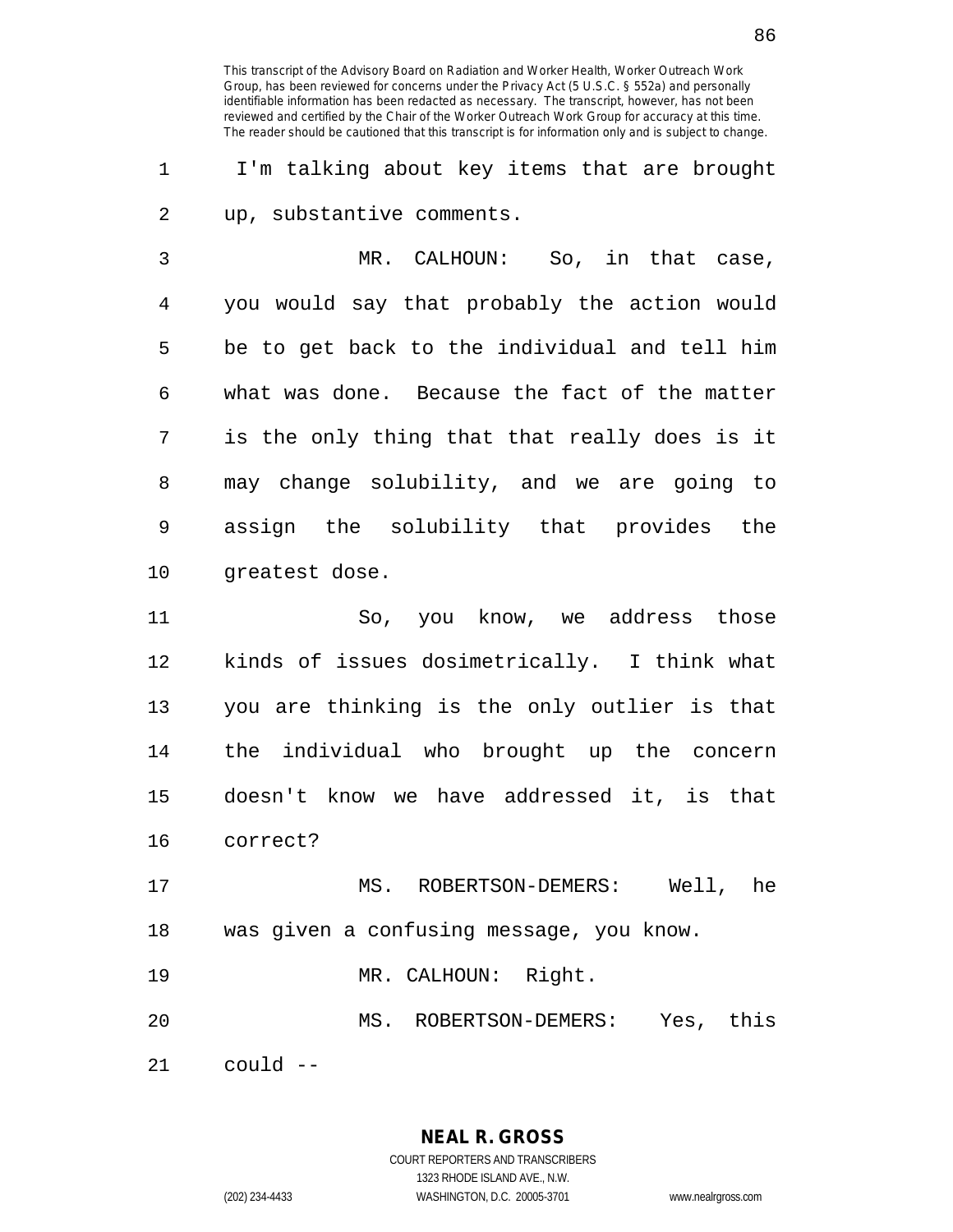I'm talking about key items that are brought up, substantive comments.

MR. CALHOUN: So, in that case, you would say that probably the action would be to get back to the individual and tell him what was done. Because the fact of the matter is the only thing that that really does is it may change solubility, and we are going to assign the solubility that provides the greatest dose.

So, you know, we address those kinds of issues dosimetrically. I think what you are thinking is the only outlier is that the individual who brought up the concern doesn't know we have addressed it, is that correct?

MS. ROBERTSON-DEMERS: Well, he was given a confusing message, you know.

MR. CALHOUN: Right.

MS. ROBERTSON-DEMERS: Yes, this could --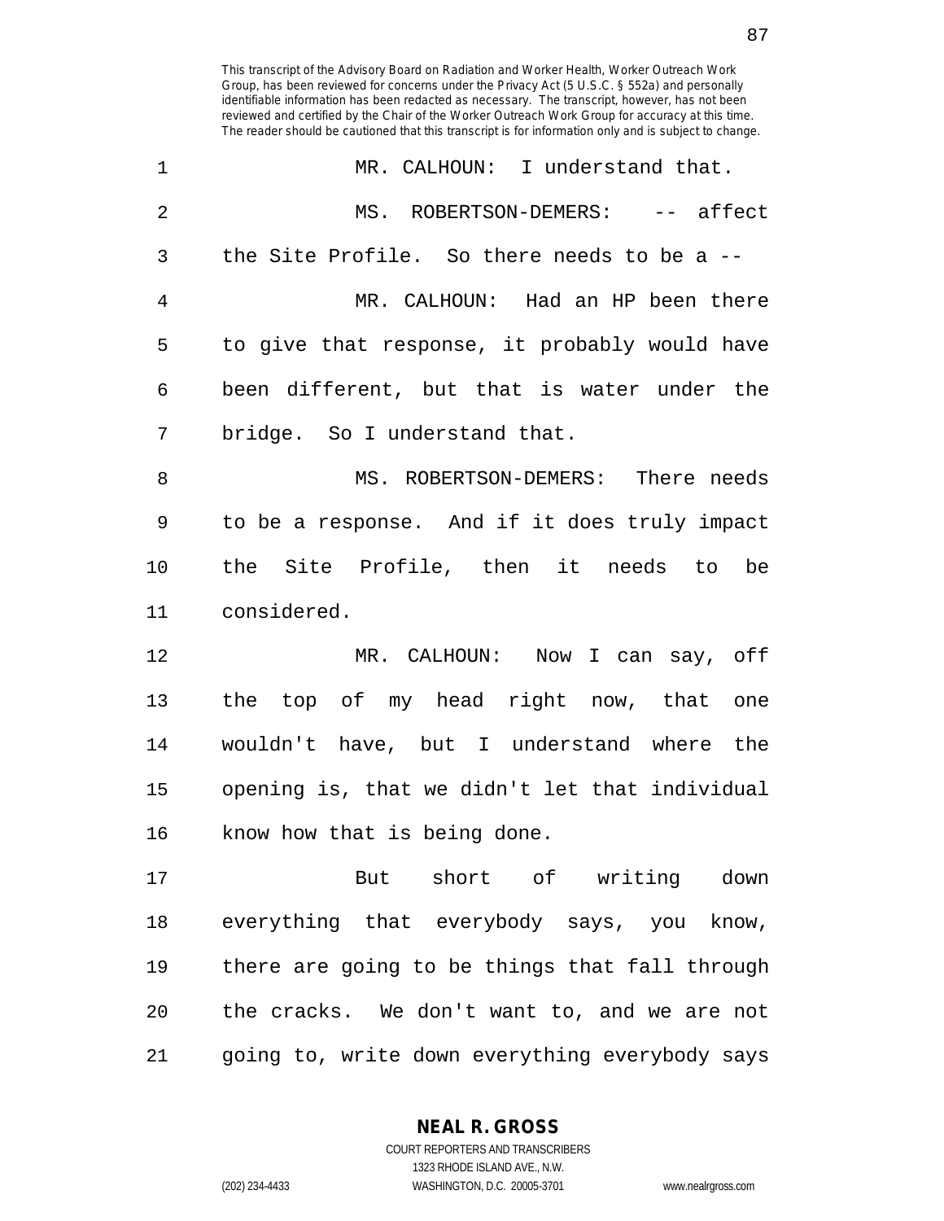This transcript of the Advisory Board on Radiation and Worker Health, Worker Outreach Work Group, has been reviewed for concerns under the Privacy Act (5 U.S.C. § 552a) and personally identifiable information has been redacted as necessary. The transcript, however, has not been reviewed and certified by the Chair of the Worker Outreach Work Group for accuracy at this time. The reader should be cautioned that this transcript is for information only and is subject to change.

MR. CALHOUN: I understand that.

MS. ROBERTSON-DEMERS: -- affect the Site Profile. So there needs to be a --

MR. CALHOUN: Had an HP been there to give that response, it probably would have been different, but that is water under the bridge. So I understand that.

MS. ROBERTSON-DEMERS: There needs to be a response. And if it does truly impact the Site Profile, then it needs to be considered.

MR. CALHOUN: Now I can say, off the top of my head right now, that one wouldn't have, but I understand where the opening is, that we didn't let that individual know how that is being done.

But short of writing down everything that everybody says, you know, there are going to be things that fall through the cracks. We don't want to, and we are not going to, write down everything everybody says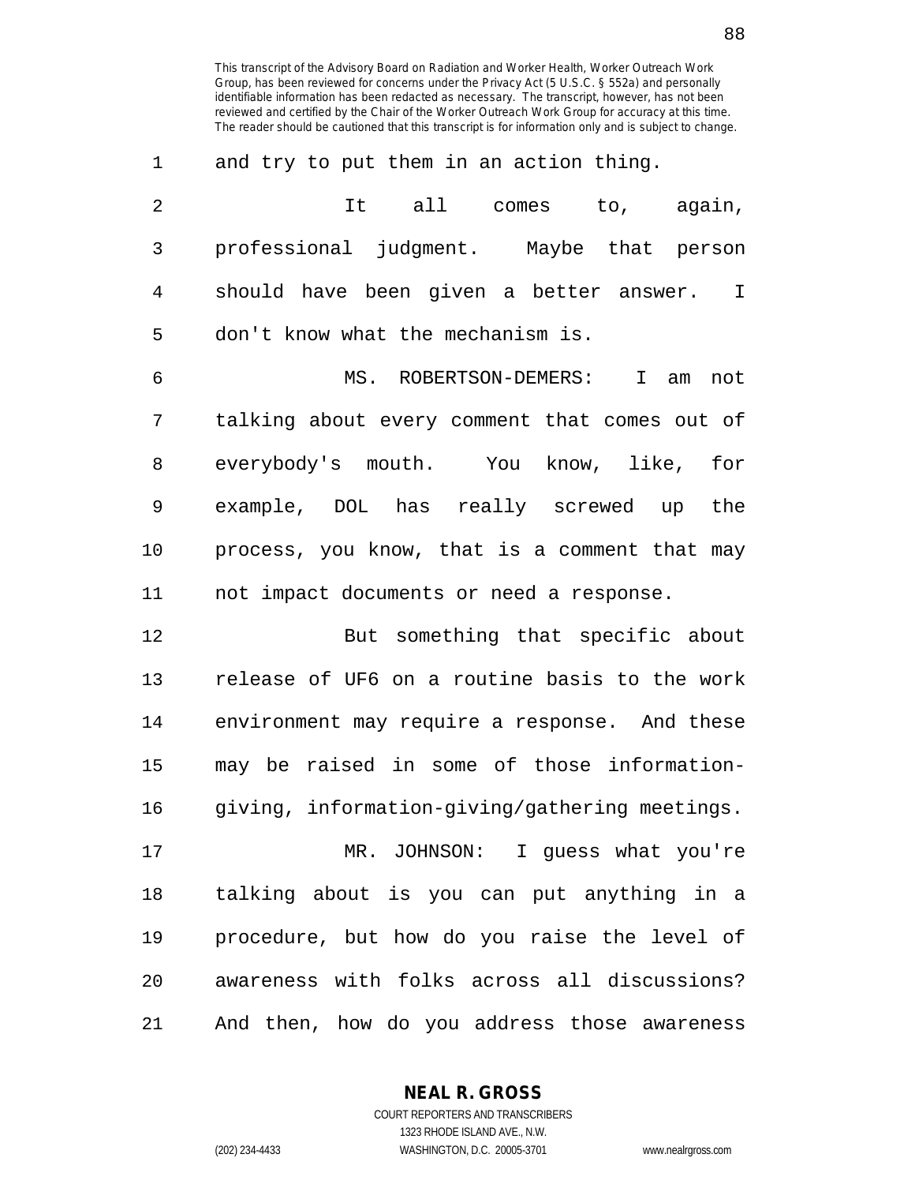and try to put them in an action thing.

It all comes to, again, professional judgment. Maybe that person should have been given a better answer. I don't know what the mechanism is.

MS. ROBERTSON-DEMERS: I am not talking about every comment that comes out of everybody's mouth. You know, like, for example, DOL has really screwed up the process, you know, that is a comment that may not impact documents or need a response.

But something that specific about release of UF6 on a routine basis to the work environment may require a response. And these may be raised in some of those information-giving, information-giving/gathering meetings.

MR. JOHNSON: I guess what you're talking about is you can put anything in a procedure, but how do you raise the level of awareness with folks across all discussions? And then, how do you address those awareness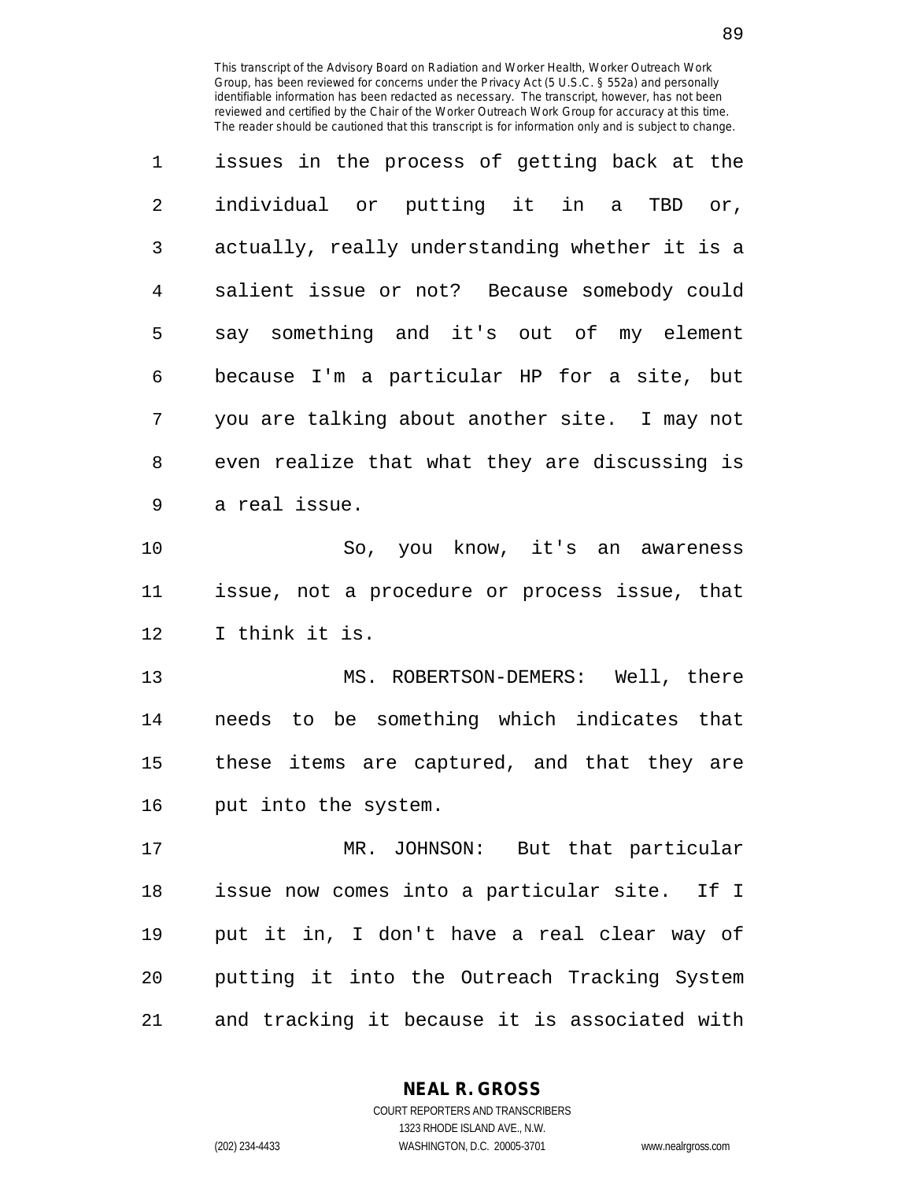issues in the process of getting back at the individual or putting it in a TBD or, actually, really understanding whether it is a salient issue or not? Because somebody could say something and it's out of my element because I'm a particular HP for a site, but you are talking about another site. I may not even realize that what they are discussing is a real issue.

So, you know, it's an awareness issue, not a procedure or process issue, that I think it is.

MS. ROBERTSON-DEMERS: Well, there needs to be something which indicates that these items are captured, and that they are put into the system.

MR. JOHNSON: But that particular issue now comes into a particular site. If I put it in, I don't have a real clear way of putting it into the Outreach Tracking System and tracking it because it is associated with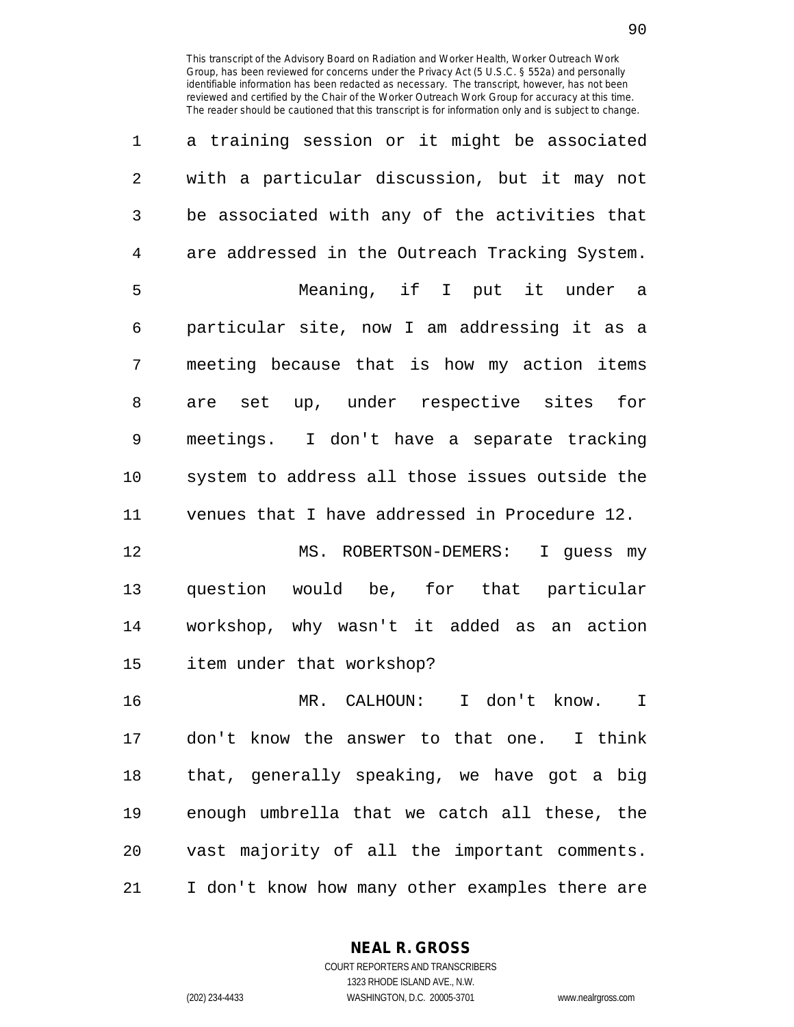a training session or it might be associated with a particular discussion, but it may not be associated with any of the activities that are addressed in the Outreach Tracking System.

Meaning, if I put it under a particular site, now I am addressing it as a meeting because that is how my action items are set up, under respective sites for meetings. I don't have a separate tracking system to address all those issues outside the venues that I have addressed in Procedure 12.

MS. ROBERTSON-DEMERS: I guess my question would be, for that particular workshop, why wasn't it added as an action item under that workshop?

MR. CALHOUN: I don't know. I don't know the answer to that one. I think that, generally speaking, we have got a big enough umbrella that we catch all these, the vast majority of all the important comments. I don't know how many other examples there are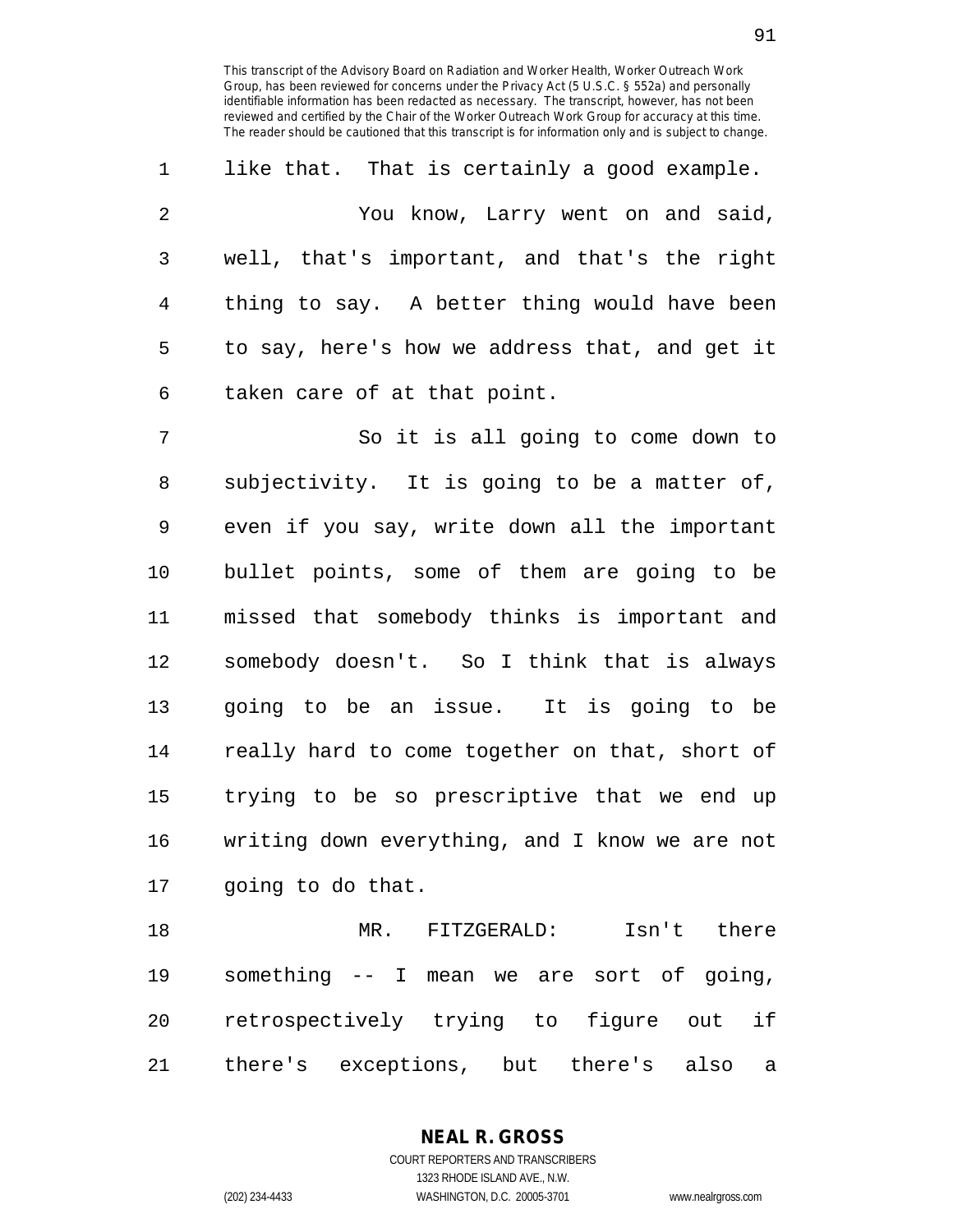like that. That is certainly a good example.

You know, Larry went on and said, well, that's important, and that's the right thing to say. A better thing would have been to say, here's how we address that, and get it taken care of at that point.

So it is all going to come down to subjectivity. It is going to be a matter of, even if you say, write down all the important bullet points, some of them are going to be missed that somebody thinks is important and somebody doesn't. So I think that is always going to be an issue. It is going to be really hard to come together on that, short of trying to be so prescriptive that we end up writing down everything, and I know we are not going to do that.

MR. FITZGERALD: Isn't there something -- I mean we are sort of going, retrospectively trying to figure out if there's exceptions, but there's also a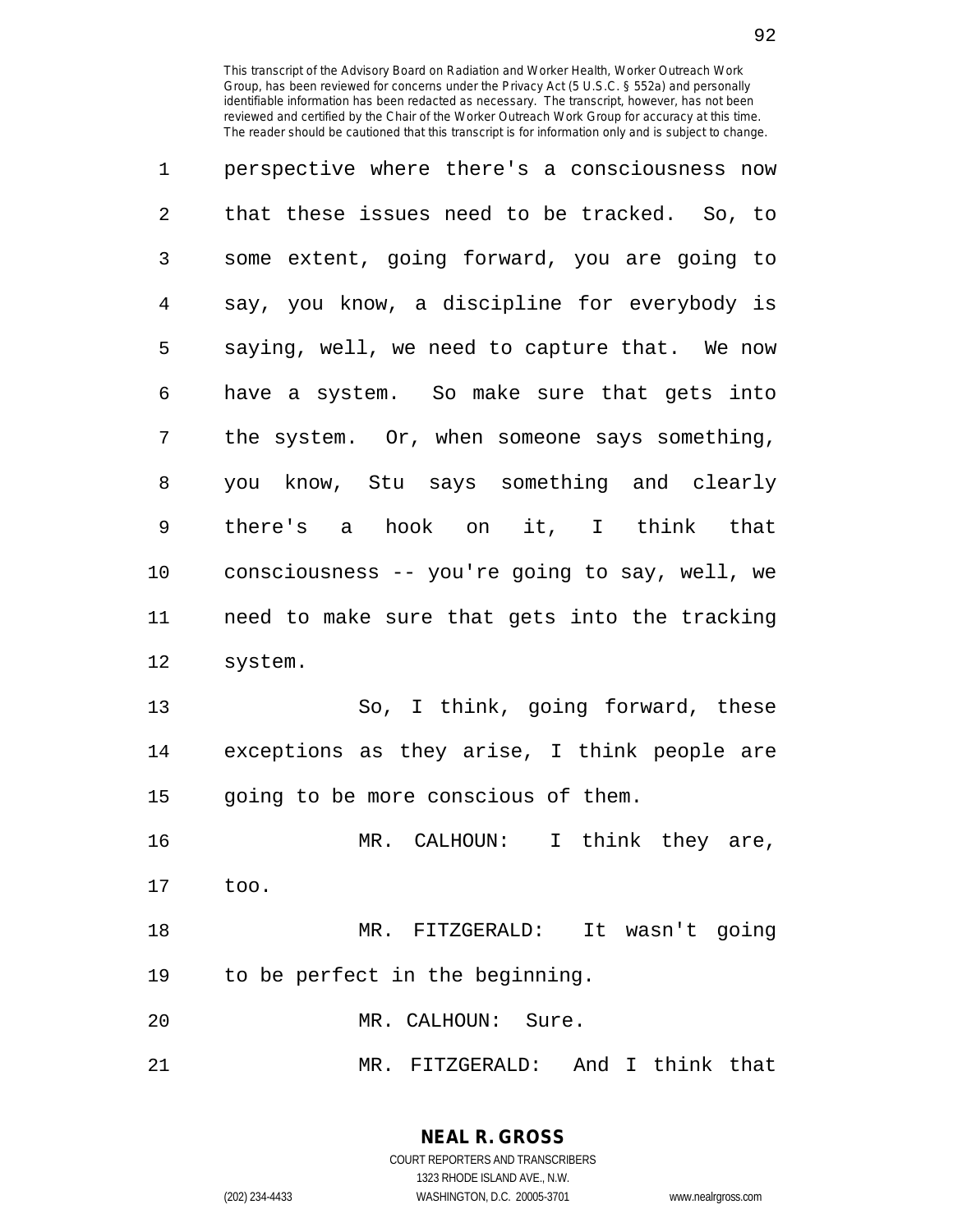perspective where there's a consciousness now that these issues need to be tracked. So, to some extent, going forward, you are going to say, you know, a discipline for everybody is saying, well, we need to capture that. We now have a system. So make sure that gets into the system. Or, when someone says something, you know, Stu says something and clearly there's a hook on it, I think that consciousness -- you're going to say, well, we need to make sure that gets into the tracking system.

So, I think, going forward, these exceptions as they arise, I think people are going to be more conscious of them.

MR. CALHOUN: I think they are, too.

MR. FITZGERALD: It wasn't going to be perfect in the beginning.

MR. CALHOUN: Sure.

MR. FITZGERALD: And I think that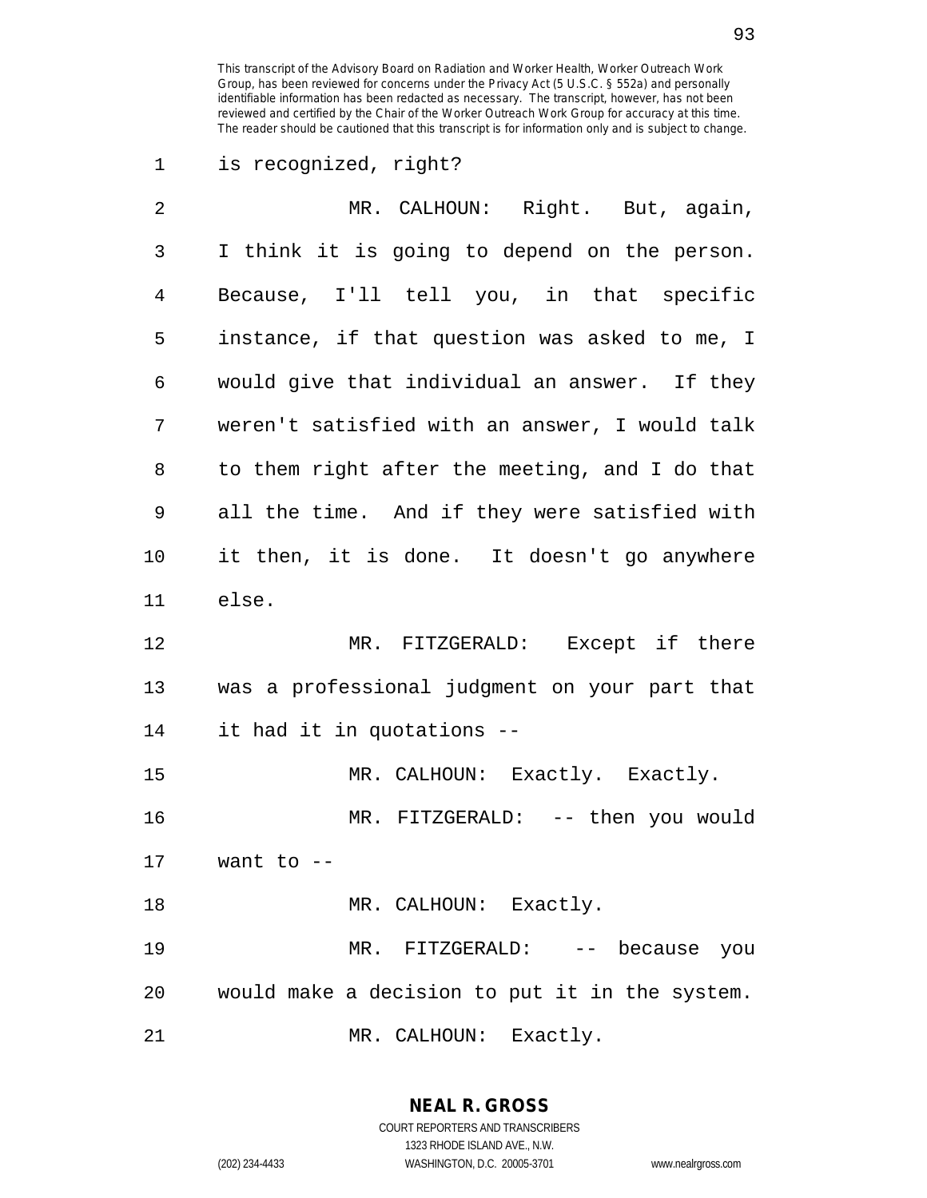is recognized, right?

MR. CALHOUN: Right. But, again, I think it is going to depend on the person. Because, I'll tell you, in that specific instance, if that question was asked to me, I would give that individual an answer. If they weren't satisfied with an answer, I would talk to them right after the meeting, and I do that all the time. And if they were satisfied with it then, it is done. It doesn't go anywhere else.

MR. FITZGERALD: Except if there was a professional judgment on your part that it had it in quotations --

MR. CALHOUN: Exactly. Exactly.

MR. FITZGERALD: -- then you would want to --

MR. CALHOUN: Exactly.

MR. FITZGERALD: -- because you would make a decision to put it in the system.

MR. CALHOUN: Exactly.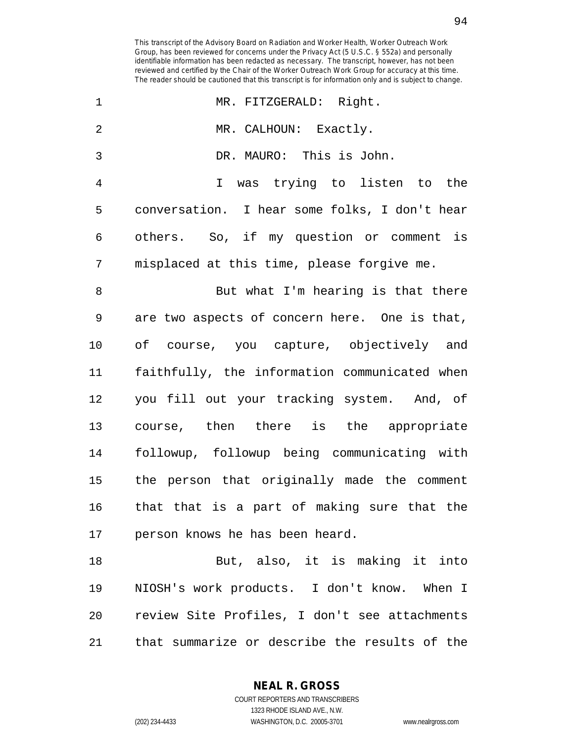This transcript of the Advisory Board on Radiation and Worker Health, Worker Outreach Work Group, has been reviewed for concerns under the Privacy Act (5 U.S.C. § 552a) and personally identifiable information has been redacted as necessary. The transcript, however, has not been reviewed and certified by the Chair of the Worker Outreach Work Group for accuracy at this time. The reader should be cautioned that this transcript is for information only and is subject to change.

1 MR. FITZGERALD: Right.

2 MR. CALHOUN: Exactly.

3 DR. MAURO: This is John.

4 I was trying to listen to the
5 conversation. I hear some folks, I don't hear
6 others. So, if my question or comment is
7 misplaced at this time, please forgive me.

8 But what I'm hearing is that there
9 are two aspects of concern here. One is that,
10 of course, you capture, objectively and
11 faithfully, the information communicated when
12 you fill out your tracking system. And, of
13 course, then there is the appropriate
14 followup, followup being communicating with
15 the person that originally made the comment
16 that that is a part of making sure that the
17 person knows he has been heard.

18 But, also, it is making it into
19 NIOSH's work products. I don't know. When I
20 review Site Profiles, I don't see attachments
21 that summarize or describe the results of the

**NEAL R. GROSS**
COURT REPORTERS AND TRANSCRIBERS
1323 RHODE ISLAND AVE., N.W.
(202) 234-4433 WASHINGTON, D.C. 20005-3701 www.nealrgross.com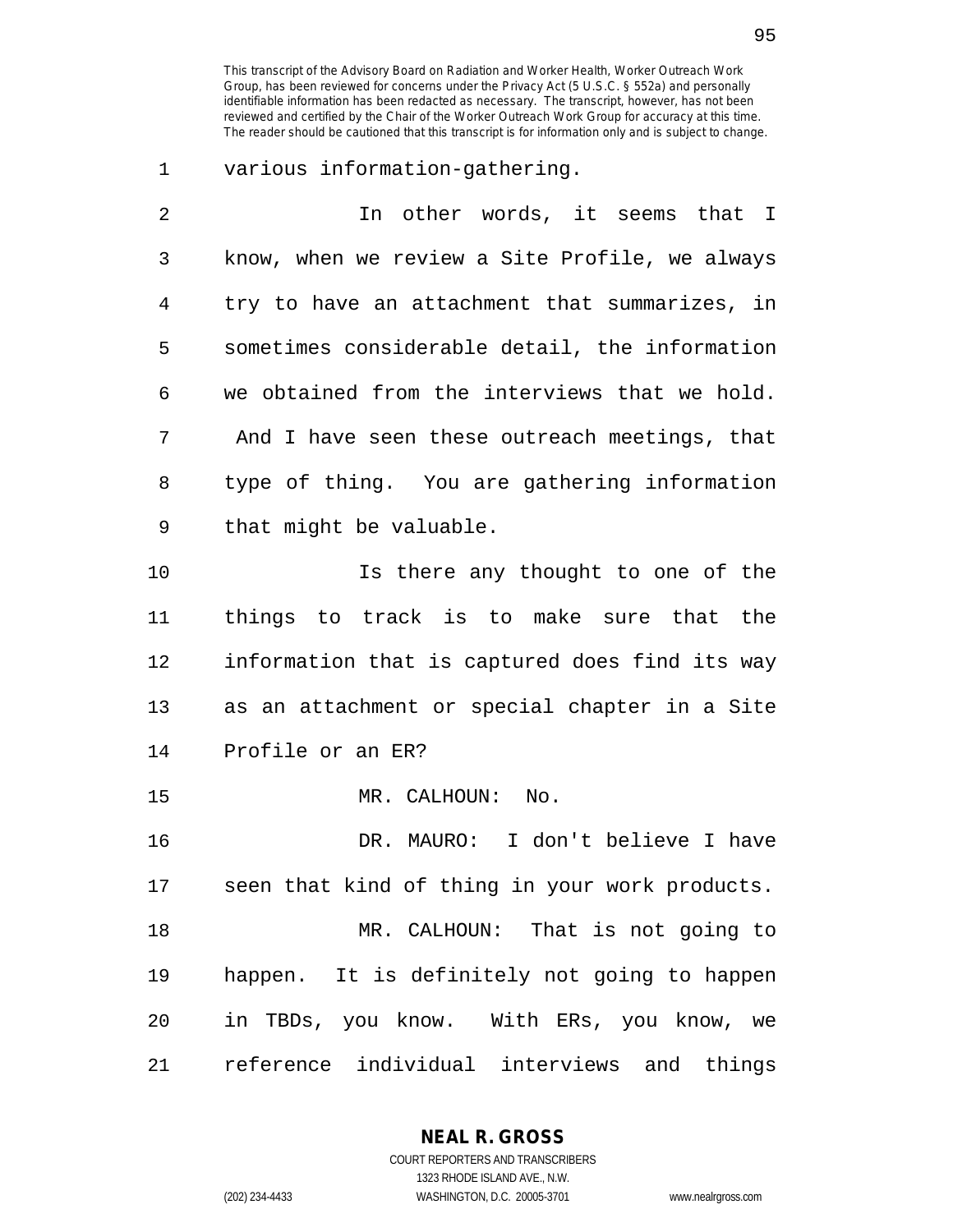various information-gathering.

In other words, it seems that I know, when we review a Site Profile, we always try to have an attachment that summarizes, in sometimes considerable detail, the information we obtained from the interviews that we hold. And I have seen these outreach meetings, that type of thing. You are gathering information that might be valuable.

Is there any thought to one of the things to track is to make sure that the information that is captured does find its way as an attachment or special chapter in a Site Profile or an ER?

MR. CALHOUN: No.

DR. MAURO: I don't believe I have seen that kind of thing in your work products.

MR. CALHOUN: That is not going to happen. It is definitely not going to happen in TBDs, you know. With ERs, you know, we reference individual interviews and things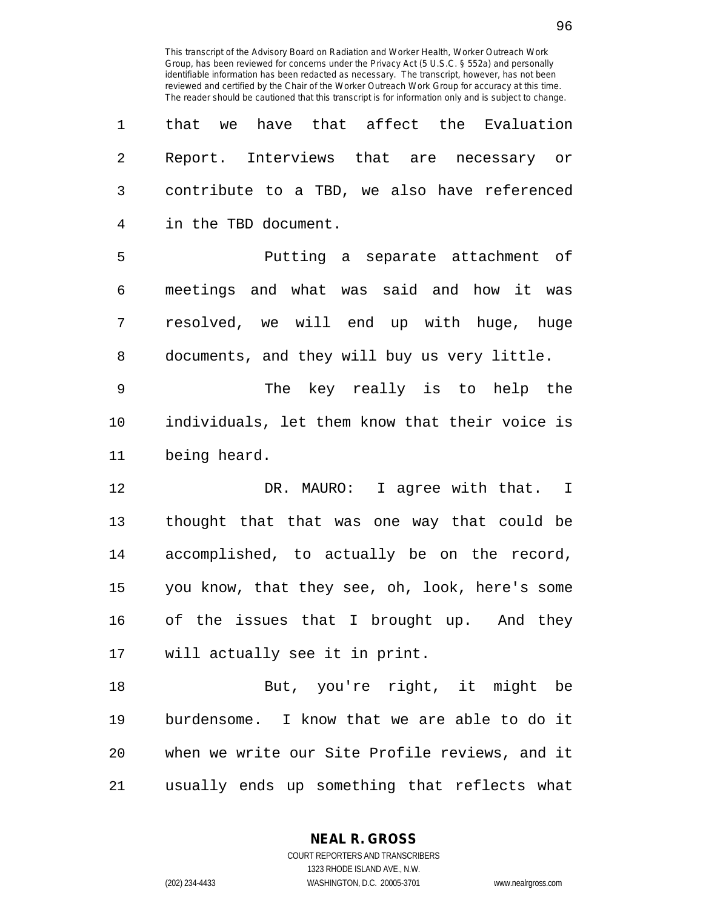that we have that affect the Evaluation Report. Interviews that are necessary or contribute to a TBD, we also have referenced in the TBD document.

Putting a separate attachment of meetings and what was said and how it was resolved, we will end up with huge, huge documents, and they will buy us very little.

The key really is to help the individuals, let them know that their voice is being heard.

DR. MAURO: I agree with that. I thought that that was one way that could be accomplished, to actually be on the record, you know, that they see, oh, look, here's some of the issues that I brought up. And they will actually see it in print.

But, you're right, it might be burdensome. I know that we are able to do it when we write our Site Profile reviews, and it usually ends up something that reflects what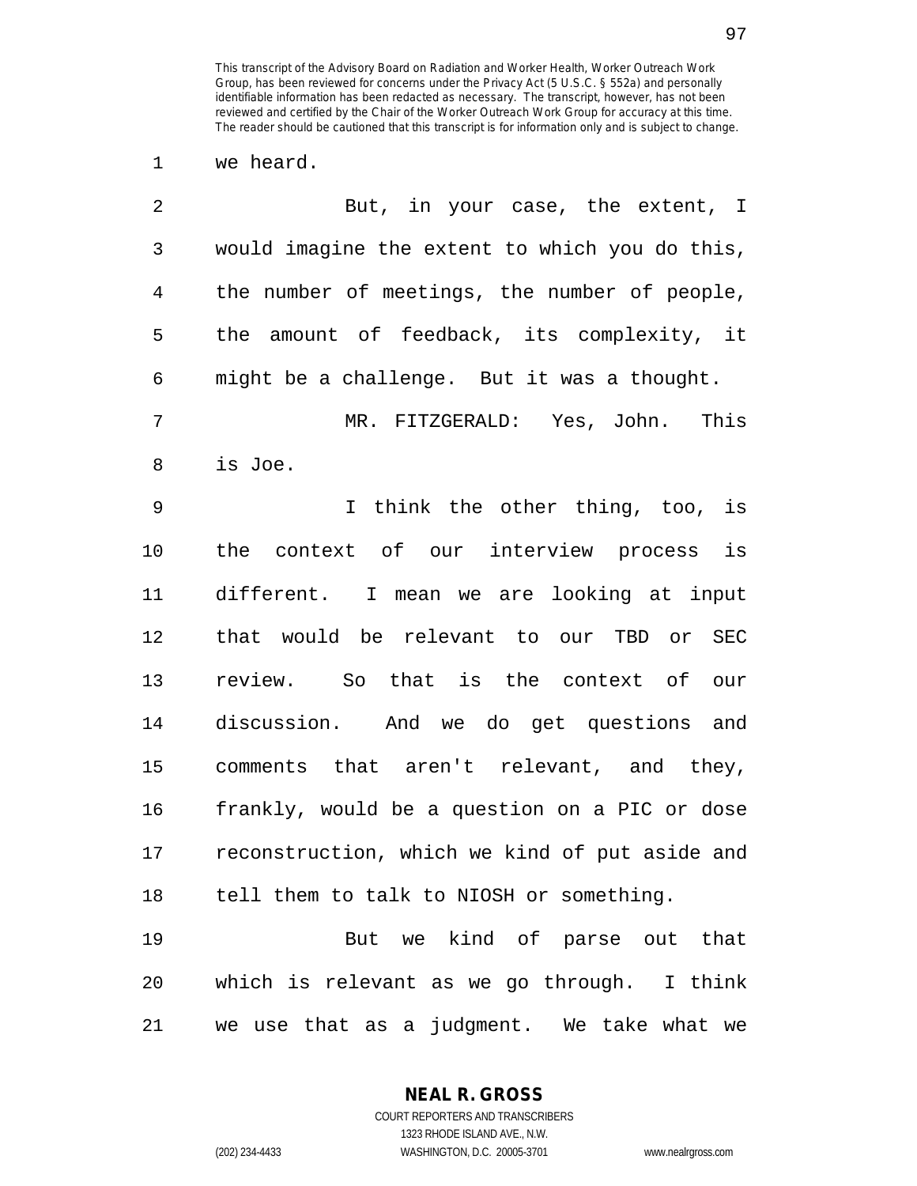we heard.

But, in your case, the extent, I would imagine the extent to which you do this, the number of meetings, the number of people, the amount of feedback, its complexity, it might be a challenge. But it was a thought.

MR. FITZGERALD: Yes, John. This is Joe.

I think the other thing, too, is the context of our interview process is different. I mean we are looking at input that would be relevant to our TBD or SEC review. So that is the context of our discussion. And we do get questions and comments that aren't relevant, and they, frankly, would be a question on a PIC or dose reconstruction, which we kind of put aside and tell them to talk to NIOSH or something.

But we kind of parse out that which is relevant as we go through. I think we use that as a judgment. We take what we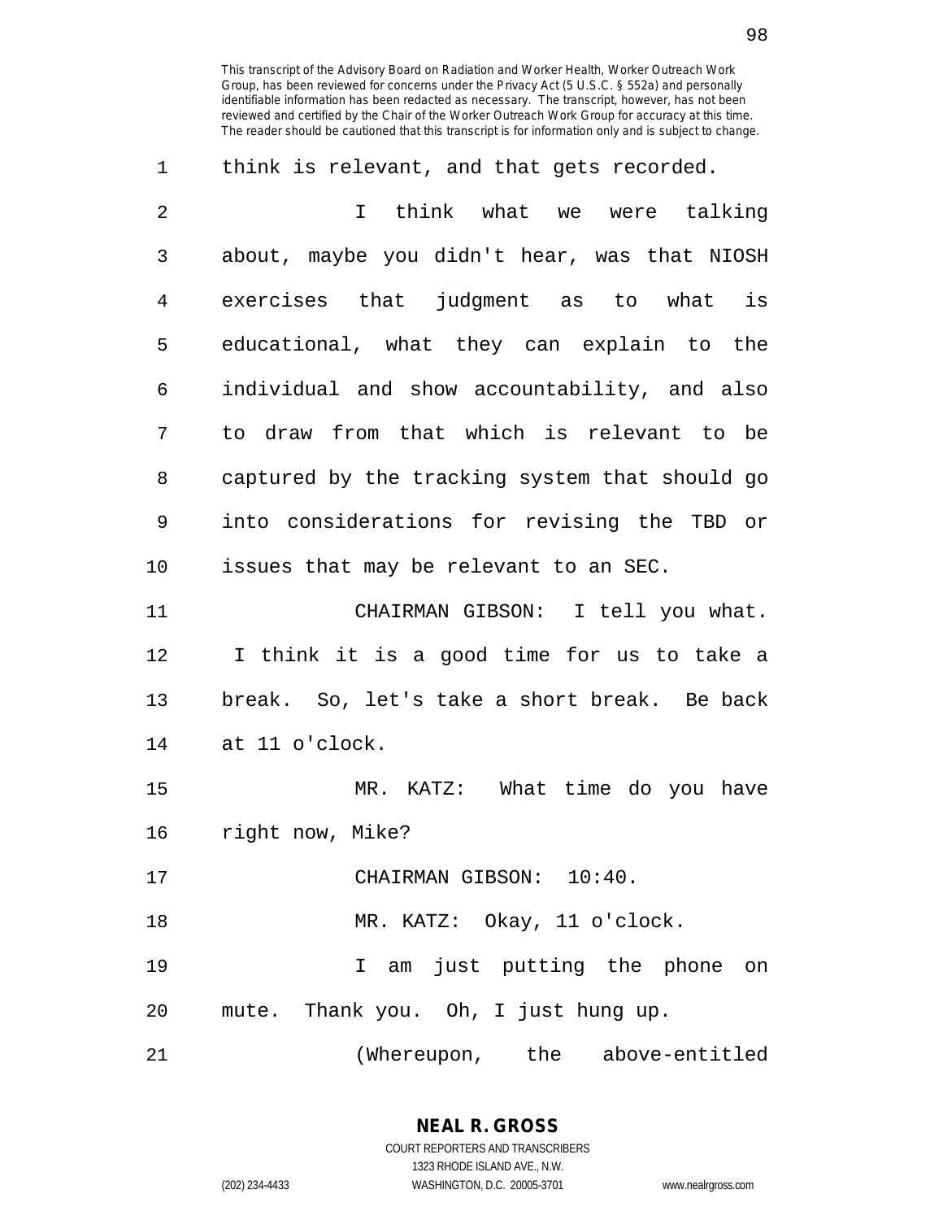think is relevant, and that gets recorded.

I think what we were talking about, maybe you didn't hear, was that NIOSH exercises that judgment as to what is educational, what they can explain to the individual and show accountability, and also to draw from that which is relevant to be captured by the tracking system that should go into considerations for revising the TBD or issues that may be relevant to an SEC.

CHAIRMAN GIBSON: I tell you what. I think it is a good time for us to take a break. So, let's take a short break. Be back at 11 o'clock.

MR. KATZ: What time do you have right now, Mike?

CHAIRMAN GIBSON: 10:40.

MR. KATZ: Okay, 11 o'clock.

I am just putting the phone on mute. Thank you. Oh, I just hung up.

(Whereupon, the above-entitled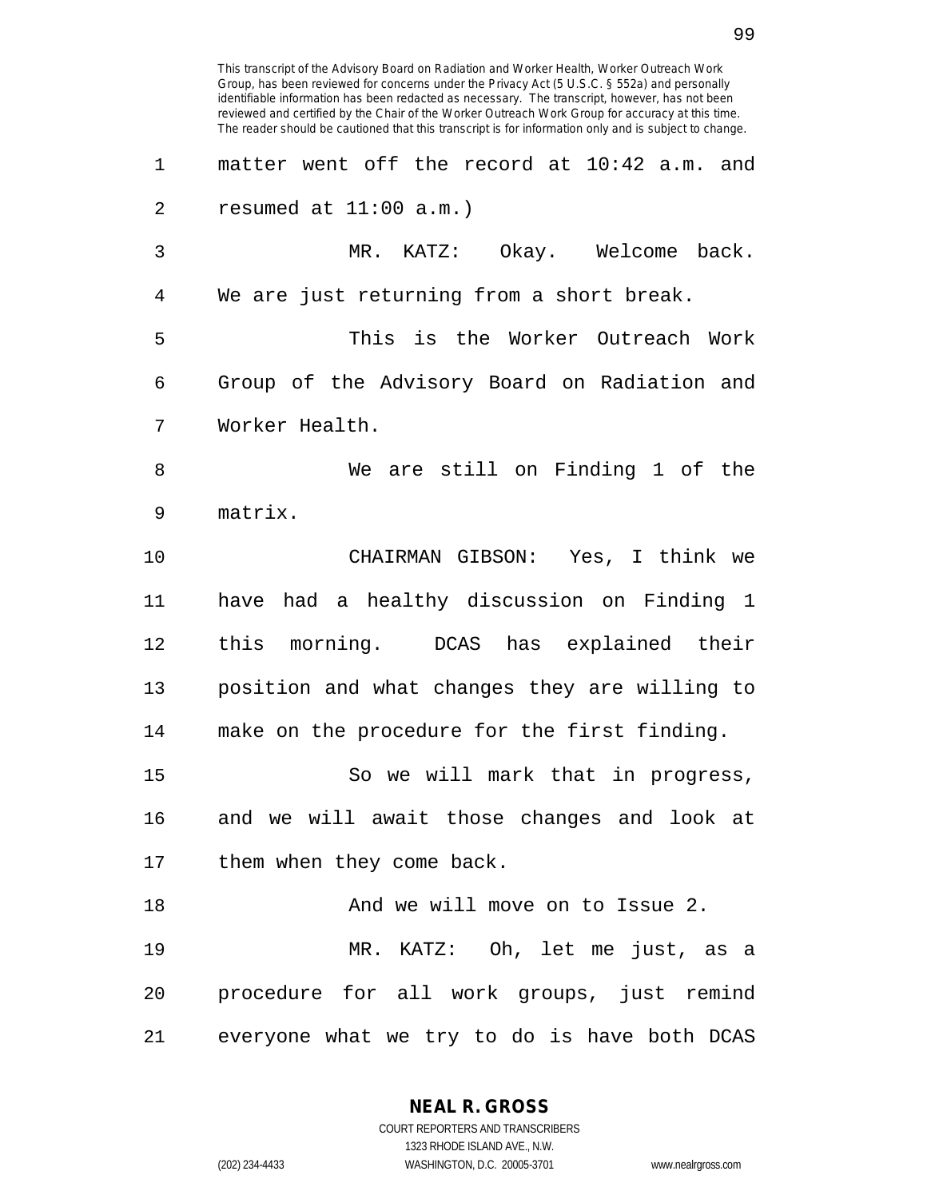matter went off the record at 10:42 a.m. and resumed at 11:00 a.m.)

MR. KATZ: Okay. Welcome back. We are just returning from a short break.

This is the Worker Outreach Work Group of the Advisory Board on Radiation and Worker Health.

We are still on Finding 1 of the matrix.

CHAIRMAN GIBSON: Yes, I think we have had a healthy discussion on Finding 1 this morning. DCAS has explained their position and what changes they are willing to make on the procedure for the first finding.

So we will mark that in progress, and we will await those changes and look at them when they come back.

And we will move on to Issue 2.

MR. KATZ: Oh, let me just, as a procedure for all work groups, just remind everyone what we try to do is have both DCAS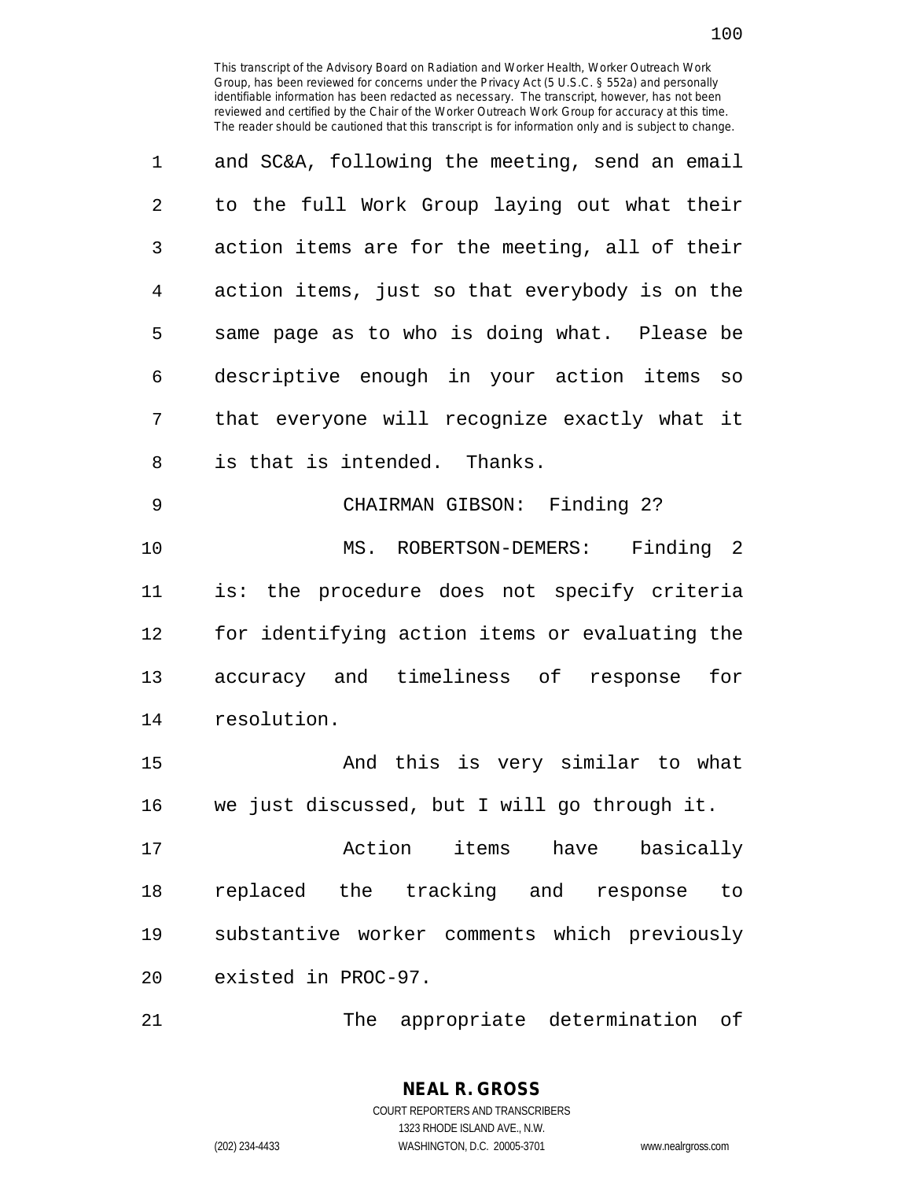and SC&A, following the meeting, send an email to the full Work Group laying out what their action items are for the meeting, all of their action items, just so that everybody is on the same page as to who is doing what. Please be descriptive enough in your action items so that everyone will recognize exactly what it is that is intended. Thanks.

CHAIRMAN GIBSON: Finding 2?

MS. ROBERTSON-DEMERS: Finding 2 is: the procedure does not specify criteria for identifying action items or evaluating the accuracy and timeliness of response for resolution.

And this is very similar to what we just discussed, but I will go through it.

Action items have basically replaced the tracking and response to substantive worker comments which previously existed in PROC-97.

The appropriate determination of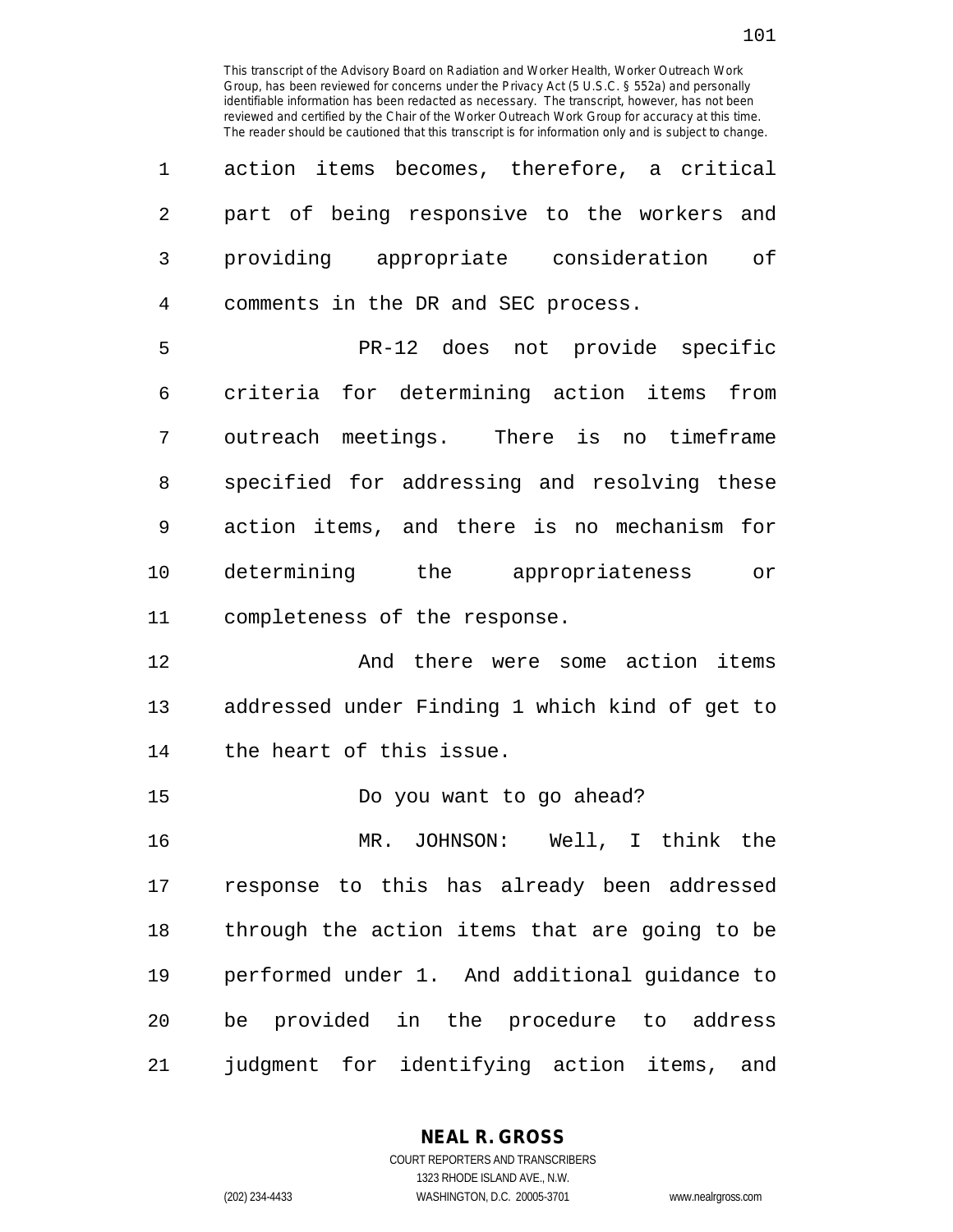This transcript of the Advisory Board on Radiation and Worker Health, Worker Outreach Work Group, has been reviewed for concerns under the Privacy Act (5 U.S.C. § 552a) and personally identifiable information has been redacted as necessary. The transcript, however, has not been reviewed and certified by the Chair of the Worker Outreach Work Group for accuracy at this time. The reader should be cautioned that this transcript is for information only and is subject to change.

action items becomes, therefore, a critical part of being responsive to the workers and providing appropriate consideration of comments in the DR and SEC process.

PR-12 does not provide specific criteria for determining action items from outreach meetings. There is no timeframe specified for addressing and resolving these action items, and there is no mechanism for determining the appropriateness or completeness of the response.

And there were some action items addressed under Finding 1 which kind of get to the heart of this issue.

Do you want to go ahead?

MR. JOHNSON: Well, I think the response to this has already been addressed through the action items that are going to be performed under 1. And additional guidance to be provided in the procedure to address judgment for identifying action items, and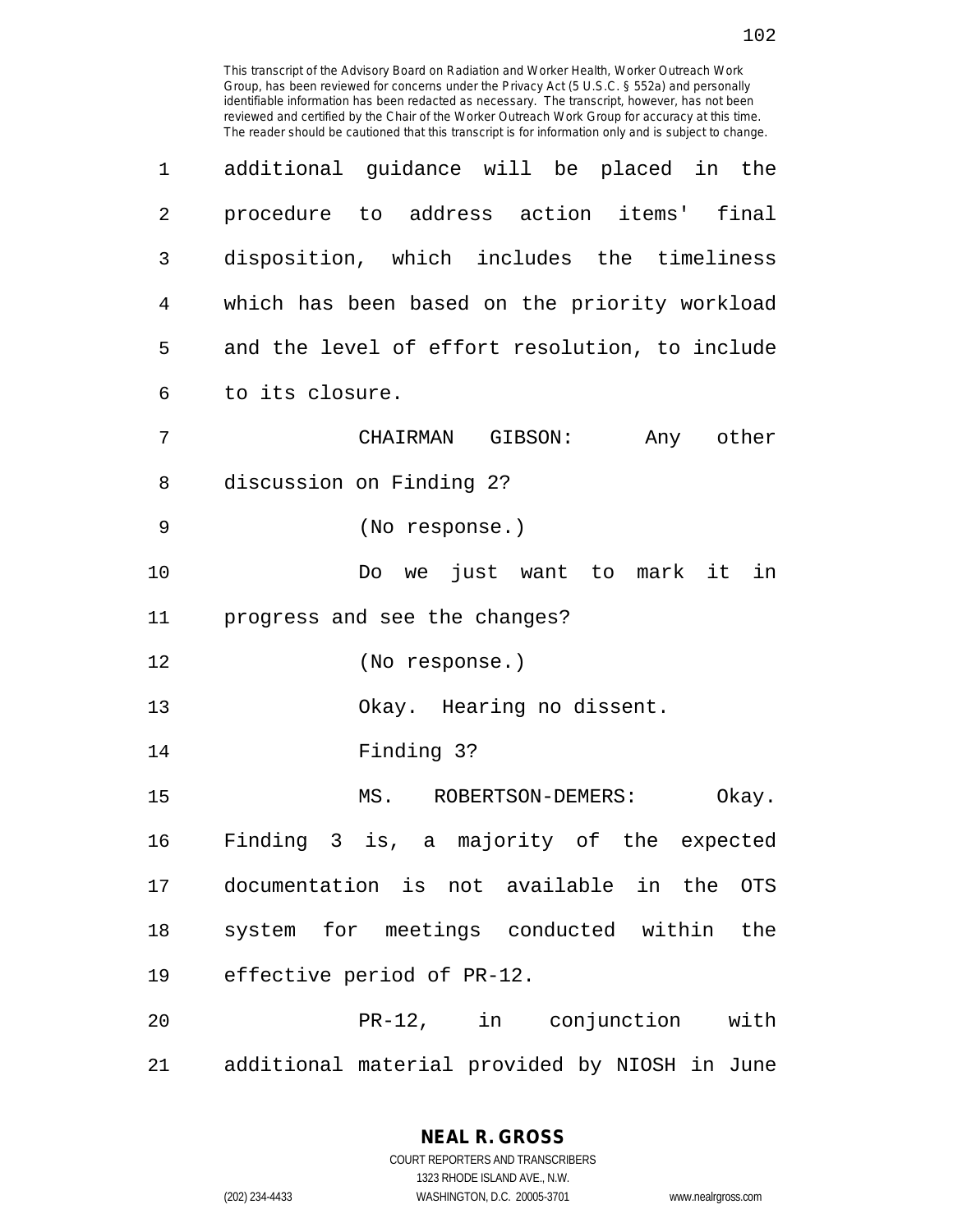This transcript of the Advisory Board on Radiation and Worker Health, Worker Outreach Work Group, has been reviewed for concerns under the Privacy Act (5 U.S.C. § 552a) and personally identifiable information has been redacted as necessary. The transcript, however, has not been reviewed and certified by the Chair of the Worker Outreach Work Group for accuracy at this time. The reader should be cautioned that this transcript is for information only and is subject to change.

additional guidance will be placed in the procedure to address action items' final disposition, which includes the timeliness which has been based on the priority workload and the level of effort resolution, to include to its closure.

CHAIRMAN GIBSON: Any other discussion on Finding 2?

(No response.)

Do we just want to mark it in progress and see the changes?

(No response.)

Okay. Hearing no dissent.

Finding 3?

MS. ROBERTSON-DEMERS: Okay. Finding 3 is, a majority of the expected documentation is not available in the OTS system for meetings conducted within the effective period of PR-12.

PR-12, in conjunction with additional material provided by NIOSH in June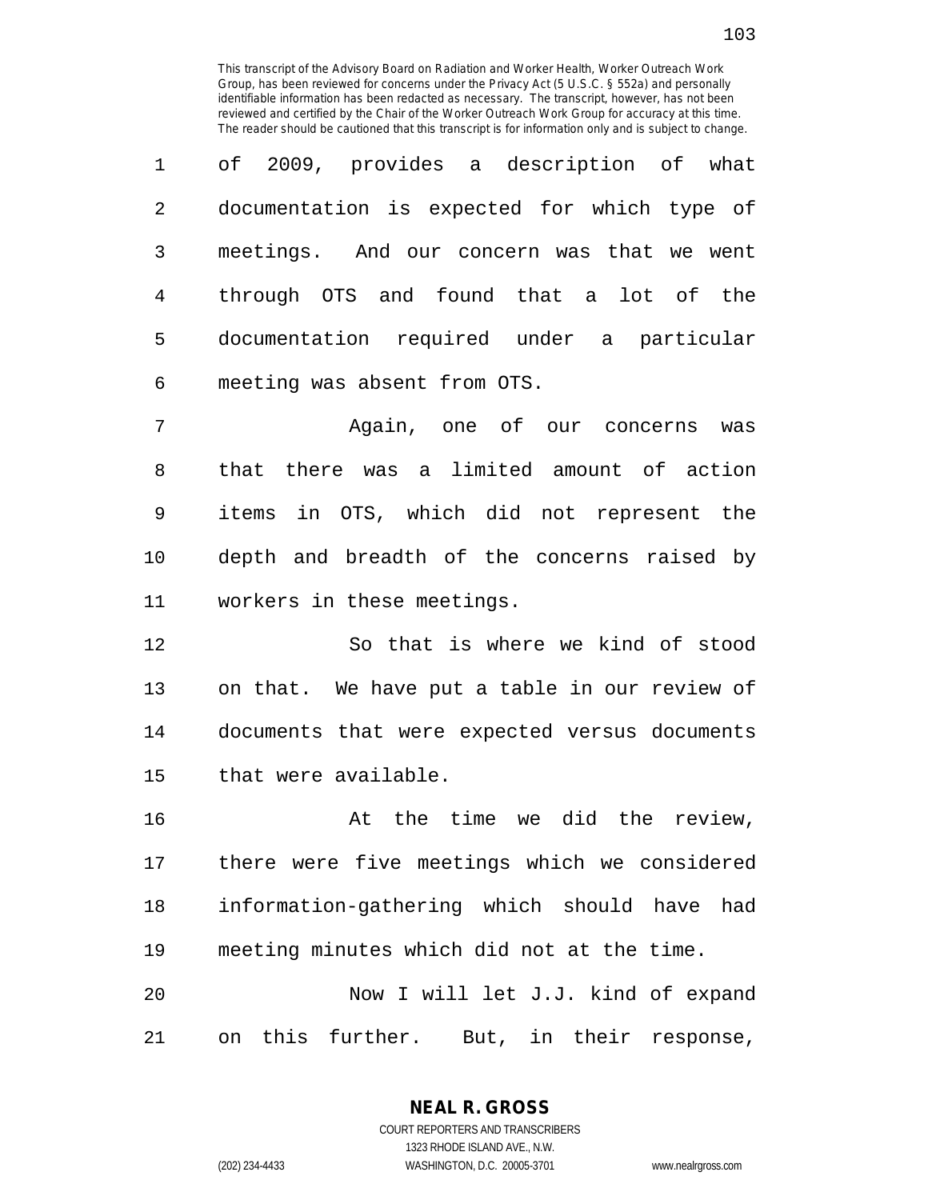of 2009, provides a description of what documentation is expected for which type of meetings. And our concern was that we went through OTS and found that a lot of the documentation required under a particular meeting was absent from OTS.

Again, one of our concerns was that there was a limited amount of action items in OTS, which did not represent the depth and breadth of the concerns raised by workers in these meetings.

So that is where we kind of stood on that. We have put a table in our review of documents that were expected versus documents that were available.

At the time we did the review, there were five meetings which we considered information-gathering which should have had meeting minutes which did not at the time.

Now I will let J.J. kind of expand on this further. But, in their response,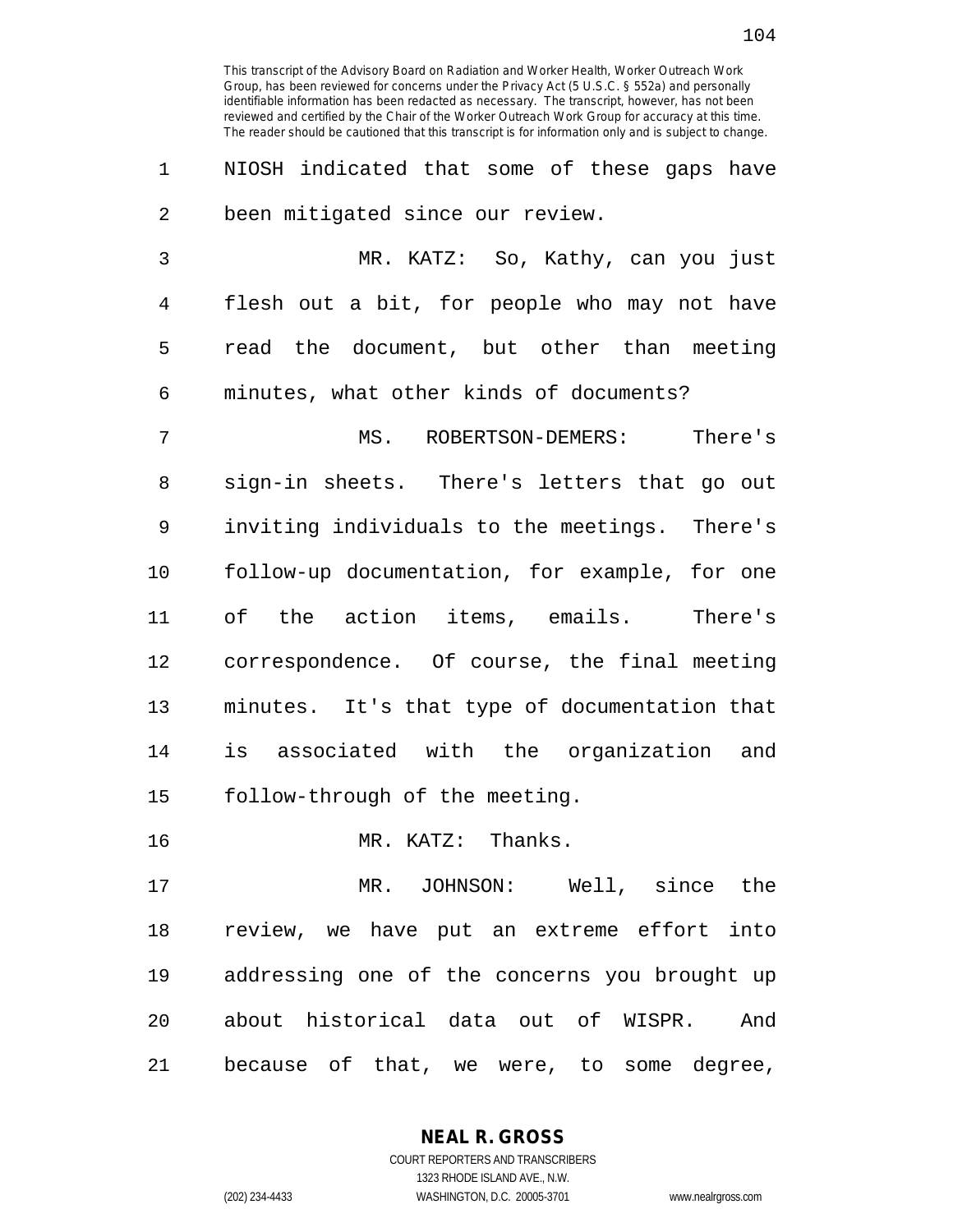NIOSH indicated that some of these gaps have been mitigated since our review.

MR. KATZ: So, Kathy, can you just flesh out a bit, for people who may not have read the document, but other than meeting minutes, what other kinds of documents?

MS. ROBERTSON-DEMERS: There's sign-in sheets. There's letters that go out inviting individuals to the meetings. There's follow-up documentation, for example, for one of the action items, emails. There's correspondence. Of course, the final meeting minutes. It's that type of documentation that is associated with the organization and follow-through of the meeting.

MR. KATZ: Thanks.

MR. JOHNSON: Well, since the review, we have put an extreme effort into addressing one of the concerns you brought up about historical data out of WISPR. And because of that, we were, to some degree,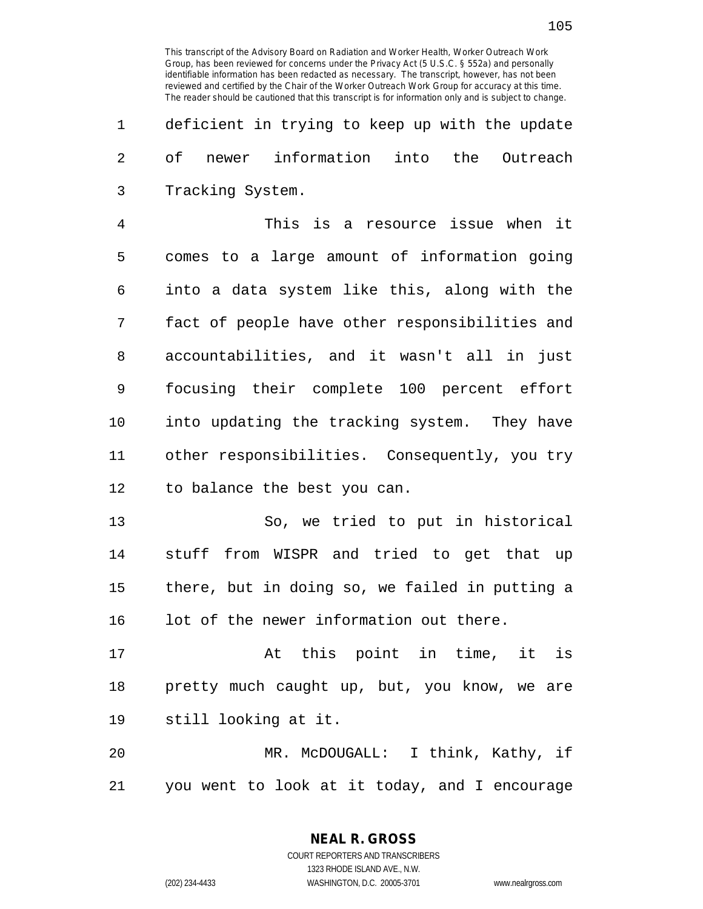deficient in trying to keep up with the update of newer information into the Outreach Tracking System.

This is a resource issue when it comes to a large amount of information going into a data system like this, along with the fact of people have other responsibilities and accountabilities, and it wasn't all in just focusing their complete 100 percent effort into updating the tracking system. They have other responsibilities. Consequently, you try to balance the best you can.

So, we tried to put in historical stuff from WISPR and tried to get that up there, but in doing so, we failed in putting a lot of the newer information out there.

At this point in time, it is pretty much caught up, but, you know, we are still looking at it.

MR. McDOUGALL: I think, Kathy, if you went to look at it today, and I encourage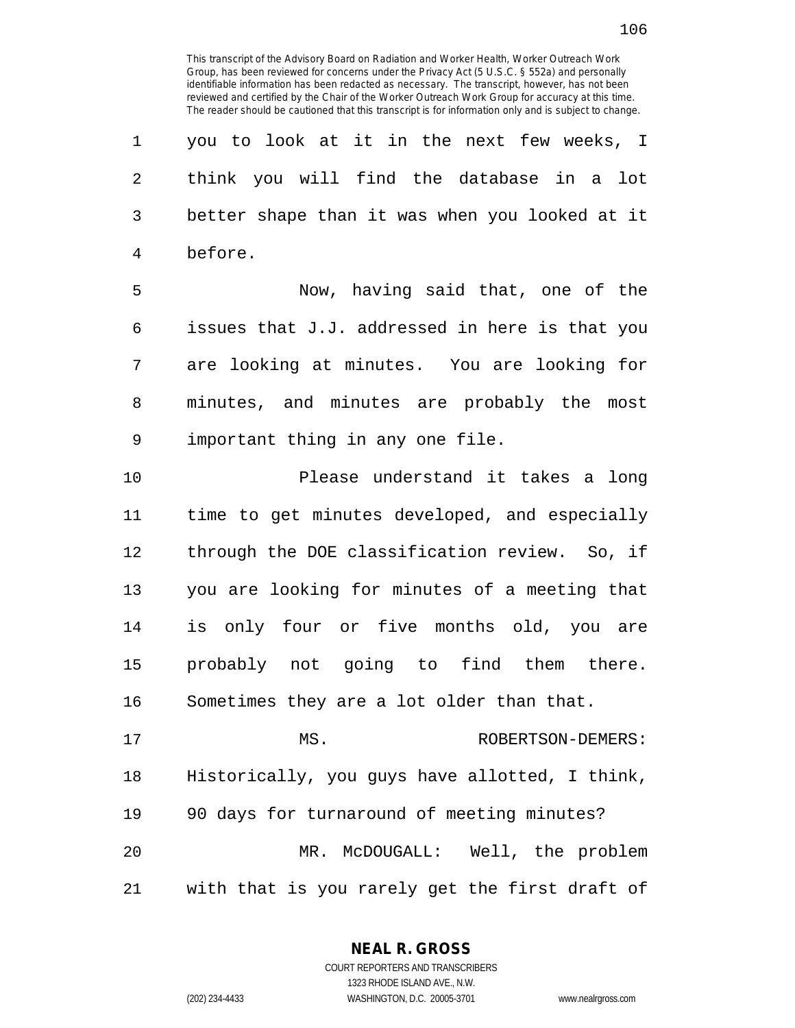This transcript of the Advisory Board on Radiation and Worker Health, Worker Outreach Work Group, has been reviewed for concerns under the Privacy Act (5 U.S.C. § 552a) and personally identifiable information has been redacted as necessary. The transcript, however, has not been reviewed and certified by the Chair of the Worker Outreach Work Group for accuracy at this time. The reader should be cautioned that this transcript is for information only and is subject to change.

you to look at it in the next few weeks, I think you will find the database in a lot better shape than it was when you looked at it before.

Now, having said that, one of the issues that J.J. addressed in here is that you are looking at minutes. You are looking for minutes, and minutes are probably the most important thing in any one file.

Please understand it takes a long time to get minutes developed, and especially through the DOE classification review. So, if you are looking for minutes of a meeting that is only four or five months old, you are probably not going to find them there. Sometimes they are a lot older than that.

MS. ROBERTSON-DEMERS: Historically, you guys have allotted, I think, 90 days for turnaround of meeting minutes?

MR. McDOUGALL: Well, the problem with that is you rarely get the first draft of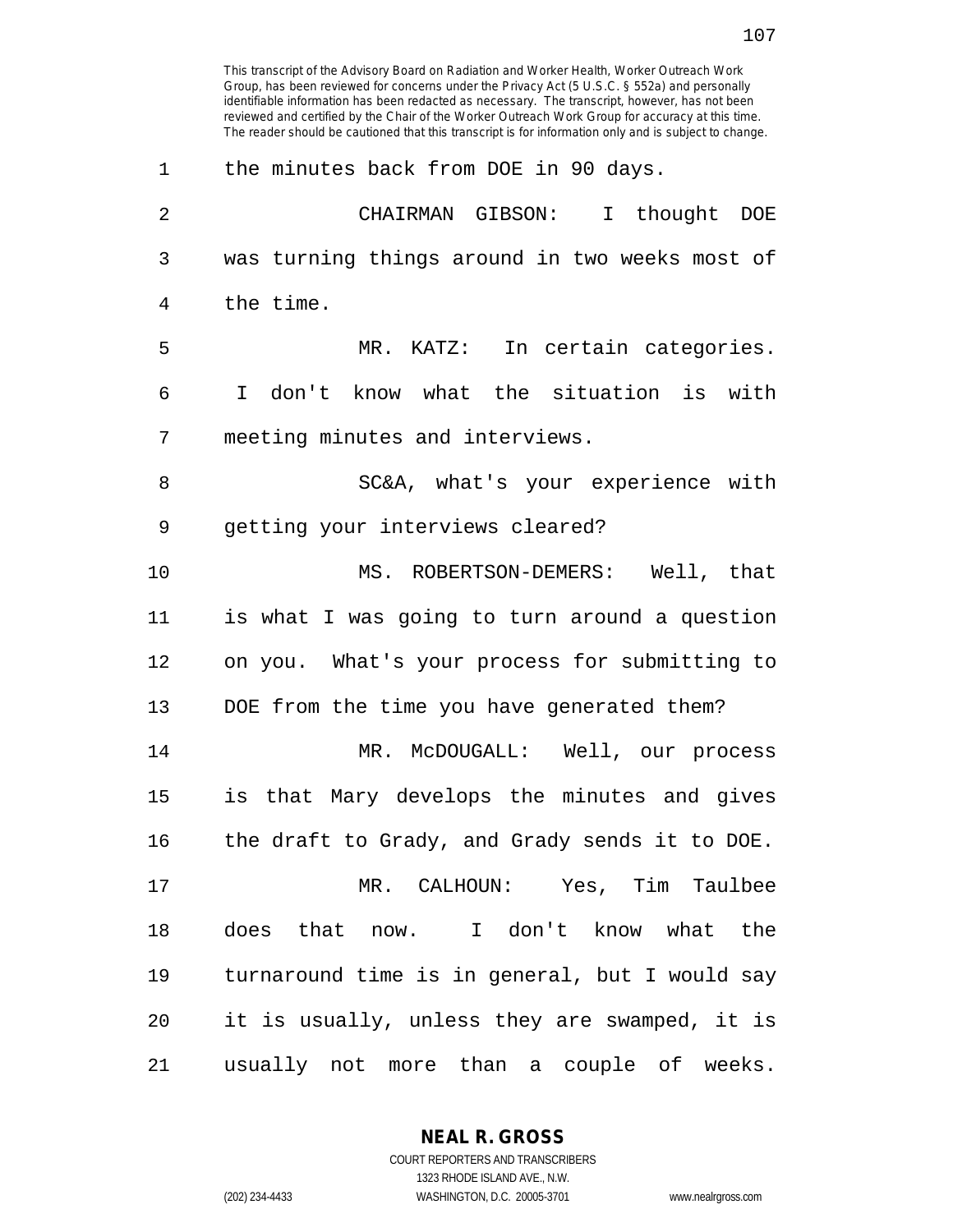This transcript of the Advisory Board on Radiation and Worker Health, Worker Outreach Work Group, has been reviewed for concerns under the Privacy Act (5 U.S.C. § 552a) and personally identifiable information has been redacted as necessary. The transcript, however, has not been reviewed and certified by the Chair of the Worker Outreach Work Group for accuracy at this time. The reader should be cautioned that this transcript is for information only and is subject to change.

the minutes back from DOE in 90 days.

CHAIRMAN GIBSON: I thought DOE was turning things around in two weeks most of the time.

MR. KATZ: In certain categories. I don't know what the situation is with meeting minutes and interviews.

SC&A, what's your experience with getting your interviews cleared?

MS. ROBERTSON-DEMERS: Well, that is what I was going to turn around a question on you. What's your process for submitting to DOE from the time you have generated them?

MR. McDOUGALL: Well, our process is that Mary develops the minutes and gives the draft to Grady, and Grady sends it to DOE.

MR. CALHOUN: Yes, Tim Taulbee does that now. I don't know what the turnaround time is in general, but I would say it is usually, unless they are swamped, it is usually not more than a couple of weeks.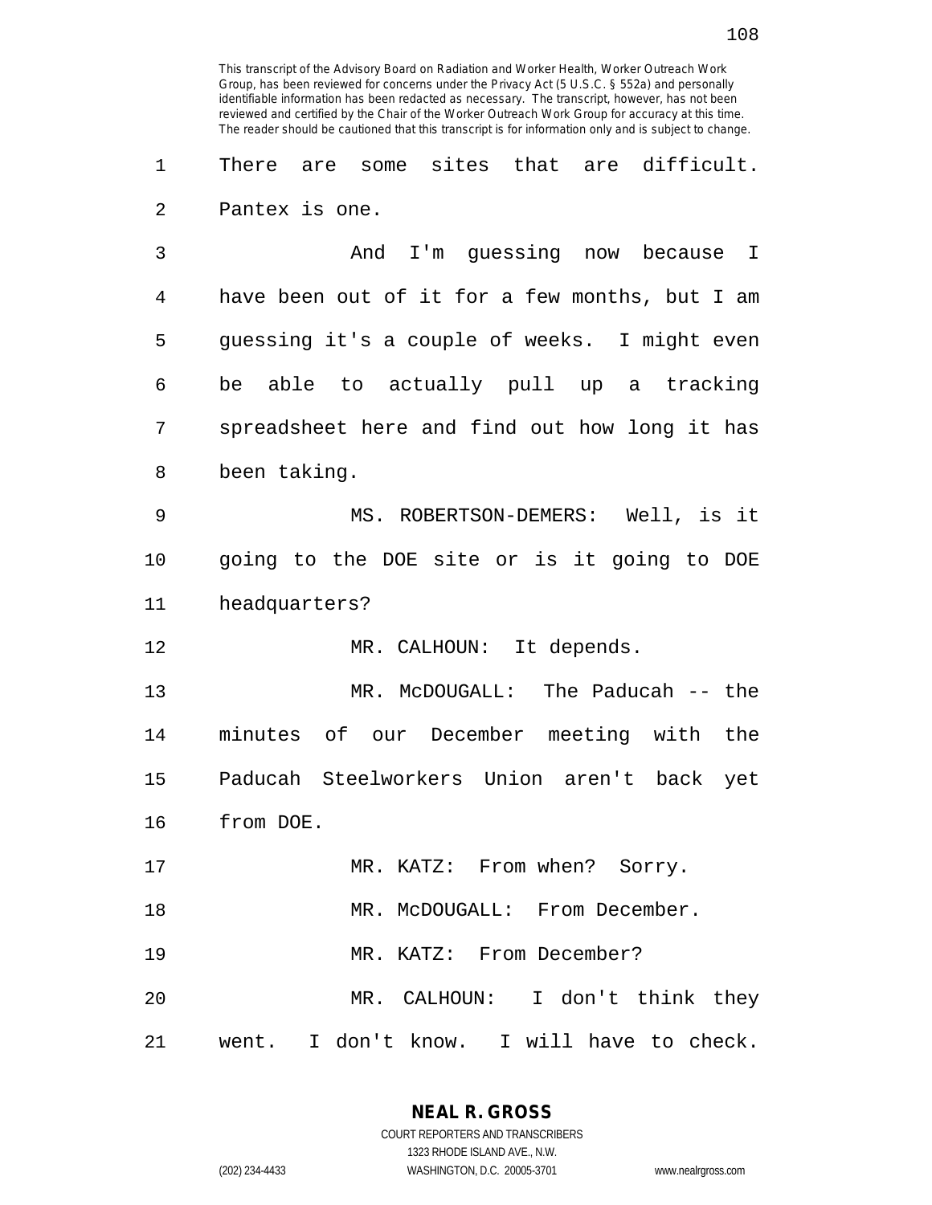There are some sites that are difficult. Pantex is one.

And I'm guessing now because I have been out of it for a few months, but I am guessing it's a couple of weeks. I might even be able to actually pull up a tracking spreadsheet here and find out how long it has been taking.

MS. ROBERTSON-DEMERS: Well, is it going to the DOE site or is it going to DOE headquarters?

MR. CALHOUN: It depends.

MR. McDOUGALL: The Paducah -- the minutes of our December meeting with the Paducah Steelworkers Union aren't back yet from DOE.

MR. KATZ: From when? Sorry.

MR. McDOUGALL: From December.

MR. KATZ: From December?

MR. CALHOUN: I don't think they went. I don't know. I will have to check.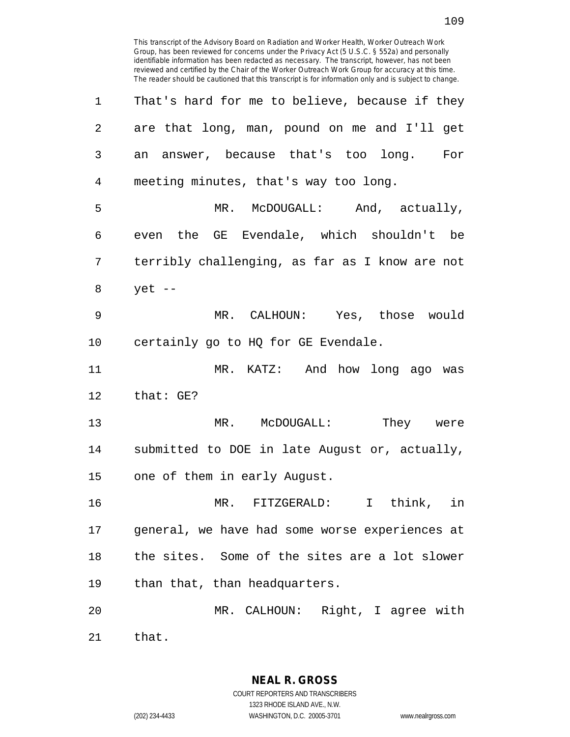That's hard for me to believe, because if they are that long, man, pound on me and I'll get an answer, because that's too long. For meeting minutes, that's way too long.

MR. McDOUGALL: And, actually, even the GE Evendale, which shouldn't be terribly challenging, as far as I know are not yet --

MR. CALHOUN: Yes, those would certainly go to HQ for GE Evendale.

MR. KATZ: And how long ago was that: GE?

MR. McDOUGALL: They were submitted to DOE in late August or, actually, one of them in early August.

MR. FITZGERALD: I think, in general, we have had some worse experiences at the sites. Some of the sites are a lot slower than that, than headquarters.

MR. CALHOUN: Right, I agree with that.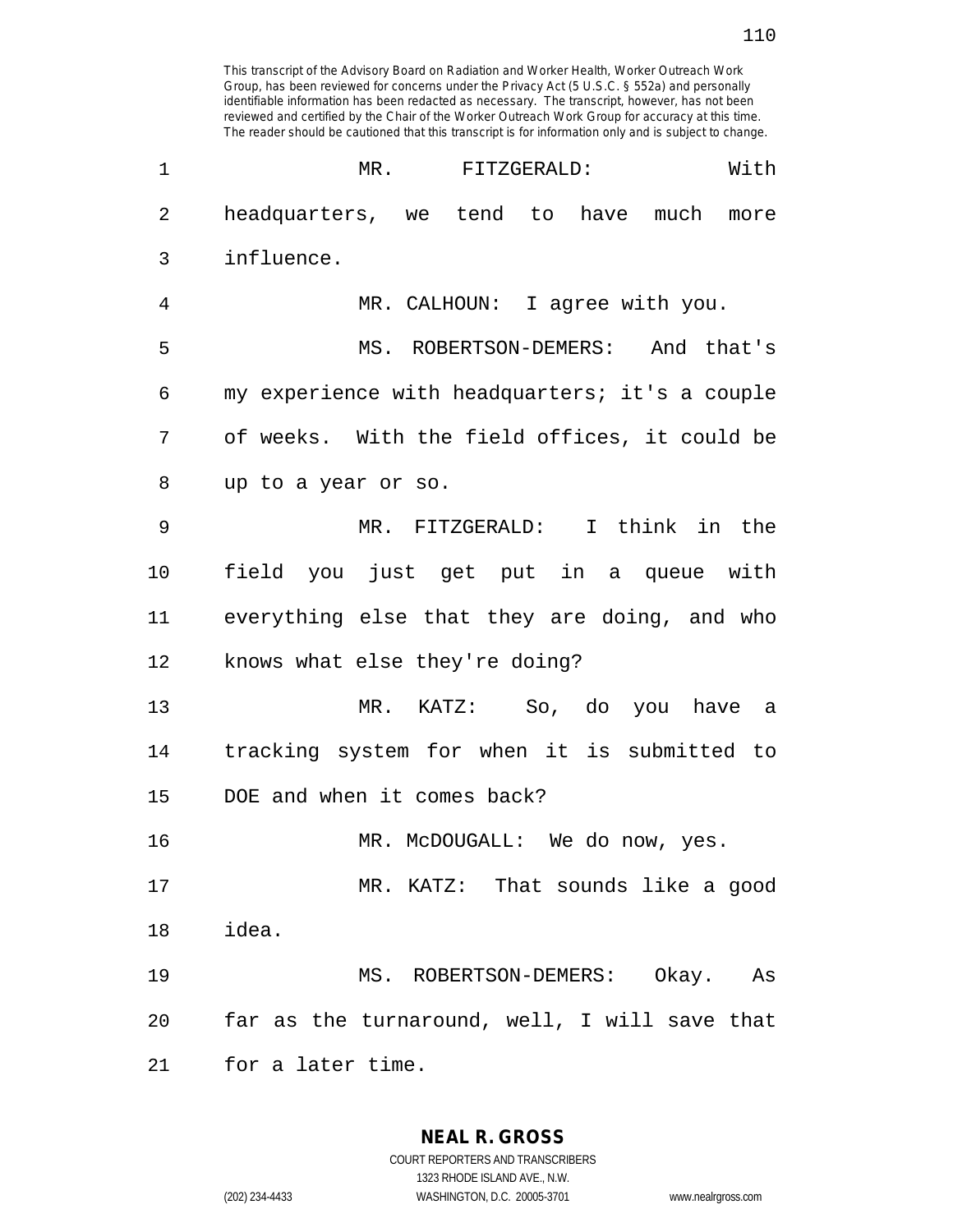This transcript of the Advisory Board on Radiation and Worker Health, Worker Outreach Work Group, has been reviewed for concerns under the Privacy Act (5 U.S.C. § 552a) and personally identifiable information has been redacted as necessary. The transcript, however, has not been reviewed and certified by the Chair of the Worker Outreach Work Group for accuracy at this time. The reader should be cautioned that this transcript is for information only and is subject to change.

MR. FITZGERALD: With headquarters, we tend to have much more influence.

MR. CALHOUN: I agree with you.

MS. ROBERTSON-DEMERS: And that's my experience with headquarters; it's a couple of weeks. With the field offices, it could be up to a year or so.

MR. FITZGERALD: I think in the field you just get put in a queue with everything else that they are doing, and who knows what else they're doing?

MR. KATZ: So, do you have a tracking system for when it is submitted to DOE and when it comes back?

MR. McDOUGALL: We do now, yes.

MR. KATZ: That sounds like a good idea.

MS. ROBERTSON-DEMERS: Okay. As far as the turnaround, well, I will save that for a later time.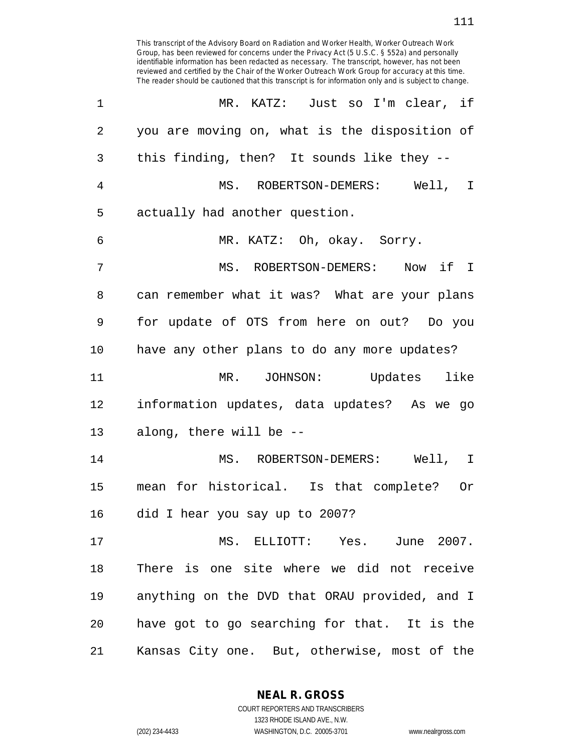MR. KATZ: Just so I'm clear, if you are moving on, what is the disposition of this finding, then? It sounds like they --

MS. ROBERTSON-DEMERS: Well, I actually had another question.

MR. KATZ: Oh, okay. Sorry.

MS. ROBERTSON-DEMERS: Now if I can remember what it was? What are your plans for update of OTS from here on out? Do you have any other plans to do any more updates?

MR. JOHNSON: Updates like information updates, data updates? As we go along, there will be --

MS. ROBERTSON-DEMERS: Well, I mean for historical. Is that complete? Or did I hear you say up to 2007?

MS. ELLIOTT: Yes. June 2007. There is one site where we did not receive anything on the DVD that ORAU provided, and I have got to go searching for that. It is the Kansas City one. But, otherwise, most of the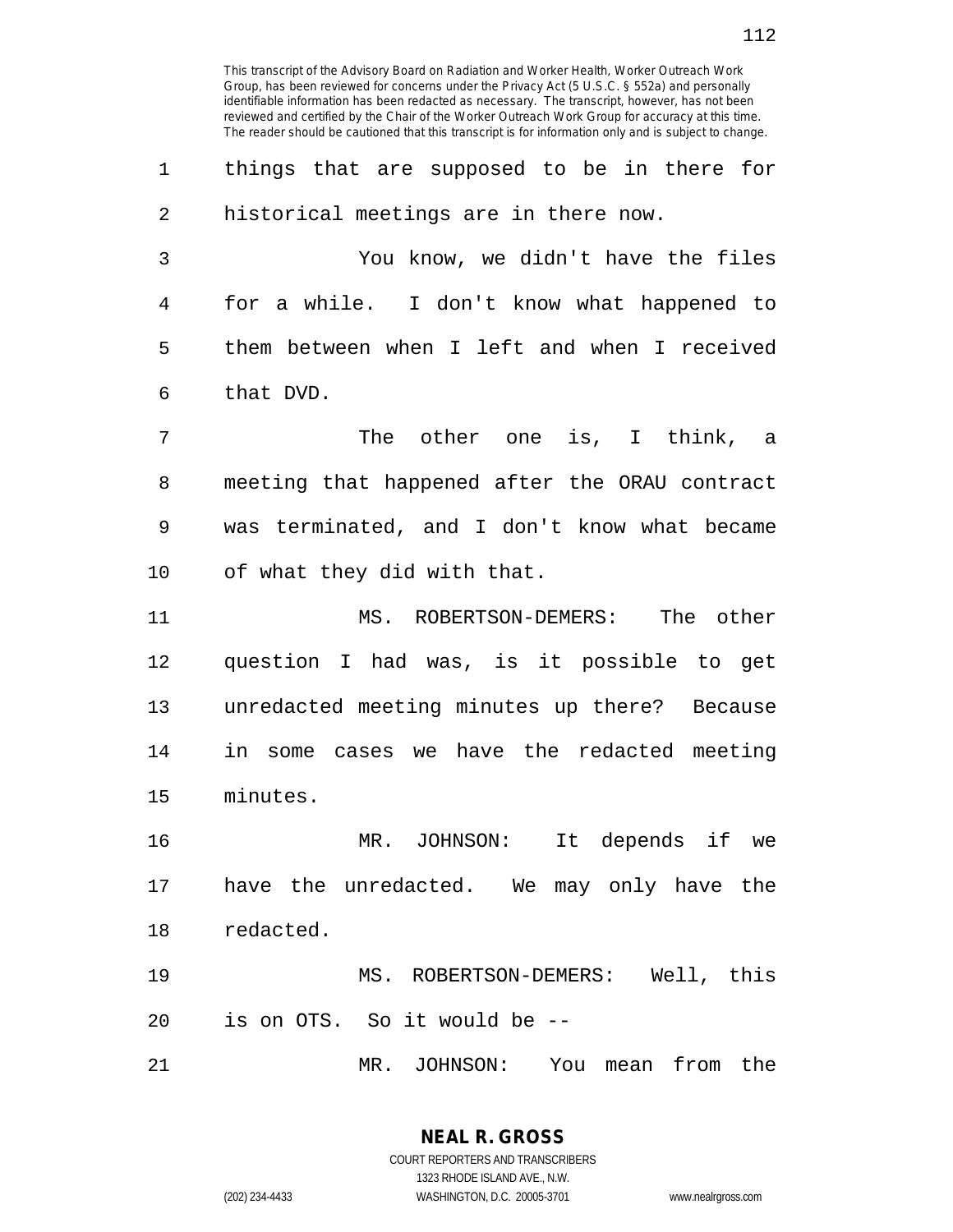things that are supposed to be in there for historical meetings are in there now.

You know, we didn't have the files for a while. I don't know what happened to them between when I left and when I received that DVD.

The other one is, I think, a meeting that happened after the ORAU contract was terminated, and I don't know what became of what they did with that.

MS. ROBERTSON-DEMERS: The other question I had was, is it possible to get unredacted meeting minutes up there? Because in some cases we have the redacted meeting minutes.

MR. JOHNSON: It depends if we have the unredacted. We may only have the redacted.

MS. ROBERTSON-DEMERS: Well, this is on OTS. So it would be --

MR. JOHNSON: You mean from the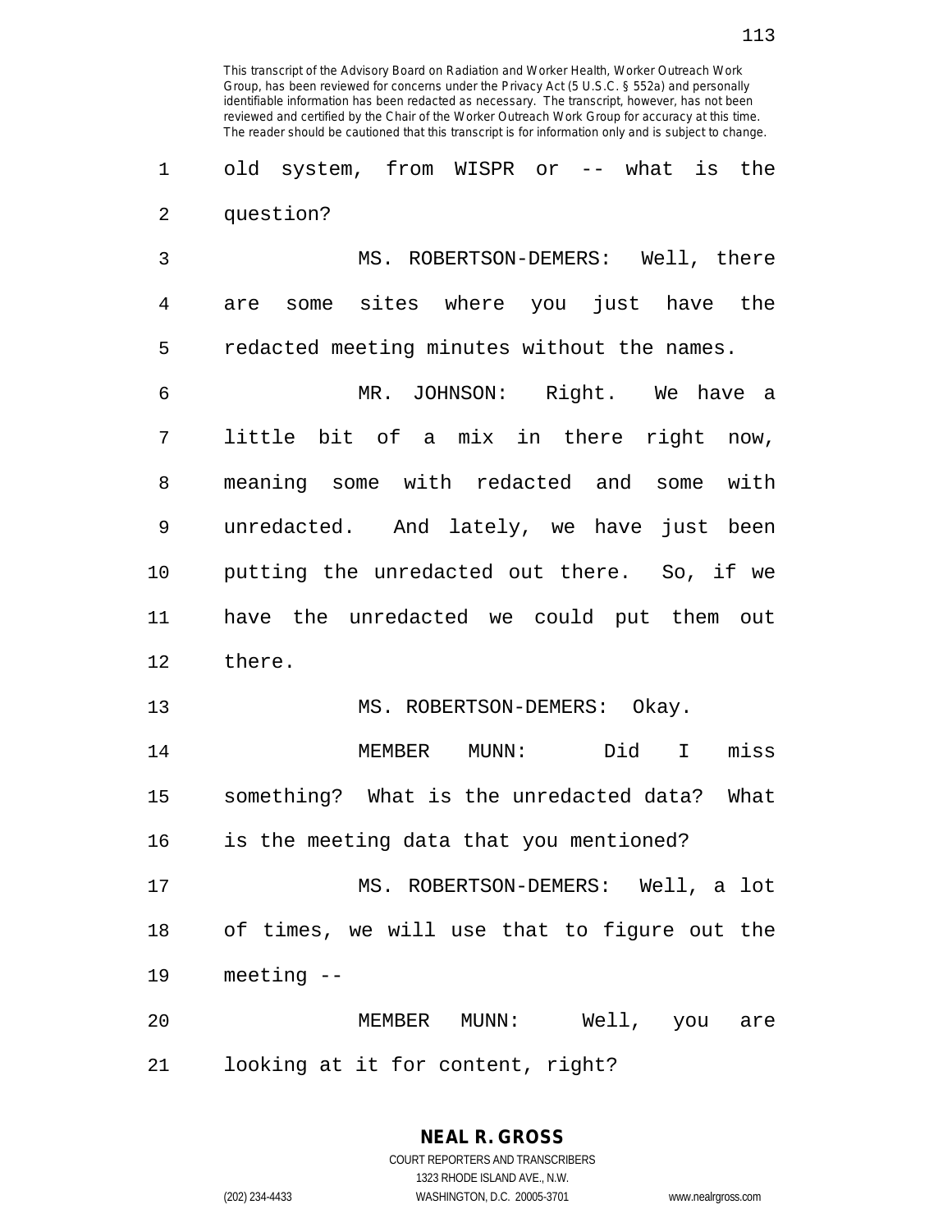This transcript of the Advisory Board on Radiation and Worker Health, Worker Outreach Work Group, has been reviewed for concerns under the Privacy Act (5 U.S.C. § 552a) and personally identifiable information has been redacted as necessary. The transcript, however, has not been reviewed and certified by the Chair of the Worker Outreach Work Group for accuracy at this time. The reader should be cautioned that this transcript is for information only and is subject to change.

old system, from WISPR or -- what is the question?

MS. ROBERTSON-DEMERS: Well, there are some sites where you just have the redacted meeting minutes without the names.

MR. JOHNSON: Right. We have a little bit of a mix in there right now, meaning some with redacted and some with unredacted. And lately, we have just been putting the unredacted out there. So, if we have the unredacted we could put them out there.

MS. ROBERTSON-DEMERS: Okay.

MEMBER MUNN: Did I miss something? What is the unredacted data? What is the meeting data that you mentioned?

MS. ROBERTSON-DEMERS: Well, a lot of times, we will use that to figure out the meeting --

MEMBER MUNN: Well, you are looking at it for content, right?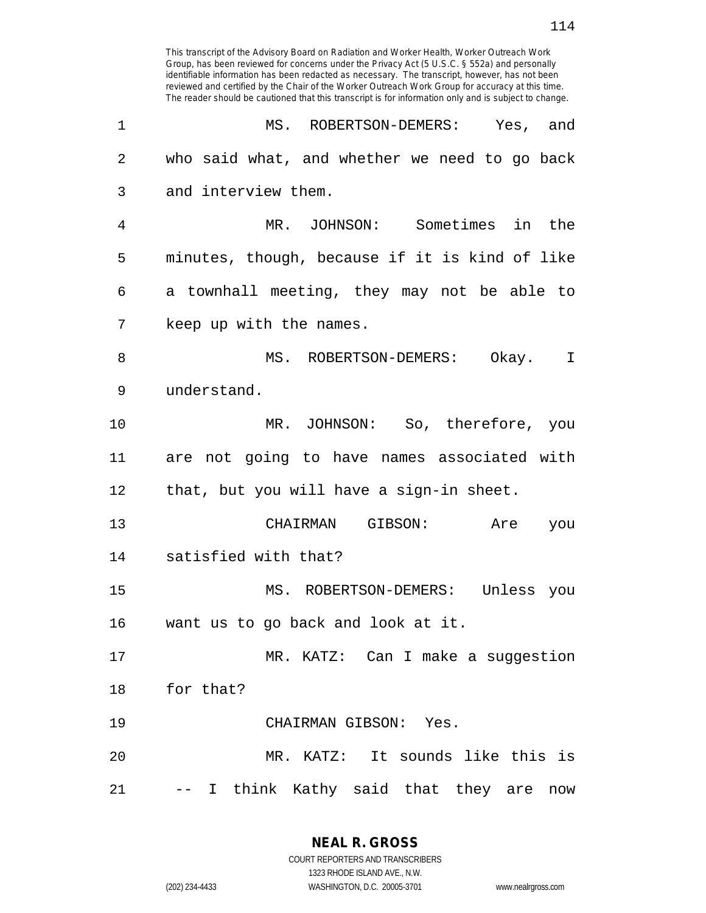This transcript of the Advisory Board on Radiation and Worker Health, Worker Outreach Work Group, has been reviewed for concerns under the Privacy Act (5 U.S.C. § 552a) and personally identifiable information has been redacted as necessary. The transcript, however, has not been reviewed and certified by the Chair of the Worker Outreach Work Group for accuracy at this time. The reader should be cautioned that this transcript is for information only and is subject to change.

1 MS. ROBERTSON-DEMERS: Yes, and
2 who said what, and whether we need to go back
3 and interview them.
4 MR. JOHNSON: Sometimes in the
5 minutes, though, because if it is kind of like
6 a townhall meeting, they may not be able to
7 keep up with the names.
8 MS. ROBERTSON-DEMERS: Okay. I
9 understand.
10 MR. JOHNSON: So, therefore, you
11 are not going to have names associated with
12 that, but you will have a sign-in sheet.
13 CHAIRMAN GIBSON: Are you
14 satisfied with that?
15 MS. ROBERTSON-DEMERS: Unless you
16 want us to go back and look at it.
17 MR. KATZ: Can I make a suggestion
18 for that?
19 CHAIRMAN GIBSON: Yes.
20 MR. KATZ: It sounds like this is
21 -- I think Kathy said that they are now

**NEAL R. GROSS**
COURT REPORTERS AND TRANSCRIBERS
1323 RHODE ISLAND AVE., N.W.
(202) 234-4433 WASHINGTON, D.C. 20005-3701 www.nealrgross.com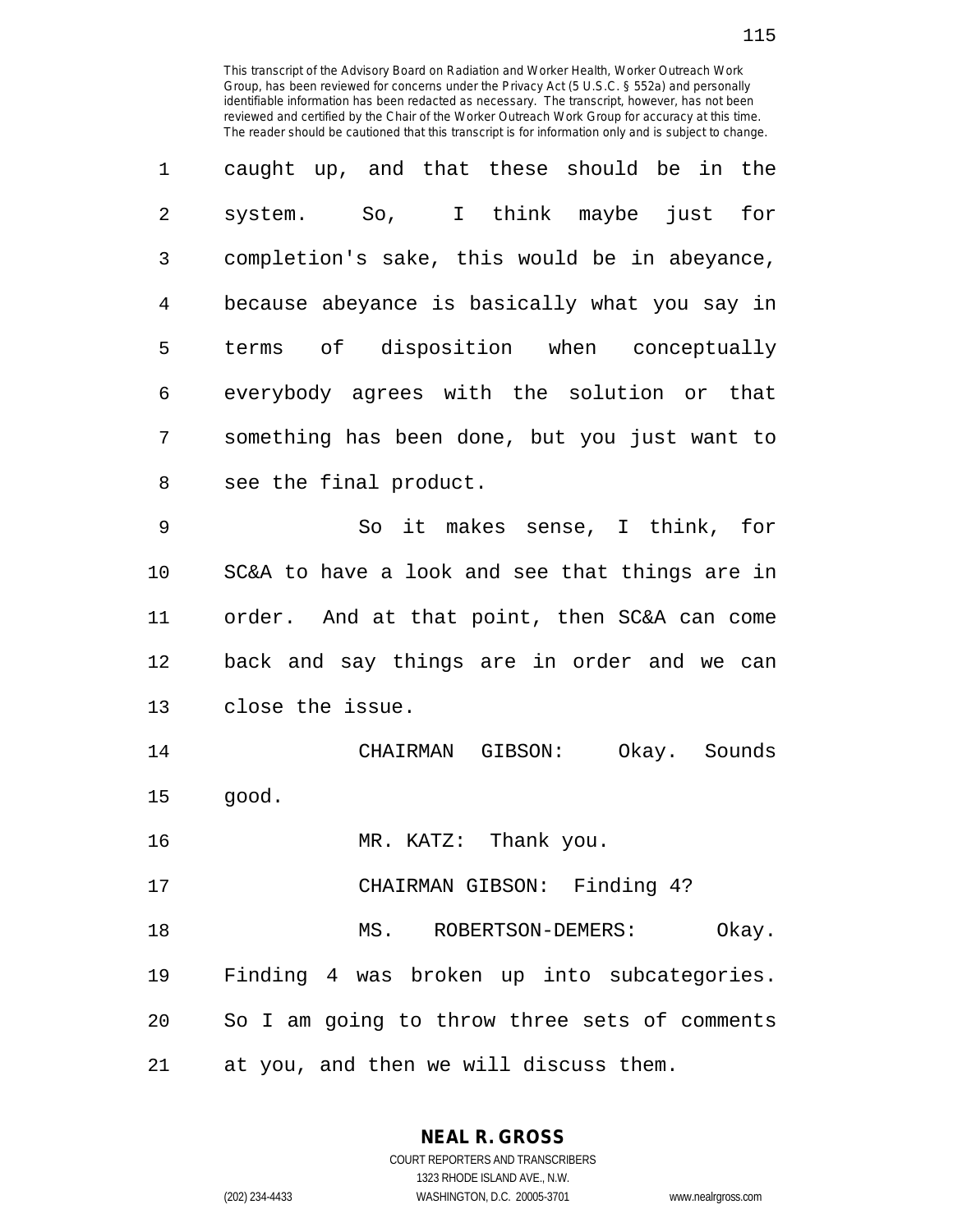caught up, and that these should be in the system. So, I think maybe just for completion's sake, this would be in abeyance, because abeyance is basically what you say in terms of disposition when conceptually everybody agrees with the solution or that something has been done, but you just want to see the final product.

So it makes sense, I think, for SC&A to have a look and see that things are in order. And at that point, then SC&A can come back and say things are in order and we can close the issue.

CHAIRMAN GIBSON: Okay. Sounds good.

MR. KATZ: Thank you.

CHAIRMAN GIBSON: Finding 4?

MS. ROBERTSON-DEMERS: Okay. Finding 4 was broken up into subcategories. So I am going to throw three sets of comments at you, and then we will discuss them.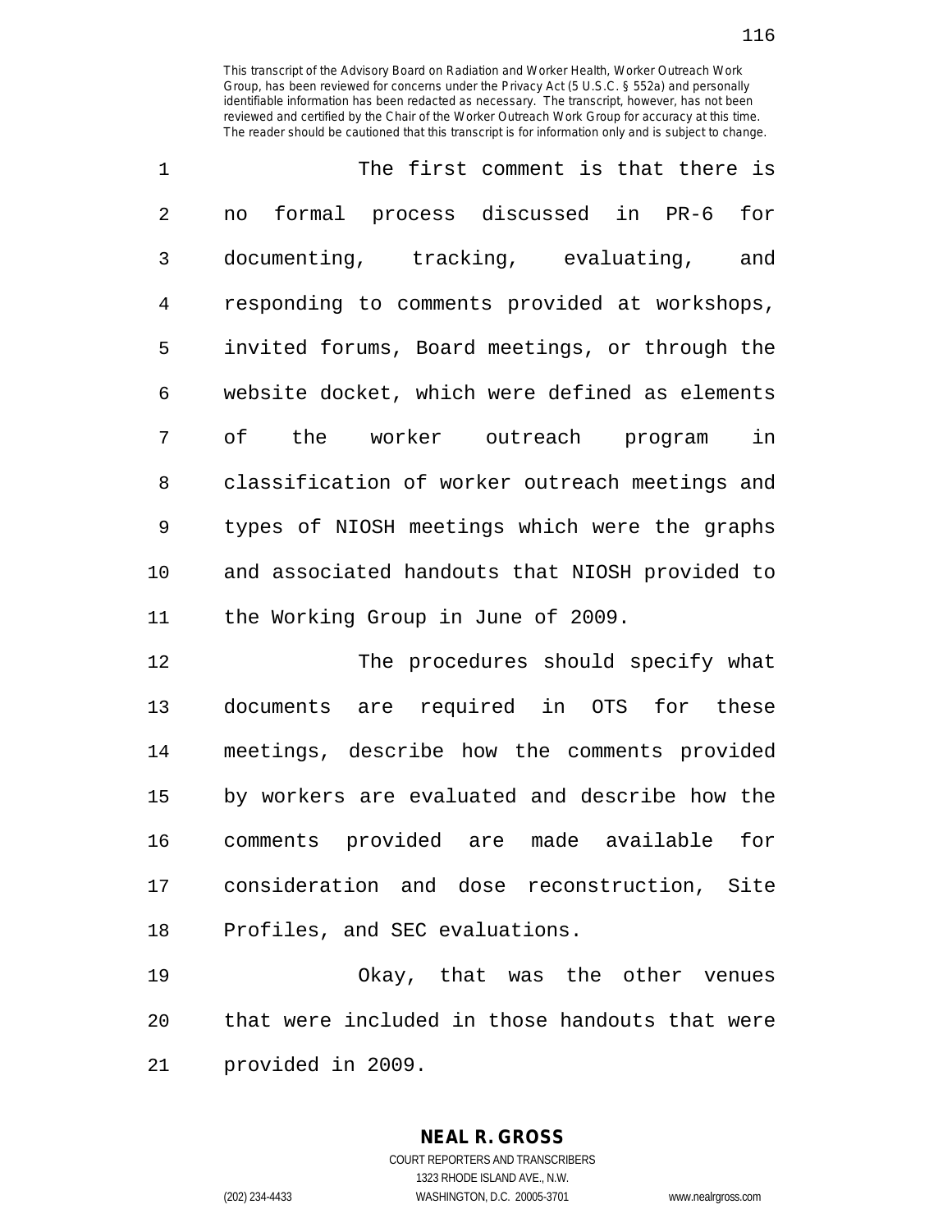The first comment is that there is no formal process discussed in PR-6 for documenting, tracking, evaluating, and responding to comments provided at workshops, invited forums, Board meetings, or through the website docket, which were defined as elements of the worker outreach program in classification of worker outreach meetings and types of NIOSH meetings which were the graphs and associated handouts that NIOSH provided to the Working Group in June of 2009.

The procedures should specify what documents are required in OTS for these meetings, describe how the comments provided by workers are evaluated and describe how the comments provided are made available for consideration and dose reconstruction, Site Profiles, and SEC evaluations.

Okay, that was the other venues that were included in those handouts that were provided in 2009.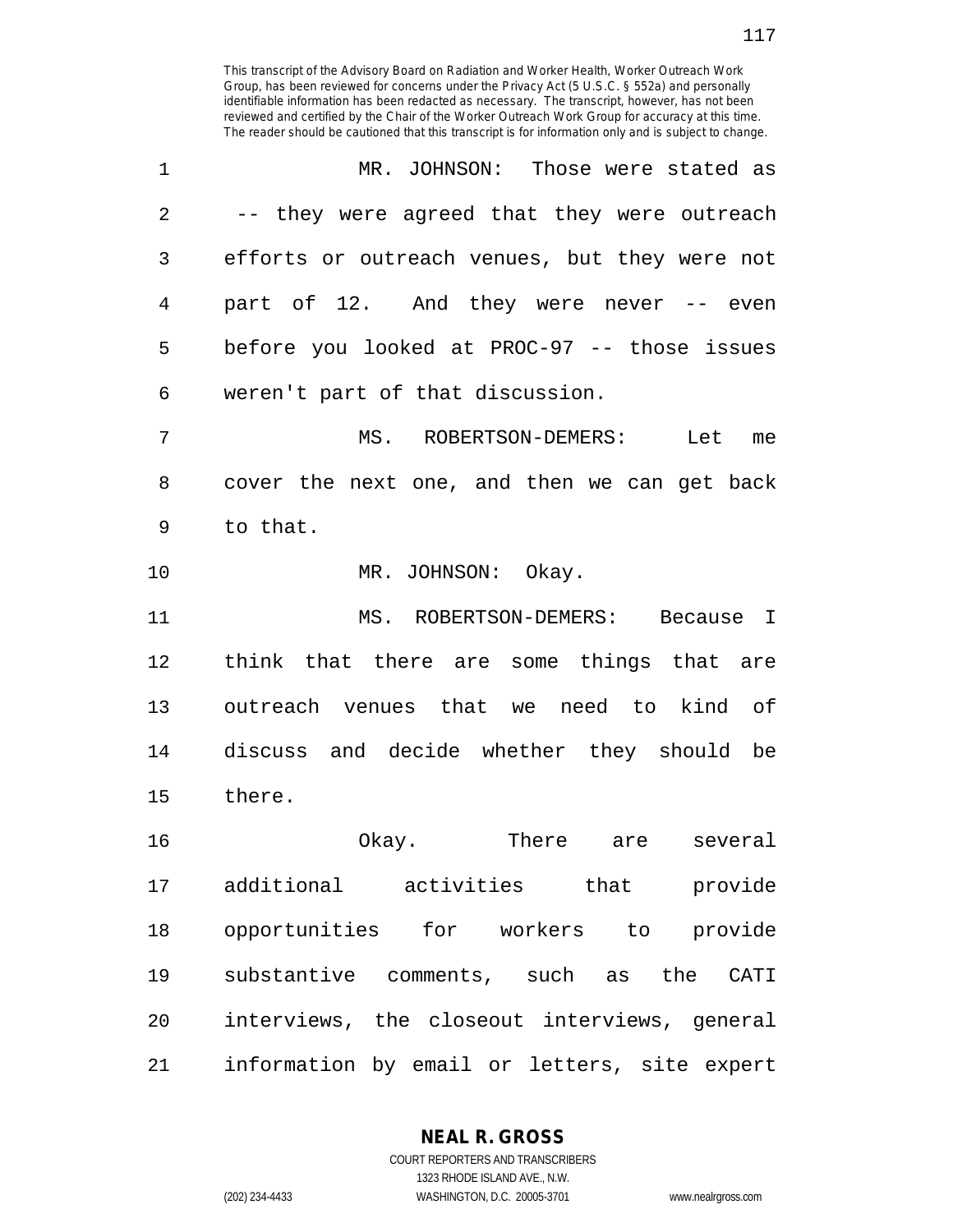MR. JOHNSON: Those were stated as -- they were agreed that they were outreach efforts or outreach venues, but they were not part of 12. And they were never -- even before you looked at PROC-97 -- those issues weren't part of that discussion.

MS. ROBERTSON-DEMERS: Let me cover the next one, and then we can get back to that.

MR. JOHNSON: Okay.

MS. ROBERTSON-DEMERS: Because I think that there are some things that are outreach venues that we need to kind of discuss and decide whether they should be there.

Okay. There are several additional activities that provide opportunities for workers to provide substantive comments, such as the CATI interviews, the closeout interviews, general information by email or letters, site expert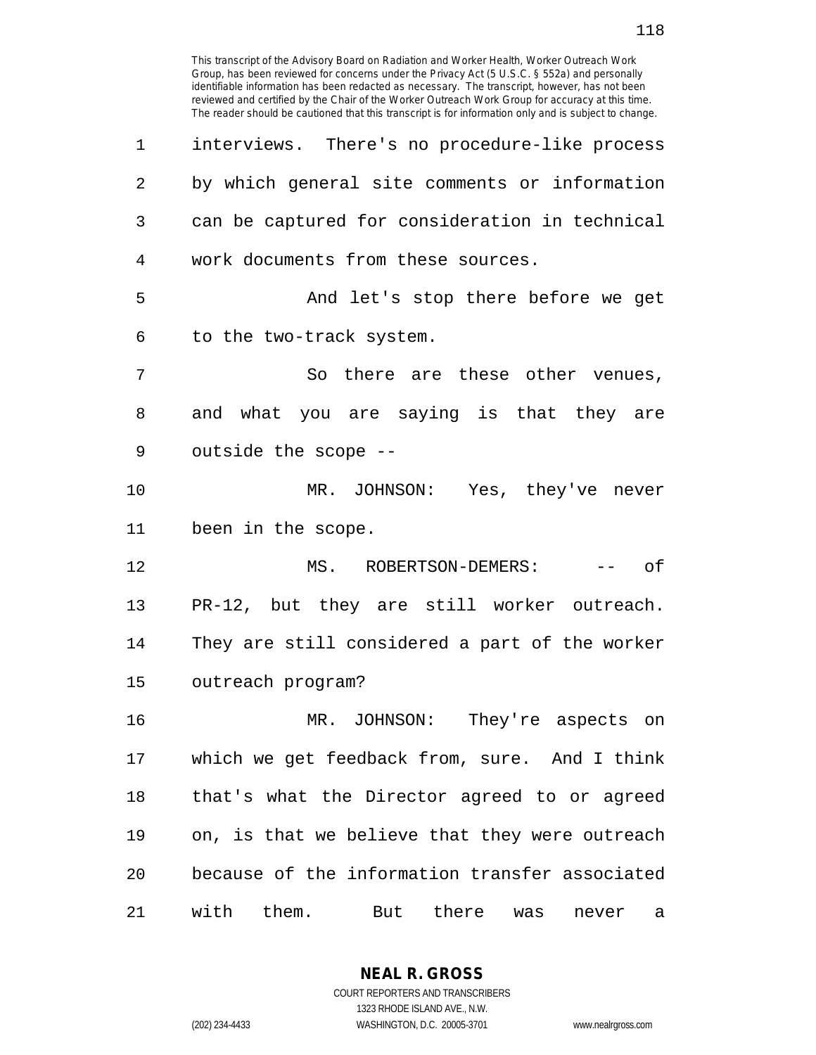interviews. There's no procedure-like process by which general site comments or information can be captured for consideration in technical work documents from these sources.

And let's stop there before we get to the two-track system.

So there are these other venues, and what you are saying is that they are outside the scope --

MR. JOHNSON: Yes, they've never been in the scope.

MS. ROBERTSON-DEMERS: -- of PR-12, but they are still worker outreach. They are still considered a part of the worker outreach program?

MR. JOHNSON: They're aspects on which we get feedback from, sure. And I think that's what the Director agreed to or agreed on, is that we believe that they were outreach because of the information transfer associated with them. But there was never a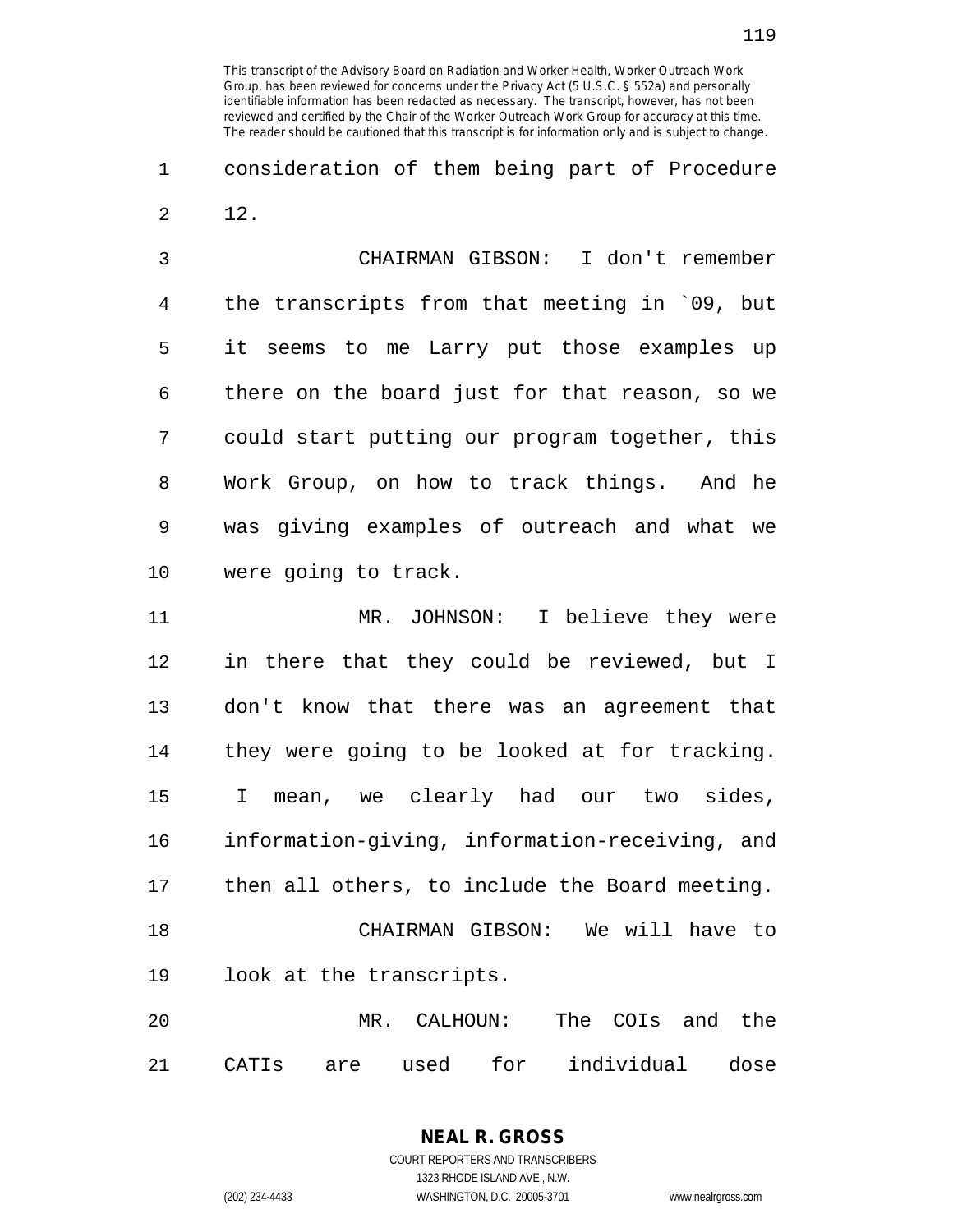This transcript of the Advisory Board on Radiation and Worker Health, Worker Outreach Work Group, has been reviewed for concerns under the Privacy Act (5 U.S.C. § 552a) and personally identifiable information has been redacted as necessary. The transcript, however, has not been reviewed and certified by the Chair of the Worker Outreach Work Group for accuracy at this time. The reader should be cautioned that this transcript is for information only and is subject to change.

consideration of them being part of Procedure 12.

CHAIRMAN GIBSON: I don't remember the transcripts from that meeting in `09, but it seems to me Larry put those examples up there on the board just for that reason, so we could start putting our program together, this Work Group, on how to track things. And he was giving examples of outreach and what we were going to track.

MR. JOHNSON: I believe they were in there that they could be reviewed, but I don't know that there was an agreement that they were going to be looked at for tracking. I mean, we clearly had our two sides, information-giving, information-receiving, and then all others, to include the Board meeting.

CHAIRMAN GIBSON: We will have to look at the transcripts.

MR. CALHOUN: The COIs and the CATIs are used for individual dose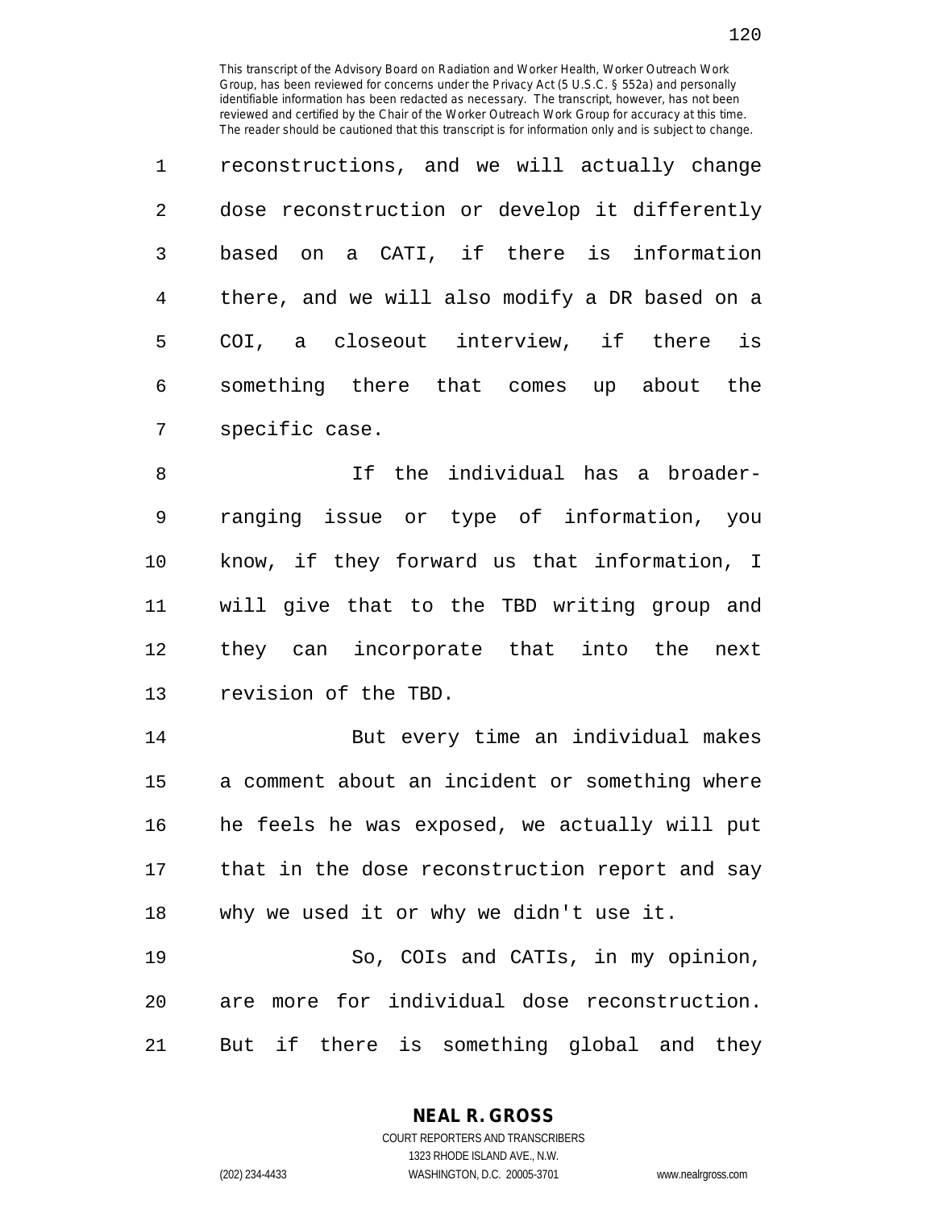reconstructions, and we will actually change dose reconstruction or develop it differently based on a CATI, if there is information there, and we will also modify a DR based on a COI, a closeout interview, if there is something there that comes up about the specific case.

If the individual has a broader-ranging issue or type of information, you know, if they forward us that information, I will give that to the TBD writing group and they can incorporate that into the next revision of the TBD.

But every time an individual makes a comment about an incident or something where he feels he was exposed, we actually will put that in the dose reconstruction report and say why we used it or why we didn't use it.

So, COIs and CATIs, in my opinion, are more for individual dose reconstruction. But if there is something global and they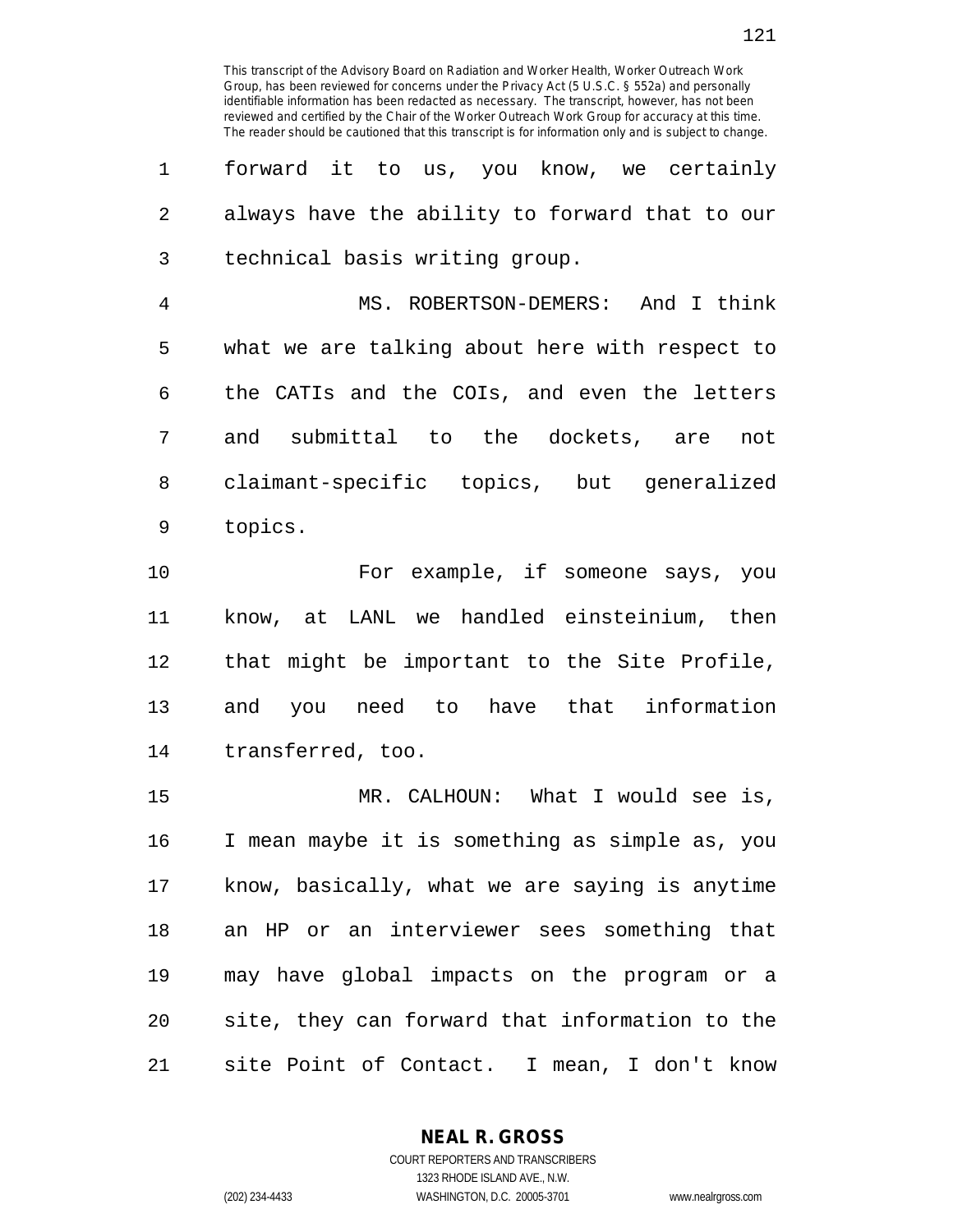forward it to us, you know, we certainly always have the ability to forward that to our technical basis writing group.

MS. ROBERTSON-DEMERS: And I think what we are talking about here with respect to the CATIs and the COIs, and even the letters and submittal to the dockets, are not claimant-specific topics, but generalized topics.

For example, if someone says, you know, at LANL we handled einsteinium, then that might be important to the Site Profile, and you need to have that information transferred, too.

MR. CALHOUN: What I would see is, I mean maybe it is something as simple as, you know, basically, what we are saying is anytime an HP or an interviewer sees something that may have global impacts on the program or a site, they can forward that information to the site Point of Contact. I mean, I don't know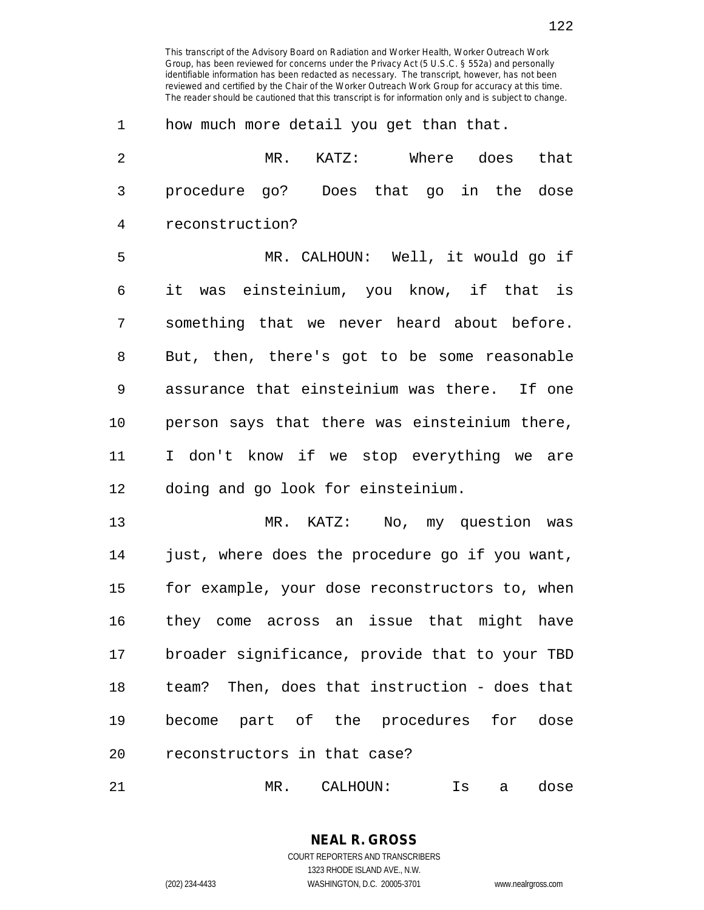how much more detail you get than that.

MR. KATZ: Where does that procedure go? Does that go in the dose reconstruction?

MR. CALHOUN: Well, it would go if it was einsteinium, you know, if that is something that we never heard about before. But, then, there's got to be some reasonable assurance that einsteinium was there. If one person says that there was einsteinium there, I don't know if we stop everything we are doing and go look for einsteinium.

MR. KATZ: No, my question was just, where does the procedure go if you want, for example, your dose reconstructors to, when they come across an issue that might have broader significance, provide that to your TBD team? Then, does that instruction - does that become part of the procedures for dose reconstructors in that case?

MR. CALHOUN: Is a dose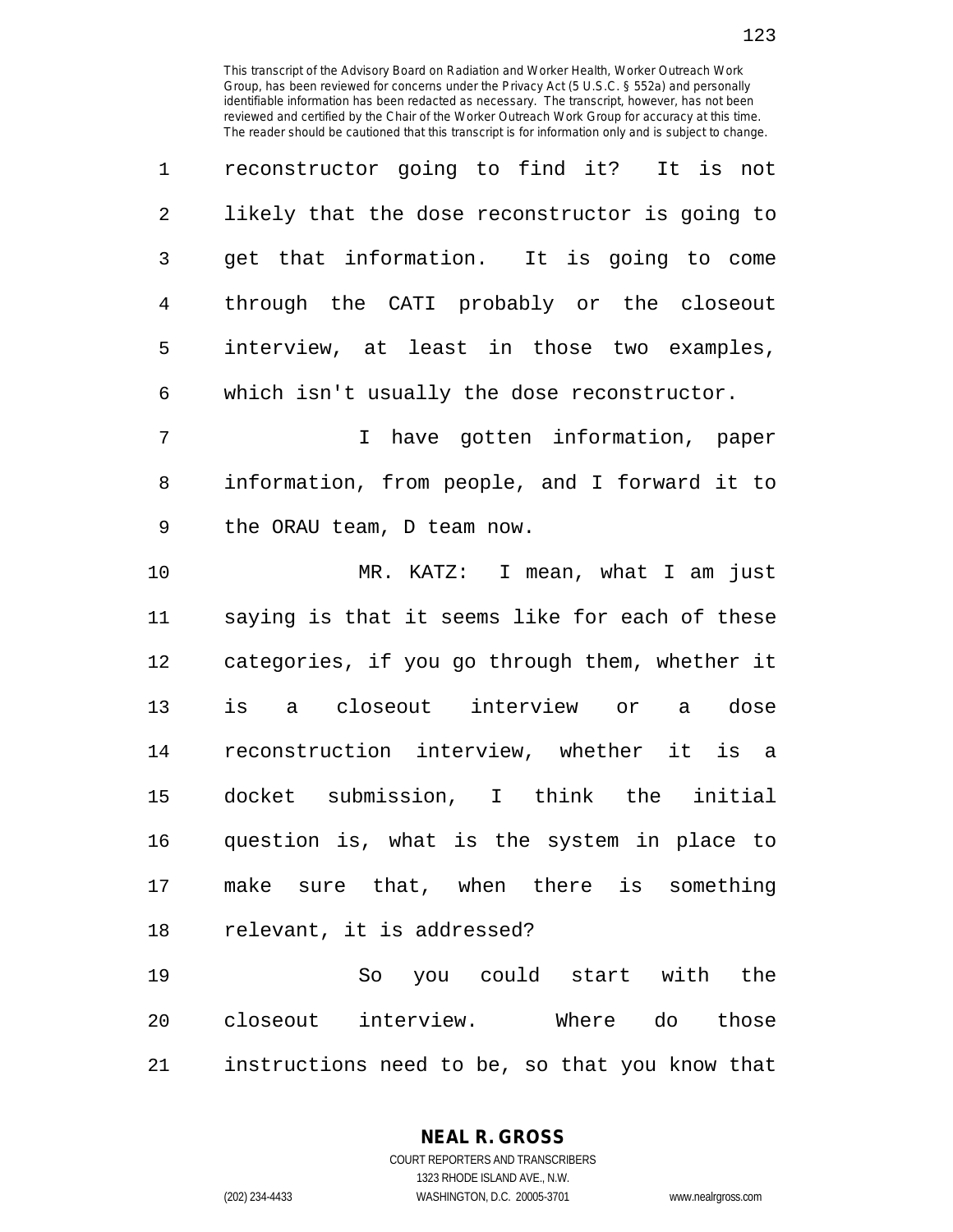reconstructor going to find it? It is not likely that the dose reconstructor is going to get that information. It is going to come through the CATI probably or the closeout interview, at least in those two examples, which isn't usually the dose reconstructor.

I have gotten information, paper information, from people, and I forward it to the ORAU team, D team now.

MR. KATZ: I mean, what I am just saying is that it seems like for each of these categories, if you go through them, whether it is a closeout interview or a dose reconstruction interview, whether it is a docket submission, I think the initial question is, what is the system in place to make sure that, when there is something relevant, it is addressed?

So you could start with the closeout interview. Where do those instructions need to be, so that you know that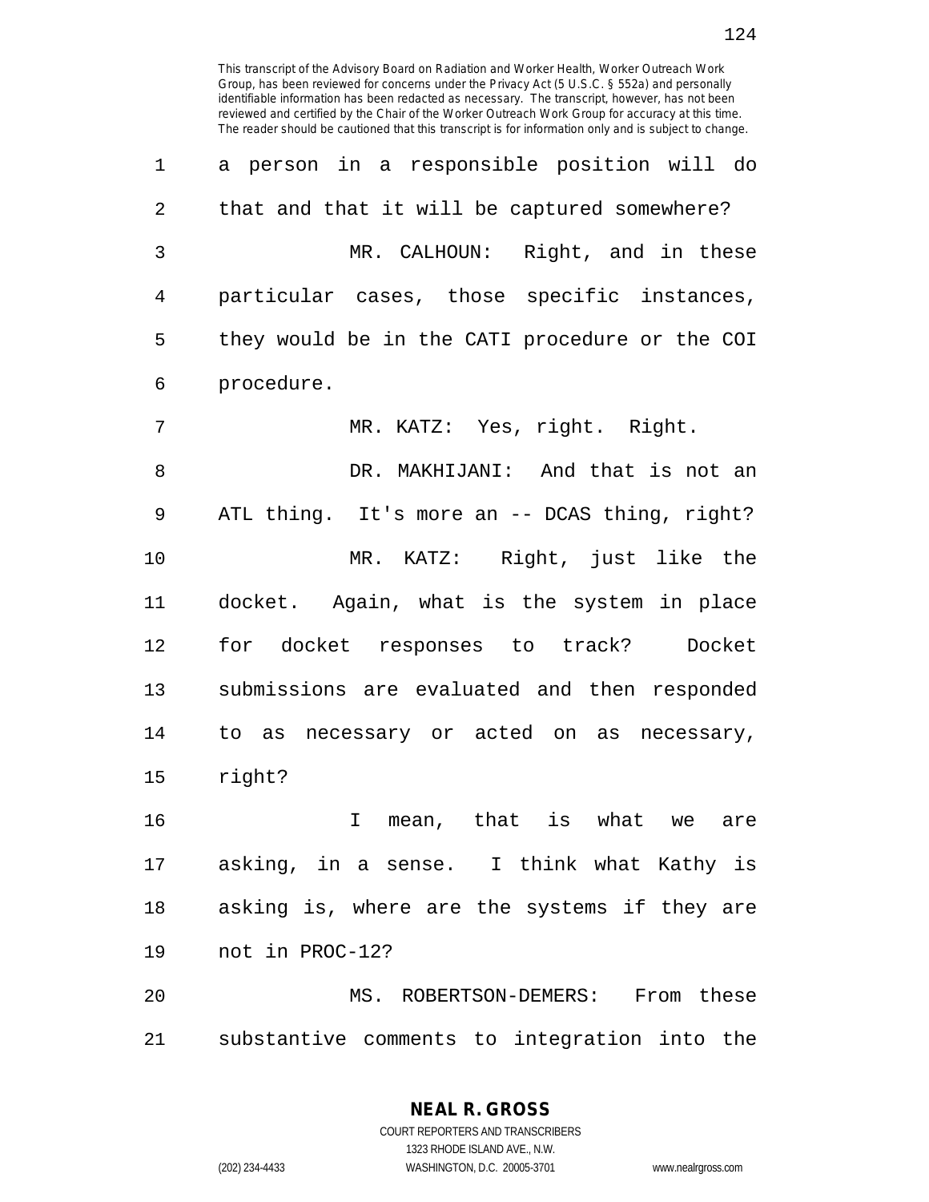This transcript of the Advisory Board on Radiation and Worker Health, Worker Outreach Work Group, has been reviewed for concerns under the Privacy Act (5 U.S.C. § 552a) and personally identifiable information has been redacted as necessary. The transcript, however, has not been reviewed and certified by the Chair of the Worker Outreach Work Group for accuracy at this time. The reader should be cautioned that this transcript is for information only and is subject to change.

1 a person in a responsible position will do
2 that and that it will be captured somewhere?
3 MR. CALHOUN: Right, and in these
4 particular cases, those specific instances,
5 they would be in the CATI procedure or the COI
6 procedure.
7 MR. KATZ: Yes, right. Right.
8 DR. MAKHIJANI: And that is not an
9 ATL thing. It's more an -- DCAS thing, right?
10 MR. KATZ: Right, just like the
11 docket. Again, what is the system in place
12 for docket responses to track? Docket
13 submissions are evaluated and then responded
14 to as necessary or acted on as necessary,
15 right?
16 I mean, that is what we are
17 asking, in a sense. I think what Kathy is
18 asking is, where are the systems if they are
19 not in PROC-12?
20 MS. ROBERTSON-DEMERS: From these
21 substantive comments to integration into the

NEAL R. GROSS
COURT REPORTERS AND TRANSCRIBERS
1323 RHODE ISLAND AVE., N.W.
(202) 234-4433 WASHINGTON, D.C. 20005-3701 www.nealrgross.com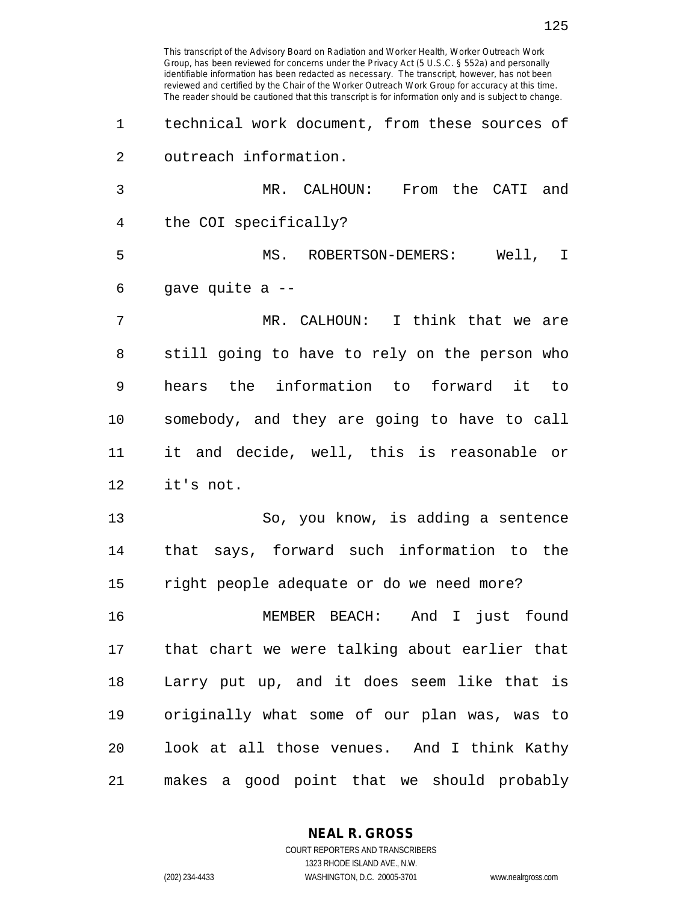technical work document, from these sources of outreach information.

MR. CALHOUN: From the CATI and the COI specifically?

MS. ROBERTSON-DEMERS: Well, I gave quite a --

MR. CALHOUN: I think that we are still going to have to rely on the person who hears the information to forward it to somebody, and they are going to have to call it and decide, well, this is reasonable or it's not.

So, you know, is adding a sentence that says, forward such information to the right people adequate or do we need more?

MEMBER BEACH: And I just found that chart we were talking about earlier that Larry put up, and it does seem like that is originally what some of our plan was, was to look at all those venues. And I think Kathy makes a good point that we should probably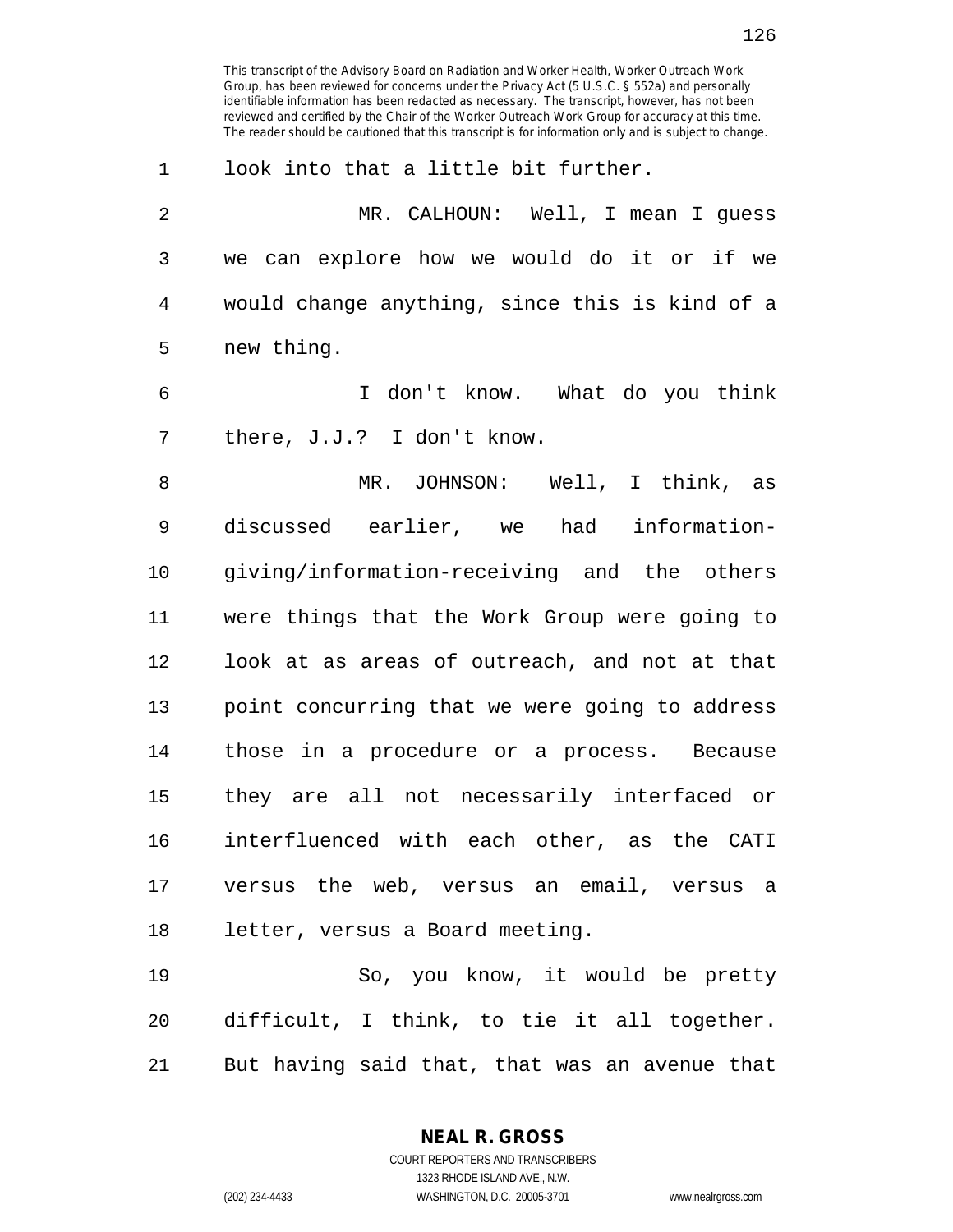look into that a little bit further.

MR. CALHOUN: Well, I mean I guess we can explore how we would do it or if we would change anything, since this is kind of a new thing.

I don't know. What do you think there, J.J.? I don't know.

MR. JOHNSON: Well, I think, as discussed earlier, we had information-giving/information-receiving and the others were things that the Work Group were going to look at as areas of outreach, and not at that point concurring that we were going to address those in a procedure or a process. Because they are all not necessarily interfaced or interfluenced with each other, as the CATI versus the web, versus an email, versus a letter, versus a Board meeting.

So, you know, it would be pretty difficult, I think, to tie it all together. But having said that, that was an avenue that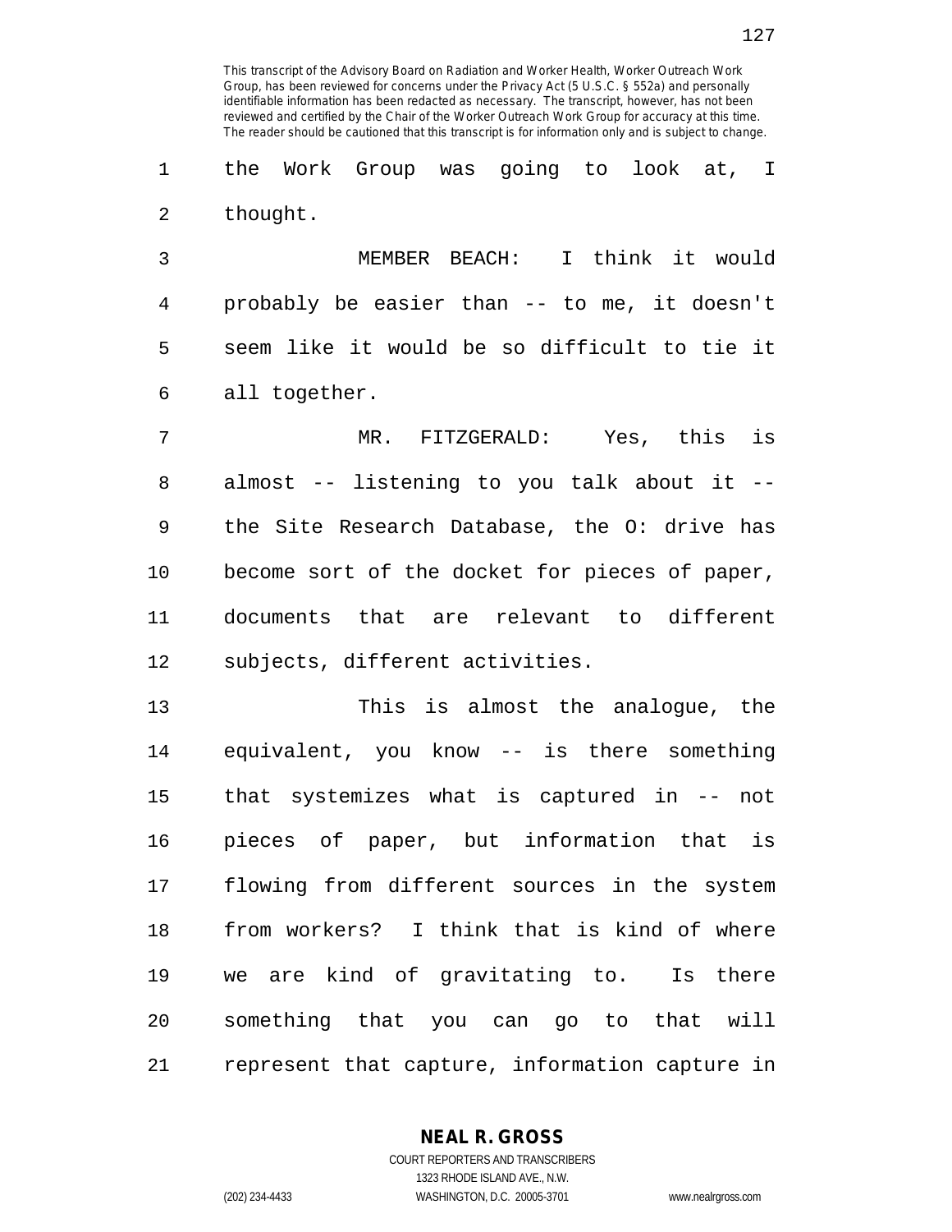This transcript of the Advisory Board on Radiation and Worker Health, Worker Outreach Work Group, has been reviewed for concerns under the Privacy Act (5 U.S.C. § 552a) and personally identifiable information has been redacted as necessary. The transcript, however, has not been reviewed and certified by the Chair of the Worker Outreach Work Group for accuracy at this time. The reader should be cautioned that this transcript is for information only and is subject to change.

1 the Work Group was going to look at, I
2 thought.

3 MEMBER BEACH: I think it would
4 probably be easier than -- to me, it doesn't
5 seem like it would be so difficult to tie it
6 all together.

7 MR. FITZGERALD: Yes, this is
8 almost -- listening to you talk about it --
9 the Site Research Database, the O: drive has
10 become sort of the docket for pieces of paper,
11 documents that are relevant to different
12 subjects, different activities.

13 This is almost the analogue, the
14 equivalent, you know -- is there something
15 that systemizes what is captured in -- not
16 pieces of paper, but information that is
17 flowing from different sources in the system
18 from workers? I think that is kind of where
19 we are kind of gravitating to. Is there
20 something that you can go to that will
21 represent that capture, information capture in

**NEAL R. GROSS**
COURT REPORTERS AND TRANSCRIBERS
1323 RHODE ISLAND AVE., N.W.
(202) 234-4433 WASHINGTON, D.C. 20005-3701 www.nealrgross.com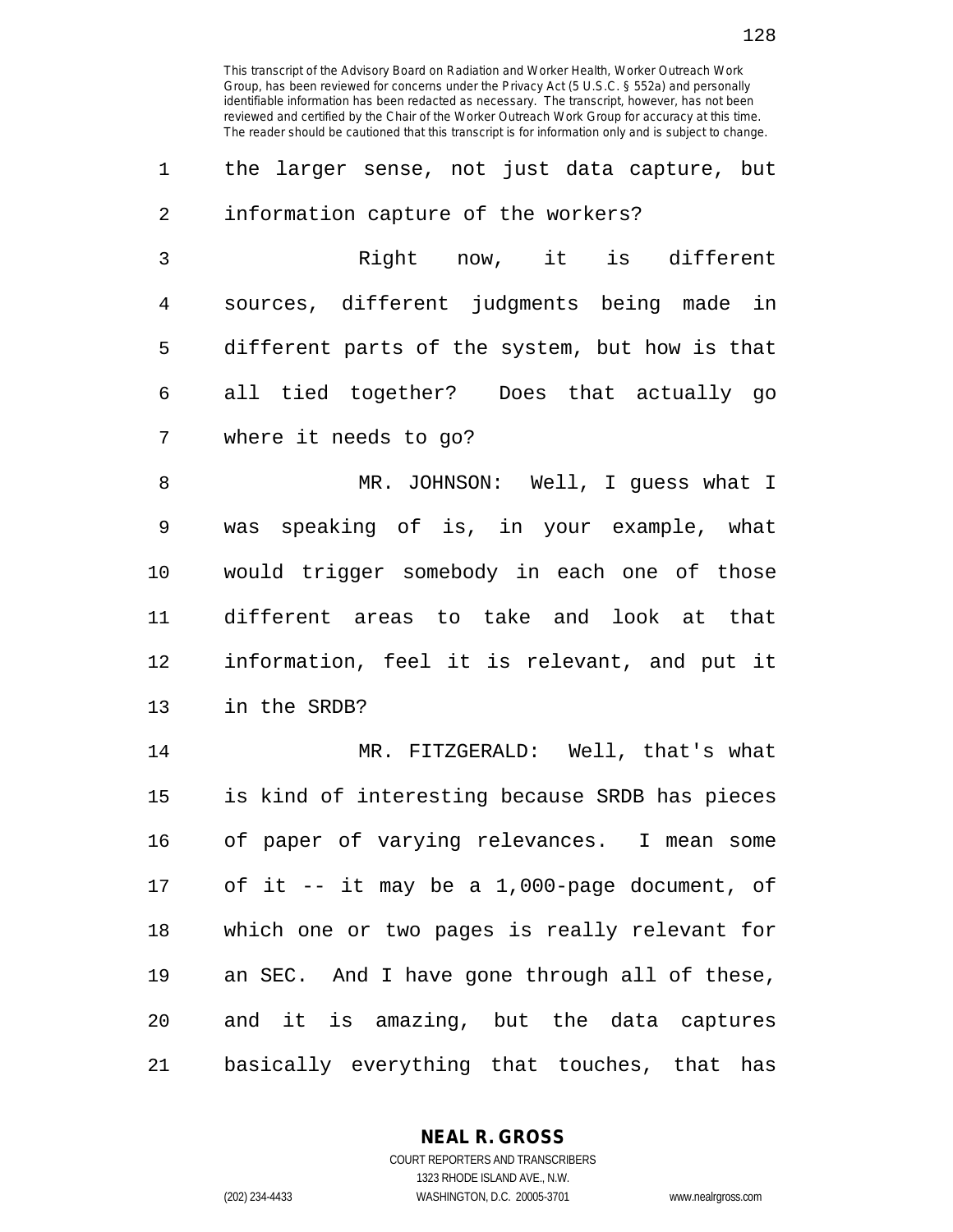This transcript of the Advisory Board on Radiation and Worker Health, Worker Outreach Work Group, has been reviewed for concerns under the Privacy Act (5 U.S.C. § 552a) and personally identifiable information has been redacted as necessary. The transcript, however, has not been reviewed and certified by the Chair of the Worker Outreach Work Group for accuracy at this time. The reader should be cautioned that this transcript is for information only and is subject to change.

the larger sense, not just data capture, but information capture of the workers?

Right now, it is different sources, different judgments being made in different parts of the system, but how is that all tied together? Does that actually go where it needs to go?

MR. JOHNSON: Well, I guess what I was speaking of is, in your example, what would trigger somebody in each one of those different areas to take and look at that information, feel it is relevant, and put it in the SRDB?

MR. FITZGERALD: Well, that's what is kind of interesting because SRDB has pieces of paper of varying relevances. I mean some of it -- it may be a 1,000-page document, of which one or two pages is really relevant for an SEC. And I have gone through all of these, and it is amazing, but the data captures basically everything that touches, that has

NEAL R. GROSS
COURT REPORTERS AND TRANSCRIBERS
1323 RHODE ISLAND AVE., N.W.
(202) 234-4433 WASHINGTON, D.C. 20005-3701 www.nealrgross.com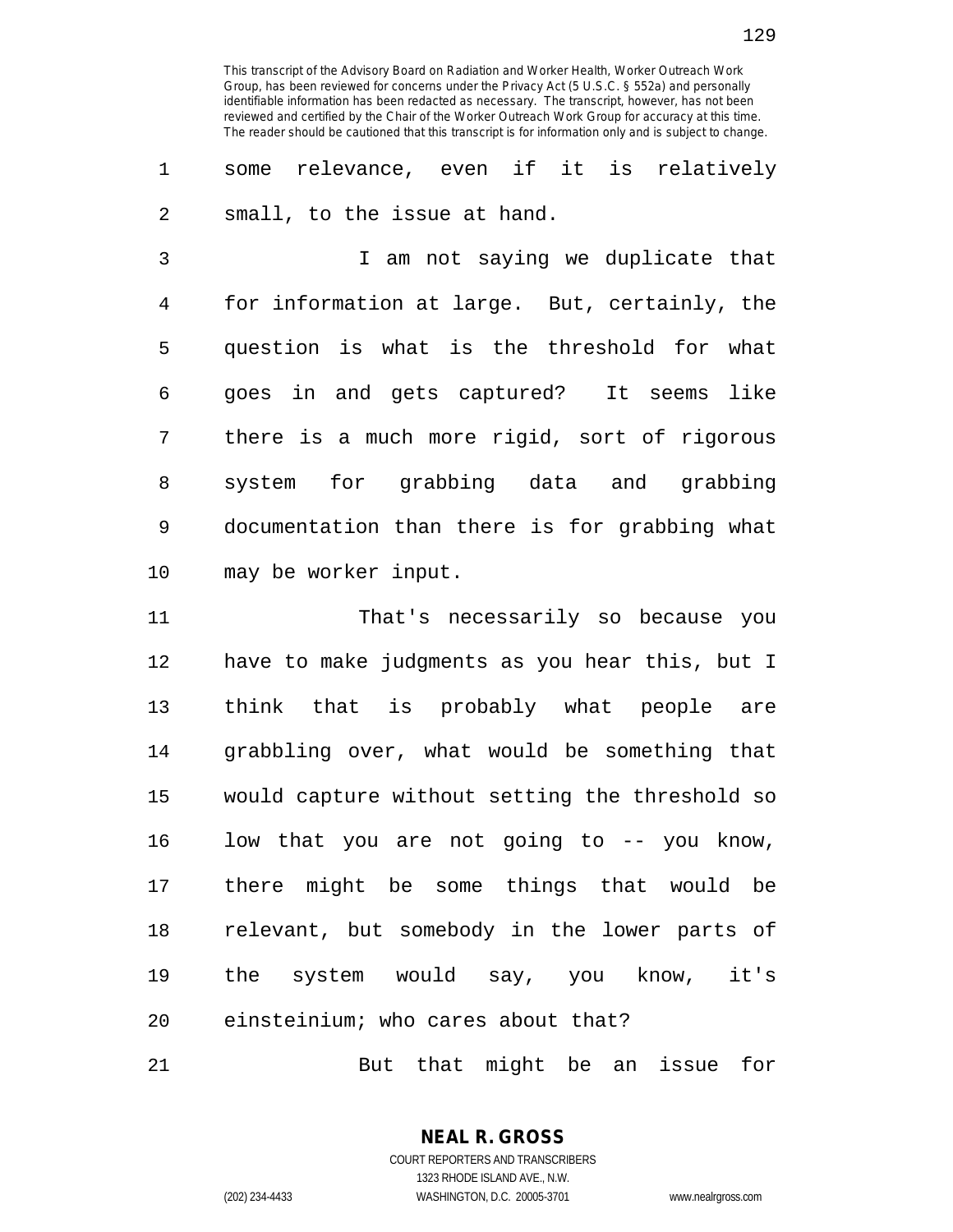This transcript of the Advisory Board on Radiation and Worker Health, Worker Outreach Work Group, has been reviewed for concerns under the Privacy Act (5 U.S.C. § 552a) and personally identifiable information has been redacted as necessary. The transcript, however, has not been reviewed and certified by the Chair of the Worker Outreach Work Group for accuracy at this time. The reader should be cautioned that this transcript is for information only and is subject to change.

some relevance, even if it is relatively small, to the issue at hand.

I am not saying we duplicate that for information at large. But, certainly, the question is what is the threshold for what goes in and gets captured? It seems like there is a much more rigid, sort of rigorous system for grabbing data and grabbing documentation than there is for grabbing what may be worker input.

That's necessarily so because you have to make judgments as you hear this, but I think that is probably what people are grabbling over, what would be something that would capture without setting the threshold so low that you are not going to -- you know, there might be some things that would be relevant, but somebody in the lower parts of the system would say, you know, it's einsteinium; who cares about that?

But that might be an issue for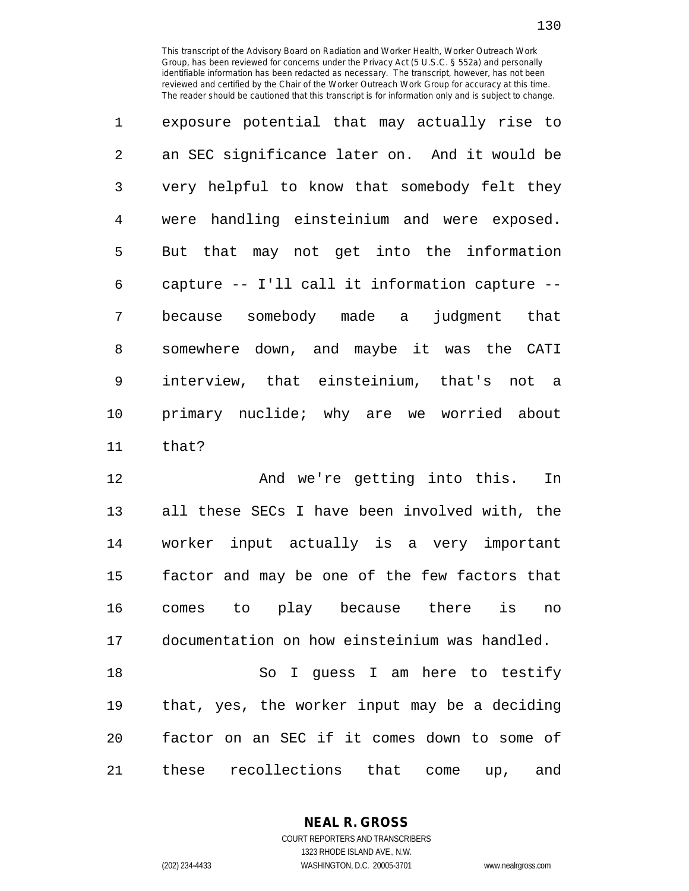This transcript of the Advisory Board on Radiation and Worker Health, Worker Outreach Work Group, has been reviewed for concerns under the Privacy Act (5 U.S.C. § 552a) and personally identifiable information has been redacted as necessary. The transcript, however, has not been reviewed and certified by the Chair of the Worker Outreach Work Group for accuracy at this time. The reader should be cautioned that this transcript is for information only and is subject to change.

exposure potential that may actually rise to an SEC significance later on. And it would be very helpful to know that somebody felt they were handling einsteinium and were exposed. But that may not get into the information capture -- I'll call it information capture -- because somebody made a judgment that somewhere down, and maybe it was the CATI interview, that einsteinium, that's not a primary nuclide; why are we worried about that?

And we're getting into this. In all these SECs I have been involved with, the worker input actually is a very important factor and may be one of the few factors that comes to play because there is no documentation on how einsteinium was handled.

So I guess I am here to testify that, yes, the worker input may be a deciding factor on an SEC if it comes down to some of these recollections that come up, and

NEAL R. GROSS
COURT REPORTERS AND TRANSCRIBERS
1323 RHODE ISLAND AVE., N.W.
(202) 234-4433 WASHINGTON, D.C. 20005-3701 www.nealrgross.com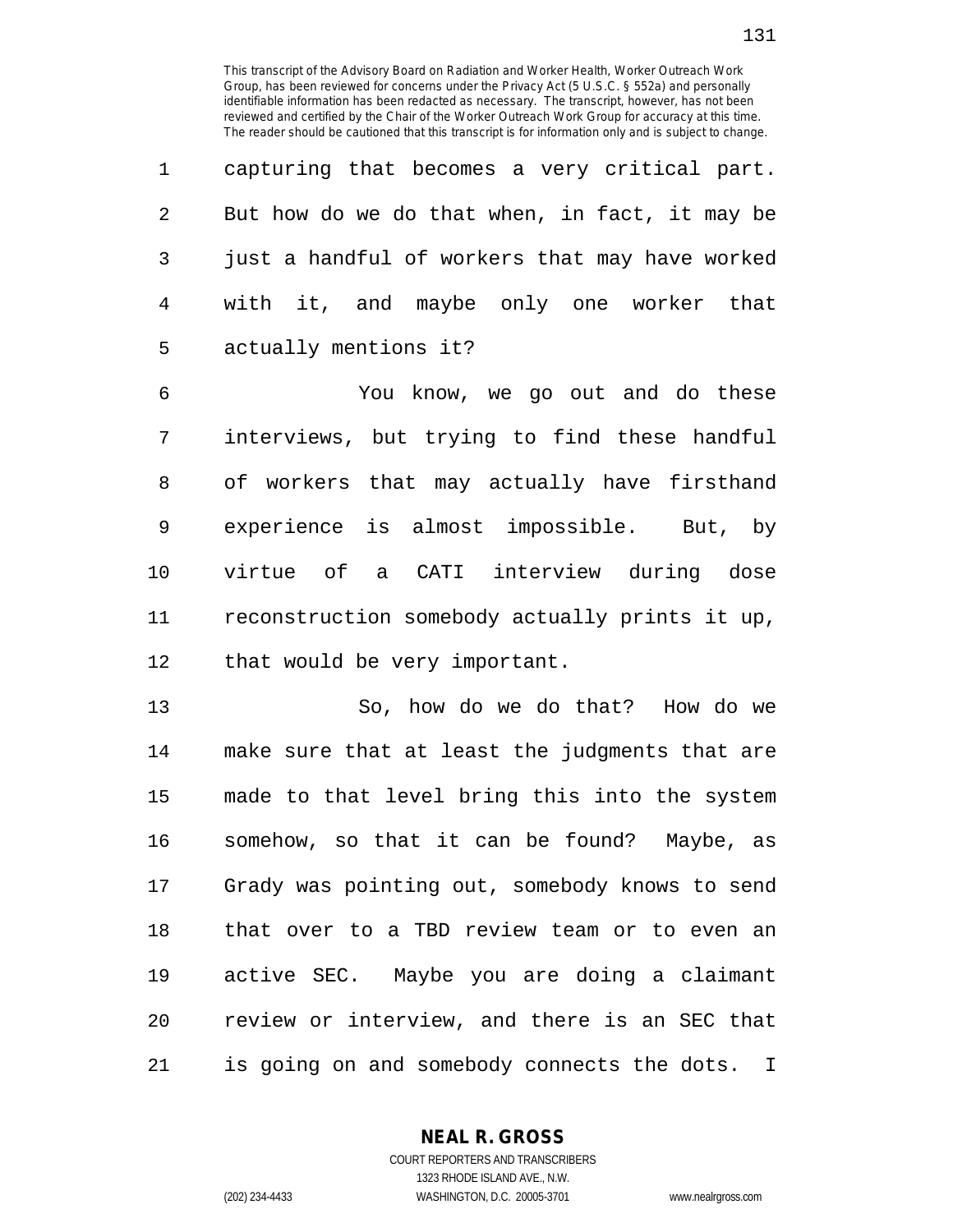capturing that becomes a very critical part. But how do we do that when, in fact, it may be just a handful of workers that may have worked with it, and maybe only one worker that actually mentions it?

You know, we go out and do these interviews, but trying to find these handful of workers that may actually have firsthand experience is almost impossible. But, by virtue of a CATI interview during dose reconstruction somebody actually prints it up, that would be very important.

So, how do we do that? How do we make sure that at least the judgments that are made to that level bring this into the system somehow, so that it can be found? Maybe, as Grady was pointing out, somebody knows to send that over to a TBD review team or to even an active SEC. Maybe you are doing a claimant review or interview, and there is an SEC that is going on and somebody connects the dots. I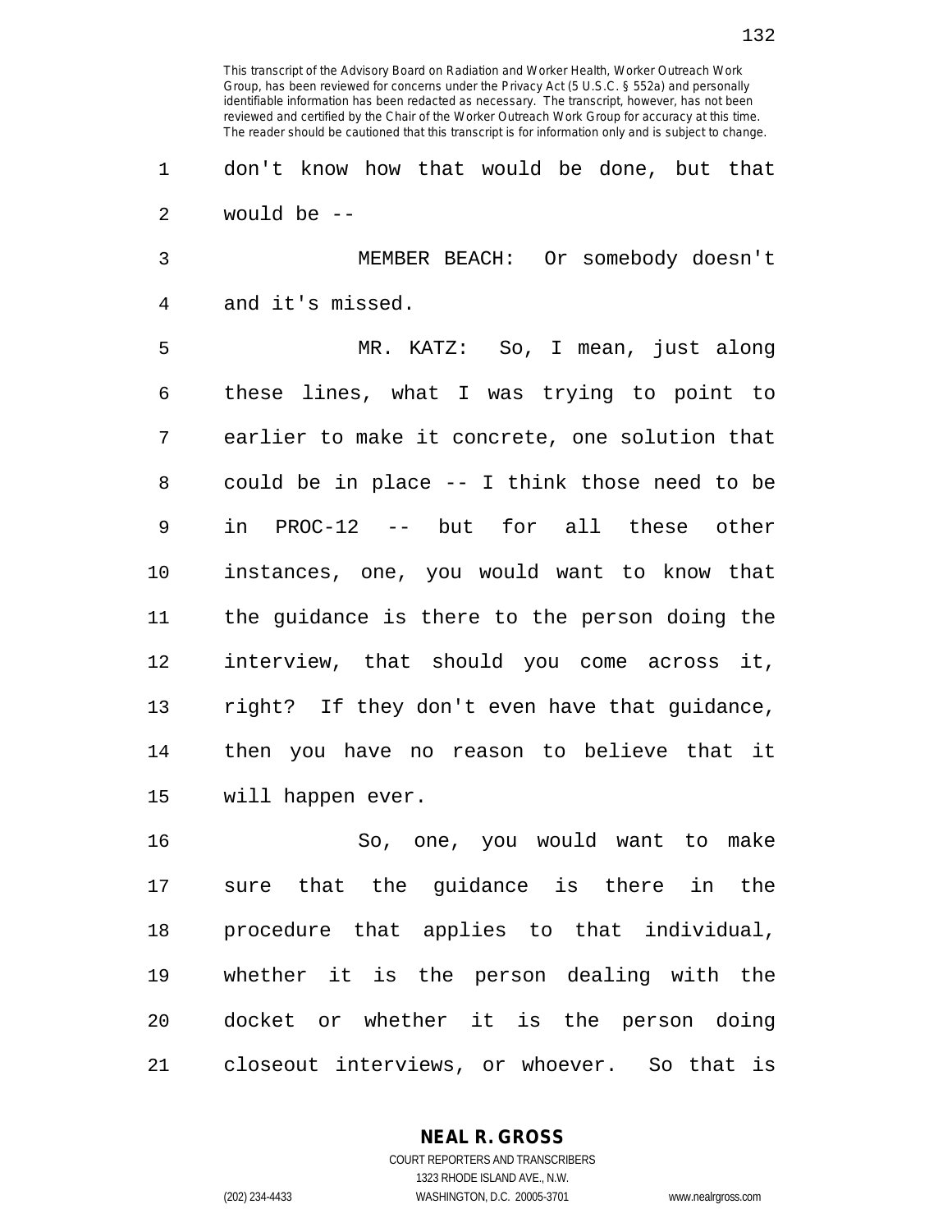This transcript of the Advisory Board on Radiation and Worker Health, Worker Outreach Work Group, has been reviewed for concerns under the Privacy Act (5 U.S.C. § 552a) and personally identifiable information has been redacted as necessary. The transcript, however, has not been reviewed and certified by the Chair of the Worker Outreach Work Group for accuracy at this time. The reader should be cautioned that this transcript is for information only and is subject to change.

don't know how that would be done, but that would be --

MEMBER BEACH: Or somebody doesn't and it's missed.

MR. KATZ: So, I mean, just along these lines, what I was trying to point to earlier to make it concrete, one solution that could be in place -- I think those need to be in PROC-12 -- but for all these other instances, one, you would want to know that the guidance is there to the person doing the interview, that should you come across it, right? If they don't even have that guidance, then you have no reason to believe that it will happen ever.

So, one, you would want to make sure that the guidance is there in the procedure that applies to that individual, whether it is the person dealing with the docket or whether it is the person doing closeout interviews, or whoever. So that is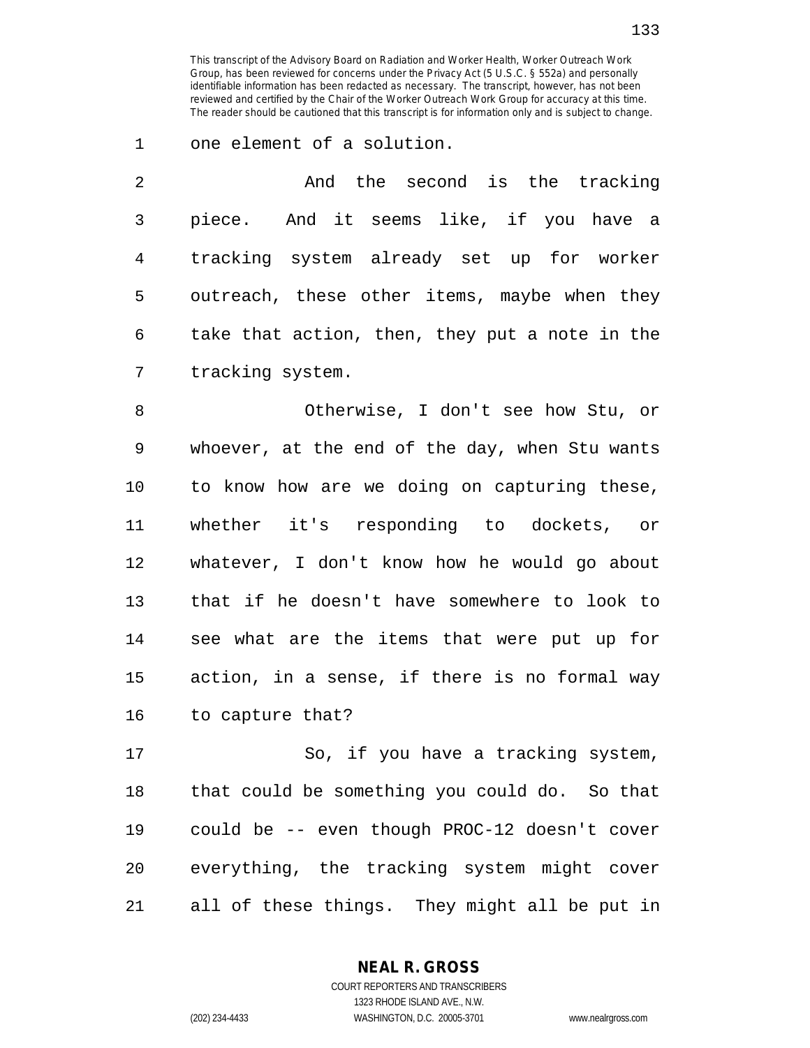one element of a solution.

And the second is the tracking piece. And it seems like, if you have a tracking system already set up for worker outreach, these other items, maybe when they take that action, then, they put a note in the tracking system.

Otherwise, I don't see how Stu, or whoever, at the end of the day, when Stu wants to know how are we doing on capturing these, whether it's responding to dockets, or whatever, I don't know how he would go about that if he doesn't have somewhere to look to see what are the items that were put up for action, in a sense, if there is no formal way to capture that?

So, if you have a tracking system, that could be something you could do. So that could be -- even though PROC-12 doesn't cover everything, the tracking system might cover all of these things. They might all be put in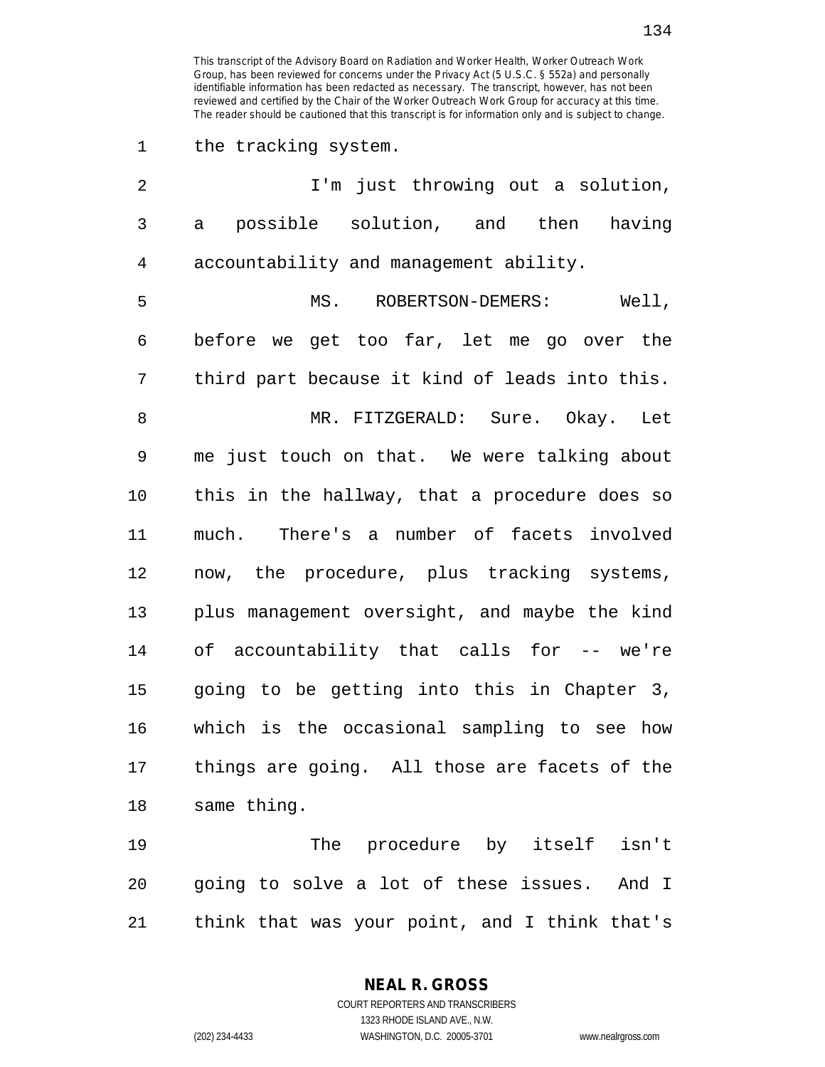the tracking system.

I'm just throwing out a solution, a possible solution, and then having accountability and management ability.

MS. ROBERTSON-DEMERS: Well, before we get too far, let me go over the third part because it kind of leads into this.

MR. FITZGERALD: Sure. Okay. Let me just touch on that. We were talking about this in the hallway, that a procedure does so much. There's a number of facets involved now, the procedure, plus tracking systems, plus management oversight, and maybe the kind of accountability that calls for -- we're going to be getting into this in Chapter 3, which is the occasional sampling to see how things are going. All those are facets of the same thing.

The procedure by itself isn't going to solve a lot of these issues. And I think that was your point, and I think that's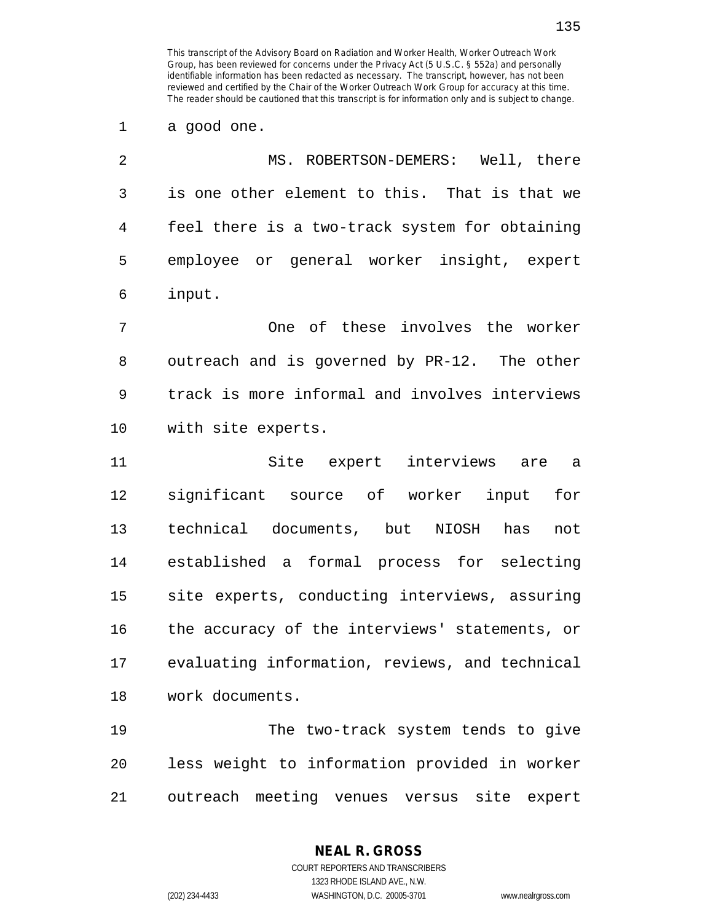a good one.

MS. ROBERTSON-DEMERS: Well, there is one other element to this. That is that we feel there is a two-track system for obtaining employee or general worker insight, expert input.

One of these involves the worker outreach and is governed by PR-12. The other track is more informal and involves interviews with site experts.

Site expert interviews are a significant source of worker input for technical documents, but NIOSH has not established a formal process for selecting site experts, conducting interviews, assuring the accuracy of the interviews' statements, or evaluating information, reviews, and technical work documents.

The two-track system tends to give less weight to information provided in worker outreach meeting venues versus site expert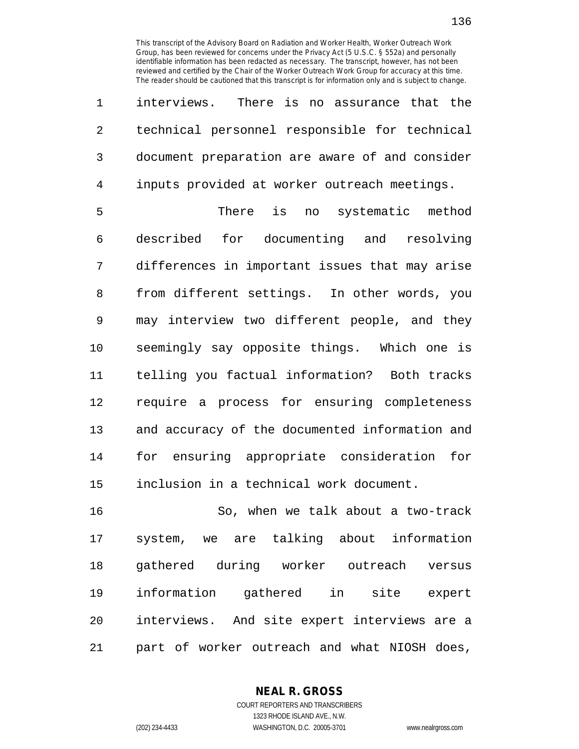interviews. There is no assurance that the technical personnel responsible for technical document preparation are aware of and consider inputs provided at worker outreach meetings.

There is no systematic method described for documenting and resolving differences in important issues that may arise from different settings. In other words, you may interview two different people, and they seemingly say opposite things. Which one is telling you factual information? Both tracks require a process for ensuring completeness and accuracy of the documented information and for ensuring appropriate consideration for inclusion in a technical work document.

So, when we talk about a two-track system, we are talking about information gathered during worker outreach versus information gathered in site expert interviews. And site expert interviews are a part of worker outreach and what NIOSH does,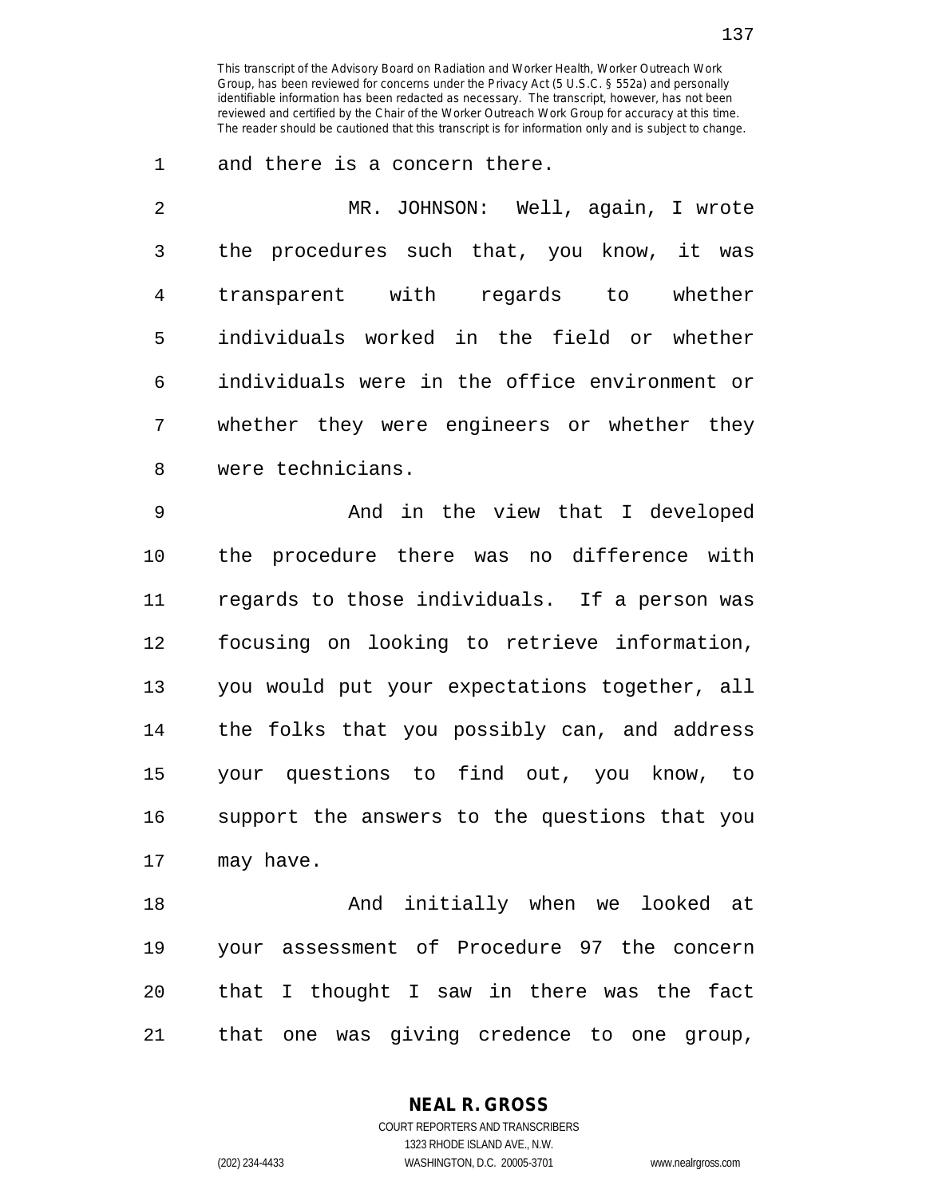and there is a concern there.

MR. JOHNSON: Well, again, I wrote the procedures such that, you know, it was transparent with regards to whether individuals worked in the field or whether individuals were in the office environment or whether they were engineers or whether they were technicians.

And in the view that I developed the procedure there was no difference with regards to those individuals. If a person was focusing on looking to retrieve information, you would put your expectations together, all the folks that you possibly can, and address your questions to find out, you know, to support the answers to the questions that you may have.

And initially when we looked at your assessment of Procedure 97 the concern that I thought I saw in there was the fact that one was giving credence to one group,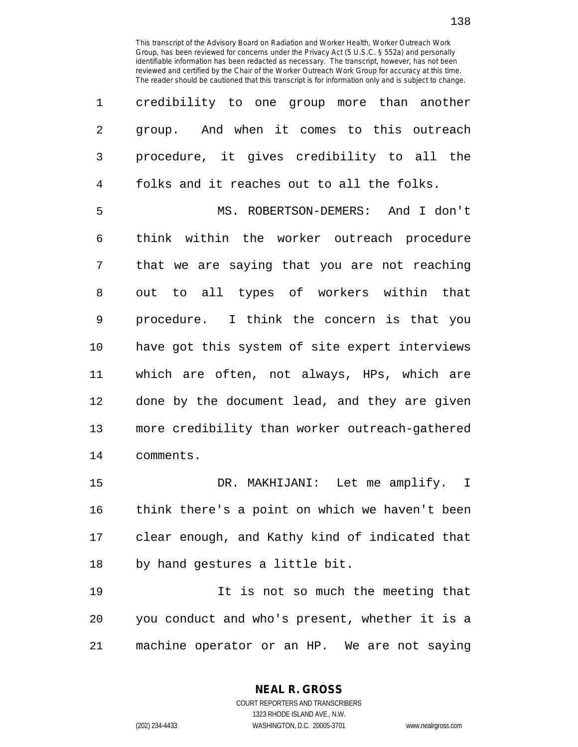credibility to one group more than another group. And when it comes to this outreach procedure, it gives credibility to all the folks and it reaches out to all the folks.

MS. ROBERTSON-DEMERS: And I don't think within the worker outreach procedure that we are saying that you are not reaching out to all types of workers within that procedure. I think the concern is that you have got this system of site expert interviews which are often, not always, HPs, which are done by the document lead, and they are given more credibility than worker outreach-gathered comments.

DR. MAKHIJANI: Let me amplify. I think there's a point on which we haven't been clear enough, and Kathy kind of indicated that by hand gestures a little bit.

It is not so much the meeting that you conduct and who's present, whether it is a machine operator or an HP. We are not saying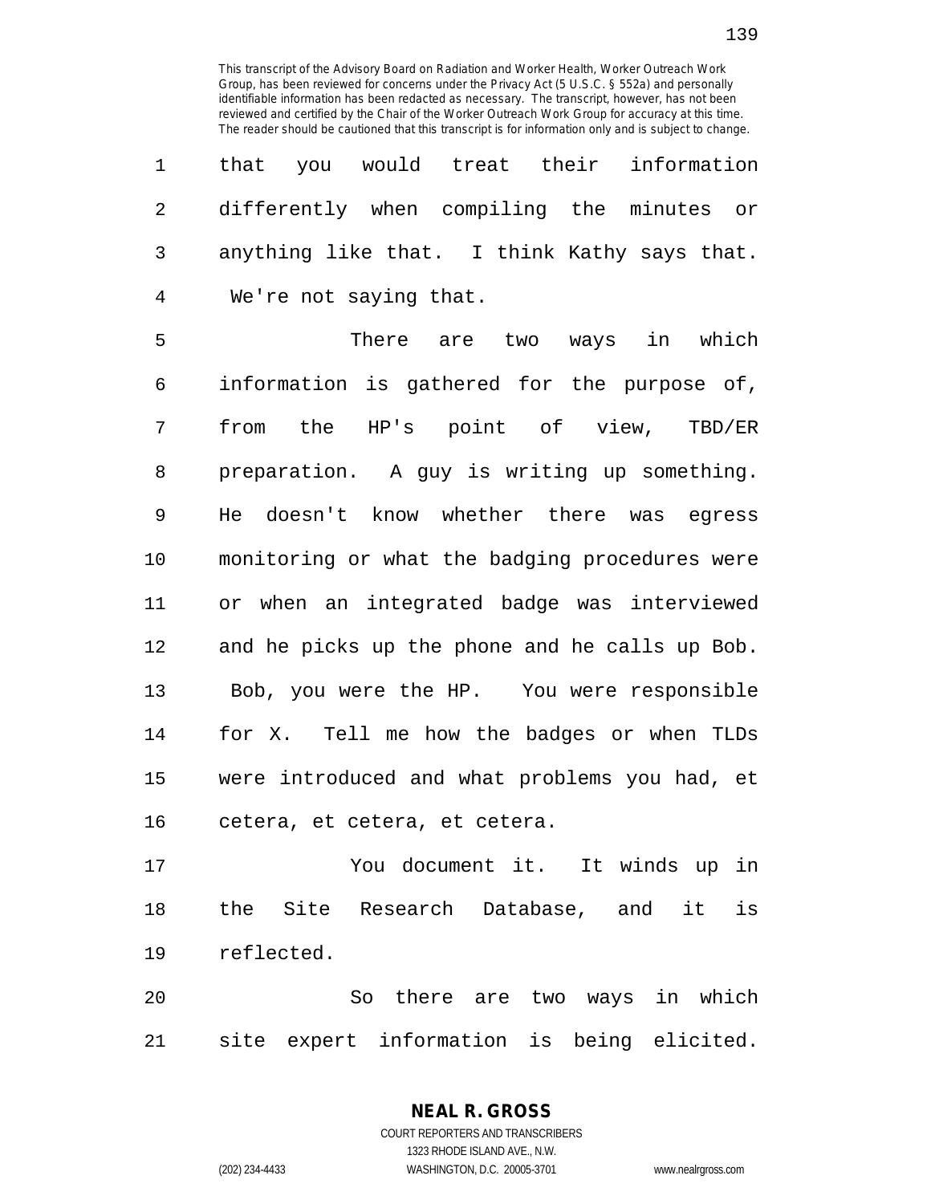that you would treat their information differently when compiling the minutes or anything like that. I think Kathy says that. We're not saying that.

There are two ways in which information is gathered for the purpose of, from the HP's point of view, TBD/ER preparation. A guy is writing up something. He doesn't know whether there was egress monitoring or what the badging procedures were or when an integrated badge was interviewed and he picks up the phone and he calls up Bob. Bob, you were the HP. You were responsible for X. Tell me how the badges or when TLDs were introduced and what problems you had, et cetera, et cetera, et cetera.

You document it. It winds up in the Site Research Database, and it is reflected.

So there are two ways in which site expert information is being elicited.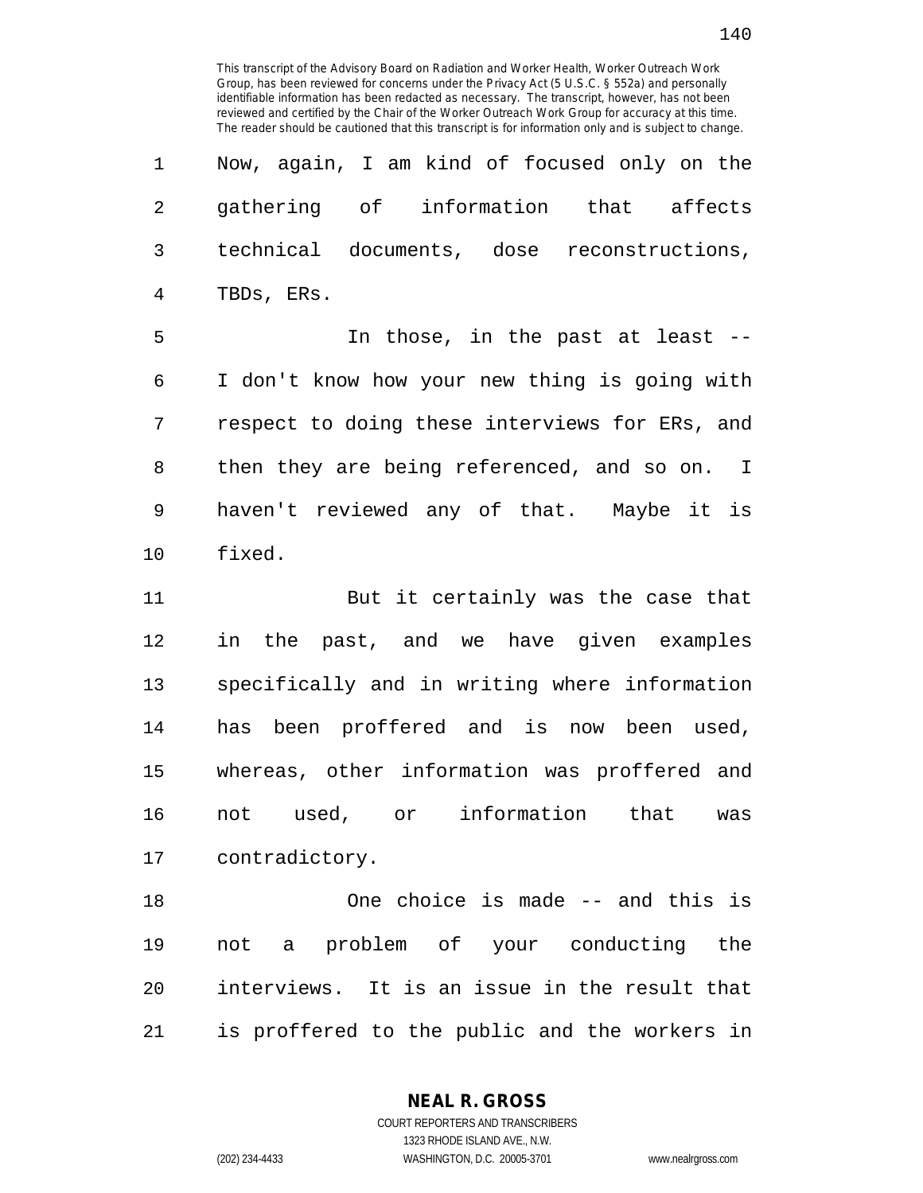Now, again, I am kind of focused only on the gathering of information that affects technical documents, dose reconstructions, TBDs, ERs.

In those, in the past at least -- I don't know how your new thing is going with respect to doing these interviews for ERs, and then they are being referenced, and so on. I haven't reviewed any of that. Maybe it is fixed.

But it certainly was the case that in the past, and we have given examples specifically and in writing where information has been proffered and is now been used, whereas, other information was proffered and not used, or information that was contradictory.

One choice is made -- and this is not a problem of your conducting the interviews. It is an issue in the result that is proffered to the public and the workers in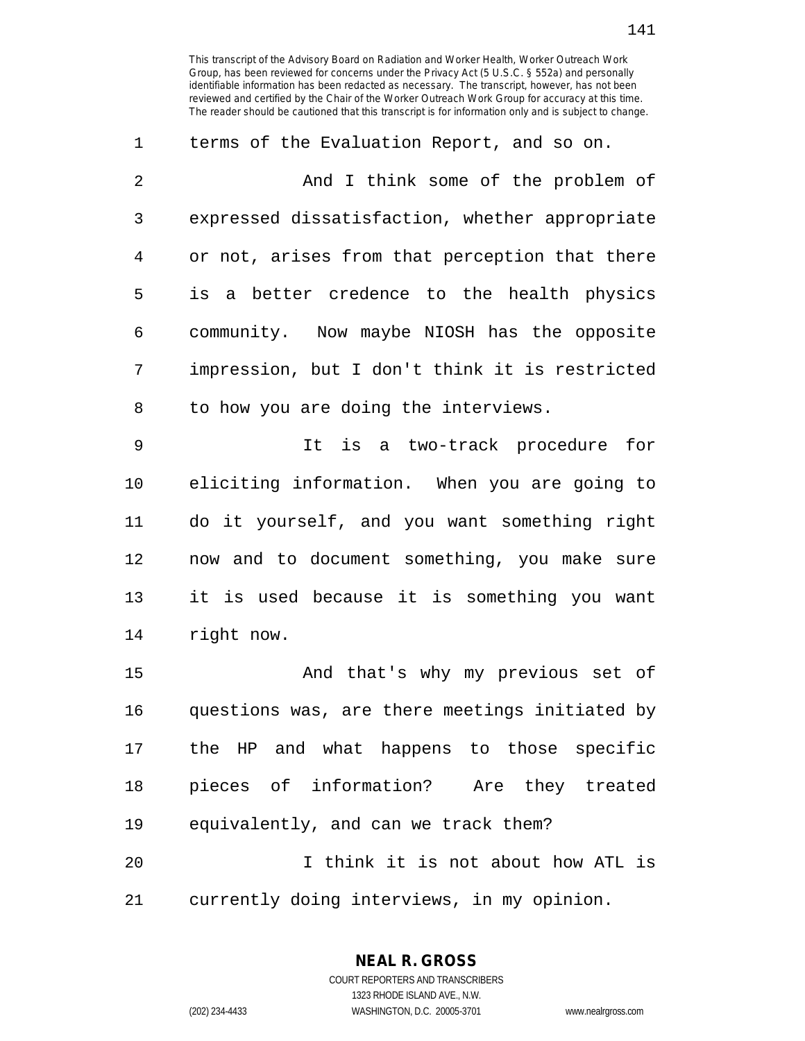terms of the Evaluation Report, and so on.

And I think some of the problem of expressed dissatisfaction, whether appropriate or not, arises from that perception that there is a better credence to the health physics community. Now maybe NIOSH has the opposite impression, but I don't think it is restricted to how you are doing the interviews.

It is a two-track procedure for eliciting information. When you are going to do it yourself, and you want something right now and to document something, you make sure it is used because it is something you want right now.

And that's why my previous set of questions was, are there meetings initiated by the HP and what happens to those specific pieces of information? Are they treated equivalently, and can we track them?

I think it is not about how ATL is currently doing interviews, in my opinion.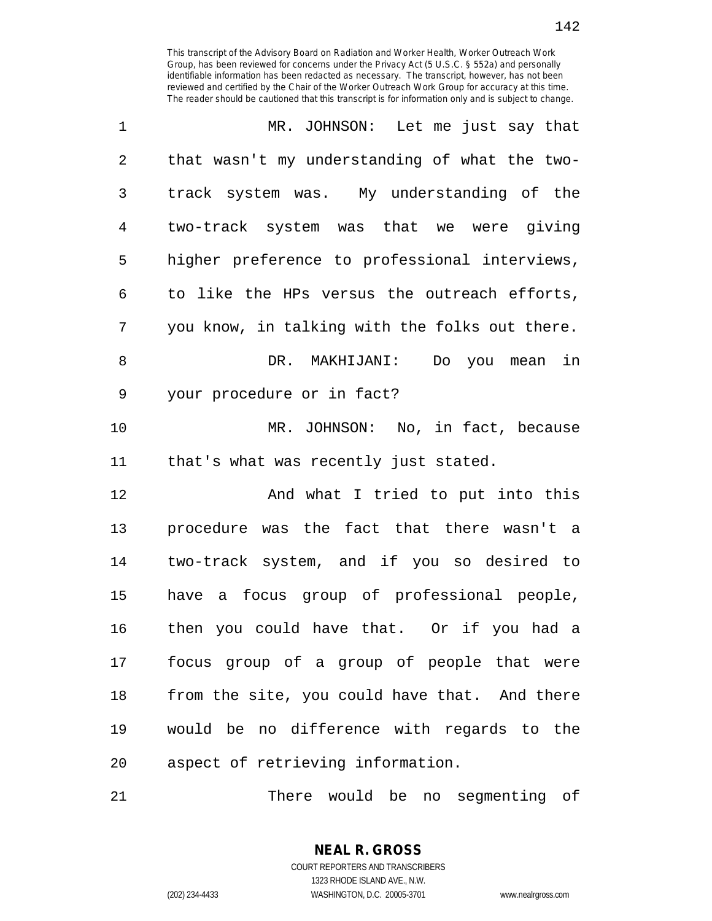MR. JOHNSON: Let me just say that that wasn't my understanding of what the two-track system was. My understanding of the two-track system was that we were giving higher preference to professional interviews, to like the HPs versus the outreach efforts, you know, in talking with the folks out there.

DR. MAKHIJANI: Do you mean in your procedure or in fact?

MR. JOHNSON: No, in fact, because that's what was recently just stated.

And what I tried to put into this procedure was the fact that there wasn't a two-track system, and if you so desired to have a focus group of professional people, then you could have that. Or if you had a focus group of a group of people that were from the site, you could have that. And there would be no difference with regards to the aspect of retrieving information.

There would be no segmenting of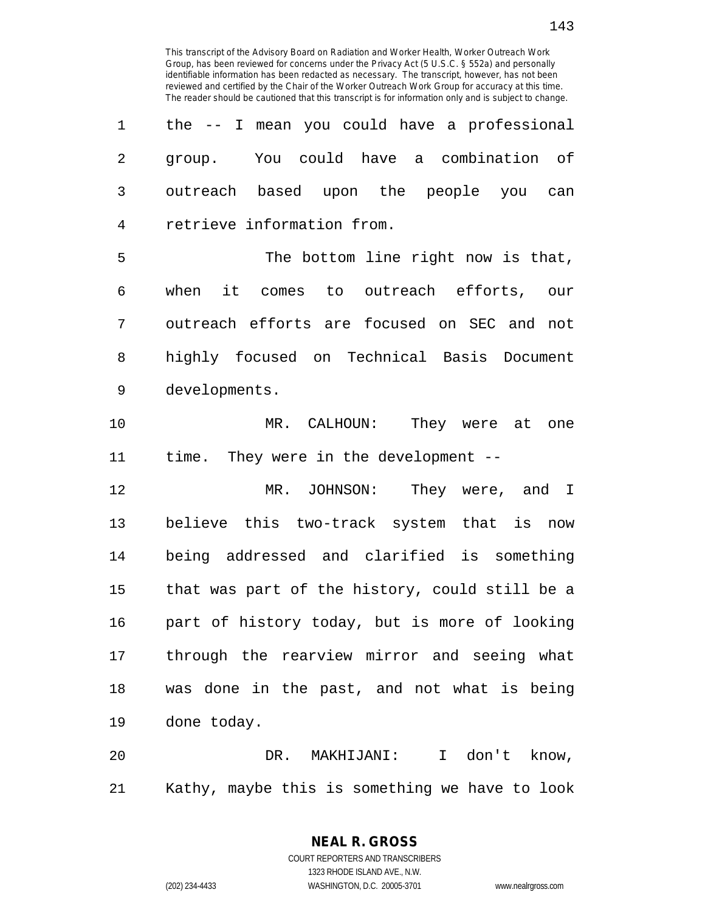This transcript of the Advisory Board on Radiation and Worker Health, Worker Outreach Work Group, has been reviewed for concerns under the Privacy Act (5 U.S.C. § 552a) and personally identifiable information has been redacted as necessary. The transcript, however, has not been reviewed and certified by the Chair of the Worker Outreach Work Group for accuracy at this time. The reader should be cautioned that this transcript is for information only and is subject to change.

1 the -- I mean you could have a professional
2 group. You could have a combination of
3 outreach based upon the people you can
4 retrieve information from.

5 The bottom line right now is that,
6 when it comes to outreach efforts, our
7 outreach efforts are focused on SEC and not
8 highly focused on Technical Basis Document
9 developments.

10 MR. CALHOUN: They were at one
11 time. They were in the development --

12 MR. JOHNSON: They were, and I
13 believe this two-track system that is now
14 being addressed and clarified is something
15 that was part of the history, could still be a
16 part of history today, but is more of looking
17 through the rearview mirror and seeing what
18 was done in the past, and not what is being
19 done today.

20 DR. MAKHIJANI: I don't know,
21 Kathy, maybe this is something we have to look

**NEAL R. GROSS**
COURT REPORTERS AND TRANSCRIBERS
1323 RHODE ISLAND AVE., N.W.
(202) 234-4433 WASHINGTON, D.C. 20005-3701 www.nealrgross.com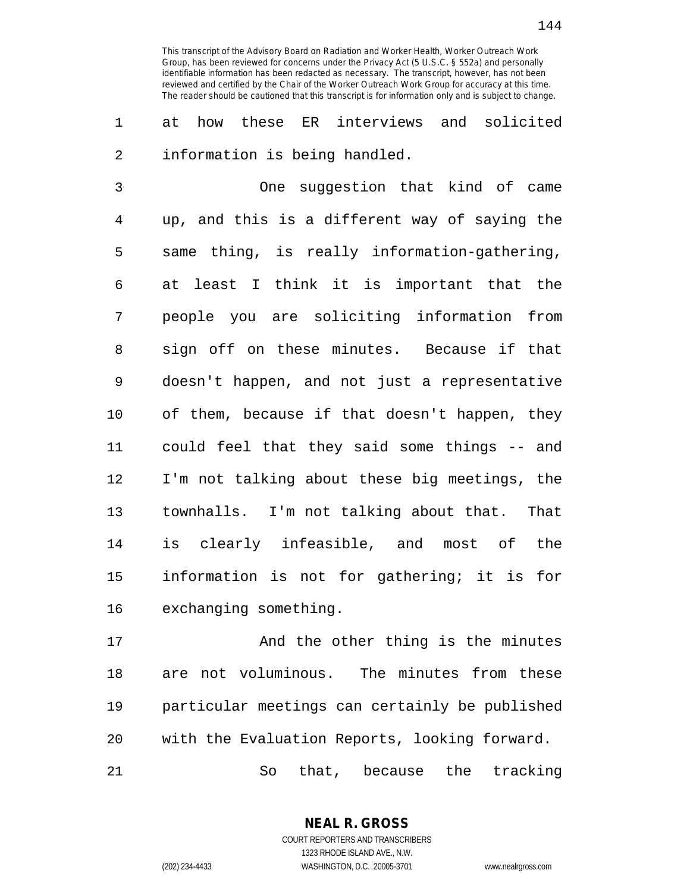This transcript of the Advisory Board on Radiation and Worker Health, Worker Outreach Work Group, has been reviewed for concerns under the Privacy Act (5 U.S.C. § 552a) and personally identifiable information has been redacted as necessary. The transcript, however, has not been reviewed and certified by the Chair of the Worker Outreach Work Group for accuracy at this time. The reader should be cautioned that this transcript is for information only and is subject to change.

at how these ER interviews and solicited information is being handled.

One suggestion that kind of came up, and this is a different way of saying the same thing, is really information-gathering, at least I think it is important that the people you are soliciting information from sign off on these minutes. Because if that doesn't happen, and not just a representative of them, because if that doesn't happen, they could feel that they said some things -- and I'm not talking about these big meetings, the townhalls. I'm not talking about that. That is clearly infeasible, and most of the information is not for gathering; it is for exchanging something.

And the other thing is the minutes are not voluminous. The minutes from these particular meetings can certainly be published with the Evaluation Reports, looking forward.

So that, because the tracking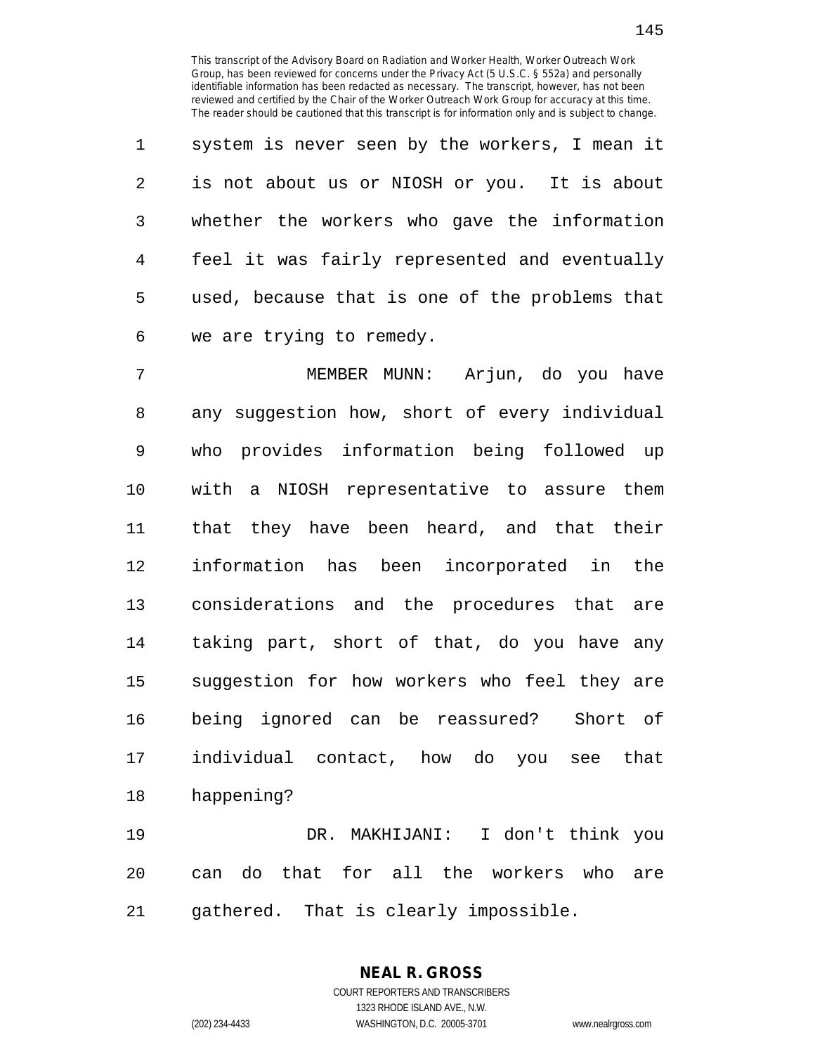This transcript of the Advisory Board on Radiation and Worker Health, Worker Outreach Work Group, has been reviewed for concerns under the Privacy Act (5 U.S.C. § 552a) and personally identifiable information has been redacted as necessary. The transcript, however, has not been reviewed and certified by the Chair of the Worker Outreach Work Group for accuracy at this time. The reader should be cautioned that this transcript is for information only and is subject to change.

system is never seen by the workers, I mean it is not about us or NIOSH or you. It is about whether the workers who gave the information feel it was fairly represented and eventually used, because that is one of the problems that we are trying to remedy.

MEMBER MUNN: Arjun, do you have any suggestion how, short of every individual who provides information being followed up with a NIOSH representative to assure them that they have been heard, and that their information has been incorporated in the considerations and the procedures that are taking part, short of that, do you have any suggestion for how workers who feel they are being ignored can be reassured? Short of individual contact, how do you see that happening?

DR. MAKHIJANI: I don't think you can do that for all the workers who are gathered. That is clearly impossible.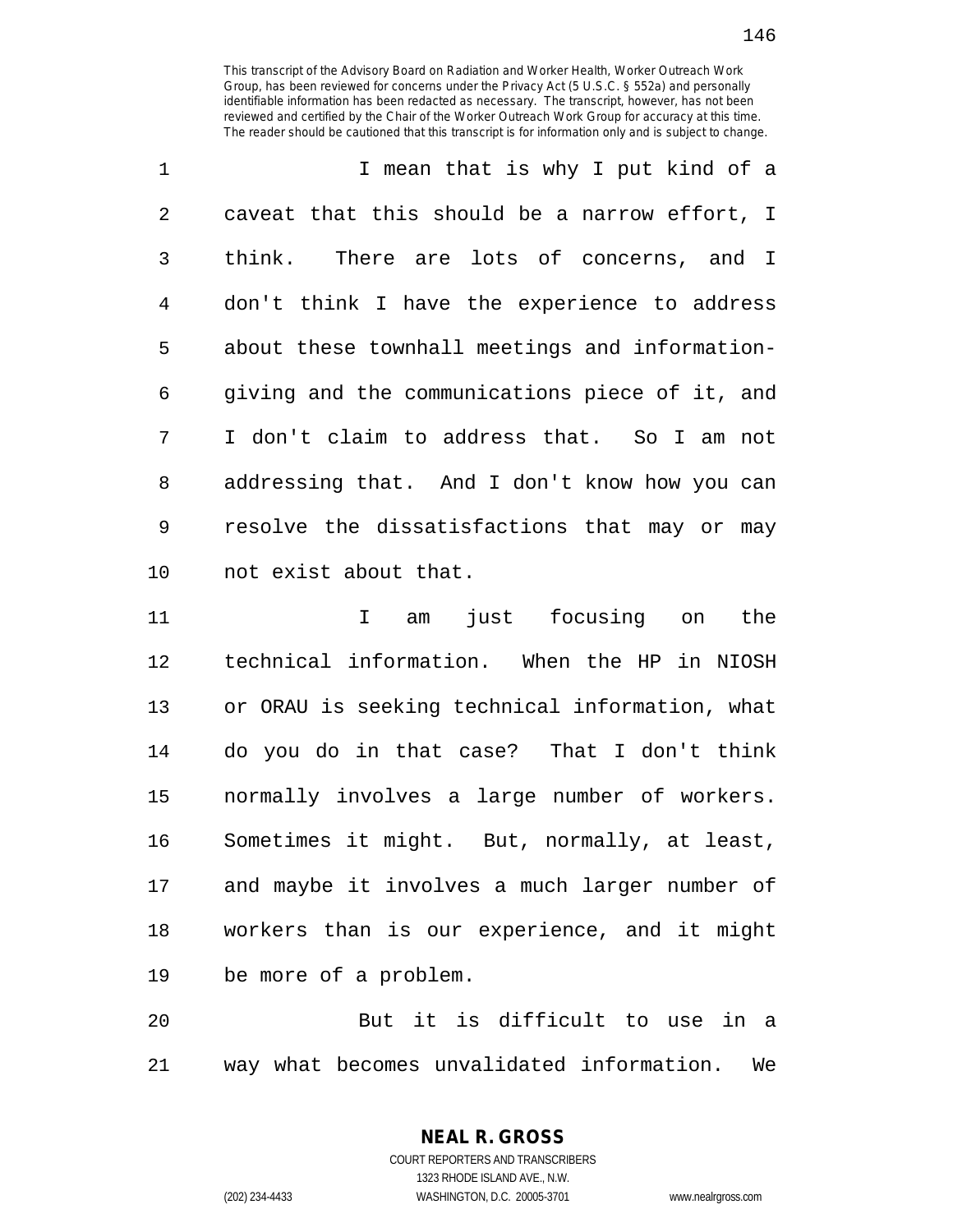I mean that is why I put kind of a caveat that this should be a narrow effort, I think. There are lots of concerns, and I don't think I have the experience to address about these townhall meetings and information-giving and the communications piece of it, and I don't claim to address that. So I am not addressing that. And I don't know how you can resolve the dissatisfactions that may or may not exist about that.

I am just focusing on the technical information. When the HP in NIOSH or ORAU is seeking technical information, what do you do in that case? That I don't think normally involves a large number of workers. Sometimes it might. But, normally, at least, and maybe it involves a much larger number of workers than is our experience, and it might be more of a problem.

But it is difficult to use in a way what becomes unvalidated information. We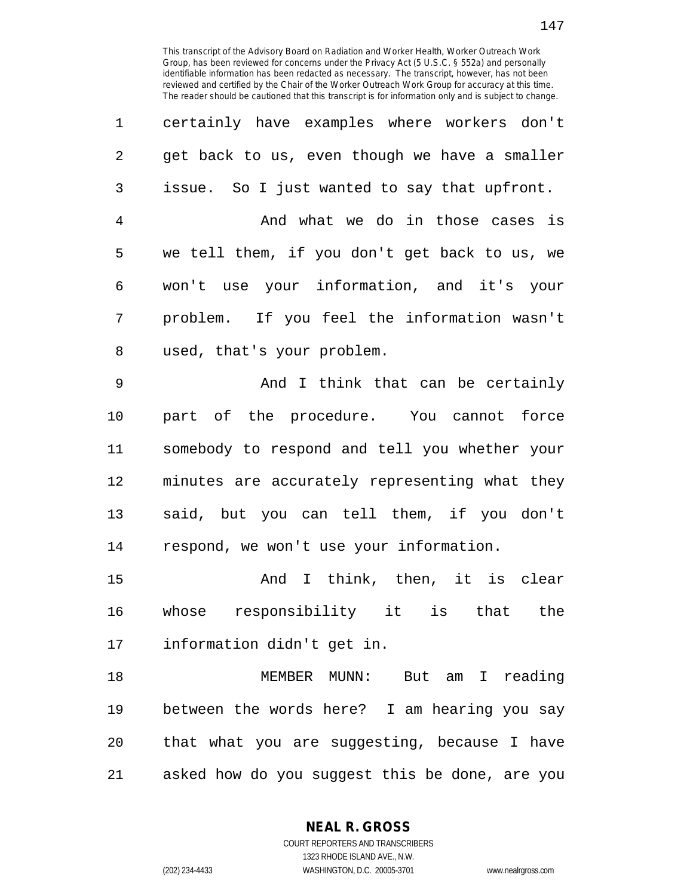certainly have examples where workers don't get back to us, even though we have a smaller issue. So I just wanted to say that upfront.

And what we do in those cases is we tell them, if you don't get back to us, we won't use your information, and it's your problem. If you feel the information wasn't used, that's your problem.

And I think that can be certainly part of the procedure. You cannot force somebody to respond and tell you whether your minutes are accurately representing what they said, but you can tell them, if you don't respond, we won't use your information.

And I think, then, it is clear whose responsibility it is that the information didn't get in.

MEMBER MUNN: But am I reading between the words here? I am hearing you say that what you are suggesting, because I have asked how do you suggest this be done, are you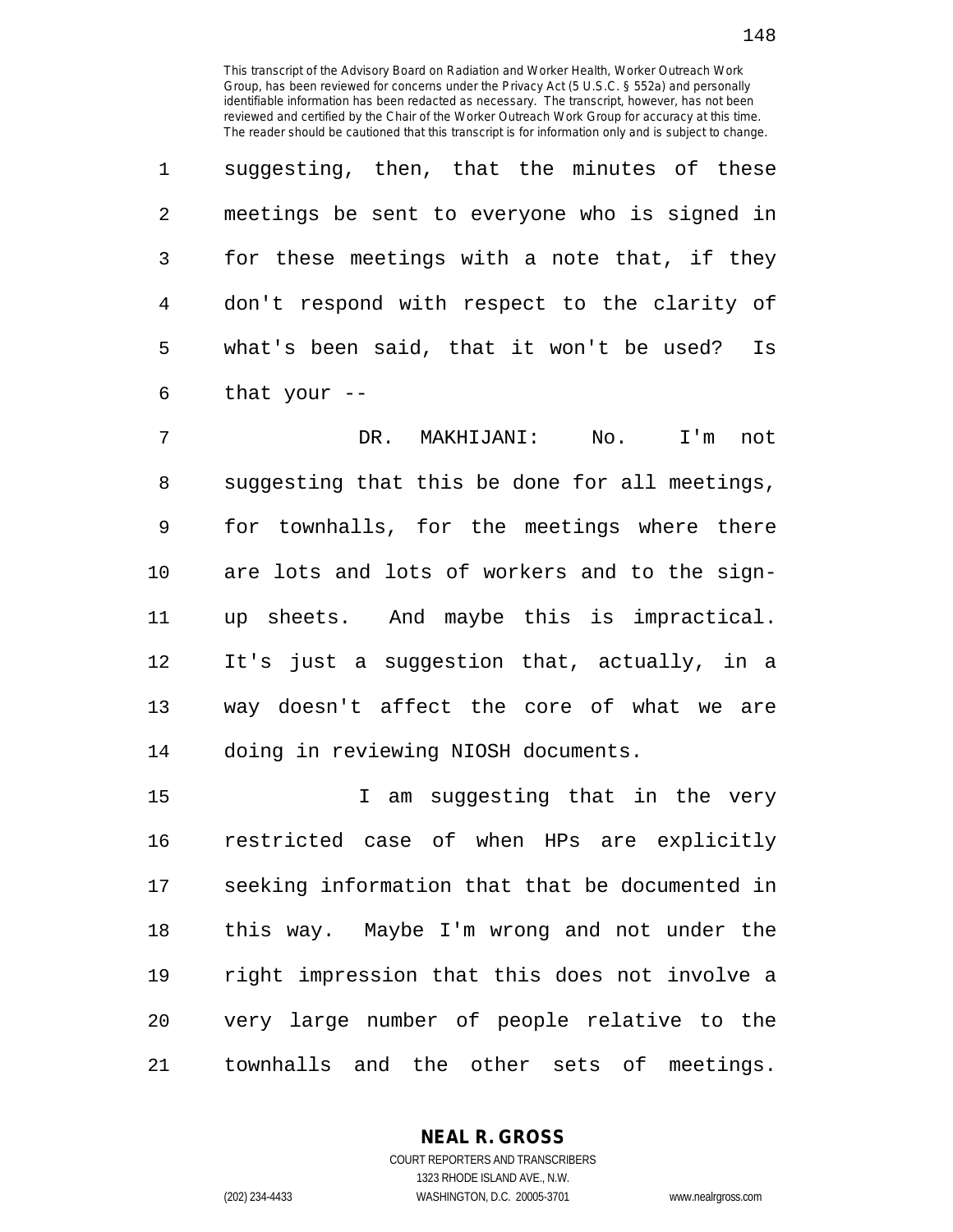suggesting, then, that the minutes of these meetings be sent to everyone who is signed in for these meetings with a note that, if they don't respond with respect to the clarity of what's been said, that it won't be used? Is that your --

DR. MAKHIJANI: No. I'm not suggesting that this be done for all meetings, for townhalls, for the meetings where there are lots and lots of workers and to the sign-up sheets. And maybe this is impractical. It's just a suggestion that, actually, in a way doesn't affect the core of what we are doing in reviewing NIOSH documents.

I am suggesting that in the very restricted case of when HPs are explicitly seeking information that that be documented in this way. Maybe I'm wrong and not under the right impression that this does not involve a very large number of people relative to the townhalls and the other sets of meetings.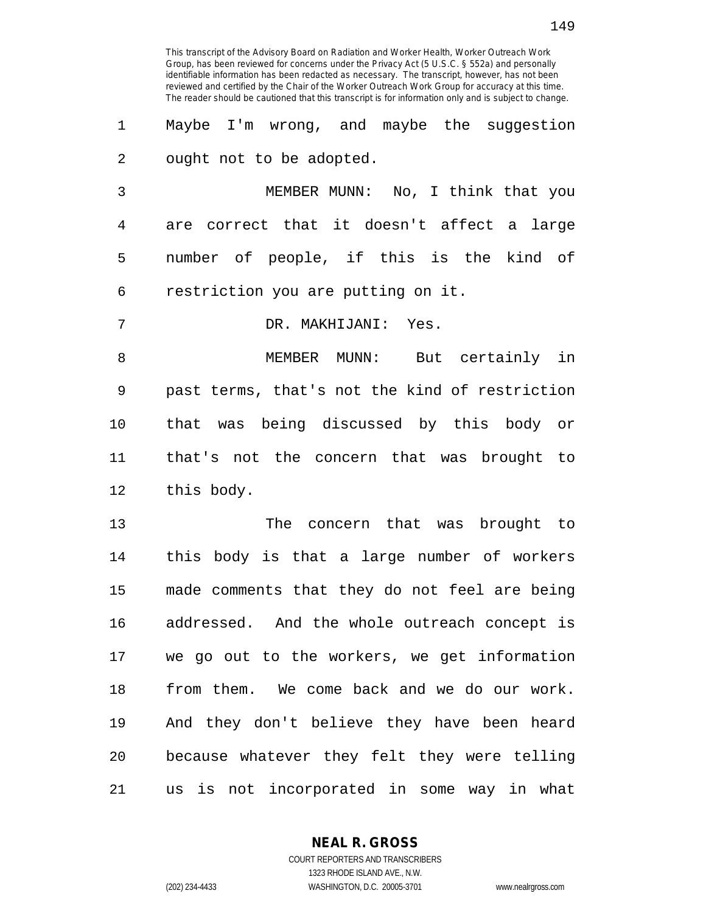Maybe I'm wrong, and maybe the suggestion ought not to be adopted.

MEMBER MUNN: No, I think that you are correct that it doesn't affect a large number of people, if this is the kind of restriction you are putting on it.

DR. MAKHIJANI: Yes.

MEMBER MUNN: But certainly in past terms, that's not the kind of restriction that was being discussed by this body or that's not the concern that was brought to this body.

The concern that was brought to this body is that a large number of workers made comments that they do not feel are being addressed. And the whole outreach concept is we go out to the workers, we get information from them. We come back and we do our work. And they don't believe they have been heard because whatever they felt they were telling us is not incorporated in some way in what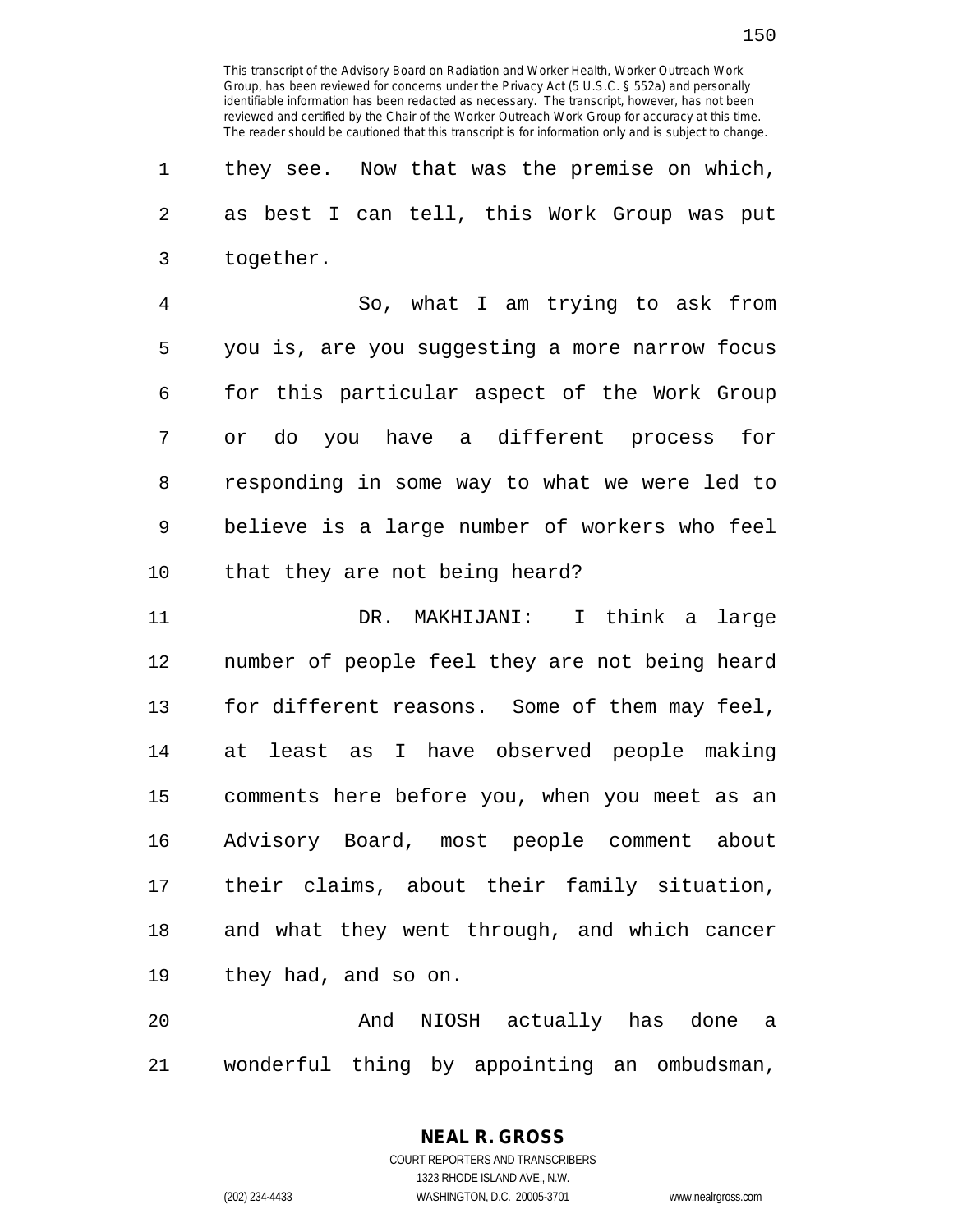This transcript of the Advisory Board on Radiation and Worker Health, Worker Outreach Work Group, has been reviewed for concerns under the Privacy Act (5 U.S.C. § 552a) and personally identifiable information has been redacted as necessary. The transcript, however, has not been reviewed and certified by the Chair of the Worker Outreach Work Group for accuracy at this time. The reader should be cautioned that this transcript is for information only and is subject to change.

they see. Now that was the premise on which, as best I can tell, this Work Group was put together.

So, what I am trying to ask from you is, are you suggesting a more narrow focus for this particular aspect of the Work Group or do you have a different process for responding in some way to what we were led to believe is a large number of workers who feel that they are not being heard?

DR. MAKHIJANI: I think a large number of people feel they are not being heard for different reasons. Some of them may feel, at least as I have observed people making comments here before you, when you meet as an Advisory Board, most people comment about their claims, about their family situation, and what they went through, and which cancer they had, and so on.

And NIOSH actually has done a wonderful thing by appointing an ombudsman,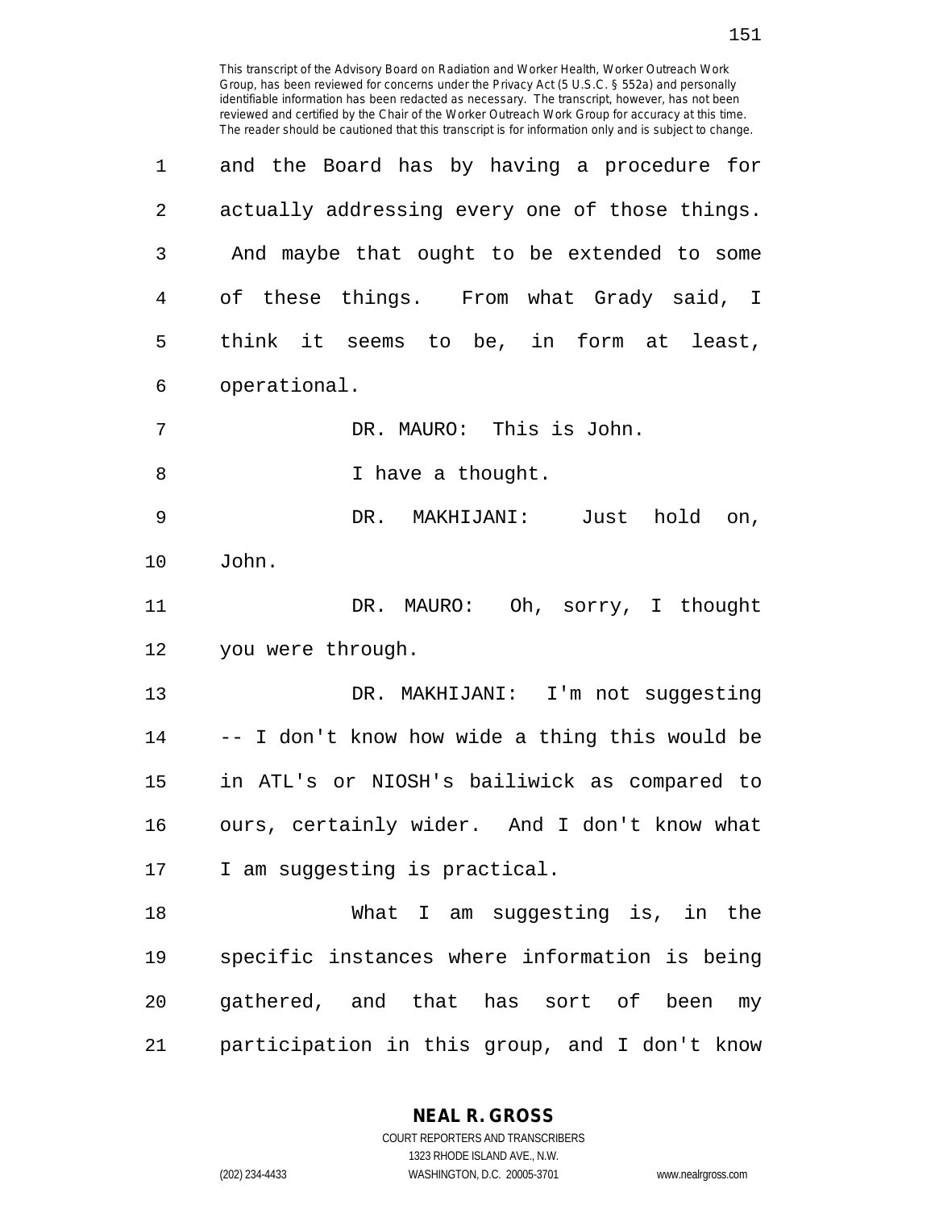and the Board has by having a procedure for actually addressing every one of those things. And maybe that ought to be extended to some of these things. From what Grady said, I think it seems to be, in form at least, operational.

DR. MAURO: This is John.

I have a thought.

DR. MAKHIJANI: Just hold on, John.

DR. MAURO: Oh, sorry, I thought you were through.

DR. MAKHIJANI: I'm not suggesting -- I don't know how wide a thing this would be in ATL's or NIOSH's bailiwick as compared to ours, certainly wider. And I don't know what I am suggesting is practical.

What I am suggesting is, in the specific instances where information is being gathered, and that has sort of been my participation in this group, and I don't know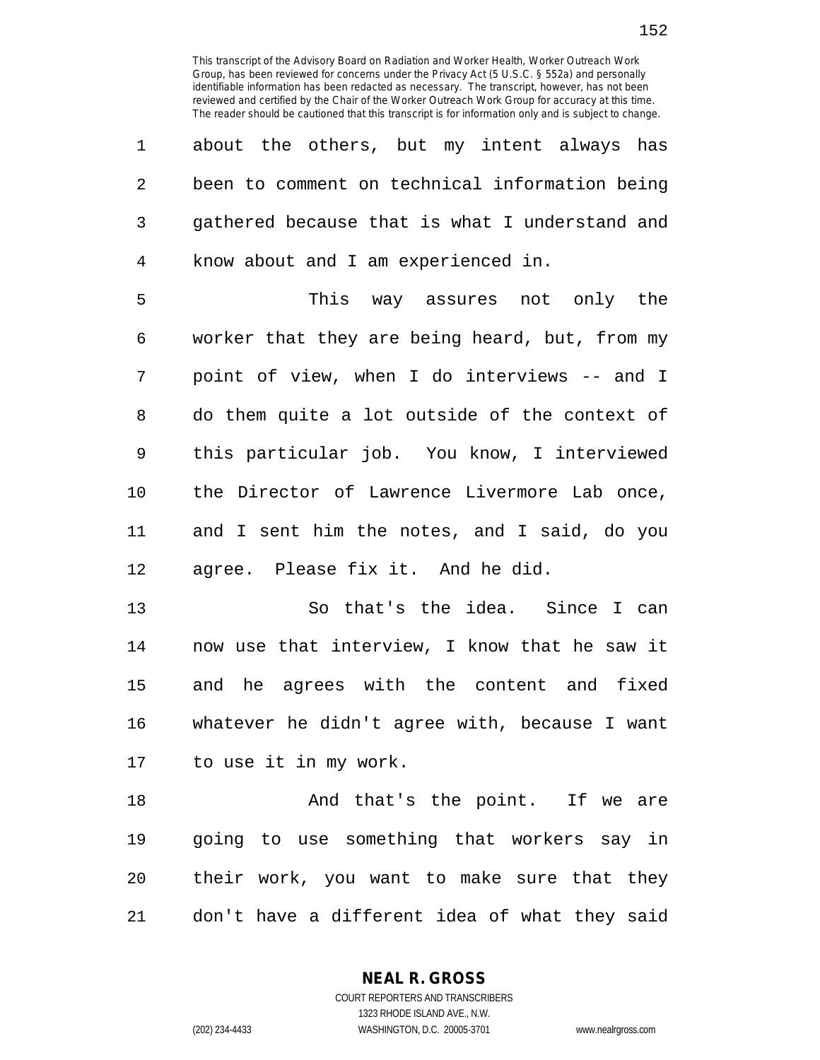about the others, but my intent always has been to comment on technical information being gathered because that is what I understand and know about and I am experienced in.

This way assures not only the worker that they are being heard, but, from my point of view, when I do interviews -- and I do them quite a lot outside of the context of this particular job. You know, I interviewed the Director of Lawrence Livermore Lab once, and I sent him the notes, and I said, do you agree. Please fix it. And he did.

So that's the idea. Since I can now use that interview, I know that he saw it and he agrees with the content and fixed whatever he didn't agree with, because I want to use it in my work.

And that's the point. If we are going to use something that workers say in their work, you want to make sure that they don't have a different idea of what they said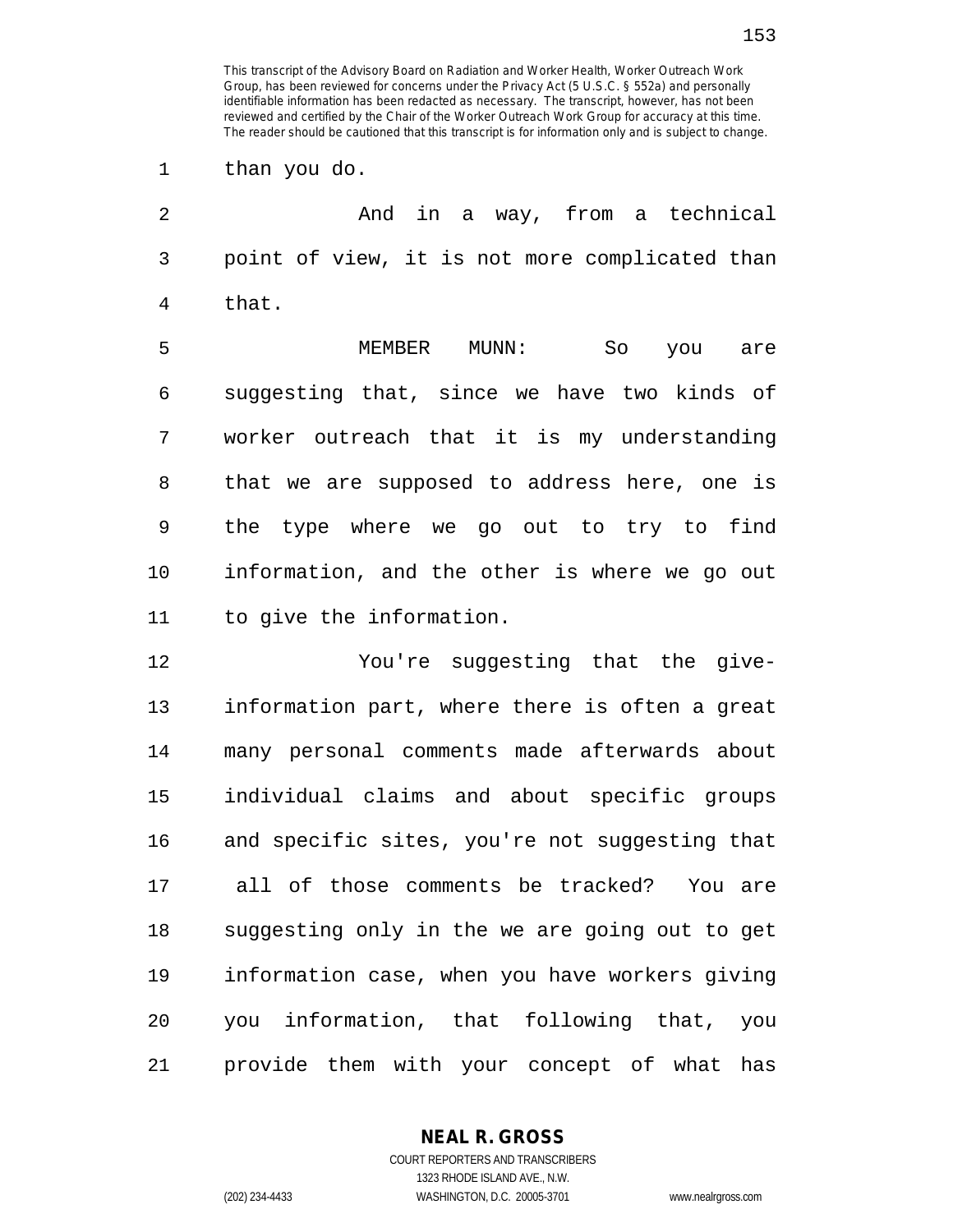This transcript of the Advisory Board on Radiation and Worker Health, Worker Outreach Work Group, has been reviewed for concerns under the Privacy Act (5 U.S.C. § 552a) and personally identifiable information has been redacted as necessary. The transcript, however, has not been reviewed and certified by the Chair of the Worker Outreach Work Group for accuracy at this time. The reader should be cautioned that this transcript is for information only and is subject to change.

than you do.

And in a way, from a technical point of view, it is not more complicated than that.

MEMBER MUNN: So you are suggesting that, since we have two kinds of worker outreach that it is my understanding that we are supposed to address here, one is the type where we go out to try to find information, and the other is where we go out to give the information.

You're suggesting that the give-information part, where there is often a great many personal comments made afterwards about individual claims and about specific groups and specific sites, you're not suggesting that all of those comments be tracked? You are suggesting only in the we are going out to get information case, when you have workers giving you information, that following that, you provide them with your concept of what has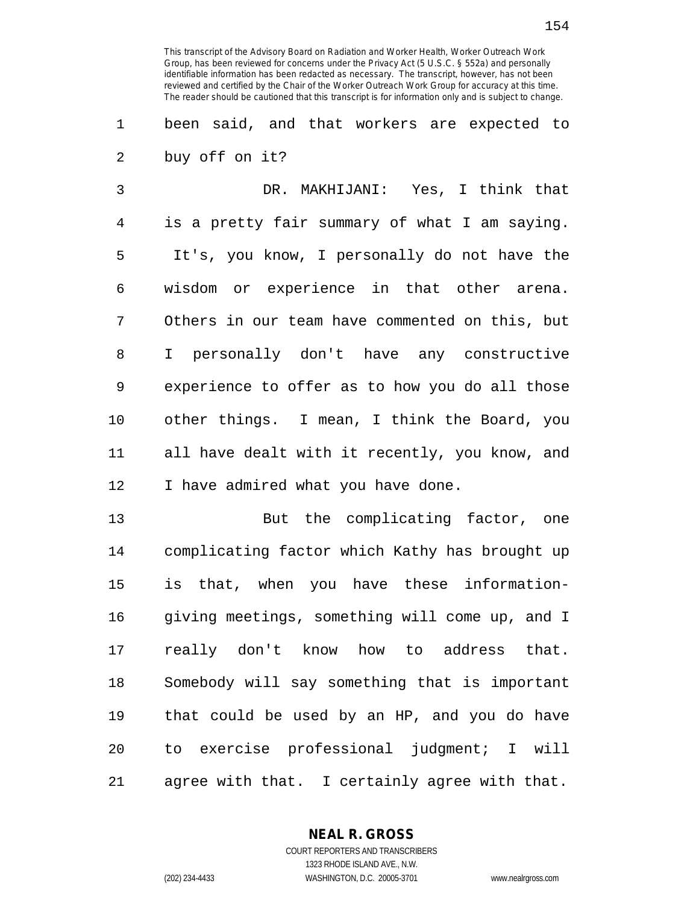been said, and that workers are expected to buy off on it?

DR. MAKHIJANI: Yes, I think that is a pretty fair summary of what I am saying. It's, you know, I personally do not have the wisdom or experience in that other arena. Others in our team have commented on this, but I personally don't have any constructive experience to offer as to how you do all those other things. I mean, I think the Board, you all have dealt with it recently, you know, and I have admired what you have done.

But the complicating factor, one complicating factor which Kathy has brought up is that, when you have these information-giving meetings, something will come up, and I really don't know how to address that. Somebody will say something that is important that could be used by an HP, and you do have to exercise professional judgment; I will agree with that. I certainly agree with that.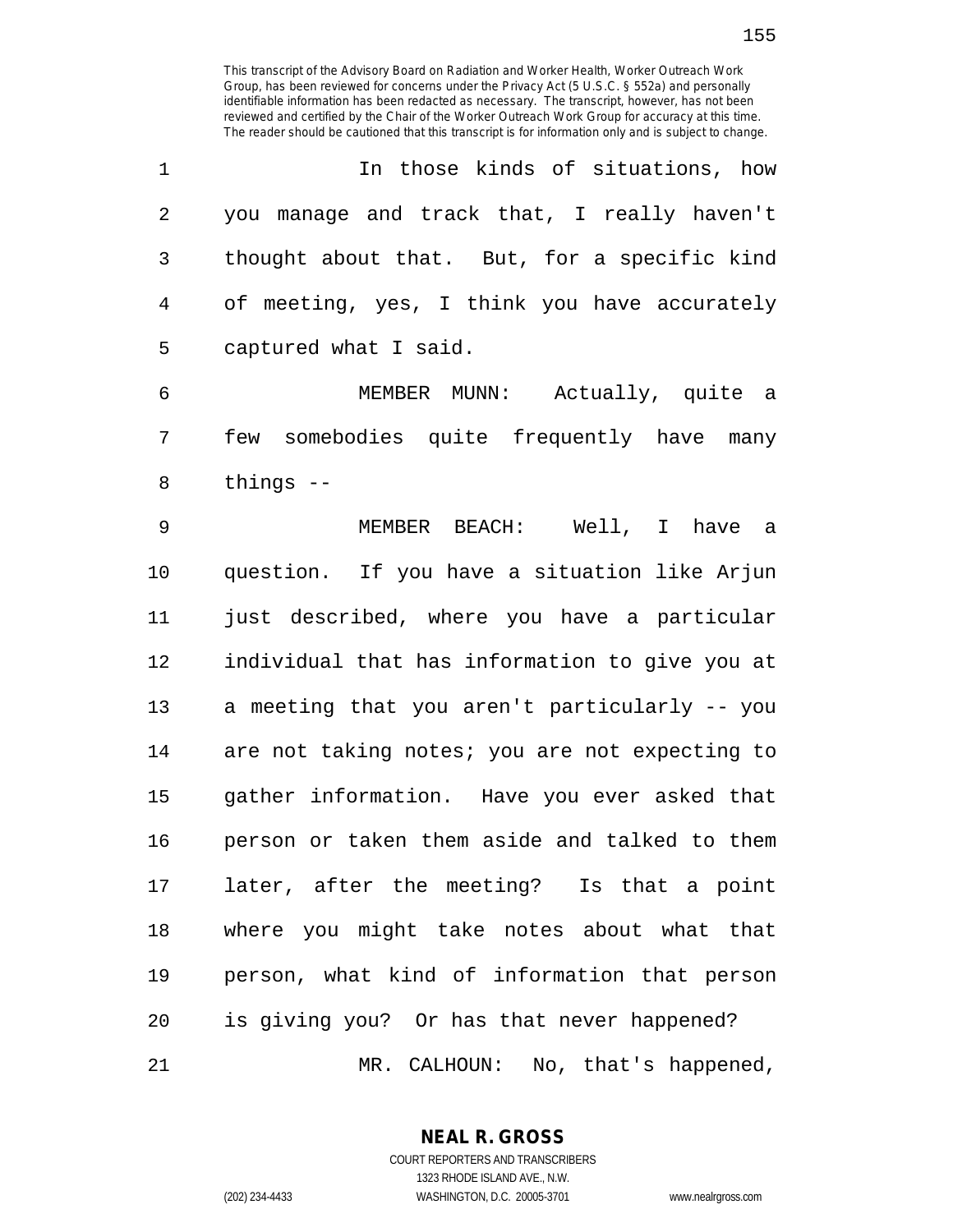In those kinds of situations, how you manage and track that, I really haven't thought about that. But, for a specific kind of meeting, yes, I think you have accurately captured what I said.

MEMBER MUNN: Actually, quite a few somebodies quite frequently have many things --

MEMBER BEACH: Well, I have a question. If you have a situation like Arjun just described, where you have a particular individual that has information to give you at a meeting that you aren't particularly -- you are not taking notes; you are not expecting to gather information. Have you ever asked that person or taken them aside and talked to them later, after the meeting? Is that a point where you might take notes about what that person, what kind of information that person is giving you? Or has that never happened?

MR. CALHOUN: No, that's happened,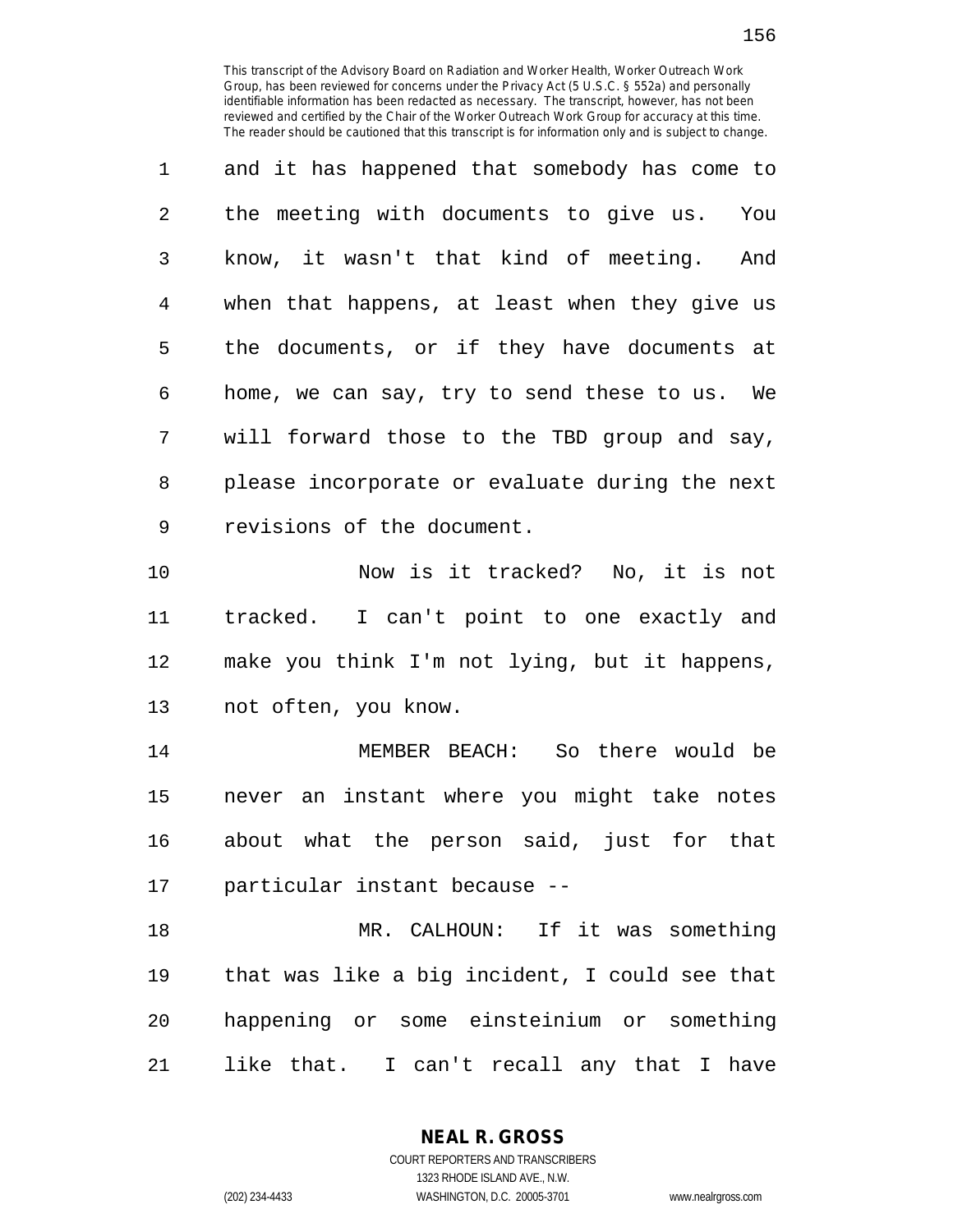and it has happened that somebody has come to the meeting with documents to give us. You know, it wasn't that kind of meeting. And when that happens, at least when they give us the documents, or if they have documents at home, we can say, try to send these to us. We will forward those to the TBD group and say, please incorporate or evaluate during the next revisions of the document.

Now is it tracked? No, it is not tracked. I can't point to one exactly and make you think I'm not lying, but it happens, not often, you know.

MEMBER BEACH: So there would be never an instant where you might take notes about what the person said, just for that particular instant because --

MR. CALHOUN: If it was something that was like a big incident, I could see that happening or some einsteinium or something like that. I can't recall any that I have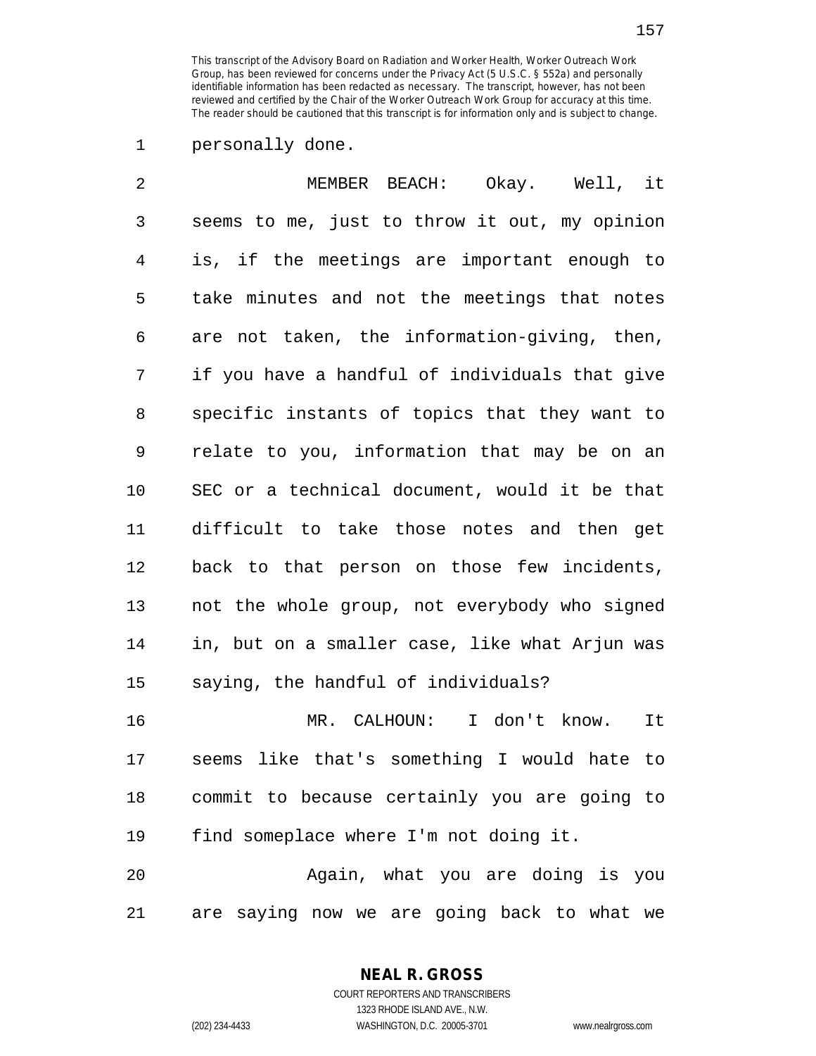personally done.

MEMBER BEACH: Okay. Well, it seems to me, just to throw it out, my opinion is, if the meetings are important enough to take minutes and not the meetings that notes are not taken, the information-giving, then, if you have a handful of individuals that give specific instants of topics that they want to relate to you, information that may be on an SEC or a technical document, would it be that difficult to take those notes and then get back to that person on those few incidents, not the whole group, not everybody who signed in, but on a smaller case, like what Arjun was saying, the handful of individuals?

MR. CALHOUN: I don't know. It seems like that's something I would hate to commit to because certainly you are going to find someplace where I'm not doing it.

Again, what you are doing is you are saying now we are going back to what we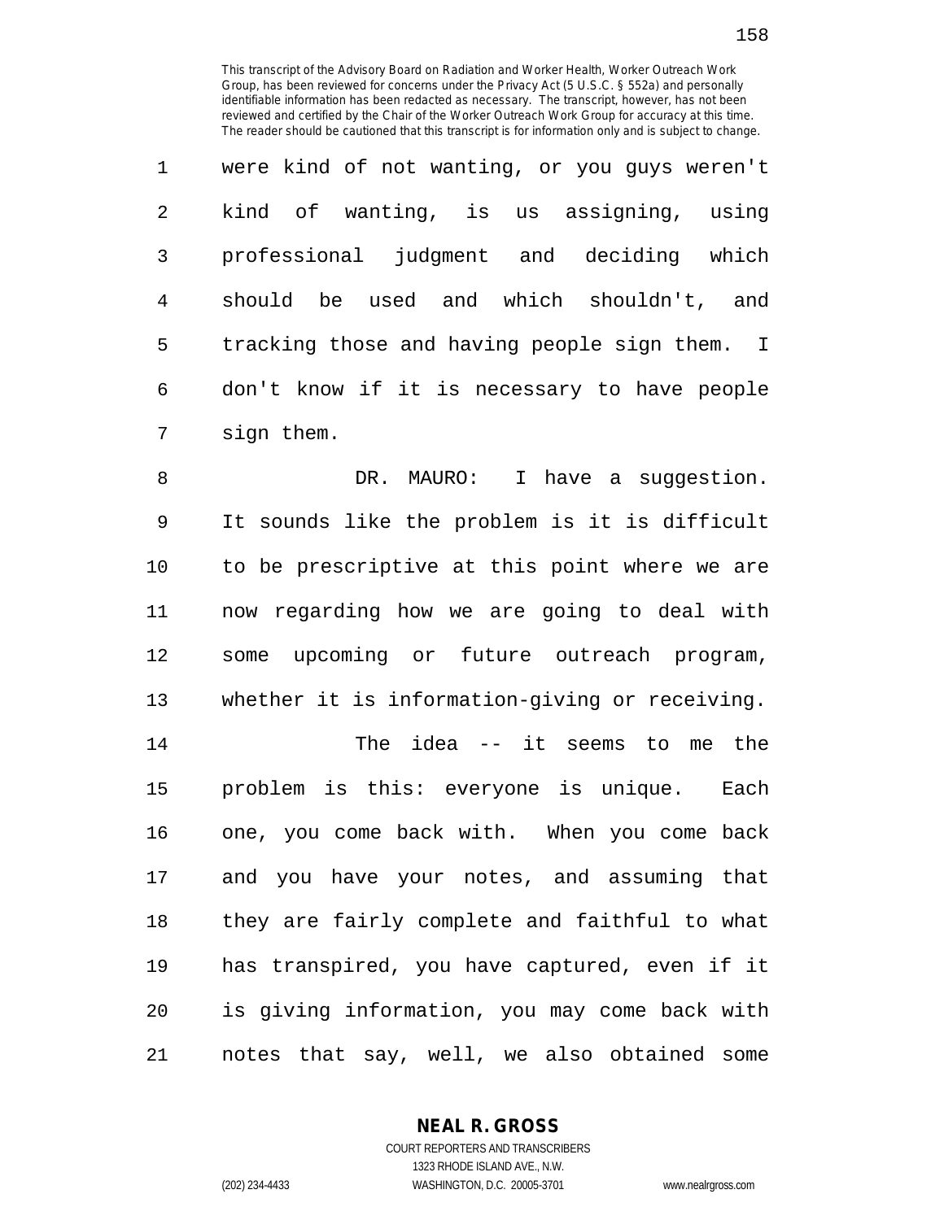were kind of not wanting, or you guys weren't kind of wanting, is us assigning, using professional judgment and deciding which should be used and which shouldn't, and tracking those and having people sign them. I don't know if it is necessary to have people sign them.

DR. MAURO: I have a suggestion. It sounds like the problem is it is difficult to be prescriptive at this point where we are now regarding how we are going to deal with some upcoming or future outreach program, whether it is information-giving or receiving.

The idea -- it seems to me the problem is this: everyone is unique. Each one, you come back with. When you come back and you have your notes, and assuming that they are fairly complete and faithful to what has transpired, you have captured, even if it is giving information, you may come back with notes that say, well, we also obtained some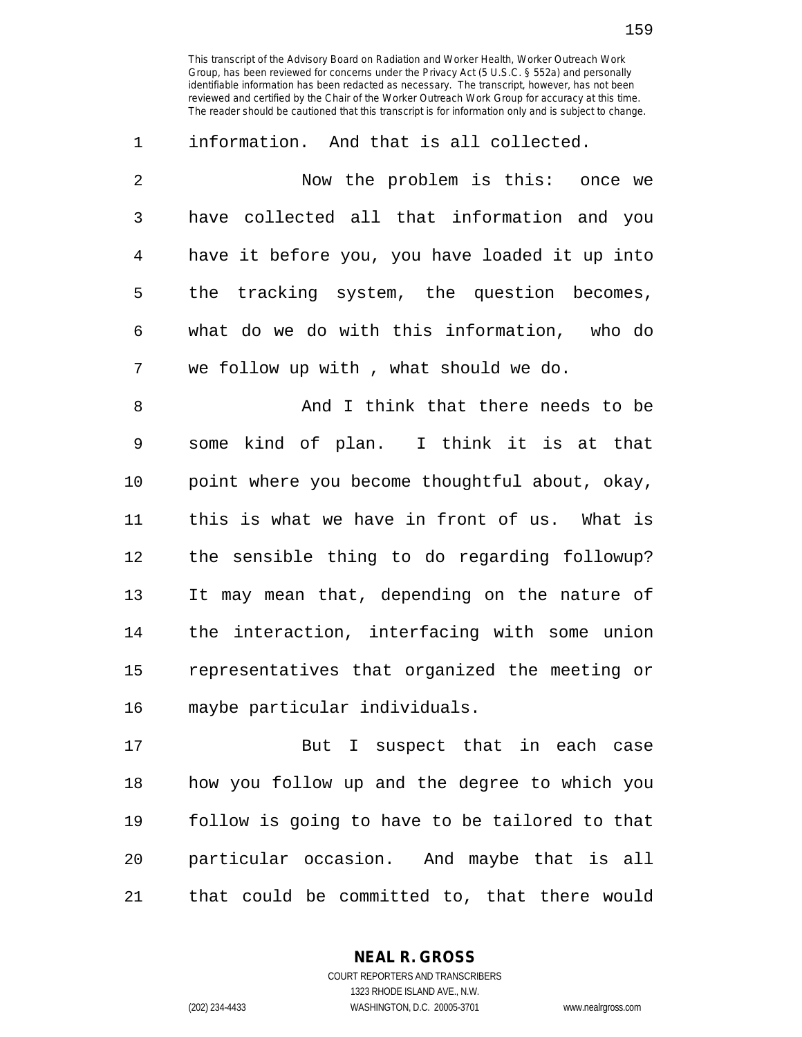information. And that is all collected.

Now the problem is this: once we have collected all that information and you have it before you, you have loaded it up into the tracking system, the question becomes, what do we do with this information, who do we follow up with , what should we do.

And I think that there needs to be some kind of plan. I think it is at that point where you become thoughtful about, okay, this is what we have in front of us. What is the sensible thing to do regarding followup? It may mean that, depending on the nature of the interaction, interfacing with some union representatives that organized the meeting or maybe particular individuals.

But I suspect that in each case how you follow up and the degree to which you follow is going to have to be tailored to that particular occasion. And maybe that is all that could be committed to, that there would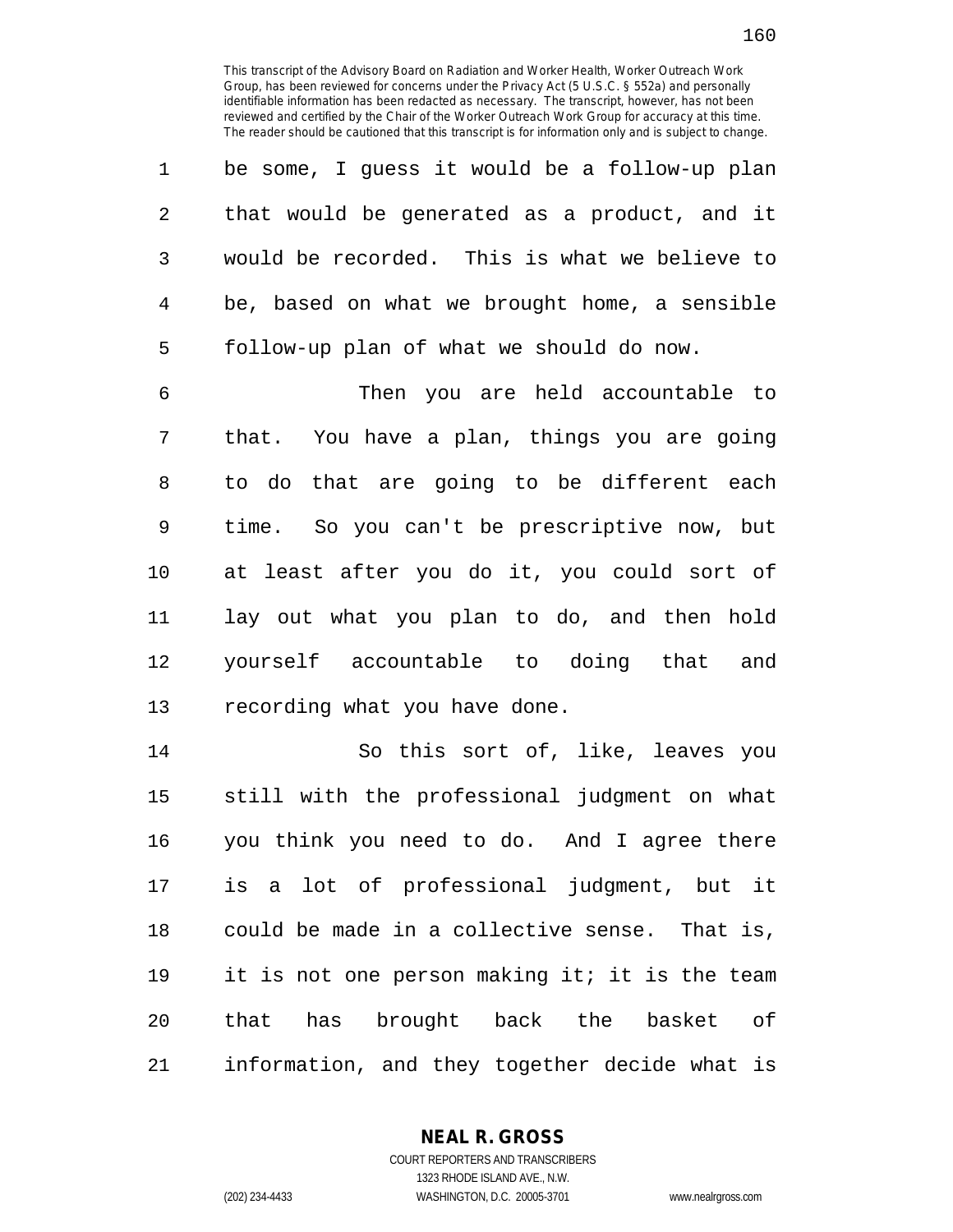This transcript of the Advisory Board on Radiation and Worker Health, Worker Outreach Work Group, has been reviewed for concerns under the Privacy Act (5 U.S.C. § 552a) and personally identifiable information has been redacted as necessary. The transcript, however, has not been reviewed and certified by the Chair of the Worker Outreach Work Group for accuracy at this time. The reader should be cautioned that this transcript is for information only and is subject to change.

be some, I guess it would be a follow-up plan that would be generated as a product, and it would be recorded. This is what we believe to be, based on what we brought home, a sensible follow-up plan of what we should do now.

Then you are held accountable to that. You have a plan, things you are going to do that are going to be different each time. So you can't be prescriptive now, but at least after you do it, you could sort of lay out what you plan to do, and then hold yourself accountable to doing that and recording what you have done.

So this sort of, like, leaves you still with the professional judgment on what you think you need to do. And I agree there is a lot of professional judgment, but it could be made in a collective sense. That is, it is not one person making it; it is the team that has brought back the basket of information, and they together decide what is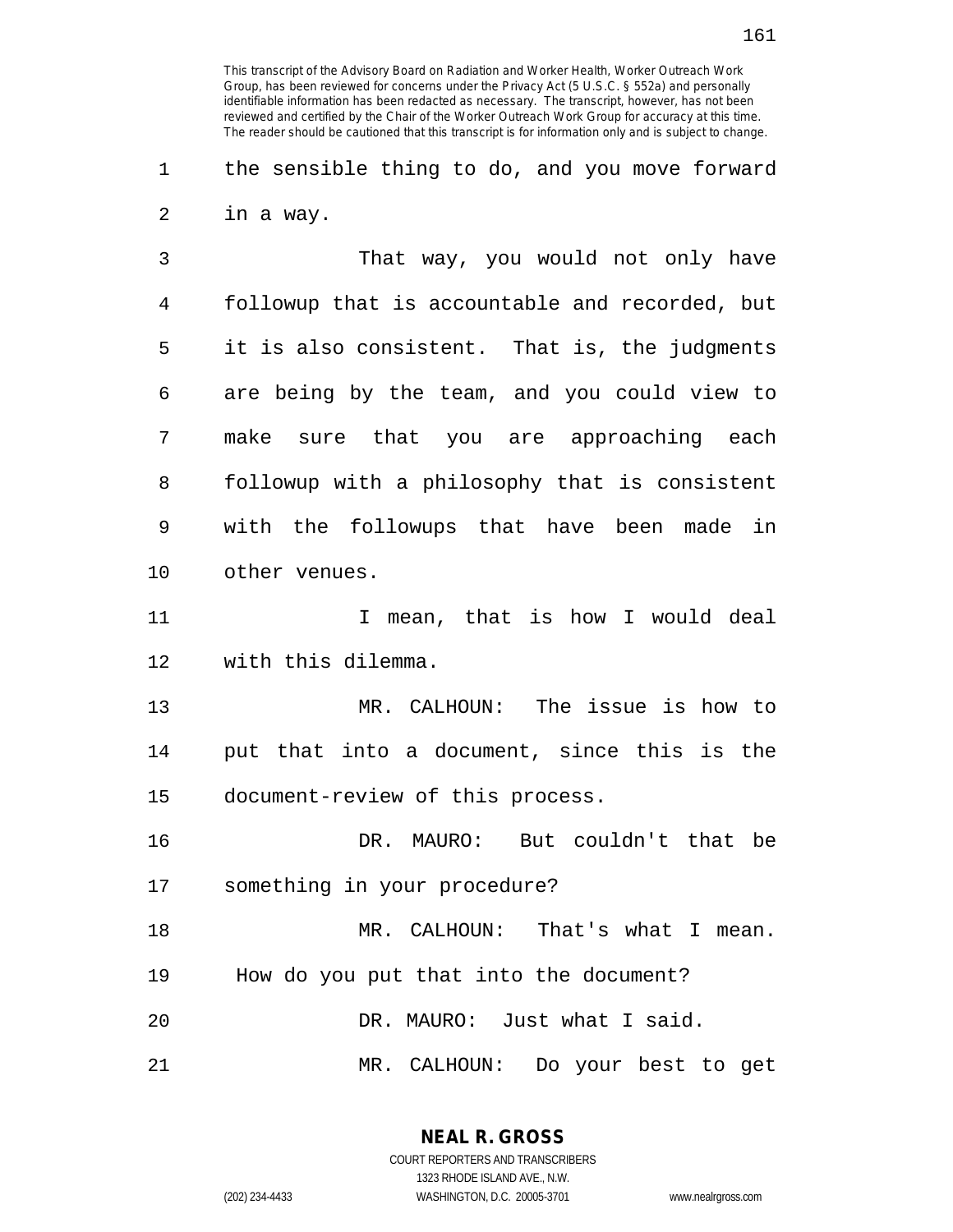This transcript of the Advisory Board on Radiation and Worker Health, Worker Outreach Work Group, has been reviewed for concerns under the Privacy Act (5 U.S.C. § 552a) and personally identifiable information has been redacted as necessary. The transcript, however, has not been reviewed and certified by the Chair of the Worker Outreach Work Group for accuracy at this time. The reader should be cautioned that this transcript is for information only and is subject to change.

the sensible thing to do, and you move forward in a way.

That way, you would not only have followup that is accountable and recorded, but it is also consistent. That is, the judgments are being by the team, and you could view to make sure that you are approaching each followup with a philosophy that is consistent with the followups that have been made in other venues.

I mean, that is how I would deal with this dilemma.

MR. CALHOUN: The issue is how to put that into a document, since this is the document-review of this process.

DR. MAURO: But couldn't that be something in your procedure?

MR. CALHOUN: That's what I mean. How do you put that into the document?

DR. MAURO: Just what I said.

MR. CALHOUN: Do your best to get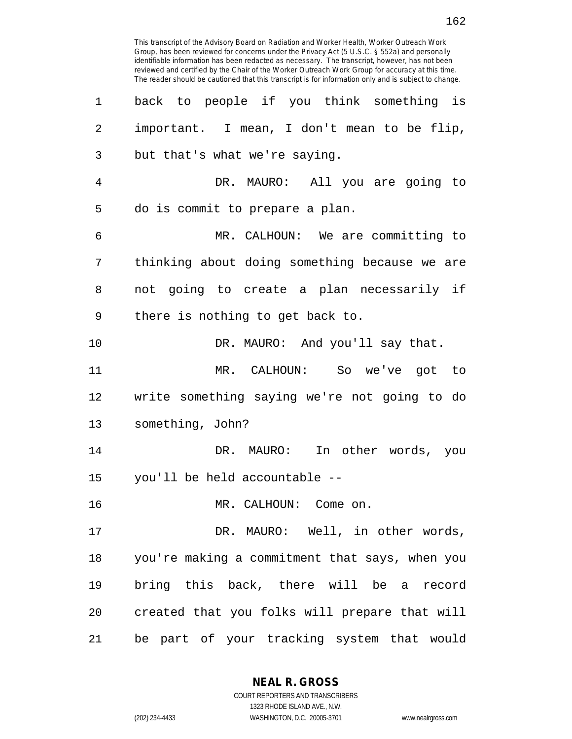back to people if you think something is important. I mean, I don't mean to be flip, but that's what we're saying.

DR. MAURO: All you are going to do is commit to prepare a plan.

MR. CALHOUN: We are committing to thinking about doing something because we are not going to create a plan necessarily if there is nothing to get back to.

DR. MAURO: And you'll say that.

MR. CALHOUN: So we've got to write something saying we're not going to do something, John?

DR. MAURO: In other words, you you'll be held accountable --

MR. CALHOUN: Come on.

DR. MAURO: Well, in other words, you're making a commitment that says, when you bring this back, there will be a record created that you folks will prepare that will be part of your tracking system that would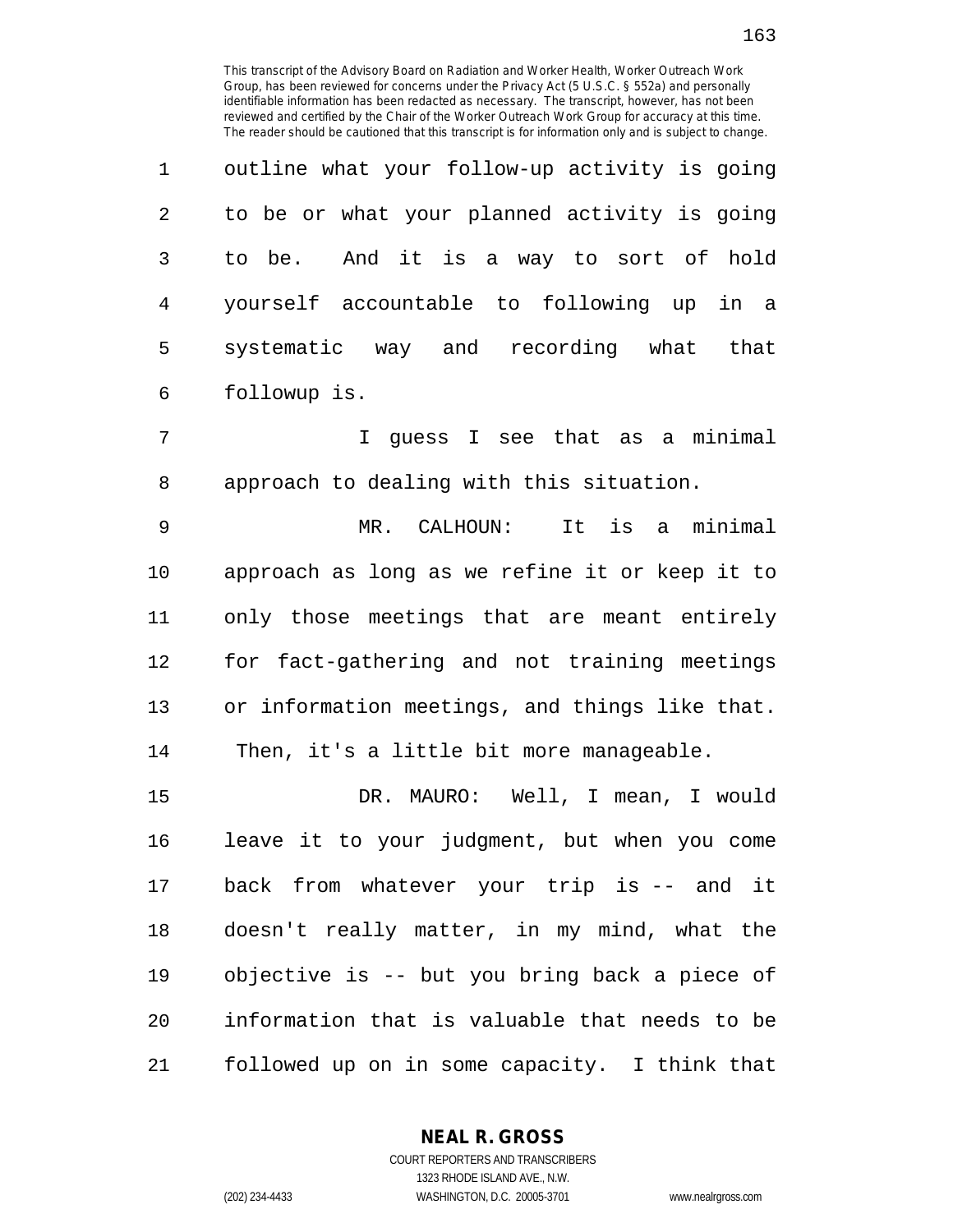outline what your follow-up activity is going to be or what your planned activity is going to be. And it is a way to sort of hold yourself accountable to following up in a systematic way and recording what that followup is.

I guess I see that as a minimal approach to dealing with this situation.

MR. CALHOUN: It is a minimal approach as long as we refine it or keep it to only those meetings that are meant entirely for fact-gathering and not training meetings or information meetings, and things like that. Then, it's a little bit more manageable.

DR. MAURO: Well, I mean, I would leave it to your judgment, but when you come back from whatever your trip is -- and it doesn't really matter, in my mind, what the objective is -- but you bring back a piece of information that is valuable that needs to be followed up on in some capacity. I think that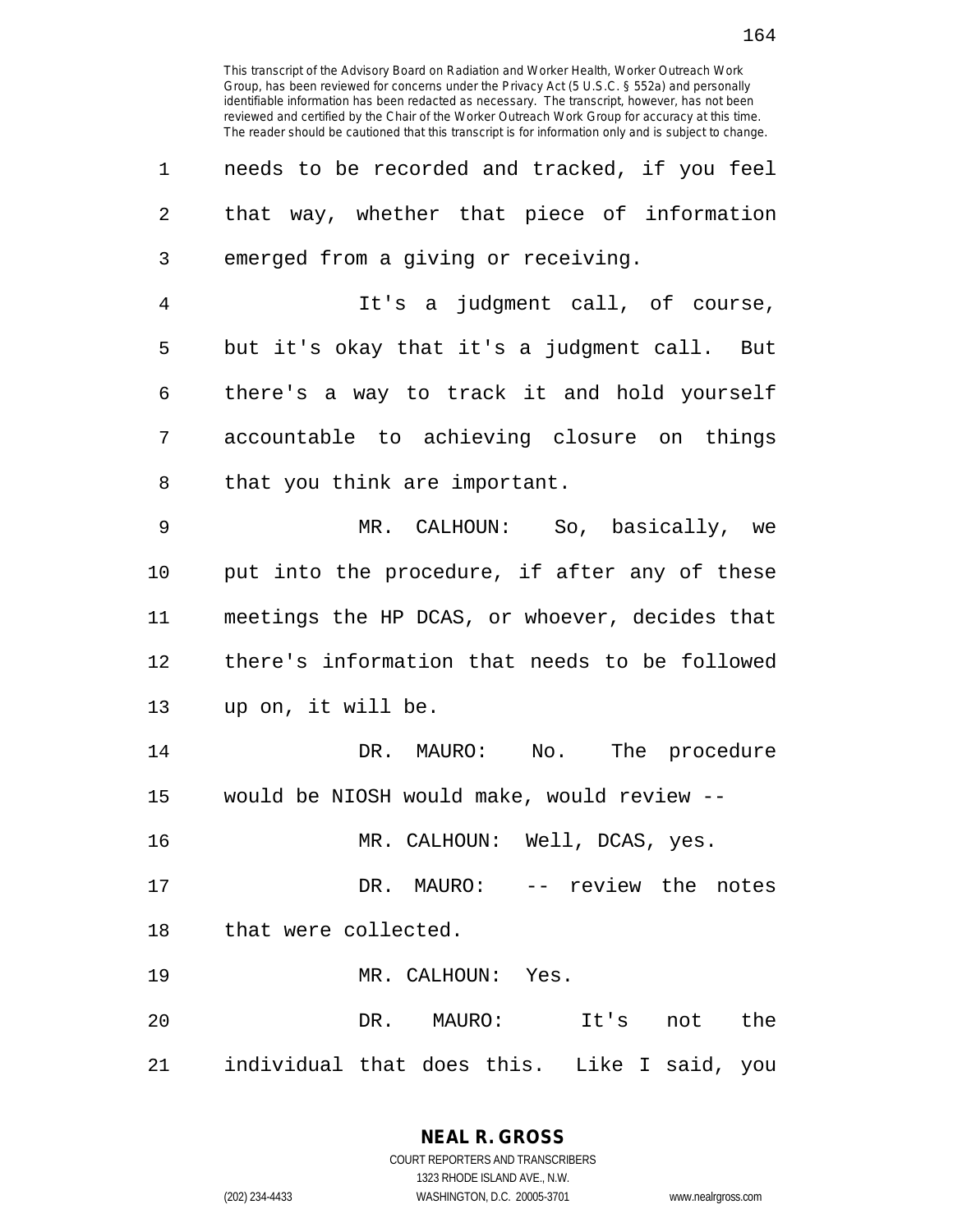This transcript of the Advisory Board on Radiation and Worker Health, Worker Outreach Work Group, has been reviewed for concerns under the Privacy Act (5 U.S.C. § 552a) and personally identifiable information has been redacted as necessary. The transcript, however, has not been reviewed and certified by the Chair of the Worker Outreach Work Group for accuracy at this time. The reader should be cautioned that this transcript is for information only and is subject to change.

1 needs to be recorded and tracked, if you feel
2 that way, whether that piece of information
3 emerged from a giving or receiving.

4 It's a judgment call, of course,
5 but it's okay that it's a judgment call. But
6 there's a way to track it and hold yourself
7 accountable to achieving closure on things
8 that you think are important.

9 MR. CALHOUN: So, basically, we
10 put into the procedure, if after any of these
11 meetings the HP DCAS, or whoever, decides that
12 there's information that needs to be followed
13 up on, it will be.

14 DR. MAURO: No. The procedure
15 would be NIOSH would make, would review --

16 MR. CALHOUN: Well, DCAS, yes.

17 DR. MAURO: -- review the notes
18 that were collected.

19 MR. CALHOUN: Yes.

20 DR. MAURO: It's not the
21 individual that does this. Like I said, you

NEAL R. GROSS
COURT REPORTERS AND TRANSCRIBERS
1323 RHODE ISLAND AVE., N.W.
(202) 234-4433 WASHINGTON, D.C. 20005-3701 www.nealrgross.com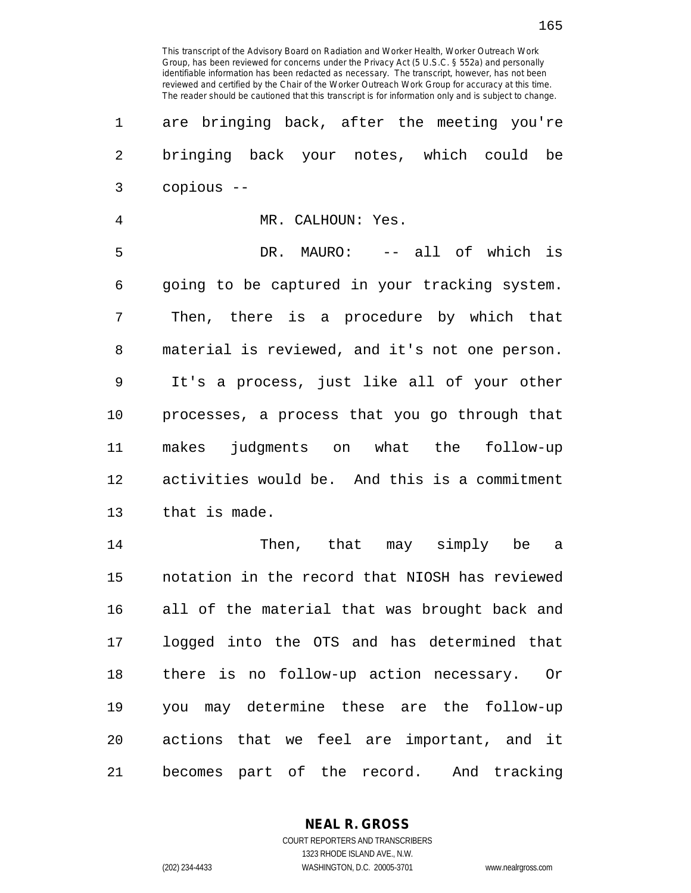are bringing back, after the meeting you're bringing back your notes, which could be copious --

MR. CALHOUN: Yes.

DR. MAURO: -- all of which is going to be captured in your tracking system. Then, there is a procedure by which that material is reviewed, and it's not one person. It's a process, just like all of your other processes, a process that you go through that makes judgments on what the follow-up activities would be. And this is a commitment that is made.

Then, that may simply be a notation in the record that NIOSH has reviewed all of the material that was brought back and logged into the OTS and has determined that there is no follow-up action necessary. Or you may determine these are the follow-up actions that we feel are important, and it becomes part of the record. And tracking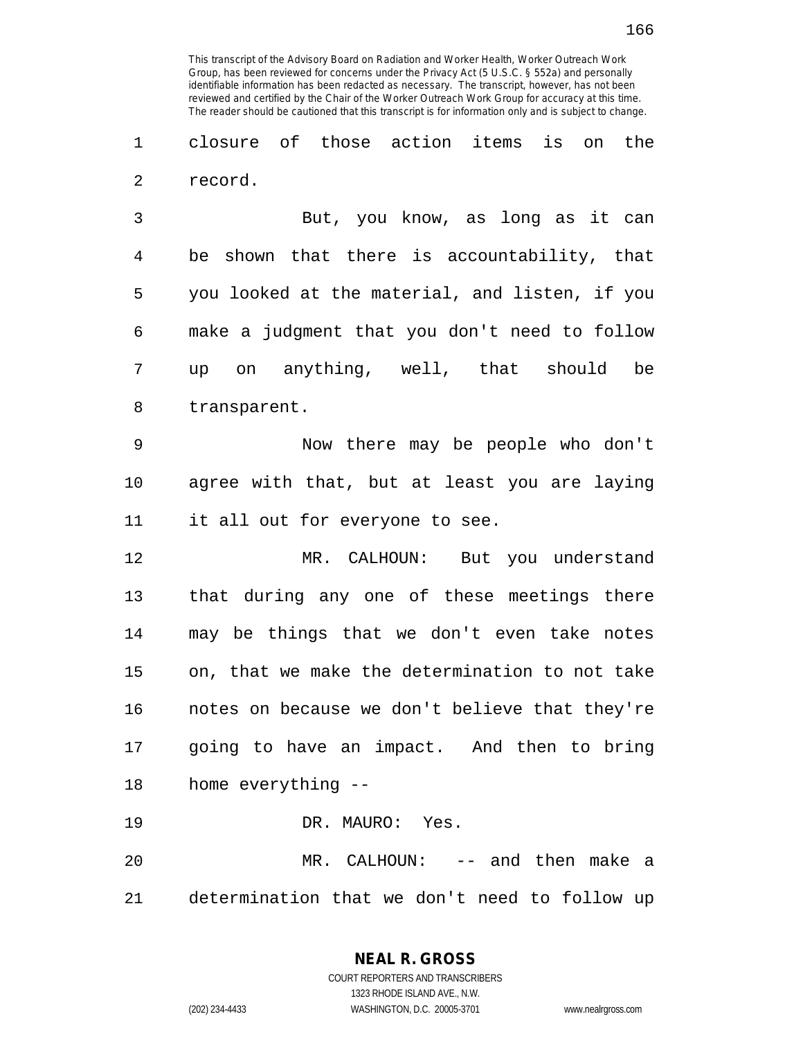closure of those action items is on the record.

But, you know, as long as it can be shown that there is accountability, that you looked at the material, and listen, if you make a judgment that you don't need to follow up on anything, well, that should be transparent.

Now there may be people who don't agree with that, but at least you are laying it all out for everyone to see.

MR. CALHOUN: But you understand that during any one of these meetings there may be things that we don't even take notes on, that we make the determination to not take notes on because we don't believe that they're going to have an impact. And then to bring home everything --

DR. MAURO: Yes.

MR. CALHOUN: -- and then make a determination that we don't need to follow up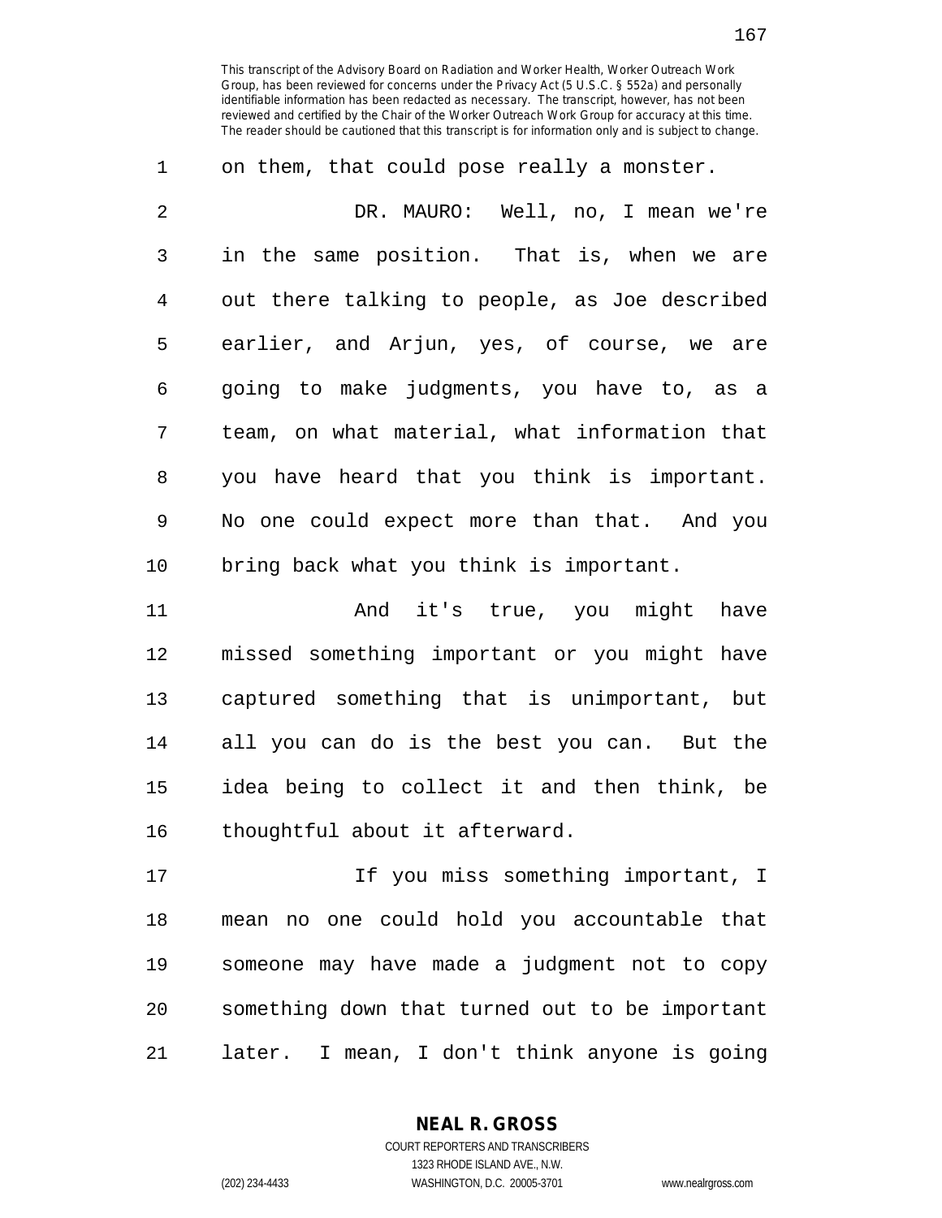This transcript of the Advisory Board on Radiation and Worker Health, Worker Outreach Work Group, has been reviewed for concerns under the Privacy Act (5 U.S.C. § 552a) and personally identifiable information has been redacted as necessary. The transcript, however, has not been reviewed and certified by the Chair of the Worker Outreach Work Group for accuracy at this time. The reader should be cautioned that this transcript is for information only and is subject to change.

on them, that could pose really a monster.

DR. MAURO: Well, no, I mean we're in the same position. That is, when we are out there talking to people, as Joe described earlier, and Arjun, yes, of course, we are going to make judgments, you have to, as a team, on what material, what information that you have heard that you think is important. No one could expect more than that. And you bring back what you think is important.

And it's true, you might have missed something important or you might have captured something that is unimportant, but all you can do is the best you can. But the idea being to collect it and then think, be thoughtful about it afterward.

If you miss something important, I mean no one could hold you accountable that someone may have made a judgment not to copy something down that turned out to be important later. I mean, I don't think anyone is going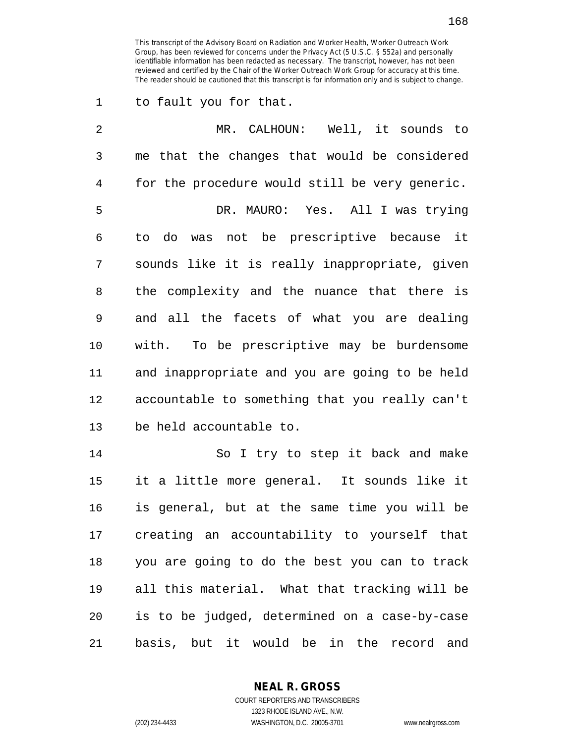to fault you for that.

MR. CALHOUN: Well, it sounds to me that the changes that would be considered for the procedure would still be very generic.

DR. MAURO: Yes. All I was trying to do was not be prescriptive because it sounds like it is really inappropriate, given the complexity and the nuance that there is and all the facets of what you are dealing with. To be prescriptive may be burdensome and inappropriate and you are going to be held accountable to something that you really can't be held accountable to.

So I try to step it back and make it a little more general. It sounds like it is general, but at the same time you will be creating an accountability to yourself that you are going to do the best you can to track all this material. What that tracking will be is to be judged, determined on a case-by-case basis, but it would be in the record and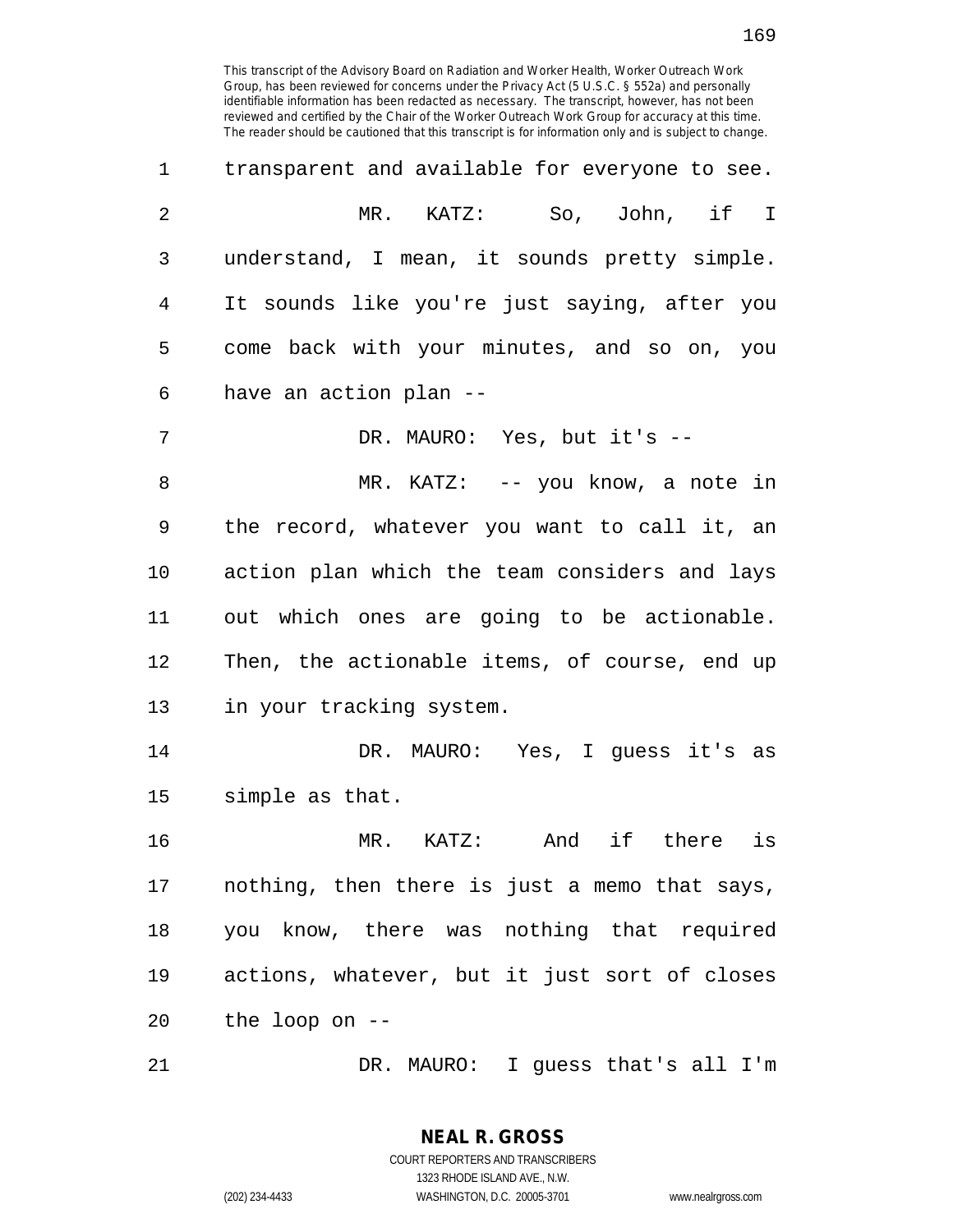This transcript of the Advisory Board on Radiation and Worker Health, Worker Outreach Work Group, has been reviewed for concerns under the Privacy Act (5 U.S.C. § 552a) and personally identifiable information has been redacted as necessary. The transcript, however, has not been reviewed and certified by the Chair of the Worker Outreach Work Group for accuracy at this time. The reader should be cautioned that this transcript is for information only and is subject to change.

transparent and available for everyone to see.

MR. KATZ: So, John, if I understand, I mean, it sounds pretty simple. It sounds like you're just saying, after you come back with your minutes, and so on, you have an action plan --

DR. MAURO: Yes, but it's --

MR. KATZ: -- you know, a note in the record, whatever you want to call it, an action plan which the team considers and lays out which ones are going to be actionable. Then, the actionable items, of course, end up in your tracking system.

DR. MAURO: Yes, I guess it's as simple as that.

MR. KATZ: And if there is nothing, then there is just a memo that says, you know, there was nothing that required actions, whatever, but it just sort of closes the loop on --

DR. MAURO: I guess that's all I'm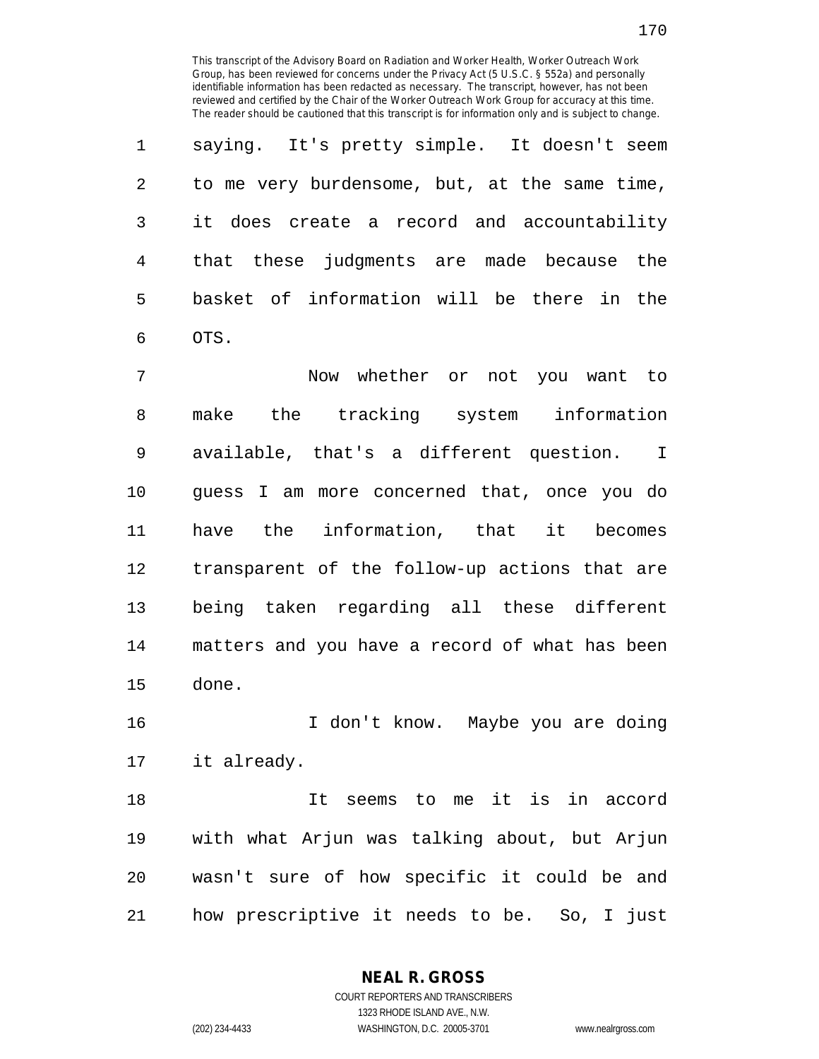saying. It's pretty simple. It doesn't seem to me very burdensome, but, at the same time, it does create a record and accountability that these judgments are made because the basket of information will be there in the OTS.

Now whether or not you want to make the tracking system information available, that's a different question. I guess I am more concerned that, once you do have the information, that it becomes transparent of the follow-up actions that are being taken regarding all these different matters and you have a record of what has been done.

I don't know. Maybe you are doing it already.

It seems to me it is in accord with what Arjun was talking about, but Arjun wasn't sure of how specific it could be and how prescriptive it needs to be. So, I just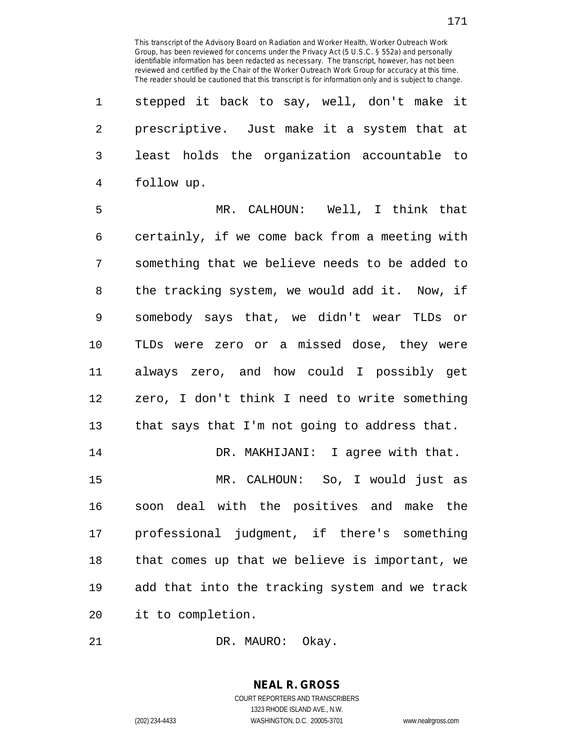stepped it back to say, well, don't make it prescriptive. Just make it a system that at least holds the organization accountable to follow up.

MR. CALHOUN: Well, I think that certainly, if we come back from a meeting with something that we believe needs to be added to the tracking system, we would add it. Now, if somebody says that, we didn't wear TLDs or TLDs were zero or a missed dose, they were always zero, and how could I possibly get zero, I don't think I need to write something that says that I'm not going to address that.

DR. MAKHIJANI: I agree with that.

MR. CALHOUN: So, I would just as soon deal with the positives and make the professional judgment, if there's something that comes up that we believe is important, we add that into the tracking system and we track it to completion.

DR. MAURO: Okay.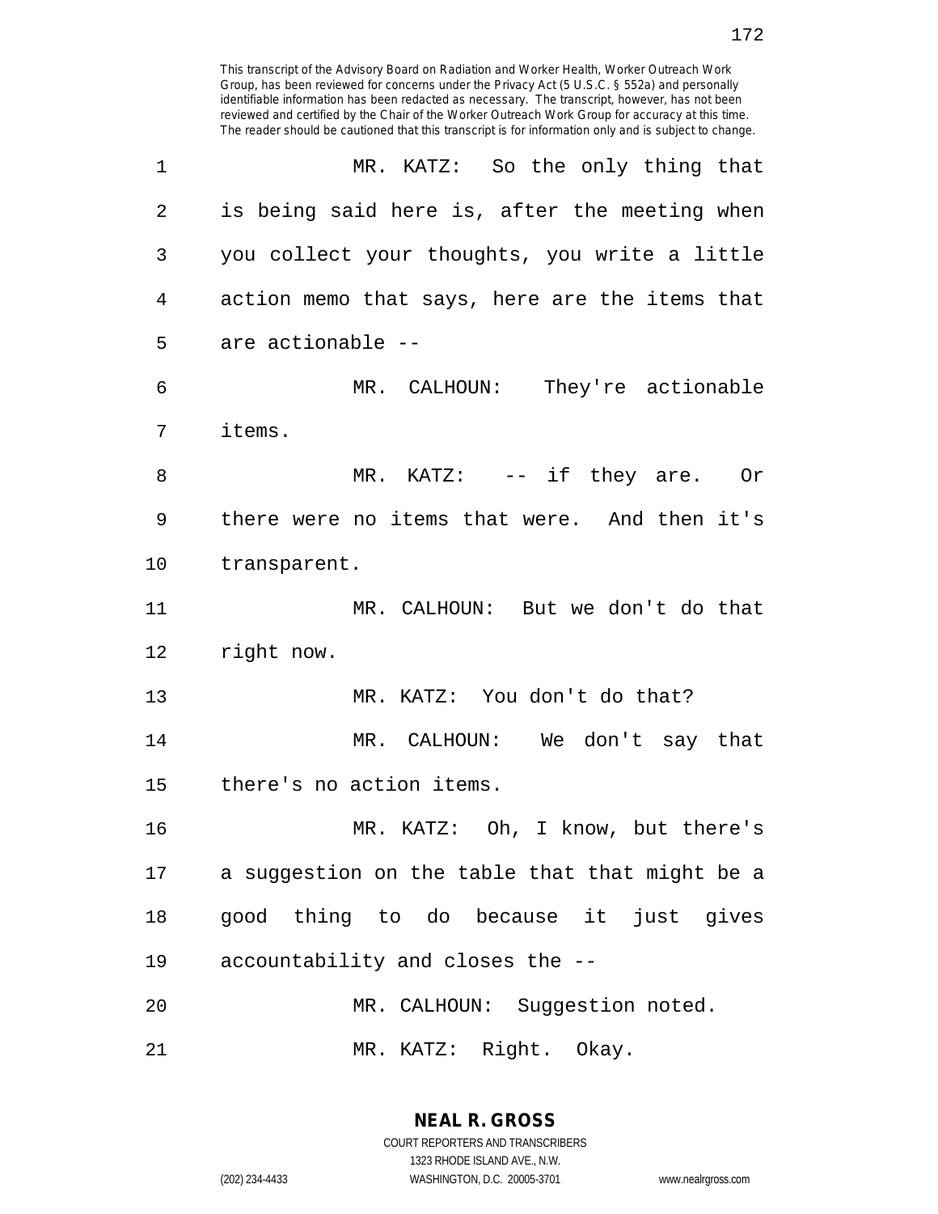MR. KATZ: So the only thing that is being said here is, after the meeting when you collect your thoughts, you write a little action memo that says, here are the items that are actionable --

MR. CALHOUN: They're actionable items.

MR. KATZ: -- if they are. Or there were no items that were. And then it's transparent.

MR. CALHOUN: But we don't do that right now.

MR. KATZ: You don't do that?

MR. CALHOUN: We don't say that there's no action items.

MR. KATZ: Oh, I know, but there's a suggestion on the table that that might be a good thing to do because it just gives accountability and closes the --

MR. CALHOUN: Suggestion noted.

MR. KATZ: Right. Okay.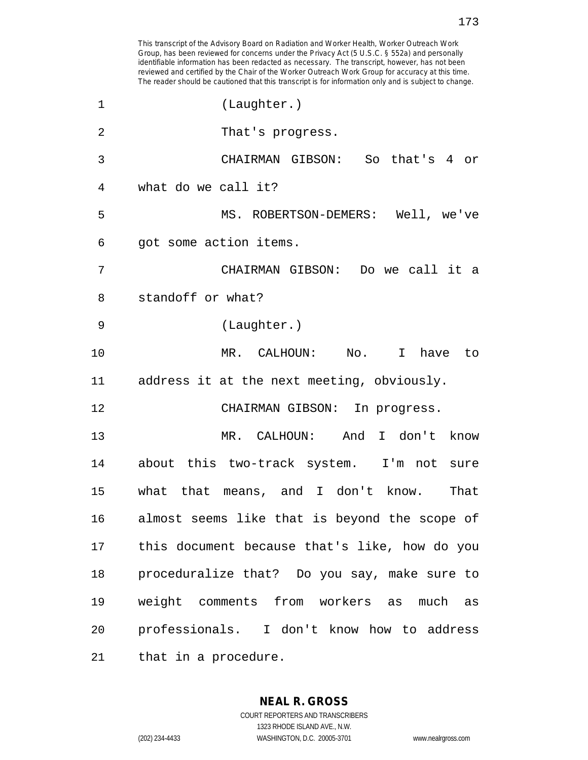This transcript of the Advisory Board on Radiation and Worker Health, Worker Outreach Work Group, has been reviewed for concerns under the Privacy Act (5 U.S.C. § 552a) and personally identifiable information has been redacted as necessary. The transcript, however, has not been reviewed and certified by the Chair of the Worker Outreach Work Group for accuracy at this time. The reader should be cautioned that this transcript is for information only and is subject to change.

(Laughter.)

That's progress.

CHAIRMAN GIBSON: So that's 4 or what do we call it?

MS. ROBERTSON-DEMERS: Well, we've got some action items.

CHAIRMAN GIBSON: Do we call it a standoff or what?

(Laughter.)

MR. CALHOUN: No. I have to address it at the next meeting, obviously.

CHAIRMAN GIBSON: In progress.

MR. CALHOUN: And I don't know about this two-track system. I'm not sure what that means, and I don't know. That almost seems like that is beyond the scope of this document because that's like, how do you proceduralize that? Do you say, make sure to weight comments from workers as much as professionals. I don't know how to address that in a procedure.

**NEAL R. GROSS**

COURT REPORTERS AND TRANSCRIBERS
1323 RHODE ISLAND AVE., N.W.
(202) 234-4433 WASHINGTON, D.C. 20005-3701 www.nealrgross.com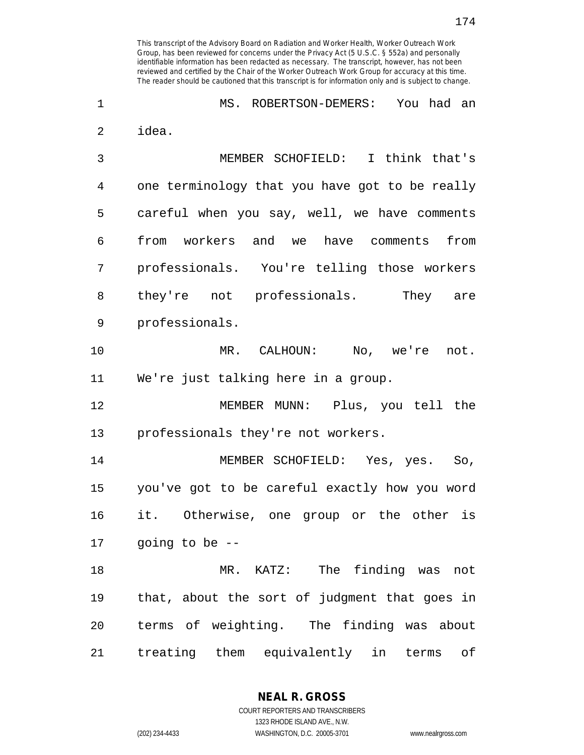MS. ROBERTSON-DEMERS: You had an idea.

MEMBER SCHOFIELD: I think that's one terminology that you have got to be really careful when you say, well, we have comments from workers and we have comments from professionals. You're telling those workers they're not professionals. They are professionals.

MR. CALHOUN: No, we're not. We're just talking here in a group.

MEMBER MUNN: Plus, you tell the professionals they're not workers.

MEMBER SCHOFIELD: Yes, yes. So, you've got to be careful exactly how you word it. Otherwise, one group or the other is going to be --

MR. KATZ: The finding was not that, about the sort of judgment that goes in terms of weighting. The finding was about treating them equivalently in terms of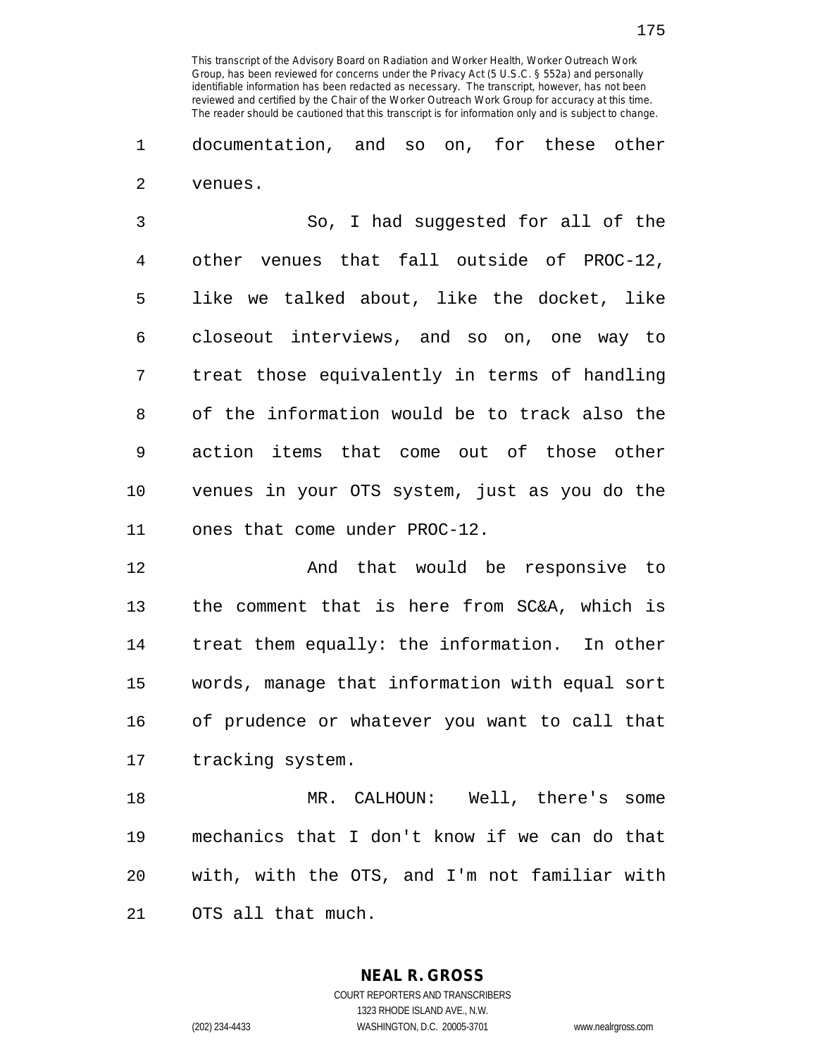documentation, and so on, for these other venues.

So, I had suggested for all of the other venues that fall outside of PROC-12, like we talked about, like the docket, like closeout interviews, and so on, one way to treat those equivalently in terms of handling of the information would be to track also the action items that come out of those other venues in your OTS system, just as you do the ones that come under PROC-12.

And that would be responsive to the comment that is here from SC&A, which is treat them equally: the information. In other words, manage that information with equal sort of prudence or whatever you want to call that tracking system.

MR. CALHOUN: Well, there's some mechanics that I don't know if we can do that with, with the OTS, and I'm not familiar with OTS all that much.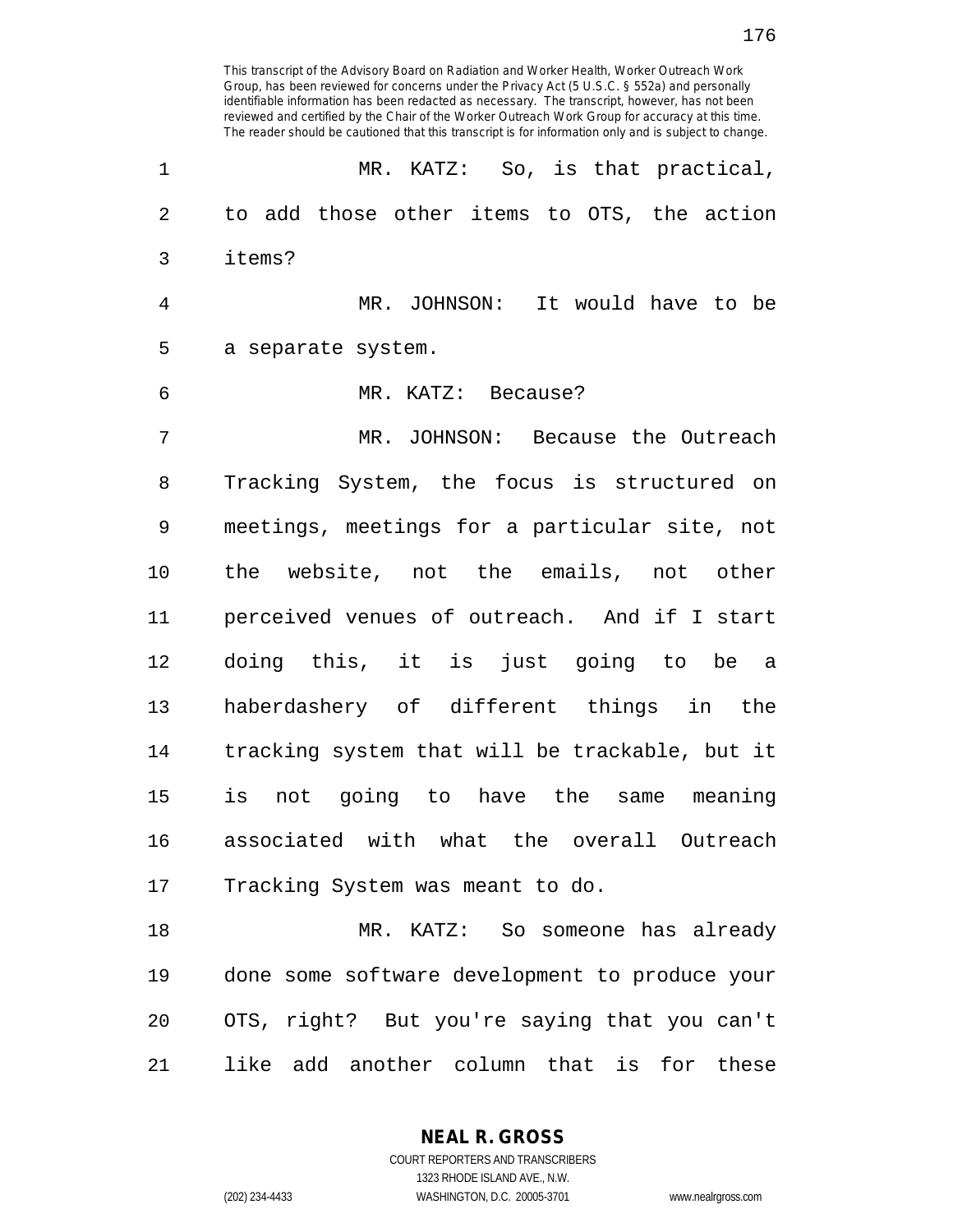This transcript of the Advisory Board on Radiation and Worker Health, Worker Outreach Work Group, has been reviewed for concerns under the Privacy Act (5 U.S.C. § 552a) and personally identifiable information has been redacted as necessary. The transcript, however, has not been reviewed and certified by the Chair of the Worker Outreach Work Group for accuracy at this time. The reader should be cautioned that this transcript is for information only and is subject to change.

MR. KATZ: So, is that practical, to add those other items to OTS, the action items?

MR. JOHNSON: It would have to be a separate system.

MR. KATZ: Because?

MR. JOHNSON: Because the Outreach Tracking System, the focus is structured on meetings, meetings for a particular site, not the website, not the emails, not other perceived venues of outreach. And if I start doing this, it is just going to be a haberdashery of different things in the tracking system that will be trackable, but it is not going to have the same meaning associated with what the overall Outreach Tracking System was meant to do.

MR. KATZ: So someone has already done some software development to produce your OTS, right? But you're saying that you can't like add another column that is for these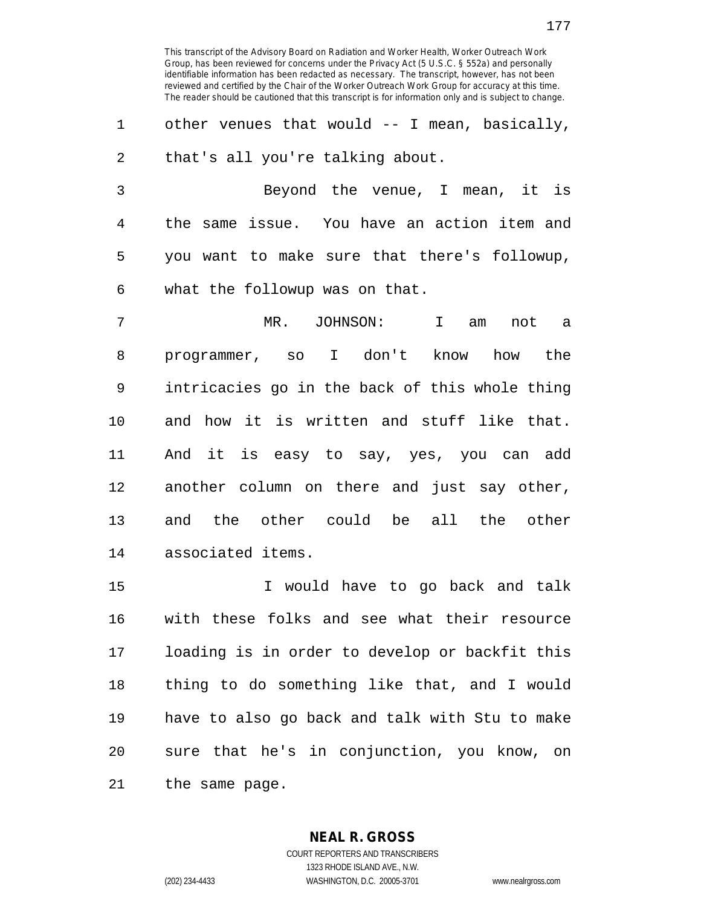This transcript of the Advisory Board on Radiation and Worker Health, Worker Outreach Work Group, has been reviewed for concerns under the Privacy Act (5 U.S.C. § 552a) and personally identifiable information has been redacted as necessary. The transcript, however, has not been reviewed and certified by the Chair of the Worker Outreach Work Group for accuracy at this time. The reader should be cautioned that this transcript is for information only and is subject to change.

other venues that would -- I mean, basically, that's all you're talking about.

Beyond the venue, I mean, it is the same issue. You have an action item and you want to make sure that there's followup, what the followup was on that.

MR. JOHNSON: I am not a programmer, so I don't know how the intricacies go in the back of this whole thing and how it is written and stuff like that. And it is easy to say, yes, you can add another column on there and just say other, and the other could be all the other associated items.

I would have to go back and talk with these folks and see what their resource loading is in order to develop or backfit this thing to do something like that, and I would have to also go back and talk with Stu to make sure that he's in conjunction, you know, on the same page.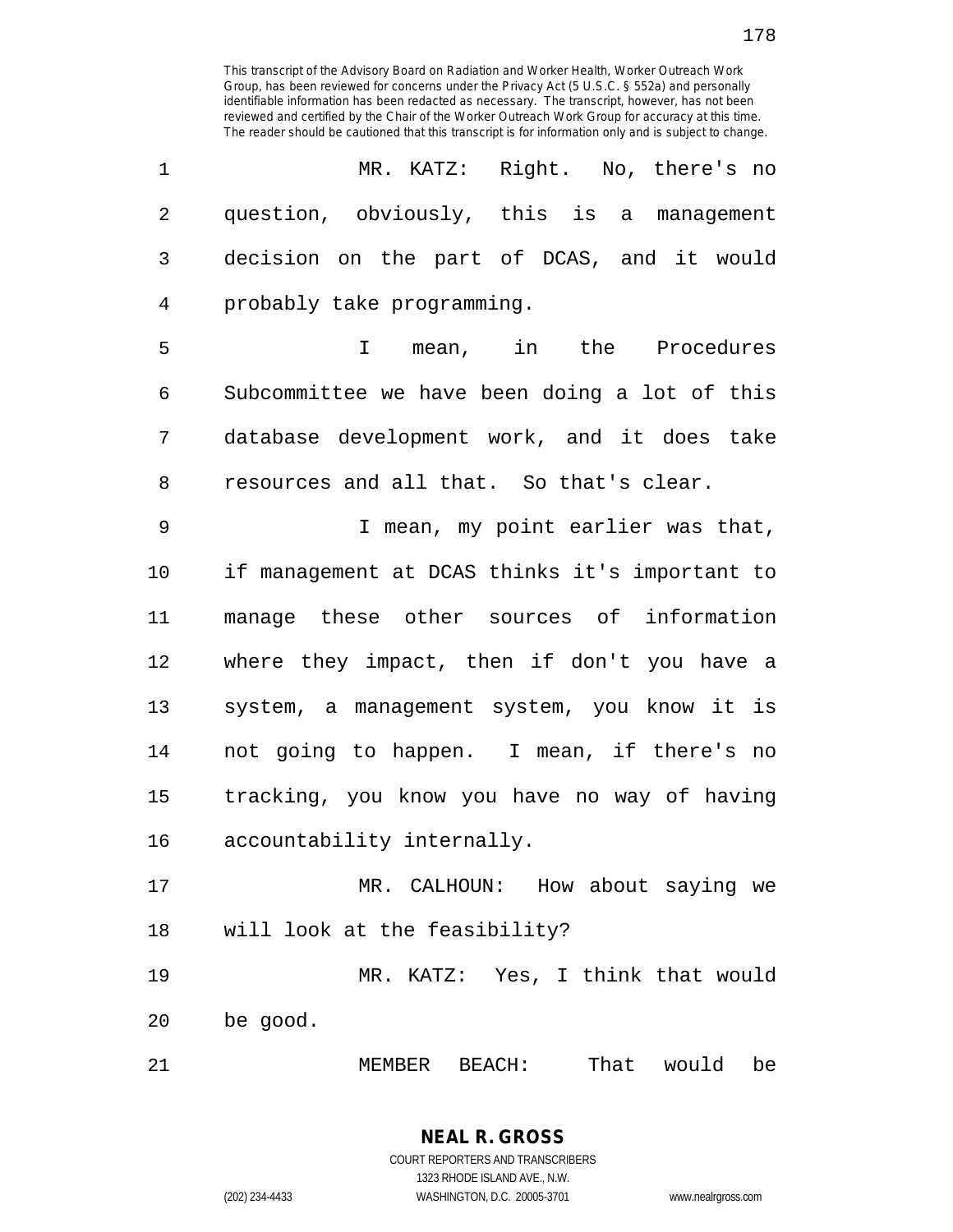This transcript of the Advisory Board on Radiation and Worker Health, Worker Outreach Work Group, has been reviewed for concerns under the Privacy Act (5 U.S.C. § 552a) and personally identifiable information has been redacted as necessary. The transcript, however, has not been reviewed and certified by the Chair of the Worker Outreach Work Group for accuracy at this time. The reader should be cautioned that this transcript is for information only and is subject to change.

MR. KATZ: Right. No, there's no question, obviously, this is a management decision on the part of DCAS, and it would probably take programming.

I mean, in the Procedures Subcommittee we have been doing a lot of this database development work, and it does take resources and all that. So that's clear.

I mean, my point earlier was that, if management at DCAS thinks it's important to manage these other sources of information where they impact, then if don't you have a system, a management system, you know it is not going to happen. I mean, if there's no tracking, you know you have no way of having accountability internally.

MR. CALHOUN: How about saying we will look at the feasibility?

MR. KATZ: Yes, I think that would be good.

MEMBER BEACH: That would be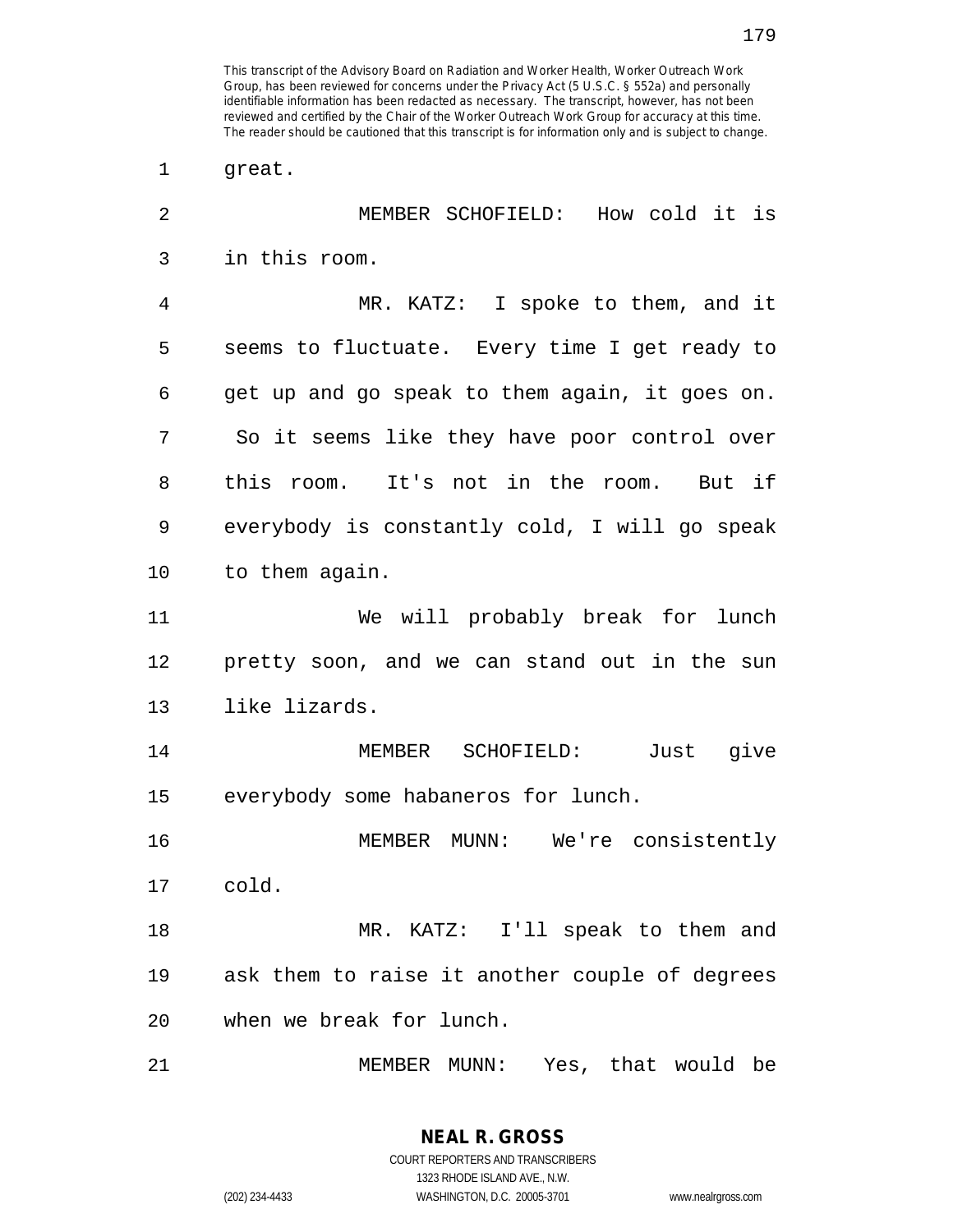great.

MEMBER SCHOFIELD: How cold it is in this room.

MR. KATZ: I spoke to them, and it seems to fluctuate. Every time I get ready to get up and go speak to them again, it goes on. So it seems like they have poor control over this room. It's not in the room. But if everybody is constantly cold, I will go speak to them again.

We will probably break for lunch pretty soon, and we can stand out in the sun like lizards.

MEMBER SCHOFIELD: Just give everybody some habaneros for lunch.

MEMBER MUNN: We're consistently cold.

MR. KATZ: I'll speak to them and ask them to raise it another couple of degrees when we break for lunch.

MEMBER MUNN: Yes, that would be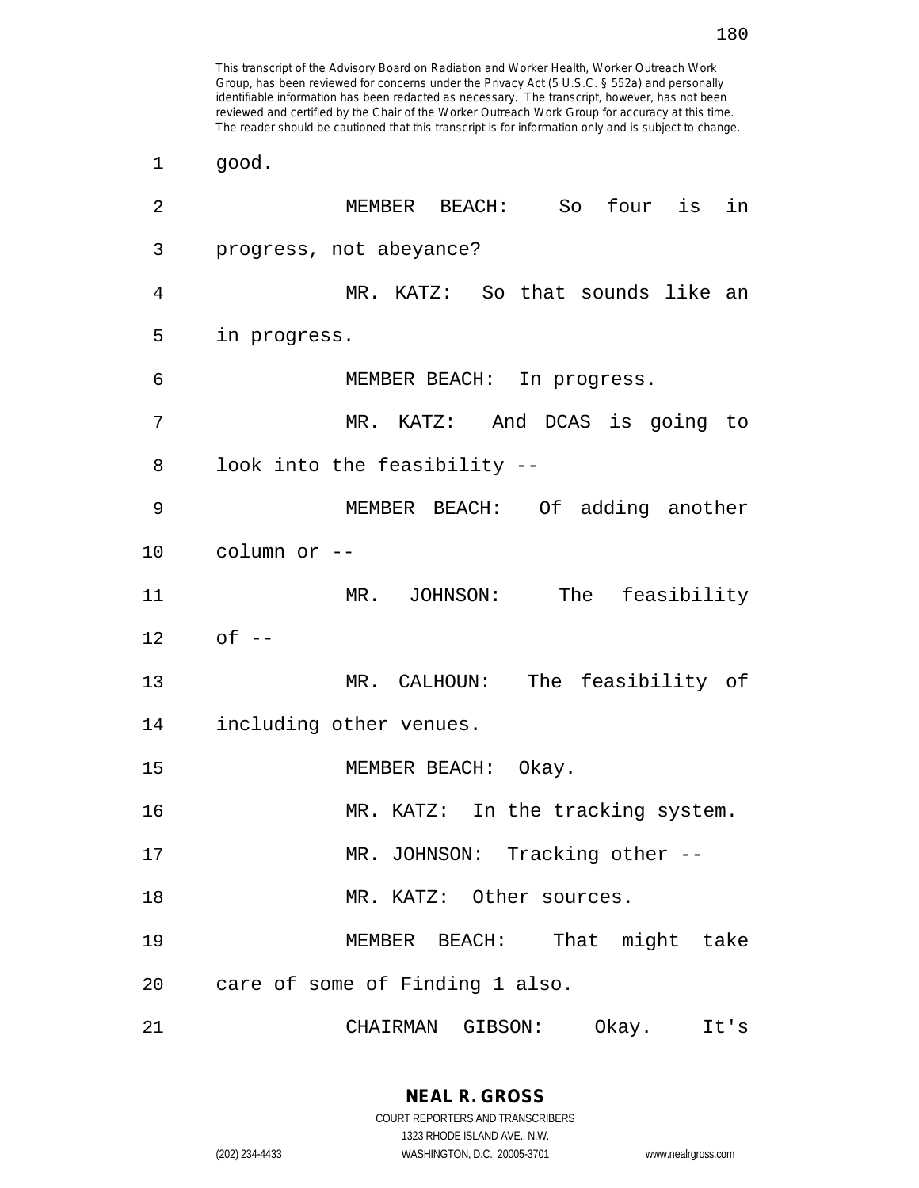good.

MEMBER BEACH: So four is in progress, not abeyance?

MR. KATZ: So that sounds like an in progress.

MEMBER BEACH: In progress.

MR. KATZ: And DCAS is going to look into the feasibility --

MEMBER BEACH: Of adding another column or --

MR. JOHNSON: The feasibility of --

MR. CALHOUN: The feasibility of including other venues.

MEMBER BEACH: Okay.

MR. KATZ: In the tracking system.

MR. JOHNSON: Tracking other --

MR. KATZ: Other sources.

MEMBER BEACH: That might take care of some of Finding 1 also.

CHAIRMAN GIBSON: Okay. It's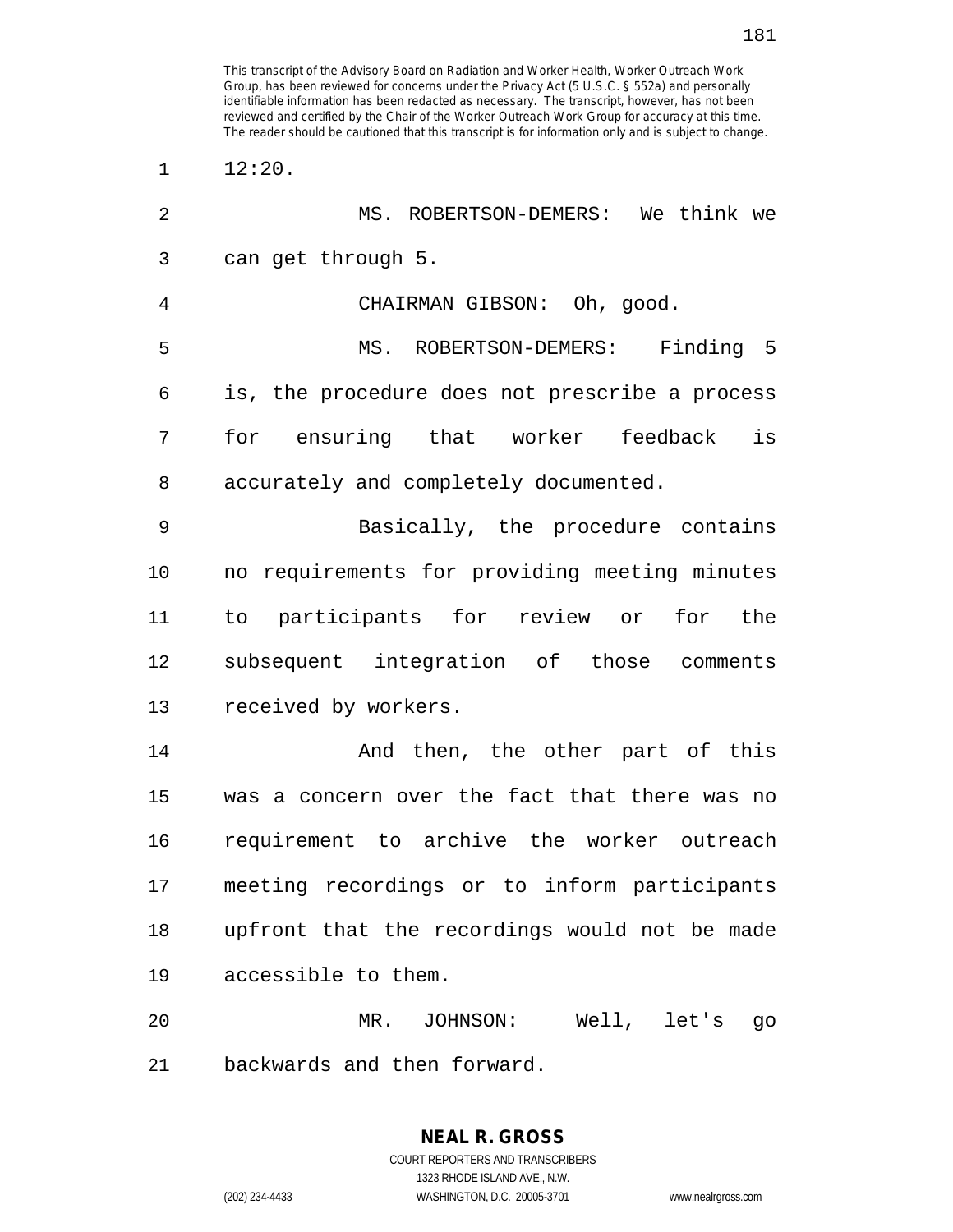12:20.

MS. ROBERTSON-DEMERS: We think we can get through 5.

CHAIRMAN GIBSON: Oh, good.

MS. ROBERTSON-DEMERS: Finding 5 is, the procedure does not prescribe a process for ensuring that worker feedback is accurately and completely documented.

Basically, the procedure contains no requirements for providing meeting minutes to participants for review or for the subsequent integration of those comments received by workers.

And then, the other part of this was a concern over the fact that there was no requirement to archive the worker outreach meeting recordings or to inform participants upfront that the recordings would not be made accessible to them.

MR. JOHNSON: Well, let's go backwards and then forward.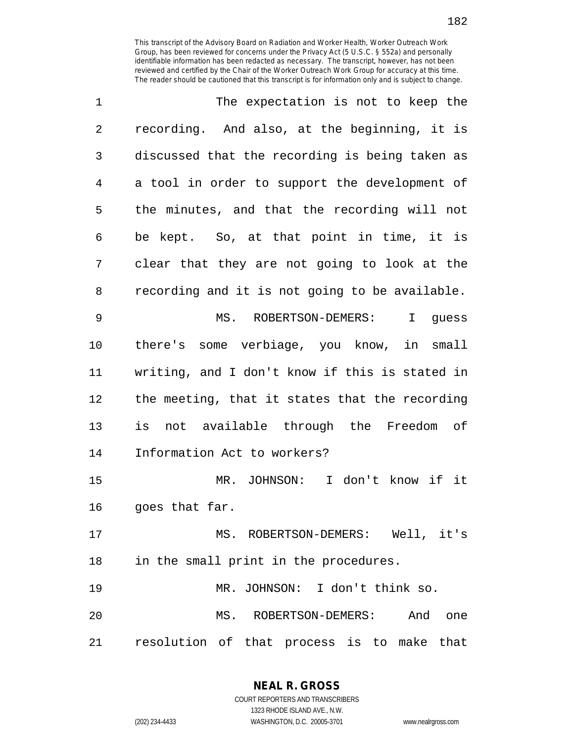The expectation is not to keep the recording. And also, at the beginning, it is discussed that the recording is being taken as a tool in order to support the development of the minutes, and that the recording will not be kept. So, at that point in time, it is clear that they are not going to look at the recording and it is not going to be available.

MS. ROBERTSON-DEMERS: I guess there's some verbiage, you know, in small writing, and I don't know if this is stated in the meeting, that it states that the recording is not available through the Freedom of Information Act to workers?

MR. JOHNSON: I don't know if it goes that far.

MS. ROBERTSON-DEMERS: Well, it's in the small print in the procedures.

MR. JOHNSON: I don't think so.

MS. ROBERTSON-DEMERS: And one resolution of that process is to make that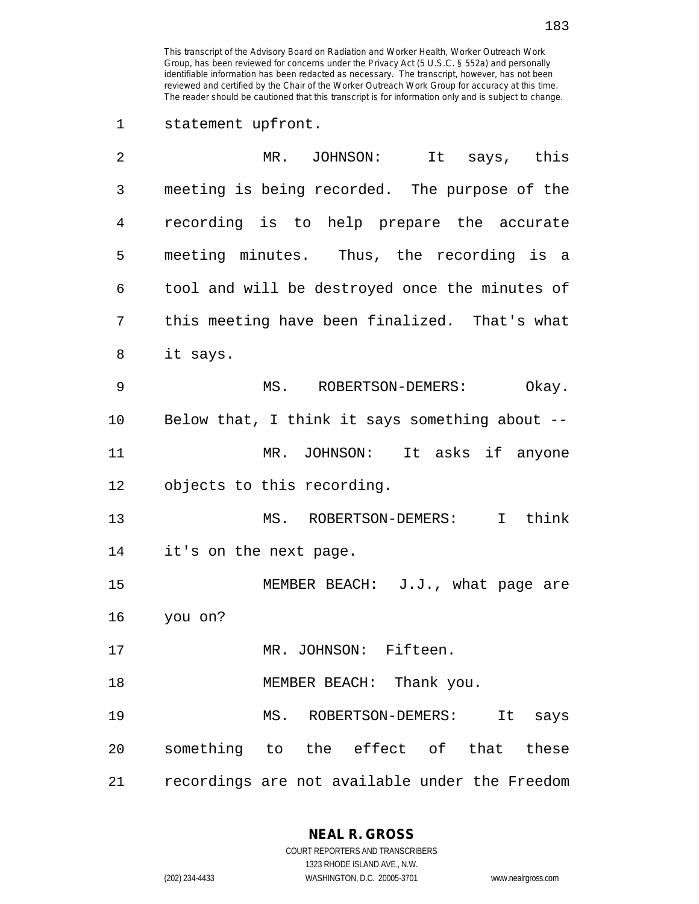This transcript of the Advisory Board on Radiation and Worker Health, Worker Outreach Work Group, has been reviewed for concerns under the Privacy Act (5 U.S.C. § 552a) and personally identifiable information has been redacted as necessary. The transcript, however, has not been reviewed and certified by the Chair of the Worker Outreach Work Group for accuracy at this time. The reader should be cautioned that this transcript is for information only and is subject to change.

1 statement upfront.

2 MR. JOHNSON: It says, this
3 meeting is being recorded. The purpose of the
4 recording is to help prepare the accurate
5 meeting minutes. Thus, the recording is a
6 tool and will be destroyed once the minutes of
7 this meeting have been finalized. That's what
8 it says.

9 MS. ROBERTSON-DEMERS: Okay.
10 Below that, I think it says something about --

11 MR. JOHNSON: It asks if anyone
12 objects to this recording.

13 MS. ROBERTSON-DEMERS: I think
14 it's on the next page.

15 MEMBER BEACH: J.J., what page are
16 you on?

17 MR. JOHNSON: Fifteen.

18 MEMBER BEACH: Thank you.

19 MS. ROBERTSON-DEMERS: It says
20 something to the effect of that these
21 recordings are not available under the Freedom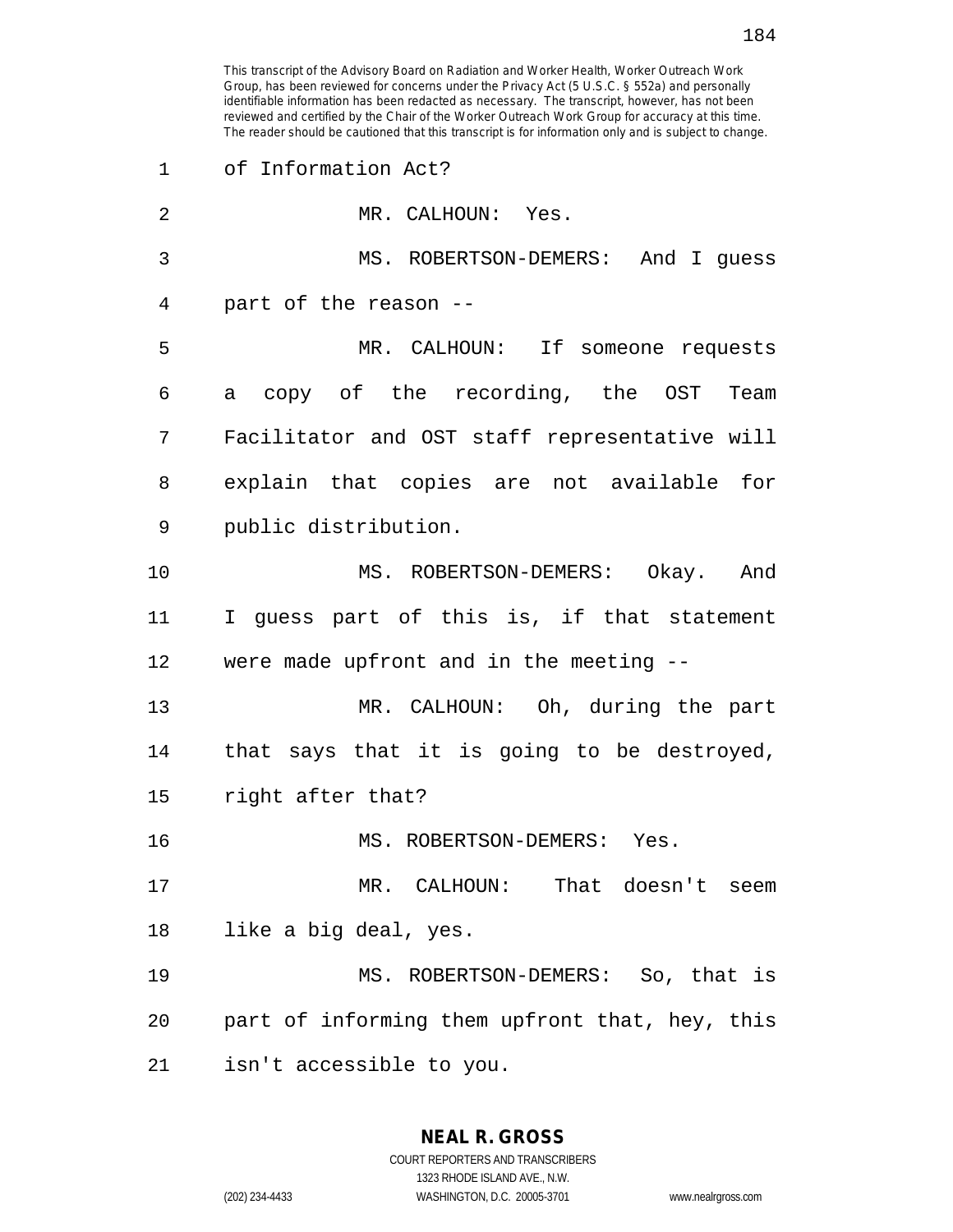This transcript of the Advisory Board on Radiation and Worker Health, Worker Outreach Work Group, has been reviewed for concerns under the Privacy Act (5 U.S.C. § 552a) and personally identifiable information has been redacted as necessary. The transcript, however, has not been reviewed and certified by the Chair of the Worker Outreach Work Group for accuracy at this time. The reader should be cautioned that this transcript is for information only and is subject to change.

of Information Act?

MR. CALHOUN: Yes.

MS. ROBERTSON-DEMERS: And I guess part of the reason --

MR. CALHOUN: If someone requests a copy of the recording, the OST Team Facilitator and OST staff representative will explain that copies are not available for public distribution.

MS. ROBERTSON-DEMERS: Okay. And I guess part of this is, if that statement were made upfront and in the meeting --

MR. CALHOUN: Oh, during the part that says that it is going to be destroyed, right after that?

MS. ROBERTSON-DEMERS: Yes.

MR. CALHOUN: That doesn't seem like a big deal, yes.

MS. ROBERTSON-DEMERS: So, that is part of informing them upfront that, hey, this isn't accessible to you.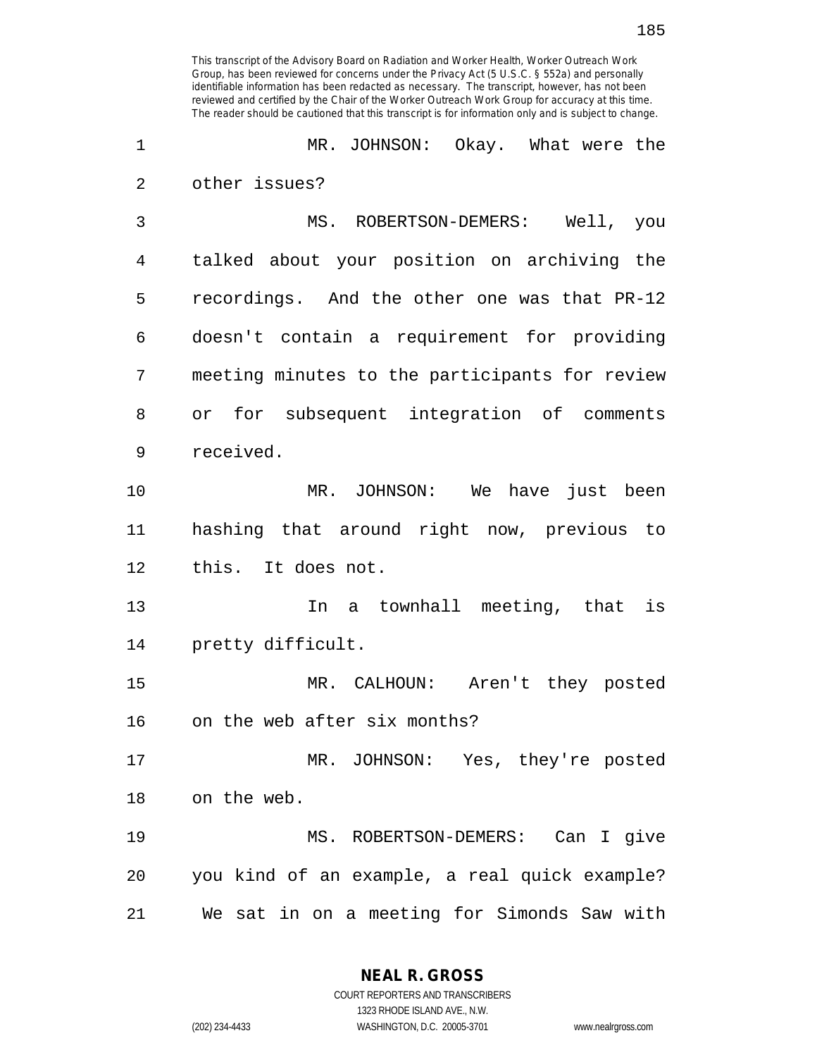MR. JOHNSON: Okay. What were the other issues?

MS. ROBERTSON-DEMERS: Well, you talked about your position on archiving the recordings. And the other one was that PR-12 doesn't contain a requirement for providing meeting minutes to the participants for review or for subsequent integration of comments received.

MR. JOHNSON: We have just been hashing that around right now, previous to this. It does not.

In a townhall meeting, that is pretty difficult.

MR. CALHOUN: Aren't they posted on the web after six months?

MR. JOHNSON: Yes, they're posted on the web.

MS. ROBERTSON-DEMERS: Can I give you kind of an example, a real quick example? We sat in on a meeting for Simonds Saw with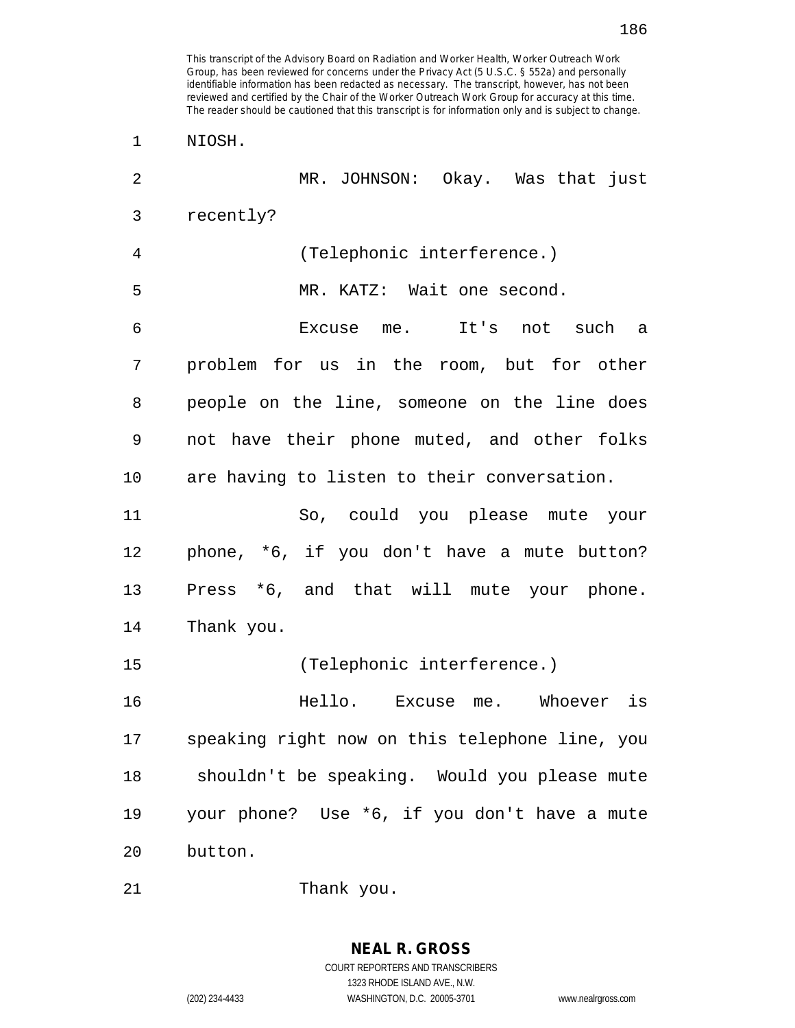NIOSH.

MR. JOHNSON: Okay. Was that just recently?

(Telephonic interference.)

MR. KATZ: Wait one second.

Excuse me. It's not such a problem for us in the room, but for other people on the line, someone on the line does not have their phone muted, and other folks are having to listen to their conversation.

So, could you please mute your phone, *6, if you don't have a mute button? Press *6, and that will mute your phone. Thank you.

(Telephonic interference.)

Hello. Excuse me. Whoever is speaking right now on this telephone line, you shouldn't be speaking. Would you please mute your phone? Use *6, if you don't have a mute button.

Thank you.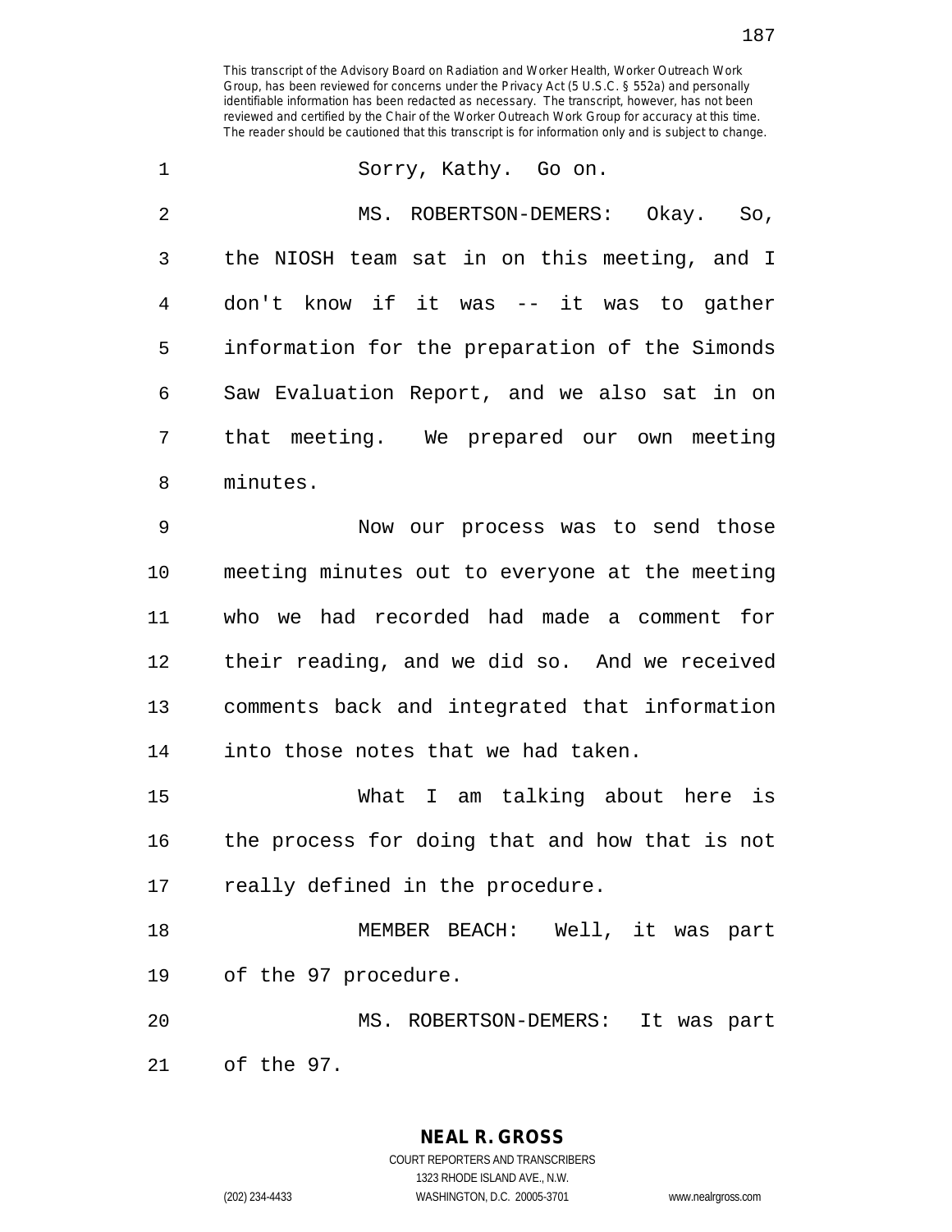This transcript of the Advisory Board on Radiation and Worker Health, Worker Outreach Work Group, has been reviewed for concerns under the Privacy Act (5 U.S.C. § 552a) and personally identifiable information has been redacted as necessary. The transcript, however, has not been reviewed and certified by the Chair of the Worker Outreach Work Group for accuracy at this time. The reader should be cautioned that this transcript is for information only and is subject to change.

1 Sorry, Kathy. Go on.

2 MS. ROBERTSON-DEMERS: Okay. So,
3 the NIOSH team sat in on this meeting, and I
4 don't know if it was -- it was to gather
5 information for the preparation of the Simonds
6 Saw Evaluation Report, and we also sat in on
7 that meeting. We prepared our own meeting
8 minutes.

9 Now our process was to send those
10 meeting minutes out to everyone at the meeting
11 who we had recorded had made a comment for
12 their reading, and we did so. And we received
13 comments back and integrated that information
14 into those notes that we had taken.

15 What I am talking about here is
16 the process for doing that and how that is not
17 really defined in the procedure.

18 MEMBER BEACH: Well, it was part
19 of the 97 procedure.

20 MS. ROBERTSON-DEMERS: It was part
21 of the 97.

**NEAL R. GROSS**
COURT REPORTERS AND TRANSCRIBERS
1323 RHODE ISLAND AVE., N.W.
(202) 234-4433 WASHINGTON, D.C. 20005-3701 www.nealrgross.com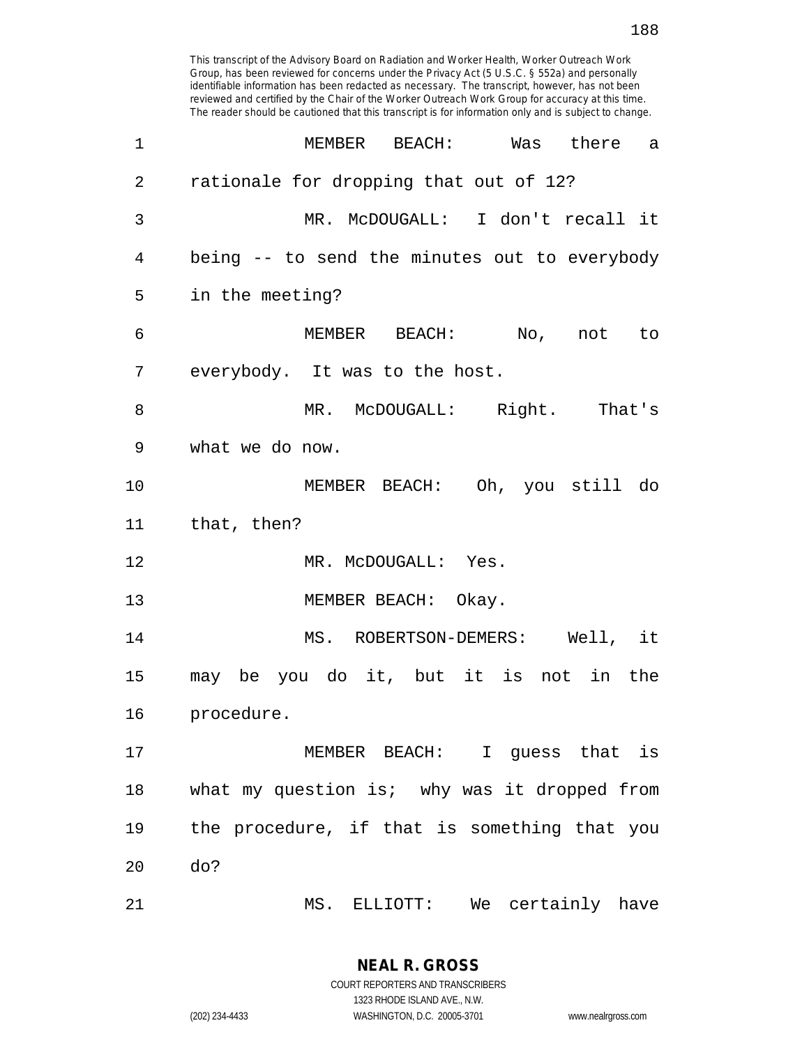This transcript of the Advisory Board on Radiation and Worker Health, Worker Outreach Work Group, has been reviewed for concerns under the Privacy Act (5 U.S.C. § 552a) and personally identifiable information has been redacted as necessary. The transcript, however, has not been reviewed and certified by the Chair of the Worker Outreach Work Group for accuracy at this time. The reader should be cautioned that this transcript is for information only and is subject to change.

1 MEMBER BEACH: Was there a
2 rationale for dropping that out of 12?
3 MR. McDOUGALL: I don't recall it
4 being -- to send the minutes out to everybody
5 in the meeting?
6 MEMBER BEACH: No, not to
7 everybody. It was to the host.
8 MR. McDOUGALL: Right. That's
9 what we do now.
10 MEMBER BEACH: Oh, you still do
11 that, then?
12 MR. McDOUGALL: Yes.
13 MEMBER BEACH: Okay.
14 MS. ROBERTSON-DEMERS: Well, it
15 may be you do it, but it is not in the
16 procedure.
17 MEMBER BEACH: I guess that is
18 what my question is; why was it dropped from
19 the procedure, if that is something that you
20 do?
21 MS. ELLIOTT: We certainly have

**NEAL R. GROSS**
COURT REPORTERS AND TRANSCRIBERS
1323 RHODE ISLAND AVE., N.W.
(202) 234-4433 WASHINGTON, D.C. 20005-3701 www.nealrgross.com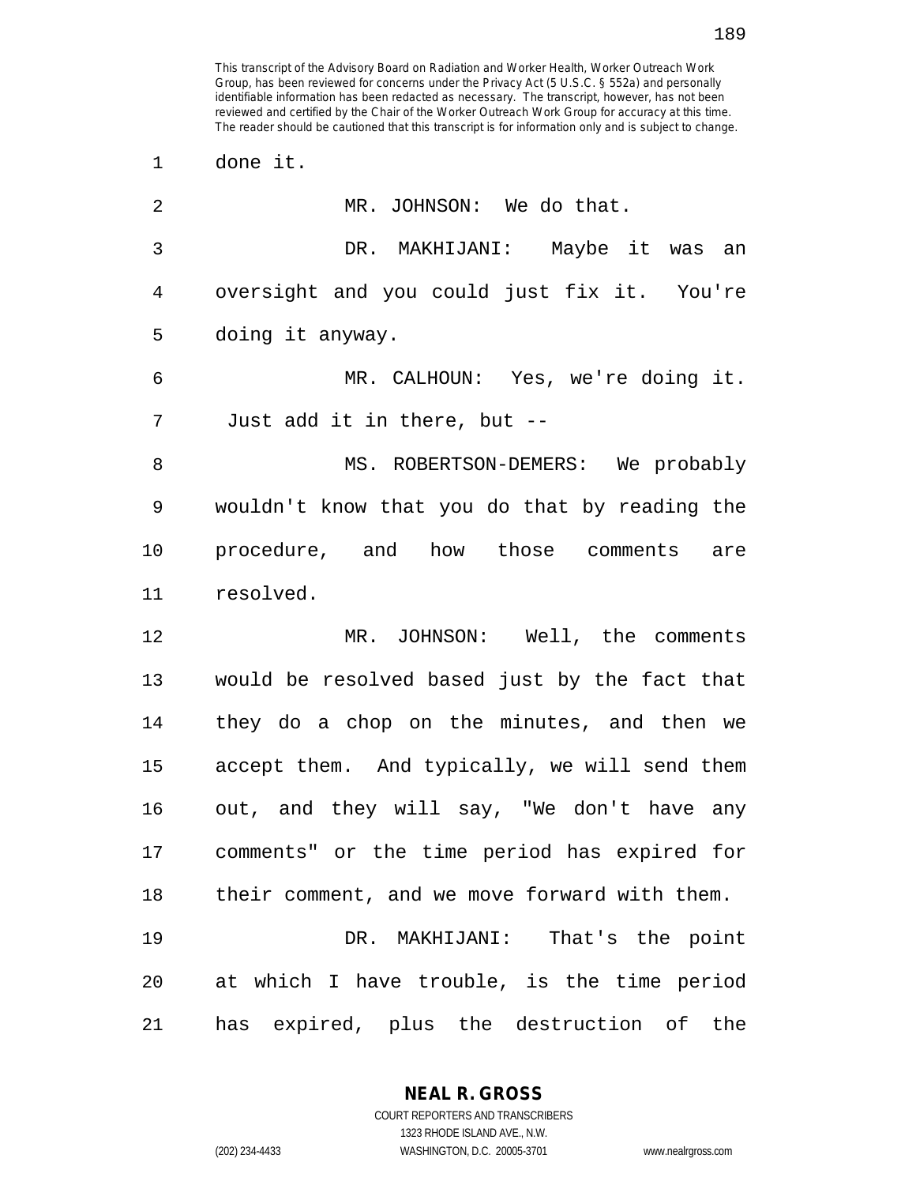done it.

MR. JOHNSON: We do that.

DR. MAKHIJANI: Maybe it was an oversight and you could just fix it. You're doing it anyway.

MR. CALHOUN: Yes, we're doing it. Just add it in there, but --

MS. ROBERTSON-DEMERS: We probably wouldn't know that you do that by reading the procedure, and how those comments are resolved.

MR. JOHNSON: Well, the comments would be resolved based just by the fact that they do a chop on the minutes, and then we accept them. And typically, we will send them out, and they will say, "We don't have any comments" or the time period has expired for their comment, and we move forward with them.

DR. MAKHIJANI: That's the point at which I have trouble, is the time period has expired, plus the destruction of the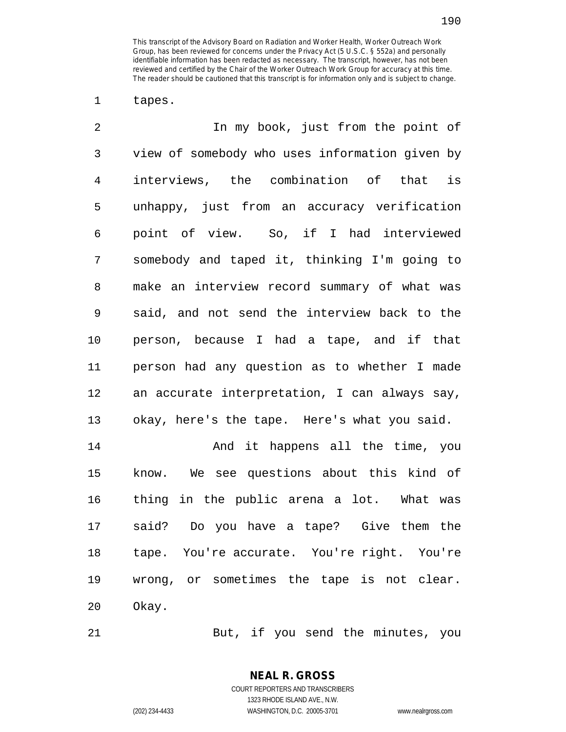This transcript of the Advisory Board on Radiation and Worker Health, Worker Outreach Work Group, has been reviewed for concerns under the Privacy Act (5 U.S.C. § 552a) and personally identifiable information has been redacted as necessary. The transcript, however, has not been reviewed and certified by the Chair of the Worker Outreach Work Group for accuracy at this time. The reader should be cautioned that this transcript is for information only and is subject to change.

1 tapes.

2 In my book, just from the point of
3 view of somebody who uses information given by
4 interviews, the combination of that is
5 unhappy, just from an accuracy verification
6 point of view. So, if I had interviewed
7 somebody and taped it, thinking I'm going to
8 make an interview record summary of what was
9 said, and not send the interview back to the
10 person, because I had a tape, and if that
11 person had any question as to whether I made
12 an accurate interpretation, I can always say,
13 okay, here's the tape. Here's what you said.

14 And it happens all the time, you
15 know. We see questions about this kind of
16 thing in the public arena a lot. What was
17 said? Do you have a tape? Give them the
18 tape. You're accurate. You're right. You're
19 wrong, or sometimes the tape is not clear.
20 Okay.

21 But, if you send the minutes, you

**NEAL R. GROSS**
COURT REPORTERS AND TRANSCRIBERS
1323 RHODE ISLAND AVE., N.W.
(202) 234-4433 WASHINGTON, D.C. 20005-3701 www.nealrgross.com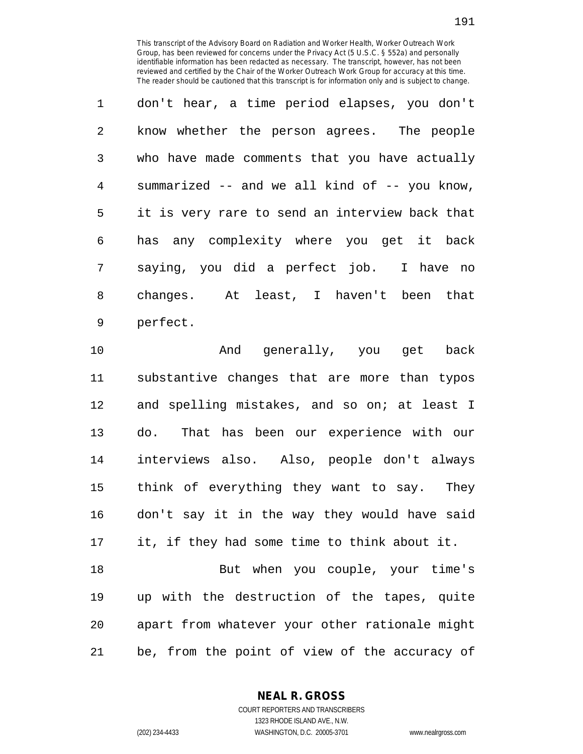don't hear, a time period elapses, you don't know whether the person agrees. The people who have made comments that you have actually summarized -- and we all kind of -- you know, it is very rare to send an interview back that has any complexity where you get it back saying, you did a perfect job. I have no changes. At least, I haven't been that perfect.

And generally, you get back substantive changes that are more than typos and spelling mistakes, and so on; at least I do. That has been our experience with our interviews also. Also, people don't always think of everything they want to say. They don't say it in the way they would have said it, if they had some time to think about it.

But when you couple, your time's up with the destruction of the tapes, quite apart from whatever your other rationale might be, from the point of view of the accuracy of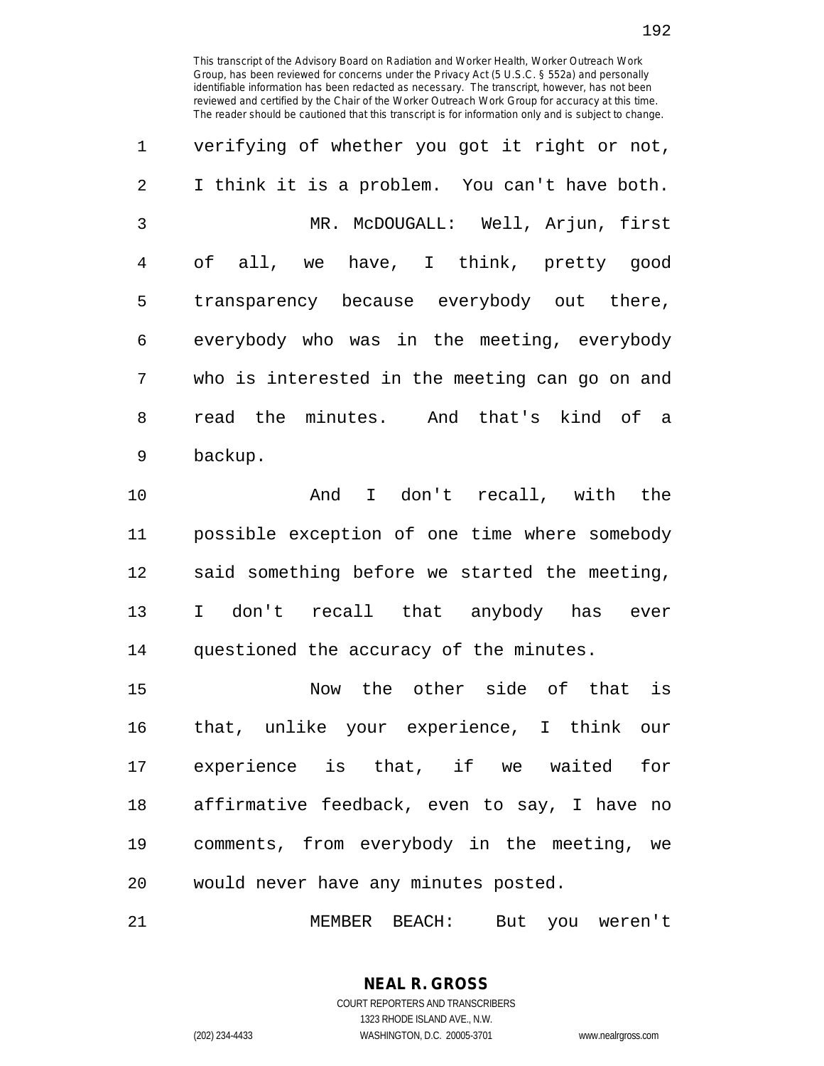verifying of whether you got it right or not, I think it is a problem. You can't have both.

MR. McDOUGALL: Well, Arjun, first of all, we have, I think, pretty good transparency because everybody out there, everybody who was in the meeting, everybody who is interested in the meeting can go on and read the minutes. And that's kind of a backup.

And I don't recall, with the possible exception of one time where somebody said something before we started the meeting, I don't recall that anybody has ever questioned the accuracy of the minutes.

Now the other side of that is that, unlike your experience, I think our experience is that, if we waited for affirmative feedback, even to say, I have no comments, from everybody in the meeting, we would never have any minutes posted.

MEMBER BEACH: But you weren't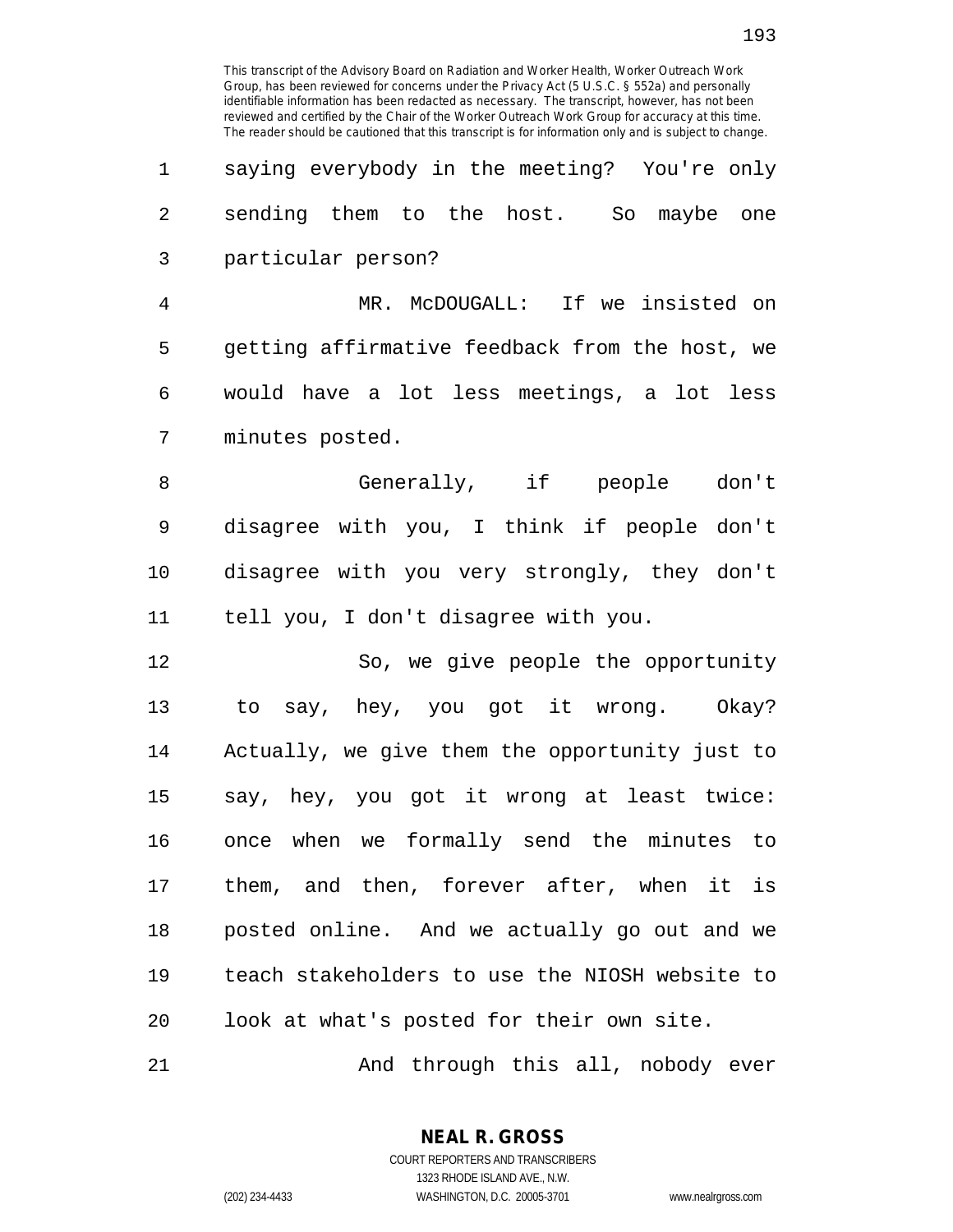saying everybody in the meeting? You're only sending them to the host. So maybe one particular person?

MR. McDOUGALL: If we insisted on getting affirmative feedback from the host, we would have a lot less meetings, a lot less minutes posted.

Generally, if people don't disagree with you, I think if people don't disagree with you very strongly, they don't tell you, I don't disagree with you.

So, we give people the opportunity to say, hey, you got it wrong. Okay? Actually, we give them the opportunity just to say, hey, you got it wrong at least twice: once when we formally send the minutes to them, and then, forever after, when it is posted online. And we actually go out and we teach stakeholders to use the NIOSH website to look at what's posted for their own site.

And through this all, nobody ever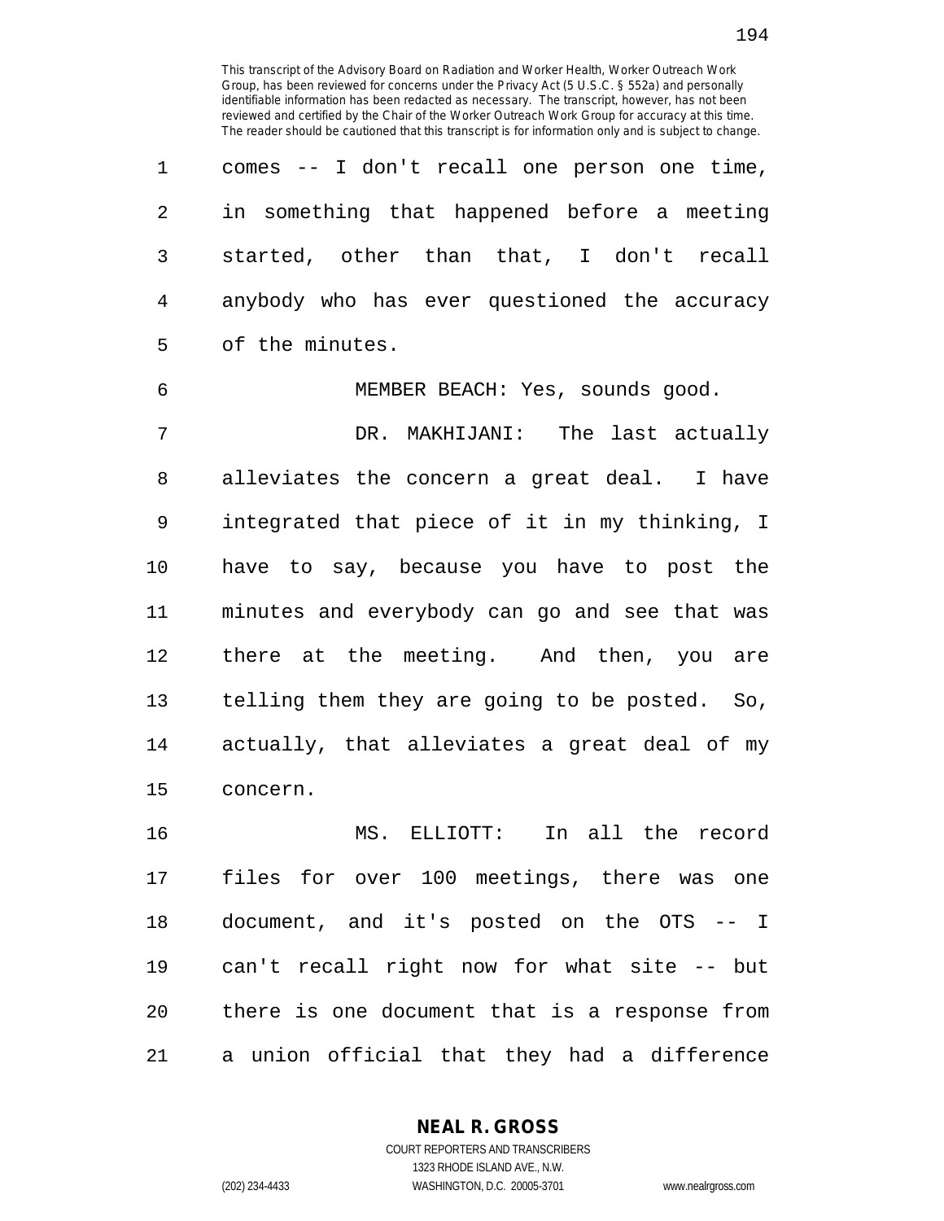This transcript of the Advisory Board on Radiation and Worker Health, Worker Outreach Work Group, has been reviewed for concerns under the Privacy Act (5 U.S.C. § 552a) and personally identifiable information has been redacted as necessary. The transcript, however, has not been reviewed and certified by the Chair of the Worker Outreach Work Group for accuracy at this time. The reader should be cautioned that this transcript is for information only and is subject to change.

comes -- I don't recall one person one time, in something that happened before a meeting started, other than that, I don't recall anybody who has ever questioned the accuracy of the minutes.

MEMBER BEACH: Yes, sounds good.

DR. MAKHIJANI: The last actually alleviates the concern a great deal. I have integrated that piece of it in my thinking, I have to say, because you have to post the minutes and everybody can go and see that was there at the meeting. And then, you are telling them they are going to be posted. So, actually, that alleviates a great deal of my concern.

MS. ELLIOTT: In all the record files for over 100 meetings, there was one document, and it's posted on the OTS -- I can't recall right now for what site -- but there is one document that is a response from a union official that they had a difference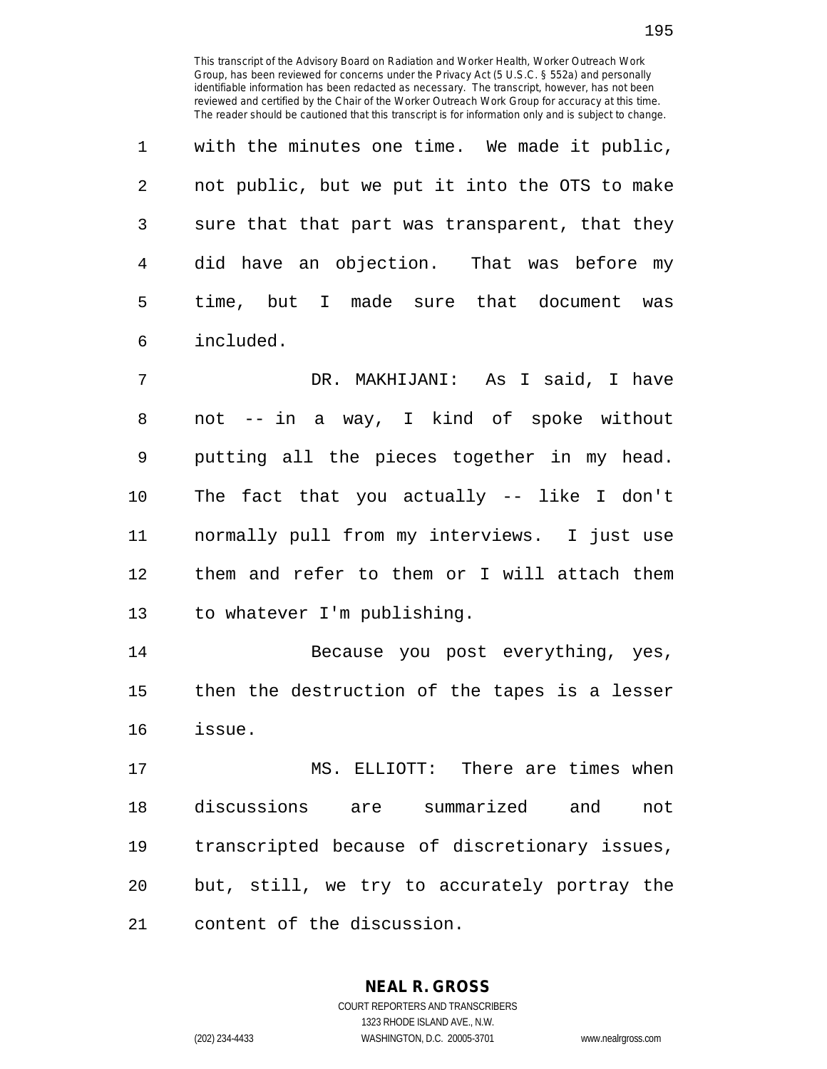with the minutes one time. We made it public, not public, but we put it into the OTS to make sure that that part was transparent, that they did have an objection. That was before my time, but I made sure that document was included.

DR. MAKHIJANI: As I said, I have not -- in a way, I kind of spoke without putting all the pieces together in my head. The fact that you actually -- like I don't normally pull from my interviews. I just use them and refer to them or I will attach them to whatever I'm publishing.

Because you post everything, yes, then the destruction of the tapes is a lesser issue.

MS. ELLIOTT: There are times when discussions are summarized and not transcripted because of discretionary issues, but, still, we try to accurately portray the content of the discussion.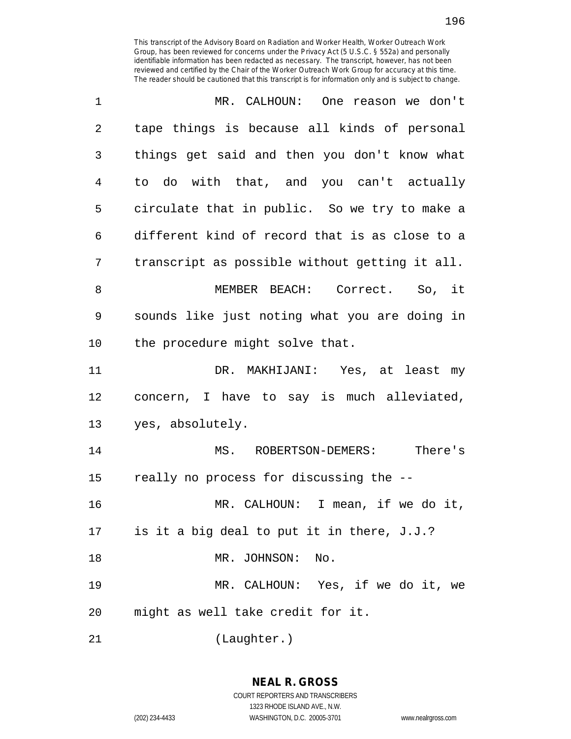This transcript of the Advisory Board on Radiation and Worker Health, Worker Outreach Work Group, has been reviewed for concerns under the Privacy Act (5 U.S.C. § 552a) and personally identifiable information has been redacted as necessary. The transcript, however, has not been reviewed and certified by the Chair of the Worker Outreach Work Group for accuracy at this time. The reader should be cautioned that this transcript is for information only and is subject to change.

1 MR. CALHOUN: One reason we don't
2 tape things is because all kinds of personal
3 things get said and then you don't know what
4 to do with that, and you can't actually
5 circulate that in public. So we try to make a
6 different kind of record that is as close to a
7 transcript as possible without getting it all.
8 MEMBER BEACH: Correct. So, it
9 sounds like just noting what you are doing in
10 the procedure might solve that.
11 DR. MAKHIJANI: Yes, at least my
12 concern, I have to say is much alleviated,
13 yes, absolutely.
14 MS. ROBERTSON-DEMERS: There's
15 really no process for discussing the --
16 MR. CALHOUN: I mean, if we do it,
17 is it a big deal to put it in there, J.J.?
18 MR. JOHNSON: No.
19 MR. CALHOUN: Yes, if we do it, we
20 might as well take credit for it.
21 (Laughter.)

**NEAL R. GROSS**
COURT REPORTERS AND TRANSCRIBERS
1323 RHODE ISLAND AVE., N.W.
(202) 234-4433 WASHINGTON, D.C. 20005-3701 www.nealrgross.com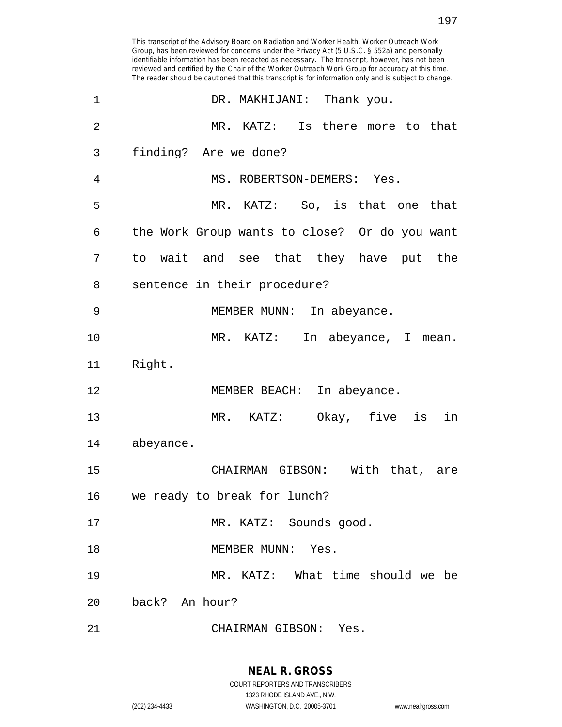This transcript of the Advisory Board on Radiation and Worker Health, Worker Outreach Work Group, has been reviewed for concerns under the Privacy Act (5 U.S.C. § 552a) and personally identifiable information has been redacted as necessary. The transcript, however, has not been reviewed and certified by the Chair of the Worker Outreach Work Group for accuracy at this time. The reader should be cautioned that this transcript is for information only and is subject to change.

1 DR. MAKHIJANI: Thank you.

2 MR. KATZ: Is there more to that
3 finding? Are we done?

4 MS. ROBERTSON-DEMERS: Yes.

5 MR. KATZ: So, is that one that
6 the Work Group wants to close? Or do you want
7 to wait and see that they have put the
8 sentence in their procedure?

9 MEMBER MUNN: In abeyance.

10 MR. KATZ: In abeyance, I mean.
11 Right.

12 MEMBER BEACH: In abeyance.

13 MR. KATZ: Okay, five is in
14 abeyance.

15 CHAIRMAN GIBSON: With that, are
16 we ready to break for lunch?

17 MR. KATZ: Sounds good.

18 MEMBER MUNN: Yes.

19 MR. KATZ: What time should we be
20 back? An hour?

21 CHAIRMAN GIBSON: Yes.

**NEAL R. GROSS**
COURT REPORTERS AND TRANSCRIBERS
1323 RHODE ISLAND AVE., N.W.
(202) 234-4433 WASHINGTON, D.C. 20005-3701 www.nealrgross.com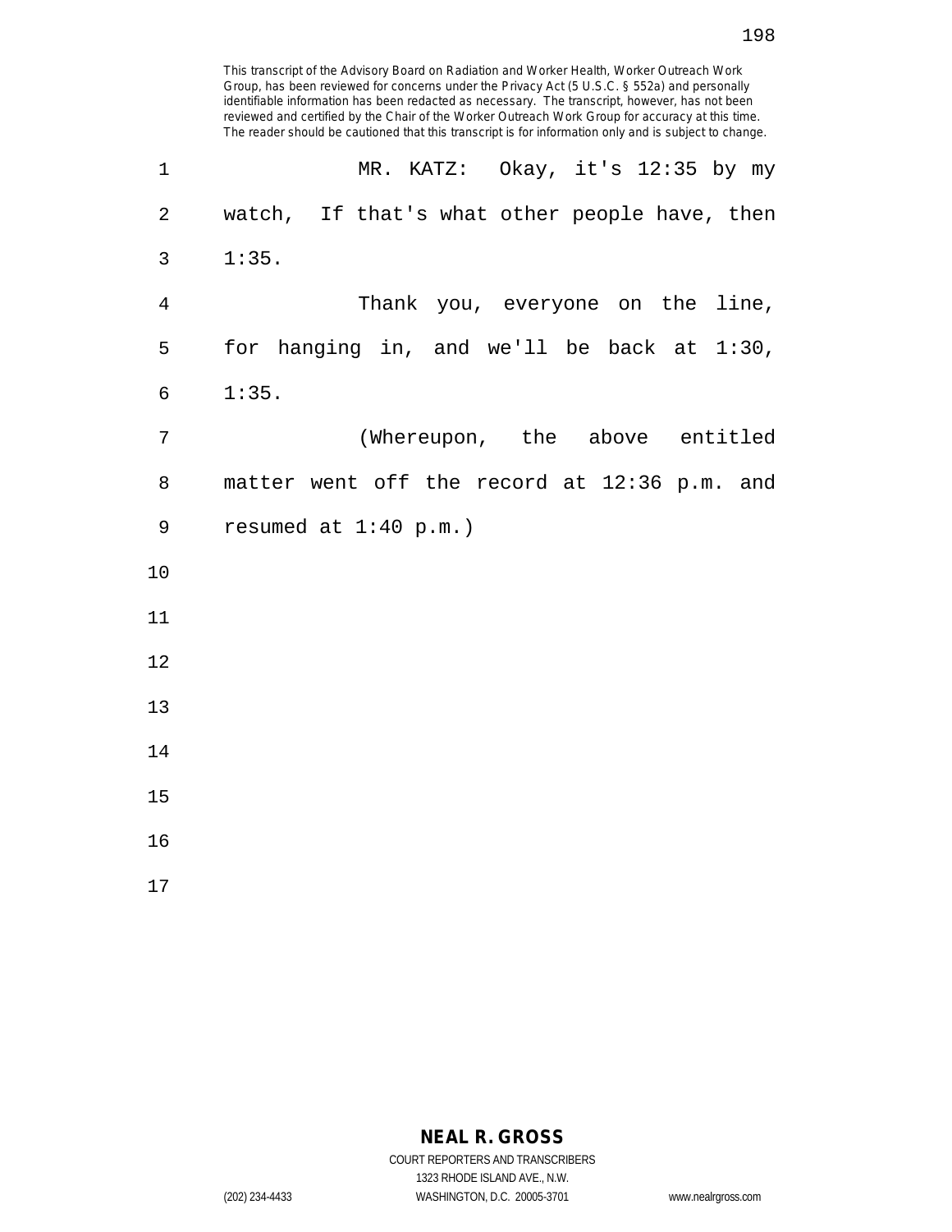This transcript of the Advisory Board on Radiation and Worker Health, Worker Outreach Work Group, has been reviewed for concerns under the Privacy Act (5 U.S.C. § 552a) and personally identifiable information has been redacted as necessary. The transcript, however, has not been reviewed and certified by the Chair of the Worker Outreach Work Group for accuracy at this time. The reader should be cautioned that this transcript is for information only and is subject to change.

MR. KATZ: Okay, it's 12:35 by my watch, If that's what other people have, then 1:35.

Thank you, everyone on the line, for hanging in, and we'll be back at 1:30, 1:35.

(Whereupon, the above entitled matter went off the record at 12:36 p.m. and resumed at 1:40 p.m.)

**NEAL R. GROSS**
COURT REPORTERS AND TRANSCRIBERS
1323 RHODE ISLAND AVE., N.W.
(202) 234-4433 WASHINGTON, D.C. 20005-3701 www.nealrgross.com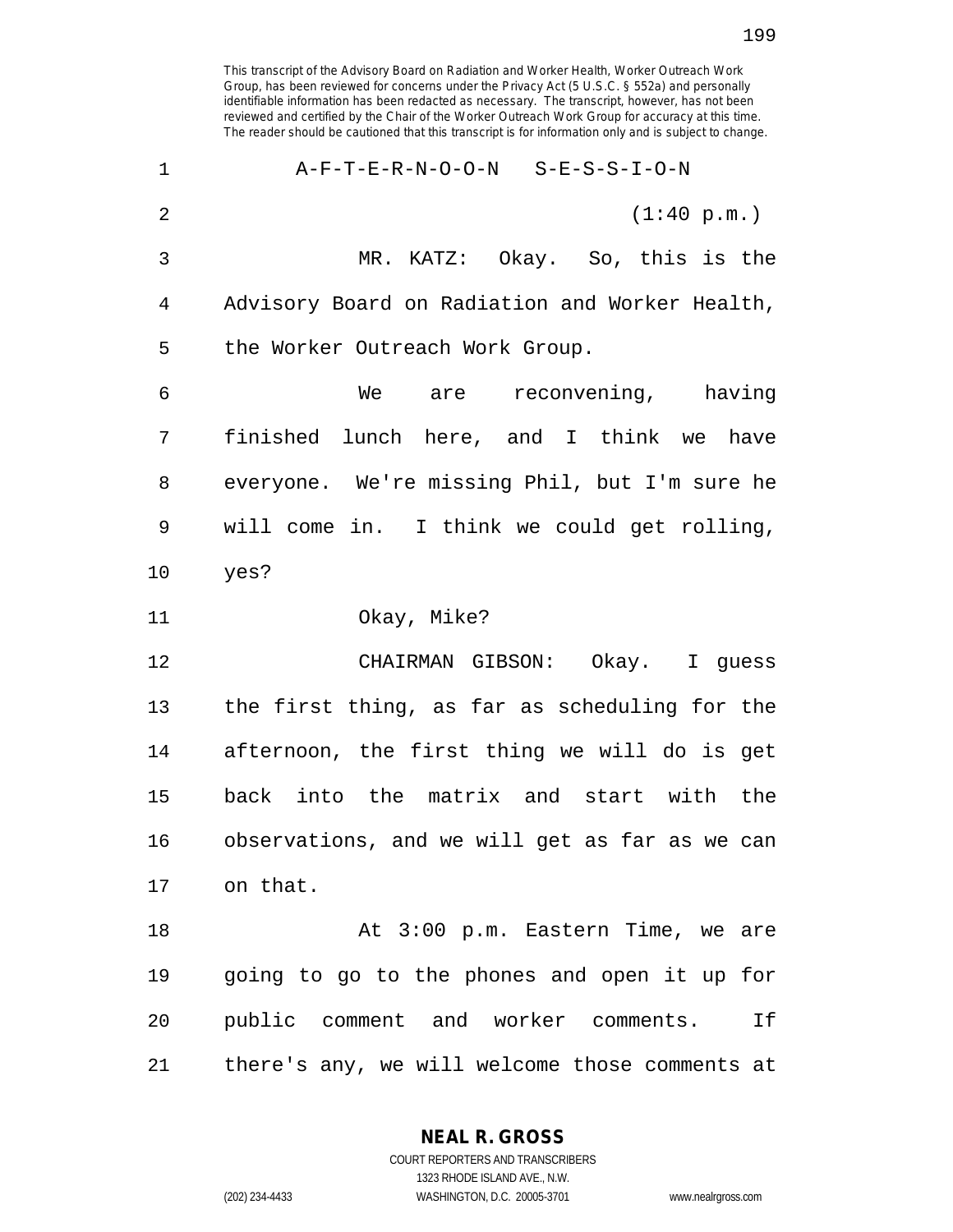This transcript of the Advisory Board on Radiation and Worker Health, Worker Outreach Work Group, has been reviewed for concerns under the Privacy Act (5 U.S.C. § 552a) and personally identifiable information has been redacted as necessary. The transcript, however, has not been reviewed and certified by the Chair of the Worker Outreach Work Group for accuracy at this time. The reader should be cautioned that this transcript is for information only and is subject to change.

A-F-T-E-R-N-O-O-N S-E-S-S-I-O-N

(1:40 p.m.)

MR. KATZ: Okay. So, this is the Advisory Board on Radiation and Worker Health, the Worker Outreach Work Group.

We are reconvening, having finished lunch here, and I think we have everyone. We're missing Phil, but I'm sure he will come in. I think we could get rolling, yes?

Okay, Mike?

CHAIRMAN GIBSON: Okay. I guess the first thing, as far as scheduling for the afternoon, the first thing we will do is get back into the matrix and start with the observations, and we will get as far as we can on that.

At 3:00 p.m. Eastern Time, we are going to go to the phones and open it up for public comment and worker comments. If there's any, we will welcome those comments at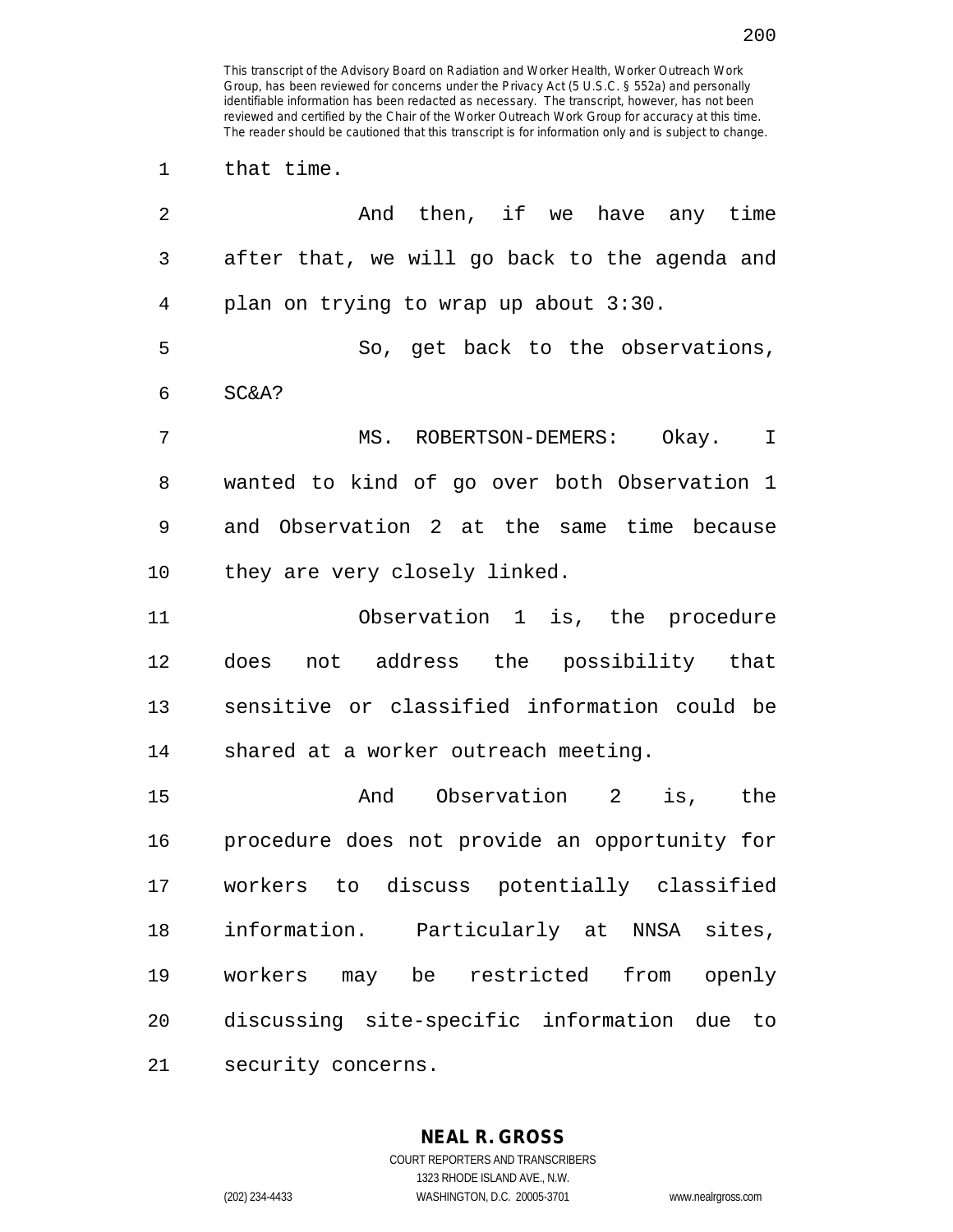This transcript of the Advisory Board on Radiation and Worker Health, Worker Outreach Work Group, has been reviewed for concerns under the Privacy Act (5 U.S.C. § 552a) and personally identifiable information has been redacted as necessary. The transcript, however, has not been reviewed and certified by the Chair of the Worker Outreach Work Group for accuracy at this time. The reader should be cautioned that this transcript is for information only and is subject to change.

that time.

And then, if we have any time after that, we will go back to the agenda and plan on trying to wrap up about 3:30.

So, get back to the observations, SC&A?

MS. ROBERTSON-DEMERS: Okay. I wanted to kind of go over both Observation 1 and Observation 2 at the same time because they are very closely linked.

Observation 1 is, the procedure does not address the possibility that sensitive or classified information could be shared at a worker outreach meeting.

And Observation 2 is, the procedure does not provide an opportunity for workers to discuss potentially classified information. Particularly at NNSA sites, workers may be restricted from openly discussing site-specific information due to security concerns.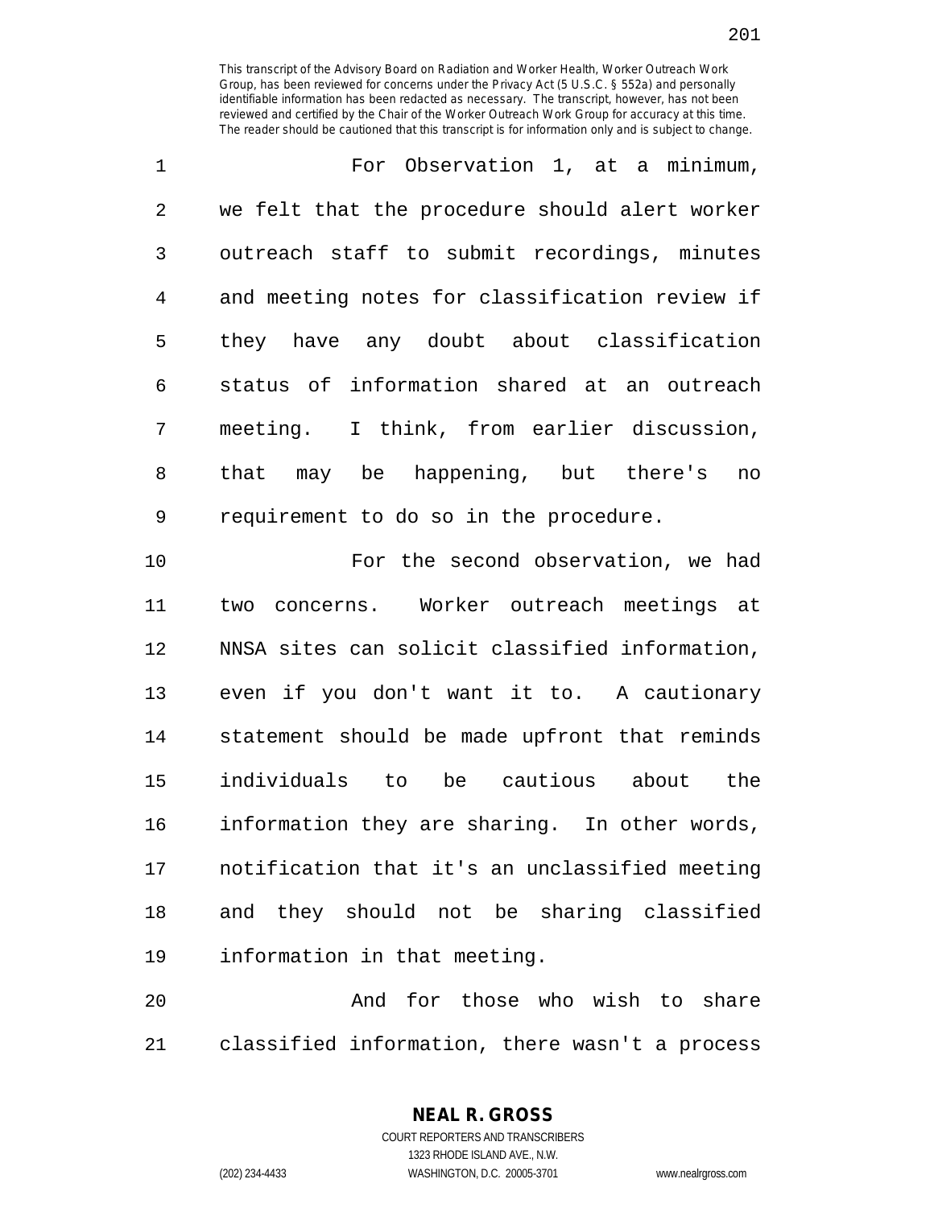For Observation 1, at a minimum, we felt that the procedure should alert worker outreach staff to submit recordings, minutes and meeting notes for classification review if they have any doubt about classification status of information shared at an outreach meeting. I think, from earlier discussion, that may be happening, but there's no requirement to do so in the procedure.

For the second observation, we had two concerns. Worker outreach meetings at NNSA sites can solicit classified information, even if you don't want it to. A cautionary statement should be made upfront that reminds individuals to be cautious about the information they are sharing. In other words, notification that it's an unclassified meeting and they should not be sharing classified information in that meeting.

And for those who wish to share classified information, there wasn't a process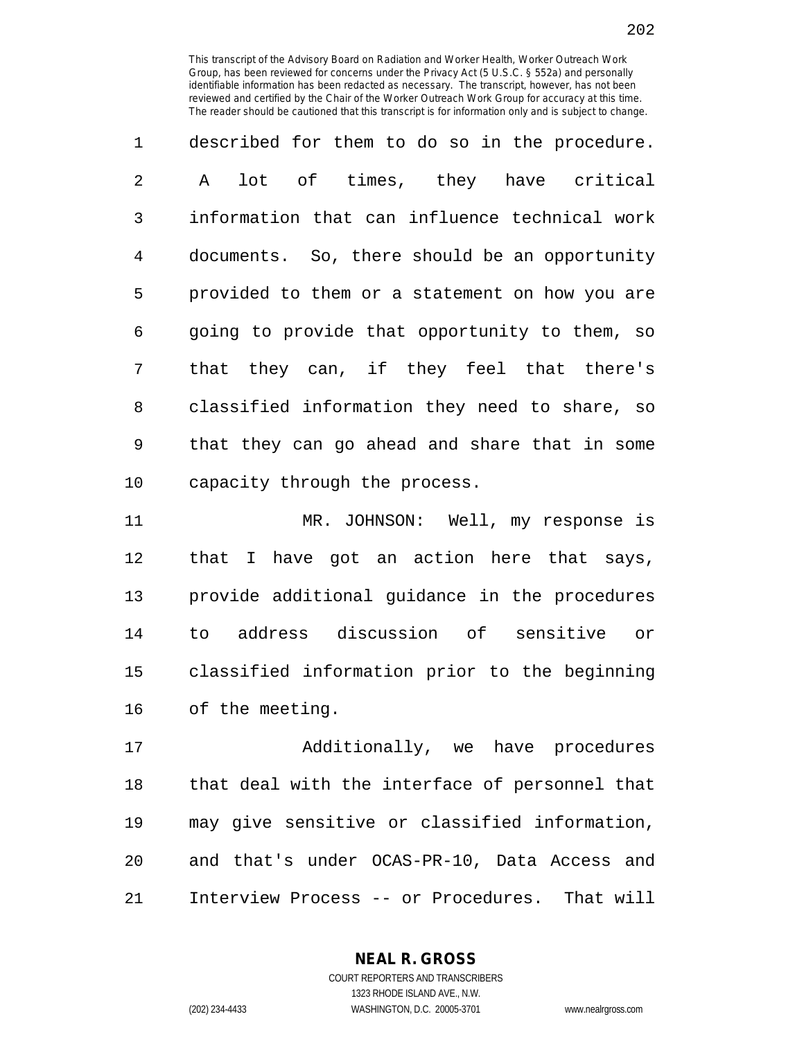described for them to do so in the procedure. A lot of times, they have critical information that can influence technical work documents. So, there should be an opportunity provided to them or a statement on how you are going to provide that opportunity to them, so that they can, if they feel that there's classified information they need to share, so that they can go ahead and share that in some capacity through the process.

MR. JOHNSON: Well, my response is that I have got an action here that says, provide additional guidance in the procedures to address discussion of sensitive or classified information prior to the beginning of the meeting.

Additionally, we have procedures that deal with the interface of personnel that may give sensitive or classified information, and that's under OCAS-PR-10, Data Access and Interview Process -- or Procedures. That will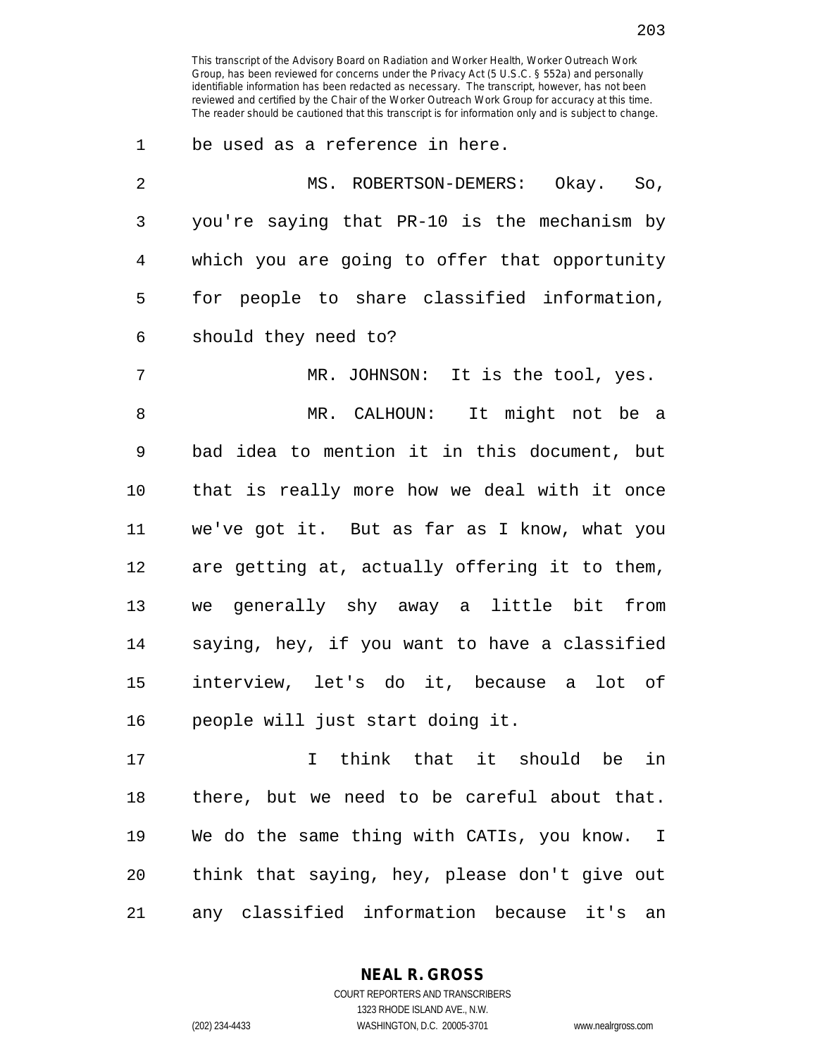be used as a reference in here.

MS. ROBERTSON-DEMERS: Okay. So, you're saying that PR-10 is the mechanism by which you are going to offer that opportunity for people to share classified information, should they need to?

MR. JOHNSON: It is the tool, yes.

MR. CALHOUN: It might not be a bad idea to mention it in this document, but that is really more how we deal with it once we've got it. But as far as I know, what you are getting at, actually offering it to them, we generally shy away a little bit from saying, hey, if you want to have a classified interview, let's do it, because a lot of people will just start doing it.

I think that it should be in there, but we need to be careful about that. We do the same thing with CATIs, you know. I think that saying, hey, please don't give out any classified information because it's an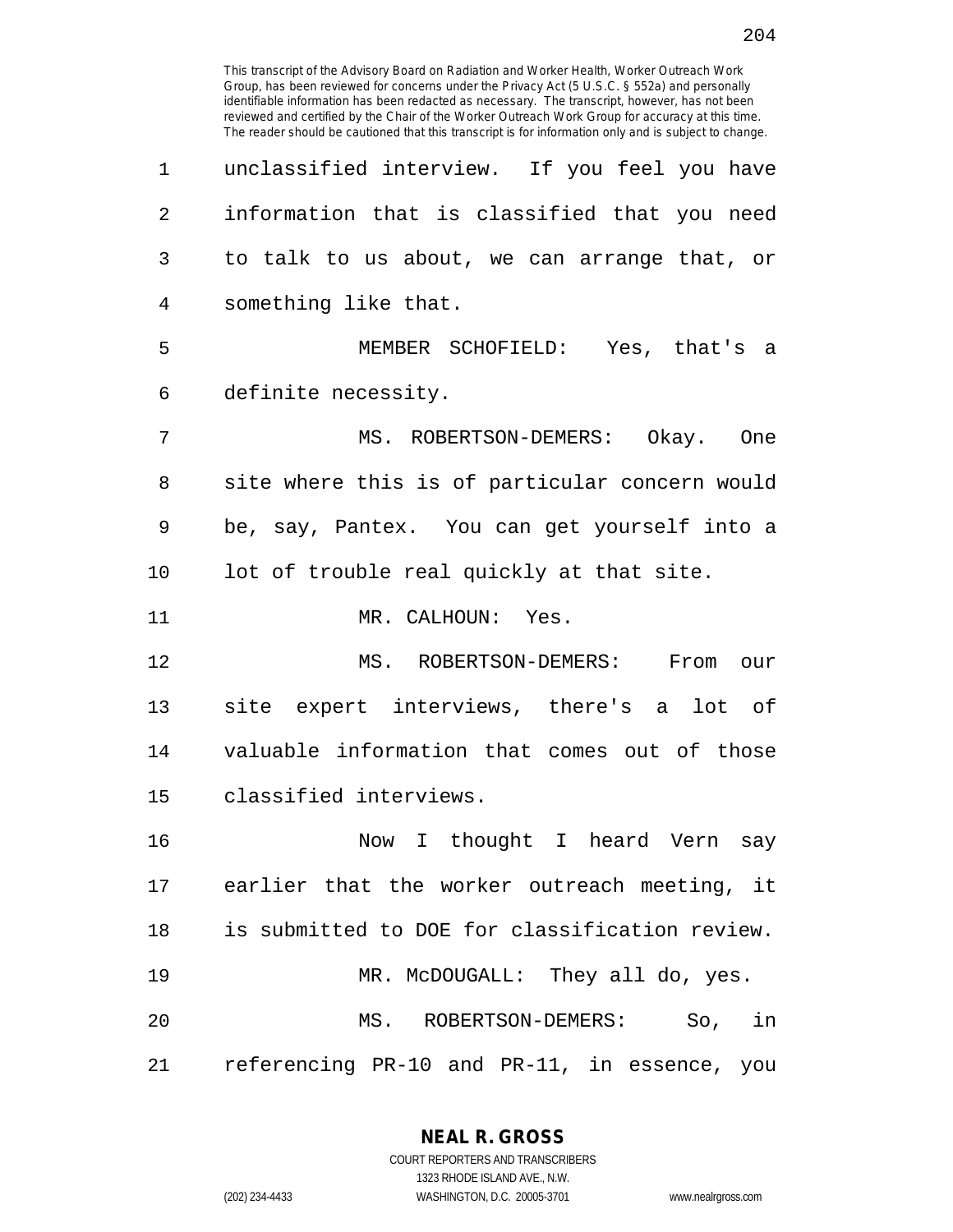This transcript of the Advisory Board on Radiation and Worker Health, Worker Outreach Work Group, has been reviewed for concerns under the Privacy Act (5 U.S.C. § 552a) and personally identifiable information has been redacted as necessary. The transcript, however, has not been reviewed and certified by the Chair of the Worker Outreach Work Group for accuracy at this time. The reader should be cautioned that this transcript is for information only and is subject to change.

unclassified interview. If you feel you have information that is classified that you need to talk to us about, we can arrange that, or something like that.

MEMBER SCHOFIELD: Yes, that's a definite necessity.

MS. ROBERTSON-DEMERS: Okay. One site where this is of particular concern would be, say, Pantex. You can get yourself into a lot of trouble real quickly at that site.

MR. CALHOUN: Yes.

MS. ROBERTSON-DEMERS: From our site expert interviews, there's a lot of valuable information that comes out of those classified interviews.

Now I thought I heard Vern say earlier that the worker outreach meeting, it is submitted to DOE for classification review.

MR. McDOUGALL: They all do, yes.

MS. ROBERTSON-DEMERS: So, in referencing PR-10 and PR-11, in essence, you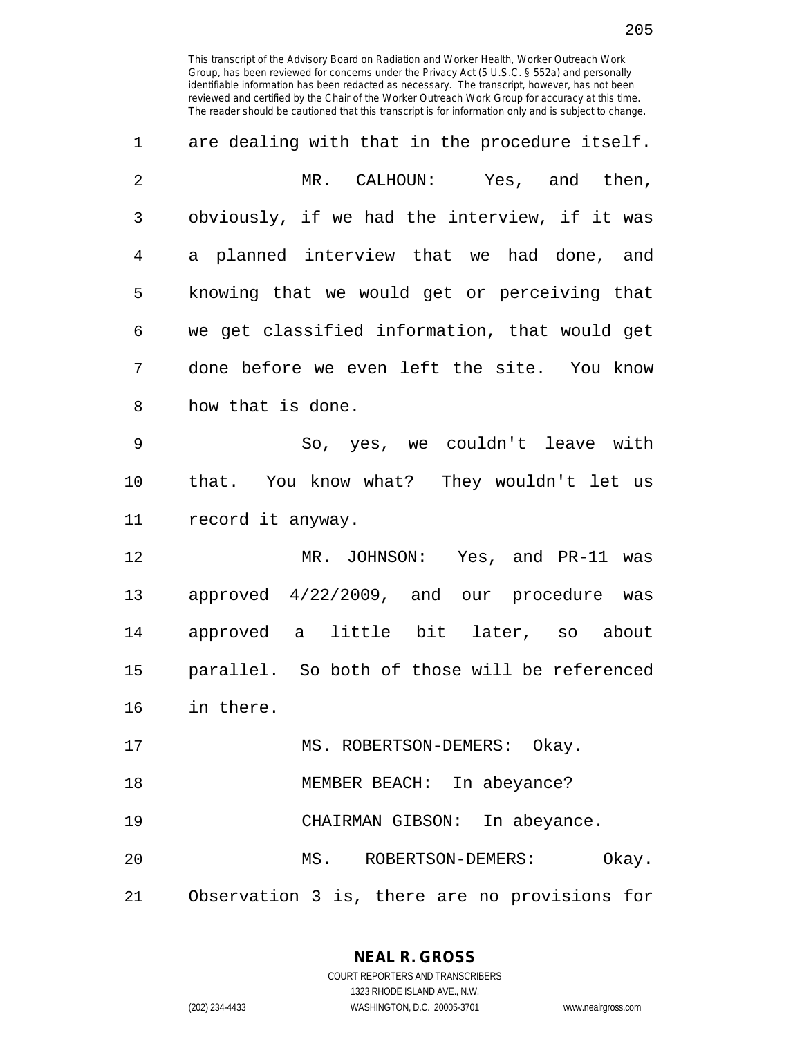are dealing with that in the procedure itself.

MR. CALHOUN: Yes, and then, obviously, if we had the interview, if it was a planned interview that we had done, and knowing that we would get or perceiving that we get classified information, that would get done before we even left the site. You know how that is done.

So, yes, we couldn't leave with that. You know what? They wouldn't let us record it anyway.

MR. JOHNSON: Yes, and PR-11 was approved 4/22/2009, and our procedure was approved a little bit later, so about parallel. So both of those will be referenced in there.

MS. ROBERTSON-DEMERS: Okay.

MEMBER BEACH: In abeyance?

CHAIRMAN GIBSON: In abeyance.

MS. ROBERTSON-DEMERS: Okay. Observation 3 is, there are no provisions for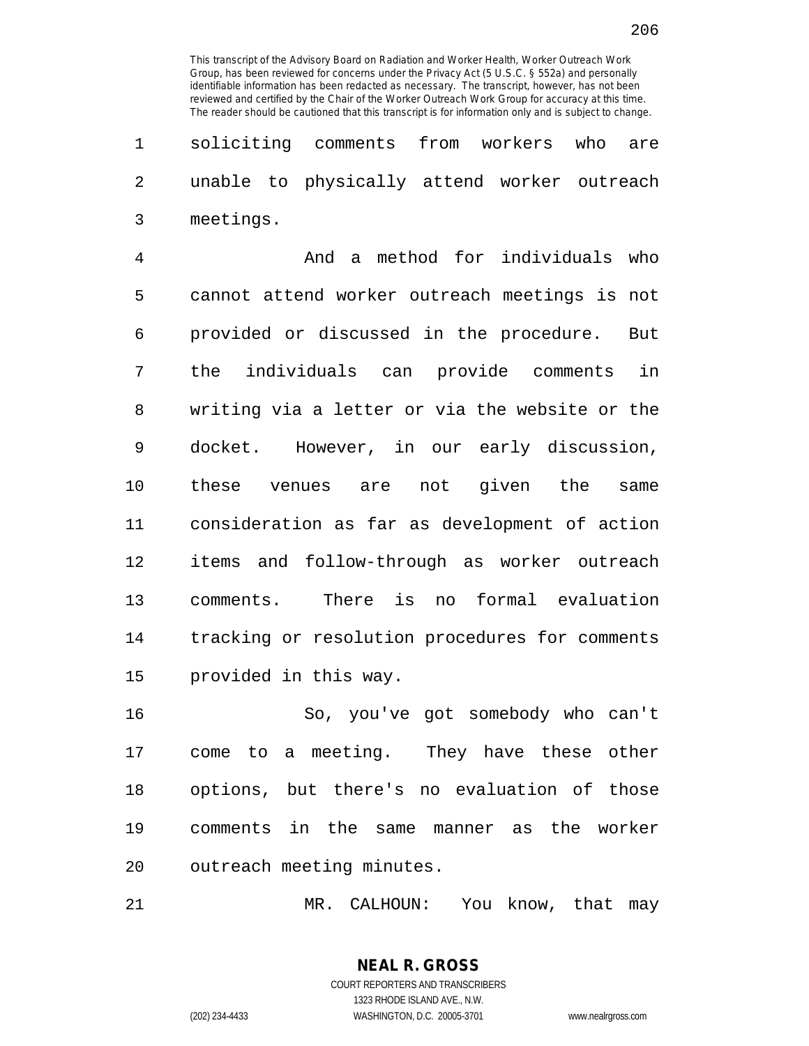soliciting comments from workers who are unable to physically attend worker outreach meetings.

And a method for individuals who cannot attend worker outreach meetings is not provided or discussed in the procedure. But the individuals can provide comments in writing via a letter or via the website or the docket. However, in our early discussion, these venues are not given the same consideration as far as development of action items and follow-through as worker outreach comments. There is no formal evaluation tracking or resolution procedures for comments provided in this way.

So, you've got somebody who can't come to a meeting. They have these other options, but there's no evaluation of those comments in the same manner as the worker outreach meeting minutes.

MR. CALHOUN: You know, that may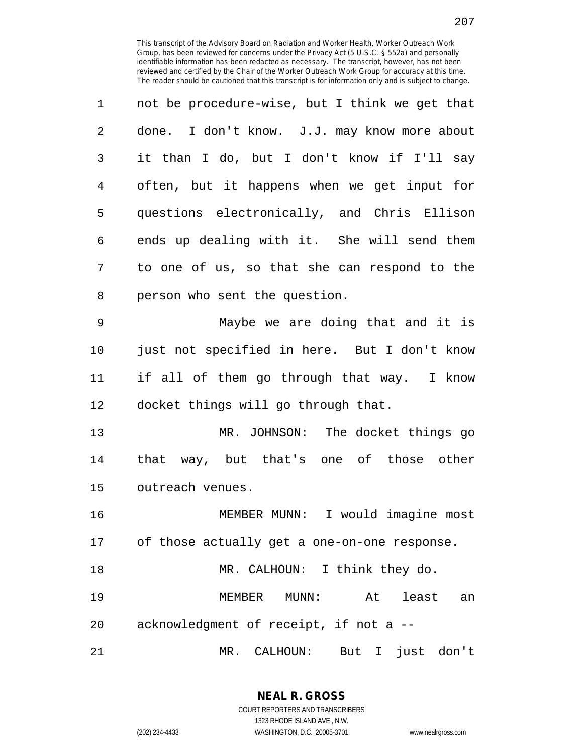not be procedure-wise, but I think we get that done. I don't know. J.J. may know more about it than I do, but I don't know if I'll say often, but it happens when we get input for questions electronically, and Chris Ellison ends up dealing with it. She will send them to one of us, so that she can respond to the person who sent the question.

Maybe we are doing that and it is just not specified in here. But I don't know if all of them go through that way. I know docket things will go through that.

MR. JOHNSON: The docket things go that way, but that's one of those other outreach venues.

MEMBER MUNN: I would imagine most of those actually get a one-on-one response.

MR. CALHOUN: I think they do.

MEMBER MUNN: At least an acknowledgment of receipt, if not a --

MR. CALHOUN: But I just don't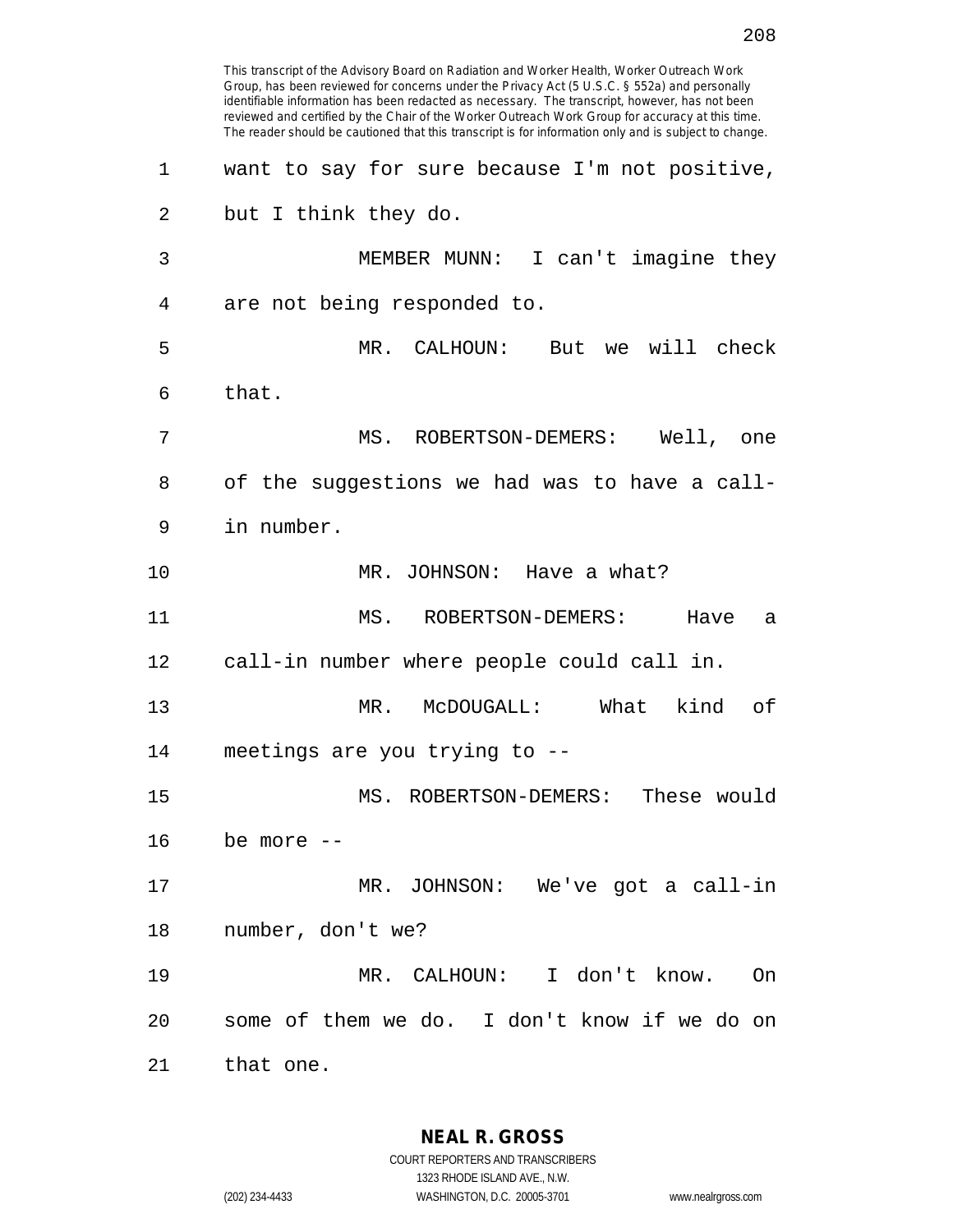want to say for sure because I'm not positive, but I think they do.

MEMBER MUNN: I can't imagine they are not being responded to.

MR. CALHOUN: But we will check that.

MS. ROBERTSON-DEMERS: Well, one of the suggestions we had was to have a call-in number.

MR. JOHNSON: Have a what?

MS. ROBERTSON-DEMERS: Have a call-in number where people could call in.

MR. McDOUGALL: What kind of meetings are you trying to --

MS. ROBERTSON-DEMERS: These would be more --

MR. JOHNSON: We've got a call-in number, don't we?

MR. CALHOUN: I don't know. On some of them we do. I don't know if we do on that one.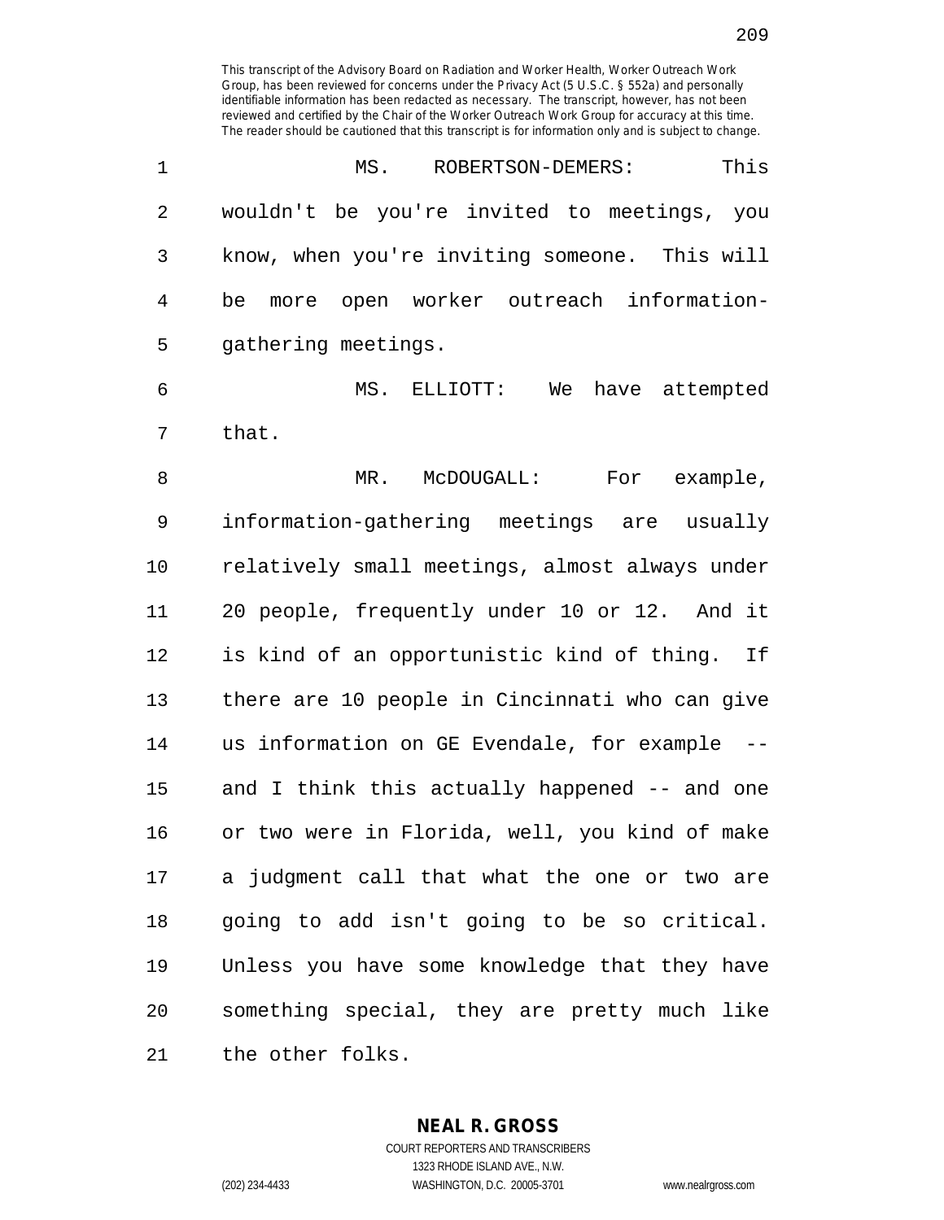This transcript of the Advisory Board on Radiation and Worker Health, Worker Outreach Work Group, has been reviewed for concerns under the Privacy Act (5 U.S.C. § 552a) and personally identifiable information has been redacted as necessary. The transcript, however, has not been reviewed and certified by the Chair of the Worker Outreach Work Group for accuracy at this time. The reader should be cautioned that this transcript is for information only and is subject to change.

MS. ROBERTSON-DEMERS: This wouldn't be you're invited to meetings, you know, when you're inviting someone. This will be more open worker outreach information-gathering meetings.

MS. ELLIOTT: We have attempted that.

MR. McDOUGALL: For example, information-gathering meetings are usually relatively small meetings, almost always under 20 people, frequently under 10 or 12. And it is kind of an opportunistic kind of thing. If there are 10 people in Cincinnati who can give us information on GE Evendale, for example -- and I think this actually happened -- and one or two were in Florida, well, you kind of make a judgment call that what the one or two are going to add isn't going to be so critical. Unless you have some knowledge that they have something special, they are pretty much like the other folks.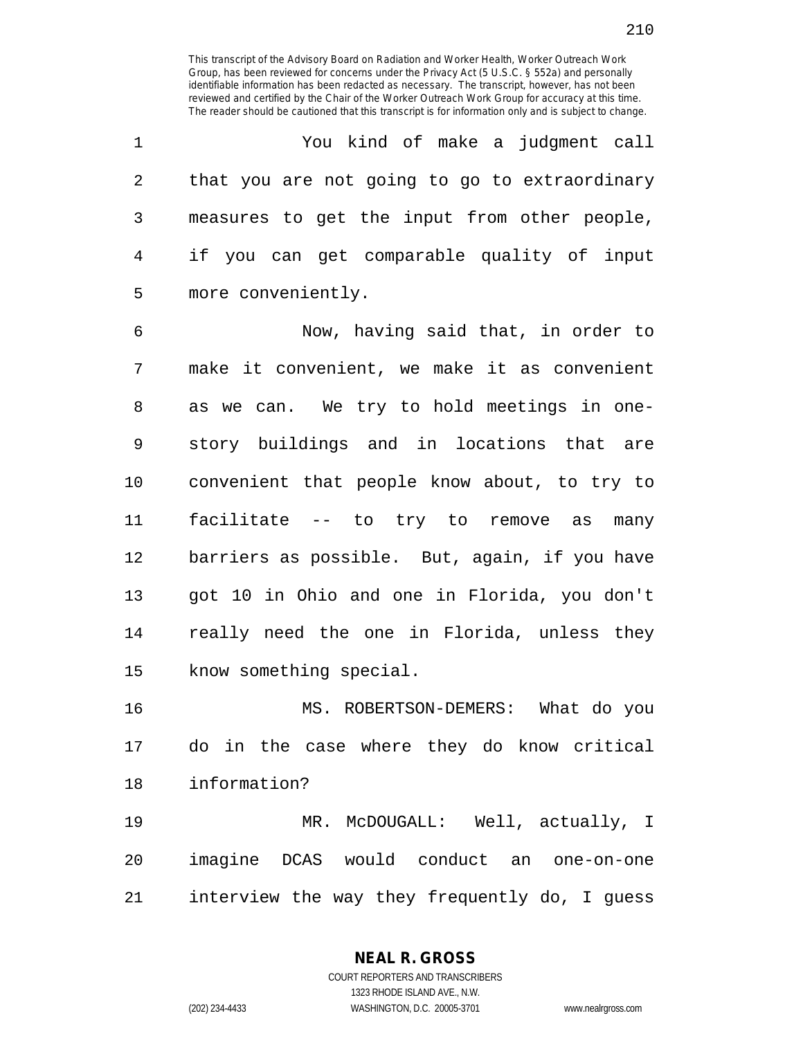You kind of make a judgment call that you are not going to go to extraordinary measures to get the input from other people, if you can get comparable quality of input more conveniently.

Now, having said that, in order to make it convenient, we make it as convenient as we can. We try to hold meetings in one-story buildings and in locations that are convenient that people know about, to try to facilitate -- to try to remove as many barriers as possible. But, again, if you have got 10 in Ohio and one in Florida, you don't really need the one in Florida, unless they know something special.

MS. ROBERTSON-DEMERS: What do you do in the case where they do know critical information?

MR. McDOUGALL: Well, actually, I imagine DCAS would conduct an one-on-one interview the way they frequently do, I guess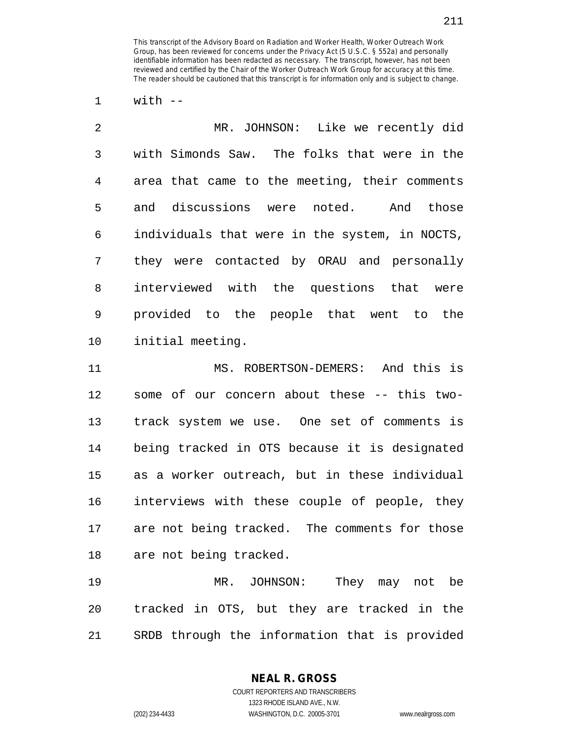with --

MR. JOHNSON: Like we recently did with Simonds Saw. The folks that were in the area that came to the meeting, their comments and discussions were noted. And those individuals that were in the system, in NOCTS, they were contacted by ORAU and personally interviewed with the questions that were provided to the people that went to the initial meeting.

MS. ROBERTSON-DEMERS: And this is some of our concern about these -- this two-track system we use. One set of comments is being tracked in OTS because it is designated as a worker outreach, but in these individual interviews with these couple of people, they are not being tracked. The comments for those are not being tracked.

MR. JOHNSON: They may not be tracked in OTS, but they are tracked in the SRDB through the information that is provided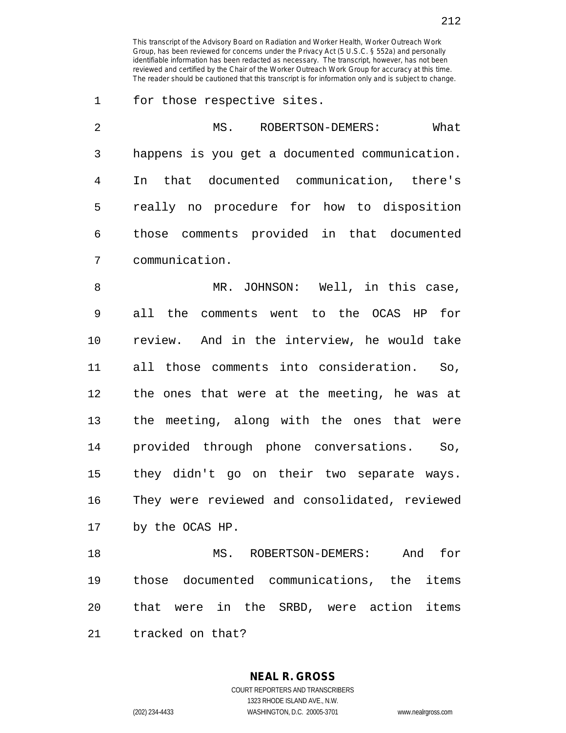for those respective sites.

MS. ROBERTSON-DEMERS: What happens is you get a documented communication. In that documented communication, there's really no procedure for how to disposition those comments provided in that documented communication.

MR. JOHNSON: Well, in this case, all the comments went to the OCAS HP for review. And in the interview, he would take all those comments into consideration. So, the ones that were at the meeting, he was at the meeting, along with the ones that were provided through phone conversations. So, they didn't go on their two separate ways. They were reviewed and consolidated, reviewed by the OCAS HP.

MS. ROBERTSON-DEMERS: And for those documented communications, the items that were in the SRBD, were action items tracked on that?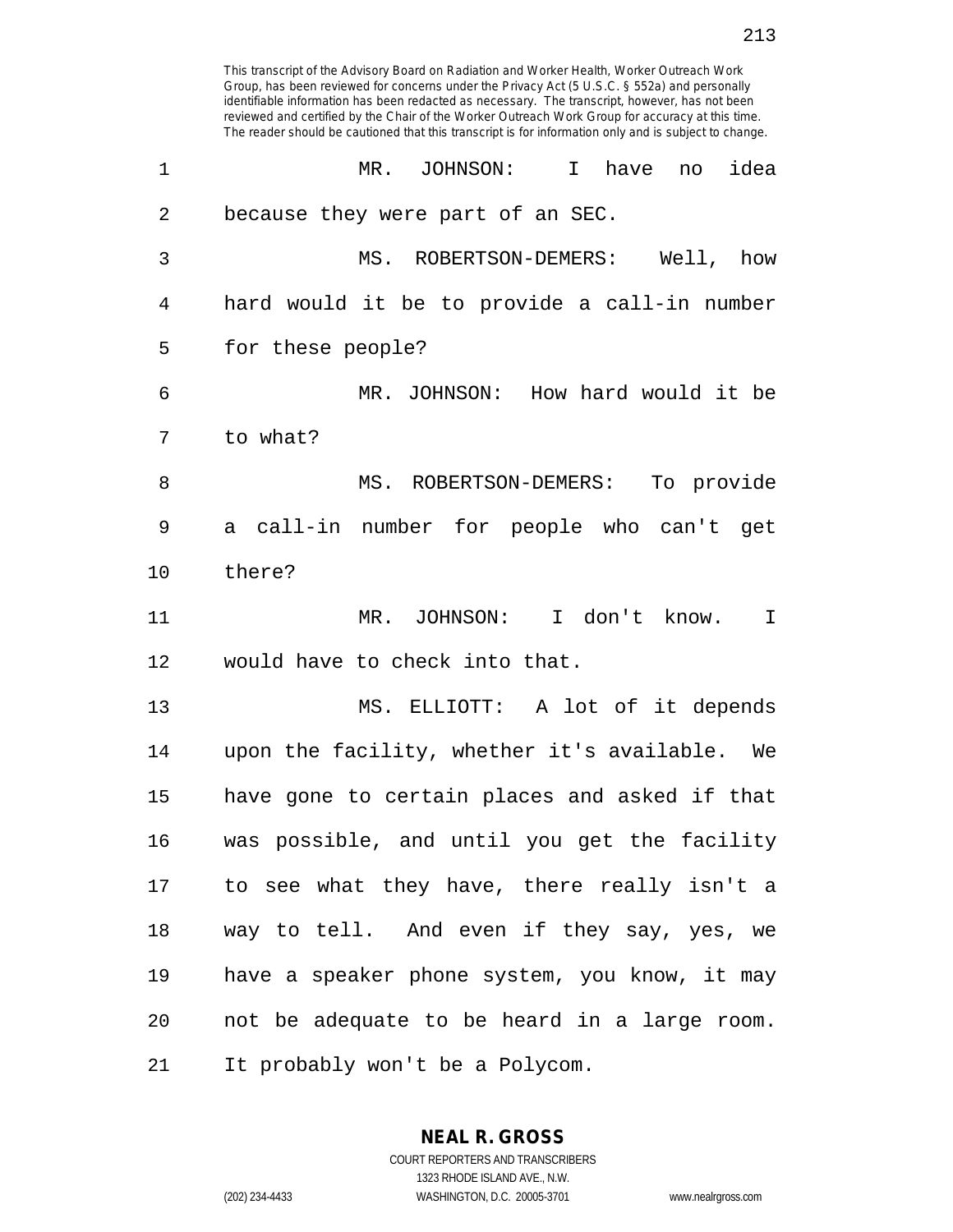This transcript of the Advisory Board on Radiation and Worker Health, Worker Outreach Work Group, has been reviewed for concerns under the Privacy Act (5 U.S.C. § 552a) and personally identifiable information has been redacted as necessary. The transcript, however, has not been reviewed and certified by the Chair of the Worker Outreach Work Group for accuracy at this time. The reader should be cautioned that this transcript is for information only and is subject to change.

MR. JOHNSON: I have no idea because they were part of an SEC.

MS. ROBERTSON-DEMERS: Well, how hard would it be to provide a call-in number for these people?

MR. JOHNSON: How hard would it be to what?

MS. ROBERTSON-DEMERS: To provide a call-in number for people who can't get there?

MR. JOHNSON: I don't know. I would have to check into that.

MS. ELLIOTT: A lot of it depends upon the facility, whether it's available. We have gone to certain places and asked if that was possible, and until you get the facility to see what they have, there really isn't a way to tell. And even if they say, yes, we have a speaker phone system, you know, it may not be adequate to be heard in a large room. It probably won't be a Polycom.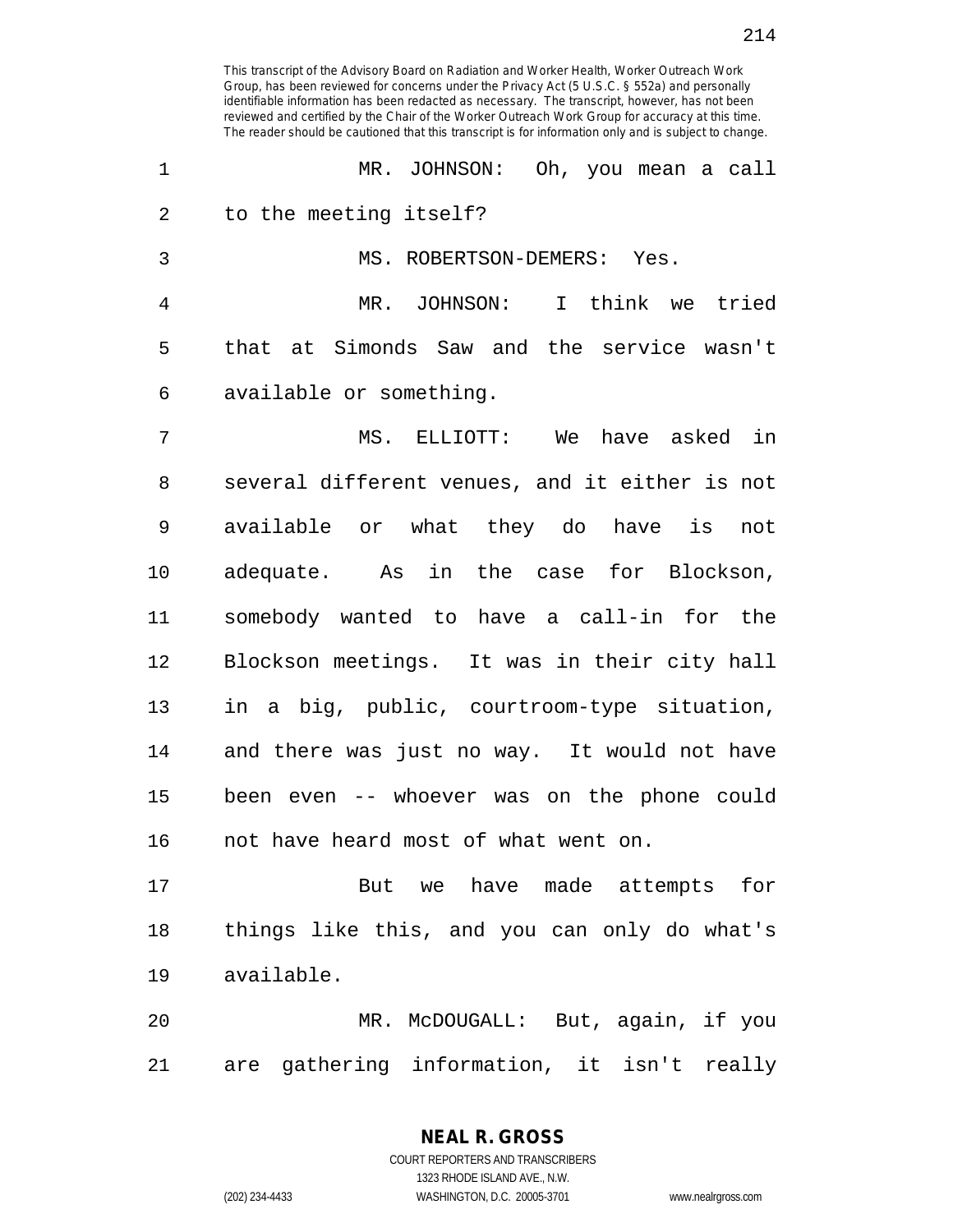MR. JOHNSON: Oh, you mean a call to the meeting itself?

MS. ROBERTSON-DEMERS: Yes.

MR. JOHNSON: I think we tried that at Simonds Saw and the service wasn't available or something.

MS. ELLIOTT: We have asked in several different venues, and it either is not available or what they do have is not adequate. As in the case for Blockson, somebody wanted to have a call-in for the Blockson meetings. It was in their city hall in a big, public, courtroom-type situation, and there was just no way. It would not have been even -- whoever was on the phone could not have heard most of what went on.

But we have made attempts for things like this, and you can only do what's available.

MR. McDOUGALL: But, again, if you are gathering information, it isn't really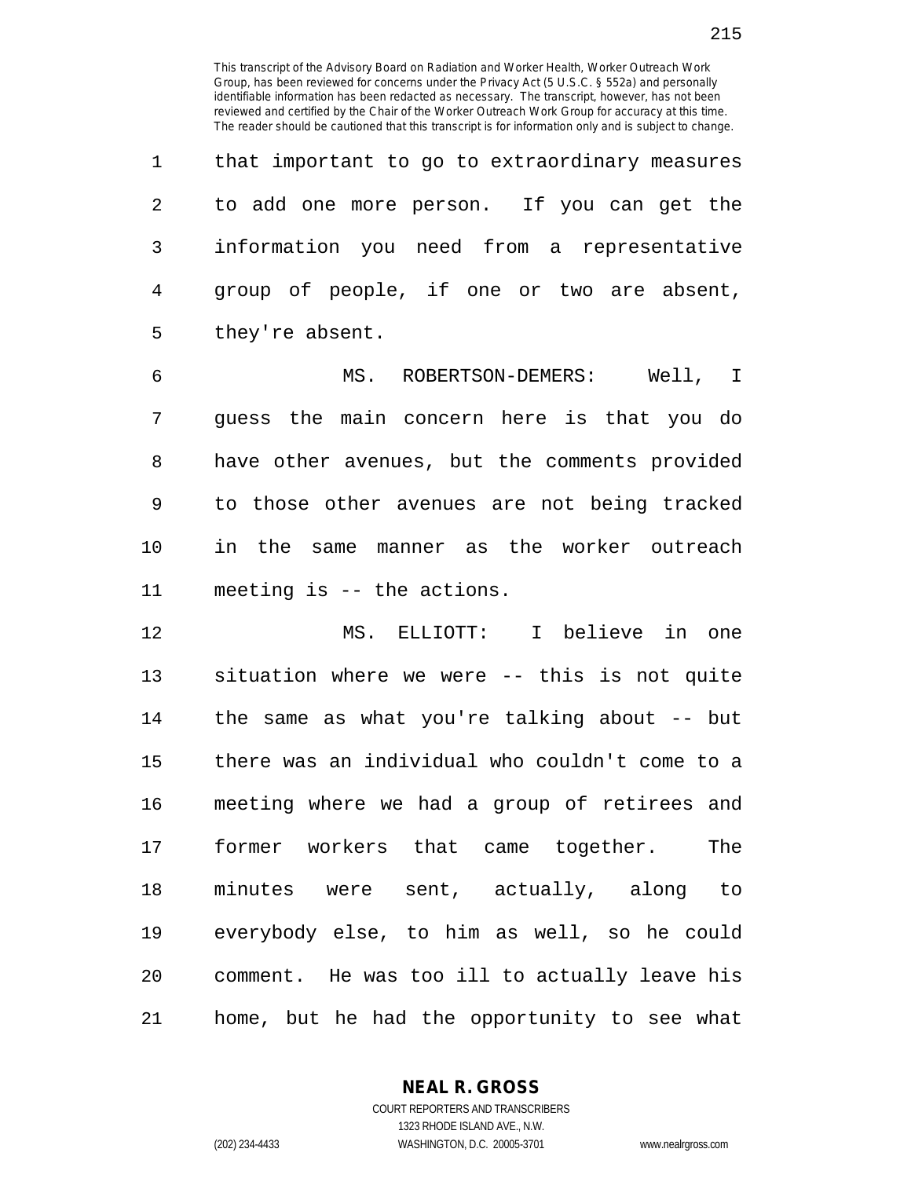This transcript of the Advisory Board on Radiation and Worker Health, Worker Outreach Work Group, has been reviewed for concerns under the Privacy Act (5 U.S.C. § 552a) and personally identifiable information has been redacted as necessary. The transcript, however, has not been reviewed and certified by the Chair of the Worker Outreach Work Group for accuracy at this time. The reader should be cautioned that this transcript is for information only and is subject to change.

that important to go to extraordinary measures to add one more person. If you can get the information you need from a representative group of people, if one or two are absent, they're absent.

MS. ROBERTSON-DEMERS: Well, I guess the main concern here is that you do have other avenues, but the comments provided to those other avenues are not being tracked in the same manner as the worker outreach meeting is -- the actions.

MS. ELLIOTT: I believe in one situation where we were -- this is not quite the same as what you're talking about -- but there was an individual who couldn't come to a meeting where we had a group of retirees and former workers that came together. The minutes were sent, actually, along to everybody else, to him as well, so he could comment. He was too ill to actually leave his home, but he had the opportunity to see what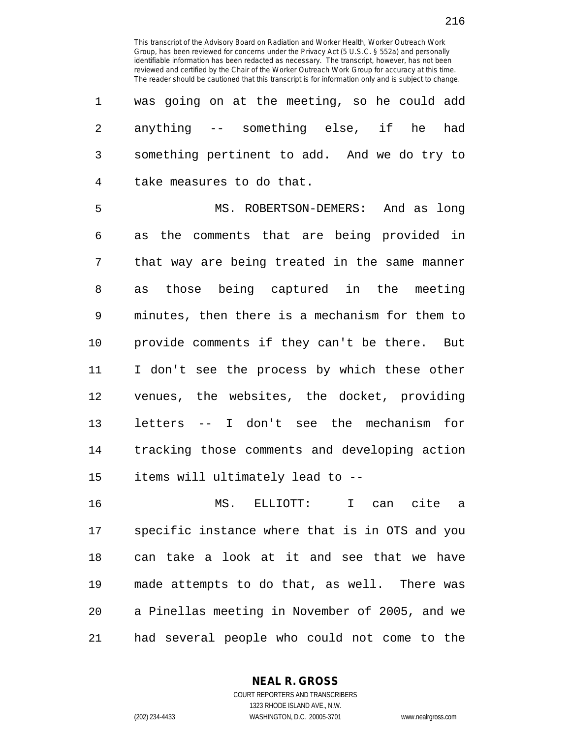was going on at the meeting, so he could add anything -- something else, if he had something pertinent to add. And we do try to take measures to do that.

MS. ROBERTSON-DEMERS: And as long as the comments that are being provided in that way are being treated in the same manner as those being captured in the meeting minutes, then there is a mechanism for them to provide comments if they can't be there. But I don't see the process by which these other venues, the websites, the docket, providing letters -- I don't see the mechanism for tracking those comments and developing action items will ultimately lead to --

MS. ELLIOTT: I can cite a specific instance where that is in OTS and you can take a look at it and see that we have made attempts to do that, as well. There was a Pinellas meeting in November of 2005, and we had several people who could not come to the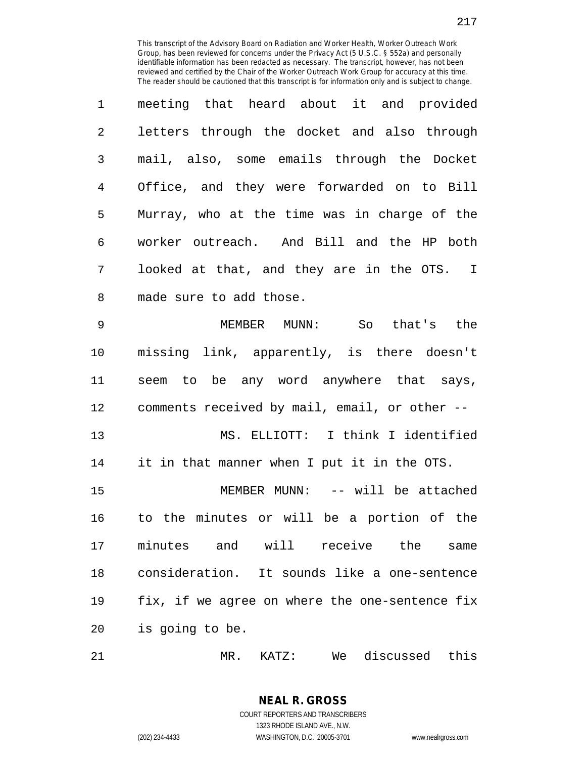meeting that heard about it and provided letters through the docket and also through mail, also, some emails through the Docket Office, and they were forwarded on to Bill Murray, who at the time was in charge of the worker outreach. And Bill and the HP both looked at that, and they are in the OTS. I made sure to add those.

MEMBER MUNN: So that's the missing link, apparently, is there doesn't seem to be any word anywhere that says, comments received by mail, email, or other --

MS. ELLIOTT: I think I identified it in that manner when I put it in the OTS.

MEMBER MUNN: -- will be attached to the minutes or will be a portion of the minutes and will receive the same consideration. It sounds like a one-sentence fix, if we agree on where the one-sentence fix is going to be.

MR. KATZ: We discussed this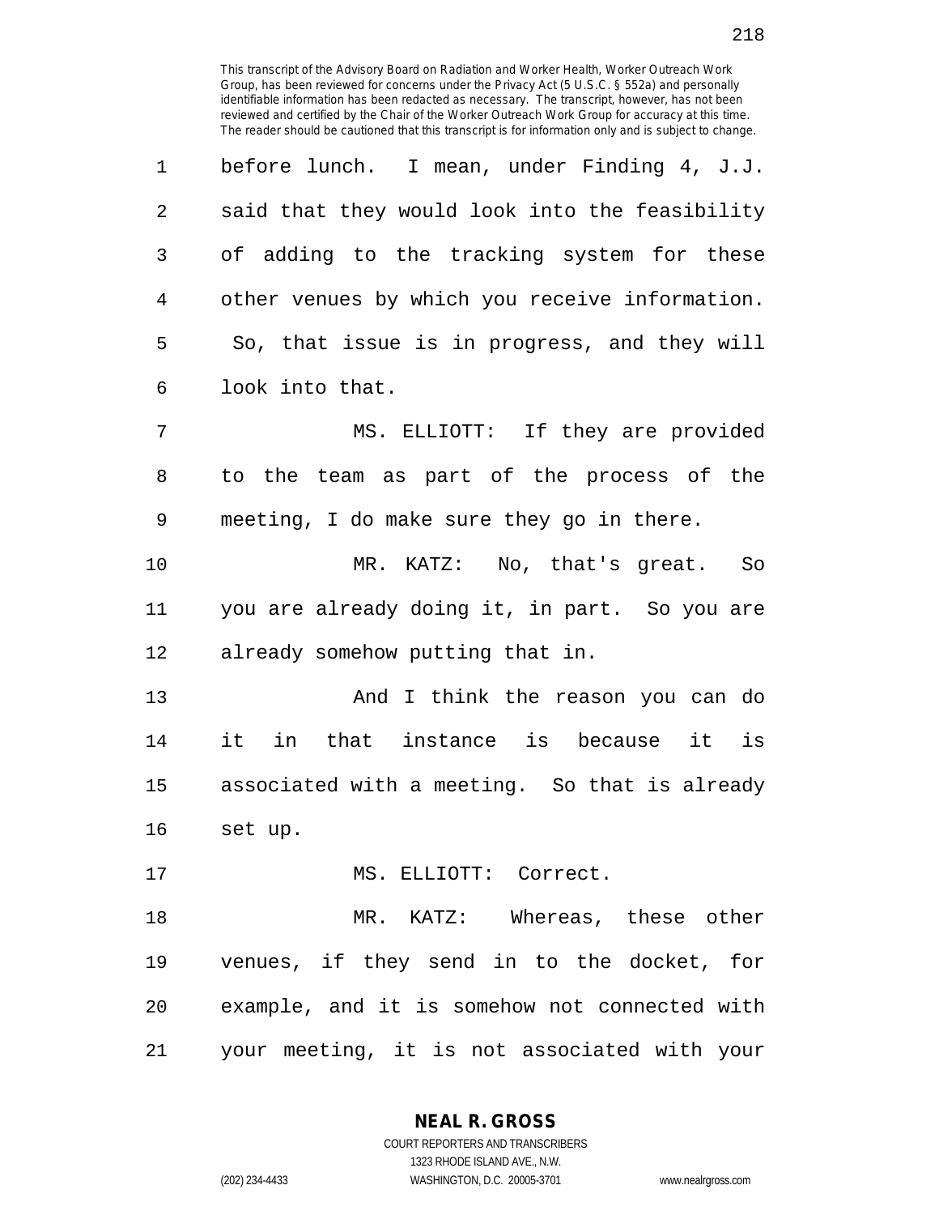before lunch. I mean, under Finding 4, J.J. said that they would look into the feasibility of adding to the tracking system for these other venues by which you receive information. So, that issue is in progress, and they will look into that.

MS. ELLIOTT: If they are provided to the team as part of the process of the meeting, I do make sure they go in there.

MR. KATZ: No, that's great. So you are already doing it, in part. So you are already somehow putting that in.

And I think the reason you can do it in that instance is because it is associated with a meeting. So that is already set up.

MS. ELLIOTT: Correct.

MR. KATZ: Whereas, these other venues, if they send in to the docket, for example, and it is somehow not connected with your meeting, it is not associated with your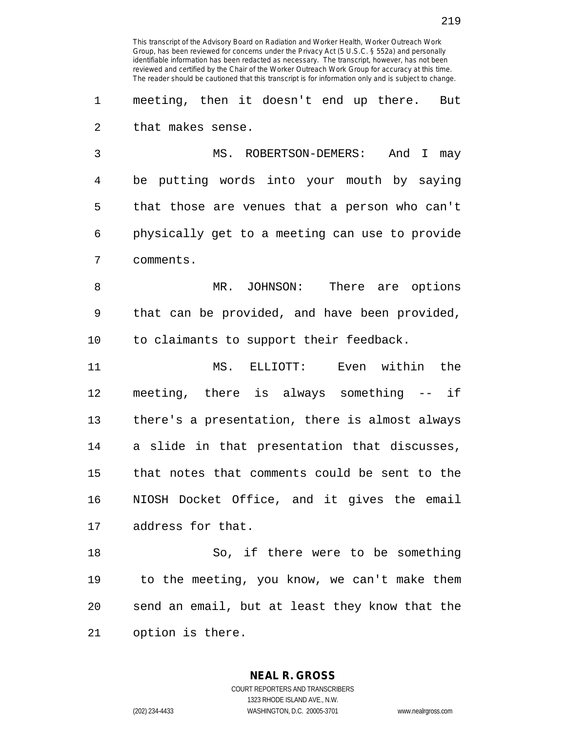meeting, then it doesn't end up there. But that makes sense.

MS. ROBERTSON-DEMERS: And I may be putting words into your mouth by saying that those are venues that a person who can't physically get to a meeting can use to provide comments.

MR. JOHNSON: There are options that can be provided, and have been provided, to claimants to support their feedback.

MS. ELLIOTT: Even within the meeting, there is always something -- if there's a presentation, there is almost always a slide in that presentation that discusses, that notes that comments could be sent to the NIOSH Docket Office, and it gives the email address for that.

So, if there were to be something to the meeting, you know, we can't make them send an email, but at least they know that the option is there.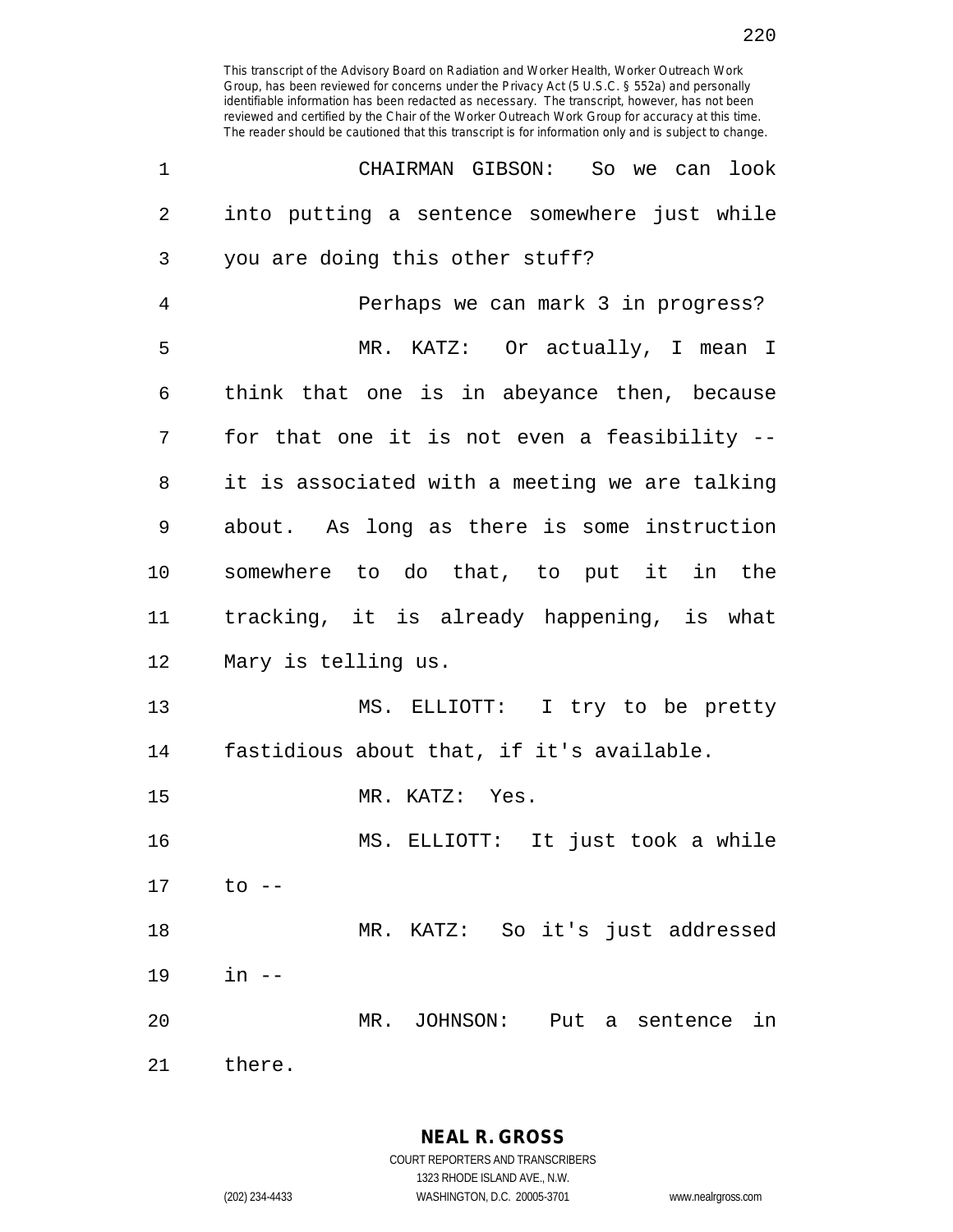CHAIRMAN GIBSON: So we can look into putting a sentence somewhere just while you are doing this other stuff?

Perhaps we can mark 3 in progress?

MR. KATZ: Or actually, I mean I think that one is in abeyance then, because for that one it is not even a feasibility -- it is associated with a meeting we are talking about. As long as there is some instruction somewhere to do that, to put it in the tracking, it is already happening, is what Mary is telling us.

MS. ELLIOTT: I try to be pretty fastidious about that, if it's available.

MR. KATZ: Yes.

MS. ELLIOTT: It just took a while to --

MR. KATZ: So it's just addressed in --

MR. JOHNSON: Put a sentence in there.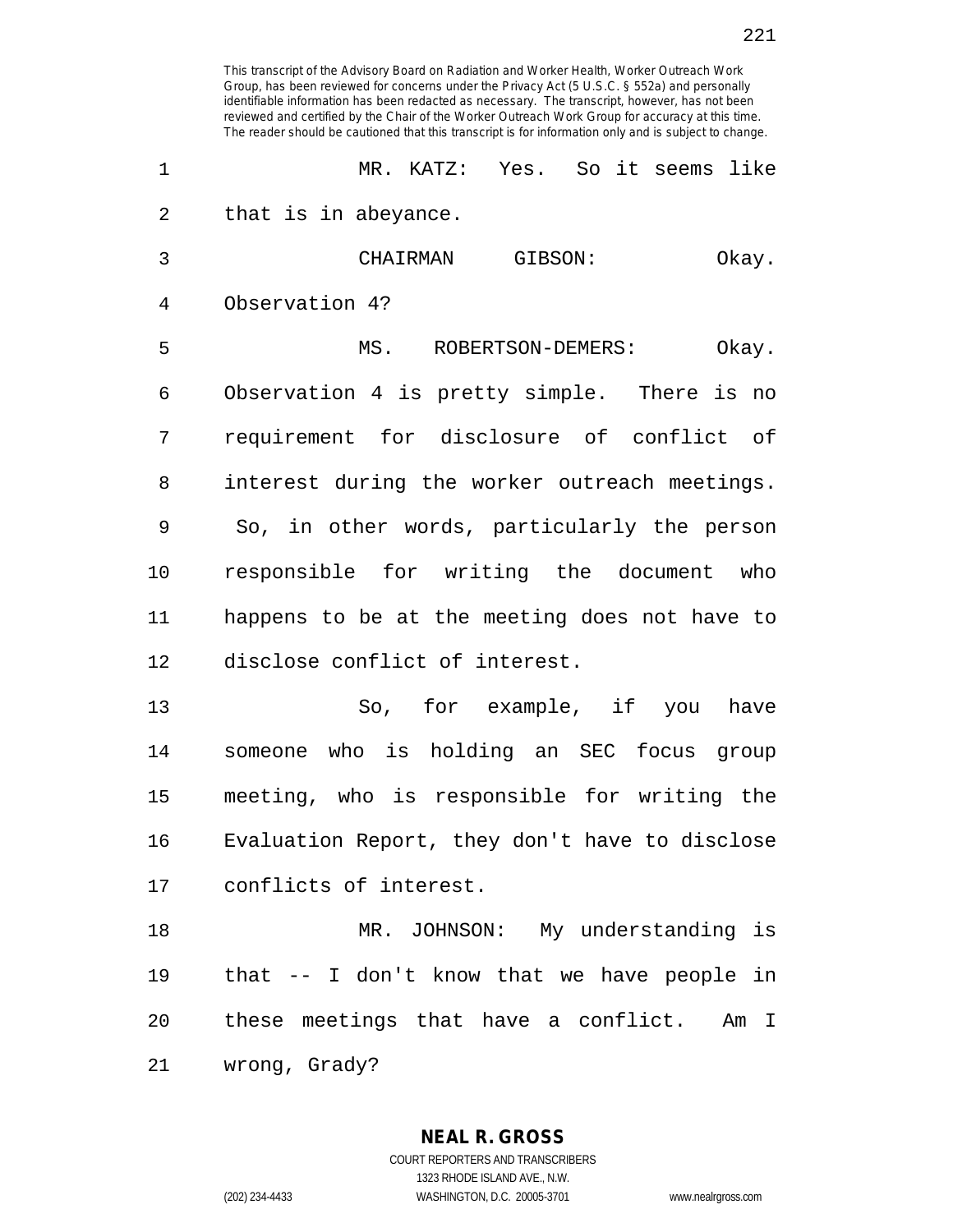MR. KATZ: Yes. So it seems like that is in abeyance.

CHAIRMAN GIBSON: Okay. Observation 4?

MS. ROBERTSON-DEMERS: Okay. Observation 4 is pretty simple. There is no requirement for disclosure of conflict of interest during the worker outreach meetings. So, in other words, particularly the person responsible for writing the document who happens to be at the meeting does not have to disclose conflict of interest.

So, for example, if you have someone who is holding an SEC focus group meeting, who is responsible for writing the Evaluation Report, they don't have to disclose conflicts of interest.

MR. JOHNSON: My understanding is that -- I don't know that we have people in these meetings that have a conflict. Am I wrong, Grady?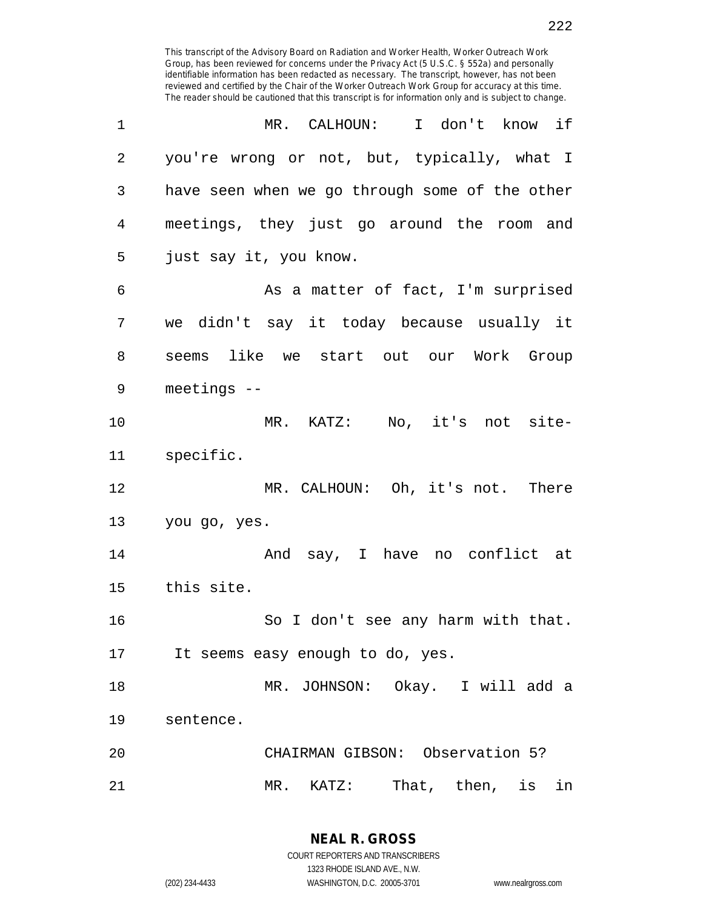MR. CALHOUN: I don't know if you're wrong or not, but, typically, what I have seen when we go through some of the other meetings, they just go around the room and just say it, you know.

As a matter of fact, I'm surprised we didn't say it today because usually it seems like we start out our Work Group meetings --

MR. KATZ: No, it's not site-specific.

MR. CALHOUN: Oh, it's not. There you go, yes.

And say, I have no conflict at this site.

So I don't see any harm with that. It seems easy enough to do, yes.

MR. JOHNSON: Okay. I will add a sentence.

CHAIRMAN GIBSON: Observation 5?

MR. KATZ: That, then, is in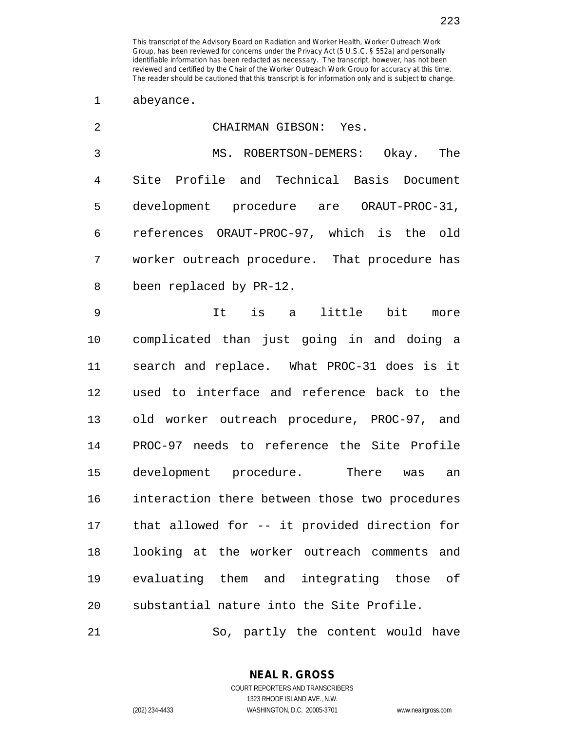abeyance.

CHAIRMAN GIBSON: Yes.

MS. ROBERTSON-DEMERS: Okay. The Site Profile and Technical Basis Document development procedure are ORAUT-PROC-31, references ORAUT-PROC-97, which is the old worker outreach procedure. That procedure has been replaced by PR-12.

It is a little bit more complicated than just going in and doing a search and replace. What PROC-31 does is it used to interface and reference back to the old worker outreach procedure, PROC-97, and PROC-97 needs to reference the Site Profile development procedure. There was an interaction there between those two procedures that allowed for -- it provided direction for looking at the worker outreach comments and evaluating them and integrating those of substantial nature into the Site Profile.

So, partly the content would have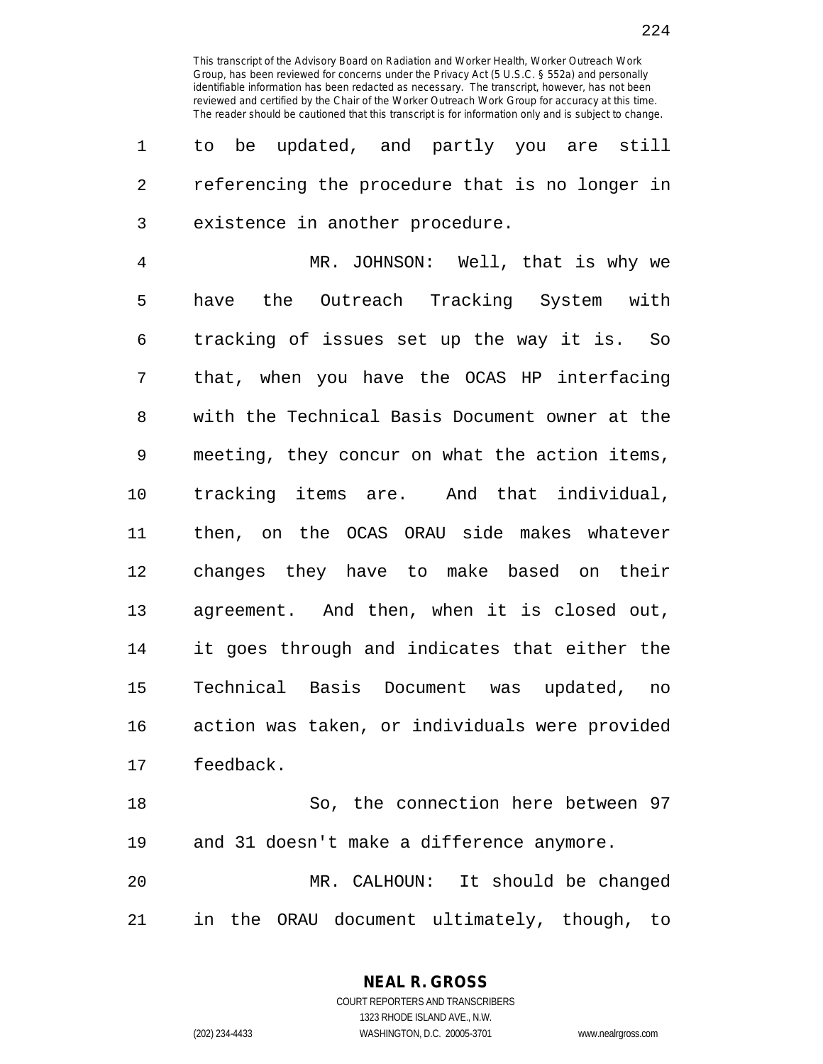to be updated, and partly you are still referencing the procedure that is no longer in existence in another procedure.

MR. JOHNSON: Well, that is why we have the Outreach Tracking System with tracking of issues set up the way it is. So that, when you have the OCAS HP interfacing with the Technical Basis Document owner at the meeting, they concur on what the action items, tracking items are. And that individual, then, on the OCAS ORAU side makes whatever changes they have to make based on their agreement. And then, when it is closed out, it goes through and indicates that either the Technical Basis Document was updated, no action was taken, or individuals were provided feedback.

So, the connection here between 97 and 31 doesn't make a difference anymore.

MR. CALHOUN: It should be changed in the ORAU document ultimately, though, to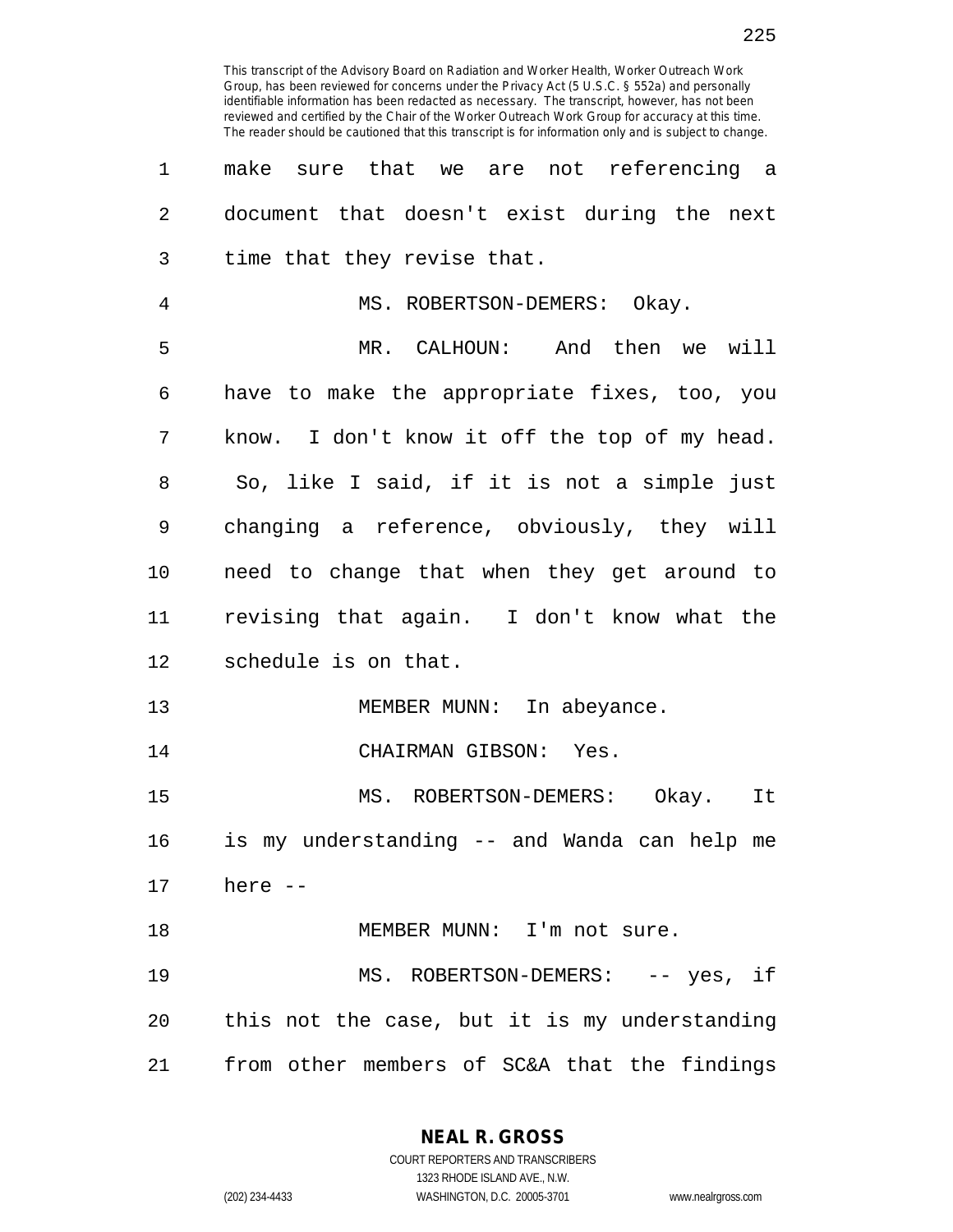make sure that we are not referencing a document that doesn't exist during the next time that they revise that.

MS. ROBERTSON-DEMERS: Okay.

MR. CALHOUN: And then we will have to make the appropriate fixes, too, you know. I don't know it off the top of my head. So, like I said, if it is not a simple just changing a reference, obviously, they will need to change that when they get around to revising that again. I don't know what the schedule is on that.

MEMBER MUNN: In abeyance.

CHAIRMAN GIBSON: Yes.

MS. ROBERTSON-DEMERS: Okay. It is my understanding -- and Wanda can help me here --

MEMBER MUNN: I'm not sure.

MS. ROBERTSON-DEMERS: -- yes, if this not the case, but it is my understanding from other members of SC&A that the findings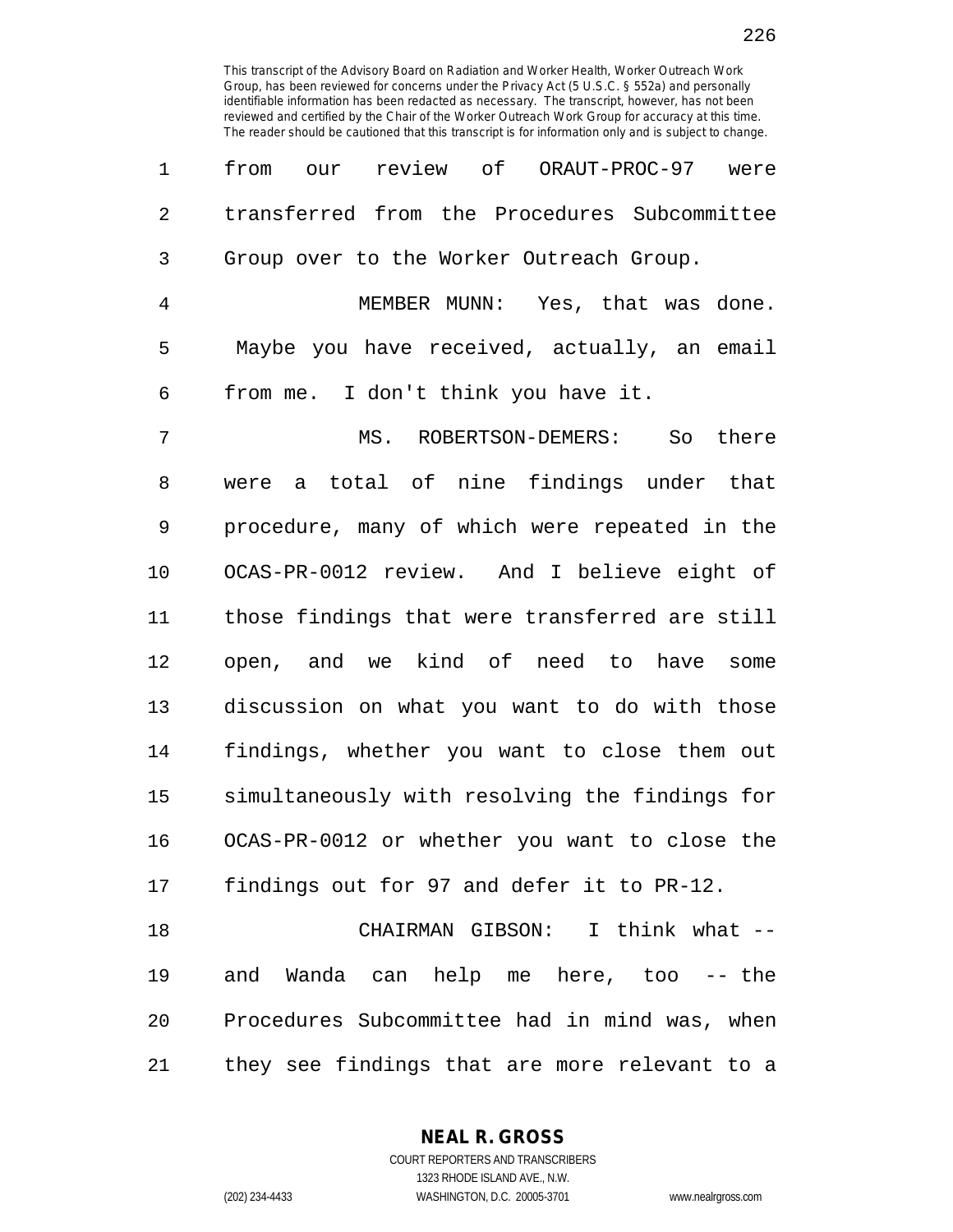This transcript of the Advisory Board on Radiation and Worker Health, Worker Outreach Work Group, has been reviewed for concerns under the Privacy Act (5 U.S.C. § 552a) and personally identifiable information has been redacted as necessary. The transcript, however, has not been reviewed and certified by the Chair of the Worker Outreach Work Group for accuracy at this time. The reader should be cautioned that this transcript is for information only and is subject to change.

from our review of ORAUT-PROC-97 were transferred from the Procedures Subcommittee Group over to the Worker Outreach Group.

MEMBER MUNN: Yes, that was done. Maybe you have received, actually, an email from me. I don't think you have it.

MS. ROBERTSON-DEMERS: So there were a total of nine findings under that procedure, many of which were repeated in the OCAS-PR-0012 review. And I believe eight of those findings that were transferred are still open, and we kind of need to have some discussion on what you want to do with those findings, whether you want to close them out simultaneously with resolving the findings for OCAS-PR-0012 or whether you want to close the findings out for 97 and defer it to PR-12.

CHAIRMAN GIBSON: I think what -- and Wanda can help me here, too -- the Procedures Subcommittee had in mind was, when they see findings that are more relevant to a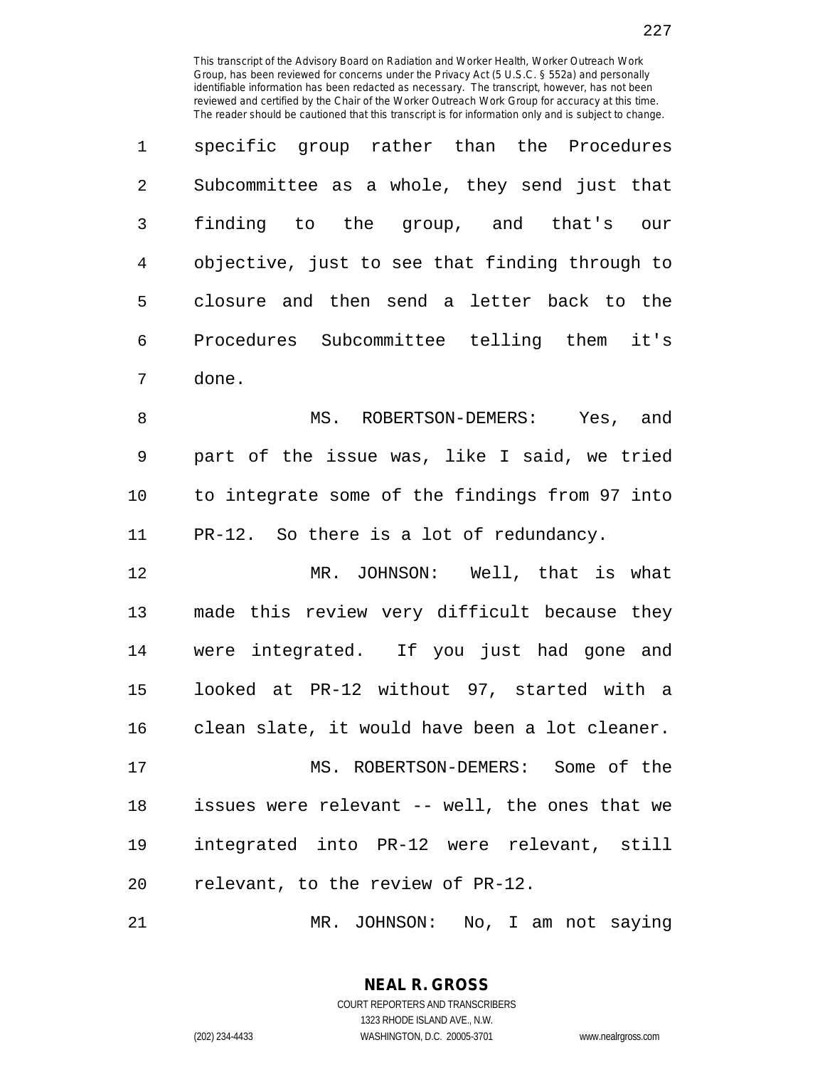This transcript of the Advisory Board on Radiation and Worker Health, Worker Outreach Work Group, has been reviewed for concerns under the Privacy Act (5 U.S.C. § 552a) and personally identifiable information has been redacted as necessary. The transcript, however, has not been reviewed and certified by the Chair of the Worker Outreach Work Group for accuracy at this time. The reader should be cautioned that this transcript is for information only and is subject to change.

specific group rather than the Procedures Subcommittee as a whole, they send just that finding to the group, and that's our objective, just to see that finding through to closure and then send a letter back to the Procedures Subcommittee telling them it's done.

MS. ROBERTSON-DEMERS: Yes, and part of the issue was, like I said, we tried to integrate some of the findings from 97 into PR-12. So there is a lot of redundancy.

MR. JOHNSON: Well, that is what made this review very difficult because they were integrated. If you just had gone and looked at PR-12 without 97, started with a clean slate, it would have been a lot cleaner.

MS. ROBERTSON-DEMERS: Some of the issues were relevant -- well, the ones that we integrated into PR-12 were relevant, still relevant, to the review of PR-12.

MR. JOHNSON: No, I am not saying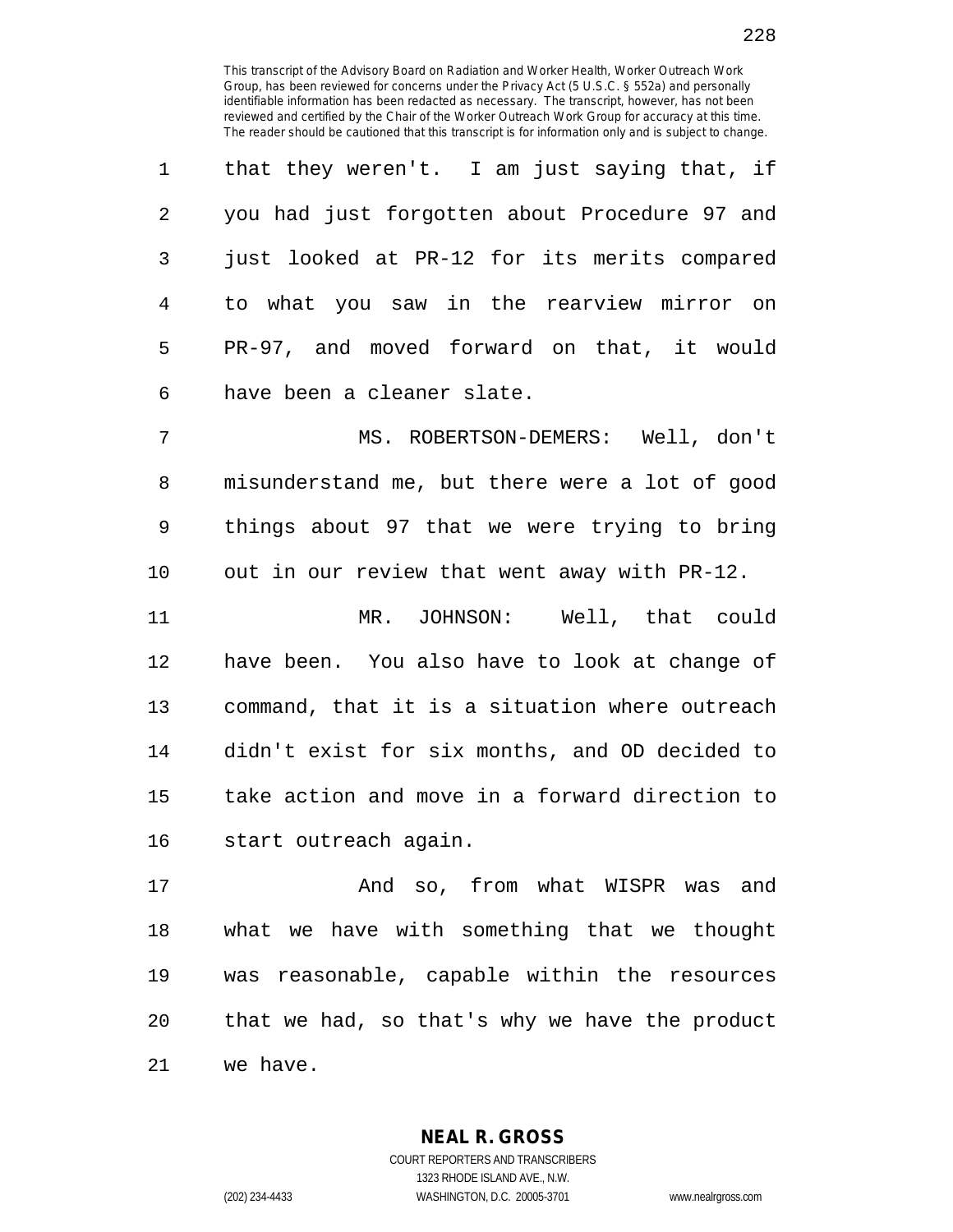that they weren't. I am just saying that, if you had just forgotten about Procedure 97 and just looked at PR-12 for its merits compared to what you saw in the rearview mirror on PR-97, and moved forward on that, it would have been a cleaner slate.

MS. ROBERTSON-DEMERS: Well, don't misunderstand me, but there were a lot of good things about 97 that we were trying to bring out in our review that went away with PR-12.

MR. JOHNSON: Well, that could have been. You also have to look at change of command, that it is a situation where outreach didn't exist for six months, and OD decided to take action and move in a forward direction to start outreach again.

And so, from what WISPR was and what we have with something that we thought was reasonable, capable within the resources that we had, so that's why we have the product we have.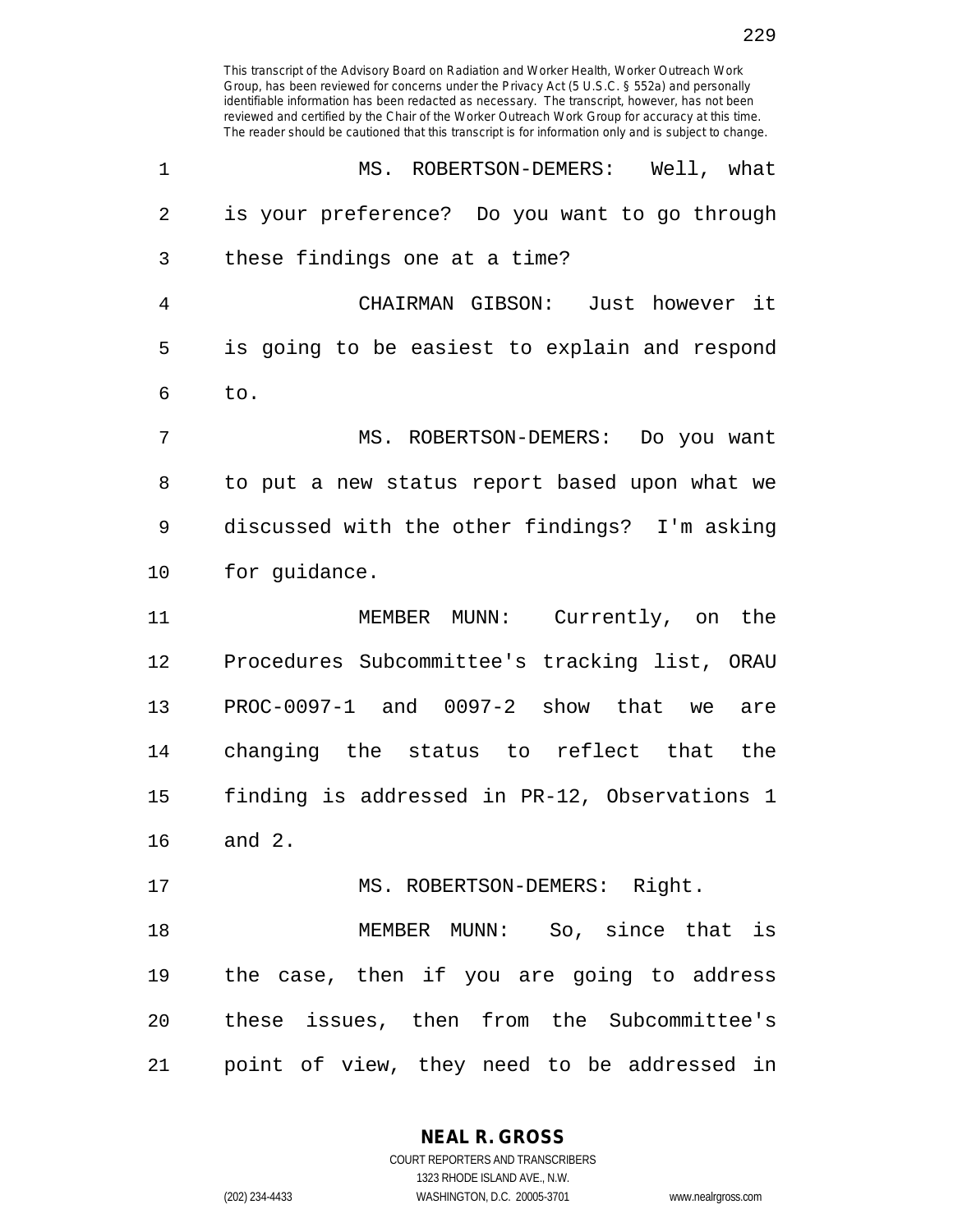MS. ROBERTSON-DEMERS: Well, what is your preference? Do you want to go through these findings one at a time?

CHAIRMAN GIBSON: Just however it is going to be easiest to explain and respond to.

MS. ROBERTSON-DEMERS: Do you want to put a new status report based upon what we discussed with the other findings? I'm asking for guidance.

MEMBER MUNN: Currently, on the Procedures Subcommittee's tracking list, ORAU PROC-0097-1 and 0097-2 show that we are changing the status to reflect that the finding is addressed in PR-12, Observations 1 and 2.

MS. ROBERTSON-DEMERS: Right.

MEMBER MUNN: So, since that is the case, then if you are going to address these issues, then from the Subcommittee's point of view, they need to be addressed in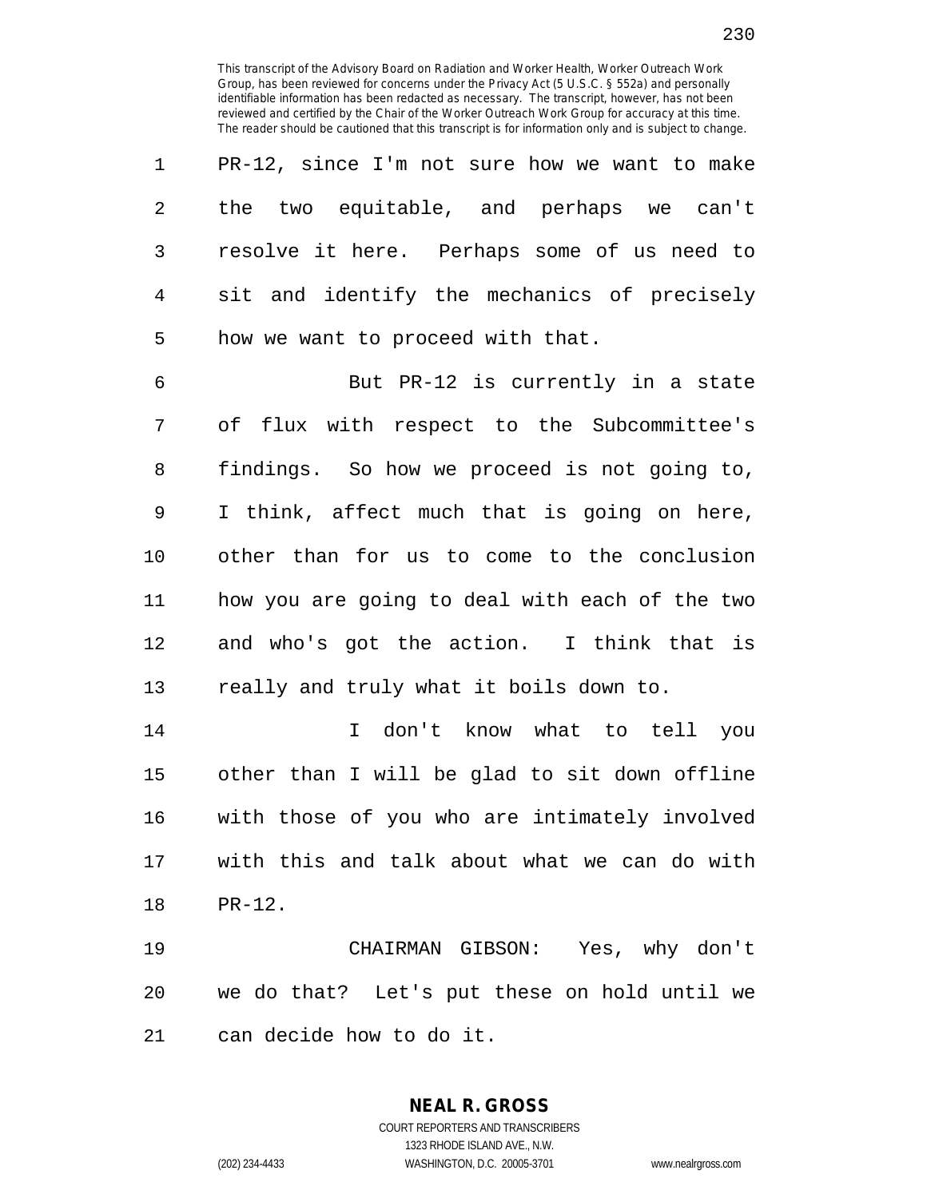This transcript of the Advisory Board on Radiation and Worker Health, Worker Outreach Work Group, has been reviewed for concerns under the Privacy Act (5 U.S.C. § 552a) and personally identifiable information has been redacted as necessary. The transcript, however, has not been reviewed and certified by the Chair of the Worker Outreach Work Group for accuracy at this time. The reader should be cautioned that this transcript is for information only and is subject to change.

PR-12, since I'm not sure how we want to make the two equitable, and perhaps we can't resolve it here. Perhaps some of us need to sit and identify the mechanics of precisely how we want to proceed with that.

But PR-12 is currently in a state of flux with respect to the Subcommittee's findings. So how we proceed is not going to, I think, affect much that is going on here, other than for us to come to the conclusion how you are going to deal with each of the two and who's got the action. I think that is really and truly what it boils down to.

I don't know what to tell you other than I will be glad to sit down offline with those of you who are intimately involved with this and talk about what we can do with PR-12.

CHAIRMAN GIBSON: Yes, why don't we do that? Let's put these on hold until we can decide how to do it.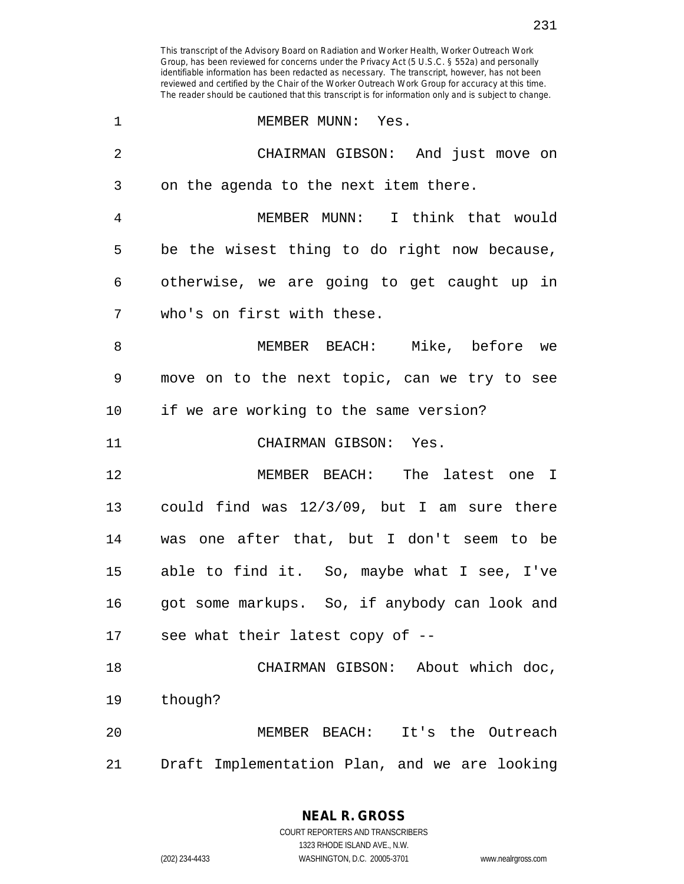This transcript of the Advisory Board on Radiation and Worker Health, Worker Outreach Work Group, has been reviewed for concerns under the Privacy Act (5 U.S.C. § 552a) and personally identifiable information has been redacted as necessary. The transcript, however, has not been reviewed and certified by the Chair of the Worker Outreach Work Group for accuracy at this time. The reader should be cautioned that this transcript is for information only and is subject to change.

1 MEMBER MUNN: Yes.

2 CHAIRMAN GIBSON: And just move on
3 on the agenda to the next item there.

4 MEMBER MUNN: I think that would
5 be the wisest thing to do right now because,
6 otherwise, we are going to get caught up in
7 who's on first with these.

8 MEMBER BEACH: Mike, before we
9 move on to the next topic, can we try to see
10 if we are working to the same version?

11 CHAIRMAN GIBSON: Yes.

12 MEMBER BEACH: The latest one I
13 could find was 12/3/09, but I am sure there
14 was one after that, but I don't seem to be
15 able to find it. So, maybe what I see, I've
16 got some markups. So, if anybody can look and
17 see what their latest copy of --

18 CHAIRMAN GIBSON: About which doc,
19 though?

20 MEMBER BEACH: It's the Outreach
21 Draft Implementation Plan, and we are looking

**NEAL R. GROSS**
COURT REPORTERS AND TRANSCRIBERS
1323 RHODE ISLAND AVE., N.W.
(202) 234-4433 WASHINGTON, D.C. 20005-3701 www.nealrgross.com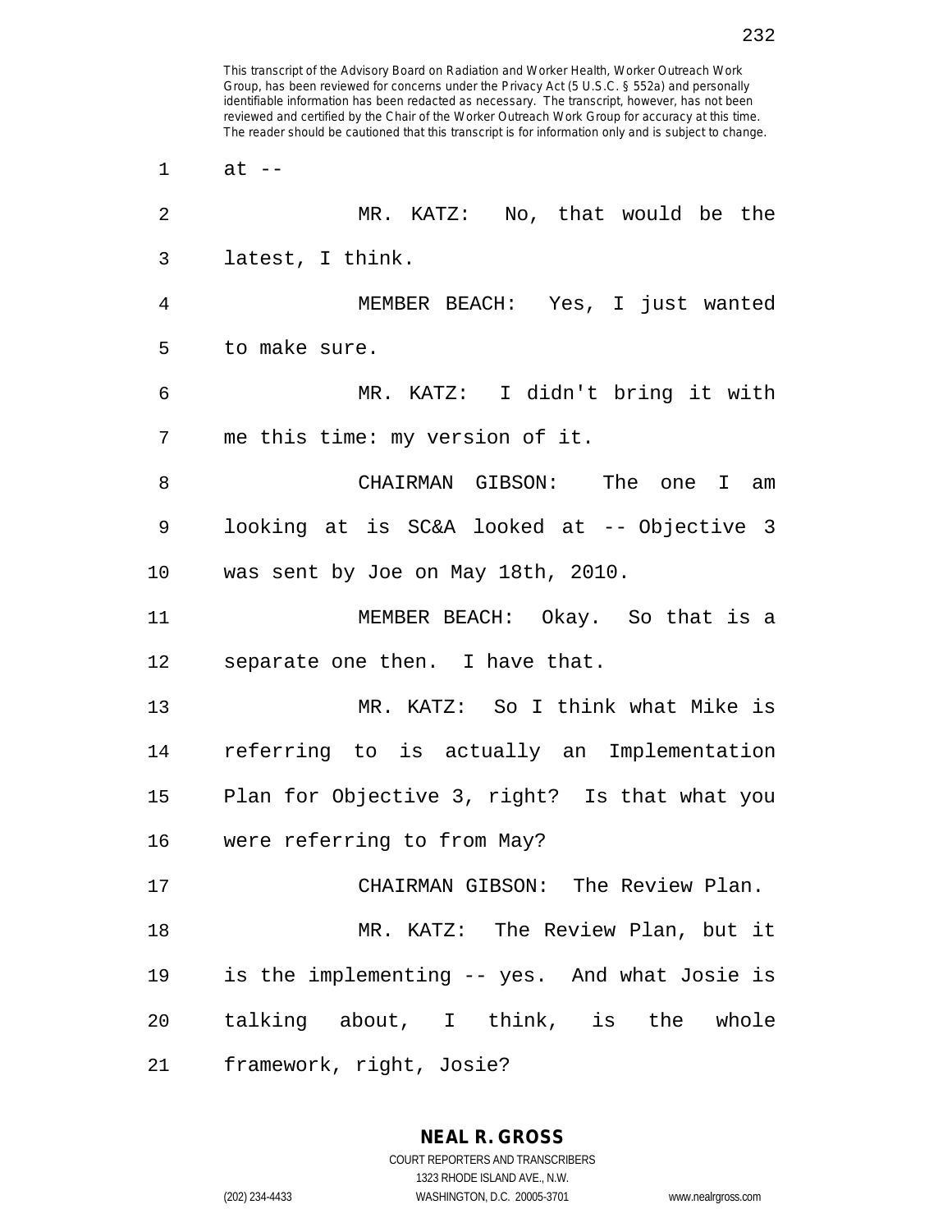at --

MR. KATZ: No, that would be the latest, I think.

MEMBER BEACH: Yes, I just wanted to make sure.

MR. KATZ: I didn't bring it with me this time: my version of it.

CHAIRMAN GIBSON: The one I am looking at is SC&A looked at -- Objective 3 was sent by Joe on May 18th, 2010.

MEMBER BEACH: Okay. So that is a separate one then. I have that.

MR. KATZ: So I think what Mike is referring to is actually an Implementation Plan for Objective 3, right? Is that what you were referring to from May?

CHAIRMAN GIBSON: The Review Plan.

MR. KATZ: The Review Plan, but it is the implementing -- yes. And what Josie is talking about, I think, is the whole framework, right, Josie?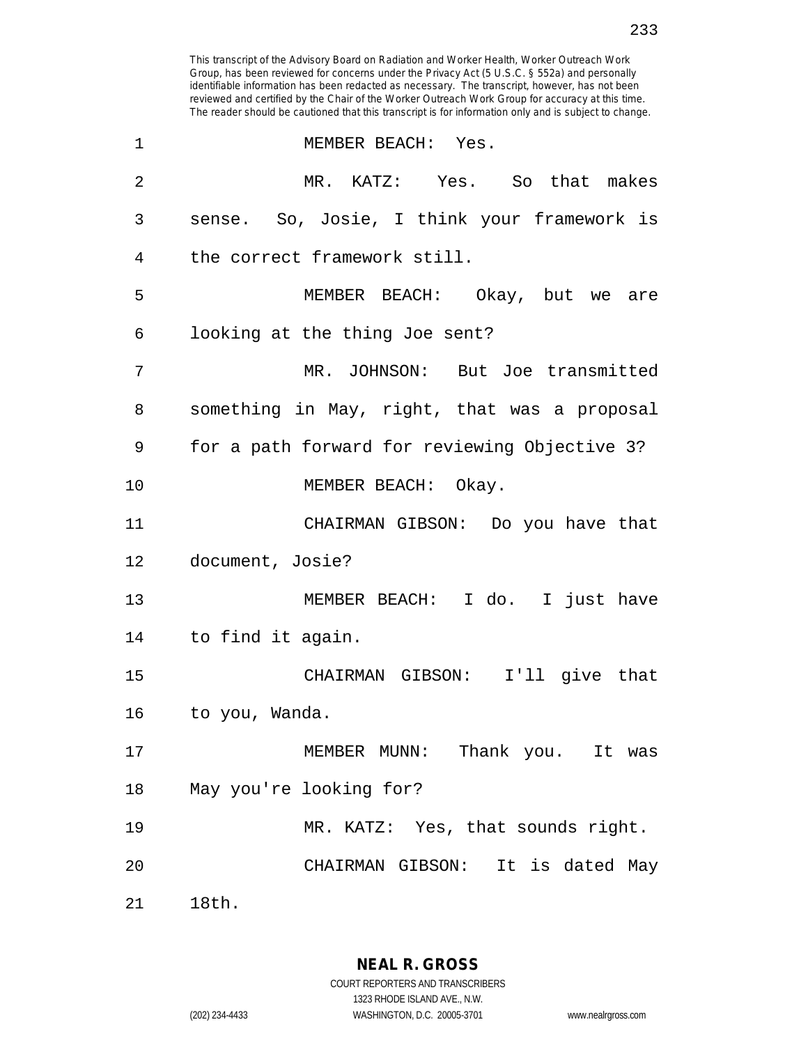This transcript of the Advisory Board on Radiation and Worker Health, Worker Outreach Work Group, has been reviewed for concerns under the Privacy Act (5 U.S.C. § 552a) and personally identifiable information has been redacted as necessary. The transcript, however, has not been reviewed and certified by the Chair of the Worker Outreach Work Group for accuracy at this time. The reader should be cautioned that this transcript is for information only and is subject to change.

1 MEMBER BEACH: Yes.

2 MR. KATZ: Yes. So that makes
3 sense. So, Josie, I think your framework is
4 the correct framework still.

5 MEMBER BEACH: Okay, but we are
6 looking at the thing Joe sent?

7 MR. JOHNSON: But Joe transmitted
8 something in May, right, that was a proposal
9 for a path forward for reviewing Objective 3?

10 MEMBER BEACH: Okay.

11 CHAIRMAN GIBSON: Do you have that
12 document, Josie?

13 MEMBER BEACH: I do. I just have
14 to find it again.

15 CHAIRMAN GIBSON: I'll give that
16 to you, Wanda.

17 MEMBER MUNN: Thank you. It was
18 May you're looking for?

19 MR. KATZ: Yes, that sounds right.

20 CHAIRMAN GIBSON: It is dated May
21 18th.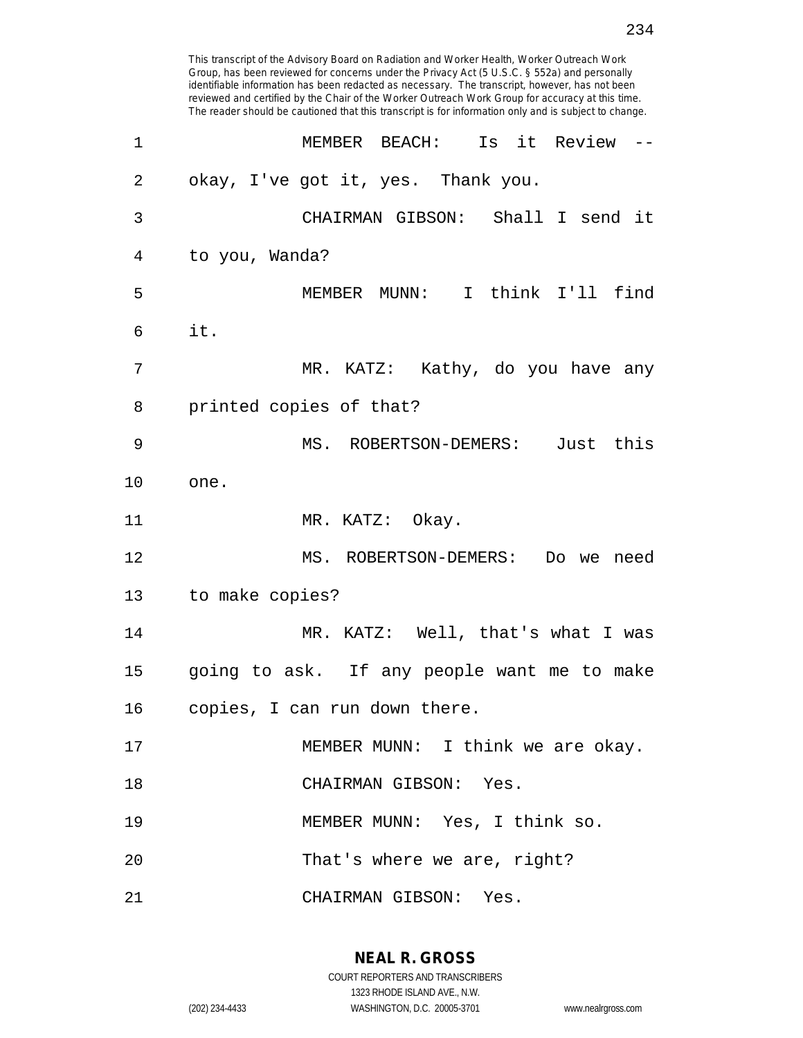This transcript of the Advisory Board on Radiation and Worker Health, Worker Outreach Work Group, has been reviewed for concerns under the Privacy Act (5 U.S.C. § 552a) and personally identifiable information has been redacted as necessary. The transcript, however, has not been reviewed and certified by the Chair of the Worker Outreach Work Group for accuracy at this time. The reader should be cautioned that this transcript is for information only and is subject to change.

1 MEMBER BEACH: Is it Review --
2 okay, I've got it, yes. Thank you.
3 CHAIRMAN GIBSON: Shall I send it
4 to you, Wanda?
5 MEMBER MUNN: I think I'll find
6 it.
7 MR. KATZ: Kathy, do you have any
8 printed copies of that?
9 MS. ROBERTSON-DEMERS: Just this
10 one.
11 MR. KATZ: Okay.
12 MS. ROBERTSON-DEMERS: Do we need
13 to make copies?
14 MR. KATZ: Well, that's what I was
15 going to ask. If any people want me to make
16 copies, I can run down there.
17 MEMBER MUNN: I think we are okay.
18 CHAIRMAN GIBSON: Yes.
19 MEMBER MUNN: Yes, I think so.
20 That's where we are, right?
21 CHAIRMAN GIBSON: Yes.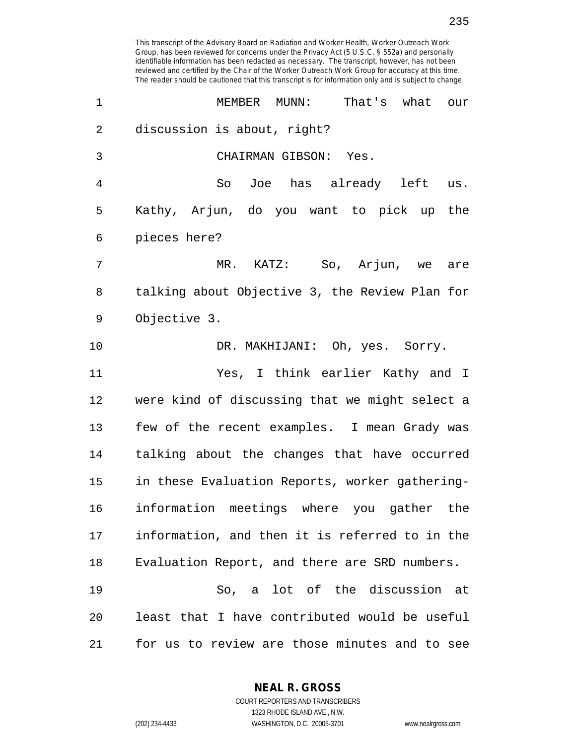This transcript of the Advisory Board on Radiation and Worker Health, Worker Outreach Work Group, has been reviewed for concerns under the Privacy Act (5 U.S.C. § 552a) and personally identifiable information has been redacted as necessary. The transcript, however, has not been reviewed and certified by the Chair of the Worker Outreach Work Group for accuracy at this time. The reader should be cautioned that this transcript is for information only and is subject to change.

1 MEMBER MUNN: That's what our
2 discussion is about, right?
3 CHAIRMAN GIBSON: Yes.
4 So Joe has already left us.
5 Kathy, Arjun, do you want to pick up the
6 pieces here?
7 MR. KATZ: So, Arjun, we are
8 talking about Objective 3, the Review Plan for
9 Objective 3.
10 DR. MAKHIJANI: Oh, yes. Sorry.
11 Yes, I think earlier Kathy and I
12 were kind of discussing that we might select a
13 few of the recent examples. I mean Grady was
14 talking about the changes that have occurred
15 in these Evaluation Reports, worker gathering-
16 information meetings where you gather the
17 information, and then it is referred to in the
18 Evaluation Report, and there are SRD numbers.
19 So, a lot of the discussion at
20 least that I have contributed would be useful
21 for us to review are those minutes and to see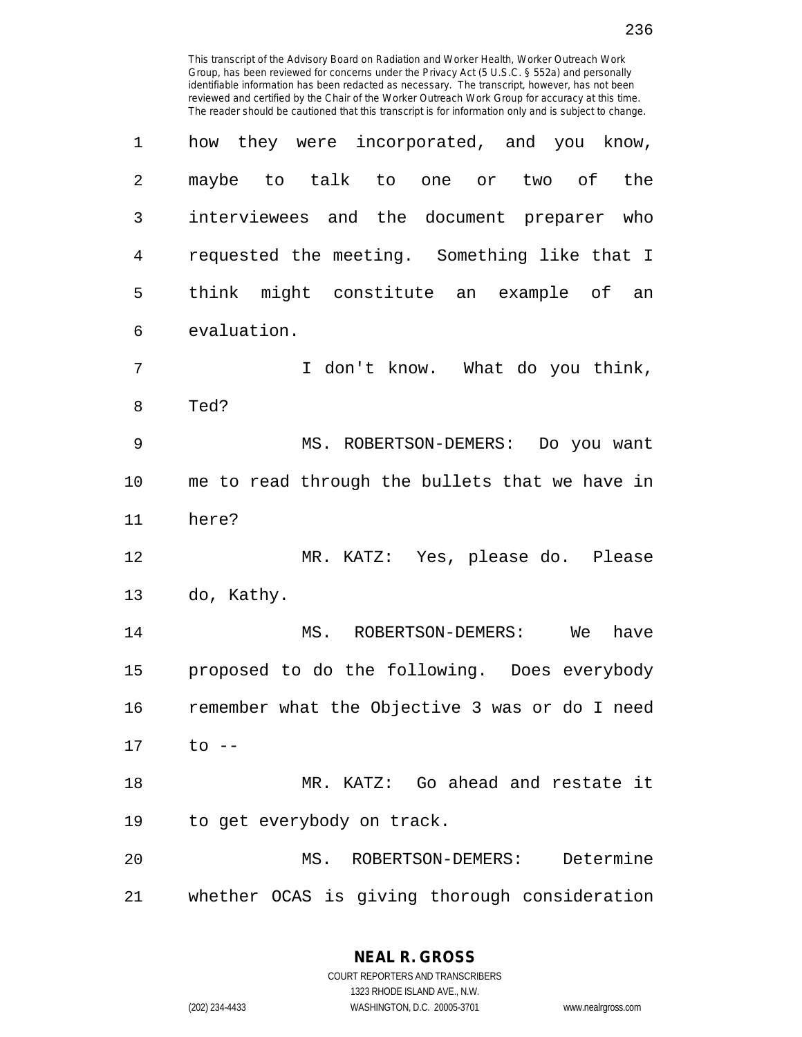This transcript of the Advisory Board on Radiation and Worker Health, Worker Outreach Work Group, has been reviewed for concerns under the Privacy Act (5 U.S.C. § 552a) and personally identifiable information has been redacted as necessary. The transcript, however, has not been reviewed and certified by the Chair of the Worker Outreach Work Group for accuracy at this time. The reader should be cautioned that this transcript is for information only and is subject to change.

how they were incorporated, and you know, maybe to talk to one or two of the interviewees and the document preparer who requested the meeting. Something like that I think might constitute an example of an evaluation.

I don't know. What do you think, Ted?

MS. ROBERTSON-DEMERS: Do you want me to read through the bullets that we have in here?

MR. KATZ: Yes, please do. Please do, Kathy.

MS. ROBERTSON-DEMERS: We have proposed to do the following. Does everybody remember what the Objective 3 was or do I need to --

MR. KATZ: Go ahead and restate it to get everybody on track.

MS. ROBERTSON-DEMERS: Determine whether OCAS is giving thorough consideration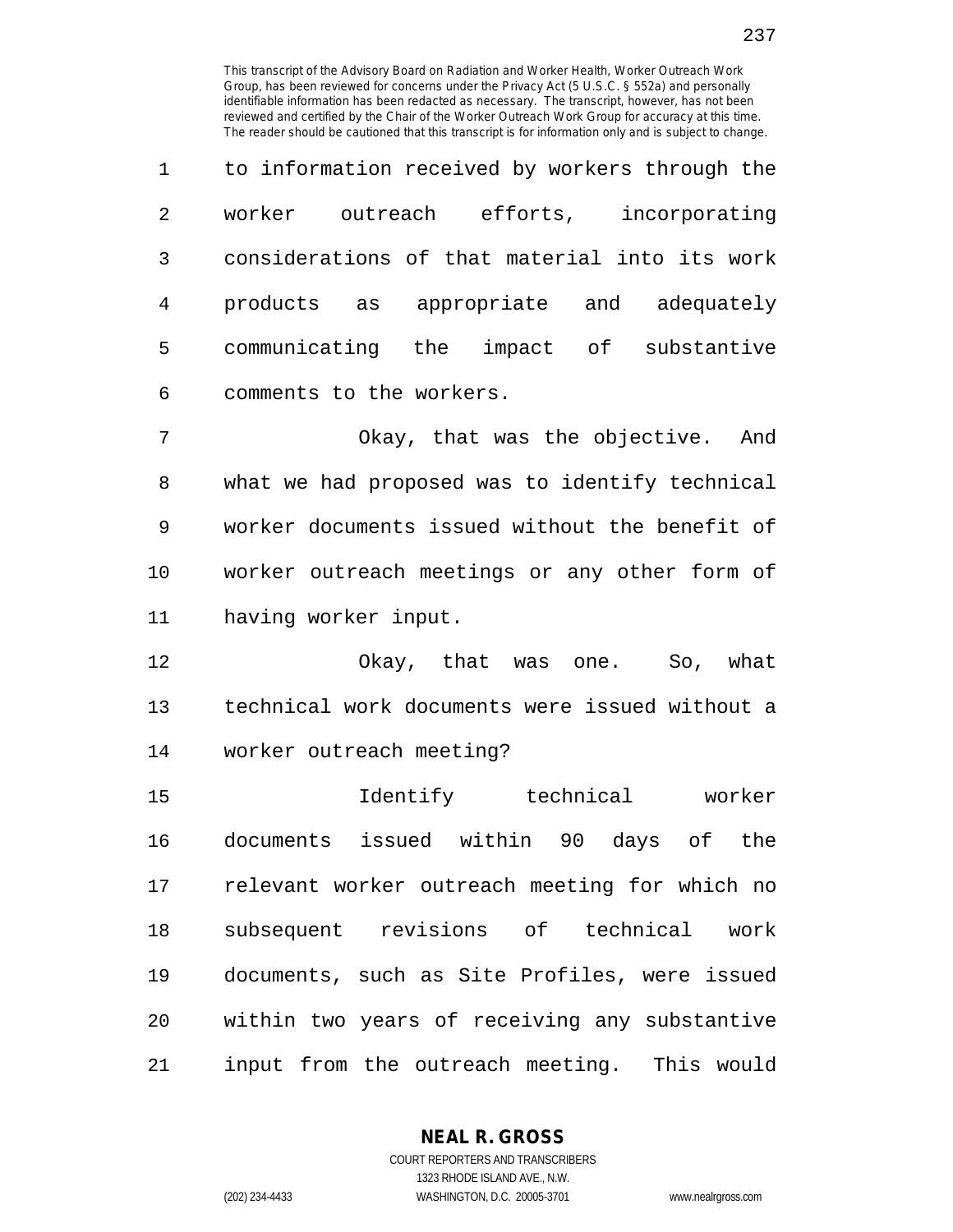to information received by workers through the worker outreach efforts, incorporating considerations of that material into its work products as appropriate and adequately communicating the impact of substantive comments to the workers.

Okay, that was the objective. And what we had proposed was to identify technical worker documents issued without the benefit of worker outreach meetings or any other form of having worker input.

Okay, that was one. So, what technical work documents were issued without a worker outreach meeting?

Identify technical worker documents issued within 90 days of the relevant worker outreach meeting for which no subsequent revisions of technical work documents, such as Site Profiles, were issued within two years of receiving any substantive input from the outreach meeting. This would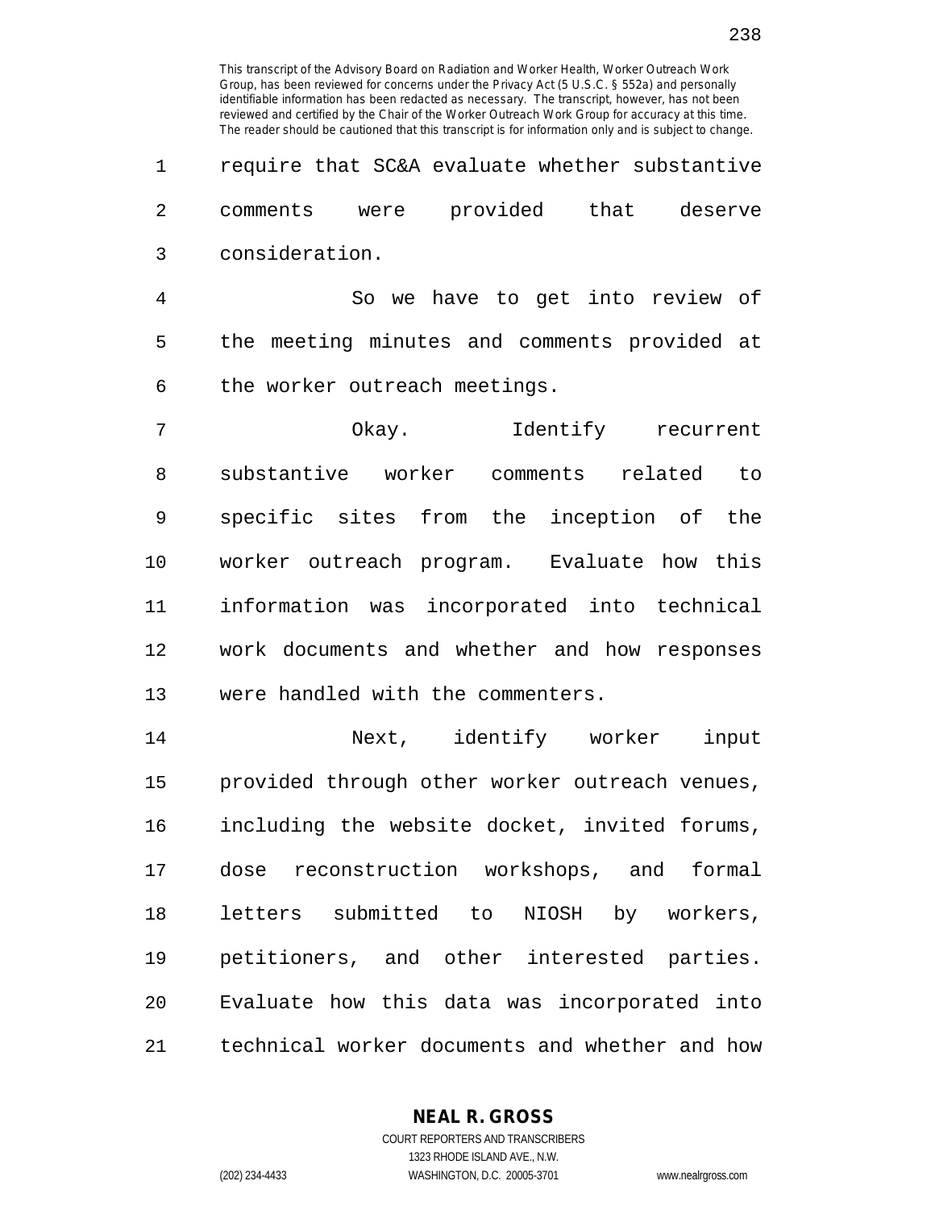require that SC&A evaluate whether substantive comments were provided that deserve consideration.

So we have to get into review of the meeting minutes and comments provided at the worker outreach meetings.

Okay. Identify recurrent substantive worker comments related to specific sites from the inception of the worker outreach program. Evaluate how this information was incorporated into technical work documents and whether and how responses were handled with the commenters.

Next, identify worker input provided through other worker outreach venues, including the website docket, invited forums, dose reconstruction workshops, and formal letters submitted to NIOSH by workers, petitioners, and other interested parties. Evaluate how this data was incorporated into technical worker documents and whether and how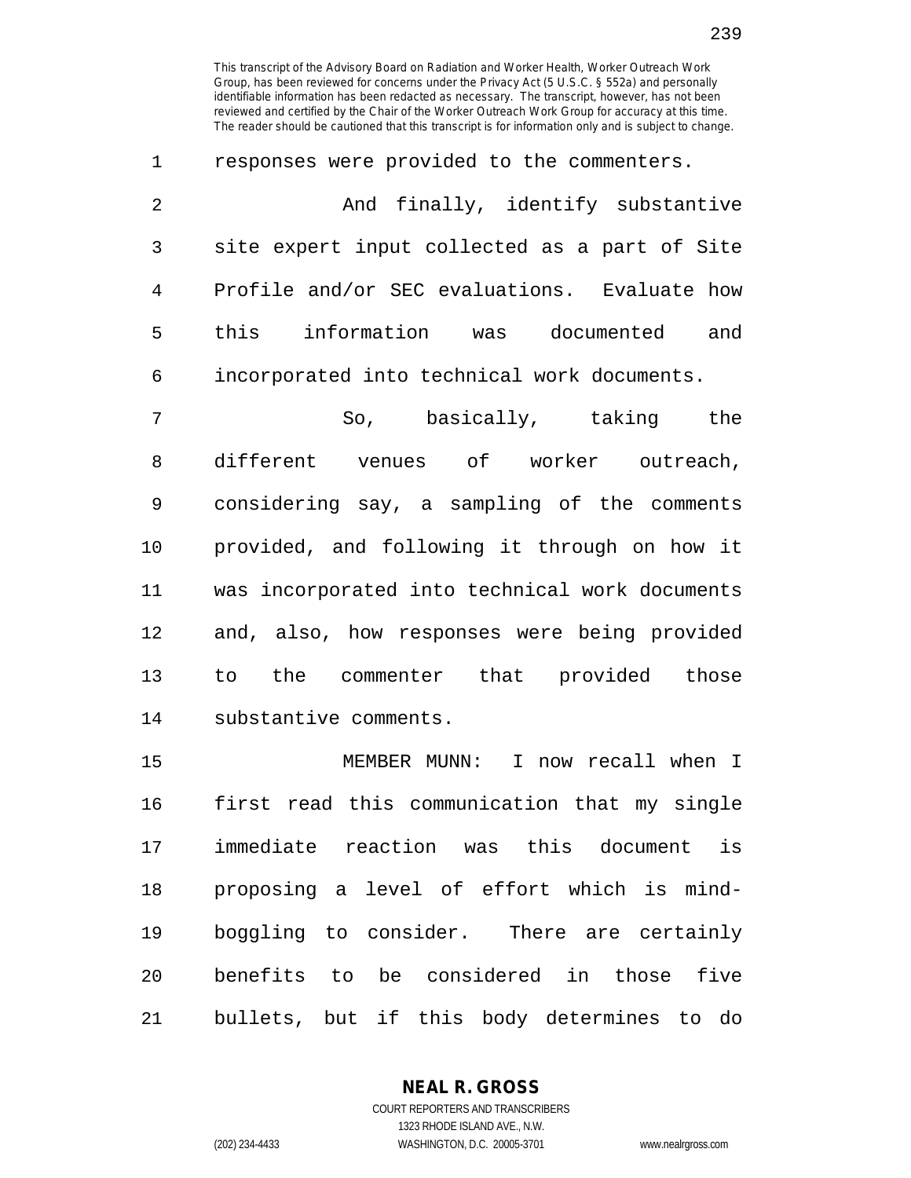responses were provided to the commenters.

And finally, identify substantive site expert input collected as a part of Site Profile and/or SEC evaluations. Evaluate how this information was documented and incorporated into technical work documents.

So, basically, taking the different venues of worker outreach, considering say, a sampling of the comments provided, and following it through on how it was incorporated into technical work documents and, also, how responses were being provided to the commenter that provided those substantive comments.

MEMBER MUNN: I now recall when I first read this communication that my single immediate reaction was this document is proposing a level of effort which is mind-boggling to consider. There are certainly benefits to be considered in those five bullets, but if this body determines to do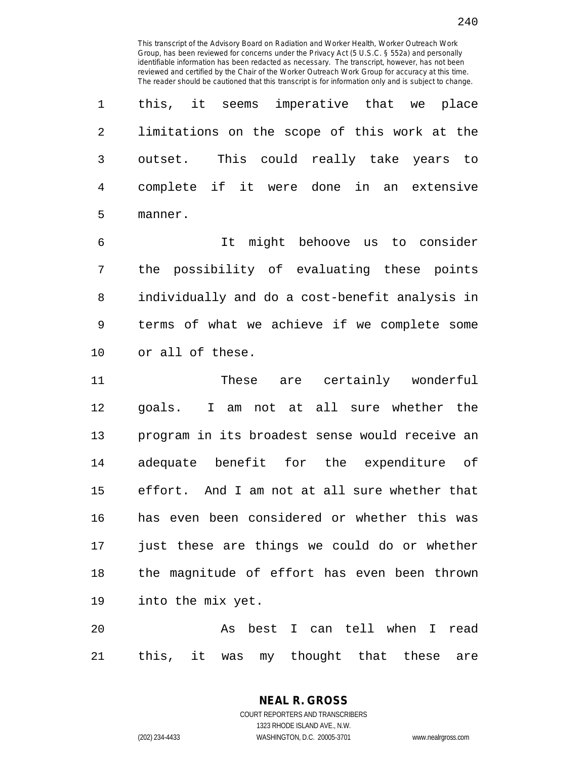this, it seems imperative that we place limitations on the scope of this work at the outset. This could really take years to complete if it were done in an extensive manner.

It might behoove us to consider the possibility of evaluating these points individually and do a cost-benefit analysis in terms of what we achieve if we complete some or all of these.

These are certainly wonderful goals. I am not at all sure whether the program in its broadest sense would receive an adequate benefit for the expenditure of effort. And I am not at all sure whether that has even been considered or whether this was just these are things we could do or whether the magnitude of effort has even been thrown into the mix yet.

As best I can tell when I read this, it was my thought that these are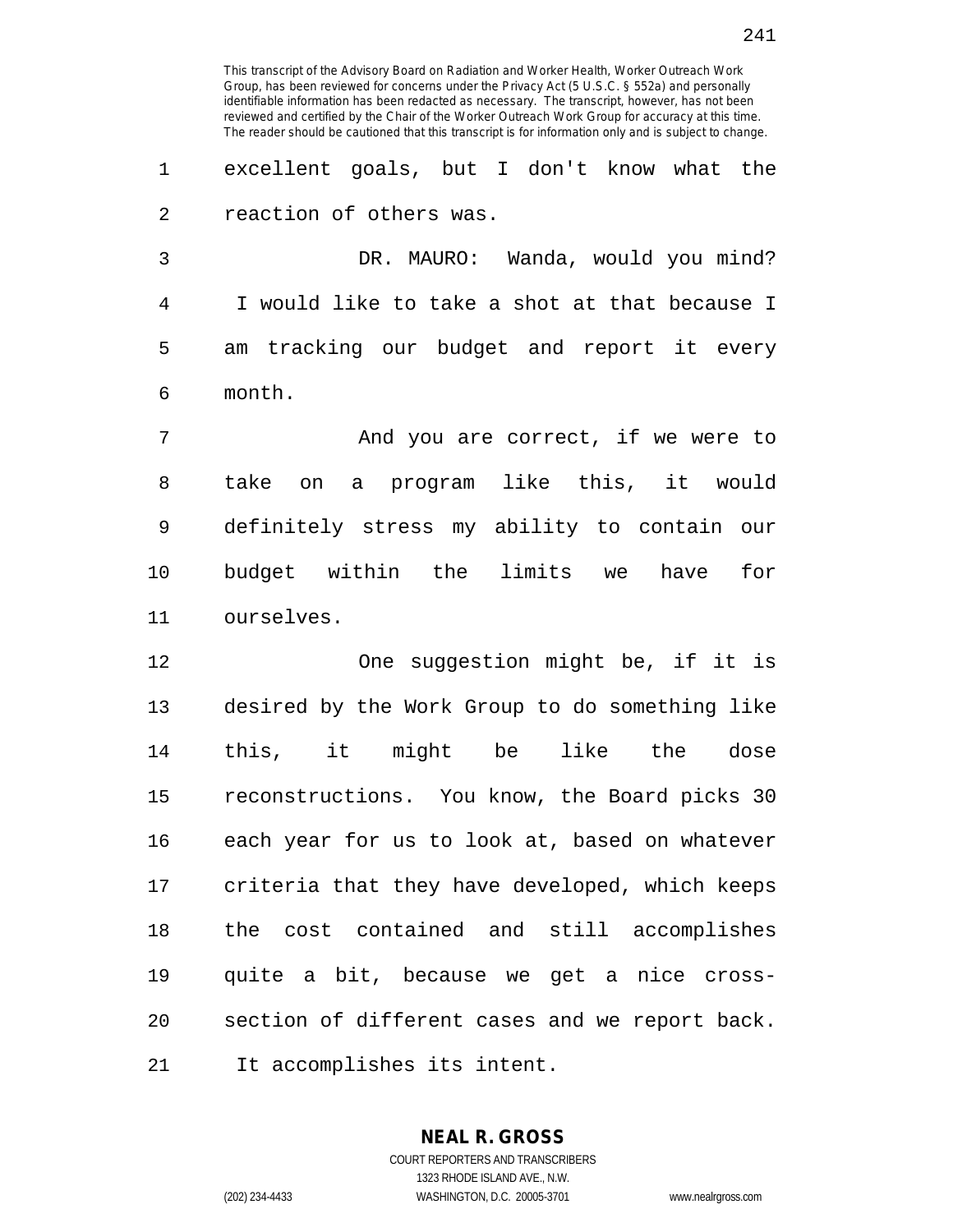This transcript of the Advisory Board on Radiation and Worker Health, Worker Outreach Work Group, has been reviewed for concerns under the Privacy Act (5 U.S.C. § 552a) and personally identifiable information has been redacted as necessary. The transcript, however, has not been reviewed and certified by the Chair of the Worker Outreach Work Group for accuracy at this time. The reader should be cautioned that this transcript is for information only and is subject to change.

excellent goals, but I don't know what the reaction of others was.

DR. MAURO: Wanda, would you mind? I would like to take a shot at that because I am tracking our budget and report it every month.

And you are correct, if we were to take on a program like this, it would definitely stress my ability to contain our budget within the limits we have for ourselves.

One suggestion might be, if it is desired by the Work Group to do something like this, it might be like the dose reconstructions. You know, the Board picks 30 each year for us to look at, based on whatever criteria that they have developed, which keeps the cost contained and still accomplishes quite a bit, because we get a nice cross-section of different cases and we report back. It accomplishes its intent.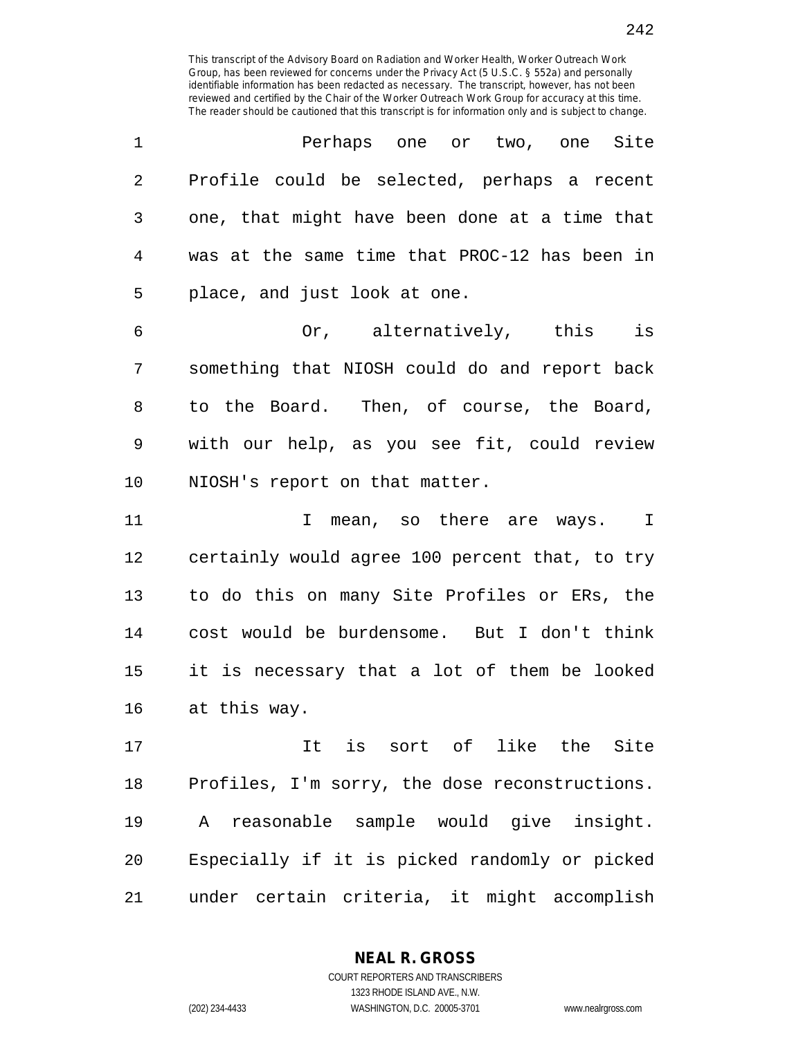This transcript of the Advisory Board on Radiation and Worker Health, Worker Outreach Work Group, has been reviewed for concerns under the Privacy Act (5 U.S.C. § 552a) and personally identifiable information has been redacted as necessary. The transcript, however, has not been reviewed and certified by the Chair of the Worker Outreach Work Group for accuracy at this time. The reader should be cautioned that this transcript is for information only and is subject to change.

Perhaps one or two, one Site Profile could be selected, perhaps a recent one, that might have been done at a time that was at the same time that PROC-12 has been in place, and just look at one.

Or, alternatively, this is something that NIOSH could do and report back to the Board. Then, of course, the Board, with our help, as you see fit, could review NIOSH's report on that matter.

I mean, so there are ways. I certainly would agree 100 percent that, to try to do this on many Site Profiles or ERs, the cost would be burdensome. But I don't think it is necessary that a lot of them be looked at this way.

It is sort of like the Site Profiles, I'm sorry, the dose reconstructions. A reasonable sample would give insight. Especially if it is picked randomly or picked under certain criteria, it might accomplish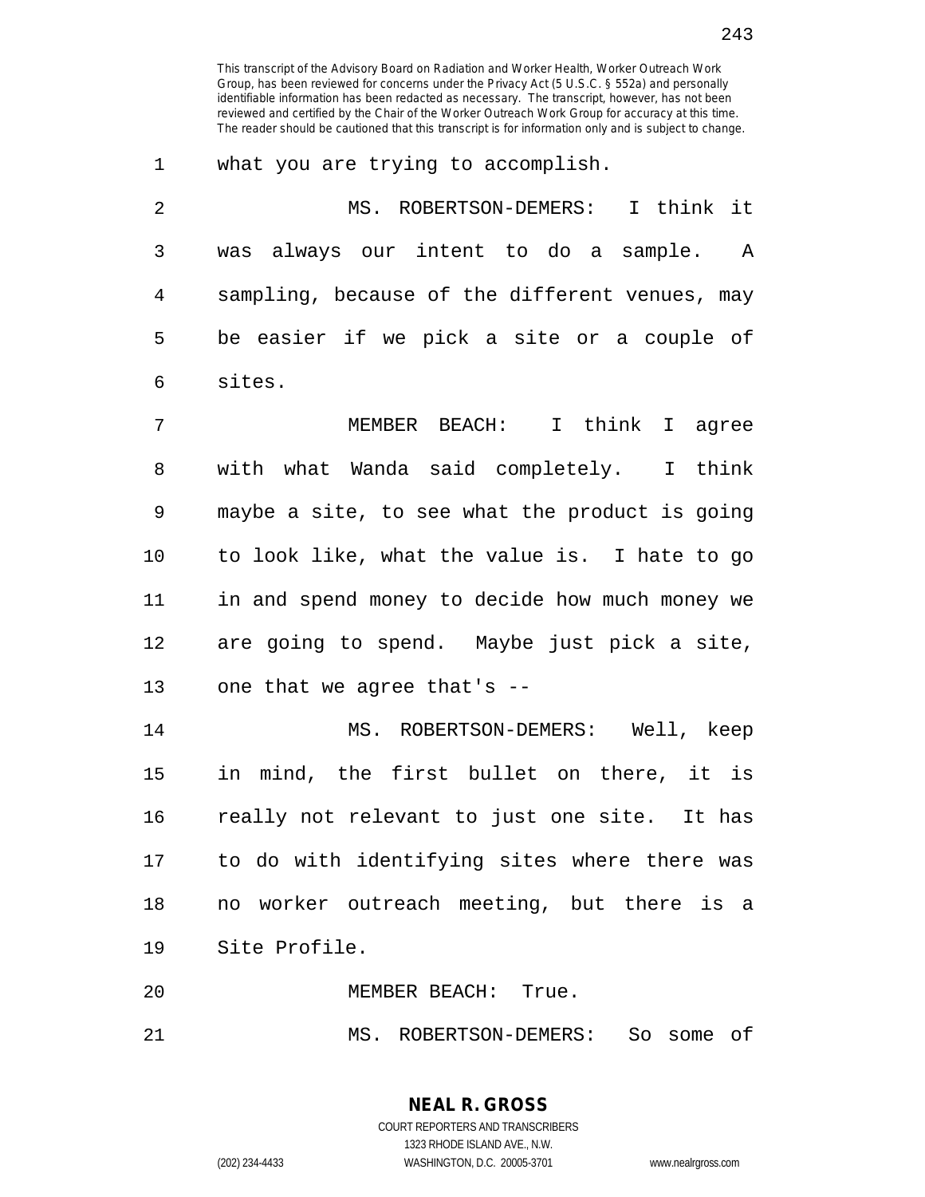what you are trying to accomplish.

MS. ROBERTSON-DEMERS: I think it was always our intent to do a sample. A sampling, because of the different venues, may be easier if we pick a site or a couple of sites.

MEMBER BEACH: I think I agree with what Wanda said completely. I think maybe a site, to see what the product is going to look like, what the value is. I hate to go in and spend money to decide how much money we are going to spend. Maybe just pick a site, one that we agree that's --

MS. ROBERTSON-DEMERS: Well, keep in mind, the first bullet on there, it is really not relevant to just one site. It has to do with identifying sites where there was no worker outreach meeting, but there is a Site Profile.

MEMBER BEACH: True.

MS. ROBERTSON-DEMERS: So some of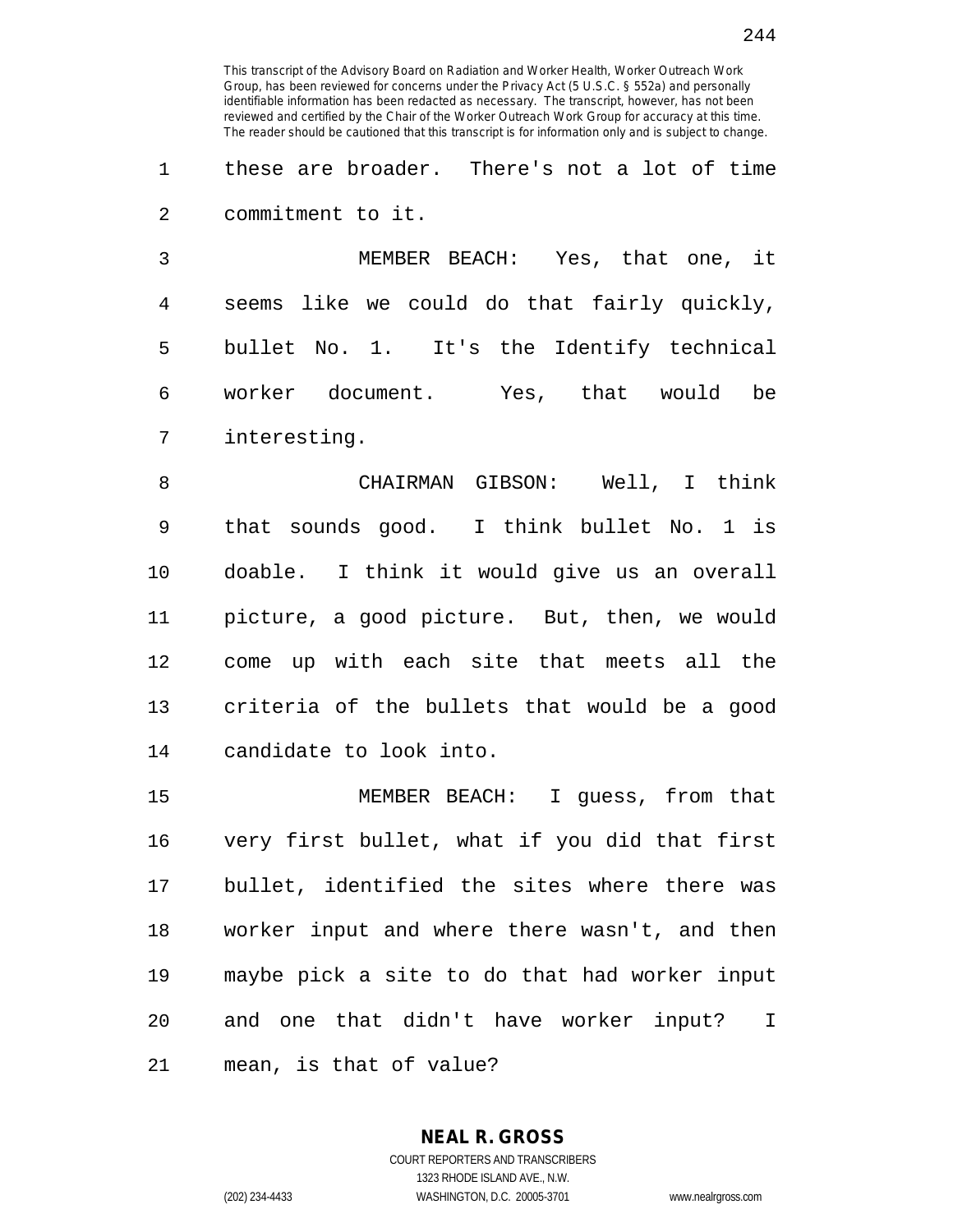these are broader. There's not a lot of time commitment to it.

MEMBER BEACH: Yes, that one, it seems like we could do that fairly quickly, bullet No. 1. It's the Identify technical worker document. Yes, that would be interesting.

CHAIRMAN GIBSON: Well, I think that sounds good. I think bullet No. 1 is doable. I think it would give us an overall picture, a good picture. But, then, we would come up with each site that meets all the criteria of the bullets that would be a good candidate to look into.

MEMBER BEACH: I guess, from that very first bullet, what if you did that first bullet, identified the sites where there was worker input and where there wasn't, and then maybe pick a site to do that had worker input and one that didn't have worker input? I mean, is that of value?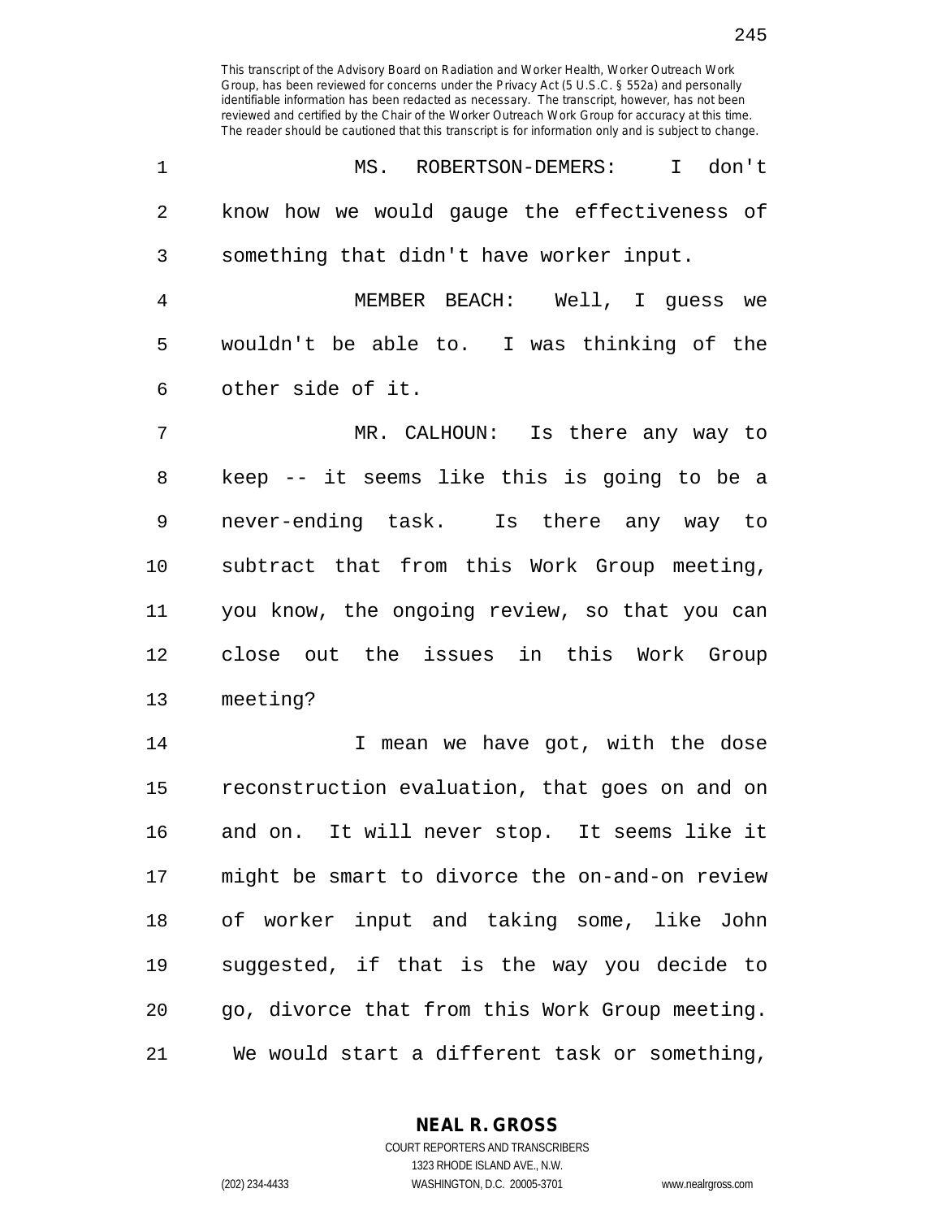This transcript of the Advisory Board on Radiation and Worker Health, Worker Outreach Work Group, has been reviewed for concerns under the Privacy Act (5 U.S.C. § 552a) and personally identifiable information has been redacted as necessary. The transcript, however, has not been reviewed and certified by the Chair of the Worker Outreach Work Group for accuracy at this time. The reader should be cautioned that this transcript is for information only and is subject to change.

1 MS. ROBERTSON-DEMERS: I don't
2 know how we would gauge the effectiveness of
3 something that didn't have worker input.

4 MEMBER BEACH: Well, I guess we
5 wouldn't be able to. I was thinking of the
6 other side of it.

7 MR. CALHOUN: Is there any way to
8 keep -- it seems like this is going to be a
9 never-ending task. Is there any way to
10 subtract that from this Work Group meeting,
11 you know, the ongoing review, so that you can
12 close out the issues in this Work Group
13 meeting?

14 I mean we have got, with the dose
15 reconstruction evaluation, that goes on and on
16 and on. It will never stop. It seems like it
17 might be smart to divorce the on-and-on review
18 of worker input and taking some, like John
19 suggested, if that is the way you decide to
20 go, divorce that from this Work Group meeting.
21 We would start a different task or something,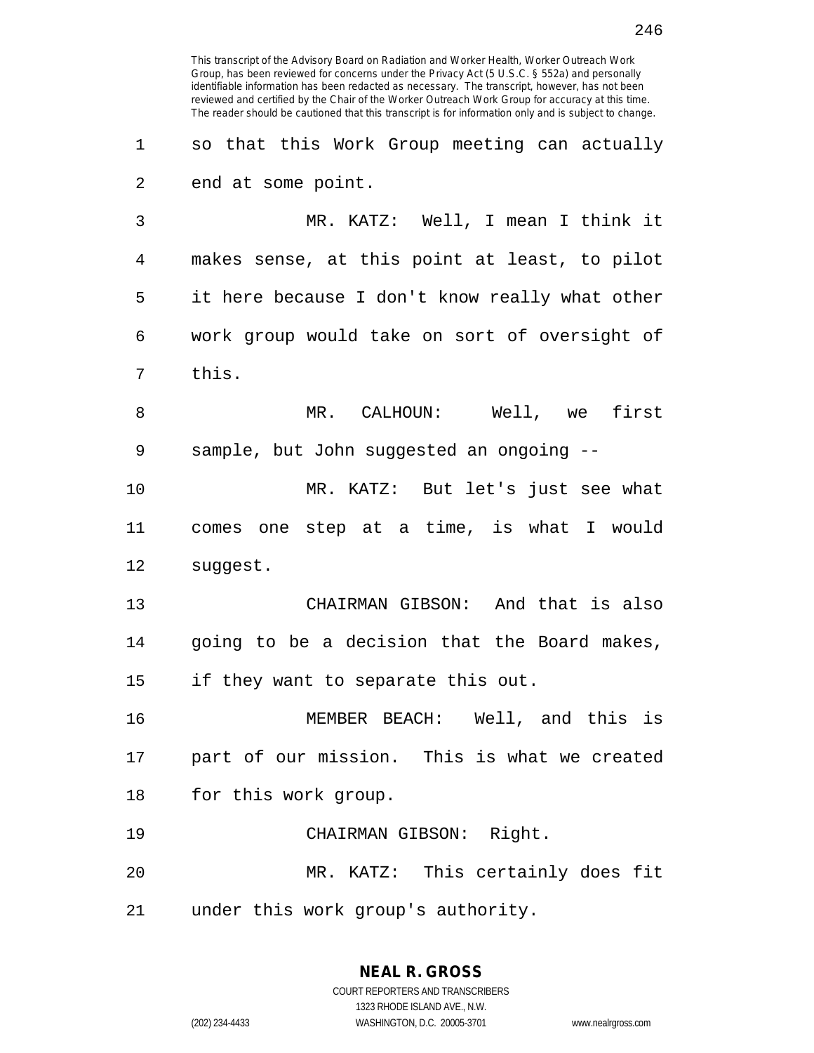so that this Work Group meeting can actually end at some point.

MR. KATZ: Well, I mean I think it makes sense, at this point at least, to pilot it here because I don't know really what other work group would take on sort of oversight of this.

MR. CALHOUN: Well, we first sample, but John suggested an ongoing --

MR. KATZ: But let's just see what comes one step at a time, is what I would suggest.

CHAIRMAN GIBSON: And that is also going to be a decision that the Board makes, if they want to separate this out.

MEMBER BEACH: Well, and this is part of our mission. This is what we created for this work group.

CHAIRMAN GIBSON: Right.

MR. KATZ: This certainly does fit under this work group's authority.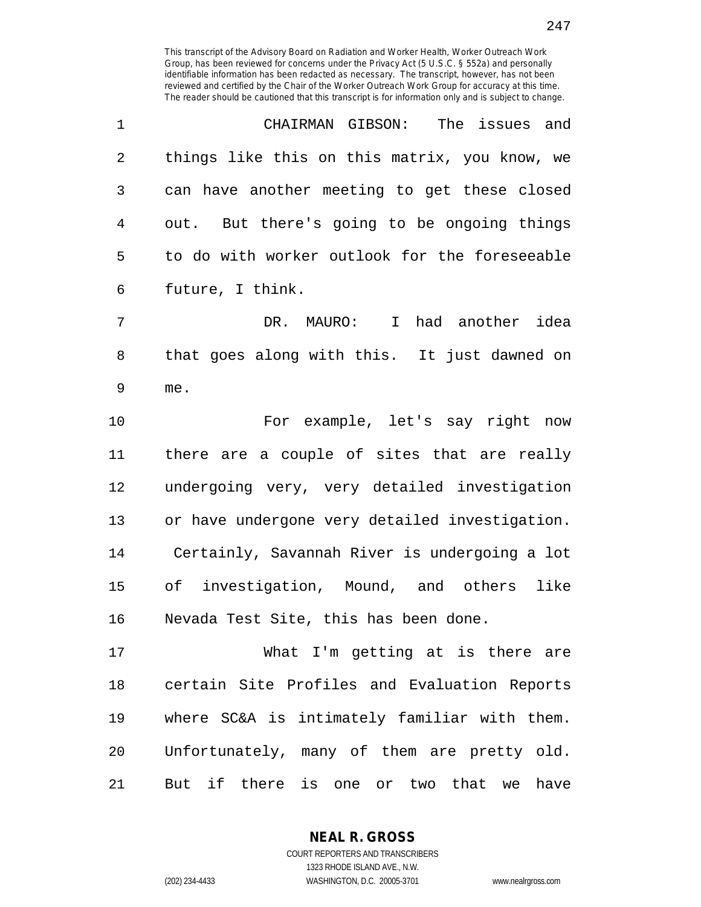This transcript of the Advisory Board on Radiation and Worker Health, Worker Outreach Work Group, has been reviewed for concerns under the Privacy Act (5 U.S.C. § 552a) and personally identifiable information has been redacted as necessary. The transcript, however, has not been reviewed and certified by the Chair of the Worker Outreach Work Group for accuracy at this time. The reader should be cautioned that this transcript is for information only and is subject to change.

1 CHAIRMAN GIBSON: The issues and
2 things like this on this matrix, you know, we
3 can have another meeting to get these closed
4 out. But there's going to be ongoing things
5 to do with worker outlook for the foreseeable
6 future, I think.

7 DR. MAURO: I had another idea
8 that goes along with this. It just dawned on
9 me.

10 For example, let's say right now
11 there are a couple of sites that are really
12 undergoing very, very detailed investigation
13 or have undergone very detailed investigation.
14 Certainly, Savannah River is undergoing a lot
15 of investigation, Mound, and others like
16 Nevada Test Site, this has been done.

17 What I'm getting at is there are
18 certain Site Profiles and Evaluation Reports
19 where SC&A is intimately familiar with them.
20 Unfortunately, many of them are pretty old.
21 But if there is one or two that we have

**NEAL R. GROSS**
COURT REPORTERS AND TRANSCRIBERS
1323 RHODE ISLAND AVE., N.W.
(202) 234-4433 WASHINGTON, D.C. 20005-3701 www.nealrgross.com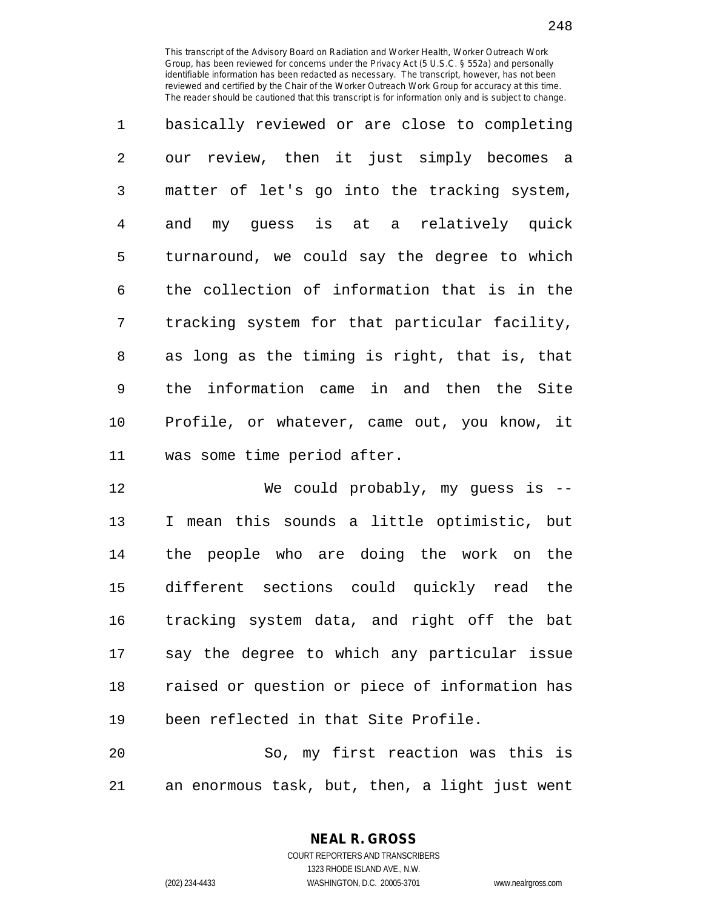basically reviewed or are close to completing our review, then it just simply becomes a matter of let's go into the tracking system, and my guess is at a relatively quick turnaround, we could say the degree to which the collection of information that is in the tracking system for that particular facility, as long as the timing is right, that is, that the information came in and then the Site Profile, or whatever, came out, you know, it was some time period after.

We could probably, my guess is -- I mean this sounds a little optimistic, but the people who are doing the work on the different sections could quickly read the tracking system data, and right off the bat say the degree to which any particular issue raised or question or piece of information has been reflected in that Site Profile.

So, my first reaction was this is an enormous task, but, then, a light just went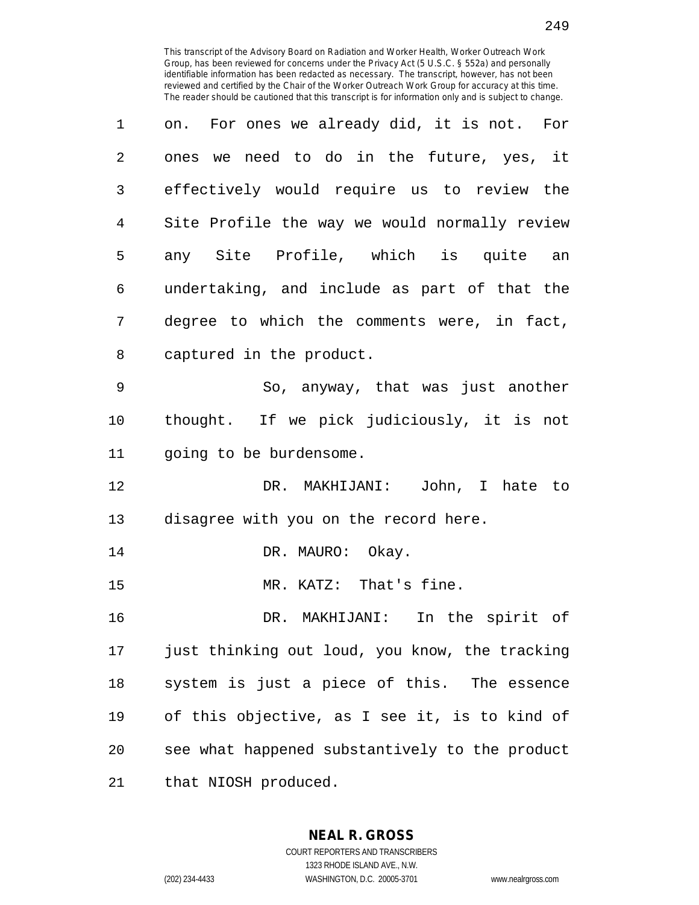on. For ones we already did, it is not. For ones we need to do in the future, yes, it effectively would require us to review the Site Profile the way we would normally review any Site Profile, which is quite an undertaking, and include as part of that the degree to which the comments were, in fact, captured in the product.

So, anyway, that was just another thought. If we pick judiciously, it is not going to be burdensome.

DR. MAKHIJANI: John, I hate to disagree with you on the record here.

DR. MAURO: Okay.

MR. KATZ: That's fine.

DR. MAKHIJANI: In the spirit of just thinking out loud, you know, the tracking system is just a piece of this. The essence of this objective, as I see it, is to kind of see what happened substantively to the product that NIOSH produced.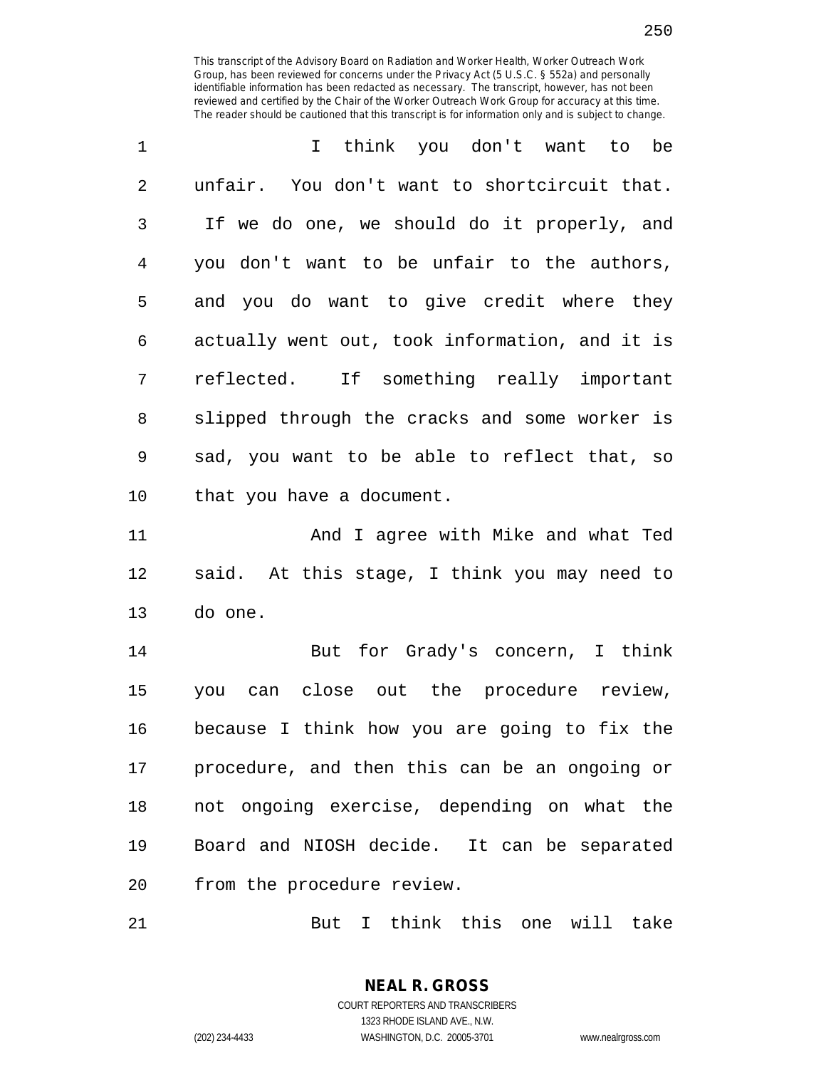I think you don't want to be unfair. You don't want to shortcircuit that. If we do one, we should do it properly, and you don't want to be unfair to the authors, and you do want to give credit where they actually went out, took information, and it is reflected. If something really important slipped through the cracks and some worker is sad, you want to be able to reflect that, so that you have a document.

And I agree with Mike and what Ted said. At this stage, I think you may need to do one.

But for Grady's concern, I think you can close out the procedure review, because I think how you are going to fix the procedure, and then this can be an ongoing or not ongoing exercise, depending on what the Board and NIOSH decide. It can be separated from the procedure review.

But I think this one will take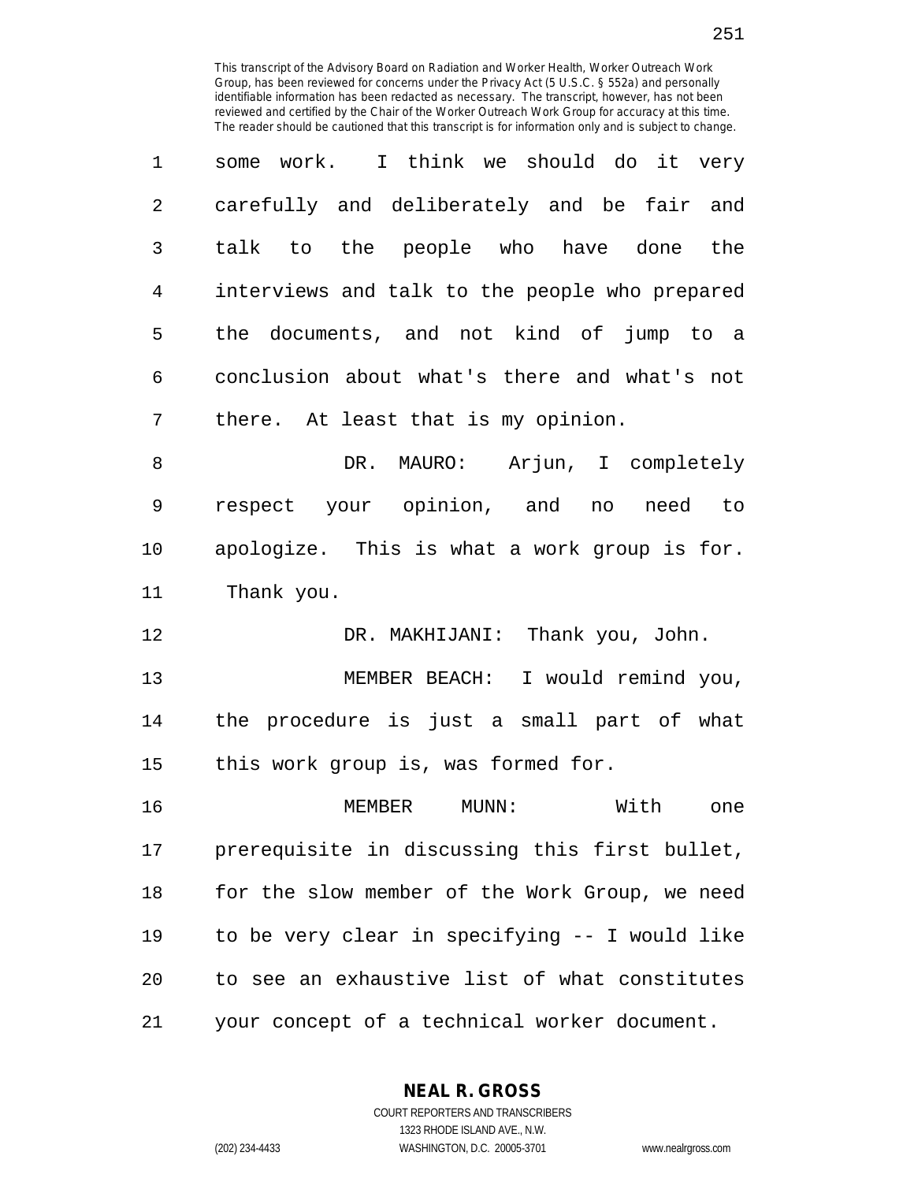This transcript of the Advisory Board on Radiation and Worker Health, Worker Outreach Work Group, has been reviewed for concerns under the Privacy Act (5 U.S.C. § 552a) and personally identifiable information has been redacted as necessary. The transcript, however, has not been reviewed and certified by the Chair of the Worker Outreach Work Group for accuracy at this time. The reader should be cautioned that this transcript is for information only and is subject to change.

some work. I think we should do it very carefully and deliberately and be fair and talk to the people who have done the interviews and talk to the people who prepared the documents, and not kind of jump to a conclusion about what's there and what's not there. At least that is my opinion.

DR. MAURO: Arjun, I completely respect your opinion, and no need to apologize. This is what a work group is for. Thank you.

DR. MAKHIJANI: Thank you, John.

MEMBER BEACH: I would remind you, the procedure is just a small part of what this work group is, was formed for.

MEMBER MUNN: With one prerequisite in discussing this first bullet, for the slow member of the Work Group, we need to be very clear in specifying -- I would like to see an exhaustive list of what constitutes your concept of a technical worker document.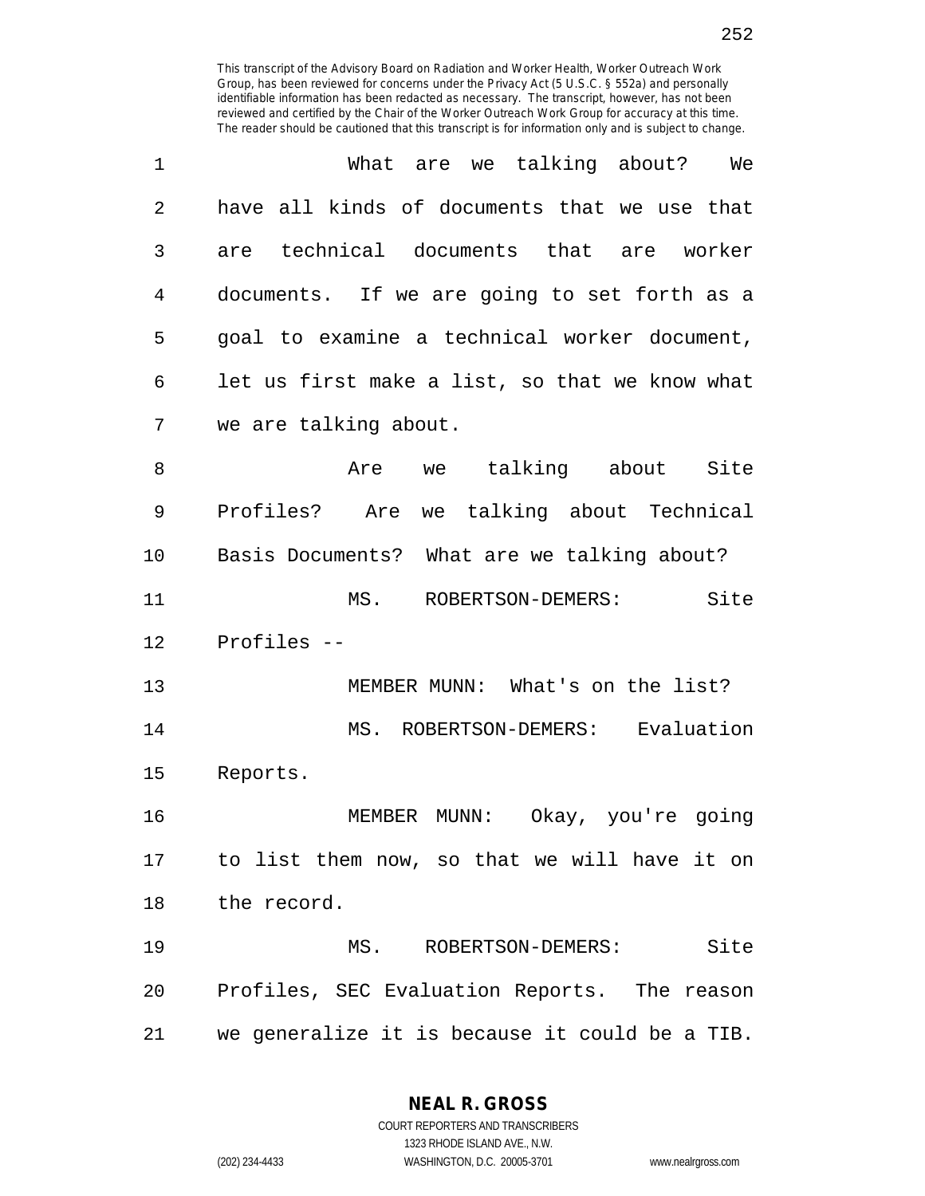What are we talking about? We have all kinds of documents that we use that are technical documents that are worker documents. If we are going to set forth as a goal to examine a technical worker document, let us first make a list, so that we know what we are talking about.

Are we talking about Site Profiles? Are we talking about Technical Basis Documents? What are we talking about?

MS. ROBERTSON-DEMERS: Site Profiles --

MEMBER MUNN: What's on the list?

MS. ROBERTSON-DEMERS: Evaluation Reports.

MEMBER MUNN: Okay, you're going to list them now, so that we will have it on the record.

MS. ROBERTSON-DEMERS: Site Profiles, SEC Evaluation Reports. The reason we generalize it is because it could be a TIB.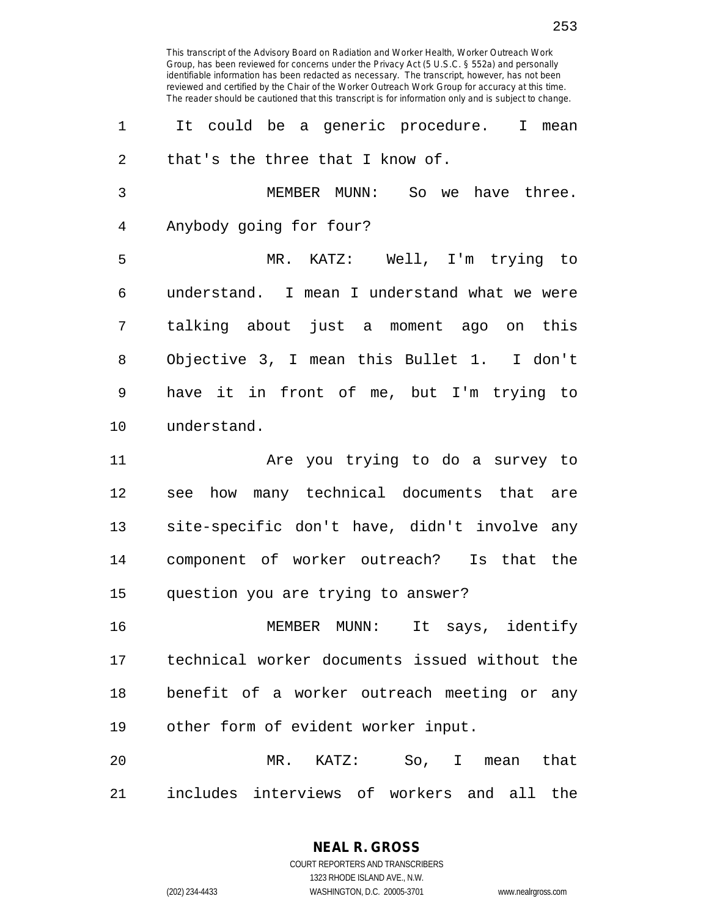It could be a generic procedure. I mean that's the three that I know of.

MEMBER MUNN: So we have three. Anybody going for four?

MR. KATZ: Well, I'm trying to understand. I mean I understand what we were talking about just a moment ago on this Objective 3, I mean this Bullet 1. I don't have it in front of me, but I'm trying to understand.

Are you trying to do a survey to see how many technical documents that are site-specific don't have, didn't involve any component of worker outreach? Is that the question you are trying to answer?

MEMBER MUNN: It says, identify technical worker documents issued without the benefit of a worker outreach meeting or any other form of evident worker input.

MR. KATZ: So, I mean that includes interviews of workers and all the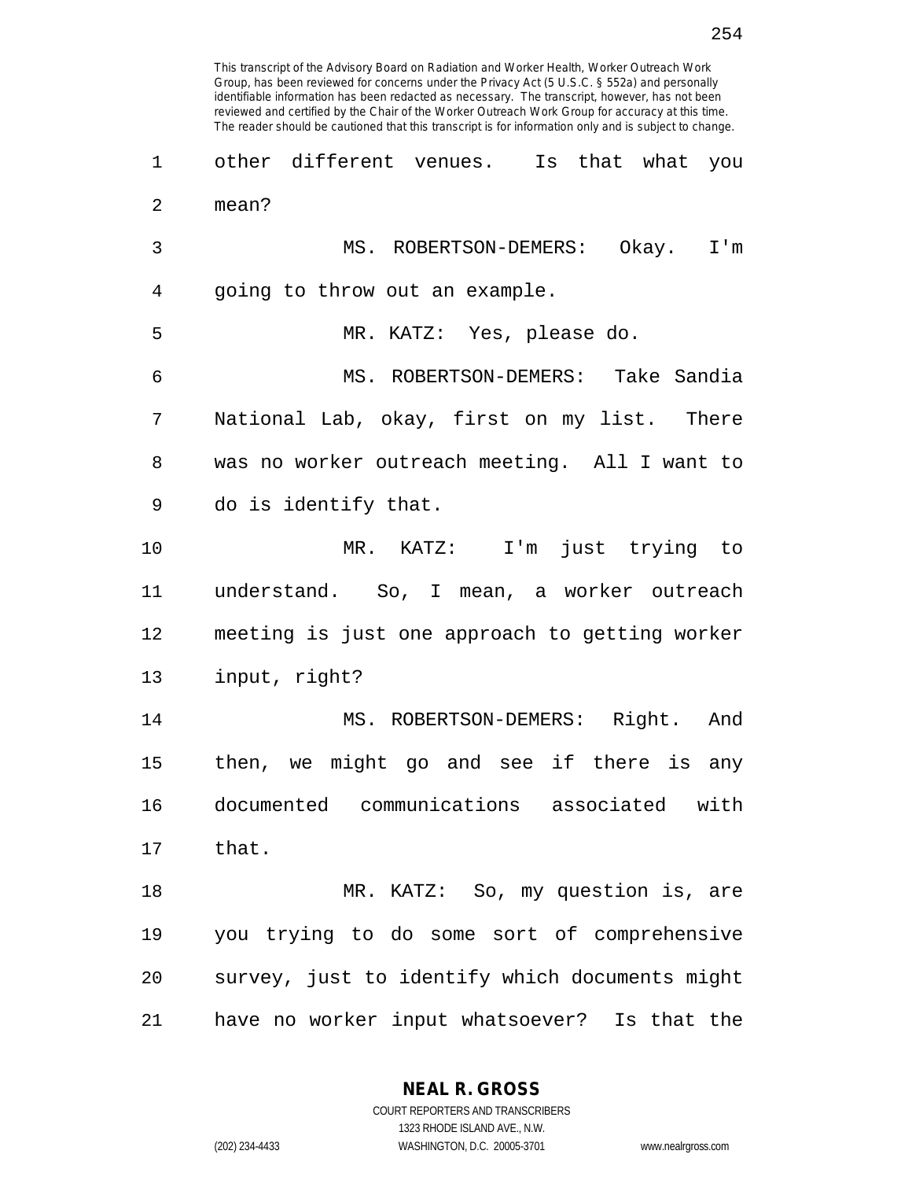other different venues. Is that what you mean?

MS. ROBERTSON-DEMERS: Okay. I'm going to throw out an example.

MR. KATZ: Yes, please do.

MS. ROBERTSON-DEMERS: Take Sandia National Lab, okay, first on my list. There was no worker outreach meeting. All I want to do is identify that.

MR. KATZ: I'm just trying to understand. So, I mean, a worker outreach meeting is just one approach to getting worker input, right?

MS. ROBERTSON-DEMERS: Right. And then, we might go and see if there is any documented communications associated with that.

MR. KATZ: So, my question is, are you trying to do some sort of comprehensive survey, just to identify which documents might have no worker input whatsoever? Is that the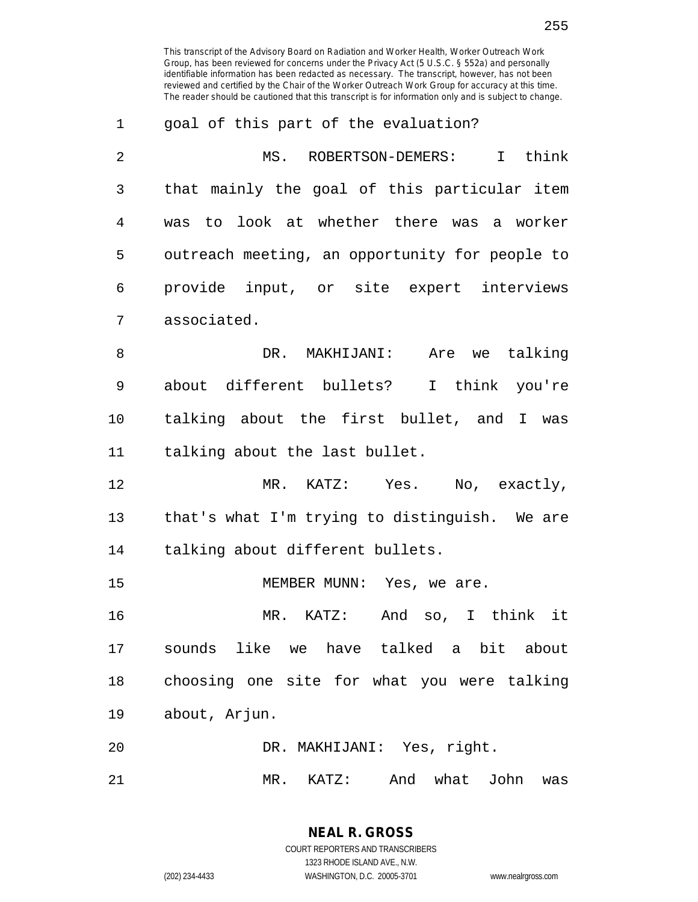This transcript of the Advisory Board on Radiation and Worker Health, Worker Outreach Work Group, has been reviewed for concerns under the Privacy Act (5 U.S.C. § 552a) and personally identifiable information has been redacted as necessary. The transcript, however, has not been reviewed and certified by the Chair of the Worker Outreach Work Group for accuracy at this time. The reader should be cautioned that this transcript is for information only and is subject to change.

goal of this part of the evaluation?

MS. ROBERTSON-DEMERS: I think that mainly the goal of this particular item was to look at whether there was a worker outreach meeting, an opportunity for people to provide input, or site expert interviews associated.

DR. MAKHIJANI: Are we talking about different bullets? I think you're talking about the first bullet, and I was talking about the last bullet.

MR. KATZ: Yes. No, exactly, that's what I'm trying to distinguish. We are talking about different bullets.

MEMBER MUNN: Yes, we are.

MR. KATZ: And so, I think it sounds like we have talked a bit about choosing one site for what you were talking about, Arjun.

DR. MAKHIJANI: Yes, right.

MR. KATZ: And what John was

**NEAL R. GROSS**
COURT REPORTERS AND TRANSCRIBERS
1323 RHODE ISLAND AVE., N.W.
(202) 234-4433 WASHINGTON, D.C. 20005-3701 www.nealrgross.com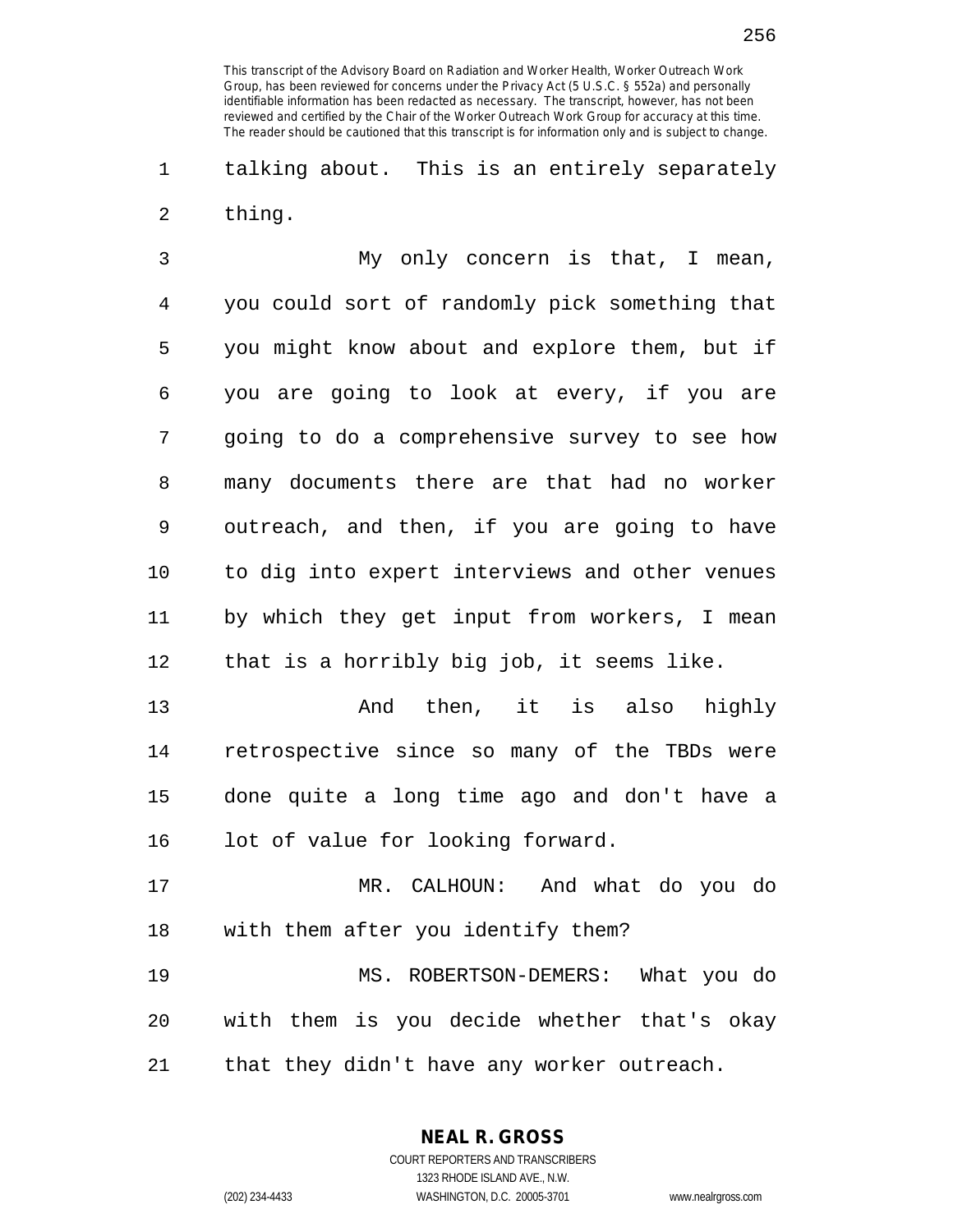talking about. This is an entirely separately thing.

My only concern is that, I mean, you could sort of randomly pick something that you might know about and explore them, but if you are going to look at every, if you are going to do a comprehensive survey to see how many documents there are that had no worker outreach, and then, if you are going to have to dig into expert interviews and other venues by which they get input from workers, I mean that is a horribly big job, it seems like.

And then, it is also highly retrospective since so many of the TBDs were done quite a long time ago and don't have a lot of value for looking forward.

MR. CALHOUN: And what do you do with them after you identify them?

MS. ROBERTSON-DEMERS: What you do with them is you decide whether that's okay that they didn't have any worker outreach.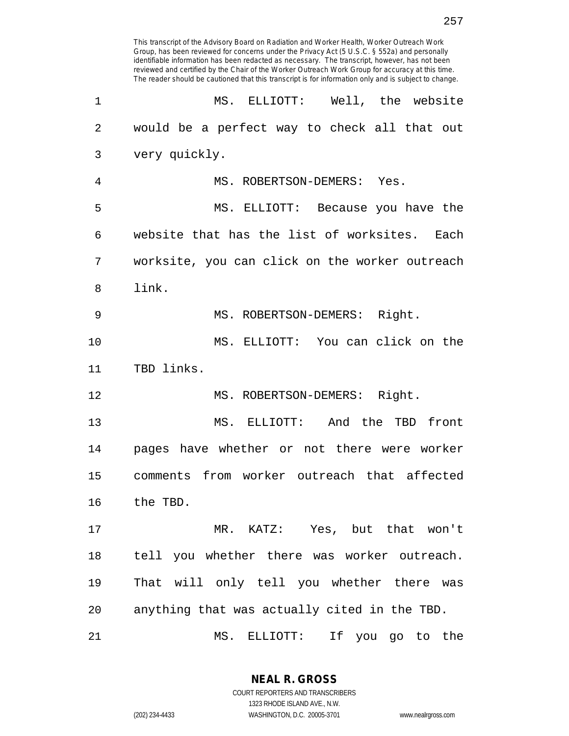This transcript of the Advisory Board on Radiation and Worker Health, Worker Outreach Work Group, has been reviewed for concerns under the Privacy Act (5 U.S.C. § 552a) and personally identifiable information has been redacted as necessary. The transcript, however, has not been reviewed and certified by the Chair of the Worker Outreach Work Group for accuracy at this time. The reader should be cautioned that this transcript is for information only and is subject to change.

MS. ELLIOTT: Well, the website would be a perfect way to check all that out very quickly.

MS. ROBERTSON-DEMERS: Yes.

MS. ELLIOTT: Because you have the website that has the list of worksites. Each worksite, you can click on the worker outreach link.

MS. ROBERTSON-DEMERS: Right.

MS. ELLIOTT: You can click on the TBD links.

MS. ROBERTSON-DEMERS: Right.

MS. ELLIOTT: And the TBD front pages have whether or not there were worker comments from worker outreach that affected the TBD.

MR. KATZ: Yes, but that won't tell you whether there was worker outreach. That will only tell you whether there was anything that was actually cited in the TBD.

MS. ELLIOTT: If you go to the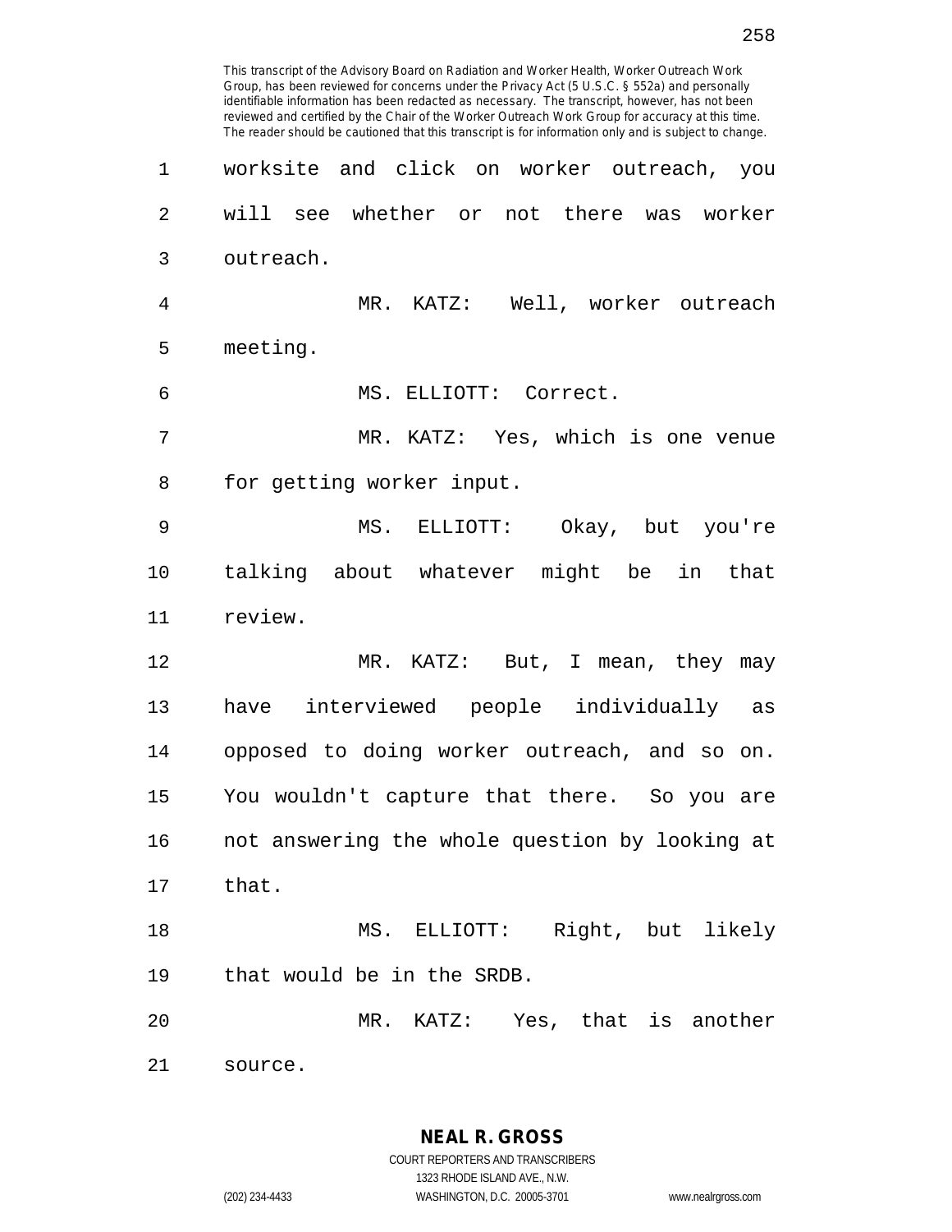worksite and click on worker outreach, you will see whether or not there was worker outreach.

MR. KATZ: Well, worker outreach meeting.

MS. ELLIOTT: Correct.

MR. KATZ: Yes, which is one venue for getting worker input.

MS. ELLIOTT: Okay, but you're talking about whatever might be in that review.

MR. KATZ: But, I mean, they may have interviewed people individually as opposed to doing worker outreach, and so on. You wouldn't capture that there. So you are not answering the whole question by looking at that.

MS. ELLIOTT: Right, but likely that would be in the SRDB.

MR. KATZ: Yes, that is another source.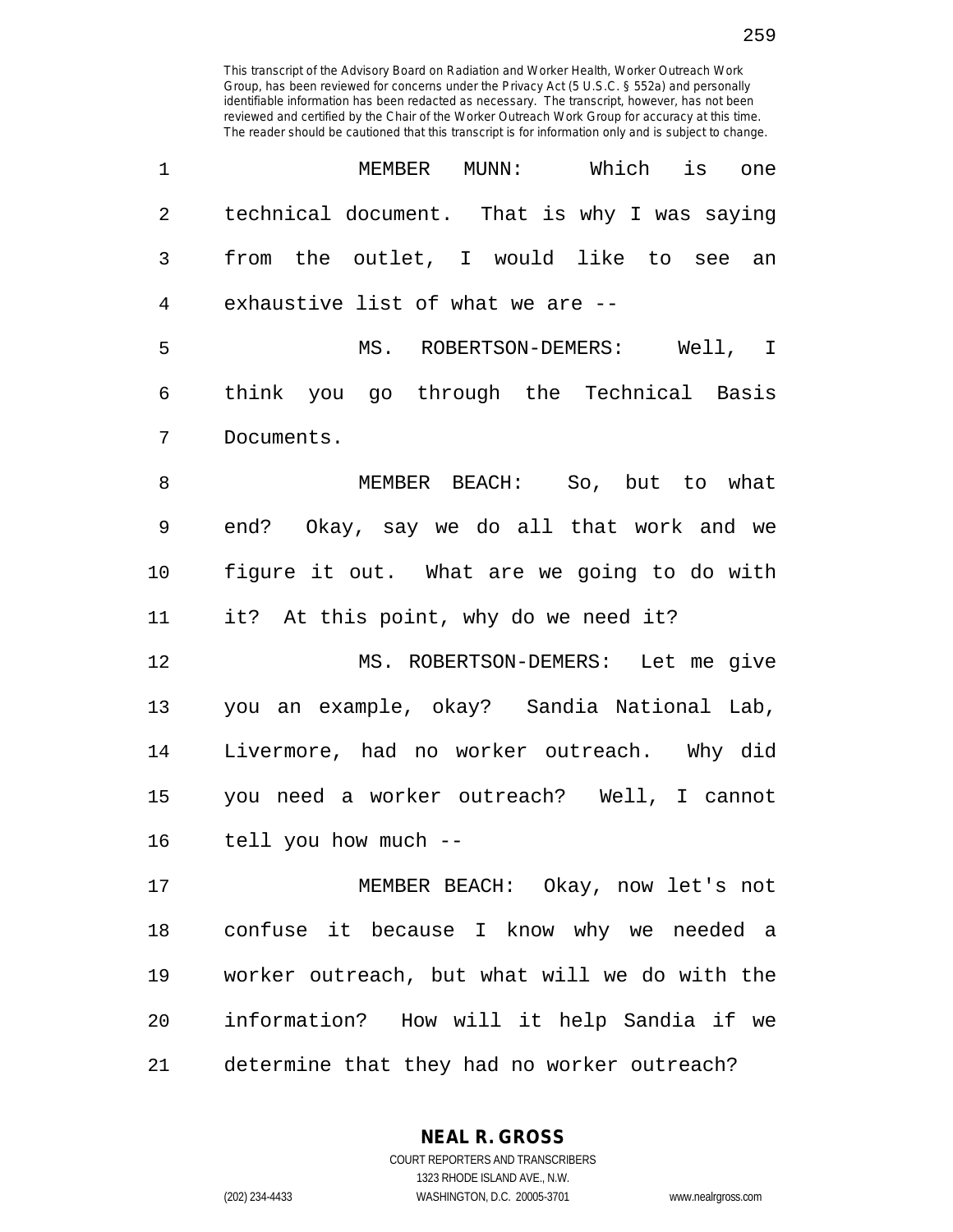This transcript of the Advisory Board on Radiation and Worker Health, Worker Outreach Work Group, has been reviewed for concerns under the Privacy Act (5 U.S.C. § 552a) and personally identifiable information has been redacted as necessary. The transcript, however, has not been reviewed and certified by the Chair of the Worker Outreach Work Group for accuracy at this time. The reader should be cautioned that this transcript is for information only and is subject to change.

1 MEMBER MUNN: Which is one
2 technical document. That is why I was saying
3 from the outlet, I would like to see an
4 exhaustive list of what we are --
5 MS. ROBERTSON-DEMERS: Well, I
6 think you go through the Technical Basis
7 Documents.
8 MEMBER BEACH: So, but to what
9 end? Okay, say we do all that work and we
10 figure it out. What are we going to do with
11 it? At this point, why do we need it?
12 MS. ROBERTSON-DEMERS: Let me give
13 you an example, okay? Sandia National Lab,
14 Livermore, had no worker outreach. Why did
15 you need a worker outreach? Well, I cannot
16 tell you how much --
17 MEMBER BEACH: Okay, now let's not
18 confuse it because I know why we needed a
19 worker outreach, but what will we do with the
20 information? How will it help Sandia if we
21 determine that they had no worker outreach?

**NEAL R. GROSS**
COURT REPORTERS AND TRANSCRIBERS
1323 RHODE ISLAND AVE., N.W.
(202) 234-4433 WASHINGTON, D.C. 20005-3701 www.nealrgross.com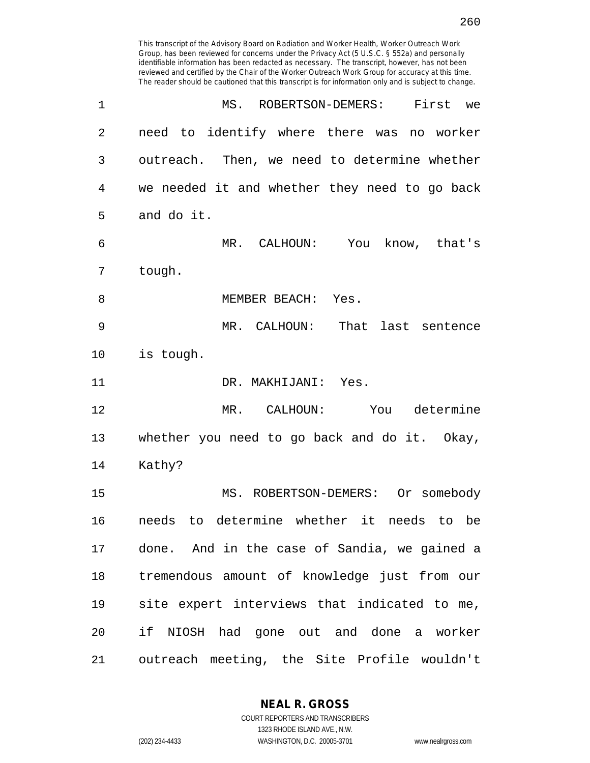MS. ROBERTSON-DEMERS: First we need to identify where there was no worker outreach. Then, we need to determine whether we needed it and whether they need to go back and do it.

MR. CALHOUN: You know, that's tough.

MEMBER BEACH: Yes.

MR. CALHOUN: That last sentence is tough.

DR. MAKHIJANI: Yes.

MR. CALHOUN: You determine whether you need to go back and do it. Okay, Kathy?

MS. ROBERTSON-DEMERS: Or somebody needs to determine whether it needs to be done. And in the case of Sandia, we gained a tremendous amount of knowledge just from our site expert interviews that indicated to me, if NIOSH had gone out and done a worker outreach meeting, the Site Profile wouldn't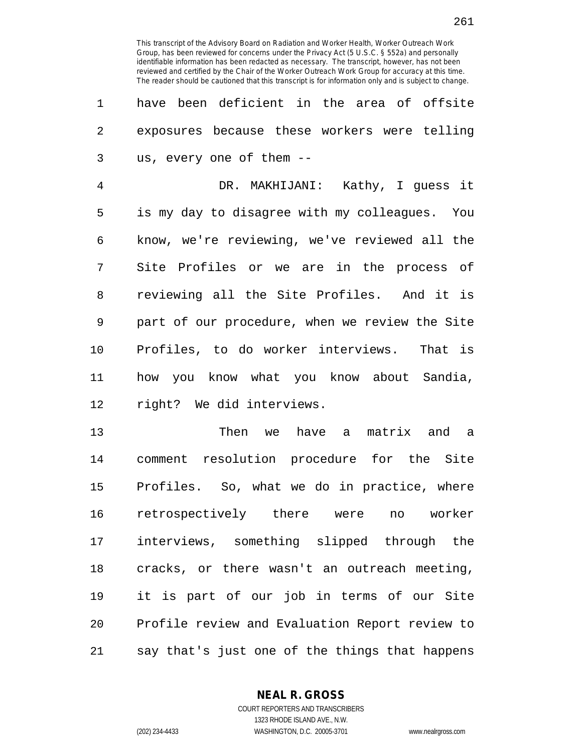have been deficient in the area of offsite exposures because these workers were telling us, every one of them --

DR. MAKHIJANI: Kathy, I guess it is my day to disagree with my colleagues. You know, we're reviewing, we've reviewed all the Site Profiles or we are in the process of reviewing all the Site Profiles. And it is part of our procedure, when we review the Site Profiles, to do worker interviews. That is how you know what you know about Sandia, right? We did interviews.

Then we have a matrix and a comment resolution procedure for the Site Profiles. So, what we do in practice, where retrospectively there were no worker interviews, something slipped through the cracks, or there wasn't an outreach meeting, it is part of our job in terms of our Site Profile review and Evaluation Report review to say that's just one of the things that happens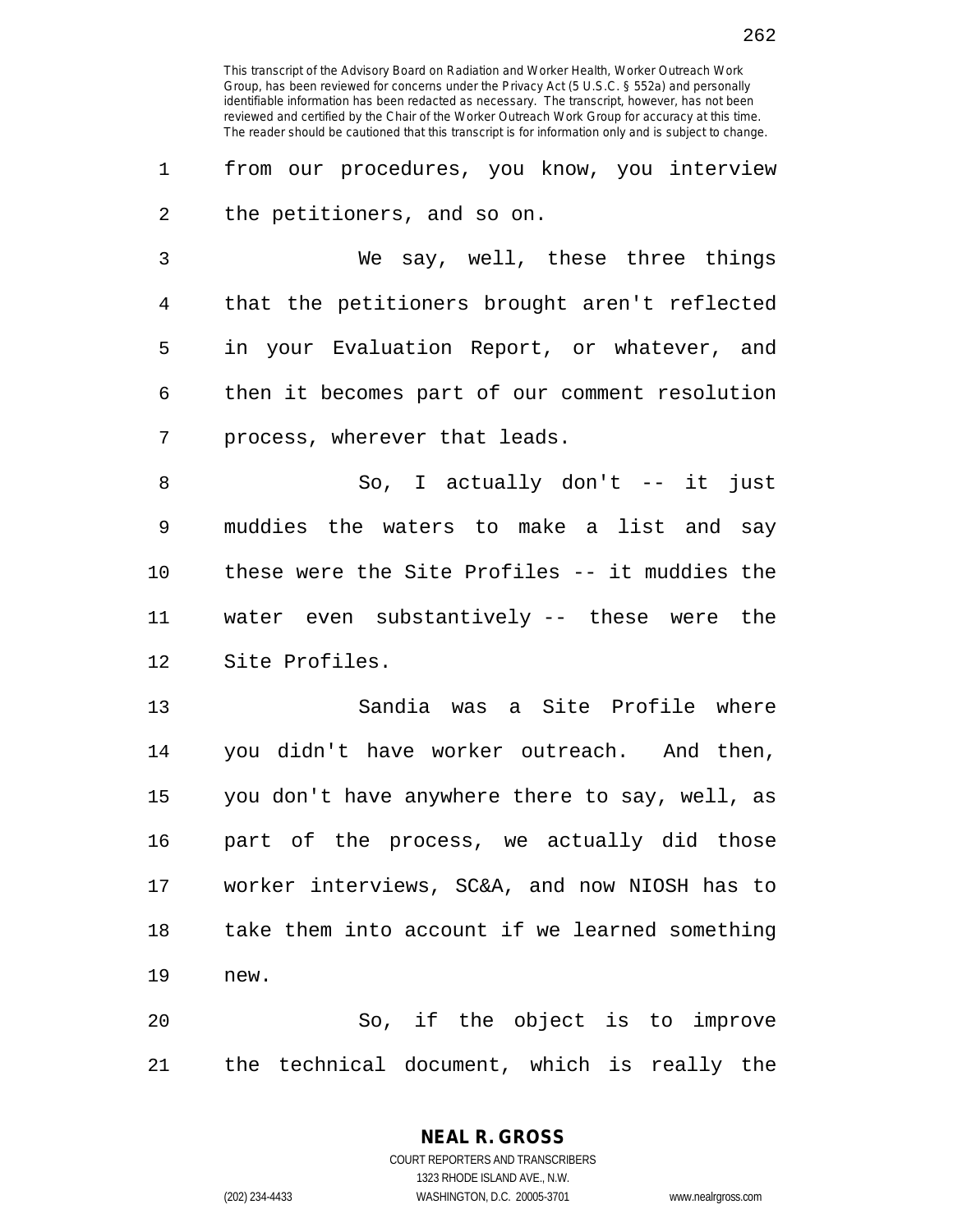This transcript of the Advisory Board on Radiation and Worker Health, Worker Outreach Work Group, has been reviewed for concerns under the Privacy Act (5 U.S.C. § 552a) and personally identifiable information has been redacted as necessary. The transcript, however, has not been reviewed and certified by the Chair of the Worker Outreach Work Group for accuracy at this time. The reader should be cautioned that this transcript is for information only and is subject to change.

from our procedures, you know, you interview the petitioners, and so on.

We say, well, these three things that the petitioners brought aren't reflected in your Evaluation Report, or whatever, and then it becomes part of our comment resolution process, wherever that leads.

So, I actually don't -- it just muddies the waters to make a list and say these were the Site Profiles -- it muddies the water even substantively -- these were the Site Profiles.

Sandia was a Site Profile where you didn't have worker outreach. And then, you don't have anywhere there to say, well, as part of the process, we actually did those worker interviews, SC&A, and now NIOSH has to take them into account if we learned something new.

So, if the object is to improve the technical document, which is really the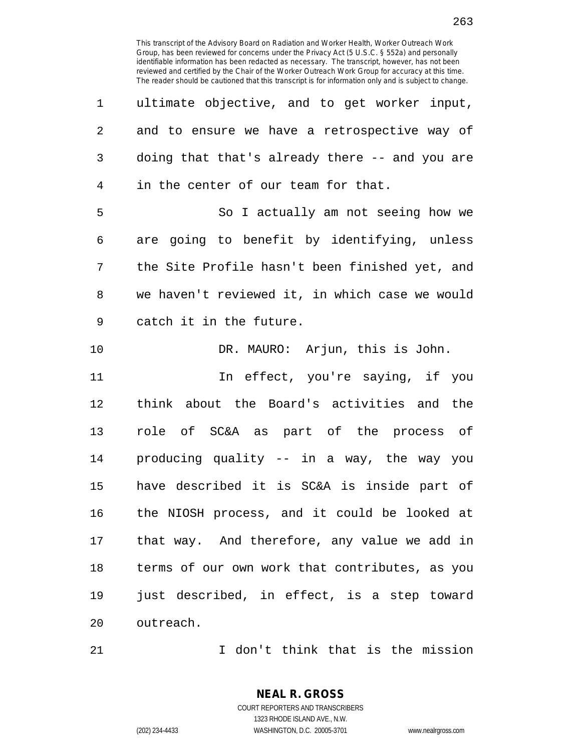ultimate objective, and to get worker input, and to ensure we have a retrospective way of doing that that's already there -- and you are in the center of our team for that.

So I actually am not seeing how we are going to benefit by identifying, unless the Site Profile hasn't been finished yet, and we haven't reviewed it, in which case we would catch it in the future.

DR. MAURO: Arjun, this is John.

In effect, you're saying, if you think about the Board's activities and the role of SC&A as part of the process of producing quality -- in a way, the way you have described it is SC&A is inside part of the NIOSH process, and it could be looked at that way. And therefore, any value we add in terms of our own work that contributes, as you just described, in effect, is a step toward outreach.

I don't think that is the mission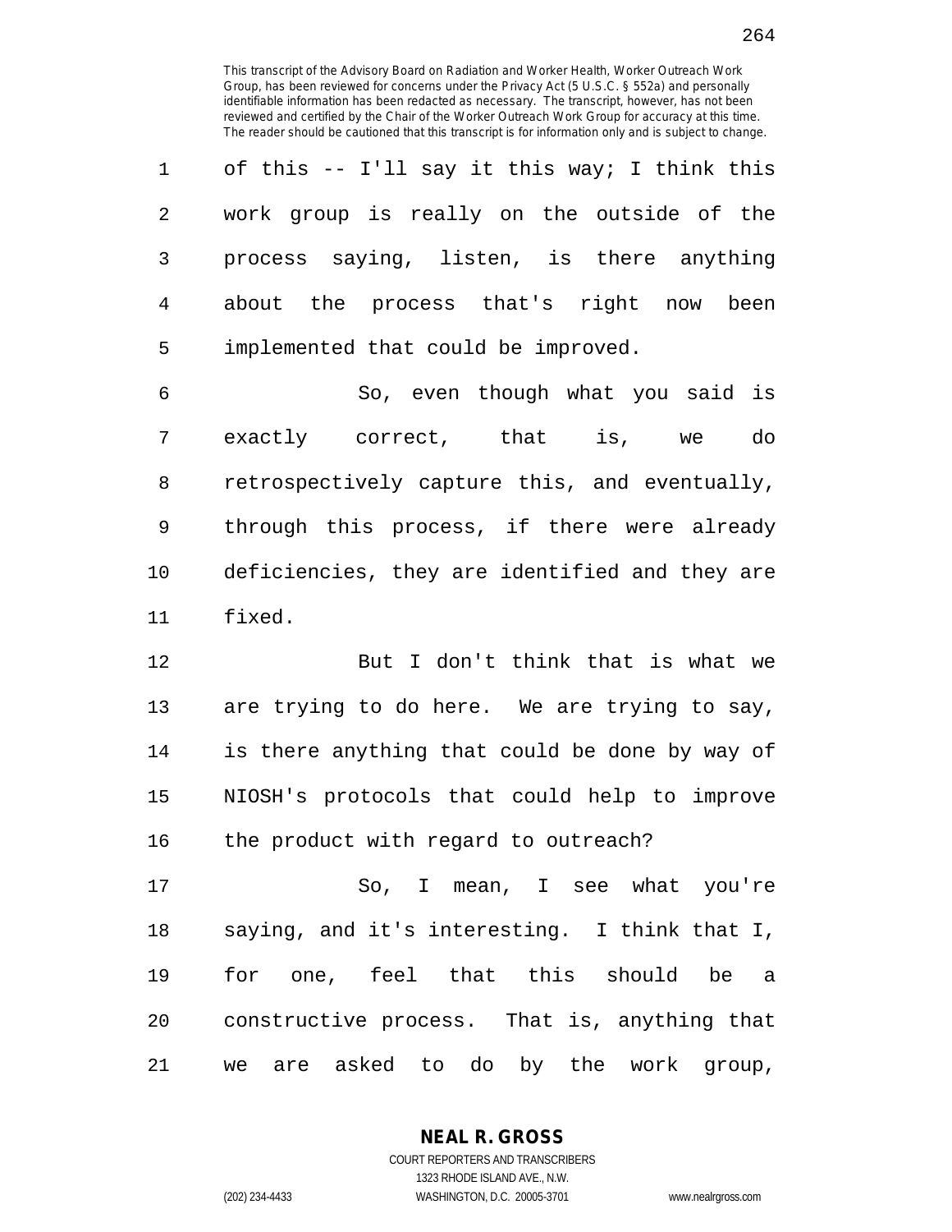of this -- I'll say it this way; I think this work group is really on the outside of the process saying, listen, is there anything about the process that's right now been implemented that could be improved.

So, even though what you said is exactly correct, that is, we do retrospectively capture this, and eventually, through this process, if there were already deficiencies, they are identified and they are fixed.

But I don't think that is what we are trying to do here. We are trying to say, is there anything that could be done by way of NIOSH's protocols that could help to improve the product with regard to outreach?

So, I mean, I see what you're saying, and it's interesting. I think that I, for one, feel that this should be a constructive process. That is, anything that we are asked to do by the work group,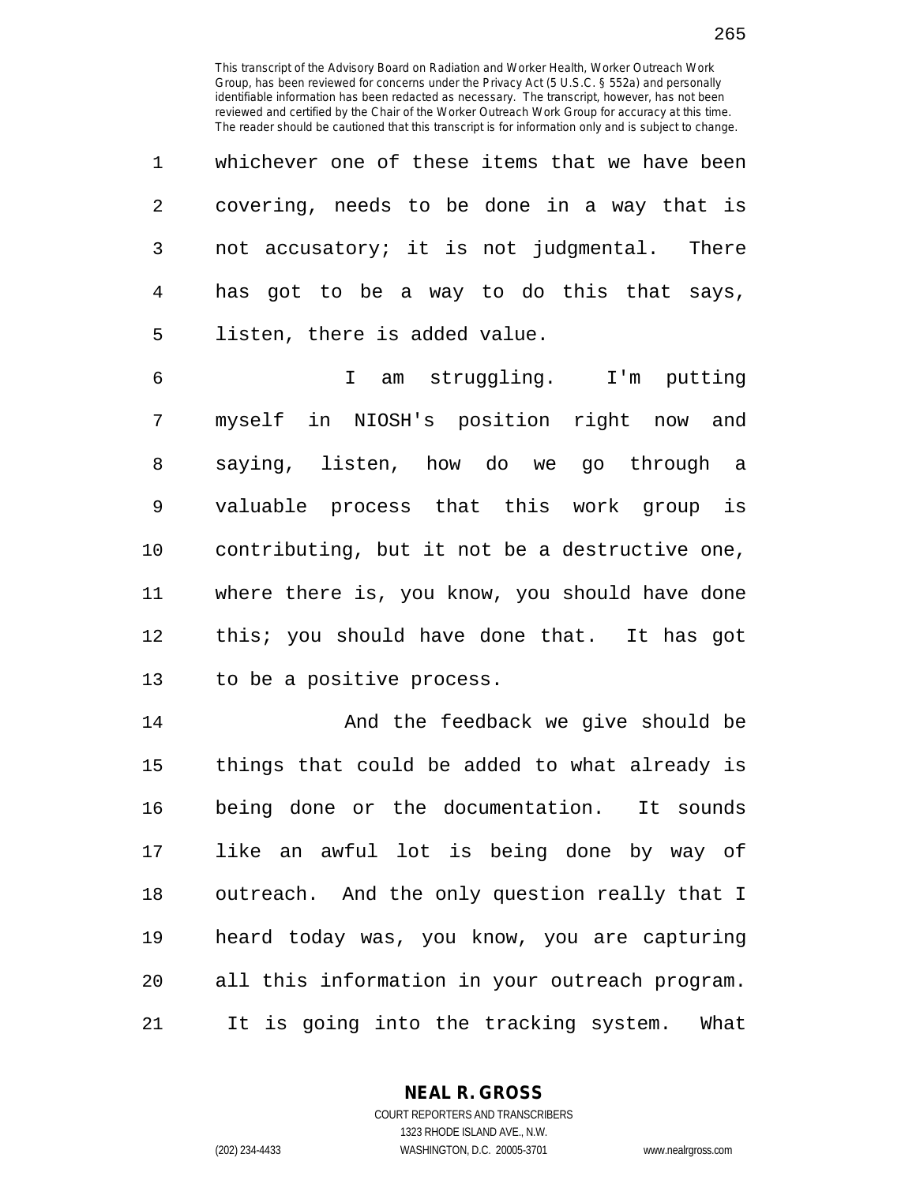This transcript of the Advisory Board on Radiation and Worker Health, Worker Outreach Work Group, has been reviewed for concerns under the Privacy Act (5 U.S.C. § 552a) and personally identifiable information has been redacted as necessary. The transcript, however, has not been reviewed and certified by the Chair of the Worker Outreach Work Group for accuracy at this time. The reader should be cautioned that this transcript is for information only and is subject to change.

1 whichever one of these items that we have been
2 covering, needs to be done in a way that is
3 not accusatory; it is not judgmental. There
4 has got to be a way to do this that says,
5 listen, there is added value.

6 I am struggling. I'm putting
7 myself in NIOSH's position right now and
8 saying, listen, how do we go through a
9 valuable process that this work group is
10 contributing, but it not be a destructive one,
11 where there is, you know, you should have done
12 this; you should have done that. It has got
13 to be a positive process.

14 And the feedback we give should be
15 things that could be added to what already is
16 being done or the documentation. It sounds
17 like an awful lot is being done by way of
18 outreach. And the only question really that I
19 heard today was, you know, you are capturing
20 all this information in your outreach program.
21 It is going into the tracking system. What

**NEAL R. GROSS**
COURT REPORTERS AND TRANSCRIBERS
1323 RHODE ISLAND AVE., N.W.
(202) 234-4433 WASHINGTON, D.C. 20005-3701 www.nealrgross.com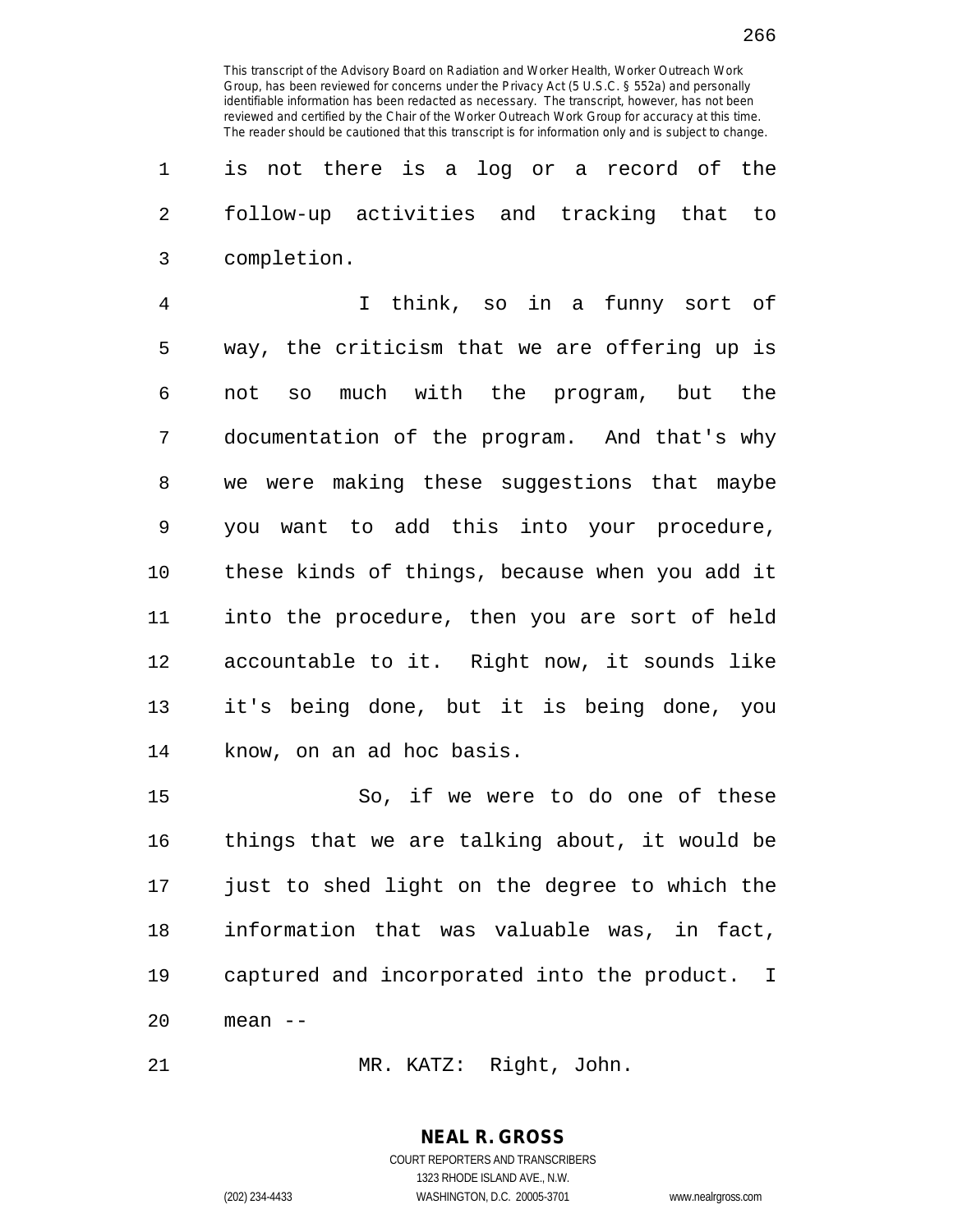is not there is a log or a record of the follow-up activities and tracking that to completion.

I think, so in a funny sort of way, the criticism that we are offering up is not so much with the program, but the documentation of the program. And that's why we were making these suggestions that maybe you want to add this into your procedure, these kinds of things, because when you add it into the procedure, then you are sort of held accountable to it. Right now, it sounds like it's being done, but it is being done, you know, on an ad hoc basis.

So, if we were to do one of these things that we are talking about, it would be just to shed light on the degree to which the information that was valuable was, in fact, captured and incorporated into the product. I mean --

MR. KATZ: Right, John.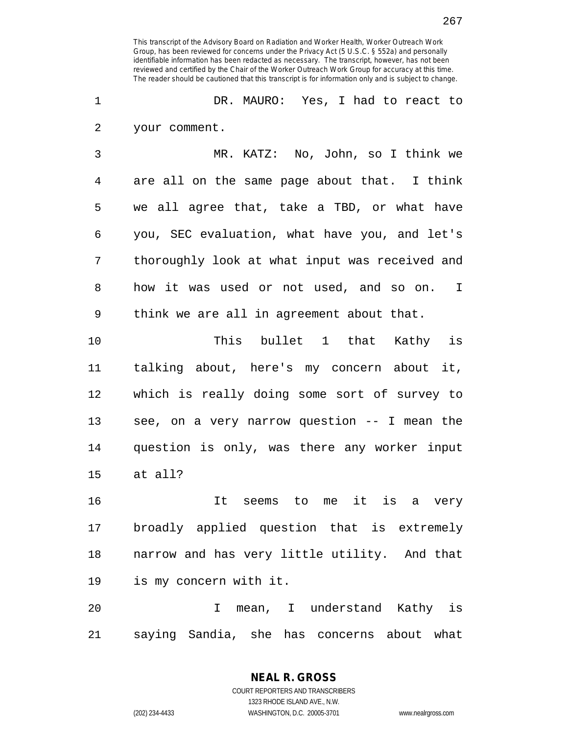DR. MAURO: Yes, I had to react to your comment.

MR. KATZ: No, John, so I think we are all on the same page about that. I think we all agree that, take a TBD, or what have you, SEC evaluation, what have you, and let's thoroughly look at what input was received and how it was used or not used, and so on. I think we are all in agreement about that.

This bullet 1 that Kathy is talking about, here's my concern about it, which is really doing some sort of survey to see, on a very narrow question -- I mean the question is only, was there any worker input at all?

It seems to me it is a very broadly applied question that is extremely narrow and has very little utility. And that is my concern with it.

I mean, I understand Kathy is saying Sandia, she has concerns about what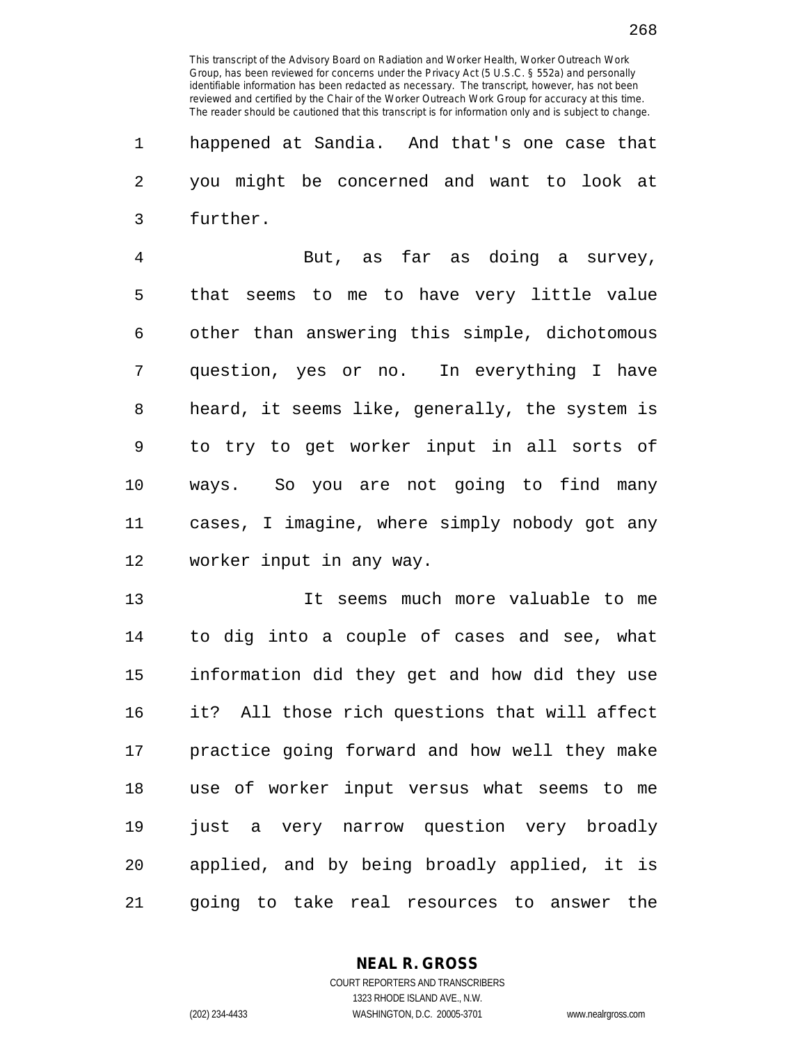happened at Sandia. And that's one case that you might be concerned and want to look at further.

But, as far as doing a survey, that seems to me to have very little value other than answering this simple, dichotomous question, yes or no. In everything I have heard, it seems like, generally, the system is to try to get worker input in all sorts of ways. So you are not going to find many cases, I imagine, where simply nobody got any worker input in any way.

It seems much more valuable to me to dig into a couple of cases and see, what information did they get and how did they use it? All those rich questions that will affect practice going forward and how well they make use of worker input versus what seems to me just a very narrow question very broadly applied, and by being broadly applied, it is going to take real resources to answer the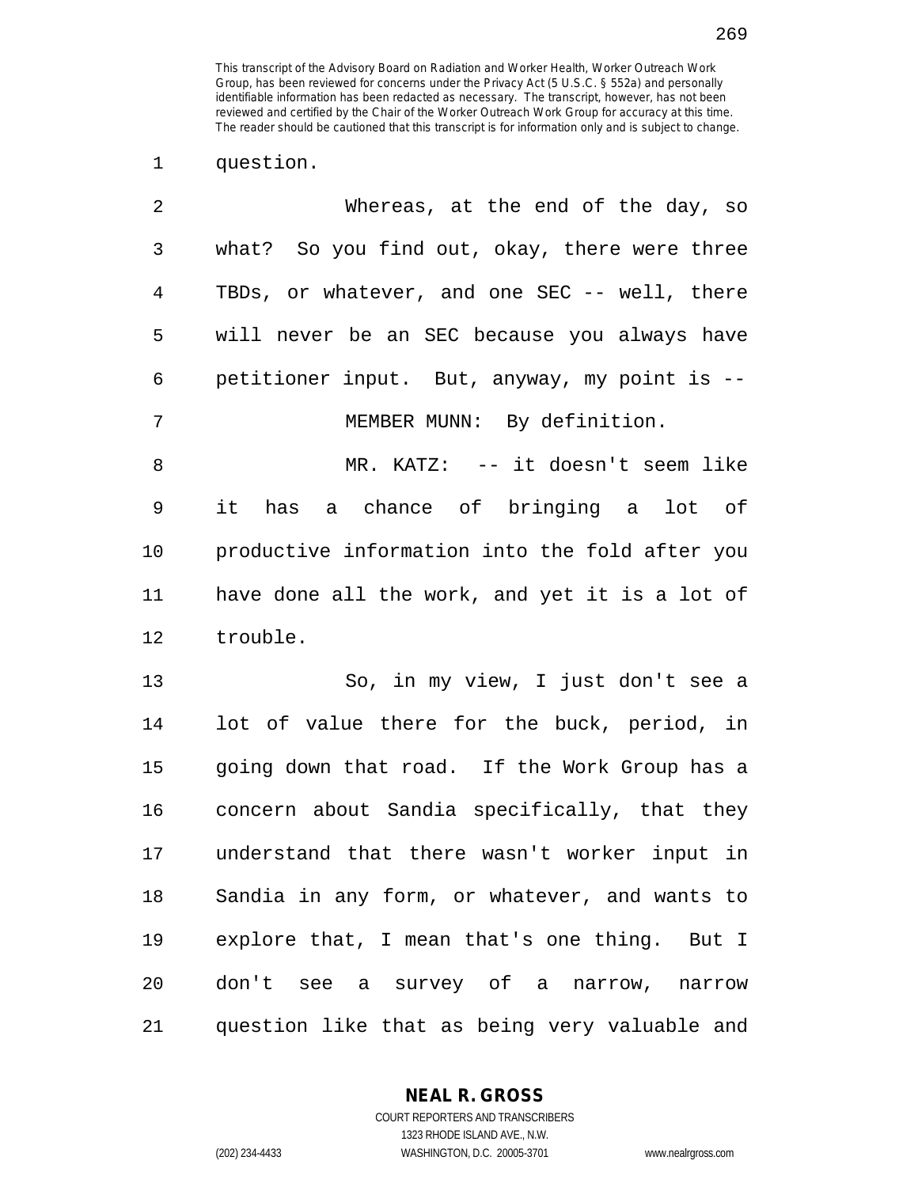question.

Whereas, at the end of the day, so what? So you find out, okay, there were three TBDs, or whatever, and one SEC -- well, there will never be an SEC because you always have petitioner input. But, anyway, my point is --

MEMBER MUNN: By definition.

MR. KATZ: -- it doesn't seem like it has a chance of bringing a lot of productive information into the fold after you have done all the work, and yet it is a lot of trouble.

So, in my view, I just don't see a lot of value there for the buck, period, in going down that road. If the Work Group has a concern about Sandia specifically, that they understand that there wasn't worker input in Sandia in any form, or whatever, and wants to explore that, I mean that's one thing. But I don't see a survey of a narrow, narrow question like that as being very valuable and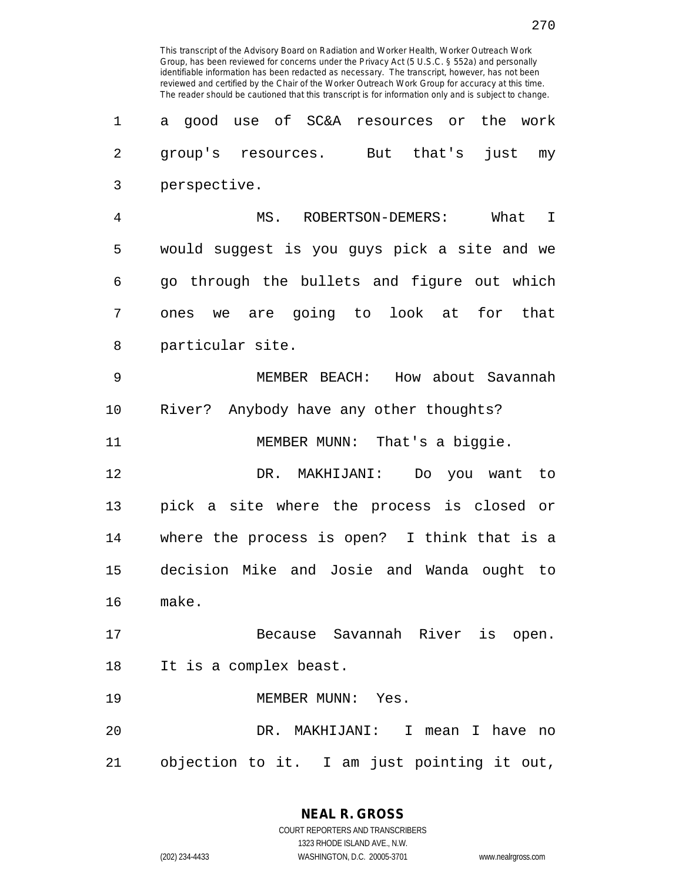This transcript of the Advisory Board on Radiation and Worker Health, Worker Outreach Work Group, has been reviewed for concerns under the Privacy Act (5 U.S.C. § 552a) and personally identifiable information has been redacted as necessary. The transcript, however, has not been reviewed and certified by the Chair of the Worker Outreach Work Group for accuracy at this time. The reader should be cautioned that this transcript is for information only and is subject to change.

1 a good use of SC&A resources or the work
2 group's resources. But that's just my
3 perspective.
4 MS. ROBERTSON-DEMERS: What I
5 would suggest is you guys pick a site and we
6 go through the bullets and figure out which
7 ones we are going to look at for that
8 particular site.
9 MEMBER BEACH: How about Savannah
10 River? Anybody have any other thoughts?
11 MEMBER MUNN: That's a biggie.
12 DR. MAKHIJANI: Do you want to
13 pick a site where the process is closed or
14 where the process is open? I think that is a
15 decision Mike and Josie and Wanda ought to
16 make.
17 Because Savannah River is open.
18 It is a complex beast.
19 MEMBER MUNN: Yes.
20 DR. MAKHIJANI: I mean I have no
21 objection to it. I am just pointing it out,

**NEAL R. GROSS**
COURT REPORTERS AND TRANSCRIBERS
1323 RHODE ISLAND AVE., N.W.
(202) 234-4433 WASHINGTON, D.C. 20005-3701 www.nealrgross.com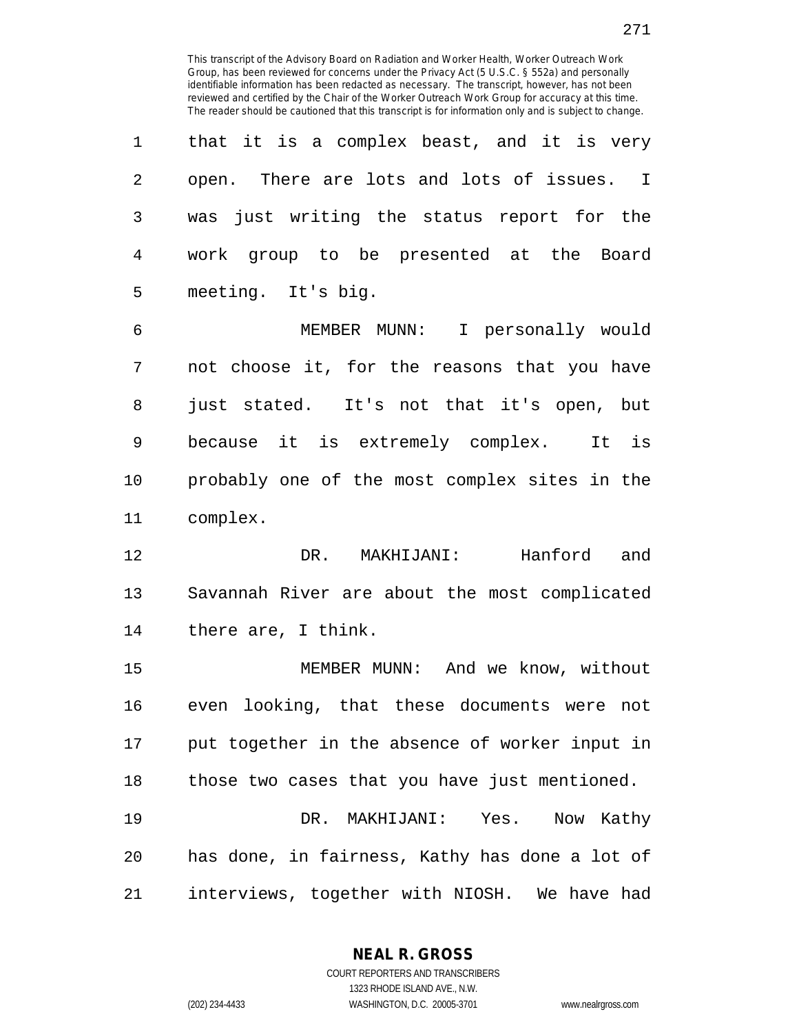This transcript of the Advisory Board on Radiation and Worker Health, Worker Outreach Work Group, has been reviewed for concerns under the Privacy Act (5 U.S.C. § 552a) and personally identifiable information has been redacted as necessary. The transcript, however, has not been reviewed and certified by the Chair of the Worker Outreach Work Group for accuracy at this time. The reader should be cautioned that this transcript is for information only and is subject to change.

1 that it is a complex beast, and it is very
2 open. There are lots and lots of issues. I
3 was just writing the status report for the
4 work group to be presented at the Board
5 meeting. It's big.

6 MEMBER MUNN: I personally would
7 not choose it, for the reasons that you have
8 just stated. It's not that it's open, but
9 because it is extremely complex. It is
10 probably one of the most complex sites in the
11 complex.

12 DR. MAKHIJANI: Hanford and
13 Savannah River are about the most complicated
14 there are, I think.

15 MEMBER MUNN: And we know, without
16 even looking, that these documents were not
17 put together in the absence of worker input in
18 those two cases that you have just mentioned.

19 DR. MAKHIJANI: Yes. Now Kathy
20 has done, in fairness, Kathy has done a lot of
21 interviews, together with NIOSH. We have had

**NEAL R. GROSS**
COURT REPORTERS AND TRANSCRIBERS
1323 RHODE ISLAND AVE., N.W.
(202) 234-4433 WASHINGTON, D.C. 20005-3701 www.nealrgross.com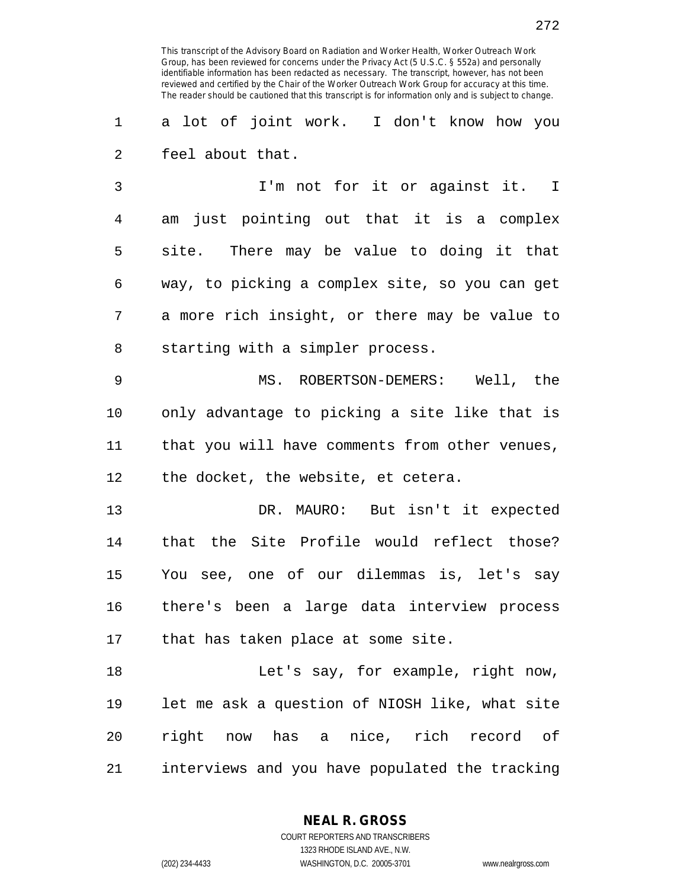a lot of joint work. I don't know how you feel about that.

I'm not for it or against it. I am just pointing out that it is a complex site. There may be value to doing it that way, to picking a complex site, so you can get a more rich insight, or there may be value to starting with a simpler process.

MS. ROBERTSON-DEMERS: Well, the only advantage to picking a site like that is that you will have comments from other venues, the docket, the website, et cetera.

DR. MAURO: But isn't it expected that the Site Profile would reflect those? You see, one of our dilemmas is, let's say there's been a large data interview process that has taken place at some site.

Let's say, for example, right now, let me ask a question of NIOSH like, what site right now has a nice, rich record of interviews and you have populated the tracking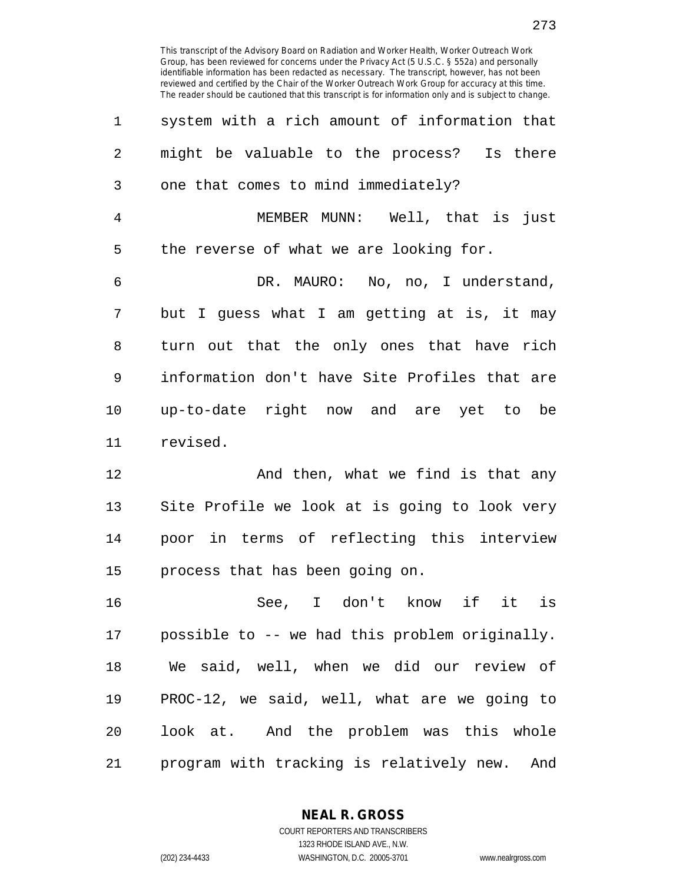system with a rich amount of information that might be valuable to the process? Is there one that comes to mind immediately?

MEMBER MUNN: Well, that is just the reverse of what we are looking for.

DR. MAURO: No, no, I understand, but I guess what I am getting at is, it may turn out that the only ones that have rich information don't have Site Profiles that are up-to-date right now and are yet to be revised.

And then, what we find is that any Site Profile we look at is going to look very poor in terms of reflecting this interview process that has been going on.

See, I don't know if it is possible to -- we had this problem originally. We said, well, when we did our review of PROC-12, we said, well, what are we going to look at. And the problem was this whole program with tracking is relatively new. And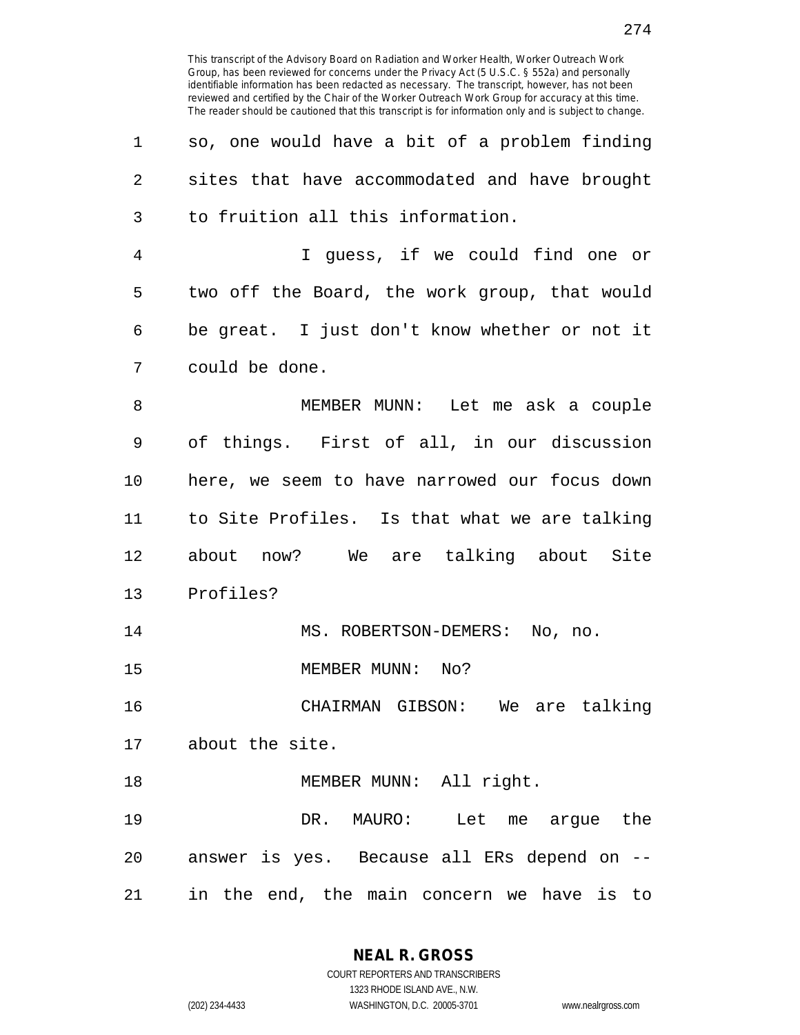This transcript of the Advisory Board on Radiation and Worker Health, Worker Outreach Work Group, has been reviewed for concerns under the Privacy Act (5 U.S.C. § 552a) and personally identifiable information has been redacted as necessary. The transcript, however, has not been reviewed and certified by the Chair of the Worker Outreach Work Group for accuracy at this time. The reader should be cautioned that this transcript is for information only and is subject to change.

1 so, one would have a bit of a problem finding
2 sites that have accommodated and have brought
3 to fruition all this information.

4 I guess, if we could find one or
5 two off the Board, the work group, that would
6 be great. I just don't know whether or not it
7 could be done.

8 MEMBER MUNN: Let me ask a couple
9 of things. First of all, in our discussion
10 here, we seem to have narrowed our focus down
11 to Site Profiles. Is that what we are talking
12 about now? We are talking about Site
13 Profiles?

14 MS. ROBERTSON-DEMERS: No, no.

15 MEMBER MUNN: No?

16 CHAIRMAN GIBSON: We are talking
17 about the site.

18 MEMBER MUNN: All right.

19 DR. MAURO: Let me argue the
20 answer is yes. Because all ERs depend on --
21 in the end, the main concern we have is to

NEAL R. GROSS
COURT REPORTERS AND TRANSCRIBERS
1323 RHODE ISLAND AVE., N.W.
(202) 234-4433 WASHINGTON, D.C. 20005-3701 www.nealrgross.com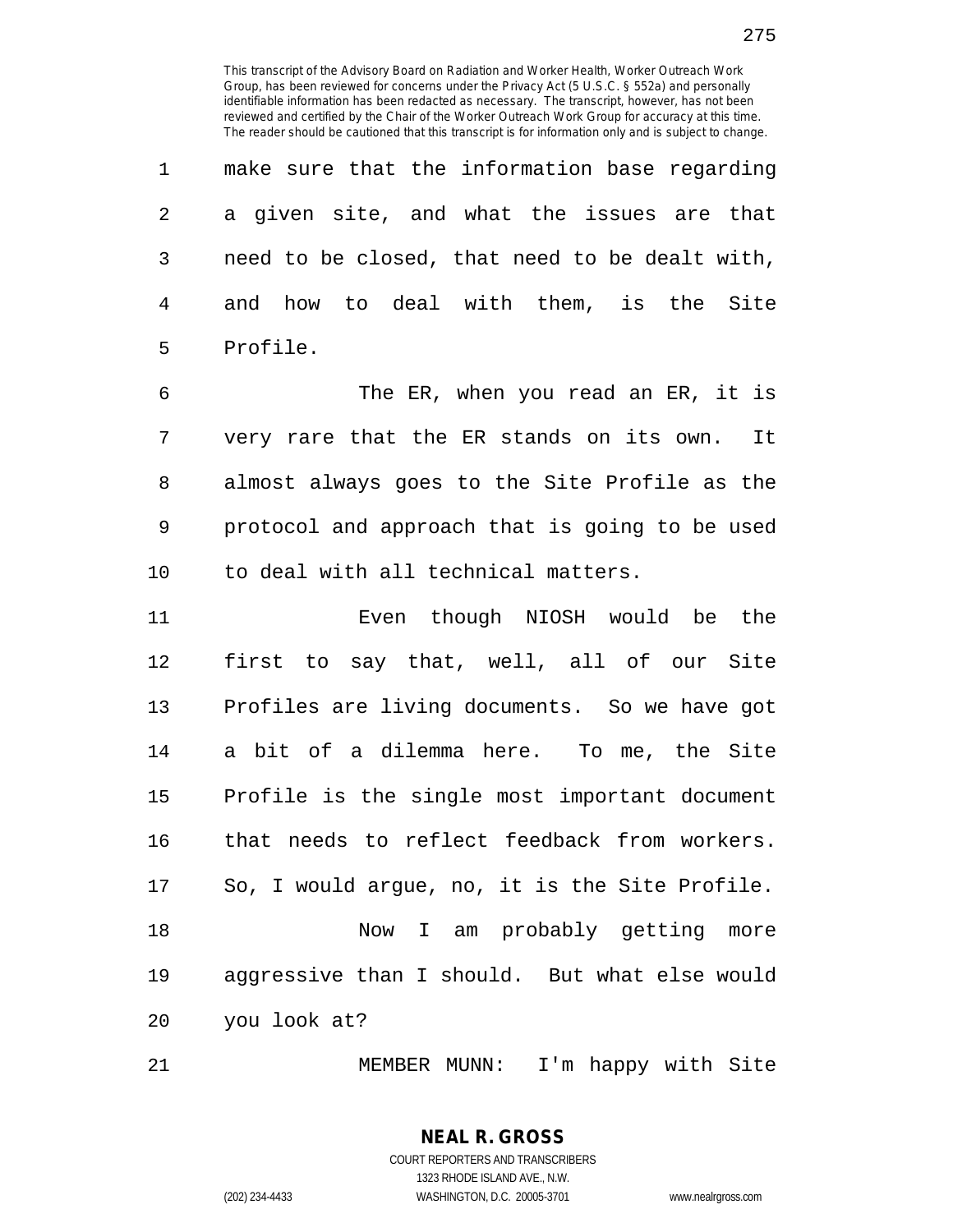make sure that the information base regarding a given site, and what the issues are that need to be closed, that need to be dealt with, and how to deal with them, is the Site Profile.

The ER, when you read an ER, it is very rare that the ER stands on its own. It almost always goes to the Site Profile as the protocol and approach that is going to be used to deal with all technical matters.

Even though NIOSH would be the first to say that, well, all of our Site Profiles are living documents. So we have got a bit of a dilemma here. To me, the Site Profile is the single most important document that needs to reflect feedback from workers. So, I would argue, no, it is the Site Profile.

Now I am probably getting more aggressive than I should. But what else would you look at?

MEMBER MUNN: I'm happy with Site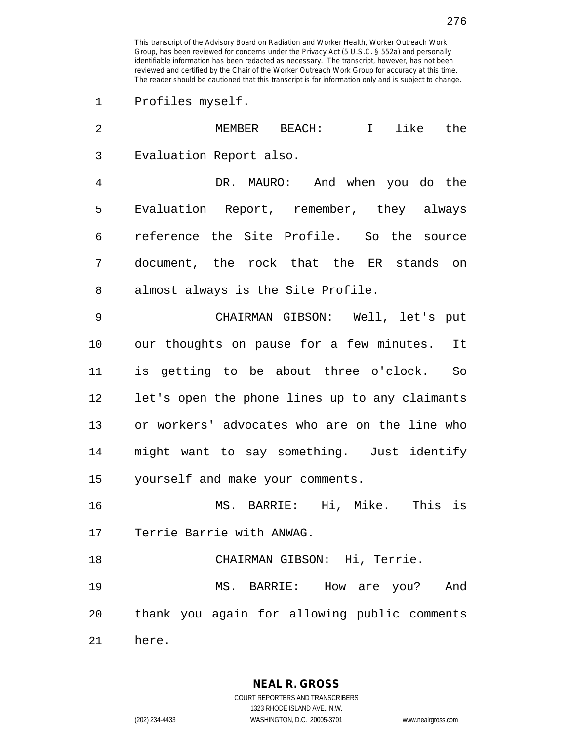This transcript of the Advisory Board on Radiation and Worker Health, Worker Outreach Work Group, has been reviewed for concerns under the Privacy Act (5 U.S.C. § 552a) and personally identifiable information has been redacted as necessary. The transcript, however, has not been reviewed and certified by the Chair of the Worker Outreach Work Group for accuracy at this time. The reader should be cautioned that this transcript is for information only and is subject to change.

1 Profiles myself.

2 MEMBER BEACH: I like the
3 Evaluation Report also.

4 DR. MAURO: And when you do the
5 Evaluation Report, remember, they always
6 reference the Site Profile. So the source
7 document, the rock that the ER stands on
8 almost always is the Site Profile.

9 CHAIRMAN GIBSON: Well, let's put
10 our thoughts on pause for a few minutes. It
11 is getting to be about three o'clock. So
12 let's open the phone lines up to any claimants
13 or workers' advocates who are on the line who
14 might want to say something. Just identify
15 yourself and make your comments.

16 MS. BARRIE: Hi, Mike. This is
17 Terrie Barrie with ANWAG.

18 CHAIRMAN GIBSON: Hi, Terrie.

19 MS. BARRIE: How are you? And
20 thank you again for allowing public comments
21 here.

**NEAL R. GROSS**
COURT REPORTERS AND TRANSCRIBERS
1323 RHODE ISLAND AVE., N.W.
(202) 234-4433 WASHINGTON, D.C. 20005-3701 www.nealrgross.com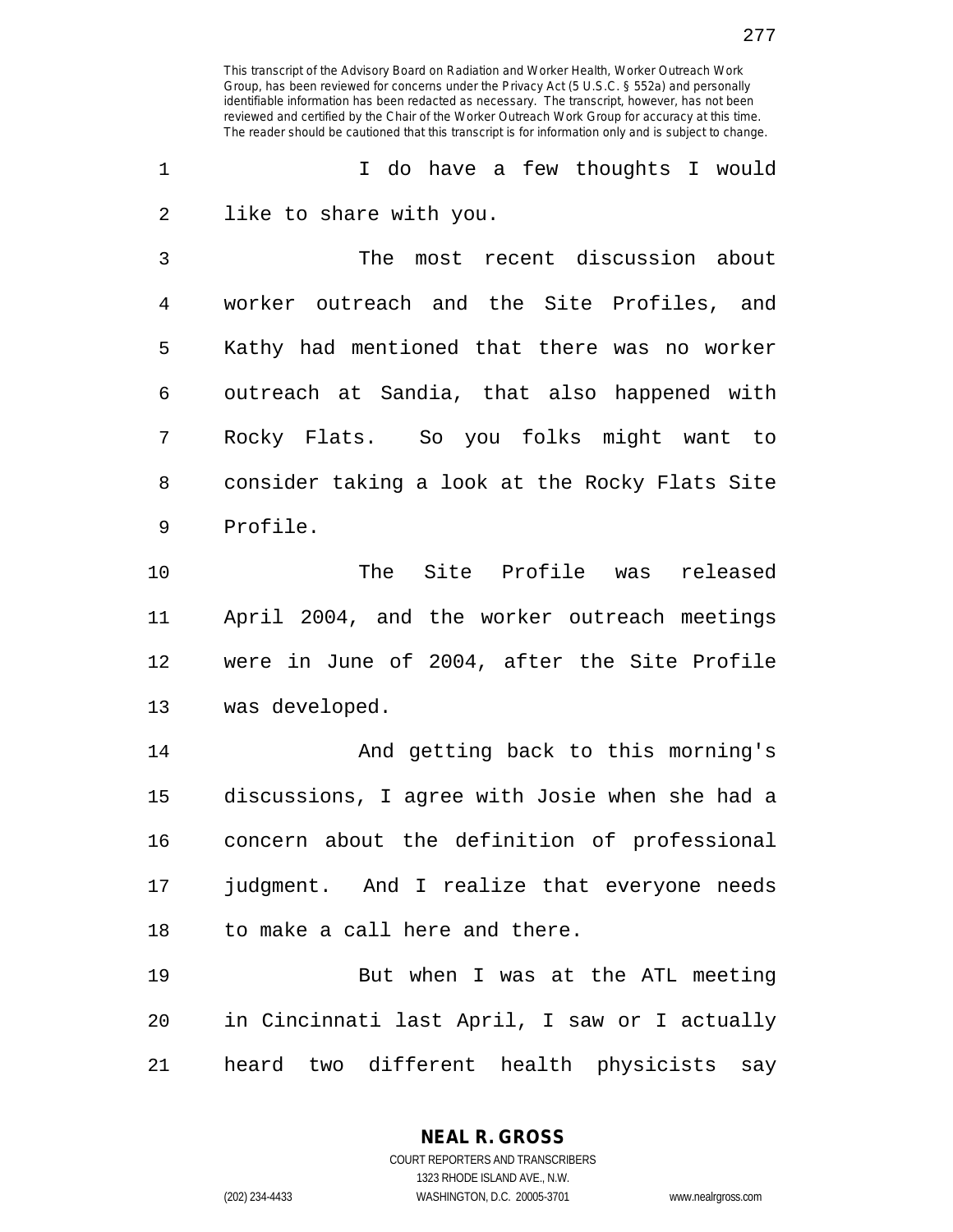This transcript of the Advisory Board on Radiation and Worker Health, Worker Outreach Work Group, has been reviewed for concerns under the Privacy Act (5 U.S.C. § 552a) and personally identifiable information has been redacted as necessary. The transcript, however, has not been reviewed and certified by the Chair of the Worker Outreach Work Group for accuracy at this time. The reader should be cautioned that this transcript is for information only and is subject to change.

1 I do have a few thoughts I would
2 like to share with you.
3 The most recent discussion about
4 worker outreach and the Site Profiles, and
5 Kathy had mentioned that there was no worker
6 outreach at Sandia, that also happened with
7 Rocky Flats. So you folks might want to
8 consider taking a look at the Rocky Flats Site
9 Profile.
10 The Site Profile was released
11 April 2004, and the worker outreach meetings
12 were in June of 2004, after the Site Profile
13 was developed.
14 And getting back to this morning's
15 discussions, I agree with Josie when she had a
16 concern about the definition of professional
17 judgment. And I realize that everyone needs
18 to make a call here and there.
19 But when I was at the ATL meeting
20 in Cincinnati last April, I saw or I actually
21 heard two different health physicists say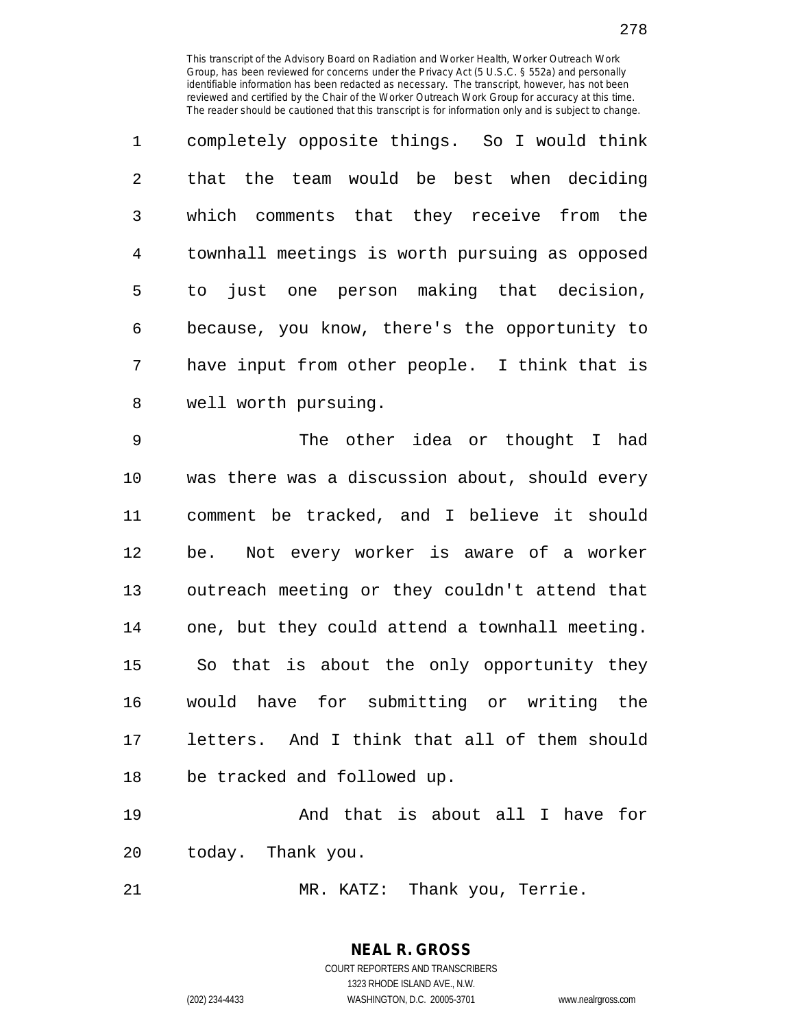completely opposite things. So I would think that the team would be best when deciding which comments that they receive from the townhall meetings is worth pursuing as opposed to just one person making that decision, because, you know, there's the opportunity to have input from other people. I think that is well worth pursuing.

The other idea or thought I had was there was a discussion about, should every comment be tracked, and I believe it should be. Not every worker is aware of a worker outreach meeting or they couldn't attend that one, but they could attend a townhall meeting. So that is about the only opportunity they would have for submitting or writing the letters. And I think that all of them should be tracked and followed up.

And that is about all I have for today. Thank you.

MR. KATZ: Thank you, Terrie.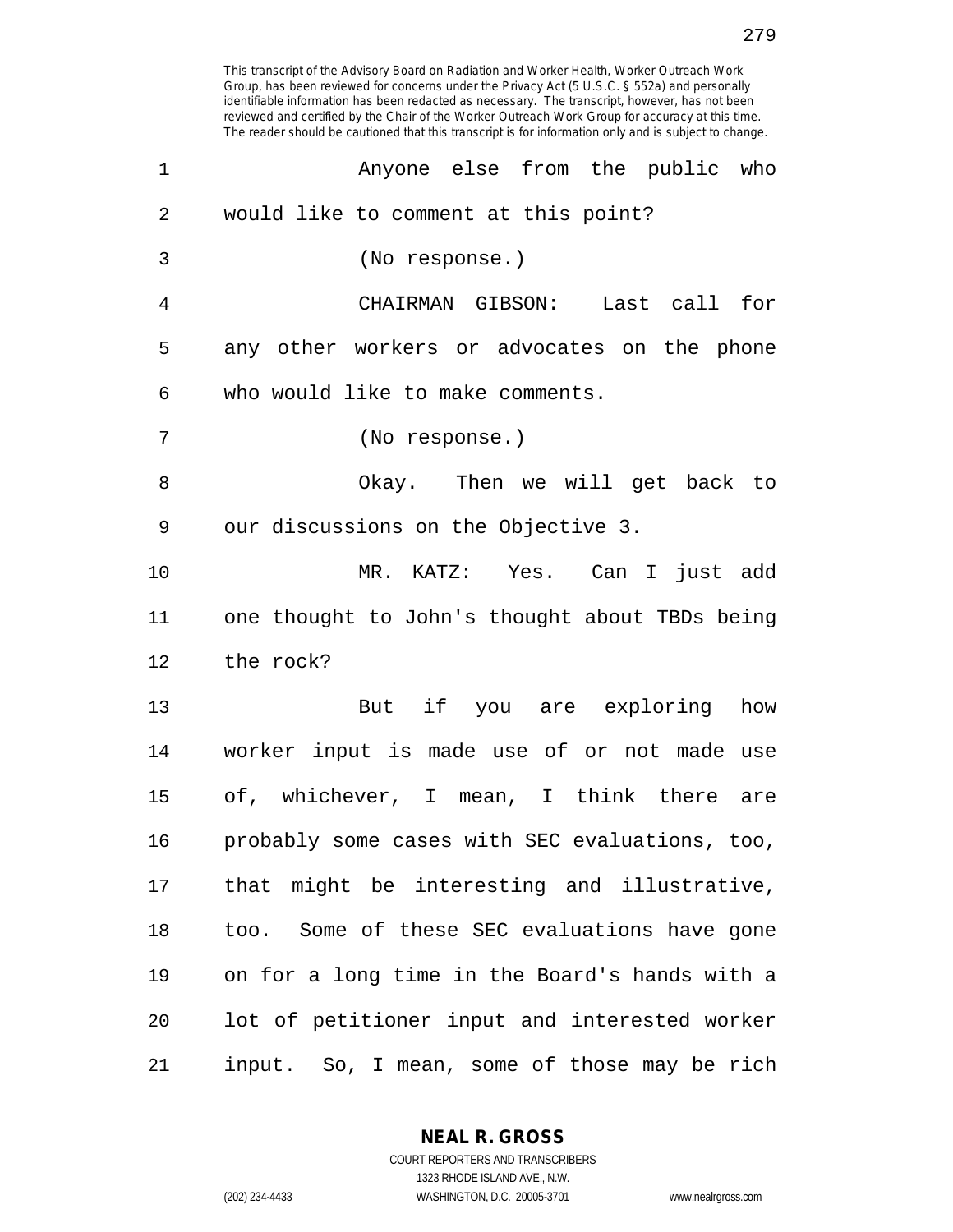This transcript of the Advisory Board on Radiation and Worker Health, Worker Outreach Work Group, has been reviewed for concerns under the Privacy Act (5 U.S.C. § 552a) and personally identifiable information has been redacted as necessary. The transcript, however, has not been reviewed and certified by the Chair of the Worker Outreach Work Group for accuracy at this time. The reader should be cautioned that this transcript is for information only and is subject to change.

1 Anyone else from the public who
2 would like to comment at this point?
3 (No response.)
4 CHAIRMAN GIBSON: Last call for
5 any other workers or advocates on the phone
6 who would like to make comments.
7 (No response.)
8 Okay. Then we will get back to
9 our discussions on the Objective 3.
10 MR. KATZ: Yes. Can I just add
11 one thought to John's thought about TBDs being
12 the rock?
13 But if you are exploring how
14 worker input is made use of or not made use
15 of, whichever, I mean, I think there are
16 probably some cases with SEC evaluations, too,
17 that might be interesting and illustrative,
18 too. Some of these SEC evaluations have gone
19 on for a long time in the Board's hands with a
20 lot of petitioner input and interested worker
21 input. So, I mean, some of those may be rich

**NEAL R. GROSS**
COURT REPORTERS AND TRANSCRIBERS
1323 RHODE ISLAND AVE., N.W.
(202) 234-4433 WASHINGTON, D.C. 20005-3701 www.nealrgross.com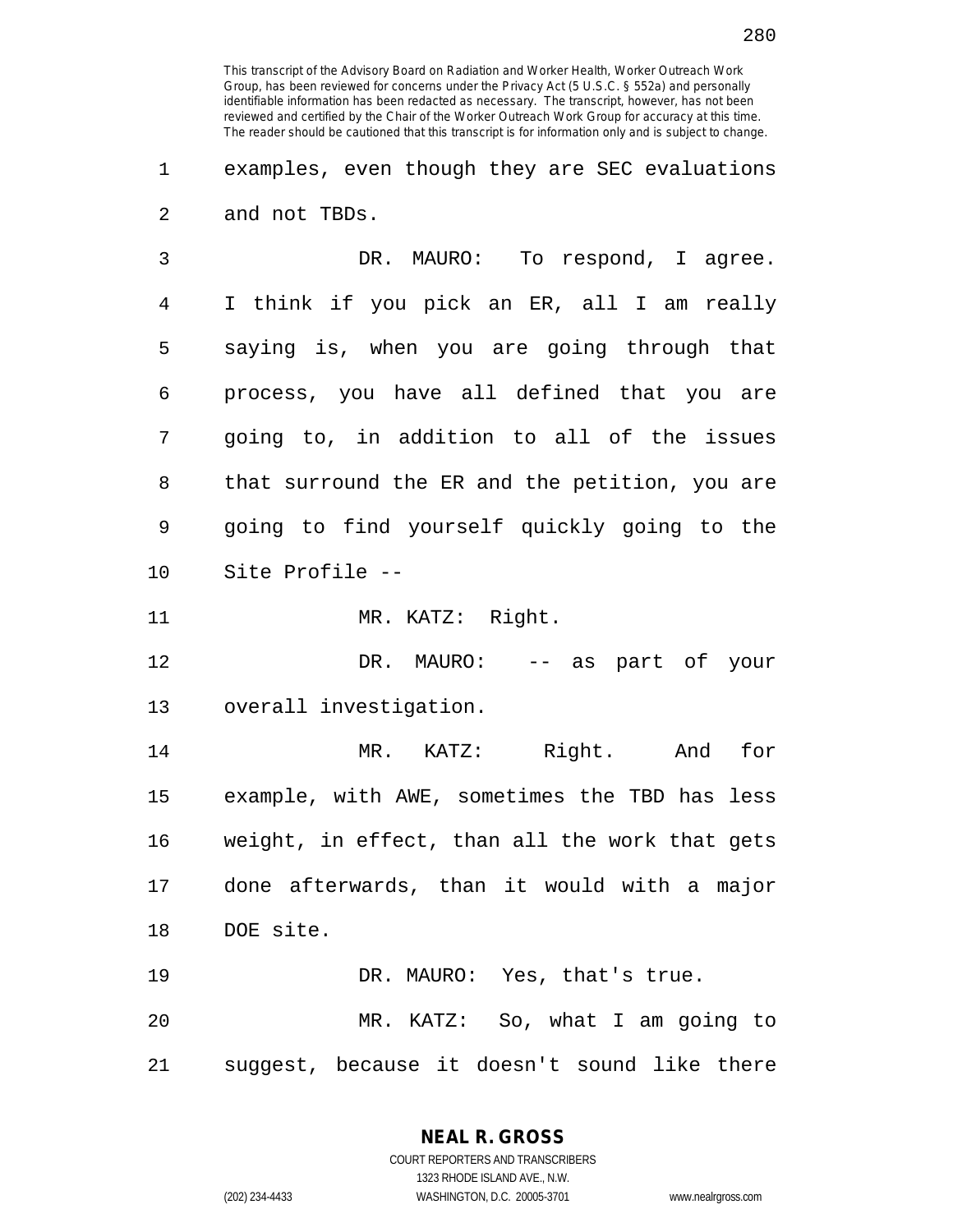This transcript of the Advisory Board on Radiation and Worker Health, Worker Outreach Work Group, has been reviewed for concerns under the Privacy Act (5 U.S.C. § 552a) and personally identifiable information has been redacted as necessary. The transcript, however, has not been reviewed and certified by the Chair of the Worker Outreach Work Group for accuracy at this time. The reader should be cautioned that this transcript is for information only and is subject to change.

examples, even though they are SEC evaluations and not TBDs.

DR. MAURO: To respond, I agree. I think if you pick an ER, all I am really saying is, when you are going through that process, you have all defined that you are going to, in addition to all of the issues that surround the ER and the petition, you are going to find yourself quickly going to the Site Profile --

MR. KATZ: Right.

DR. MAURO: -- as part of your overall investigation.

MR. KATZ: Right. And for example, with AWE, sometimes the TBD has less weight, in effect, than all the work that gets done afterwards, than it would with a major DOE site.

DR. MAURO: Yes, that's true.

MR. KATZ: So, what I am going to suggest, because it doesn't sound like there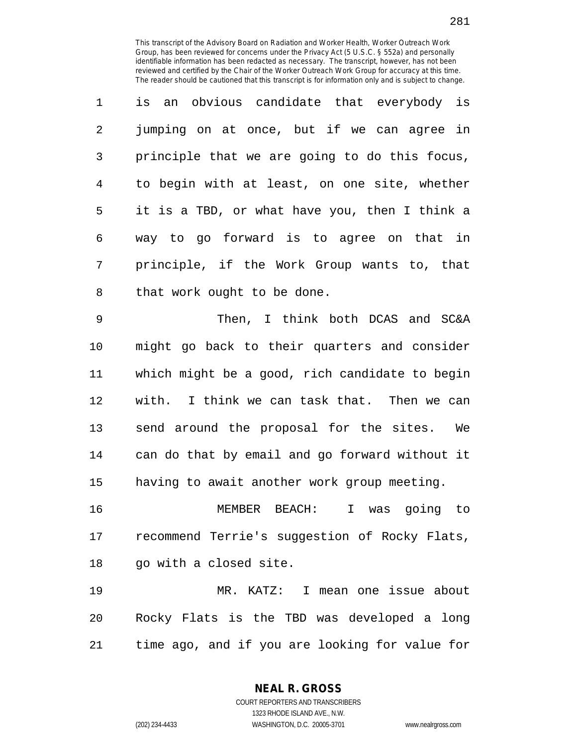is an obvious candidate that everybody is jumping on at once, but if we can agree in principle that we are going to do this focus, to begin with at least, on one site, whether it is a TBD, or what have you, then I think a way to go forward is to agree on that in principle, if the Work Group wants to, that that work ought to be done.

Then, I think both DCAS and SC&A might go back to their quarters and consider which might be a good, rich candidate to begin with. I think we can task that. Then we can send around the proposal for the sites. We can do that by email and go forward without it having to await another work group meeting.

MEMBER BEACH: I was going to recommend Terrie's suggestion of Rocky Flats, go with a closed site.

MR. KATZ: I mean one issue about Rocky Flats is the TBD was developed a long time ago, and if you are looking for value for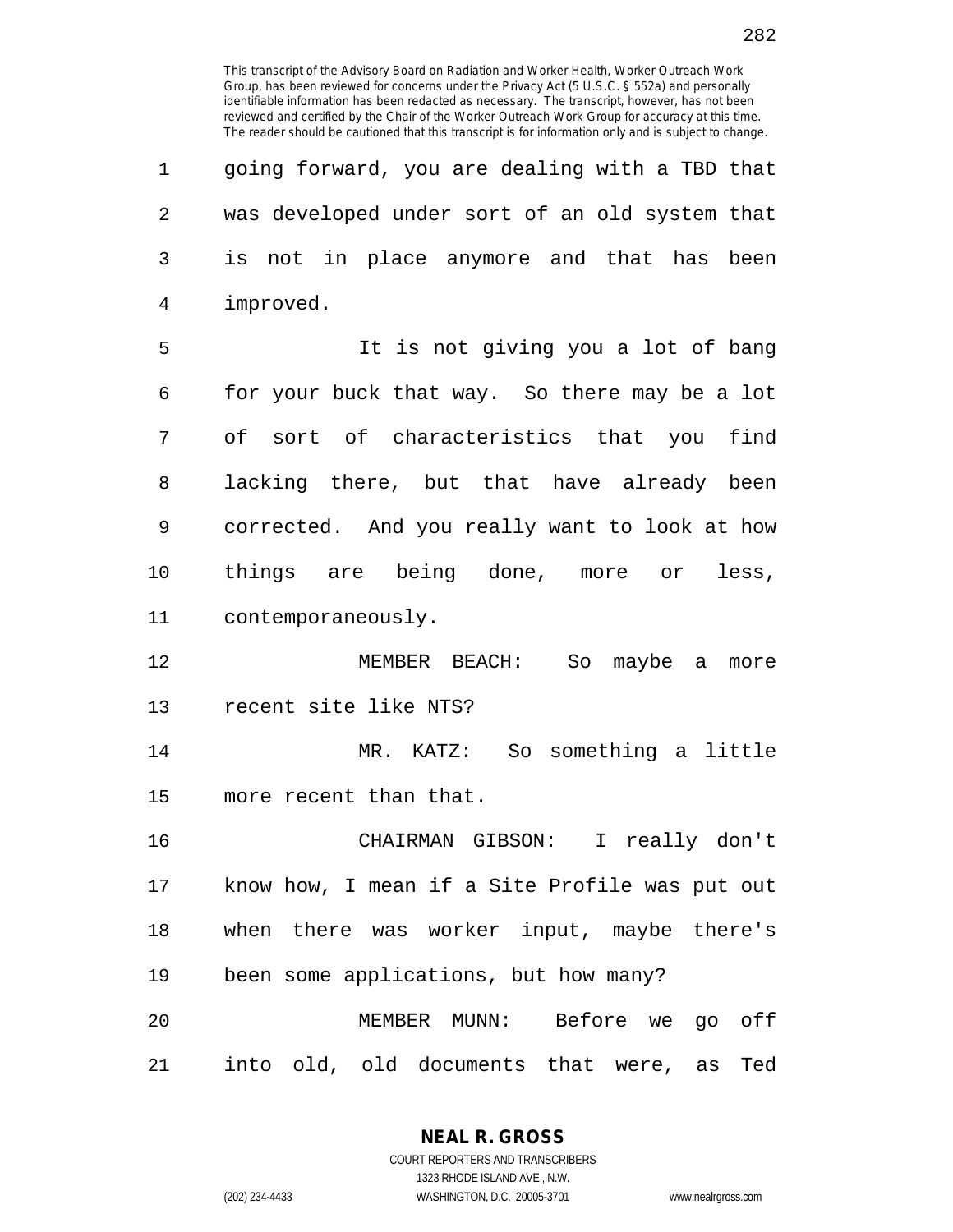going forward, you are dealing with a TBD that was developed under sort of an old system that is not in place anymore and that has been improved.

It is not giving you a lot of bang for your buck that way. So there may be a lot of sort of characteristics that you find lacking there, but that have already been corrected. And you really want to look at how things are being done, more or less, contemporaneously.

MEMBER BEACH: So maybe a more recent site like NTS?

MR. KATZ: So something a little more recent than that.

CHAIRMAN GIBSON: I really don't know how, I mean if a Site Profile was put out when there was worker input, maybe there's been some applications, but how many?

MEMBER MUNN: Before we go off into old, old documents that were, as Ted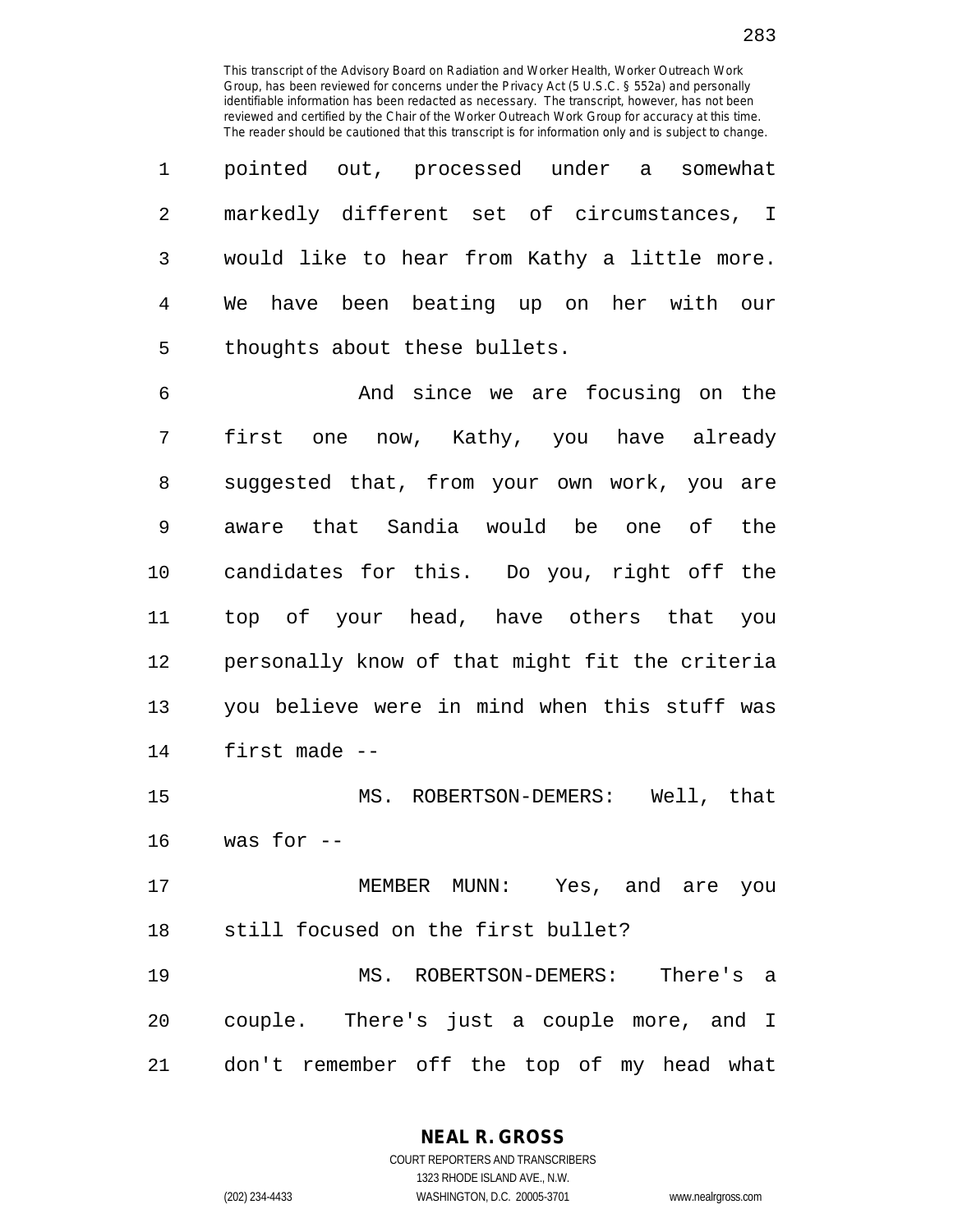This transcript of the Advisory Board on Radiation and Worker Health, Worker Outreach Work Group, has been reviewed for concerns under the Privacy Act (5 U.S.C. § 552a) and personally identifiable information has been redacted as necessary. The transcript, however, has not been reviewed and certified by the Chair of the Worker Outreach Work Group for accuracy at this time. The reader should be cautioned that this transcript is for information only and is subject to change.

1 pointed out, processed under a somewhat
2 markedly different set of circumstances, I
3 would like to hear from Kathy a little more.
4 We have been beating up on her with our
5 thoughts about these bullets.

6 And since we are focusing on the
7 first one now, Kathy, you have already
8 suggested that, from your own work, you are
9 aware that Sandia would be one of the
10 candidates for this. Do you, right off the
11 top of your head, have others that you
12 personally know of that might fit the criteria
13 you believe were in mind when this stuff was
14 first made --

15 MS. ROBERTSON-DEMERS: Well, that
16 was for --

17 MEMBER MUNN: Yes, and are you
18 still focused on the first bullet?

19 MS. ROBERTSON-DEMERS: There's a
20 couple. There's just a couple more, and I
21 don't remember off the top of my head what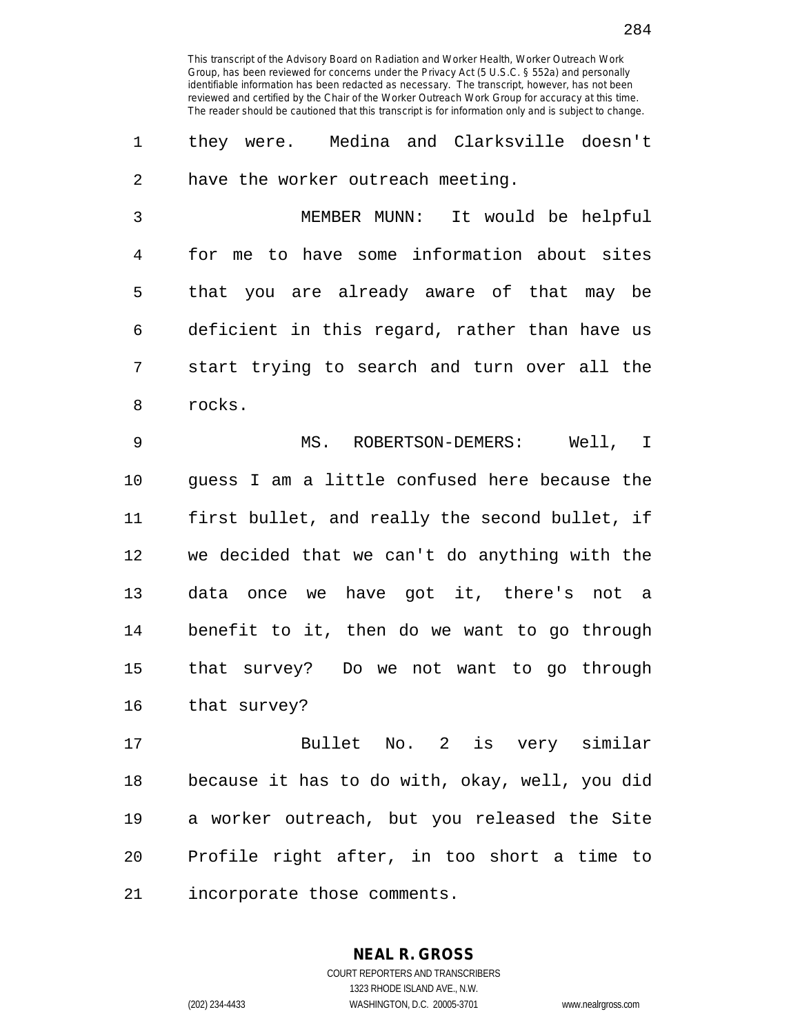they were. Medina and Clarksville doesn't have the worker outreach meeting.

MEMBER MUNN: It would be helpful for me to have some information about sites that you are already aware of that may be deficient in this regard, rather than have us start trying to search and turn over all the rocks.

MS. ROBERTSON-DEMERS: Well, I guess I am a little confused here because the first bullet, and really the second bullet, if we decided that we can't do anything with the data once we have got it, there's not a benefit to it, then do we want to go through that survey? Do we not want to go through that survey?

Bullet No. 2 is very similar because it has to do with, okay, well, you did a worker outreach, but you released the Site Profile right after, in too short a time to incorporate those comments.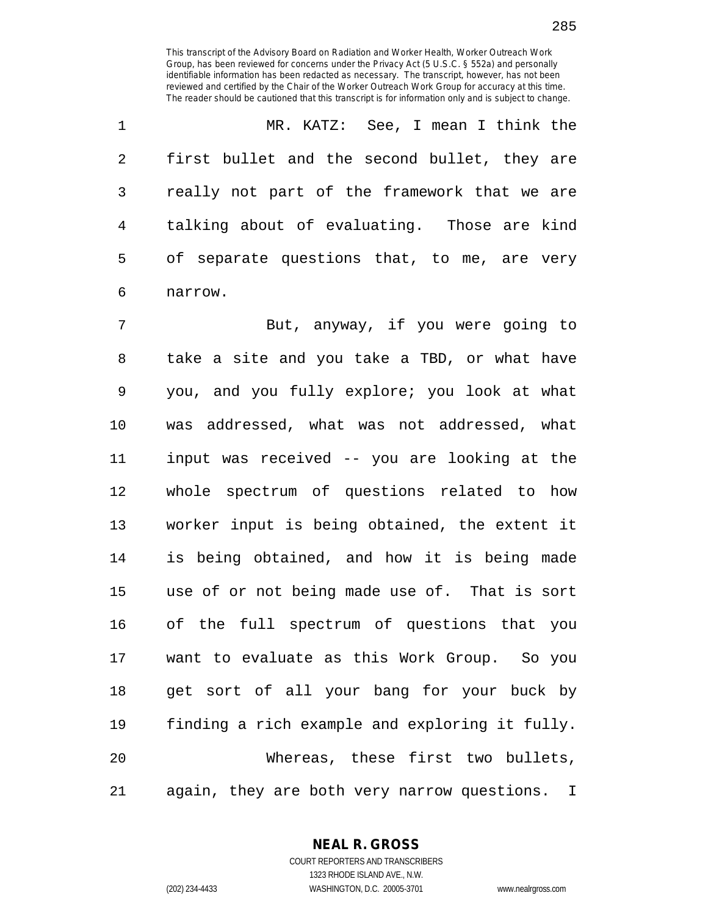MR. KATZ: See, I mean I think the first bullet and the second bullet, they are really not part of the framework that we are talking about of evaluating. Those are kind of separate questions that, to me, are very narrow.

But, anyway, if you were going to take a site and you take a TBD, or what have you, and you fully explore; you look at what was addressed, what was not addressed, what input was received -- you are looking at the whole spectrum of questions related to how worker input is being obtained, the extent it is being obtained, and how it is being made use of or not being made use of. That is sort of the full spectrum of questions that you want to evaluate as this Work Group. So you get sort of all your bang for your buck by finding a rich example and exploring it fully.

Whereas, these first two bullets, again, they are both very narrow questions. I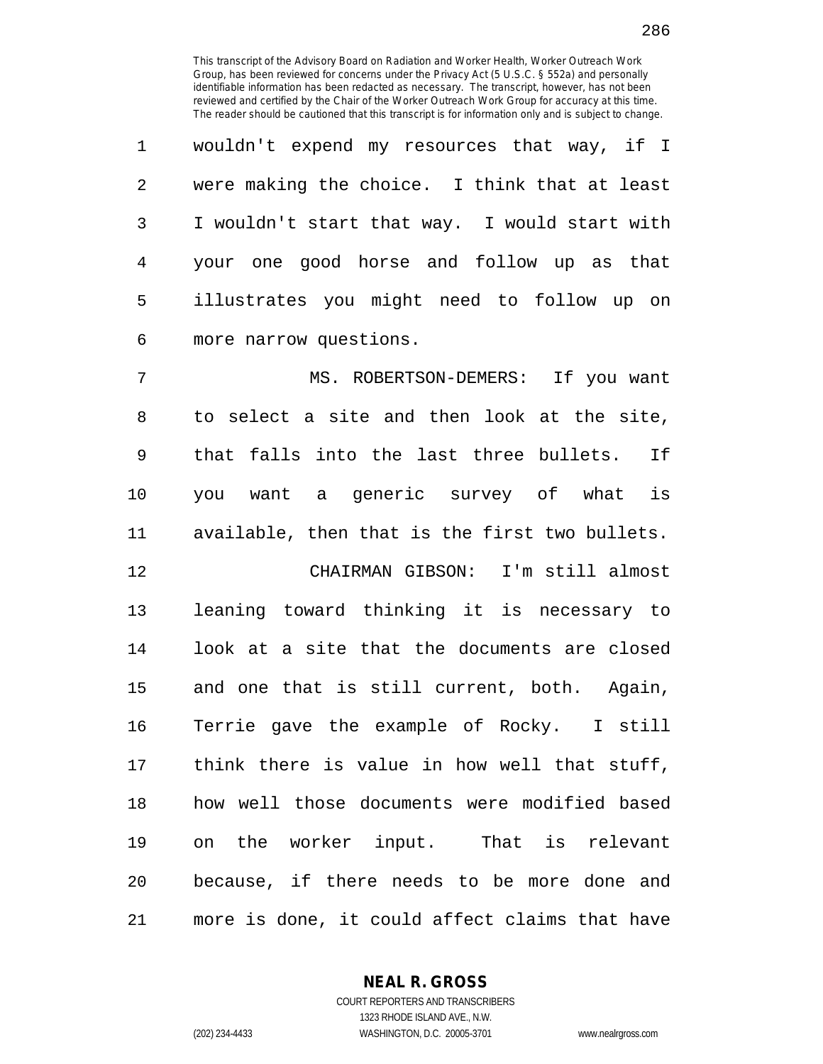This transcript of the Advisory Board on Radiation and Worker Health, Worker Outreach Work Group, has been reviewed for concerns under the Privacy Act (5 U.S.C. § 552a) and personally identifiable information has been redacted as necessary. The transcript, however, has not been reviewed and certified by the Chair of the Worker Outreach Work Group for accuracy at this time. The reader should be cautioned that this transcript is for information only and is subject to change.

wouldn't expend my resources that way, if I were making the choice. I think that at least I wouldn't start that way. I would start with your one good horse and follow up as that illustrates you might need to follow up on more narrow questions.

MS. ROBERTSON-DEMERS: If you want to select a site and then look at the site, that falls into the last three bullets. If you want a generic survey of what is available, then that is the first two bullets.

CHAIRMAN GIBSON: I'm still almost leaning toward thinking it is necessary to look at a site that the documents are closed and one that is still current, both. Again, Terrie gave the example of Rocky. I still think there is value in how well that stuff, how well those documents were modified based on the worker input. That is relevant because, if there needs to be more done and more is done, it could affect claims that have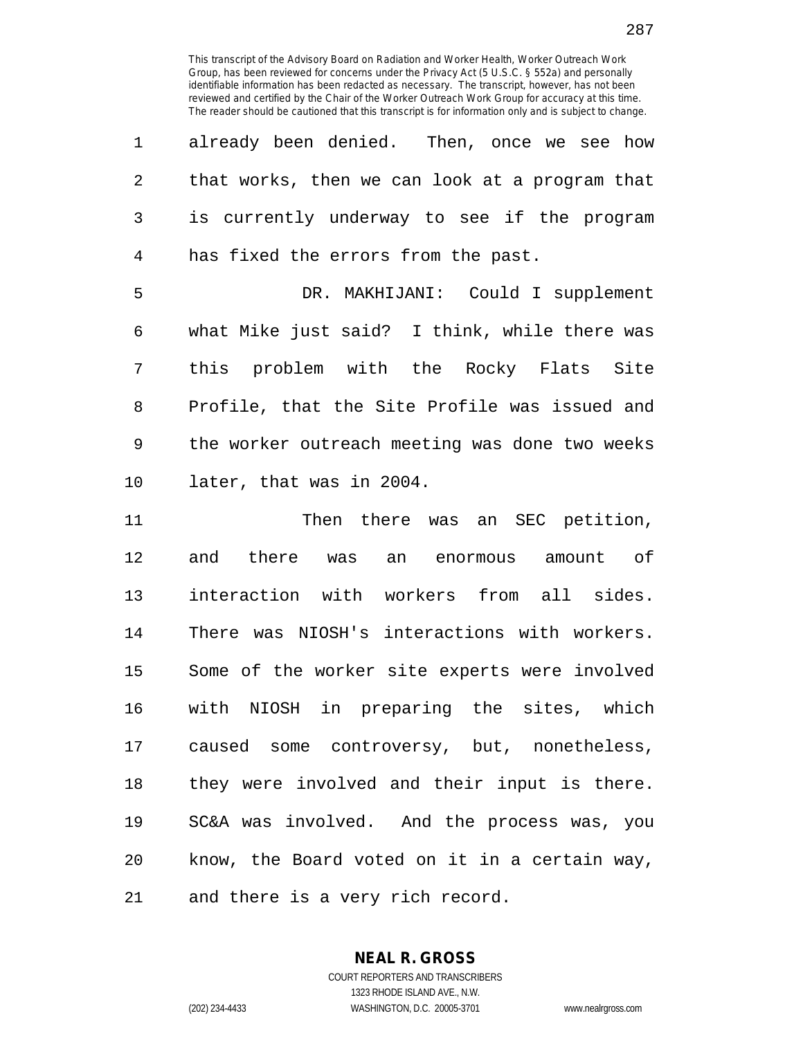already been denied. Then, once we see how that works, then we can look at a program that is currently underway to see if the program has fixed the errors from the past.

DR. MAKHIJANI: Could I supplement what Mike just said? I think, while there was this problem with the Rocky Flats Site Profile, that the Site Profile was issued and the worker outreach meeting was done two weeks later, that was in 2004.

Then there was an SEC petition, and there was an enormous amount of interaction with workers from all sides. There was NIOSH's interactions with workers. Some of the worker site experts were involved with NIOSH in preparing the sites, which caused some controversy, but, nonetheless, they were involved and their input is there. SC&A was involved. And the process was, you know, the Board voted on it in a certain way, and there is a very rich record.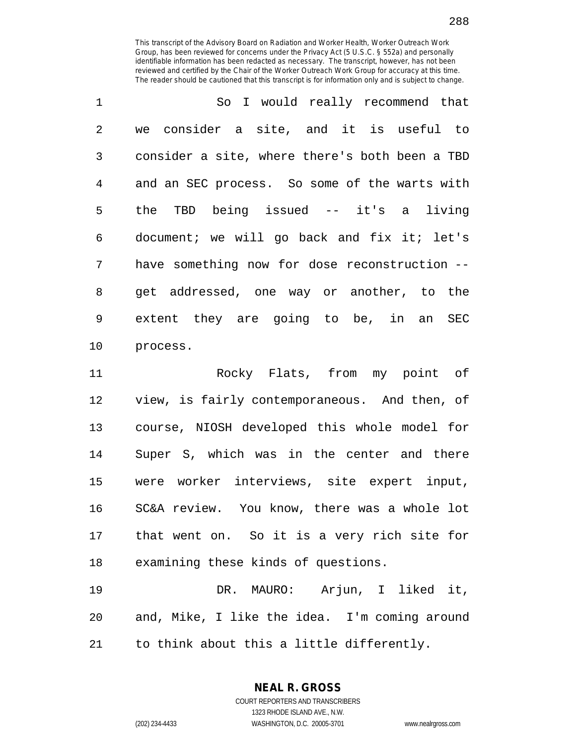So I would really recommend that we consider a site, and it is useful to consider a site, where there's both been a TBD and an SEC process. So some of the warts with the TBD being issued -- it's a living document; we will go back and fix it; let's have something now for dose reconstruction -- get addressed, one way or another, to the extent they are going to be, in an SEC process.

Rocky Flats, from my point of view, is fairly contemporaneous. And then, of course, NIOSH developed this whole model for Super S, which was in the center and there were worker interviews, site expert input, SC&A review. You know, there was a whole lot that went on. So it is a very rich site for examining these kinds of questions.

DR. MAURO: Arjun, I liked it, and, Mike, I like the idea. I'm coming around to think about this a little differently.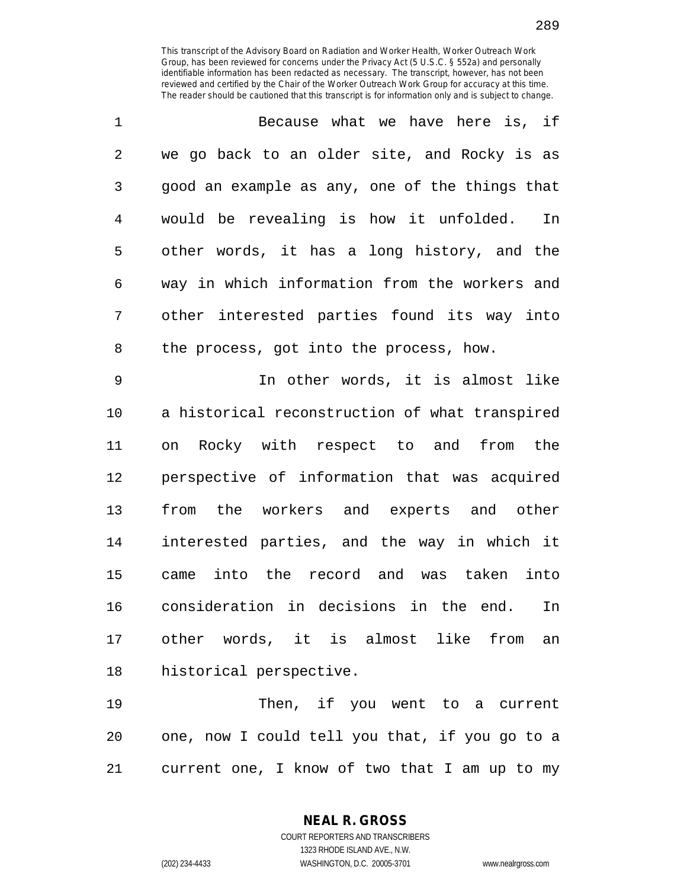This transcript of the Advisory Board on Radiation and Worker Health, Worker Outreach Work Group, has been reviewed for concerns under the Privacy Act (5 U.S.C. § 552a) and personally identifiable information has been redacted as necessary. The transcript, however, has not been reviewed and certified by the Chair of the Worker Outreach Work Group for accuracy at this time. The reader should be cautioned that this transcript is for information only and is subject to change.

Because what we have here is, if we go back to an older site, and Rocky is as good an example as any, one of the things that would be revealing is how it unfolded. In other words, it has a long history, and the way in which information from the workers and other interested parties found its way into the process, got into the process, how.

In other words, it is almost like a historical reconstruction of what transpired on Rocky with respect to and from the perspective of information that was acquired from the workers and experts and other interested parties, and the way in which it came into the record and was taken into consideration in decisions in the end. In other words, it is almost like from an historical perspective.

Then, if you went to a current one, now I could tell you that, if you go to a current one, I know of two that I am up to my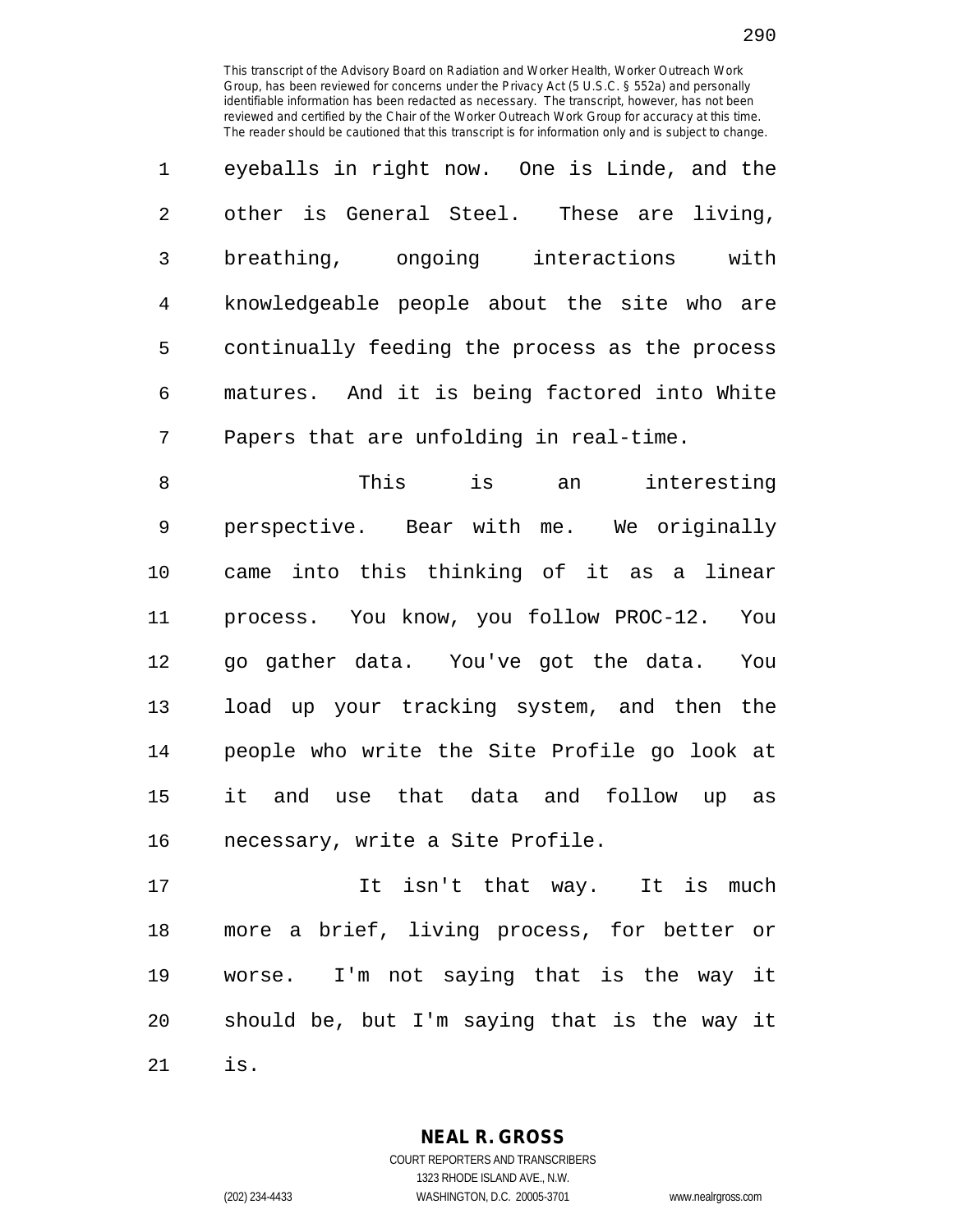This transcript of the Advisory Board on Radiation and Worker Health, Worker Outreach Work Group, has been reviewed for concerns under the Privacy Act (5 U.S.C. § 552a) and personally identifiable information has been redacted as necessary. The transcript, however, has not been reviewed and certified by the Chair of the Worker Outreach Work Group for accuracy at this time. The reader should be cautioned that this transcript is for information only and is subject to change.

eyeballs in right now. One is Linde, and the other is General Steel. These are living, breathing, ongoing interactions with knowledgeable people about the site who are continually feeding the process as the process matures. And it is being factored into White Papers that are unfolding in real-time.

This is an interesting perspective. Bear with me. We originally came into this thinking of it as a linear process. You know, you follow PROC-12. You go gather data. You've got the data. You load up your tracking system, and then the people who write the Site Profile go look at it and use that data and follow up as necessary, write a Site Profile.

It isn't that way. It is much more a brief, living process, for better or worse. I'm not saying that is the way it should be, but I'm saying that is the way it is.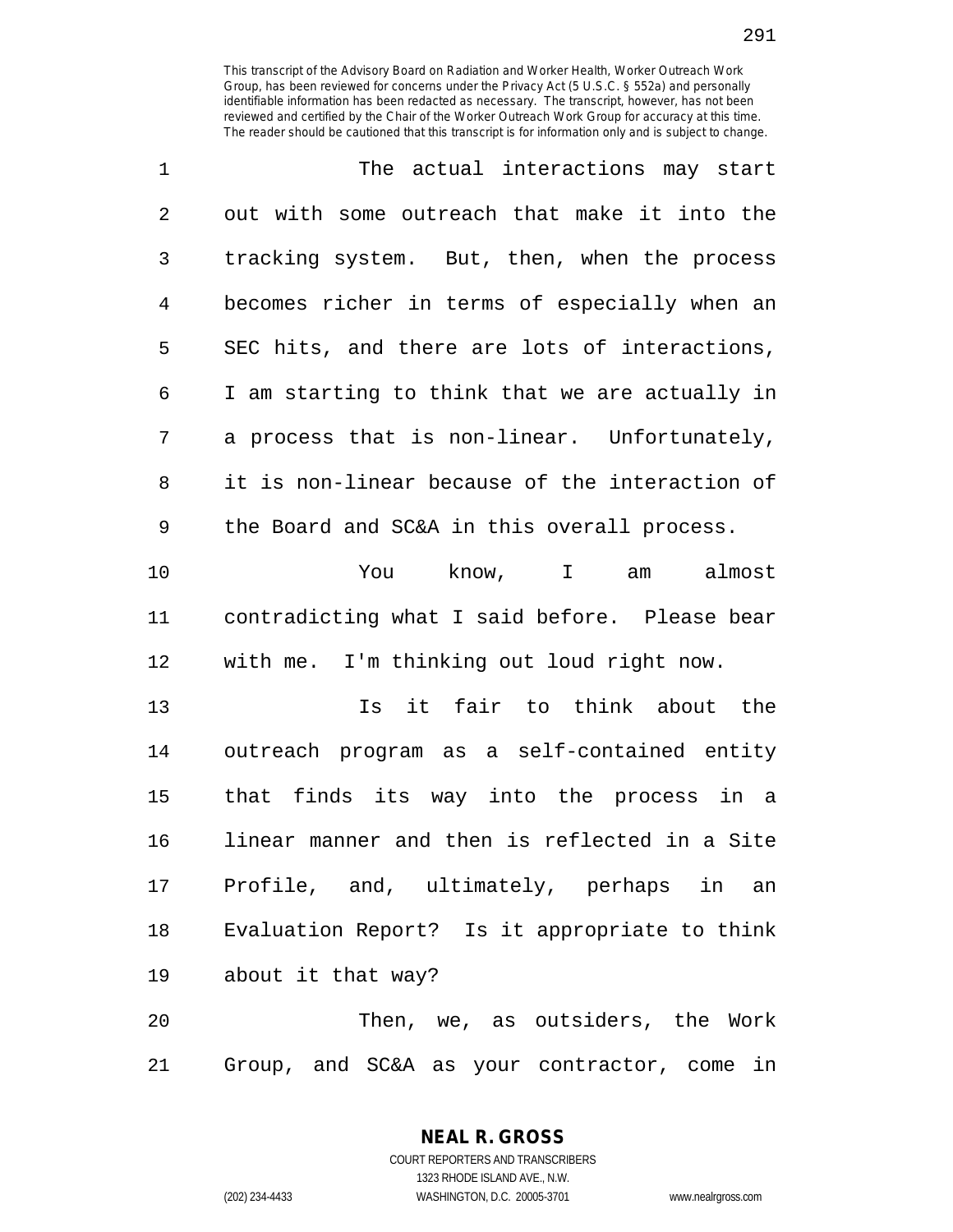This transcript of the Advisory Board on Radiation and Worker Health, Worker Outreach Work Group, has been reviewed for concerns under the Privacy Act (5 U.S.C. § 552a) and personally identifiable information has been redacted as necessary. The transcript, however, has not been reviewed and certified by the Chair of the Worker Outreach Work Group for accuracy at this time. The reader should be cautioned that this transcript is for information only and is subject to change.

The actual interactions may start out with some outreach that make it into the tracking system. But, then, when the process becomes richer in terms of especially when an SEC hits, and there are lots of interactions, I am starting to think that we are actually in a process that is non-linear. Unfortunately, it is non-linear because of the interaction of the Board and SC&A in this overall process.

You know, I am almost contradicting what I said before. Please bear with me. I'm thinking out loud right now.

Is it fair to think about the outreach program as a self-contained entity that finds its way into the process in a linear manner and then is reflected in a Site Profile, and, ultimately, perhaps in an Evaluation Report? Is it appropriate to think about it that way?

Then, we, as outsiders, the Work Group, and SC&A as your contractor, come in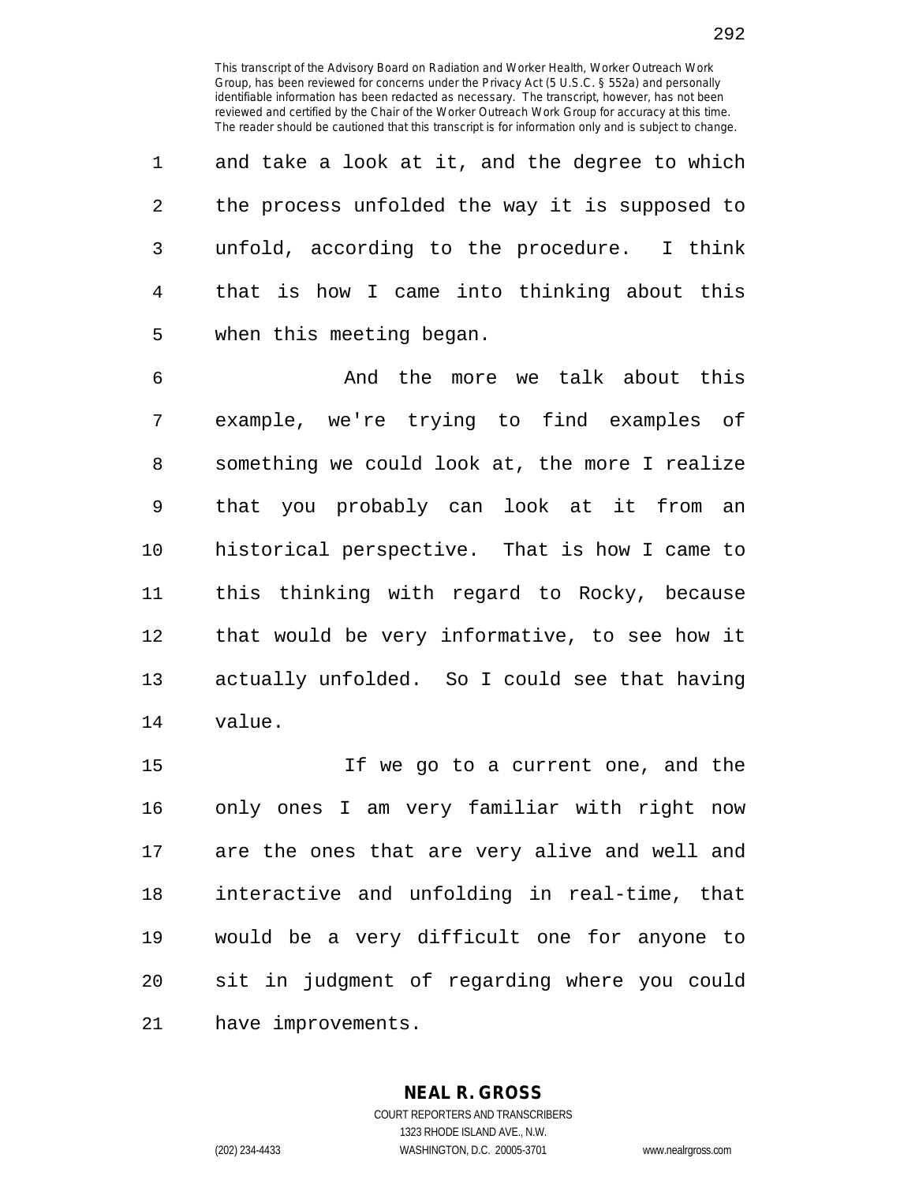and take a look at it, and the degree to which the process unfolded the way it is supposed to unfold, according to the procedure. I think that is how I came into thinking about this when this meeting began.

And the more we talk about this example, we're trying to find examples of something we could look at, the more I realize that you probably can look at it from an historical perspective. That is how I came to this thinking with regard to Rocky, because that would be very informative, to see how it actually unfolded. So I could see that having value.

If we go to a current one, and the only ones I am very familiar with right now are the ones that are very alive and well and interactive and unfolding in real-time, that would be a very difficult one for anyone to sit in judgment of regarding where you could have improvements.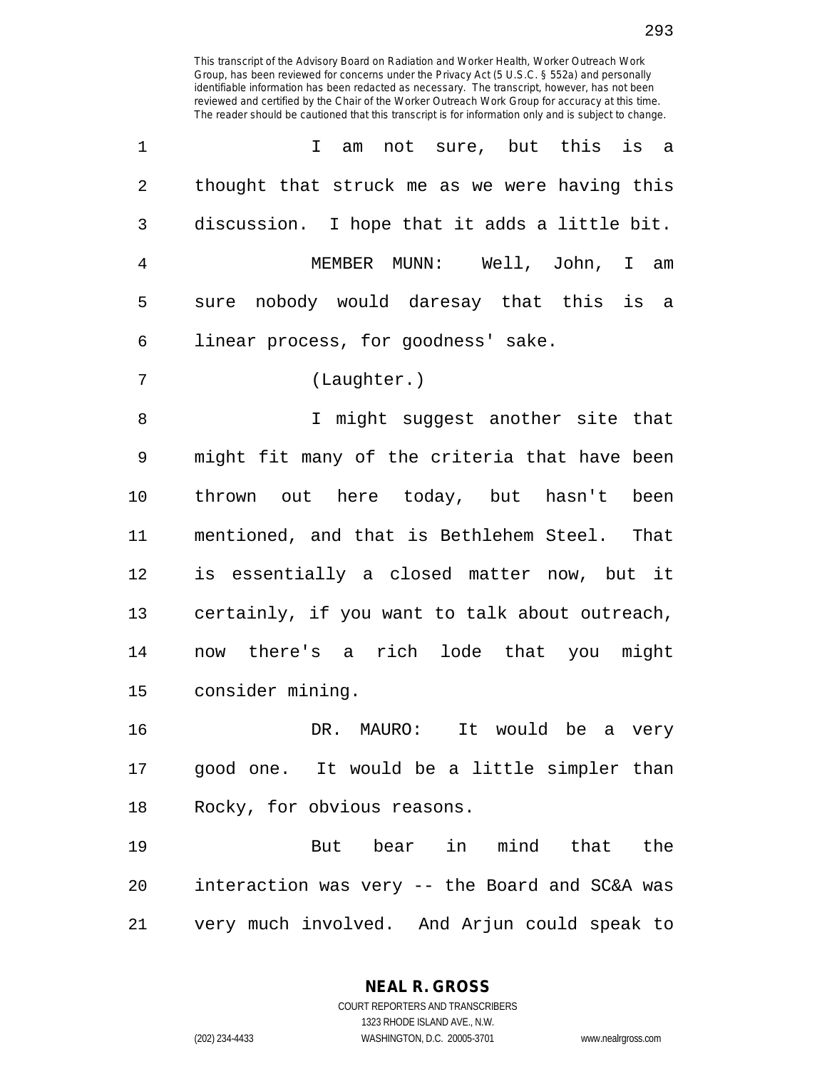This transcript of the Advisory Board on Radiation and Worker Health, Worker Outreach Work Group, has been reviewed for concerns under the Privacy Act (5 U.S.C. § 552a) and personally identifiable information has been redacted as necessary. The transcript, however, has not been reviewed and certified by the Chair of the Worker Outreach Work Group for accuracy at this time. The reader should be cautioned that this transcript is for information only and is subject to change.

1 I am not sure, but this is a
2 thought that struck me as we were having this
3 discussion. I hope that it adds a little bit.
4 MEMBER MUNN: Well, John, I am
5 sure nobody would daresay that this is a
6 linear process, for goodness' sake.
7 (Laughter.)
8 I might suggest another site that
9 might fit many of the criteria that have been
10 thrown out here today, but hasn't been
11 mentioned, and that is Bethlehem Steel. That
12 is essentially a closed matter now, but it
13 certainly, if you want to talk about outreach,
14 now there's a rich lode that you might
15 consider mining.
16 DR. MAURO: It would be a very
17 good one. It would be a little simpler than
18 Rocky, for obvious reasons.
19 But bear in mind that the
20 interaction was very -- the Board and SC&A was
21 very much involved. And Arjun could speak to

**NEAL R. GROSS**
COURT REPORTERS AND TRANSCRIBERS
1323 RHODE ISLAND AVE., N.W.
(202) 234-4433 WASHINGTON, D.C. 20005-3701 www.nealrgross.com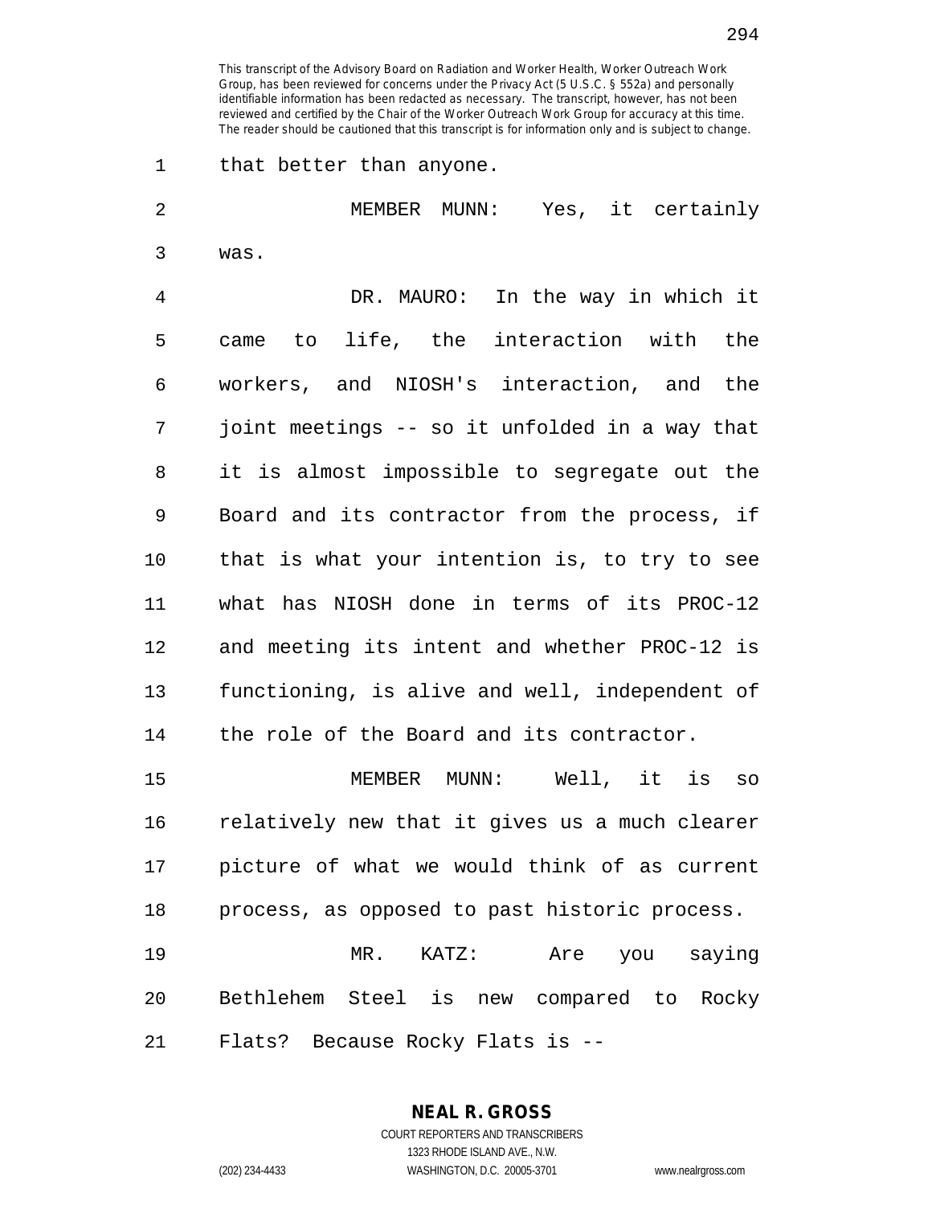This transcript of the Advisory Board on Radiation and Worker Health, Worker Outreach Work Group, has been reviewed for concerns under the Privacy Act (5 U.S.C. § 552a) and personally identifiable information has been redacted as necessary. The transcript, however, has not been reviewed and certified by the Chair of the Worker Outreach Work Group for accuracy at this time. The reader should be cautioned that this transcript is for information only and is subject to change.

that better than anyone.

MEMBER MUNN: Yes, it certainly was.

DR. MAURO: In the way in which it came to life, the interaction with the workers, and NIOSH's interaction, and the joint meetings -- so it unfolded in a way that it is almost impossible to segregate out the Board and its contractor from the process, if that is what your intention is, to try to see what has NIOSH done in terms of its PROC-12 and meeting its intent and whether PROC-12 is functioning, is alive and well, independent of the role of the Board and its contractor.

MEMBER MUNN: Well, it is so relatively new that it gives us a much clearer picture of what we would think of as current process, as opposed to past historic process.

MR. KATZ: Are you saying Bethlehem Steel is new compared to Rocky Flats? Because Rocky Flats is --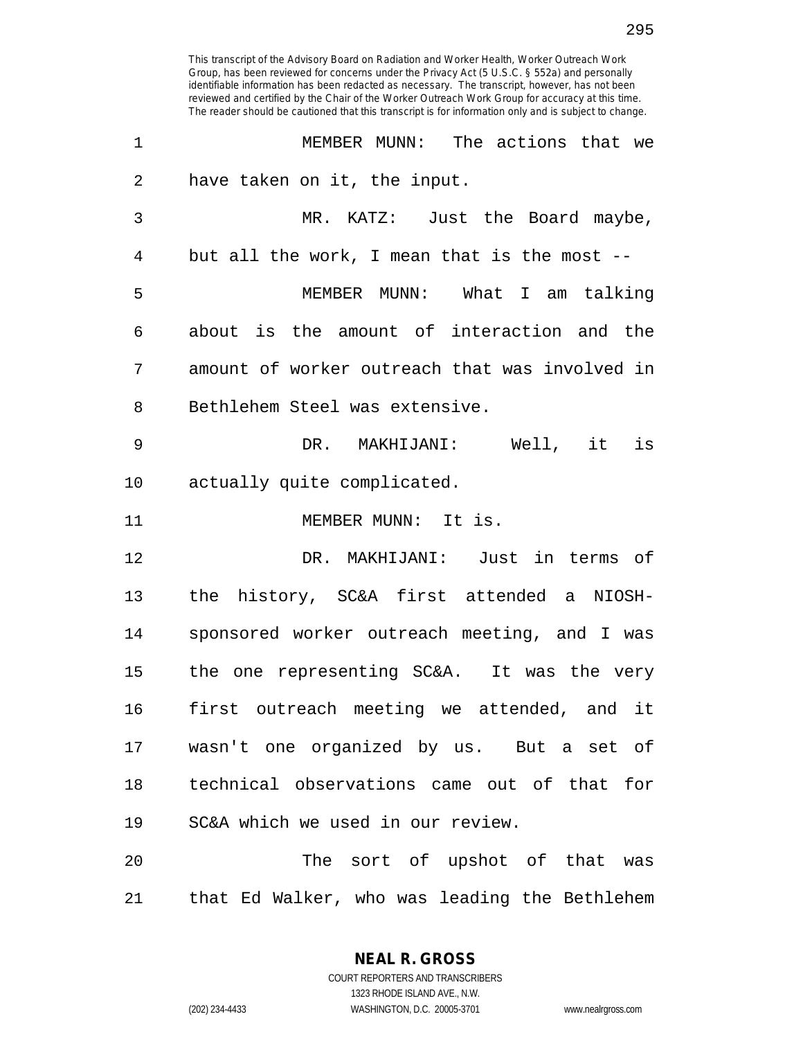This transcript of the Advisory Board on Radiation and Worker Health, Worker Outreach Work Group, has been reviewed for concerns under the Privacy Act (5 U.S.C. § 552a) and personally identifiable information has been redacted as necessary. The transcript, however, has not been reviewed and certified by the Chair of the Worker Outreach Work Group for accuracy at this time. The reader should be cautioned that this transcript is for information only and is subject to change.

1 MEMBER MUNN: The actions that we
2 have taken on it, the input.
3 MR. KATZ: Just the Board maybe,
4 but all the work, I mean that is the most --
5 MEMBER MUNN: What I am talking
6 about is the amount of interaction and the
7 amount of worker outreach that was involved in
8 Bethlehem Steel was extensive.
9 DR. MAKHIJANI: Well, it is
10 actually quite complicated.
11 MEMBER MUNN: It is.
12 DR. MAKHIJANI: Just in terms of
13 the history, SC&A first attended a NIOSH-
14 sponsored worker outreach meeting, and I was
15 the one representing SC&A. It was the very
16 first outreach meeting we attended, and it
17 wasn't one organized by us. But a set of
18 technical observations came out of that for
19 SC&A which we used in our review.
20 The sort of upshot of that was
21 that Ed Walker, who was leading the Bethlehem

**NEAL R. GROSS**
COURT REPORTERS AND TRANSCRIBERS
1323 RHODE ISLAND AVE., N.W.
(202) 234-4433 WASHINGTON, D.C. 20005-3701 www.nealrgross.com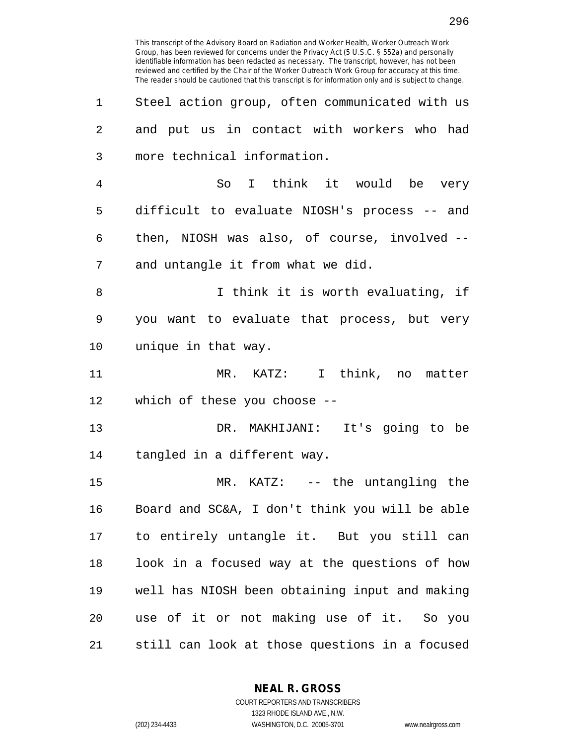This transcript of the Advisory Board on Radiation and Worker Health, Worker Outreach Work Group, has been reviewed for concerns under the Privacy Act (5 U.S.C. § 552a) and personally identifiable information has been redacted as necessary. The transcript, however, has not been reviewed and certified by the Chair of the Worker Outreach Work Group for accuracy at this time. The reader should be cautioned that this transcript is for information only and is subject to change.

1 Steel action group, often communicated with us
2 and put us in contact with workers who had
3 more technical information.
4 So I think it would be very
5 difficult to evaluate NIOSH's process -- and
6 then, NIOSH was also, of course, involved --
7 and untangle it from what we did.
8 I think it is worth evaluating, if
9 you want to evaluate that process, but very
10 unique in that way.
11 MR. KATZ: I think, no matter
12 which of these you choose --
13 DR. MAKHIJANI: It's going to be
14 tangled in a different way.
15 MR. KATZ: -- the untangling the
16 Board and SC&A, I don't think you will be able
17 to entirely untangle it. But you still can
18 look in a focused way at the questions of how
19 well has NIOSH been obtaining input and making
20 use of it or not making use of it. So you
21 still can look at those questions in a focused

**NEAL R. GROSS**
COURT REPORTERS AND TRANSCRIBERS
1323 RHODE ISLAND AVE., N.W.
(202) 234-4433 WASHINGTON, D.C. 20005-3701 www.nealrgross.com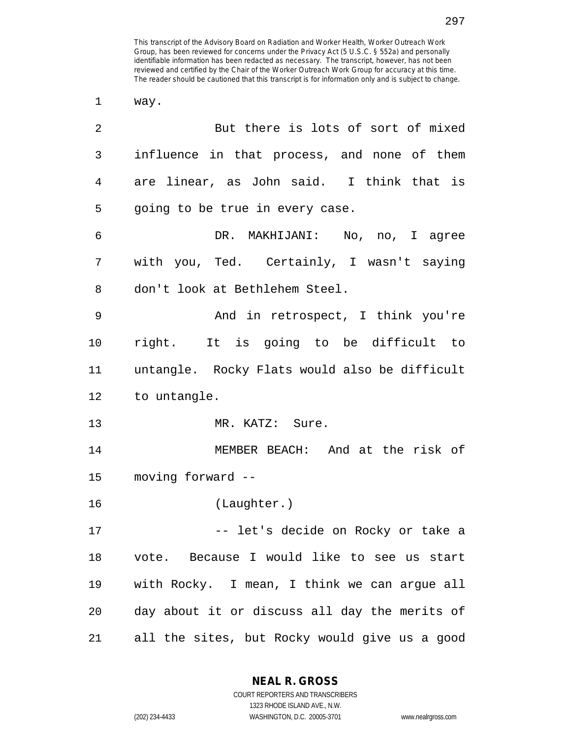way.

But there is lots of sort of mixed influence in that process, and none of them are linear, as John said. I think that is going to be true in every case.

DR. MAKHIJANI: No, no, I agree with you, Ted. Certainly, I wasn't saying don't look at Bethlehem Steel.

And in retrospect, I think you're right. It is going to be difficult to untangle. Rocky Flats would also be difficult to untangle.

MR. KATZ: Sure.

MEMBER BEACH: And at the risk of moving forward --

(Laughter.)

-- let's decide on Rocky or take a vote. Because I would like to see us start with Rocky. I mean, I think we can argue all day about it or discuss all day the merits of all the sites, but Rocky would give us a good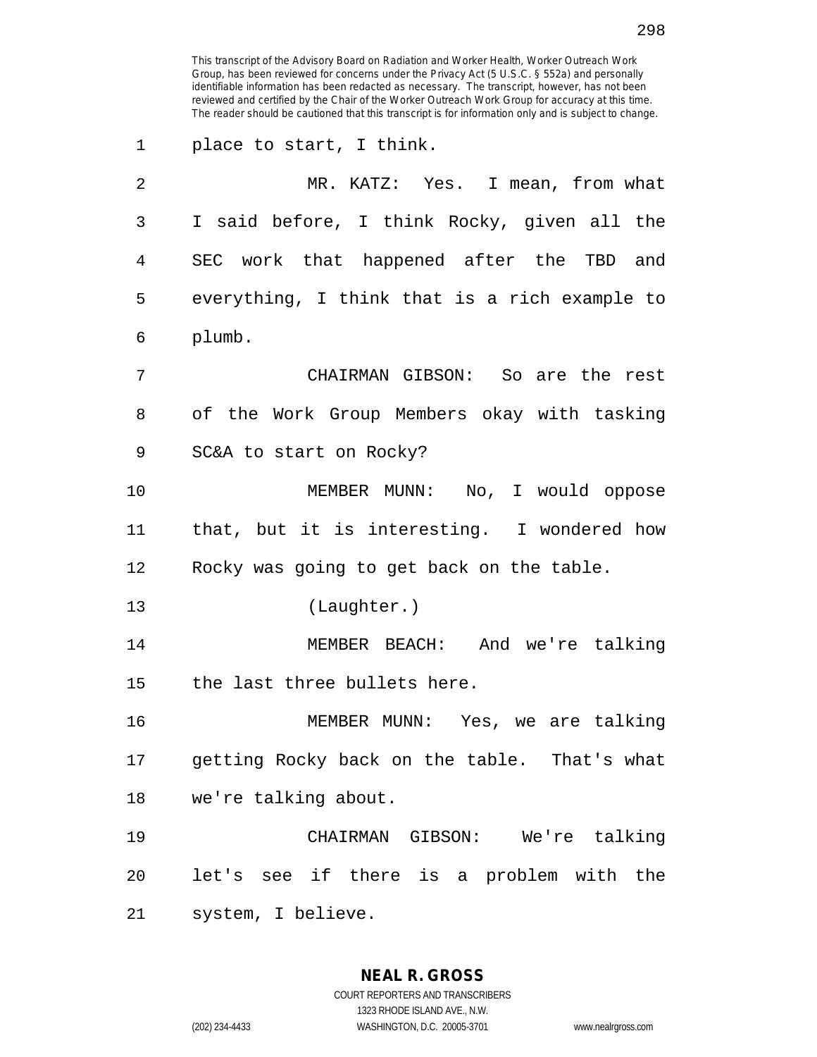This transcript of the Advisory Board on Radiation and Worker Health, Worker Outreach Work Group, has been reviewed for concerns under the Privacy Act (5 U.S.C. § 552a) and personally identifiable information has been redacted as necessary. The transcript, however, has not been reviewed and certified by the Chair of the Worker Outreach Work Group for accuracy at this time. The reader should be cautioned that this transcript is for information only and is subject to change.

1 place to start, I think.

2 MR. KATZ: Yes. I mean, from what
3 I said before, I think Rocky, given all the
4 SEC work that happened after the TBD and
5 everything, I think that is a rich example to
6 plumb.

7 CHAIRMAN GIBSON: So are the rest
8 of the Work Group Members okay with tasking
9 SC&A to start on Rocky?

10 MEMBER MUNN: No, I would oppose
11 that, but it is interesting. I wondered how
12 Rocky was going to get back on the table.

13 (Laughter.)

14 MEMBER BEACH: And we're talking
15 the last three bullets here.

16 MEMBER MUNN: Yes, we are talking
17 getting Rocky back on the table. That's what
18 we're talking about.

19 CHAIRMAN GIBSON: We're talking
20 let's see if there is a problem with the
21 system, I believe.

**NEAL R. GROSS**
COURT REPORTERS AND TRANSCRIBERS
1323 RHODE ISLAND AVE., N.W.
(202) 234-4433 WASHINGTON, D.C. 20005-3701 www.nealrgross.com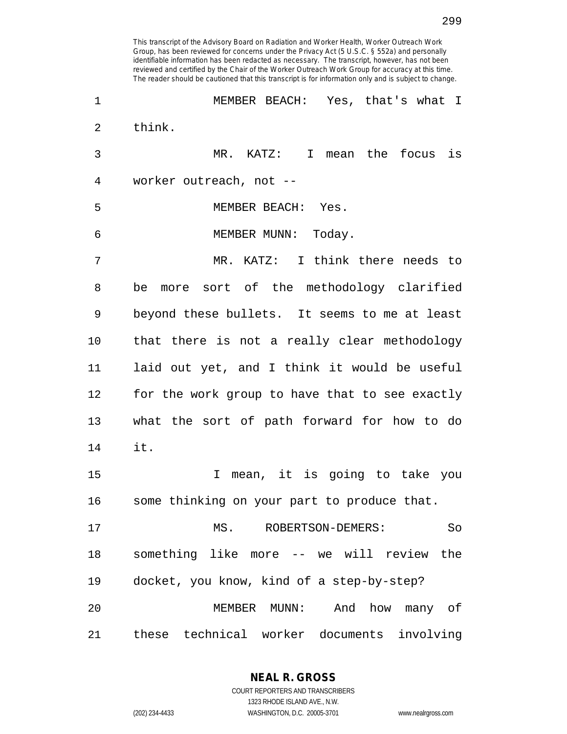This transcript of the Advisory Board on Radiation and Worker Health, Worker Outreach Work Group, has been reviewed for concerns under the Privacy Act (5 U.S.C. § 552a) and personally identifiable information has been redacted as necessary. The transcript, however, has not been reviewed and certified by the Chair of the Worker Outreach Work Group for accuracy at this time. The reader should be cautioned that this transcript is for information only and is subject to change.

MEMBER BEACH: Yes, that's what I think.

MR. KATZ: I mean the focus is worker outreach, not --

MEMBER BEACH: Yes.

MEMBER MUNN: Today.

MR. KATZ: I think there needs to be more sort of the methodology clarified beyond these bullets. It seems to me at least that there is not a really clear methodology laid out yet, and I think it would be useful for the work group to have that to see exactly what the sort of path forward for how to do it.

I mean, it is going to take you some thinking on your part to produce that.

MS. ROBERTSON-DEMERS: So something like more -- we will review the docket, you know, kind of a step-by-step?

MEMBER MUNN: And how many of these technical worker documents involving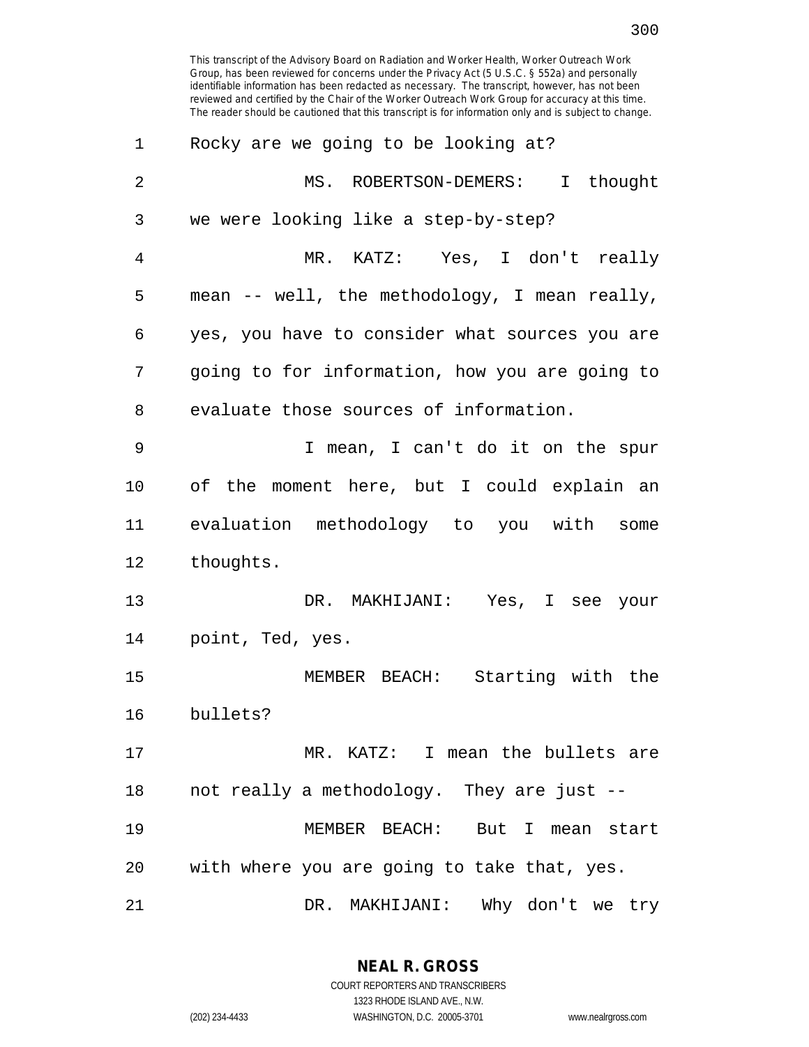This transcript of the Advisory Board on Radiation and Worker Health, Worker Outreach Work Group, has been reviewed for concerns under the Privacy Act (5 U.S.C. § 552a) and personally identifiable information has been redacted as necessary. The transcript, however, has not been reviewed and certified by the Chair of the Worker Outreach Work Group for accuracy at this time. The reader should be cautioned that this transcript is for information only and is subject to change.

1 Rocky are we going to be looking at?

2 MS. ROBERTSON-DEMERS: I thought
3 we were looking like a step-by-step?

4 MR. KATZ: Yes, I don't really
5 mean -- well, the methodology, I mean really,
6 yes, you have to consider what sources you are
7 going to for information, how you are going to
8 evaluate those sources of information.

9 I mean, I can't do it on the spur
10 of the moment here, but I could explain an
11 evaluation methodology to you with some
12 thoughts.

13 DR. MAKHIJANI: Yes, I see your
14 point, Ted, yes.

15 MEMBER BEACH: Starting with the
16 bullets?

17 MR. KATZ: I mean the bullets are
18 not really a methodology. They are just --

19 MEMBER BEACH: But I mean start
20 with where you are going to take that, yes.

21 DR. MAKHIJANI: Why don't we try

NEAL R. GROSS
COURT REPORTERS AND TRANSCRIBERS
1323 RHODE ISLAND AVE., N.W.
(202) 234-4433 WASHINGTON, D.C. 20005-3701 www.nealrgross.com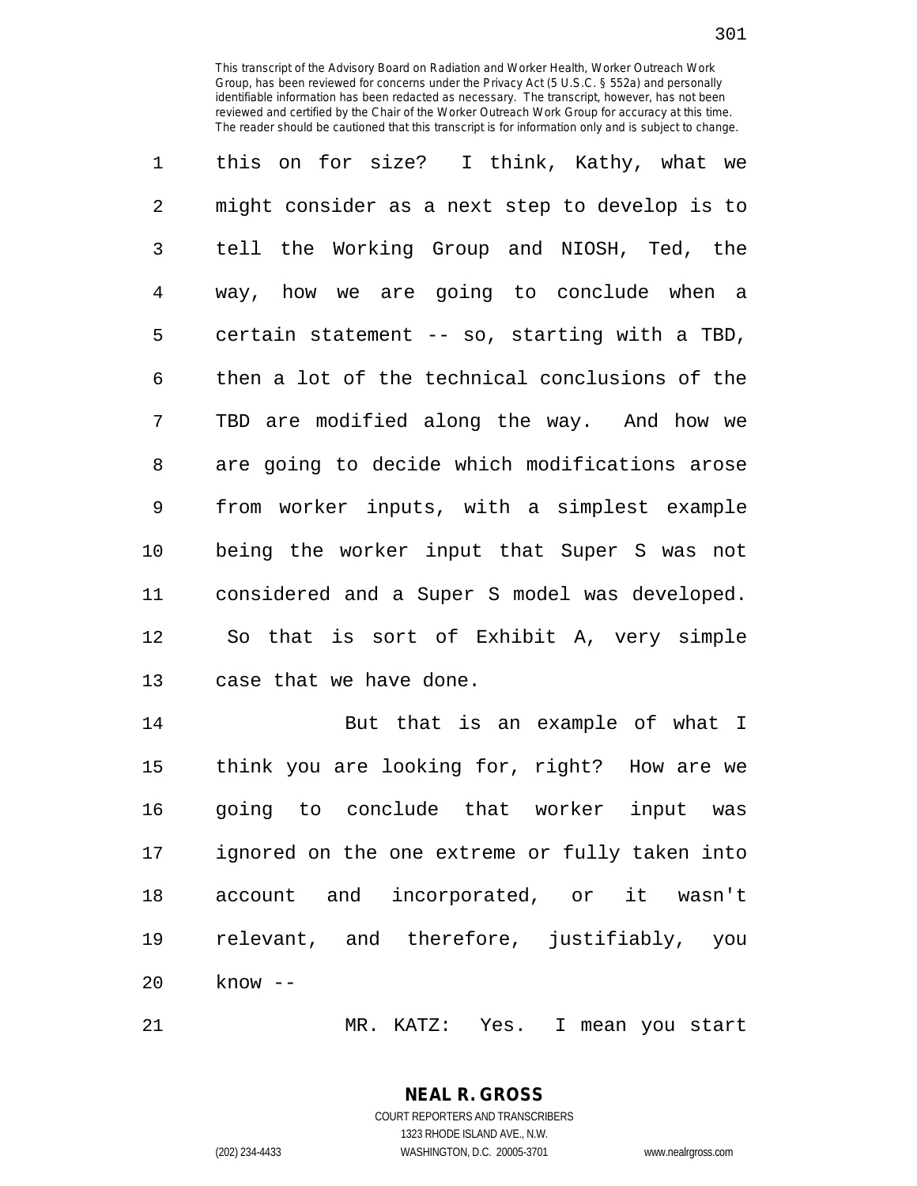This transcript of the Advisory Board on Radiation and Worker Health, Worker Outreach Work Group, has been reviewed for concerns under the Privacy Act (5 U.S.C. § 552a) and personally identifiable information has been redacted as necessary. The transcript, however, has not been reviewed and certified by the Chair of the Worker Outreach Work Group for accuracy at this time. The reader should be cautioned that this transcript is for information only and is subject to change.

1 this on for size? I think, Kathy, what we
2 might consider as a next step to develop is to
3 tell the Working Group and NIOSH, Ted, the
4 way, how we are going to conclude when a
5 certain statement -- so, starting with a TBD,
6 then a lot of the technical conclusions of the
7 TBD are modified along the way. And how we
8 are going to decide which modifications arose
9 from worker inputs, with a simplest example
10 being the worker input that Super S was not
11 considered and a Super S model was developed.
12 So that is sort of Exhibit A, very simple
13 case that we have done.

14 But that is an example of what I
15 think you are looking for, right? How are we
16 going to conclude that worker input was
17 ignored on the one extreme or fully taken into
18 account and incorporated, or it wasn't
19 relevant, and therefore, justifiably, you
20 know --

21 MR. KATZ: Yes. I mean you start

**NEAL R. GROSS**
COURT REPORTERS AND TRANSCRIBERS
1323 RHODE ISLAND AVE., N.W.
(202) 234-4433 WASHINGTON, D.C. 20005-3701 www.nealrgross.com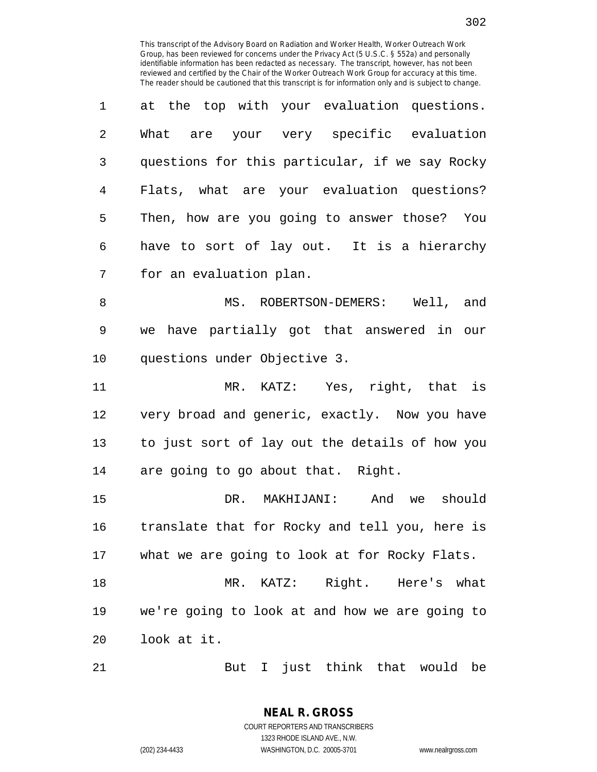at the top with your evaluation questions. What are your very specific evaluation questions for this particular, if we say Rocky Flats, what are your evaluation questions? Then, how are you going to answer those? You have to sort of lay out. It is a hierarchy for an evaluation plan.

MS. ROBERTSON-DEMERS: Well, and we have partially got that answered in our questions under Objective 3.

MR. KATZ: Yes, right, that is very broad and generic, exactly. Now you have to just sort of lay out the details of how you are going to go about that. Right.

DR. MAKHIJANI: And we should translate that for Rocky and tell you, here is what we are going to look at for Rocky Flats.

MR. KATZ: Right. Here's what we're going to look at and how we are going to look at it.

But I just think that would be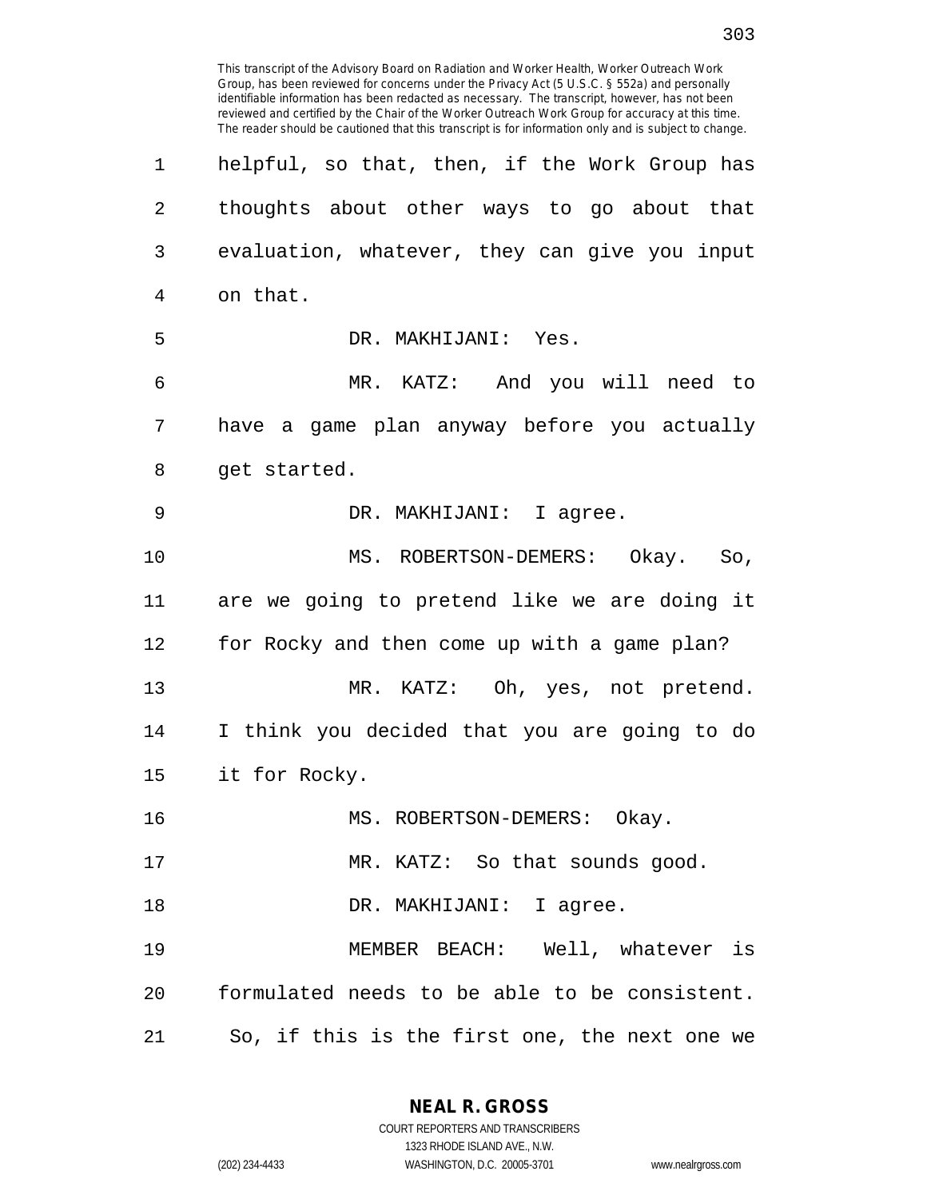helpful, so that, then, if the Work Group has thoughts about other ways to go about that evaluation, whatever, they can give you input on that.

DR. MAKHIJANI: Yes.

MR. KATZ: And you will need to have a game plan anyway before you actually get started.

DR. MAKHIJANI: I agree.

MS. ROBERTSON-DEMERS: Okay. So, are we going to pretend like we are doing it for Rocky and then come up with a game plan?

MR. KATZ: Oh, yes, not pretend. I think you decided that you are going to do it for Rocky.

MS. ROBERTSON-DEMERS: Okay.

MR. KATZ: So that sounds good.

DR. MAKHIJANI: I agree.

MEMBER BEACH: Well, whatever is formulated needs to be able to be consistent. So, if this is the first one, the next one we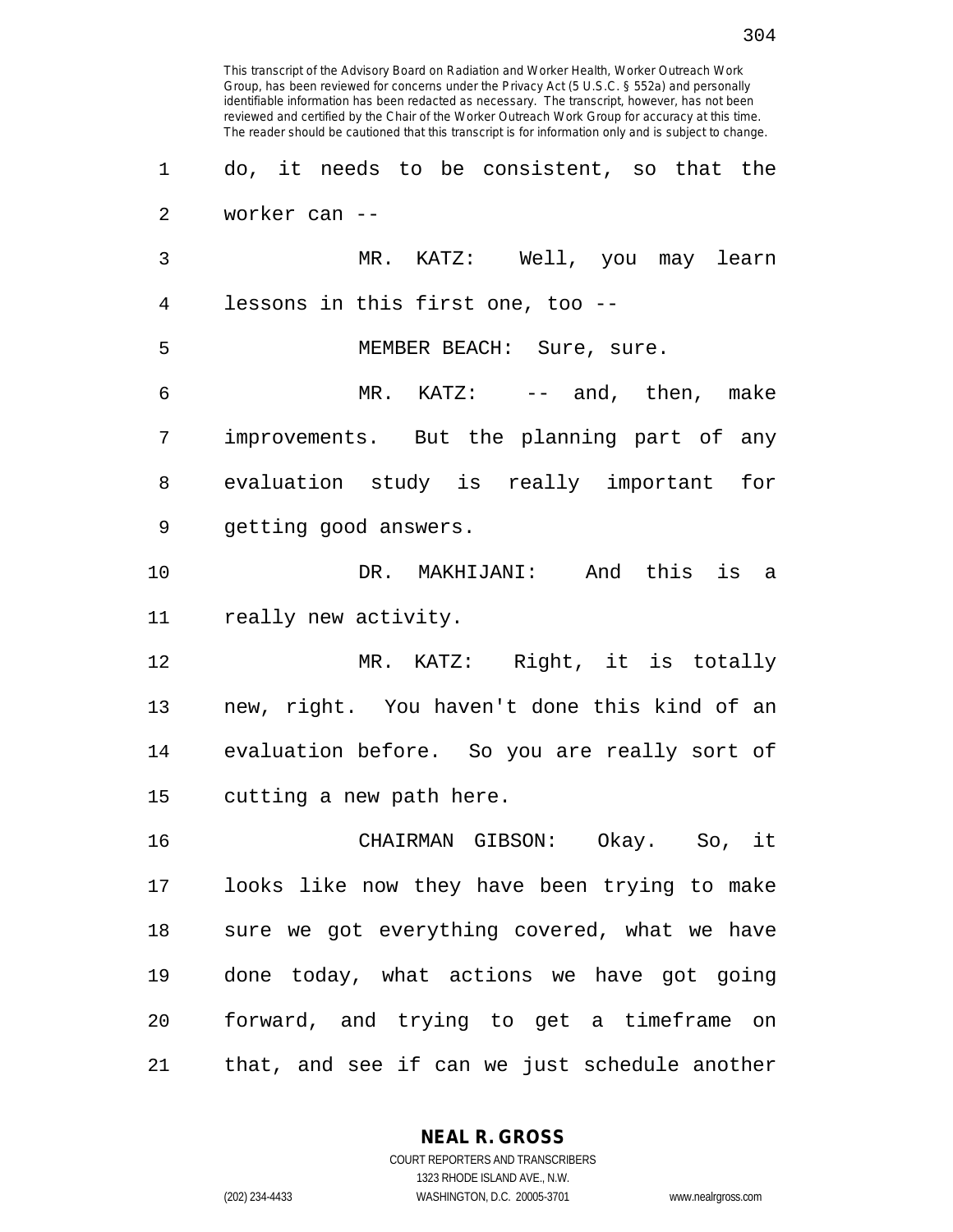This transcript of the Advisory Board on Radiation and Worker Health, Worker Outreach Work Group, has been reviewed for concerns under the Privacy Act (5 U.S.C. § 552a) and personally identifiable information has been redacted as necessary. The transcript, however, has not been reviewed and certified by the Chair of the Worker Outreach Work Group for accuracy at this time. The reader should be cautioned that this transcript is for information only and is subject to change.

1 do, it needs to be consistent, so that the
2 worker can --
3 MR. KATZ: Well, you may learn
4 lessons in this first one, too --
5 MEMBER BEACH: Sure, sure.
6 MR. KATZ: -- and, then, make
7 improvements. But the planning part of any
8 evaluation study is really important for
9 getting good answers.
10 DR. MAKHIJANI: And this is a
11 really new activity.
12 MR. KATZ: Right, it is totally
13 new, right. You haven't done this kind of an
14 evaluation before. So you are really sort of
15 cutting a new path here.
16 CHAIRMAN GIBSON: Okay. So, it
17 looks like now they have been trying to make
18 sure we got everything covered, what we have
19 done today, what actions we have got going
20 forward, and trying to get a timeframe on
21 that, and see if can we just schedule another

**NEAL R. GROSS**
COURT REPORTERS AND TRANSCRIBERS
1323 RHODE ISLAND AVE., N.W.
(202) 234-4433 WASHINGTON, D.C. 20005-3701 www.nealrgross.com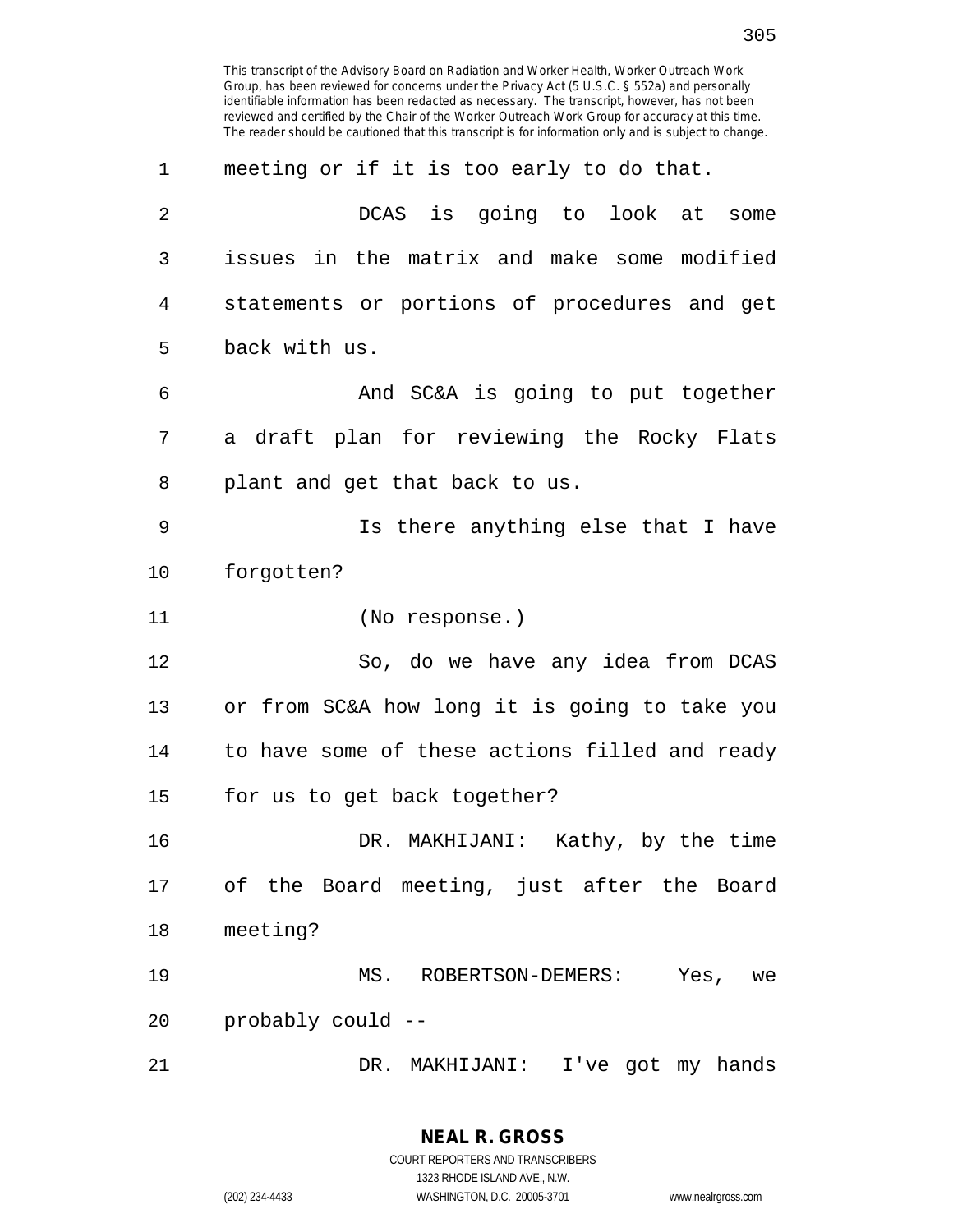This transcript of the Advisory Board on Radiation and Worker Health, Worker Outreach Work Group, has been reviewed for concerns under the Privacy Act (5 U.S.C. § 552a) and personally identifiable information has been redacted as necessary. The transcript, however, has not been reviewed and certified by the Chair of the Worker Outreach Work Group for accuracy at this time. The reader should be cautioned that this transcript is for information only and is subject to change.

1 meeting or if it is too early to do that.

2 DCAS is going to look at some
3 issues in the matrix and make some modified
4 statements or portions of procedures and get
5 back with us.

6 And SC&A is going to put together
7 a draft plan for reviewing the Rocky Flats
8 plant and get that back to us.

9 Is there anything else that I have
10 forgotten?

11 (No response.)

12 So, do we have any idea from DCAS
13 or from SC&A how long it is going to take you
14 to have some of these actions filled and ready
15 for us to get back together?

16 DR. MAKHIJANI: Kathy, by the time
17 of the Board meeting, just after the Board
18 meeting?

19 MS. ROBERTSON-DEMERS: Yes, we
20 probably could --

21 DR. MAKHIJANI: I've got my hands

NEAL R. GROSS
COURT REPORTERS AND TRANSCRIBERS
1323 RHODE ISLAND AVE., N.W.
(202) 234-4433 WASHINGTON, D.C. 20005-3701 www.nealrgross.com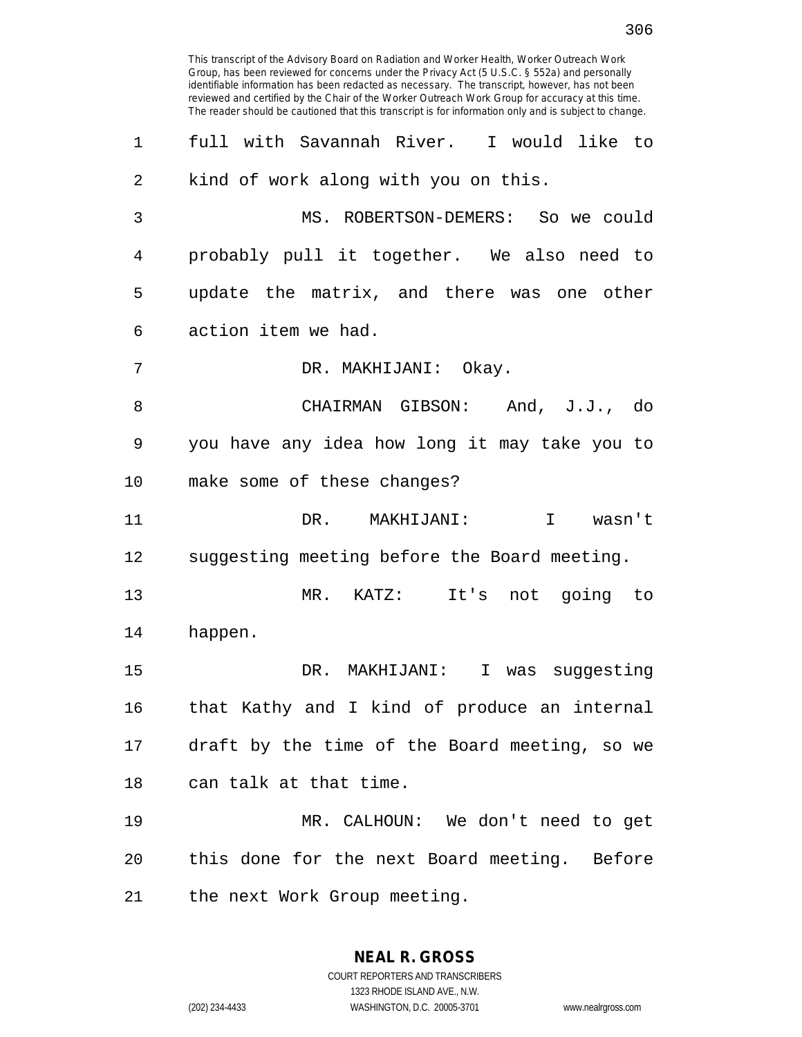This transcript of the Advisory Board on Radiation and Worker Health, Worker Outreach Work Group, has been reviewed for concerns under the Privacy Act (5 U.S.C. § 552a) and personally identifiable information has been redacted as necessary. The transcript, however, has not been reviewed and certified by the Chair of the Worker Outreach Work Group for accuracy at this time. The reader should be cautioned that this transcript is for information only and is subject to change.

1 full with Savannah River. I would like to
2 kind of work along with you on this.
3 MS. ROBERTSON-DEMERS: So we could
4 probably pull it together. We also need to
5 update the matrix, and there was one other
6 action item we had.
7 DR. MAKHIJANI: Okay.
8 CHAIRMAN GIBSON: And, J.J., do
9 you have any idea how long it may take you to
10 make some of these changes?
11 DR. MAKHIJANI: I wasn't
12 suggesting meeting before the Board meeting.
13 MR. KATZ: It's not going to
14 happen.
15 DR. MAKHIJANI: I was suggesting
16 that Kathy and I kind of produce an internal
17 draft by the time of the Board meeting, so we
18 can talk at that time.
19 MR. CALHOUN: We don't need to get
20 this done for the next Board meeting. Before
21 the next Work Group meeting.

**NEAL R. GROSS**
COURT REPORTERS AND TRANSCRIBERS
1323 RHODE ISLAND AVE., N.W.
(202) 234-4433 WASHINGTON, D.C. 20005-3701 www.nealrgross.com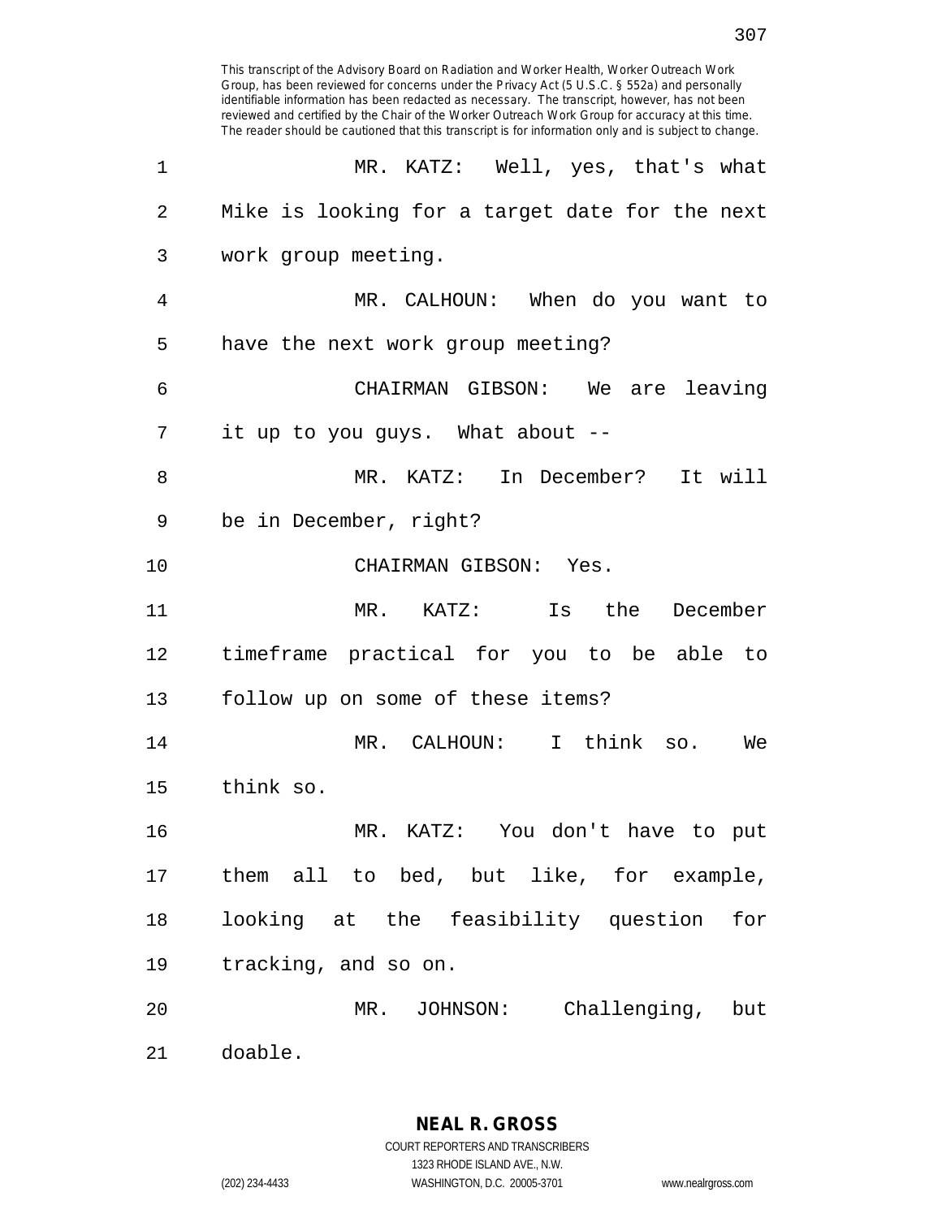This transcript of the Advisory Board on Radiation and Worker Health, Worker Outreach Work Group, has been reviewed for concerns under the Privacy Act (5 U.S.C. § 552a) and personally identifiable information has been redacted as necessary. The transcript, however, has not been reviewed and certified by the Chair of the Worker Outreach Work Group for accuracy at this time. The reader should be cautioned that this transcript is for information only and is subject to change.

MR. KATZ: Well, yes, that's what Mike is looking for a target date for the next work group meeting.

MR. CALHOUN: When do you want to have the next work group meeting?

CHAIRMAN GIBSON: We are leaving it up to you guys. What about --

MR. KATZ: In December? It will be in December, right?

CHAIRMAN GIBSON: Yes.

MR. KATZ: Is the December timeframe practical for you to be able to follow up on some of these items?

MR. CALHOUN: I think so. We think so.

MR. KATZ: You don't have to put them all to bed, but like, for example, looking at the feasibility question for tracking, and so on.

MR. JOHNSON: Challenging, but doable.

**NEAL R. GROSS**
COURT REPORTERS AND TRANSCRIBERS
1323 RHODE ISLAND AVE., N.W.
(202) 234-4433 WASHINGTON, D.C. 20005-3701 www.nealrgross.com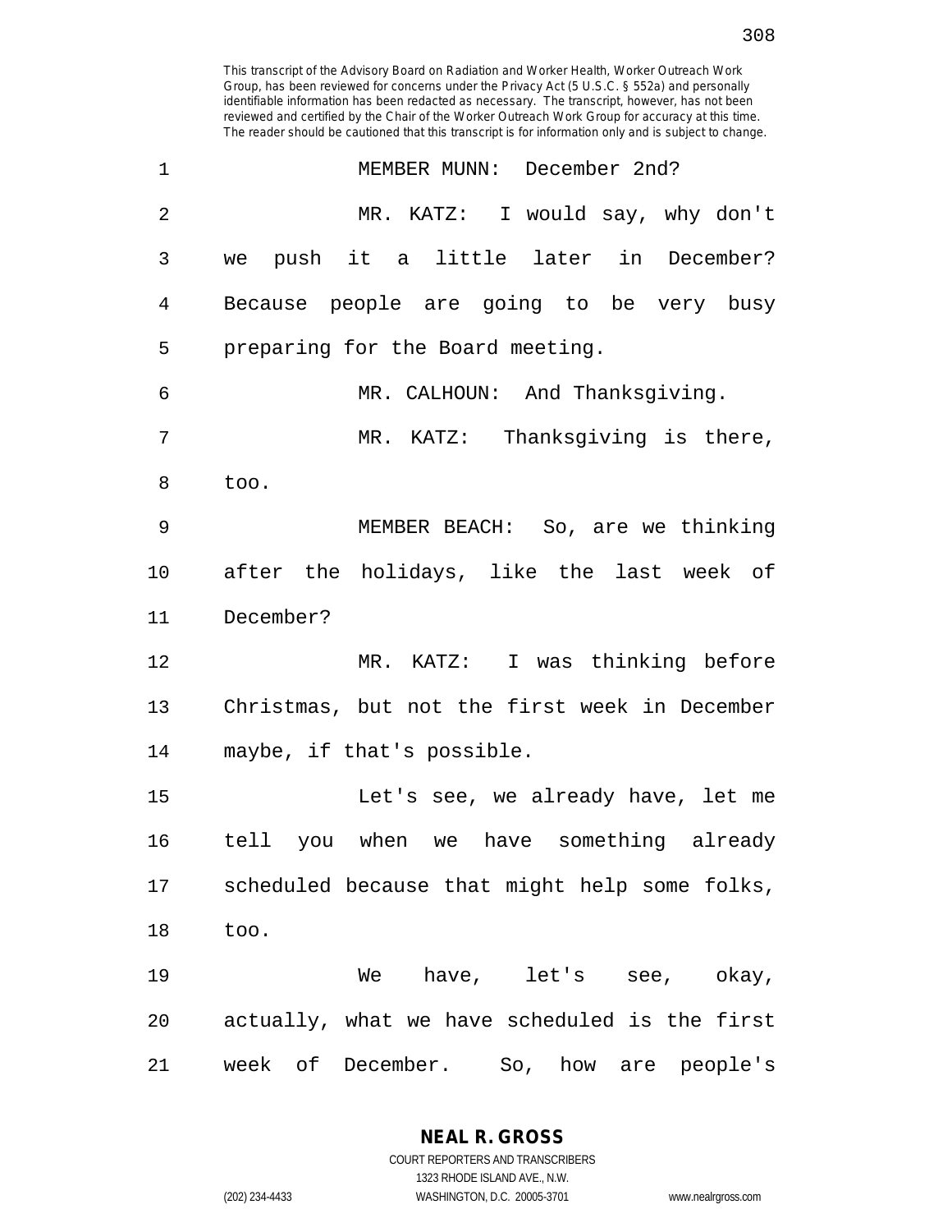This transcript of the Advisory Board on Radiation and Worker Health, Worker Outreach Work Group, has been reviewed for concerns under the Privacy Act (5 U.S.C. § 552a) and personally identifiable information has been redacted as necessary. The transcript, however, has not been reviewed and certified by the Chair of the Worker Outreach Work Group for accuracy at this time. The reader should be cautioned that this transcript is for information only and is subject to change.

1 MEMBER MUNN: December 2nd?

2 MR. KATZ: I would say, why don't
3 we push it a little later in December?
4 Because people are going to be very busy
5 preparing for the Board meeting.

6 MR. CALHOUN: And Thanksgiving.

7 MR. KATZ: Thanksgiving is there,
8 too.

9 MEMBER BEACH: So, are we thinking
10 after the holidays, like the last week of
11 December?

12 MR. KATZ: I was thinking before
13 Christmas, but not the first week in December
14 maybe, if that's possible.

15 Let's see, we already have, let me
16 tell you when we have something already
17 scheduled because that might help some folks,
18 too.

19 We have, let's see, okay,
20 actually, what we have scheduled is the first
21 week of December. So, how are people's

**NEAL R. GROSS**
COURT REPORTERS AND TRANSCRIBERS
1323 RHODE ISLAND AVE., N.W.
(202) 234-4433 WASHINGTON, D.C. 20005-3701 www.nealrgross.com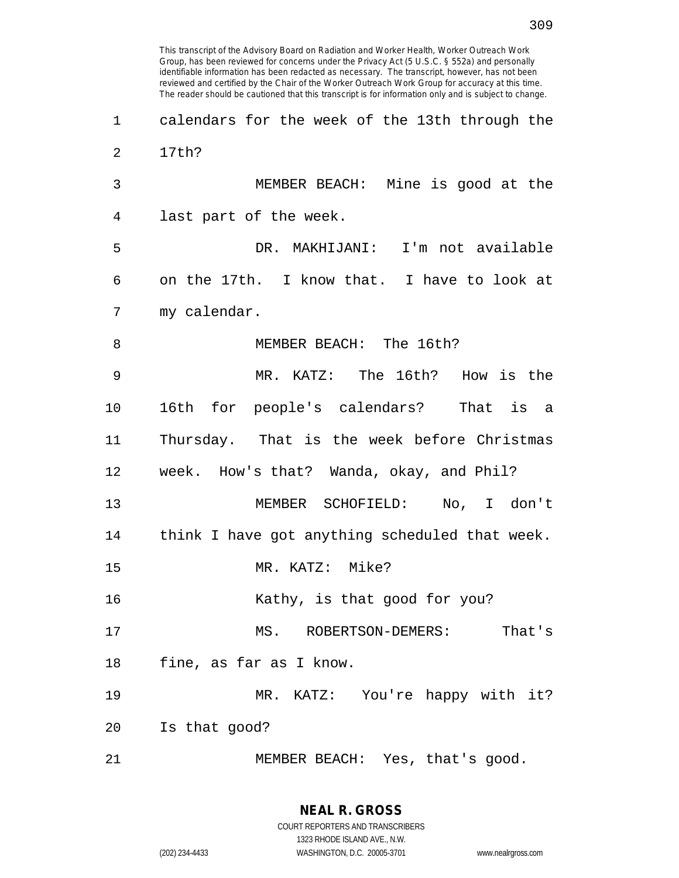This transcript of the Advisory Board on Radiation and Worker Health, Worker Outreach Work Group, has been reviewed for concerns under the Privacy Act (5 U.S.C. § 552a) and personally identifiable information has been redacted as necessary. The transcript, however, has not been reviewed and certified by the Chair of the Worker Outreach Work Group for accuracy at this time. The reader should be cautioned that this transcript is for information only and is subject to change.

1 calendars for the week of the 13th through the
2 17th?
3 MEMBER BEACH: Mine is good at the
4 last part of the week.
5 DR. MAKHIJANI: I'm not available
6 on the 17th. I know that. I have to look at
7 my calendar.
8 MEMBER BEACH: The 16th?
9 MR. KATZ: The 16th? How is the
10 16th for people's calendars? That is a
11 Thursday. That is the week before Christmas
12 week. How's that? Wanda, okay, and Phil?
13 MEMBER SCHOFIELD: No, I don't
14 think I have got anything scheduled that week.
15 MR. KATZ: Mike?
16 Kathy, is that good for you?
17 MS. ROBERTSON-DEMERS: That's
18 fine, as far as I know.
19 MR. KATZ: You're happy with it?
20 Is that good?
21 MEMBER BEACH: Yes, that's good.

**NEAL R. GROSS**
COURT REPORTERS AND TRANSCRIBERS
1323 RHODE ISLAND AVE., N.W.
(202) 234-4433 WASHINGTON, D.C. 20005-3701 www.nealrgross.com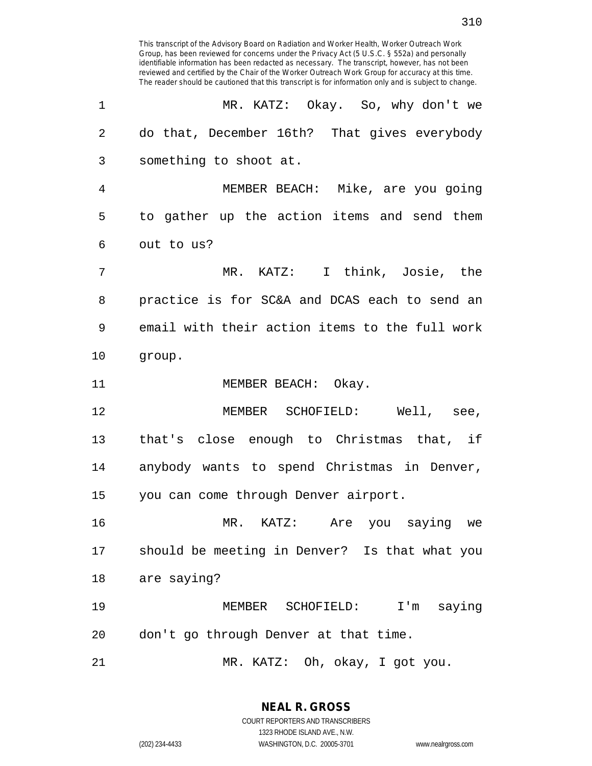MR. KATZ: Okay. So, why don't we do that, December 16th? That gives everybody something to shoot at.

MEMBER BEACH: Mike, are you going to gather up the action items and send them out to us?

MR. KATZ: I think, Josie, the practice is for SC&A and DCAS each to send an email with their action items to the full work group.

MEMBER BEACH: Okay.

MEMBER SCHOFIELD: Well, see, that's close enough to Christmas that, if anybody wants to spend Christmas in Denver, you can come through Denver airport.

MR. KATZ: Are you saying we should be meeting in Denver? Is that what you are saying?

MEMBER SCHOFIELD: I'm saying don't go through Denver at that time.

MR. KATZ: Oh, okay, I got you.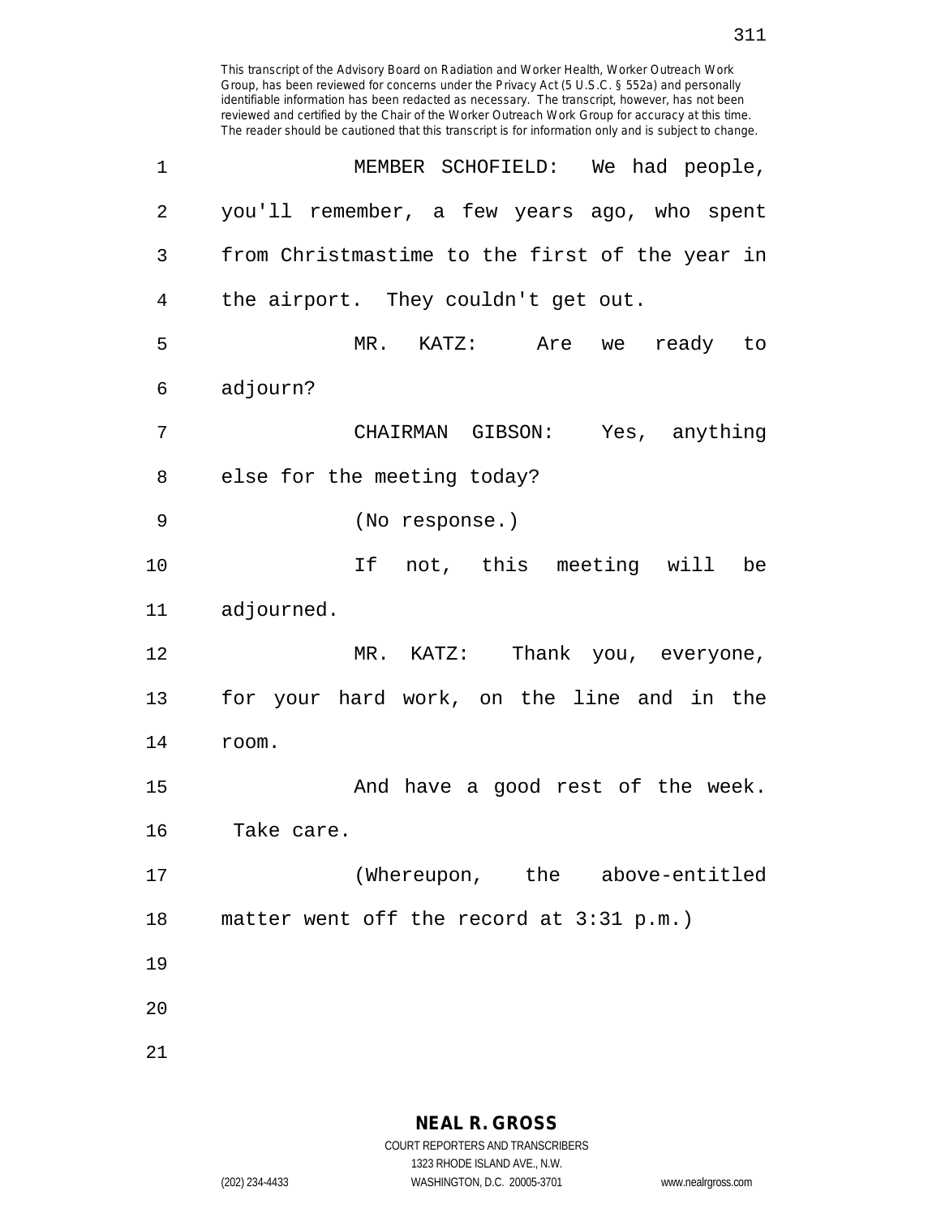MEMBER SCHOFIELD: We had people, you'll remember, a few years ago, who spent from Christmastime to the first of the year in the airport. They couldn't get out.

MR. KATZ: Are we ready to adjourn?

CHAIRMAN GIBSON: Yes, anything else for the meeting today?

(No response.)

If not, this meeting will be adjourned.

MR. KATZ: Thank you, everyone, for your hard work, on the line and in the room.

And have a good rest of the week. Take care.

(Whereupon, the above-entitled matter went off the record at 3:31 p.m.)